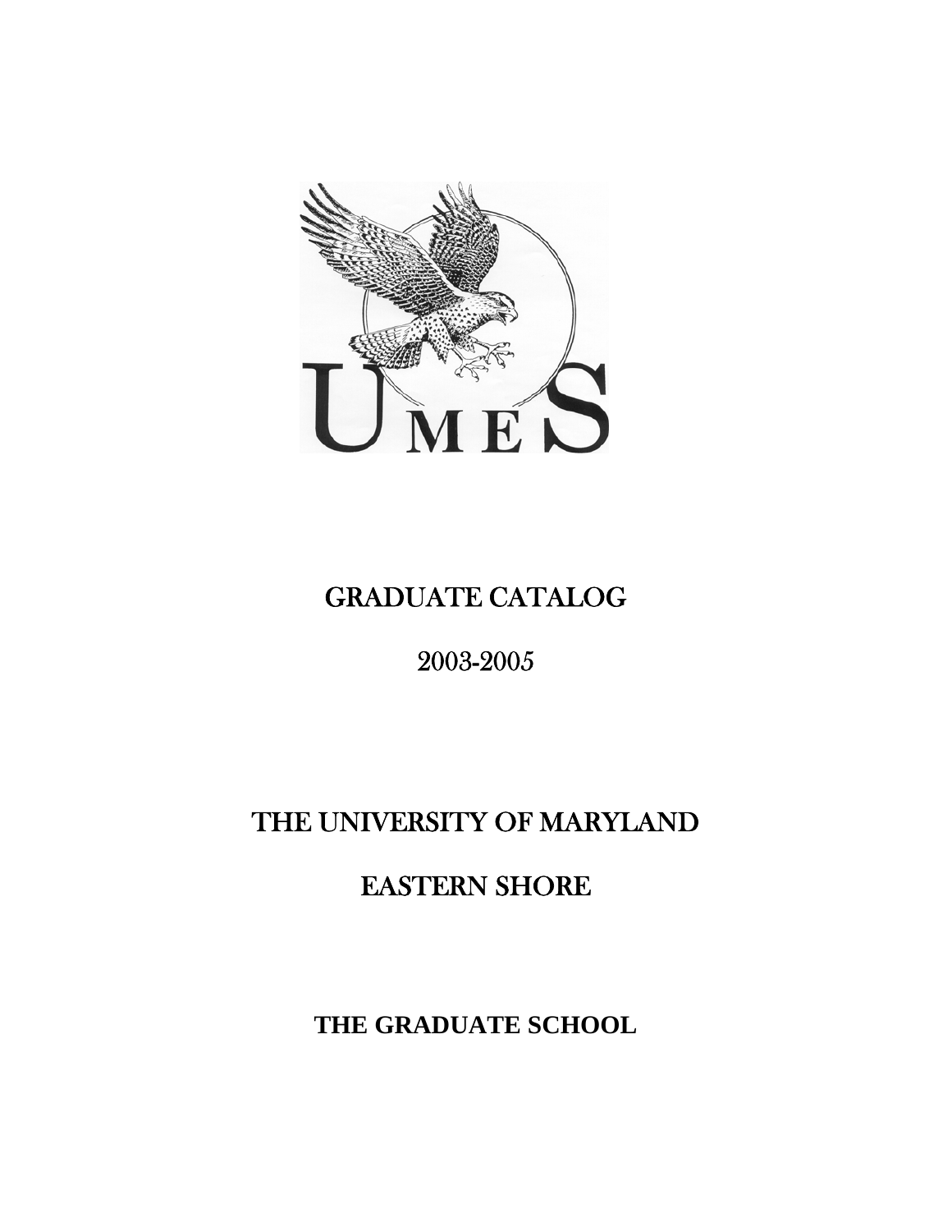UMES

# GRADUATE CATALOG

## 2003-2005

# THE UNIVERSITY OF MARYLAND

# EASTERN SHORE

## THE GRADUATE SCHOOL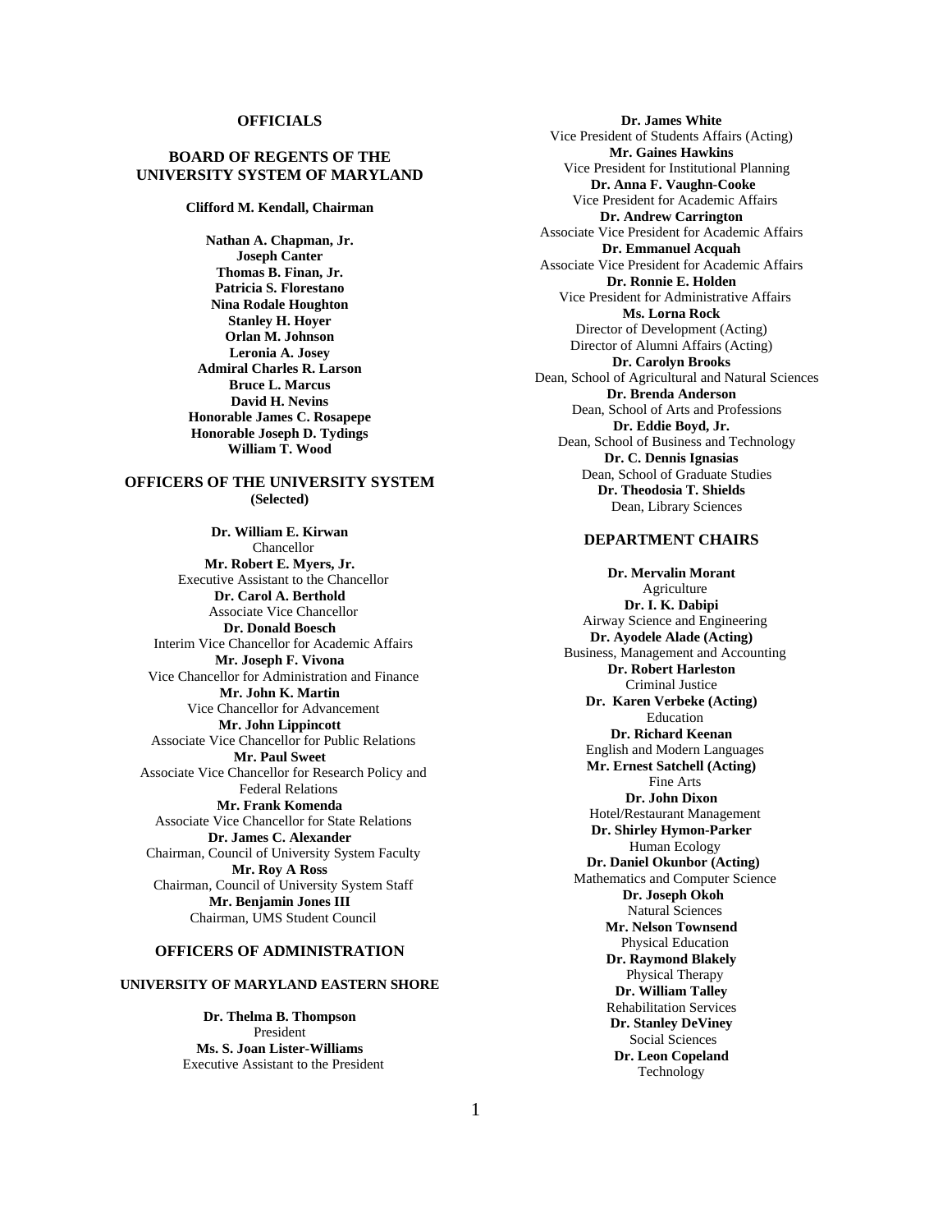# OFFICIALS

## BOARD OF REGENTS OF THE UNIVERSITY SYSTEM OF MARYLAND

**Clifford M. Kendall, Chairman**

**Nathan A. Chapman, Jr.**
**Joseph Canter**
**Thomas B. Finan, Jr.**
**Patricia S. Florestano**
**Nina Rodale Houghton**
**Stanley H. Hoyer**
**Orlan M. Johnson**
**Leronia A. Josey**
**Admiral Charles R. Larson**
**Bruce L. Marcus**
**David H. Nevins**
**Honorable James C. Rosapepe**
**Honorable Joseph D. Tydings**
**William T. Wood**

## OFFICERS OF THE UNIVERSITY SYSTEM
**(Selected)**

**Dr. William E. Kirwan**
Chancellor
**Mr. Robert E. Myers, Jr.**
Executive Assistant to the Chancellor
**Dr. Carol A. Berthold**
Associate Vice Chancellor
**Dr. Donald Boesch**
Interim Vice Chancellor for Academic Affairs
**Mr. Joseph F. Vivona**
Vice Chancellor for Administration and Finance
**Mr. John K. Martin**
Vice Chancellor for Advancement
**Mr. John Lippincott**
Associate Vice Chancellor for Public Relations
**Mr. Paul Sweet**
Associate Vice Chancellor for Research Policy and Federal Relations
**Mr. Frank Komenda**
Associate Vice Chancellor for State Relations
**Dr. James C. Alexander**
Chairman, Council of University System Faculty
**Mr. Roy A Ross**
Chairman, Council of University System Staff
**Mr. Benjamin Jones III**
Chairman, UMS Student Council

## OFFICERS OF ADMINISTRATION

### UNIVERSITY OF MARYLAND EASTERN SHORE

**Dr. Thelma B. Thompson**
President
**Ms. S. Joan Lister-Williams**
Executive Assistant to the President
**Dr. James White**
Vice President of Students Affairs (Acting)
**Mr. Gaines Hawkins**
Vice President for Institutional Planning
**Dr. Anna F. Vaughn-Cooke**
Vice President for Academic Affairs
**Dr. Andrew Carrington**
Associate Vice President for Academic Affairs
**Dr. Emmanuel Acquah**
Associate Vice President for Academic Affairs
**Dr. Ronnie E. Holden**
Vice President for Administrative Affairs
**Ms. Lorna Rock**
Director of Development (Acting)
Director of Alumni Affairs (Acting)
**Dr. Carolyn Brooks**
Dean, School of Agricultural and Natural Sciences
**Dr. Brenda Anderson**
Dean, School of Arts and Professions
**Dr. Eddie Boyd, Jr.**
Dean, School of Business and Technology
**Dr. C. Dennis Ignasias**
Dean, School of Graduate Studies
**Dr. Theodosia T. Shields**
Dean, Library Sciences

## DEPARTMENT CHAIRS

**Dr. Mervalin Morant**
Agriculture
**Dr. I. K. Dabipi**
Airway Science and Engineering
**Dr. Ayodele Alade (Acting)**
Business, Management and Accounting
**Dr. Robert Harleston**
Criminal Justice
**Dr. Karen Verbeke (Acting)**
Education
**Dr. Richard Keenan**
English and Modern Languages
**Mr. Ernest Satchell (Acting)**
Fine Arts
**Dr. John Dixon**
Hotel/Restaurant Management
**Dr. Shirley Hymon-Parker**
Human Ecology
**Dr. Daniel Okunbor (Acting)**
Mathematics and Computer Science
**Dr. Joseph Okoh**
Natural Sciences
**Mr. Nelson Townsend**
Physical Education
**Dr. Raymond Blakely**
Physical Therapy
**Dr. William Talley**
Rehabilitation Services
**Dr. Stanley DeViney**
Social Sciences
**Dr. Leon Copeland**
Technology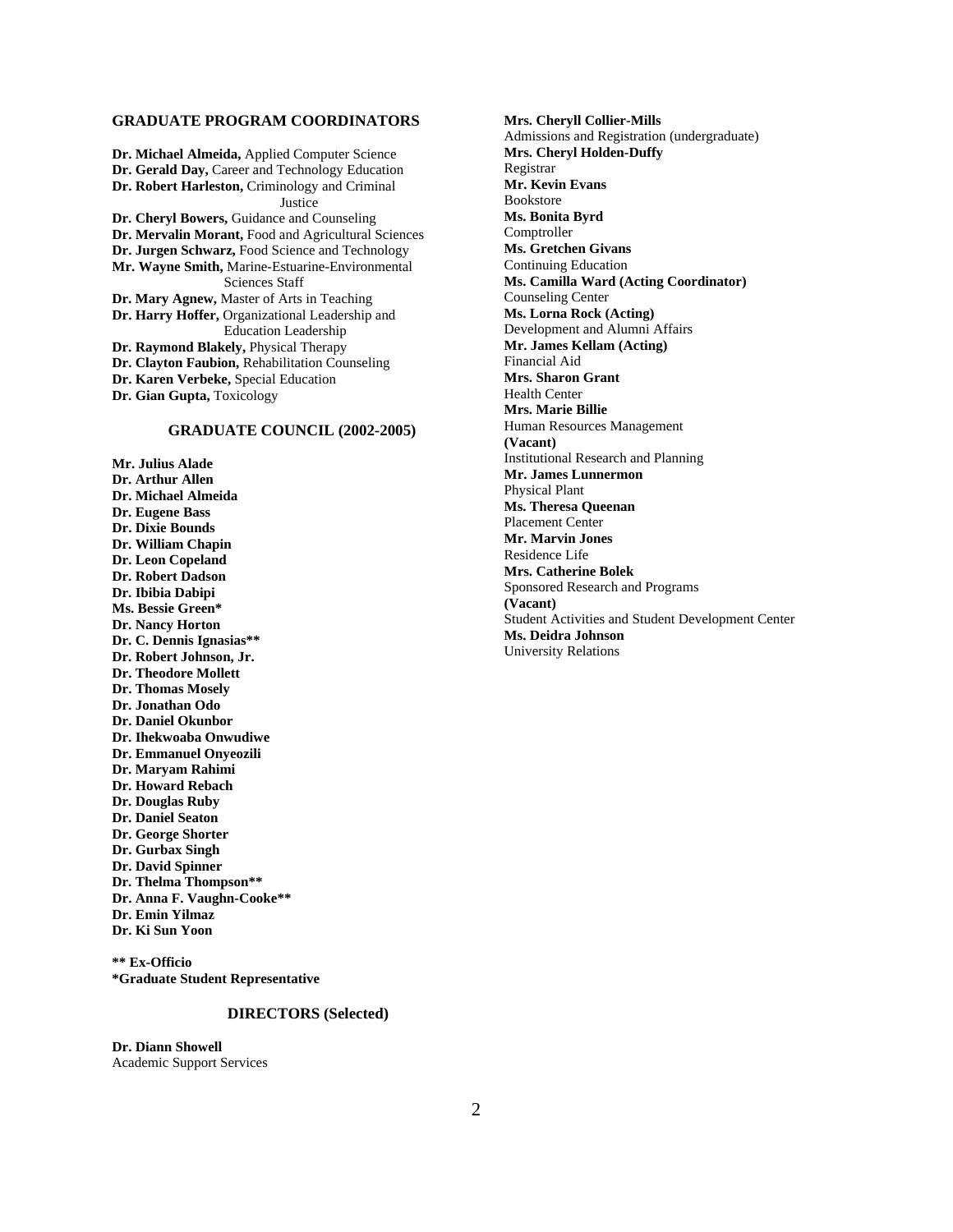## GRADUATE PROGRAM COORDINATORS

**Dr. Michael Almeida,** Applied Computer Science
**Dr. Gerald Day,** Career and Technology Education
**Dr. Robert Harleston,** Criminology and Criminal Justice
**Dr. Cheryl Bowers,** Guidance and Counseling
**Dr. Mervalin Morant,** Food and Agricultural Sciences
**Dr. Jurgen Schwarz,** Food Science and Technology
**Mr. Wayne Smith,** Marine-Estuarine-Environmental Sciences Staff
**Dr. Mary Agnew,** Master of Arts in Teaching
**Dr. Harry Hoffer,** Organizational Leadership and Education Leadership
**Dr. Raymond Blakely,** Physical Therapy
**Dr. Clayton Faubion,** Rehabilitation Counseling
**Dr. Karen Verbeke,** Special Education
**Dr. Gian Gupta,** Toxicology

## GRADUATE COUNCIL (2002-2005)

**Mr. Julius Alade**
**Dr. Arthur Allen**
**Dr. Michael Almeida**
**Dr. Eugene Bass**
**Dr. Dixie Bounds**
**Dr. William Chapin**
**Dr. Leon Copeland**
**Dr. Robert Dadson**
**Dr. Ibibia Dabipi**
**Ms. Bessie Green***
**Dr. Nancy Horton**
**Dr. C. Dennis Ignasias****
**Dr. Robert Johnson, Jr.**
**Dr. Theodore Mollett**
**Dr. Thomas Mosely**
**Dr. Jonathan Odo**
**Dr. Daniel Okunbor**
**Dr. Ihekwoaba Onwudiwe**
**Dr. Emmanuel Onyeozili**
**Dr. Maryam Rahimi**
**Dr. Howard Rebach**
**Dr. Douglas Ruby**
**Dr. Daniel Seaton**
**Dr. George Shorter**
**Dr. Gurbax Singh**
**Dr. David Spinner**
**Dr. Thelma Thompson****
**Dr. Anna F. Vaughn-Cooke****
**Dr. Emin Yilmaz**
**Dr. Ki Sun Yoon**

**** Ex-Officio**
***Graduate Student Representative**

## DIRECTORS (Selected)

**Dr. Diann Showell**
Academic Support Services

**Mrs. Cheryll Collier-Mills**
Admissions and Registration (undergraduate)

**Mrs. Cheryl Holden-Duffy**
Registrar

**Mr. Kevin Evans**
Bookstore

**Ms. Bonita Byrd**
Comptroller

**Ms. Gretchen Givans**
Continuing Education

**Ms. Camilla Ward (Acting Coordinator)**
Counseling Center

**Ms. Lorna Rock (Acting)**
Development and Alumni Affairs

**Mr. James Kellam (Acting)**
Financial Aid

**Mrs. Sharon Grant**
Health Center

**Mrs. Marie Billie**
Human Resources Management

**(Vacant)**
Institutional Research and Planning

**Mr. James Lunnermon**
Physical Plant

**Ms. Theresa Queenan**
Placement Center

**Mr. Marvin Jones**
Residence Life

**Mrs. Catherine Bolek**
Sponsored Research and Programs

**(Vacant)**
Student Activities and Student Development Center

**Ms. Deidra Johnson**
University Relations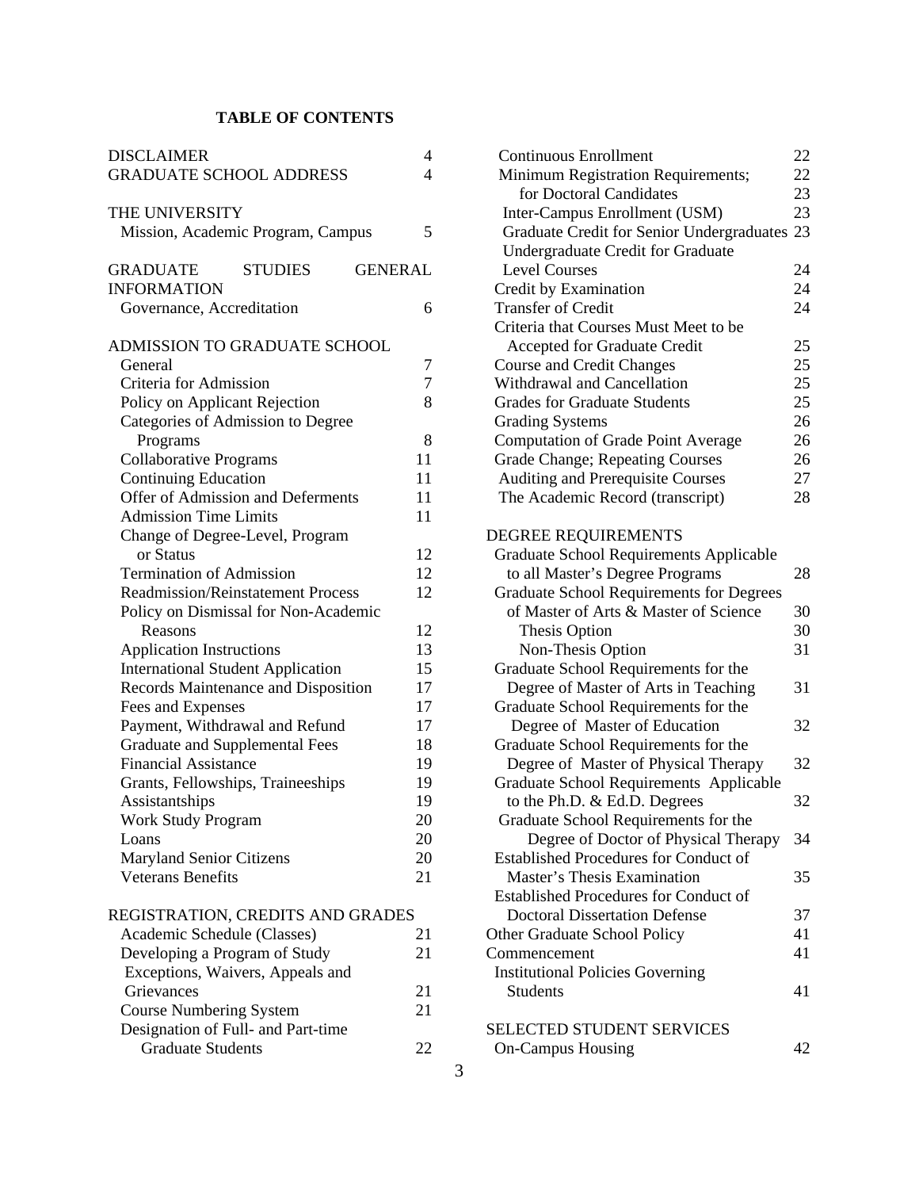## TABLE OF CONTENTS

| | |
|---|---|
| DISCLAIMER | 4 |
| GRADUATE SCHOOL ADDRESS | 4 |
| **THE UNIVERSITY** | |
| Mission, Academic Program, Campus | 5 |
| **GRADUATE STUDIES GENERAL INFORMATION** | |
| Governance, Accreditation | 6 |
| **ADMISSION TO GRADUATE SCHOOL** | |
| General | 7 |
| Criteria for Admission | 7 |
| Policy on Applicant Rejection | 8 |
| Categories of Admission to Degree Programs | 8 |
| Collaborative Programs | 11 |
| Continuing Education | 11 |
| Offer of Admission and Deferments | 11 |
| Admission Time Limits | 11 |
| Change of Degree-Level, Program or Status | 12 |
| Termination of Admission | 12 |
| Readmission/Reinstatement Process | 12 |
| Policy on Dismissal for Non-Academic Reasons | 12 |
| Application Instructions | 13 |
| International Student Application | 15 |
| Records Maintenance and Disposition | 17 |
| Fees and Expenses | 17 |
| Payment, Withdrawal and Refund | 17 |
| Graduate and Supplemental Fees | 18 |
| Financial Assistance | 19 |
| Grants, Fellowships, Traineeships | 19 |
| Assistantships | 19 |
| Work Study Program | 20 |
| Loans | 20 |
| Maryland Senior Citizens | 20 |
| Veterans Benefits | 21 |
| **REGISTRATION, CREDITS AND GRADES** | |
| Academic Schedule (Classes) | 21 |
| Developing a Program of Study | 21 |
| Exceptions, Waivers, Appeals and Grievances | 21 |
| Course Numbering System | 21 |
| Designation of Full- and Part-time Graduate Students | 22 |
| Continuous Enrollment | 22 |
| Minimum Registration Requirements; | 22 |
| for Doctoral Candidates | 23 |
| Inter-Campus Enrollment (USM) | 23 |
| Graduate Credit for Senior Undergraduates | 23 |
| Undergraduate Credit for Graduate Level Courses | 24 |
| Credit by Examination | 24 |
| Transfer of Credit | 24 |
| Criteria that Courses Must Meet to be Accepted for Graduate Credit | 25 |
| Course and Credit Changes | 25 |
| Withdrawal and Cancellation | 25 |
| Grades for Graduate Students | 25 |
| Grading Systems | 26 |
| Computation of Grade Point Average | 26 |
| Grade Change; Repeating Courses | 26 |
| Auditing and Prerequisite Courses | 27 |
| The Academic Record (transcript) | 28 |
| **DEGREE REQUIREMENTS** | |
| Graduate School Requirements Applicable to all Master's Degree Programs | 28 |
| Graduate School Requirements for Degrees of Master of Arts & Master of Science | 30 |
| Thesis Option | 30 |
| Non-Thesis Option | 31 |
| Graduate School Requirements for the Degree of Master of Arts in Teaching | 31 |
| Graduate School Requirements for the Degree of Master of Education | 32 |
| Graduate School Requirements for the Degree of Master of Physical Therapy | 32 |
| Graduate School Requirements Applicable to the Ph.D. & Ed.D. Degrees | 32 |
| Graduate School Requirements for the Degree of Doctor of Physical Therapy | 34 |
| Established Procedures for Conduct of Master's Thesis Examination | 35 |
| Established Procedures for Conduct of Doctoral Dissertation Defense | 37 |
| Other Graduate School Policy | 41 |
| Commencement | 41 |
| Institutional Policies Governing Students | 41 |
| **SELECTED STUDENT SERVICES** | |
| On-Campus Housing | 42 |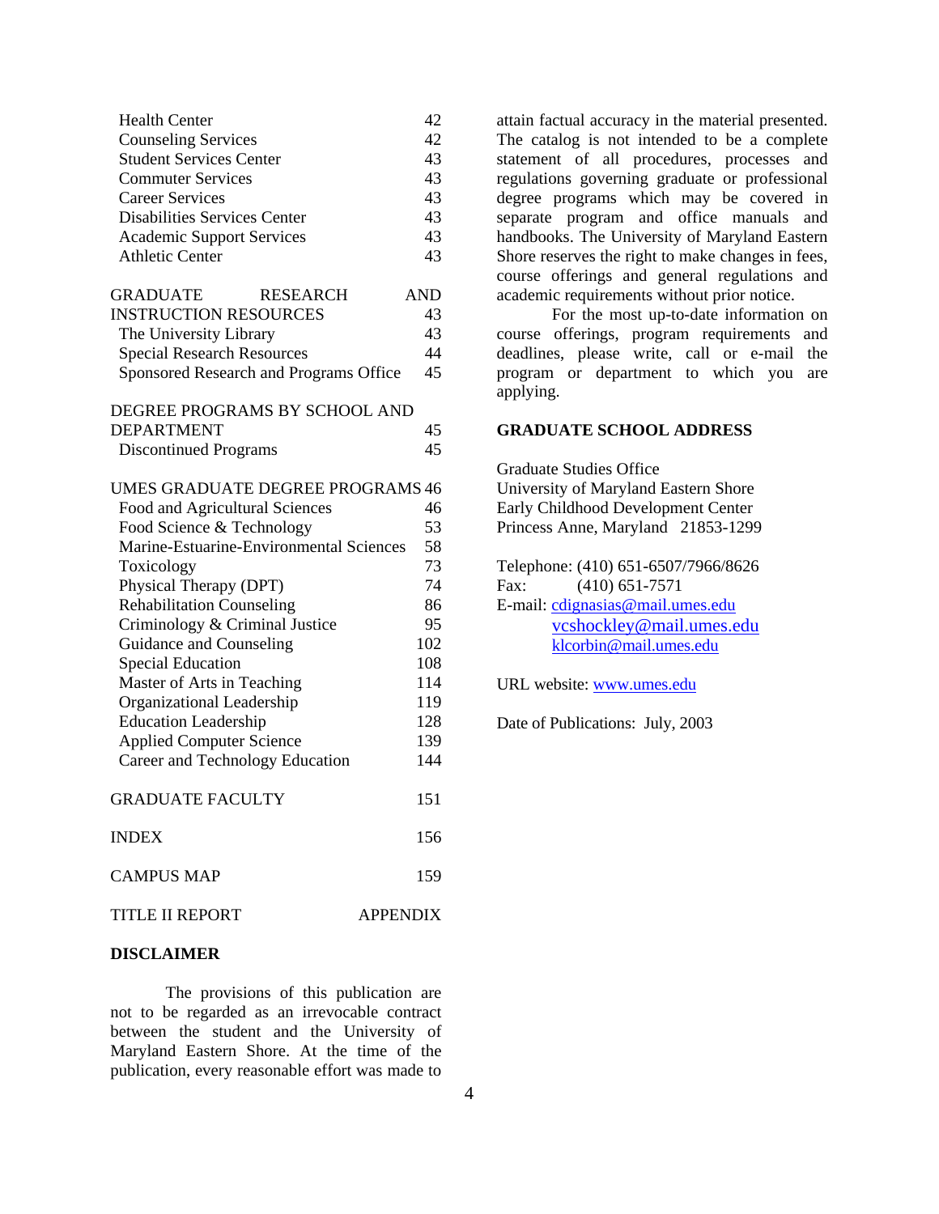| | |
|---|---|
| Health Center | 42 |
| Counseling Services | 42 |
| Student Services Center | 43 |
| Commuter Services | 43 |
| Career Services | 43 |
| Disabilities Services Center | 43 |
| Academic Support Services | 43 |
| Athletic Center | 43 |
| **GRADUATE RESEARCH AND INSTRUCTION RESOURCES** | 43 |
| The University Library | 43 |
| Special Research Resources | 44 |
| Sponsored Research and Programs Office | 45 |
| **DEGREE PROGRAMS BY SCHOOL AND DEPARTMENT** | 45 |
| Discontinued Programs | 45 |
| **UMES GRADUATE DEGREE PROGRAMS** | 46 |
| Food and Agricultural Sciences | 46 |
| Food Science & Technology | 53 |
| Marine-Estuarine-Environmental Sciences | 58 |
| Toxicology | 73 |
| Physical Therapy (DPT) | 74 |
| Rehabilitation Counseling | 86 |
| Criminology & Criminal Justice | 95 |
| Guidance and Counseling | 102 |
| Special Education | 108 |
| Master of Arts in Teaching | 114 |
| Organizational Leadership | 119 |
| Education Leadership | 128 |
| Applied Computer Science | 139 |
| Career and Technology Education | 144 |
| **GRADUATE FACULTY** | 151 |
| **INDEX** | 156 |
| **CAMPUS MAP** | 159 |
| **TITLE II REPORT** | APPENDIX |

**DISCLAIMER**

The provisions of this publication are not to be regarded as an irrevocable contract between the student and the University of Maryland Eastern Shore. At the time of the publication, every reasonable effort was made to attain factual accuracy in the material presented. The catalog is not intended to be a complete statement of all procedures, processes and regulations governing graduate or professional degree programs which may be covered in separate program and office manuals and handbooks. The University of Maryland Eastern Shore reserves the right to make changes in fees, course offerings and general regulations and academic requirements without prior notice.

For the most up-to-date information on course offerings, program requirements and deadlines, please write, call or e-mail the program or department to which you are applying.

**GRADUATE SCHOOL ADDRESS**

Graduate Studies Office
University of Maryland Eastern Shore
Early Childhood Development Center
Princess Anne, Maryland 21853-1299

Telephone: (410) 651-6507/7966/8626
Fax: (410) 651-7571
E-mail: cdignasias@mail.umes.edu
vcshockley@mail.umes.edu
klcorbin@mail.umes.edu

URL website: www.umes.edu

Date of Publications: July, 2003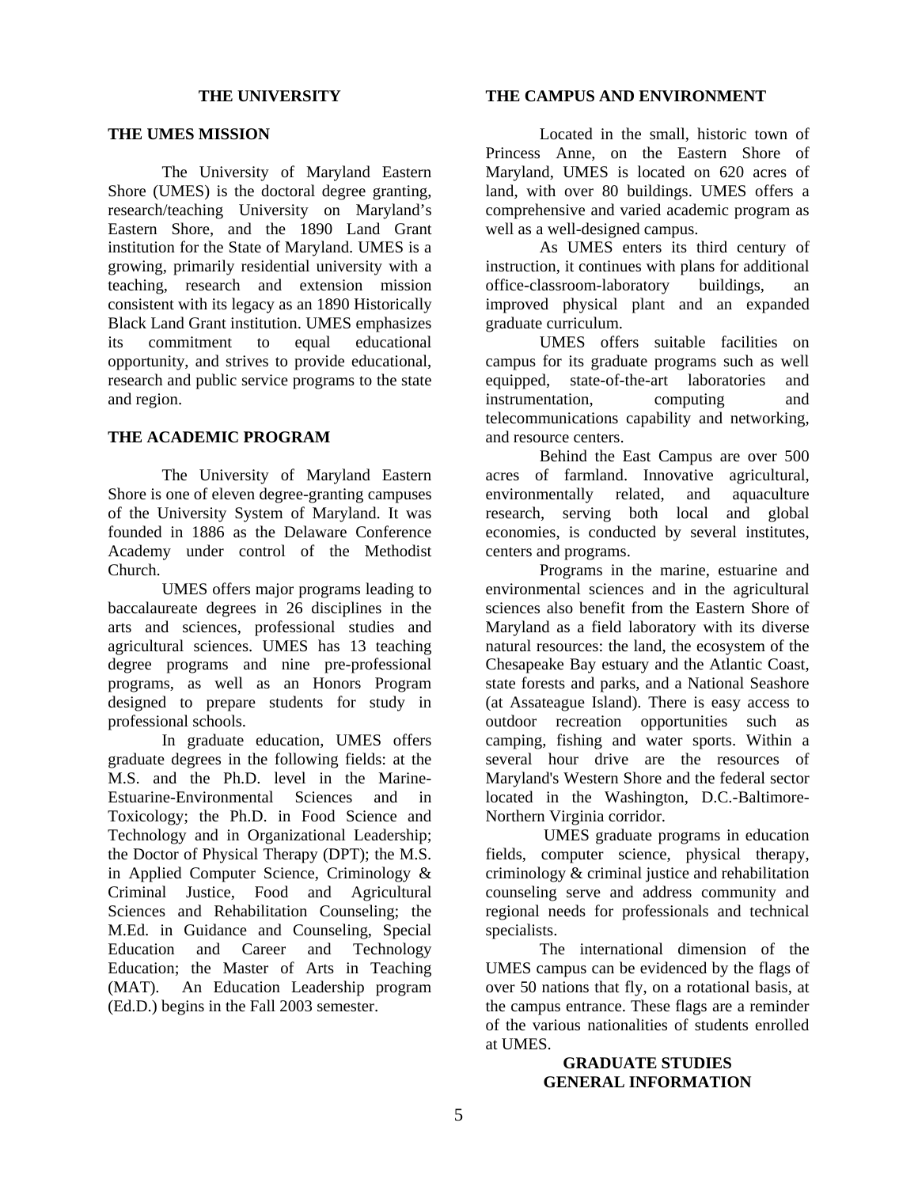# THE UNIVERSITY

## THE UMES MISSION

The University of Maryland Eastern Shore (UMES) is the doctoral degree granting, research/teaching University on Maryland's Eastern Shore, and the 1890 Land Grant institution for the State of Maryland. UMES is a growing, primarily residential university with a teaching, research and extension mission consistent with its legacy as an 1890 Historically Black Land Grant institution. UMES emphasizes its commitment to equal educational opportunity, and strives to provide educational, research and public service programs to the state and region.

## THE ACADEMIC PROGRAM

The University of Maryland Eastern Shore is one of eleven degree-granting campuses of the University System of Maryland. It was founded in 1886 as the Delaware Conference Academy under control of the Methodist Church.

UMES offers major programs leading to baccalaureate degrees in 26 disciplines in the arts and sciences, professional studies and agricultural sciences. UMES has 13 teaching degree programs and nine pre-professional programs, as well as an Honors Program designed to prepare students for study in professional schools.

In graduate education, UMES offers graduate degrees in the following fields: at the M.S. and the Ph.D. level in the Marine-Estuarine-Environmental Sciences and in Toxicology; the Ph.D. in Food Science and Technology and in Organizational Leadership; the Doctor of Physical Therapy (DPT); the M.S. in Applied Computer Science, Criminology & Criminal Justice, Food and Agricultural Sciences and Rehabilitation Counseling; the M.Ed. in Guidance and Counseling, Special Education and Career and Technology Education; the Master of Arts in Teaching (MAT). An Education Leadership program (Ed.D.) begins in the Fall 2003 semester.

## THE CAMPUS AND ENVIRONMENT

Located in the small, historic town of Princess Anne, on the Eastern Shore of Maryland, UMES is located on 620 acres of land, with over 80 buildings. UMES offers a comprehensive and varied academic program as well as a well-designed campus.

As UMES enters its third century of instruction, it continues with plans for additional office-classroom-laboratory buildings, an improved physical plant and an expanded graduate curriculum.

UMES offers suitable facilities on campus for its graduate programs such as well equipped, state-of-the-art laboratories and instrumentation, computing and telecommunications capability and networking, and resource centers.

Behind the East Campus are over 500 acres of farmland. Innovative agricultural, environmentally related, and aquaculture research, serving both local and global economies, is conducted by several institutes, centers and programs.

Programs in the marine, estuarine and environmental sciences and in the agricultural sciences also benefit from the Eastern Shore of Maryland as a field laboratory with its diverse natural resources: the land, the ecosystem of the Chesapeake Bay estuary and the Atlantic Coast, state forests and parks, and a National Seashore (at Assateague Island). There is easy access to outdoor recreation opportunities such as camping, fishing and water sports. Within a several hour drive are the resources of Maryland's Western Shore and the federal sector located in the Washington, D.C.-Baltimore-Northern Virginia corridor.

UMES graduate programs in education fields, computer science, physical therapy, criminology & criminal justice and rehabilitation counseling serve and address community and regional needs for professionals and technical specialists.

The international dimension of the UMES campus can be evidenced by the flags of over 50 nations that fly, on a rotational basis, at the campus entrance. These flags are a reminder of the various nationalities of students enrolled at UMES.

# GRADUATE STUDIES GENERAL INFORMATION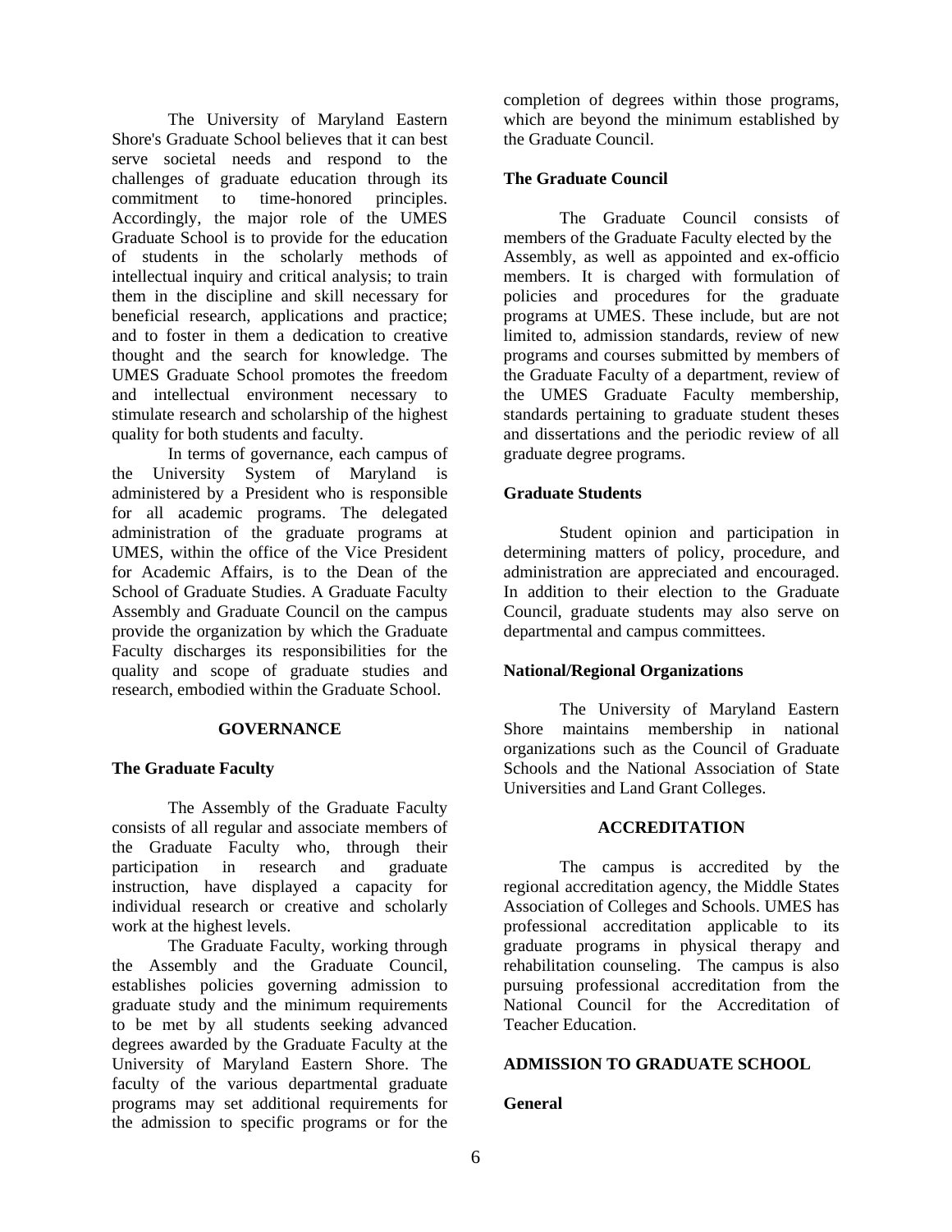The University of Maryland Eastern Shore's Graduate School believes that it can best serve societal needs and respond to the challenges of graduate education through its commitment to time-honored principles. Accordingly, the major role of the UMES Graduate School is to provide for the education of students in the scholarly methods of intellectual inquiry and critical analysis; to train them in the discipline and skill necessary for beneficial research, applications and practice; and to foster in them a dedication to creative thought and the search for knowledge. The UMES Graduate School promotes the freedom and intellectual environment necessary to stimulate research and scholarship of the highest quality for both students and faculty.

In terms of governance, each campus of the University System of Maryland is administered by a President who is responsible for all academic programs. The delegated administration of the graduate programs at UMES, within the office of the Vice President for Academic Affairs, is to the Dean of the School of Graduate Studies. A Graduate Faculty Assembly and Graduate Council on the campus provide the organization by which the Graduate Faculty discharges its responsibilities for the quality and scope of graduate studies and research, embodied within the Graduate School.

## GOVERNANCE

### The Graduate Faculty

The Assembly of the Graduate Faculty consists of all regular and associate members of the Graduate Faculty who, through their participation in research and graduate instruction, have displayed a capacity for individual research or creative and scholarly work at the highest levels.

The Graduate Faculty, working through the Assembly and the Graduate Council, establishes policies governing admission to graduate study and the minimum requirements to be met by all students seeking advanced degrees awarded by the Graduate Faculty at the University of Maryland Eastern Shore. The faculty of the various departmental graduate programs may set additional requirements for the admission to specific programs or for the completion of degrees within those programs, which are beyond the minimum established by the Graduate Council.

### The Graduate Council

The Graduate Council consists of members of the Graduate Faculty elected by the Assembly, as well as appointed and ex-officio members. It is charged with formulation of policies and procedures for the graduate programs at UMES. These include, but are not limited to, admission standards, review of new programs and courses submitted by members of the Graduate Faculty of a department, review of the UMES Graduate Faculty membership, standards pertaining to graduate student theses and dissertations and the periodic review of all graduate degree programs.

### Graduate Students

Student opinion and participation in determining matters of policy, procedure, and administration are appreciated and encouraged. In addition to their election to the Graduate Council, graduate students may also serve on departmental and campus committees.

### National/Regional Organizations

The University of Maryland Eastern Shore maintains membership in national organizations such as the Council of Graduate Schools and the National Association of State Universities and Land Grant Colleges.

## ACCREDITATION

The campus is accredited by the regional accreditation agency, the Middle States Association of Colleges and Schools. UMES has professional accreditation applicable to its graduate programs in physical therapy and rehabilitation counseling. The campus is also pursuing professional accreditation from the National Council for the Accreditation of Teacher Education.

## ADMISSION TO GRADUATE SCHOOL

### General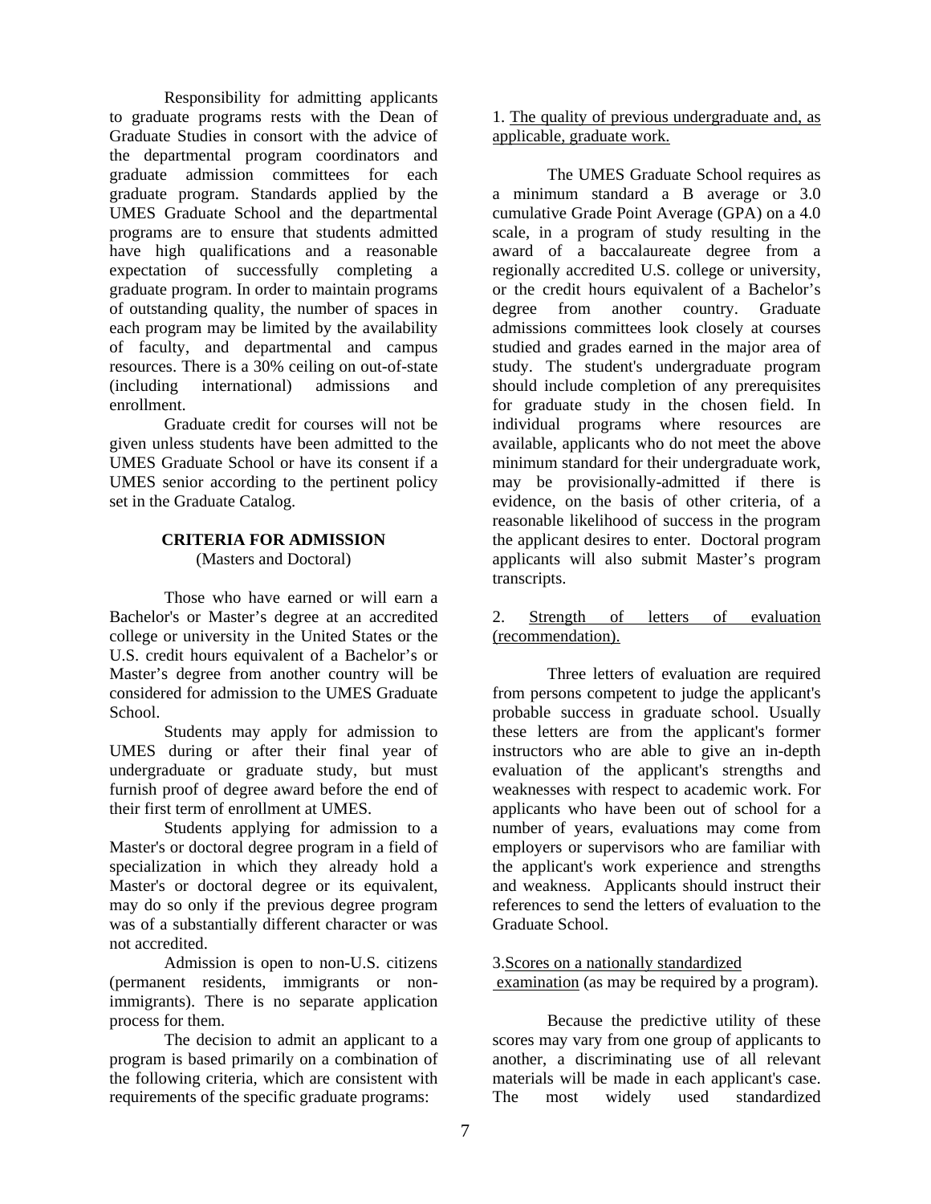Responsibility for admitting applicants to graduate programs rests with the Dean of Graduate Studies in consort with the advice of the departmental program coordinators and graduate admission committees for each graduate program. Standards applied by the UMES Graduate School and the departmental programs are to ensure that students admitted have high qualifications and a reasonable expectation of successfully completing a graduate program. In order to maintain programs of outstanding quality, the number of spaces in each program may be limited by the availability of faculty, and departmental and campus resources. There is a 30% ceiling on out-of-state (including international) admissions and enrollment.

Graduate credit for courses will not be given unless students have been admitted to the UMES Graduate School or have its consent if a UMES senior according to the pertinent policy set in the Graduate Catalog.

## CRITERIA FOR ADMISSION

(Masters and Doctoral)

Those who have earned or will earn a Bachelor's or Master's degree at an accredited college or university in the United States or the U.S. credit hours equivalent of a Bachelor's or Master's degree from another country will be considered for admission to the UMES Graduate School.

Students may apply for admission to UMES during or after their final year of undergraduate or graduate study, but must furnish proof of degree award before the end of their first term of enrollment at UMES.

Students applying for admission to a Master's or doctoral degree program in a field of specialization in which they already hold a Master's or doctoral degree or its equivalent, may do so only if the previous degree program was of a substantially different character or was not accredited.

Admission is open to non-U.S. citizens (permanent residents, immigrants or non-immigrants). There is no separate application process for them.

The decision to admit an applicant to a program is based primarily on a combination of the following criteria, which are consistent with requirements of the specific graduate programs:

1. The quality of previous undergraduate and, as applicable, graduate work.

The UMES Graduate School requires as a minimum standard a B average or 3.0 cumulative Grade Point Average (GPA) on a 4.0 scale, in a program of study resulting in the award of a baccalaureate degree from a regionally accredited U.S. college or university, or the credit hours equivalent of a Bachelor's degree from another country. Graduate admissions committees look closely at courses studied and grades earned in the major area of study. The student's undergraduate program should include completion of any prerequisites for graduate study in the chosen field. In individual programs where resources are available, applicants who do not meet the above minimum standard for their undergraduate work, may be provisionally-admitted if there is evidence, on the basis of other criteria, of a reasonable likelihood of success in the program the applicant desires to enter. Doctoral program applicants will also submit Master's program transcripts.

2. Strength of letters of evaluation (recommendation).

Three letters of evaluation are required from persons competent to judge the applicant's probable success in graduate school. Usually these letters are from the applicant's former instructors who are able to give an in-depth evaluation of the applicant's strengths and weaknesses with respect to academic work. For applicants who have been out of school for a number of years, evaluations may come from employers or supervisors who are familiar with the applicant's work experience and strengths and weakness. Applicants should instruct their references to send the letters of evaluation to the Graduate School.

3. Scores on a nationally standardized examination (as may be required by a program).

Because the predictive utility of these scores may vary from one group of applicants to another, a discriminating use of all relevant materials will be made in each applicant's case. The most widely used standardized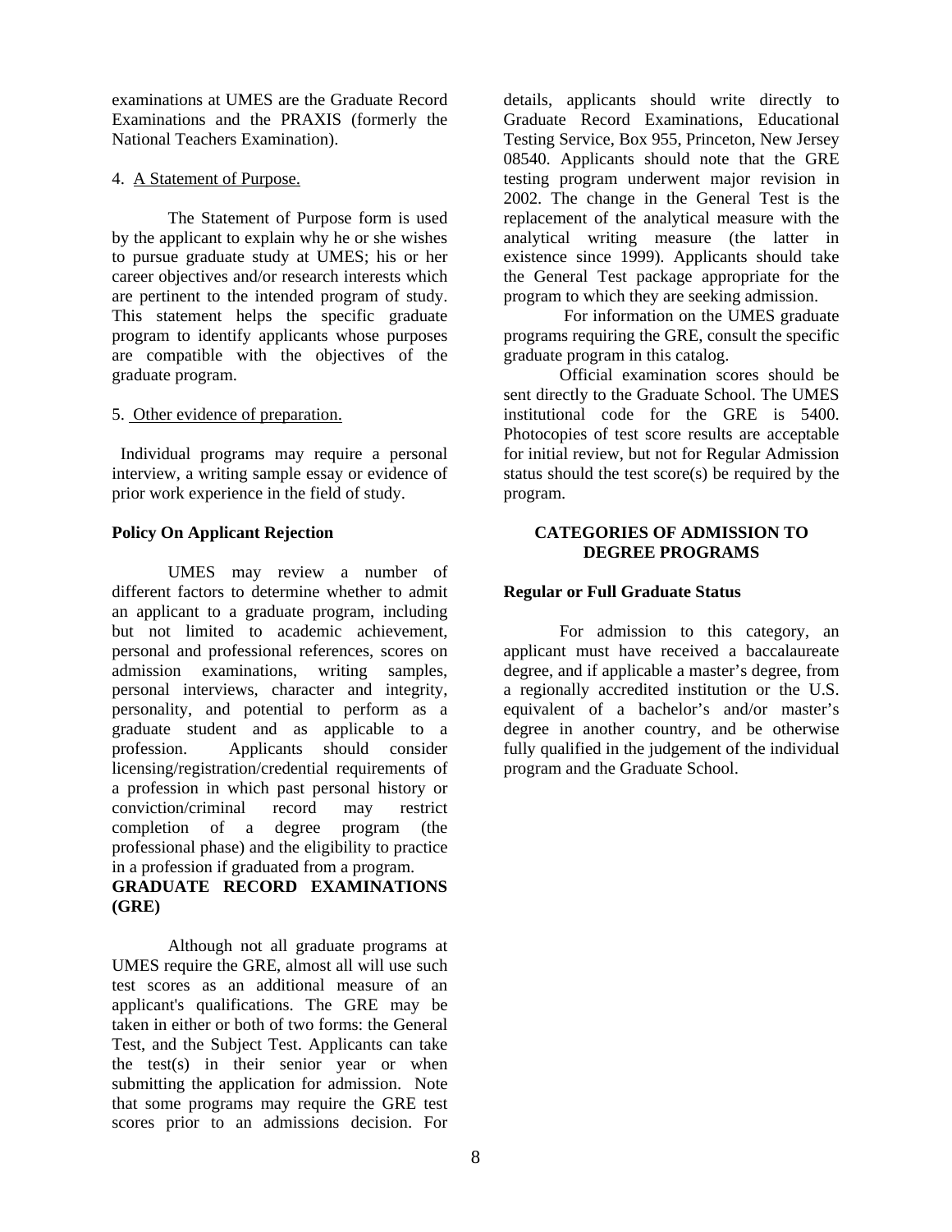examinations at UMES are the Graduate Record Examinations and the PRAXIS (formerly the National Teachers Examination).

4. A Statement of Purpose.

The Statement of Purpose form is used by the applicant to explain why he or she wishes to pursue graduate study at UMES; his or her career objectives and/or research interests which are pertinent to the intended program of study. This statement helps the specific graduate program to identify applicants whose purposes are compatible with the objectives of the graduate program.

5. Other evidence of preparation.

Individual programs may require a personal interview, a writing sample essay or evidence of prior work experience in the field of study.

**Policy On Applicant Rejection**

UMES may review a number of different factors to determine whether to admit an applicant to a graduate program, including but not limited to academic achievement, personal and professional references, scores on admission examinations, writing samples, personal interviews, character and integrity, personality, and potential to perform as a graduate student and as applicable to a profession. Applicants should consider licensing/registration/credential requirements of a profession in which past personal history or conviction/criminal record may restrict completion of a degree program (the professional phase) and the eligibility to practice in a profession if graduated from a program.

**GRADUATE RECORD EXAMINATIONS (GRE)**

Although not all graduate programs at UMES require the GRE, almost all will use such test scores as an additional measure of an applicant's qualifications. The GRE may be taken in either or both of two forms: the General Test, and the Subject Test. Applicants can take the test(s) in their senior year or when submitting the application for admission. Note that some programs may require the GRE test scores prior to an admissions decision. For details, applicants should write directly to Graduate Record Examinations, Educational Testing Service, Box 955, Princeton, New Jersey 08540. Applicants should note that the GRE testing program underwent major revision in 2002. The change in the General Test is the replacement of the analytical measure with the analytical writing measure (the latter in existence since 1999). Applicants should take the General Test package appropriate for the program to which they are seeking admission.

For information on the UMES graduate programs requiring the GRE, consult the specific graduate program in this catalog.

Official examination scores should be sent directly to the Graduate School. The UMES institutional code for the GRE is 5400. Photocopies of test score results are acceptable for initial review, but not for Regular Admission status should the test score(s) be required by the program.

**CATEGORIES OF ADMISSION TO DEGREE PROGRAMS**

**Regular or Full Graduate Status**

For admission to this category, an applicant must have received a baccalaureate degree, and if applicable a master's degree, from a regionally accredited institution or the U.S. equivalent of a bachelor's and/or master's degree in another country, and be otherwise fully qualified in the judgement of the individual program and the Graduate School.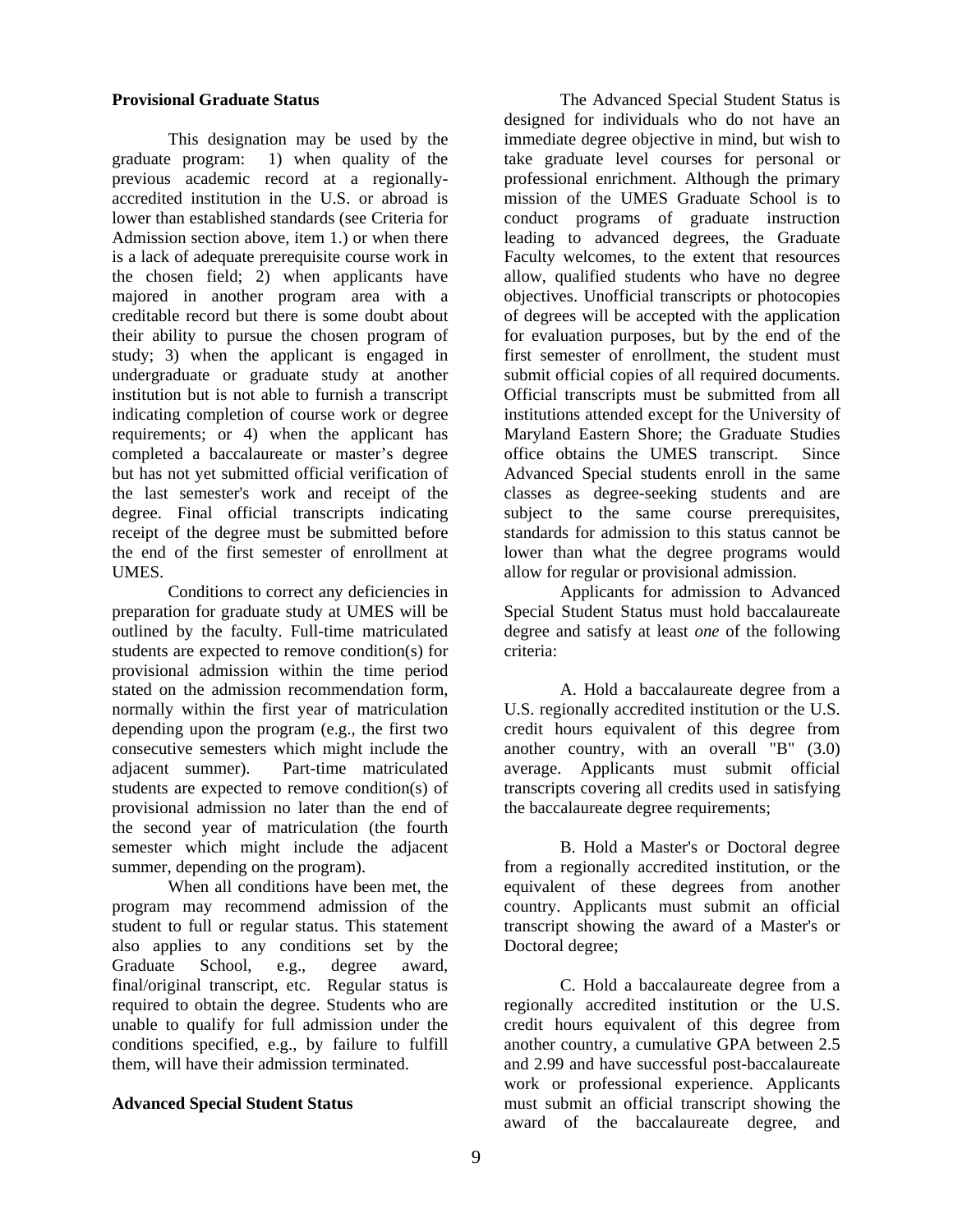**Provisional Graduate Status**

This designation may be used by the graduate program: 1) when quality of the previous academic record at a regionally-accredited institution in the U.S. or abroad is lower than established standards (see Criteria for Admission section above, item 1.) or when there is a lack of adequate prerequisite course work in the chosen field; 2) when applicants have majored in another program area with a creditable record but there is some doubt about their ability to pursue the chosen program of study; 3) when the applicant is engaged in undergraduate or graduate study at another institution but is not able to furnish a transcript indicating completion of course work or degree requirements; or 4) when the applicant has completed a baccalaureate or master's degree but has not yet submitted official verification of the last semester's work and receipt of the degree. Final official transcripts indicating receipt of the degree must be submitted before the end of the first semester of enrollment at UMES.

Conditions to correct any deficiencies in preparation for graduate study at UMES will be outlined by the faculty. Full-time matriculated students are expected to remove condition(s) for provisional admission within the time period stated on the admission recommendation form, normally within the first year of matriculation depending upon the program (e.g., the first two consecutive semesters which might include the adjacent summer). Part-time matriculated students are expected to remove condition(s) of provisional admission no later than the end of the second year of matriculation (the fourth semester which might include the adjacent summer, depending on the program).

When all conditions have been met, the program may recommend admission of the student to full or regular status. This statement also applies to any conditions set by the Graduate School, e.g., degree award, final/original transcript, etc. Regular status is required to obtain the degree. Students who are unable to qualify for full admission under the conditions specified, e.g., by failure to fulfill them, will have their admission terminated.

**Advanced Special Student Status**

The Advanced Special Student Status is designed for individuals who do not have an immediate degree objective in mind, but wish to take graduate level courses for personal or professional enrichment. Although the primary mission of the UMES Graduate School is to conduct programs of graduate instruction leading to advanced degrees, the Graduate Faculty welcomes, to the extent that resources allow, qualified students who have no degree objectives. Unofficial transcripts or photocopies of degrees will be accepted with the application for evaluation purposes, but by the end of the first semester of enrollment, the student must submit official copies of all required documents. Official transcripts must be submitted from all institutions attended except for the University of Maryland Eastern Shore; the Graduate Studies office obtains the UMES transcript. Since Advanced Special students enroll in the same classes as degree-seeking students and are subject to the same course prerequisites, standards for admission to this status cannot be lower than what the degree programs would allow for regular or provisional admission.

Applicants for admission to Advanced Special Student Status must hold baccalaureate degree and satisfy at least *one* of the following criteria:

A. Hold a baccalaureate degree from a U.S. regionally accredited institution or the U.S. credit hours equivalent of this degree from another country, with an overall "B" (3.0) average. Applicants must submit official transcripts covering all credits used in satisfying the baccalaureate degree requirements;

B. Hold a Master's or Doctoral degree from a regionally accredited institution, or the equivalent of these degrees from another country. Applicants must submit an official transcript showing the award of a Master's or Doctoral degree;

C. Hold a baccalaureate degree from a regionally accredited institution or the U.S. credit hours equivalent of this degree from another country, a cumulative GPA between 2.5 and 2.99 and have successful post-baccalaureate work or professional experience. Applicants must submit an official transcript showing the award of the baccalaureate degree, and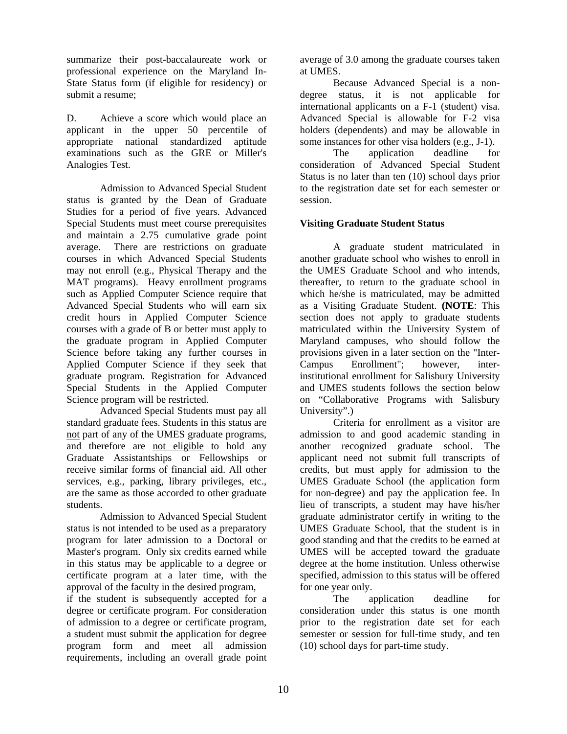summarize their post-baccalaureate work or professional experience on the Maryland In-State Status form (if eligible for residency) or submit a resume;

D. Achieve a score which would place an applicant in the upper 50 percentile of appropriate national standardized aptitude examinations such as the GRE or Miller's Analogies Test.

Admission to Advanced Special Student status is granted by the Dean of Graduate Studies for a period of five years. Advanced Special Students must meet course prerequisites and maintain a 2.75 cumulative grade point average. There are restrictions on graduate courses in which Advanced Special Students may not enroll (e.g., Physical Therapy and the MAT programs). Heavy enrollment programs such as Applied Computer Science require that Advanced Special Students who will earn six credit hours in Applied Computer Science courses with a grade of B or better must apply to the graduate program in Applied Computer Science before taking any further courses in Applied Computer Science if they seek that graduate program. Registration for Advanced Special Students in the Applied Computer Science program will be restricted.

Advanced Special Students must pay all standard graduate fees. Students in this status are not part of any of the UMES graduate programs, and therefore are not eligible to hold any Graduate Assistantships or Fellowships or receive similar forms of financial aid. All other services, e.g., parking, library privileges, etc., are the same as those accorded to other graduate students.

Admission to Advanced Special Student status is not intended to be used as a preparatory program for later admission to a Doctoral or Master's program. Only six credits earned while in this status may be applicable to a degree or certificate program at a later time, with the approval of the faculty in the desired program, if the student is subsequently accepted for a degree or certificate program. For consideration of admission to a degree or certificate program, a student must submit the application for degree program form and meet all admission requirements, including an overall grade point average of 3.0 among the graduate courses taken at UMES.

Because Advanced Special is a non-degree status, it is not applicable for international applicants on a F-1 (student) visa. Advanced Special is allowable for F-2 visa holders (dependents) and may be allowable in some instances for other visa holders (e.g., J-1).

The application deadline for consideration of Advanced Special Student Status is no later than ten (10) school days prior to the registration date set for each semester or session.

**Visiting Graduate Student Status**

A graduate student matriculated in another graduate school who wishes to enroll in the UMES Graduate School and who intends, thereafter, to return to the graduate school in which he/she is matriculated, may be admitted as a Visiting Graduate Student. **(NOTE**: This section does not apply to graduate students matriculated within the University System of Maryland campuses, who should follow the provisions given in a later section on the "Inter-Campus Enrollment"; however, inter-institutional enrollment for Salisbury University and UMES students follows the section below on "Collaborative Programs with Salisbury University".)

Criteria for enrollment as a visitor are admission to and good academic standing in another recognized graduate school. The applicant need not submit full transcripts of credits, but must apply for admission to the UMES Graduate School (the application form for non-degree) and pay the application fee. In lieu of transcripts, a student may have his/her graduate administrator certify in writing to the UMES Graduate School, that the student is in good standing and that the credits to be earned at UMES will be accepted toward the graduate degree at the home institution. Unless otherwise specified, admission to this status will be offered for one year only.

The application deadline for consideration under this status is one month prior to the registration date set for each semester or session for full-time study, and ten (10) school days for part-time study.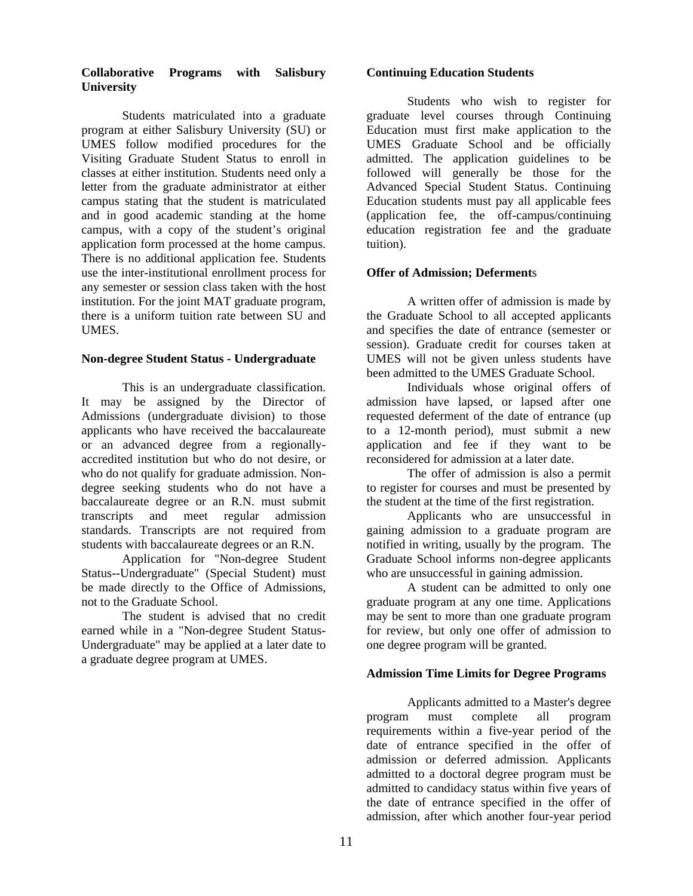**Collaborative Programs with Salisbury University**

Students matriculated into a graduate program at either Salisbury University (SU) or UMES follow modified procedures for the Visiting Graduate Student Status to enroll in classes at either institution. Students need only a letter from the graduate administrator at either campus stating that the student is matriculated and in good academic standing at the home campus, with a copy of the student's original application form processed at the home campus. There is no additional application fee. Students use the inter-institutional enrollment process for any semester or session class taken with the host institution. For the joint MAT graduate program, there is a uniform tuition rate between SU and UMES.

**Non-degree Student Status - Undergraduate**

This is an undergraduate classification. It may be assigned by the Director of Admissions (undergraduate division) to those applicants who have received the baccalaureate or an advanced degree from a regionally-accredited institution but who do not desire, or who do not qualify for graduate admission. Non-degree seeking students who do not have a baccalaureate degree or an R.N. must submit transcripts and meet regular admission standards. Transcripts are not required from students with baccalaureate degrees or an R.N.

Application for "Non-degree Student Status--Undergraduate" (Special Student) must be made directly to the Office of Admissions, not to the Graduate School.

The student is advised that no credit earned while in a "Non-degree Student Status-Undergraduate" may be applied at a later date to a graduate degree program at UMES.

**Continuing Education Students**

Students who wish to register for graduate level courses through Continuing Education must first make application to the UMES Graduate School and be officially admitted. The application guidelines to be followed will generally be those for the Advanced Special Student Status. Continuing Education students must pay all applicable fees (application fee, the off-campus/continuing education registration fee and the graduate tuition).

**Offer of Admission; Deferments**

A written offer of admission is made by the Graduate School to all accepted applicants and specifies the date of entrance (semester or session). Graduate credit for courses taken at UMES will not be given unless students have been admitted to the UMES Graduate School.

Individuals whose original offers of admission have lapsed, or lapsed after one requested deferment of the date of entrance (up to a 12-month period), must submit a new application and fee if they want to be reconsidered for admission at a later date.

The offer of admission is also a permit to register for courses and must be presented by the student at the time of the first registration.

Applicants who are unsuccessful in gaining admission to a graduate program are notified in writing, usually by the program. The Graduate School informs non-degree applicants who are unsuccessful in gaining admission.

A student can be admitted to only one graduate program at any one time. Applications may be sent to more than one graduate program for review, but only one offer of admission to one degree program will be granted.

**Admission Time Limits for Degree Programs**

Applicants admitted to a Master's degree program must complete all program requirements within a five-year period of the date of entrance specified in the offer of admission or deferred admission. Applicants admitted to a doctoral degree program must be admitted to candidacy status within five years of the date of entrance specified in the offer of admission, after which another four-year period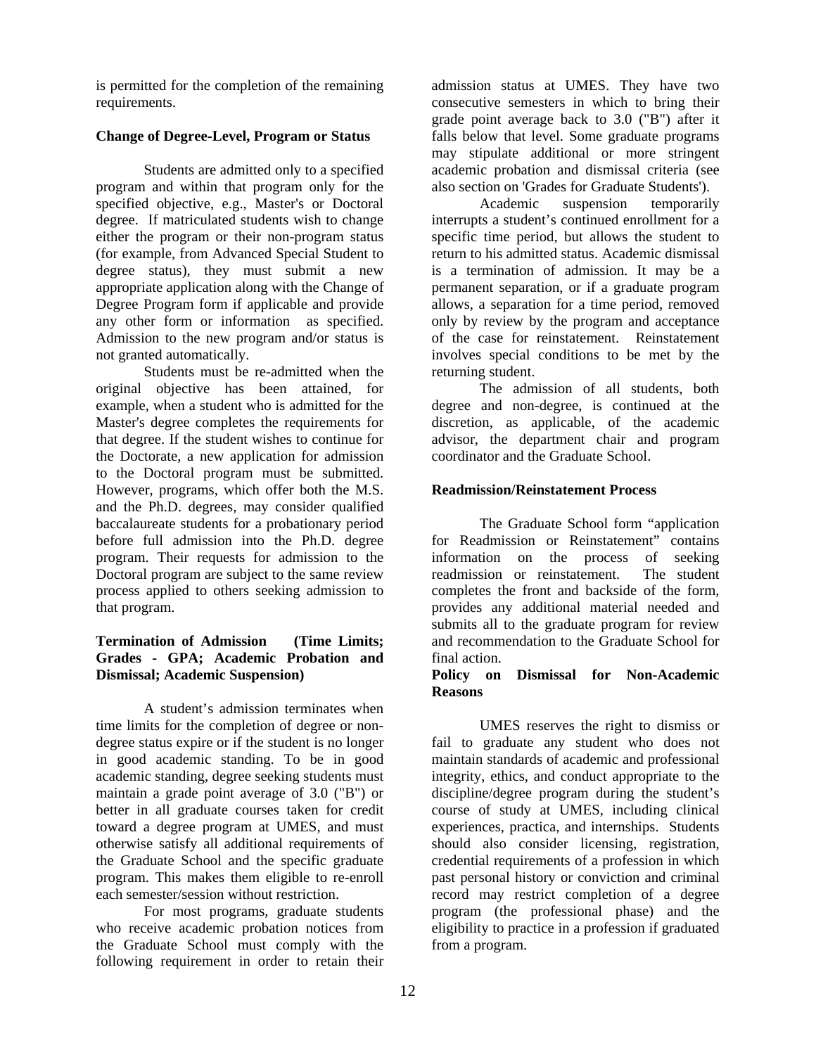is permitted for the completion of the remaining requirements.

**Change of Degree-Level, Program or Status**

Students are admitted only to a specified program and within that program only for the specified objective, e.g., Master's or Doctoral degree. If matriculated students wish to change either the program or their non-program status (for example, from Advanced Special Student to degree status), they must submit a new appropriate application along with the Change of Degree Program form if applicable and provide any other form or information as specified. Admission to the new program and/or status is not granted automatically.

Students must be re-admitted when the original objective has been attained, for example, when a student who is admitted for the Master's degree completes the requirements for that degree. If the student wishes to continue for the Doctorate, a new application for admission to the Doctoral program must be submitted. However, programs, which offer both the M.S. and the Ph.D. degrees, may consider qualified baccalaureate students for a probationary period before full admission into the Ph.D. degree program. Their requests for admission to the Doctoral program are subject to the same review process applied to others seeking admission to that program.

**Termination of Admission (Time Limits; Grades - GPA; Academic Probation and Dismissal; Academic Suspension)**

A student's admission terminates when time limits for the completion of degree or non-degree status expire or if the student is no longer in good academic standing. To be in good academic standing, degree seeking students must maintain a grade point average of 3.0 ("B") or better in all graduate courses taken for credit toward a degree program at UMES, and must otherwise satisfy all additional requirements of the Graduate School and the specific graduate program. This makes them eligible to re-enroll each semester/session without restriction.

For most programs, graduate students who receive academic probation notices from the Graduate School must comply with the following requirement in order to retain their admission status at UMES. They have two consecutive semesters in which to bring their grade point average back to 3.0 ("B") after it falls below that level. Some graduate programs may stipulate additional or more stringent academic probation and dismissal criteria (see also section on 'Grades for Graduate Students').

Academic suspension temporarily interrupts a student's continued enrollment for a specific time period, but allows the student to return to his admitted status. Academic dismissal is a termination of admission. It may be a permanent separation, or if a graduate program allows, a separation for a time period, removed only by review by the program and acceptance of the case for reinstatement. Reinstatement involves special conditions to be met by the returning student.

The admission of all students, both degree and non-degree, is continued at the discretion, as applicable, of the academic advisor, the department chair and program coordinator and the Graduate School.

**Readmission/Reinstatement Process**

The Graduate School form "application for Readmission or Reinstatement" contains information on the process of seeking readmission or reinstatement. The student completes the front and backside of the form, provides any additional material needed and submits all to the graduate program for review and recommendation to the Graduate School for final action.

**Policy on Dismissal for Non-Academic Reasons**

UMES reserves the right to dismiss or fail to graduate any student who does not maintain standards of academic and professional integrity, ethics, and conduct appropriate to the discipline/degree program during the student's course of study at UMES, including clinical experiences, practica, and internships. Students should also consider licensing, registration, credential requirements of a profession in which past personal history or conviction and criminal record may restrict completion of a degree program (the professional phase) and the eligibility to practice in a profession if graduated from a program.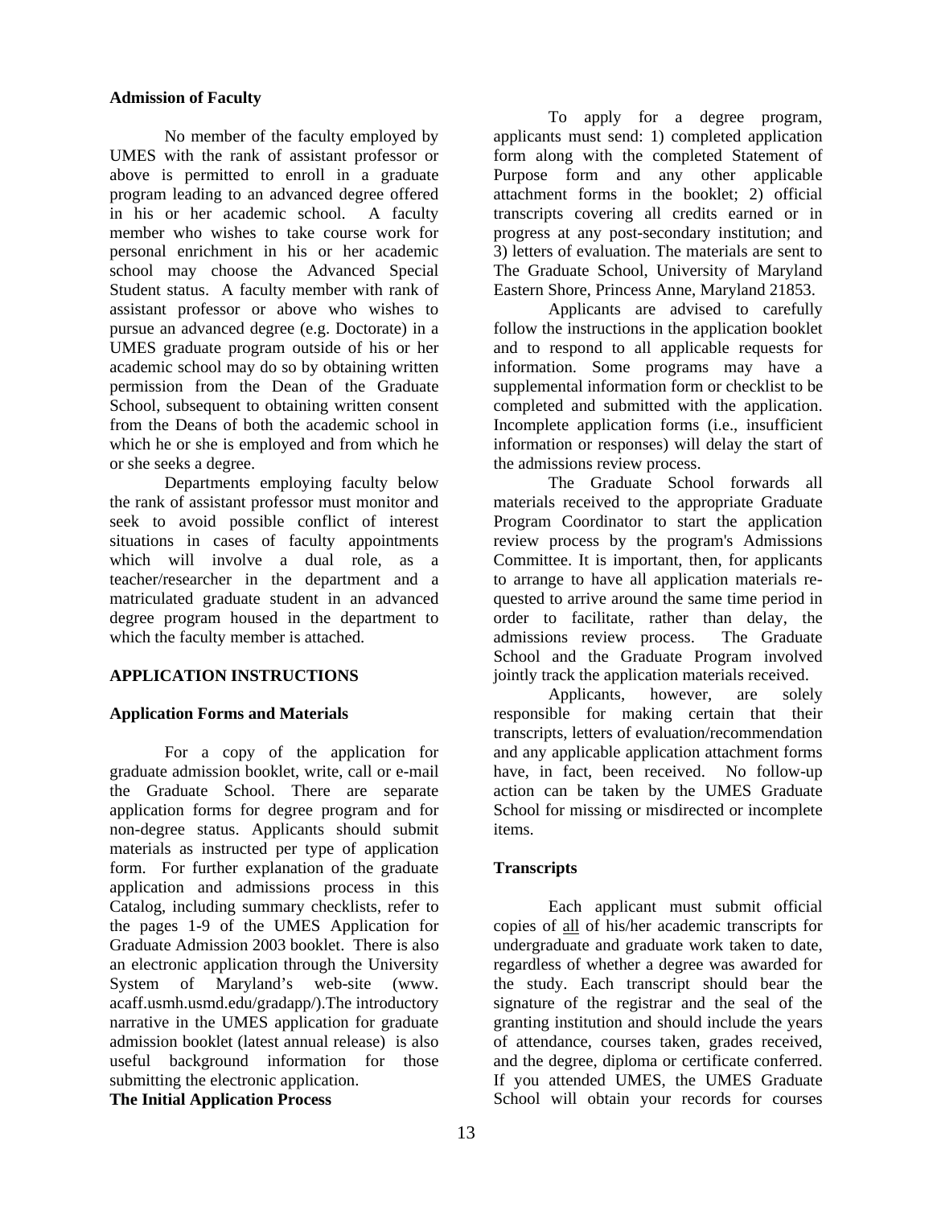**Admission of Faculty**

No member of the faculty employed by UMES with the rank of assistant professor or above is permitted to enroll in a graduate program leading to an advanced degree offered in his or her academic school. A faculty member who wishes to take course work for personal enrichment in his or her academic school may choose the Advanced Special Student status. A faculty member with rank of assistant professor or above who wishes to pursue an advanced degree (e.g. Doctorate) in a UMES graduate program outside of his or her academic school may do so by obtaining written permission from the Dean of the Graduate School, subsequent to obtaining written consent from the Deans of both the academic school in which he or she is employed and from which he or she seeks a degree.

Departments employing faculty below the rank of assistant professor must monitor and seek to avoid possible conflict of interest situations in cases of faculty appointments which will involve a dual role, as a teacher/researcher in the department and a matriculated graduate student in an advanced degree program housed in the department to which the faculty member is attached.

## APPLICATION INSTRUCTIONS

**Application Forms and Materials**

For a copy of the application for graduate admission booklet, write, call or e-mail the Graduate School. There are separate application forms for degree program and for non-degree status. Applicants should submit materials as instructed per type of application form. For further explanation of the graduate application and admissions process in this Catalog, including summary checklists, refer to the pages 1-9 of the UMES Application for Graduate Admission 2003 booklet. There is also an electronic application through the University System of Maryland's web-site (www. acaff.usmh.usmd.edu/gradapp/).The introductory narrative in the UMES application for graduate admission booklet (latest annual release) is also useful background information for those submitting the electronic application.

**The Initial Application Process**

To apply for a degree program, applicants must send: 1) completed application form along with the completed Statement of Purpose form and any other applicable attachment forms in the booklet; 2) official transcripts covering all credits earned or in progress at any post-secondary institution; and 3) letters of evaluation. The materials are sent to The Graduate School, University of Maryland Eastern Shore, Princess Anne, Maryland 21853.

Applicants are advised to carefully follow the instructions in the application booklet and to respond to all applicable requests for information. Some programs may have a supplemental information form or checklist to be completed and submitted with the application. Incomplete application forms (i.e., insufficient information or responses) will delay the start of the admissions review process.

The Graduate School forwards all materials received to the appropriate Graduate Program Coordinator to start the application review process by the program's Admissions Committee. It is important, then, for applicants to arrange to have all application materials requested to arrive around the same time period in order to facilitate, rather than delay, the admissions review process. The Graduate School and the Graduate Program involved jointly track the application materials received.

Applicants, however, are solely responsible for making certain that their transcripts, letters of evaluation/recommendation and any applicable application attachment forms have, in fact, been received. No follow-up action can be taken by the UMES Graduate School for missing or misdirected or incomplete items.

**Transcripts**

Each applicant must submit official copies of all of his/her academic transcripts for undergraduate and graduate work taken to date, regardless of whether a degree was awarded for the study. Each transcript should bear the signature of the registrar and the seal of the granting institution and should include the years of attendance, courses taken, grades received, and the degree, diploma or certificate conferred. If you attended UMES, the UMES Graduate School will obtain your records for courses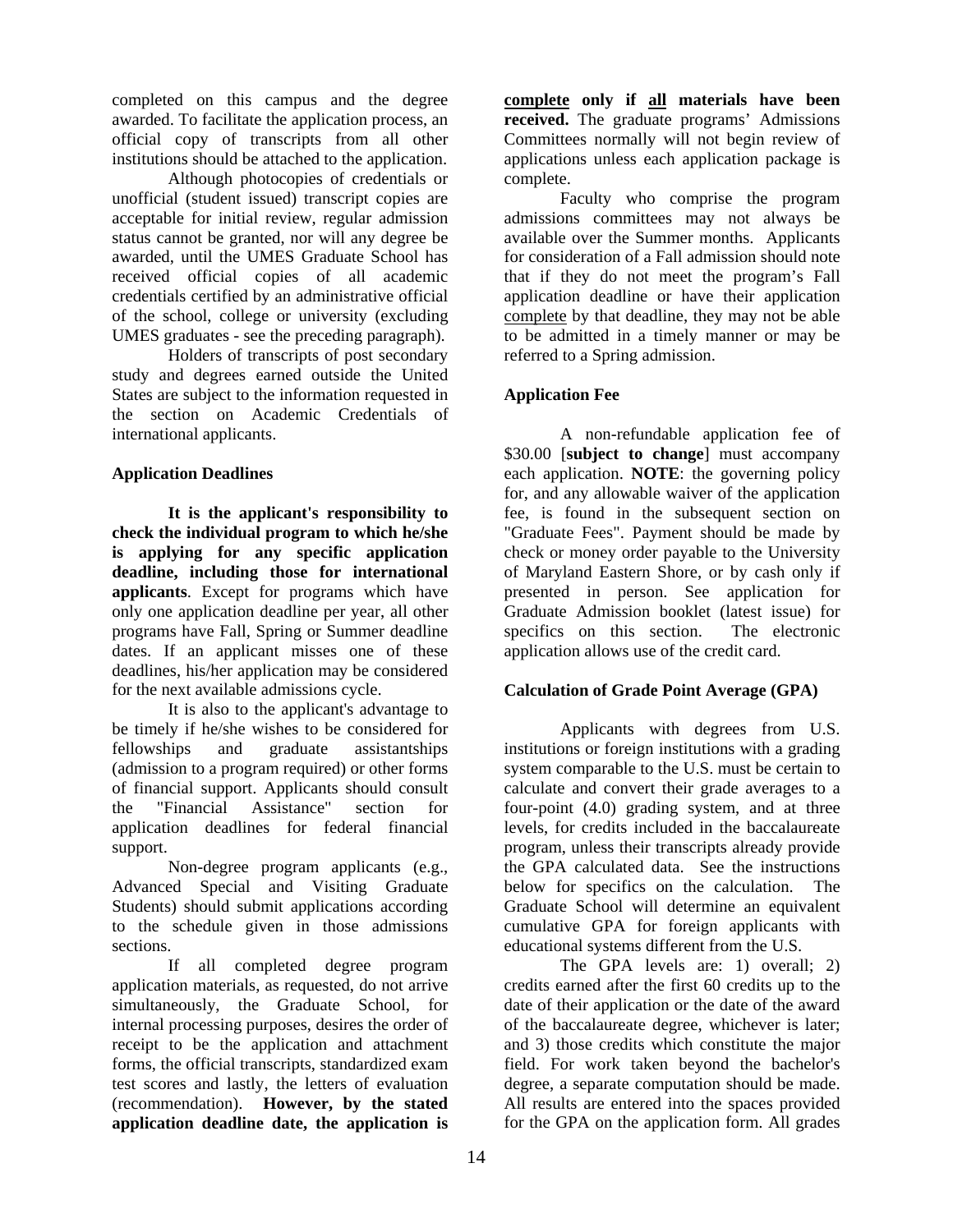completed on this campus and the degree awarded. To facilitate the application process, an official copy of transcripts from all other institutions should be attached to the application.

Although photocopies of credentials or unofficial (student issued) transcript copies are acceptable for initial review, regular admission status cannot be granted, nor will any degree be awarded, until the UMES Graduate School has received official copies of all academic credentials certified by an administrative official of the school, college or university (excluding UMES graduates - see the preceding paragraph).

Holders of transcripts of post secondary study and degrees earned outside the United States are subject to the information requested in the section on Academic Credentials of international applicants.

### Application Deadlines

**It is the applicant's responsibility to check the individual program to which he/she is applying for any specific application deadline, including those for international applicants**. Except for programs which have only one application deadline per year, all other programs have Fall, Spring or Summer deadline dates. If an applicant misses one of these deadlines, his/her application may be considered for the next available admissions cycle.

It is also to the applicant's advantage to be timely if he/she wishes to be considered for fellowships and graduate assistantships (admission to a program required) or other forms of financial support. Applicants should consult the "Financial Assistance" section for application deadlines for federal financial support.

Non-degree program applicants (e.g., Advanced Special and Visiting Graduate Students) should submit applications according to the schedule given in those admissions sections.

If all completed degree program application materials, as requested, do not arrive simultaneously, the Graduate School, for internal processing purposes, desires the order of receipt to be the application and attachment forms, the official transcripts, standardized exam test scores and lastly, the letters of evaluation (recommendation). **However, by the stated application deadline date, the application is complete only if all materials have been received.** The graduate programs' Admissions Committees normally will not begin review of applications unless each application package is complete.

Faculty who comprise the program admissions committees may not always be available over the Summer months. Applicants for consideration of a Fall admission should note that if they do not meet the program's Fall application deadline or have their application complete by that deadline, they may not be able to be admitted in a timely manner or may be referred to a Spring admission.

### Application Fee

A non-refundable application fee of $30.00 [**subject to change**] must accompany each application. **NOTE**: the governing policy for, and any allowable waiver of the application fee, is found in the subsequent section on "Graduate Fees". Payment should be made by check or money order payable to the University of Maryland Eastern Shore, or by cash only if presented in person. See application for Graduate Admission booklet (latest issue) for specifics on this section. The electronic application allows use of the credit card.

### Calculation of Grade Point Average (GPA)

Applicants with degrees from U.S. institutions or foreign institutions with a grading system comparable to the U.S. must be certain to calculate and convert their grade averages to a four-point (4.0) grading system, and at three levels, for credits included in the baccalaureate program, unless their transcripts already provide the GPA calculated data. See the instructions below for specifics on the calculation. The Graduate School will determine an equivalent cumulative GPA for foreign applicants with educational systems different from the U.S.

The GPA levels are: 1) overall; 2) credits earned after the first 60 credits up to the date of their application or the date of the award of the baccalaureate degree, whichever is later; and 3) those credits which constitute the major field. For work taken beyond the bachelor's degree, a separate computation should be made. All results are entered into the spaces provided for the GPA on the application form. All grades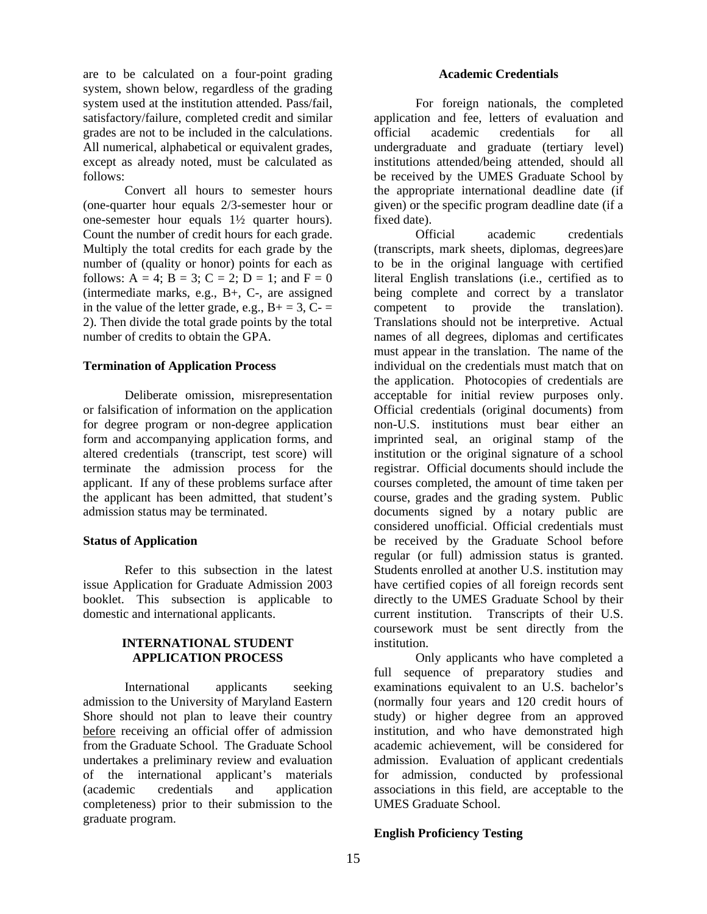are to be calculated on a four-point grading system, shown below, regardless of the grading system used at the institution attended. Pass/fail, satisfactory/failure, completed credit and similar grades are not to be included in the calculations. All numerical, alphabetical or equivalent grades, except as already noted, must be calculated as follows:

Convert all hours to semester hours (one-quarter hour equals 2/3-semester hour or one-semester hour equals 1½ quarter hours). Count the number of credit hours for each grade. Multiply the total credits for each grade by the number of (quality or honor) points for each as follows: A = 4; B = 3; C = 2; D = 1; and F = 0 (intermediate marks, e.g., B+, C-, are assigned in the value of the letter grade, e.g., B+ = 3, C- = 2). Then divide the total grade points by the total number of credits to obtain the GPA.

**Termination of Application Process**

Deliberate omission, misrepresentation or falsification of information on the application for degree program or non-degree application form and accompanying application forms, and altered credentials (transcript, test score) will terminate the admission process for the applicant. If any of these problems surface after the applicant has been admitted, that student's admission status may be terminated.

**Status of Application**

Refer to this subsection in the latest issue Application for Graduate Admission 2003 booklet. This subsection is applicable to domestic and international applicants.

## INTERNATIONAL STUDENT APPLICATION PROCESS

International applicants seeking admission to the University of Maryland Eastern Shore should not plan to leave their country before receiving an official offer of admission from the Graduate School. The Graduate School undertakes a preliminary review and evaluation of the international applicant's materials (academic credentials and application completeness) prior to their submission to the graduate program.

**Academic Credentials**

For foreign nationals, the completed application and fee, letters of evaluation and official academic credentials for all undergraduate and graduate (tertiary level) institutions attended/being attended, should all be received by the UMES Graduate School by the appropriate international deadline date (if given) or the specific program deadline date (if a fixed date).

Official academic credentials (transcripts, mark sheets, diplomas, degrees)are to be in the original language with certified literal English translations (i.e., certified as to being complete and correct by a translator competent to provide the translation). Translations should not be interpretive. Actual names of all degrees, diplomas and certificates must appear in the translation. The name of the individual on the credentials must match that on the application. Photocopies of credentials are acceptable for initial review purposes only. Official credentials (original documents) from non-U.S. institutions must bear either an imprinted seal, an original stamp of the institution or the original signature of a school registrar. Official documents should include the courses completed, the amount of time taken per course, grades and the grading system. Public documents signed by a notary public are considered unofficial. Official credentials must be received by the Graduate School before regular (or full) admission status is granted. Students enrolled at another U.S. institution may have certified copies of all foreign records sent directly to the UMES Graduate School by their current institution. Transcripts of their U.S. coursework must be sent directly from the institution.

Only applicants who have completed a full sequence of preparatory studies and examinations equivalent to an U.S. bachelor's (normally four years and 120 credit hours of study) or higher degree from an approved institution, and who have demonstrated high academic achievement, will be considered for admission. Evaluation of applicant credentials for admission, conducted by professional associations in this field, are acceptable to the UMES Graduate School.

**English Proficiency Testing**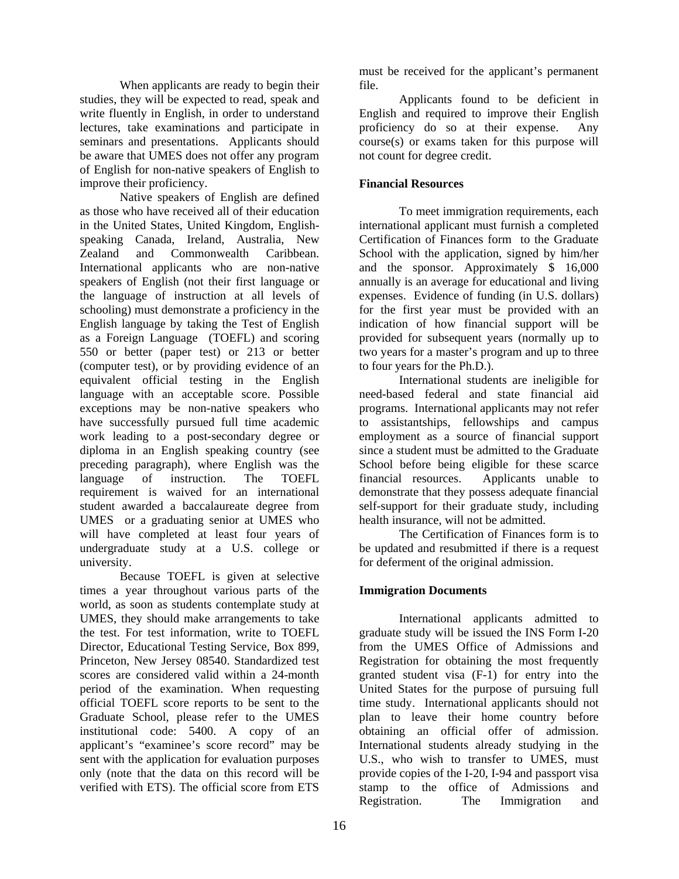When applicants are ready to begin their studies, they will be expected to read, speak and write fluently in English, in order to understand lectures, take examinations and participate in seminars and presentations. Applicants should be aware that UMES does not offer any program of English for non-native speakers of English to improve their proficiency.

Native speakers of English are defined as those who have received all of their education in the United States, United Kingdom, English-speaking Canada, Ireland, Australia, New Zealand and Commonwealth Caribbean. International applicants who are non-native speakers of English (not their first language or the language of instruction at all levels of schooling) must demonstrate a proficiency in the English language by taking the Test of English as a Foreign Language (TOEFL) and scoring 550 or better (paper test) or 213 or better (computer test), or by providing evidence of an equivalent official testing in the English language with an acceptable score. Possible exceptions may be non-native speakers who have successfully pursued full time academic work leading to a post-secondary degree or diploma in an English speaking country (see preceding paragraph), where English was the language of instruction. The TOEFL requirement is waived for an international student awarded a baccalaureate degree from UMES or a graduating senior at UMES who will have completed at least four years of undergraduate study at a U.S. college or university.

Because TOEFL is given at selective times a year throughout various parts of the world, as soon as students contemplate study at UMES, they should make arrangements to take the test. For test information, write to TOEFL Director, Educational Testing Service, Box 899, Princeton, New Jersey 08540. Standardized test scores are considered valid within a 24-month period of the examination. When requesting official TOEFL score reports to be sent to the Graduate School, please refer to the UMES institutional code: 5400. A copy of an applicant's "examinee's score record" may be sent with the application for evaluation purposes only (note that the data on this record will be verified with ETS). The official score from ETS must be received for the applicant's permanent file.

Applicants found to be deficient in English and required to improve their English proficiency do so at their expense. Any course(s) or exams taken for this purpose will not count for degree credit.

**Financial Resources**

To meet immigration requirements, each international applicant must furnish a completed Certification of Finances form to the Graduate School with the application, signed by him/her and the sponsor. Approximately $ 16,000 annually is an average for educational and living expenses. Evidence of funding (in U.S. dollars) for the first year must be provided with an indication of how financial support will be provided for subsequent years (normally up to two years for a master's program and up to three to four years for the Ph.D.).

International students are ineligible for need-based federal and state financial aid programs. International applicants may not refer to assistantships, fellowships and campus employment as a source of financial support since a student must be admitted to the Graduate School before being eligible for these scarce financial resources. Applicants unable to demonstrate that they possess adequate financial self-support for their graduate study, including health insurance, will not be admitted.

The Certification of Finances form is to be updated and resubmitted if there is a request for deferment of the original admission.

**Immigration Documents**

International applicants admitted to graduate study will be issued the INS Form I-20 from the UMES Office of Admissions and Registration for obtaining the most frequently granted student visa (F-1) for entry into the United States for the purpose of pursuing full time study. International applicants should not plan to leave their home country before obtaining an official offer of admission. International students already studying in the U.S., who wish to transfer to UMES, must provide copies of the I-20, I-94 and passport visa stamp to the office of Admissions and Registration. The Immigration and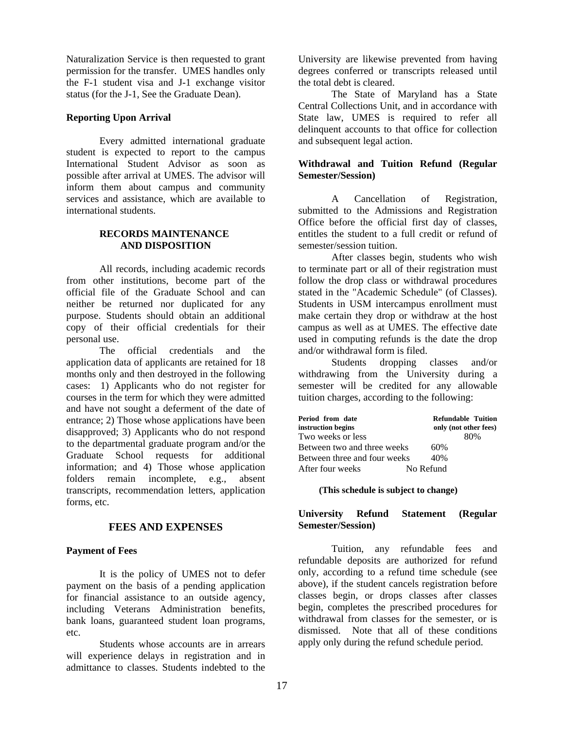Naturalization Service is then requested to grant permission for the transfer. UMES handles only the F-1 student visa and J-1 exchange visitor status (for the J-1, See the Graduate Dean).

**Reporting Upon Arrival**

Every admitted international graduate student is expected to report to the campus International Student Advisor as soon as possible after arrival at UMES. The advisor will inform them about campus and community services and assistance, which are available to international students.

## RECORDS MAINTENANCE AND DISPOSITION

All records, including academic records from other institutions, become part of the official file of the Graduate School and can neither be returned nor duplicated for any purpose. Students should obtain an additional copy of their official credentials for their personal use.

The official credentials and the application data of applicants are retained for 18 months only and then destroyed in the following cases: 1) Applicants who do not register for courses in the term for which they were admitted and have not sought a deferment of the date of entrance; 2) Those whose applications have been disapproved; 3) Applicants who do not respond to the departmental graduate program and/or the Graduate School requests for additional information; and 4) Those whose application folders remain incomplete, e.g., absent transcripts, recommendation letters, application forms, etc.

## FEES AND EXPENSES

**Payment of Fees**

It is the policy of UMES not to defer payment on the basis of a pending application for financial assistance to an outside agency, including Veterans Administration benefits, bank loans, guaranteed student loan programs, etc.

Students whose accounts are in arrears will experience delays in registration and in admittance to classes. Students indebted to the University are likewise prevented from having degrees conferred or transcripts released until the total debt is cleared.

The State of Maryland has a State Central Collections Unit, and in accordance with State law, UMES is required to refer all delinquent accounts to that office for collection and subsequent legal action.

**Withdrawal and Tuition Refund (Regular Semester/Session)**

A Cancellation of Registration, submitted to the Admissions and Registration Office before the official first day of classes, entitles the student to a full credit or refund of semester/session tuition.

After classes begin, students who wish to terminate part or all of their registration must follow the drop class or withdrawal procedures stated in the "Academic Schedule" (of Classes). Students in USM intercampus enrollment must make certain they drop or withdraw at the host campus as well as at UMES. The effective date used in computing refunds is the date the drop and/or withdrawal form is filed.

Students dropping classes and/or withdrawing from the University during a semester will be credited for any allowable tuition charges, according to the following:

| Period from date instruction begins | Refundable Tuition only (not other fees) |
|---|---|
| Two weeks or less | 80% |
| Between two and three weeks | 60% |
| Between three and four weeks | 40% |
| After four weeks | No Refund |

**(This schedule is subject to change)**

**University Refund Statement (Regular Semester/Session)**

Tuition, any refundable fees and refundable deposits are authorized for refund only, according to a refund time schedule (see above), if the student cancels registration before classes begin, or drops classes after classes begin, completes the prescribed procedures for withdrawal from classes for the semester, or is dismissed. Note that all of these conditions apply only during the refund schedule period.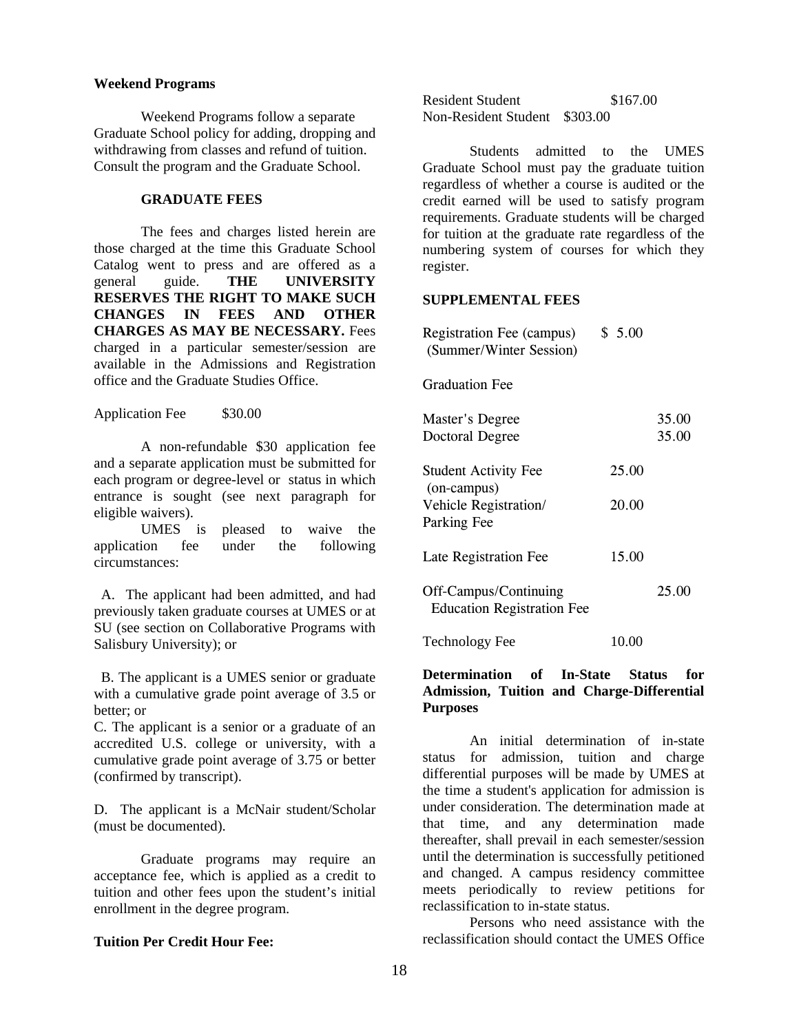**Weekend Programs**

Weekend Programs follow a separate Graduate School policy for adding, dropping and withdrawing from classes and refund of tuition. Consult the program and the Graduate School.

## GRADUATE FEES

The fees and charges listed herein are those charged at the time this Graduate School Catalog went to press and are offered as a general guide. **THE UNIVERSITY RESERVES THE RIGHT TO MAKE SUCH CHANGES IN FEES AND OTHER CHARGES AS MAY BE NECESSARY.** Fees charged in a particular semester/session are available in the Admissions and Registration office and the Graduate Studies Office.

Application Fee $30.00

A non-refundable $30 application fee and a separate application must be submitted for each program or degree-level or status in which entrance is sought (see next paragraph for eligible waivers).

UMES is pleased to waive the application fee under the following circumstances:

A. The applicant had been admitted, and had previously taken graduate courses at UMES or at SU (see section on Collaborative Programs with Salisbury University); or

B. The applicant is a UMES senior or graduate with a cumulative grade point average of 3.5 or better; or

C. The applicant is a senior or a graduate of an accredited U.S. college or university, with a cumulative grade point average of 3.75 or better (confirmed by transcript).

D. The applicant is a McNair student/Scholar (must be documented).

Graduate programs may require an acceptance fee, which is applied as a credit to tuition and other fees upon the student's initial enrollment in the degree program.

**Tuition Per Credit Hour Fee:**

| | |
|---|---|
| Resident Student | $167.00 |
| Non-Resident Student | $303.00 |

Students admitted to the UMES Graduate School must pay the graduate tuition regardless of whether a course is audited or the credit earned will be used to satisfy program requirements. Graduate students will be charged for tuition at the graduate rate regardless of the numbering system of courses for which they register.

**SUPPLEMENTAL FEES**

| | | |
|---|---|---|
| Registration Fee (campus) (Summer/Winter Session) | $ 5.00 | |
| Graduation Fee | | |
| Master's Degree | | 35.00 |
| Doctoral Degree | | 35.00 |
| Student Activity Fee (on-campus) | 25.00 | |
| Vehicle Registration/ Parking Fee | 20.00 | |
| Late Registration Fee | 15.00 | |
| Off-Campus/Continuing Education Registration Fee | | 25.00 |
| Technology Fee | 10.00 | |

**Determination of In-State Status for Admission, Tuition and Charge-Differential Purposes**

An initial determination of in-state status for admission, tuition and charge differential purposes will be made by UMES at the time a student's application for admission is under consideration. The determination made at that time, and any determination made thereafter, shall prevail in each semester/session until the determination is successfully petitioned and changed. A campus residency committee meets periodically to review petitions for reclassification to in-state status.

Persons who need assistance with the reclassification should contact the UMES Office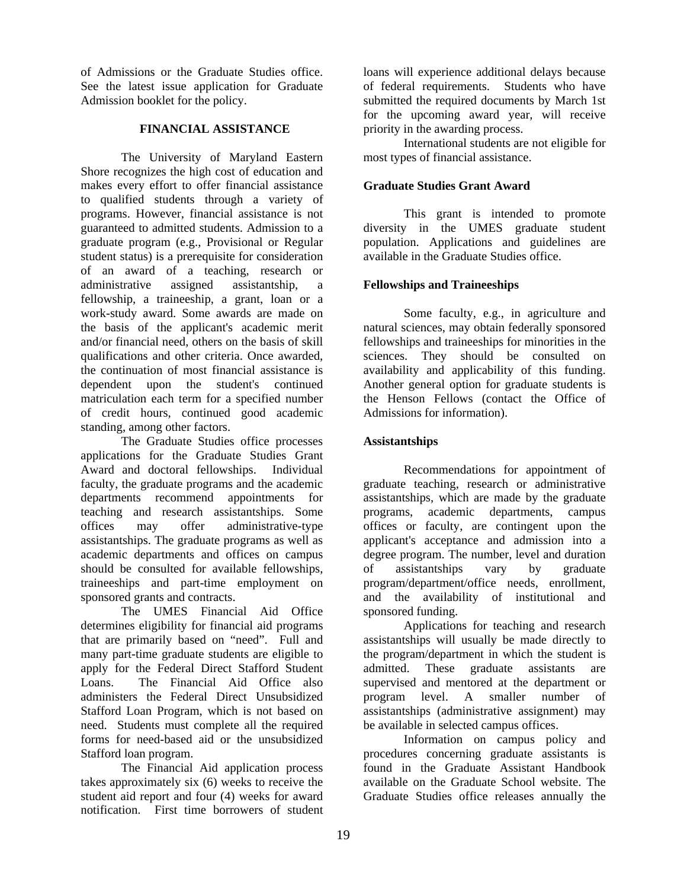of Admissions or the Graduate Studies office. See the latest issue application for Graduate Admission booklet for the policy.

## FINANCIAL ASSISTANCE

The University of Maryland Eastern Shore recognizes the high cost of education and makes every effort to offer financial assistance to qualified students through a variety of programs. However, financial assistance is not guaranteed to admitted students. Admission to a graduate program (e.g., Provisional or Regular student status) is a prerequisite for consideration of an award of a teaching, research or administrative assigned assistantship, a fellowship, a traineeship, a grant, loan or a work-study award. Some awards are made on the basis of the applicant's academic merit and/or financial need, others on the basis of skill qualifications and other criteria. Once awarded, the continuation of most financial assistance is dependent upon the student's continued matriculation each term for a specified number of credit hours, continued good academic standing, among other factors.

The Graduate Studies office processes applications for the Graduate Studies Grant Award and doctoral fellowships. Individual faculty, the graduate programs and the academic departments recommend appointments for teaching and research assistantships. Some offices may offer administrative-type assistantships. The graduate programs as well as academic departments and offices on campus should be consulted for available fellowships, traineeships and part-time employment on sponsored grants and contracts.

The UMES Financial Aid Office determines eligibility for financial aid programs that are primarily based on "need". Full and many part-time graduate students are eligible to apply for the Federal Direct Stafford Student Loans. The Financial Aid Office also administers the Federal Direct Unsubsidized Stafford Loan Program, which is not based on need. Students must complete all the required forms for need-based aid or the unsubsidized Stafford loan program.

The Financial Aid application process takes approximately six (6) weeks to receive the student aid report and four (4) weeks for award notification. First time borrowers of student loans will experience additional delays because of federal requirements. Students who have submitted the required documents by March 1st for the upcoming award year, will receive priority in the awarding process.

International students are not eligible for most types of financial assistance.

### Graduate Studies Grant Award

This grant is intended to promote diversity in the UMES graduate student population. Applications and guidelines are available in the Graduate Studies office.

### Fellowships and Traineeships

Some faculty, e.g., in agriculture and natural sciences, may obtain federally sponsored fellowships and traineeships for minorities in the sciences. They should be consulted on availability and applicability of this funding. Another general option for graduate students is the Henson Fellows (contact the Office of Admissions for information).

### Assistantships

Recommendations for appointment of graduate teaching, research or administrative assistantships, which are made by the graduate programs, academic departments, campus offices or faculty, are contingent upon the applicant's acceptance and admission into a degree program. The number, level and duration of assistantships vary by graduate program/department/office needs, enrollment, and the availability of institutional and sponsored funding.

Applications for teaching and research assistantships will usually be made directly to the program/department in which the student is admitted. These graduate assistants are supervised and mentored at the department or program level. A smaller number of assistantships (administrative assignment) may be available in selected campus offices.

Information on campus policy and procedures concerning graduate assistants is found in the Graduate Assistant Handbook available on the Graduate School website. The Graduate Studies office releases annually the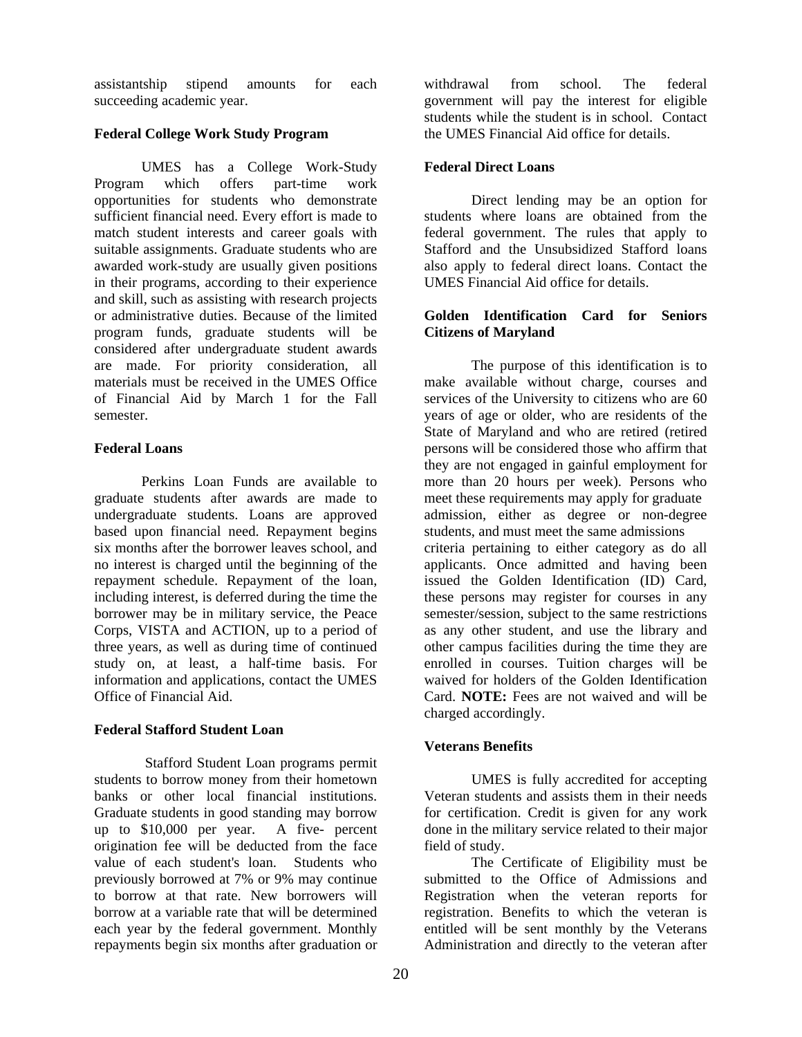assistantship stipend amounts for each succeeding academic year.

**Federal College Work Study Program**

UMES has a College Work-Study Program which offers part-time work opportunities for students who demonstrate sufficient financial need. Every effort is made to match student interests and career goals with suitable assignments. Graduate students who are awarded work-study are usually given positions in their programs, according to their experience and skill, such as assisting with research projects or administrative duties. Because of the limited program funds, graduate students will be considered after undergraduate student awards are made. For priority consideration, all materials must be received in the UMES Office of Financial Aid by March 1 for the Fall semester.

**Federal Loans**

Perkins Loan Funds are available to graduate students after awards are made to undergraduate students. Loans are approved based upon financial need. Repayment begins six months after the borrower leaves school, and no interest is charged until the beginning of the repayment schedule. Repayment of the loan, including interest, is deferred during the time the borrower may be in military service, the Peace Corps, VISTA and ACTION, up to a period of three years, as well as during time of continued study on, at least, a half-time basis. For information and applications, contact the UMES Office of Financial Aid.

**Federal Stafford Student Loan**

Stafford Student Loan programs permit students to borrow money from their hometown banks or other local financial institutions. Graduate students in good standing may borrow up to $10,000 per year. A five- percent origination fee will be deducted from the face value of each student's loan. Students who previously borrowed at 7% or 9% may continue to borrow at that rate. New borrowers will borrow at a variable rate that will be determined each year by the federal government. Monthly repayments begin six months after graduation or withdrawal from school. The federal government will pay the interest for eligible students while the student is in school. Contact the UMES Financial Aid office for details.

**Federal Direct Loans**

Direct lending may be an option for students where loans are obtained from the federal government. The rules that apply to Stafford and the Unsubsidized Stafford loans also apply to federal direct loans. Contact the UMES Financial Aid office for details.

**Golden Identification Card for Seniors Citizens of Maryland**

The purpose of this identification is to make available without charge, courses and services of the University to citizens who are 60 years of age or older, who are residents of the State of Maryland and who are retired (retired persons will be considered those who affirm that they are not engaged in gainful employment for more than 20 hours per week). Persons who meet these requirements may apply for graduate admission, either as degree or non-degree students, and must meet the same admissions criteria pertaining to either category as do all applicants. Once admitted and having been issued the Golden Identification (ID) Card, these persons may register for courses in any semester/session, subject to the same restrictions as any other student, and use the library and other campus facilities during the time they are enrolled in courses. Tuition charges will be waived for holders of the Golden Identification Card. **NOTE:** Fees are not waived and will be charged accordingly.

**Veterans Benefits**

UMES is fully accredited for accepting Veteran students and assists them in their needs for certification. Credit is given for any work done in the military service related to their major field of study.

The Certificate of Eligibility must be submitted to the Office of Admissions and Registration when the veteran reports for registration. Benefits to which the veteran is entitled will be sent monthly by the Veterans Administration and directly to the veteran after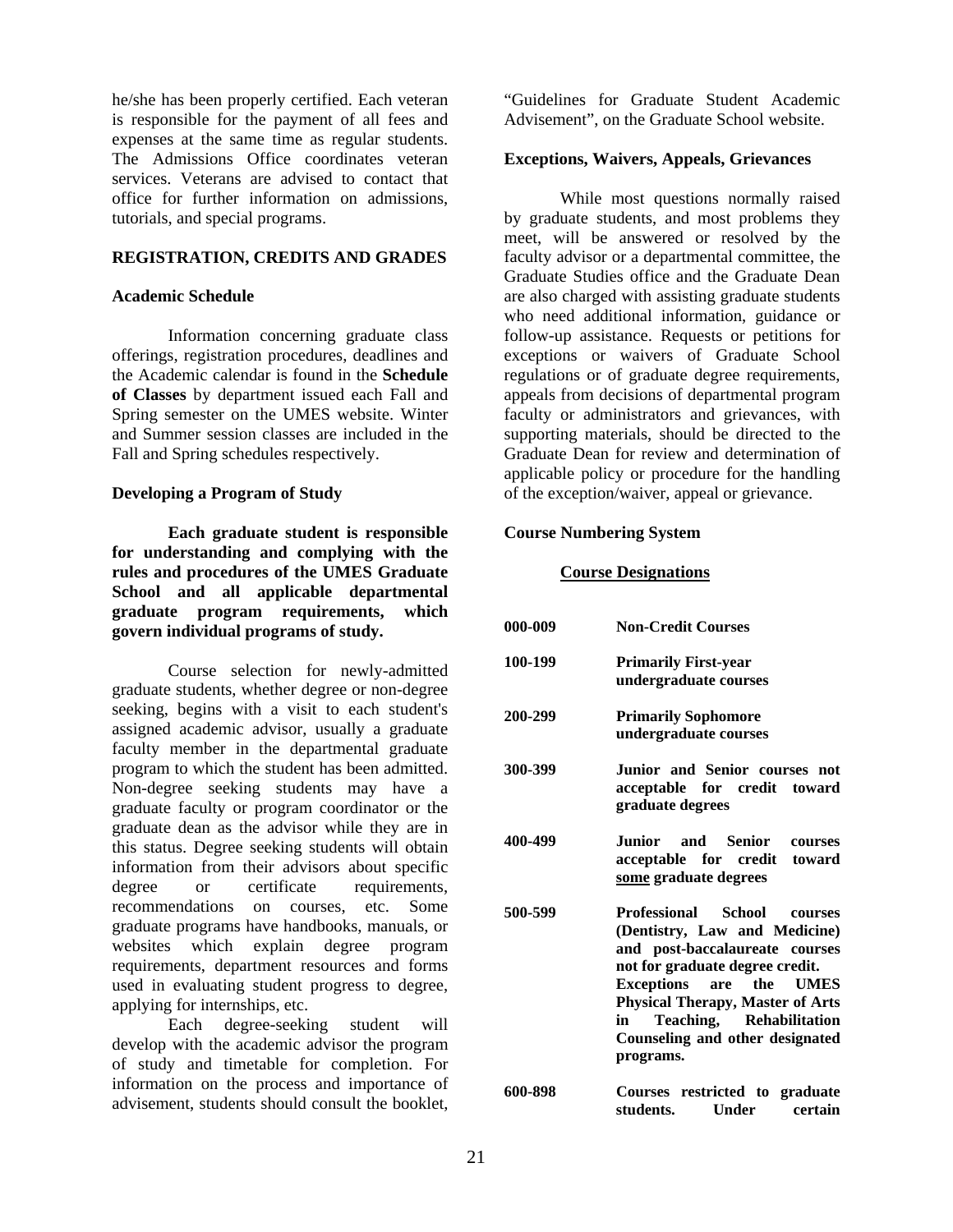he/she has been properly certified. Each veteran is responsible for the payment of all fees and expenses at the same time as regular students. The Admissions Office coordinates veteran services. Veterans are advised to contact that office for further information on admissions, tutorials, and special programs.

## REGISTRATION, CREDITS AND GRADES

### Academic Schedule

Information concerning graduate class offerings, registration procedures, deadlines and the Academic calendar is found in the **Schedule of Classes** by department issued each Fall and Spring semester on the UMES website. Winter and Summer session classes are included in the Fall and Spring schedules respectively.

### Developing a Program of Study

**Each graduate student is responsible for understanding and complying with the rules and procedures of the UMES Graduate School and all applicable departmental graduate program requirements, which govern individual programs of study.**

Course selection for newly-admitted graduate students, whether degree or non-degree seeking, begins with a visit to each student's assigned academic advisor, usually a graduate faculty member in the departmental graduate program to which the student has been admitted. Non-degree seeking students may have a graduate faculty or program coordinator or the graduate dean as the advisor while they are in this status. Degree seeking students will obtain information from their advisors about specific degree or certificate requirements, recommendations on courses, etc. Some graduate programs have handbooks, manuals, or websites which explain degree program requirements, department resources and forms used in evaluating student progress to degree, applying for internships, etc.

Each degree-seeking student will develop with the academic advisor the program of study and timetable for completion. For information on the process and importance of advisement, students should consult the booklet, "Guidelines for Graduate Student Academic Advisement", on the Graduate School website.

### Exceptions, Waivers, Appeals, Grievances

While most questions normally raised by graduate students, and most problems they meet, will be answered or resolved by the faculty advisor or a departmental committee, the Graduate Studies office and the Graduate Dean are also charged with assisting graduate students who need additional information, guidance or follow-up assistance. Requests or petitions for exceptions or waivers of Graduate School regulations or of graduate degree requirements, appeals from decisions of departmental program faculty or administrators and grievances, with supporting materials, should be directed to the Graduate Dean for review and determination of applicable policy or procedure for the handling of the exception/waiver, appeal or grievance.

### Course Numbering System

**<u>Course Designations</u>**

| | |
|---|---|
| **000-009** | **Non-Credit Courses** |
| **100-199** | **Primarily First-year undergraduate courses** |
| **200-299** | **Primarily Sophomore undergraduate courses** |
| **300-399** | **Junior and Senior courses not acceptable for credit toward graduate degrees** |
| **400-499** | **Junior and Senior courses acceptable for credit toward <u>some</u> graduate degrees** |
| **500-599** | **Professional School courses (Dentistry, Law and Medicine) and post-baccalaureate courses not for graduate degree credit. Exceptions are the UMES Physical Therapy, Master of Arts in Teaching, Rehabilitation Counseling and other designated programs.** |
| **600-898** | **Courses restricted to graduate students. Under certain** |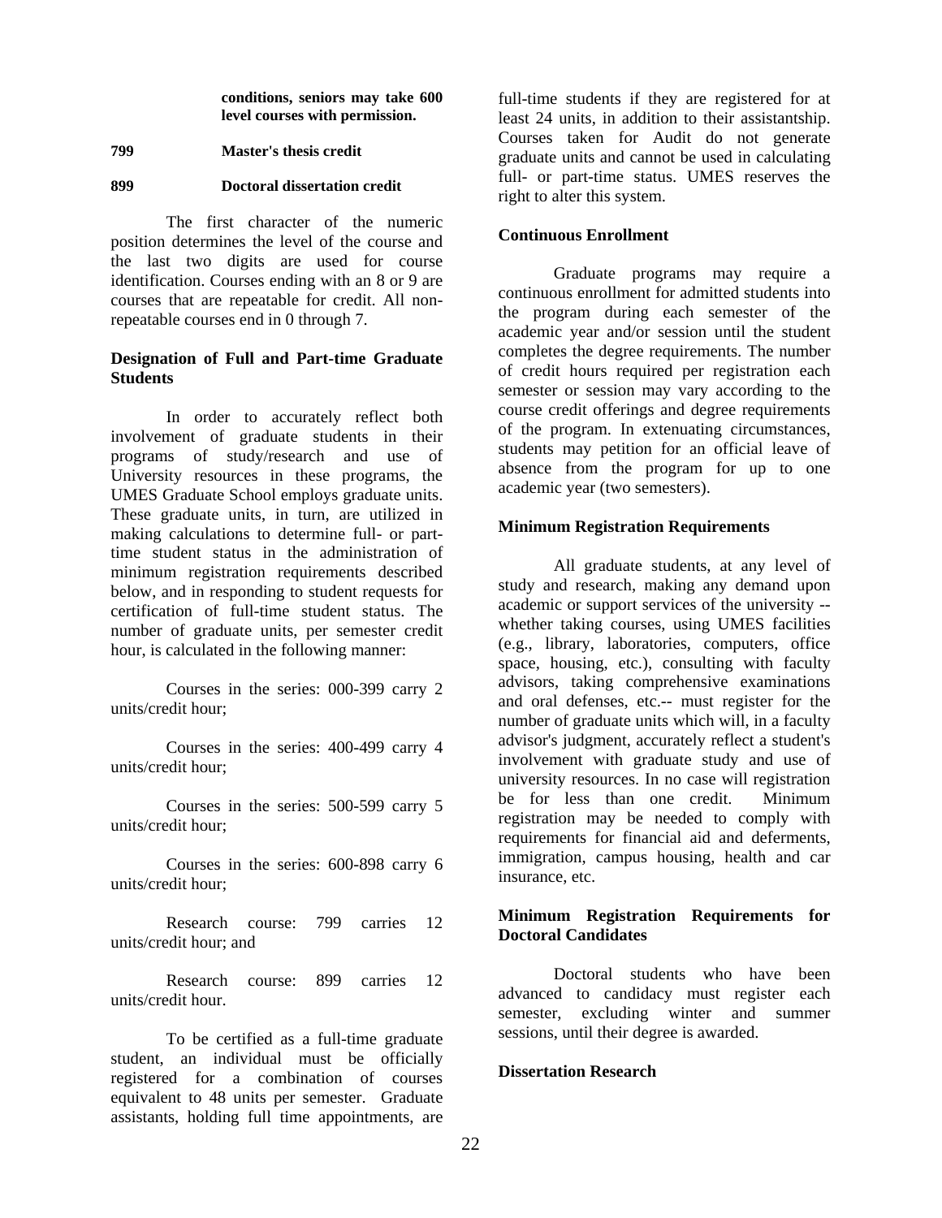**conditions, seniors may take 600 level courses with permission.**

| | |
|---|---|
| **799** | **Master's thesis credit** |
| **899** | **Doctoral dissertation credit** |

The first character of the numeric position determines the level of the course and the last two digits are used for course identification. Courses ending with an 8 or 9 are courses that are repeatable for credit. All non-repeatable courses end in 0 through 7.

**Designation of Full and Part-time Graduate Students**

In order to accurately reflect both involvement of graduate students in their programs of study/research and use of University resources in these programs, the UMES Graduate School employs graduate units. These graduate units, in turn, are utilized in making calculations to determine full- or part-time student status in the administration of minimum registration requirements described below, and in responding to student requests for certification of full-time student status. The number of graduate units, per semester credit hour, is calculated in the following manner:

Courses in the series: 000-399 carry 2 units/credit hour;

Courses in the series: 400-499 carry 4 units/credit hour;

Courses in the series: 500-599 carry 5 units/credit hour;

Courses in the series: 600-898 carry 6 units/credit hour;

Research course: 799 carries 12 units/credit hour; and

Research course: 899 carries 12 units/credit hour.

To be certified as a full-time graduate student, an individual must be officially registered for a combination of courses equivalent to 48 units per semester. Graduate assistants, holding full time appointments, are full-time students if they are registered for at least 24 units, in addition to their assistantship. Courses taken for Audit do not generate graduate units and cannot be used in calculating full- or part-time status. UMES reserves the right to alter this system.

**Continuous Enrollment**

Graduate programs may require a continuous enrollment for admitted students into the program during each semester of the academic year and/or session until the student completes the degree requirements. The number of credit hours required per registration each semester or session may vary according to the course credit offerings and degree requirements of the program. In extenuating circumstances, students may petition for an official leave of absence from the program for up to one academic year (two semesters).

**Minimum Registration Requirements**

All graduate students, at any level of study and research, making any demand upon academic or support services of the university -- whether taking courses, using UMES facilities (e.g., library, laboratories, computers, office space, housing, etc.), consulting with faculty advisors, taking comprehensive examinations and oral defenses, etc.-- must register for the number of graduate units which will, in a faculty advisor's judgment, accurately reflect a student's involvement with graduate study and use of university resources. In no case will registration be for less than one credit. Minimum registration may be needed to comply with requirements for financial aid and deferments, immigration, campus housing, health and car insurance, etc.

**Minimum Registration Requirements for Doctoral Candidates**

Doctoral students who have been advanced to candidacy must register each semester, excluding winter and summer sessions, until their degree is awarded.

**Dissertation Research**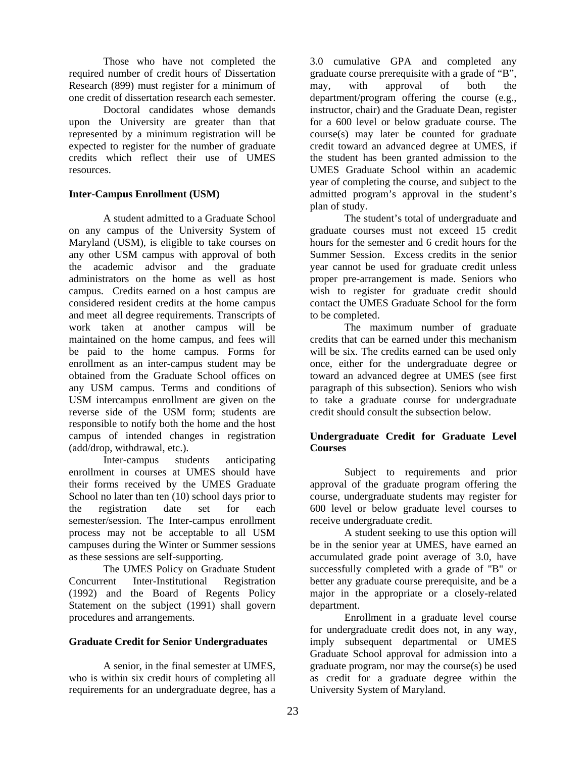Those who have not completed the required number of credit hours of Dissertation Research (899) must register for a minimum of one credit of dissertation research each semester.

Doctoral candidates whose demands upon the University are greater than that represented by a minimum registration will be expected to register for the number of graduate credits which reflect their use of UMES resources.

**Inter-Campus Enrollment (USM)**

A student admitted to a Graduate School on any campus of the University System of Maryland (USM), is eligible to take courses on any other USM campus with approval of both the academic advisor and the graduate administrators on the home as well as host campus. Credits earned on a host campus are considered resident credits at the home campus and meet all degree requirements. Transcripts of work taken at another campus will be maintained on the home campus, and fees will be paid to the home campus. Forms for enrollment as an inter-campus student may be obtained from the Graduate School offices on any USM campus. Terms and conditions of USM intercampus enrollment are given on the reverse side of the USM form; students are responsible to notify both the home and the host campus of intended changes in registration (add/drop, withdrawal, etc.).

Inter-campus students anticipating enrollment in courses at UMES should have their forms received by the UMES Graduate School no later than ten (10) school days prior to the registration date set for each semester/session. The Inter-campus enrollment process may not be acceptable to all USM campuses during the Winter or Summer sessions as these sessions are self-supporting.

The UMES Policy on Graduate Student Concurrent Inter-Institutional Registration (1992) and the Board of Regents Policy Statement on the subject (1991) shall govern procedures and arrangements.

**Graduate Credit for Senior Undergraduates**

A senior, in the final semester at UMES, who is within six credit hours of completing all requirements for an undergraduate degree, has a 3.0 cumulative GPA and completed any graduate course prerequisite with a grade of "B", may, with approval of both the department/program offering the course (e.g., instructor, chair) and the Graduate Dean, register for a 600 level or below graduate course. The course(s) may later be counted for graduate credit toward an advanced degree at UMES, if the student has been granted admission to the UMES Graduate School within an academic year of completing the course, and subject to the admitted program's approval in the student's plan of study.

The student's total of undergraduate and graduate courses must not exceed 15 credit hours for the semester and 6 credit hours for the Summer Session. Excess credits in the senior year cannot be used for graduate credit unless proper pre-arrangement is made. Seniors who wish to register for graduate credit should contact the UMES Graduate School for the form to be completed.

The maximum number of graduate credits that can be earned under this mechanism will be six. The credits earned can be used only once, either for the undergraduate degree or toward an advanced degree at UMES (see first paragraph of this subsection). Seniors who wish to take a graduate course for undergraduate credit should consult the subsection below.

**Undergraduate Credit for Graduate Level Courses**

Subject to requirements and prior approval of the graduate program offering the course, undergraduate students may register for 600 level or below graduate level courses to receive undergraduate credit.

A student seeking to use this option will be in the senior year at UMES, have earned an accumulated grade point average of 3.0, have successfully completed with a grade of "B" or better any graduate course prerequisite, and be a major in the appropriate or a closely-related department.

Enrollment in a graduate level course for undergraduate credit does not, in any way, imply subsequent departmental or UMES Graduate School approval for admission into a graduate program, nor may the course(s) be used as credit for a graduate degree within the University System of Maryland.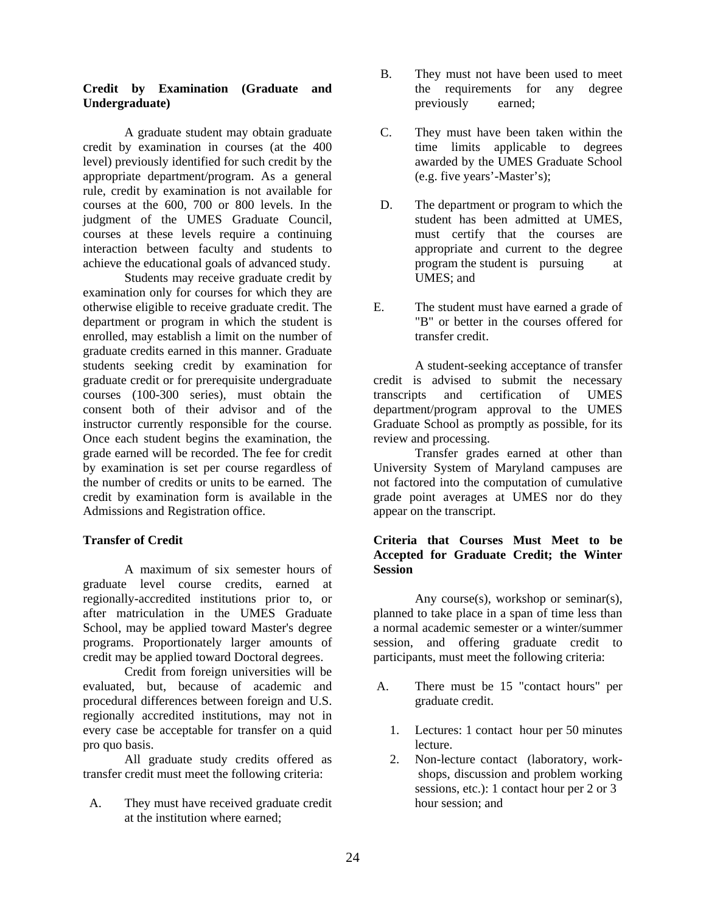### Credit by Examination (Graduate and Undergraduate)

A graduate student may obtain graduate credit by examination in courses (at the 400 level) previously identified for such credit by the appropriate department/program. As a general rule, credit by examination is not available for courses at the 600, 700 or 800 levels. In the judgment of the UMES Graduate Council, courses at these levels require a continuing interaction between faculty and students to achieve the educational goals of advanced study.

Students may receive graduate credit by examination only for courses for which they are otherwise eligible to receive graduate credit. The department or program in which the student is enrolled, may establish a limit on the number of graduate credits earned in this manner. Graduate students seeking credit by examination for graduate credit or for prerequisite undergraduate courses (100-300 series), must obtain the consent both of their advisor and of the instructor currently responsible for the course. Once each student begins the examination, the grade earned will be recorded. The fee for credit by examination is set per course regardless of the number of credits or units to be earned. The credit by examination form is available in the Admissions and Registration office.

### Transfer of Credit

A maximum of six semester hours of graduate level course credits, earned at regionally-accredited institutions prior to, or after matriculation in the UMES Graduate School, may be applied toward Master's degree programs. Proportionately larger amounts of credit may be applied toward Doctoral degrees.

Credit from foreign universities will be evaluated, but, because of academic and procedural differences between foreign and U.S. regionally accredited institutions, may not in every case be acceptable for transfer on a quid pro quo basis.

All graduate study credits offered as transfer credit must meet the following criteria:

A. They must have received graduate credit at the institution where earned;

B. They must not have been used to meet the requirements for any degree previously earned;

C. They must have been taken within the time limits applicable to degrees awarded by the UMES Graduate School (e.g. five years'-Master's);

D. The department or program to which the student has been admitted at UMES, must certify that the courses are appropriate and current to the degree program the student is pursuing at UMES; and

E. The student must have earned a grade of "B" or better in the courses offered for transfer credit.

A student-seeking acceptance of transfer credit is advised to submit the necessary transcripts and certification of UMES department/program approval to the UMES Graduate School as promptly as possible, for its review and processing.

Transfer grades earned at other than University System of Maryland campuses are not factored into the computation of cumulative grade point averages at UMES nor do they appear on the transcript.

### Criteria that Courses Must Meet to be Accepted for Graduate Credit; the Winter Session

Any course(s), workshop or seminar(s), planned to take place in a span of time less than a normal academic semester or a winter/summer session, and offering graduate credit to participants, must meet the following criteria:

A. There must be 15 "contact hours" per graduate credit.

1. Lectures: 1 contact hour per 50 minutes lecture.
2. Non-lecture contact (laboratory, work- shops, discussion and problem working sessions, etc.): 1 contact hour per 2 or 3 hour session; and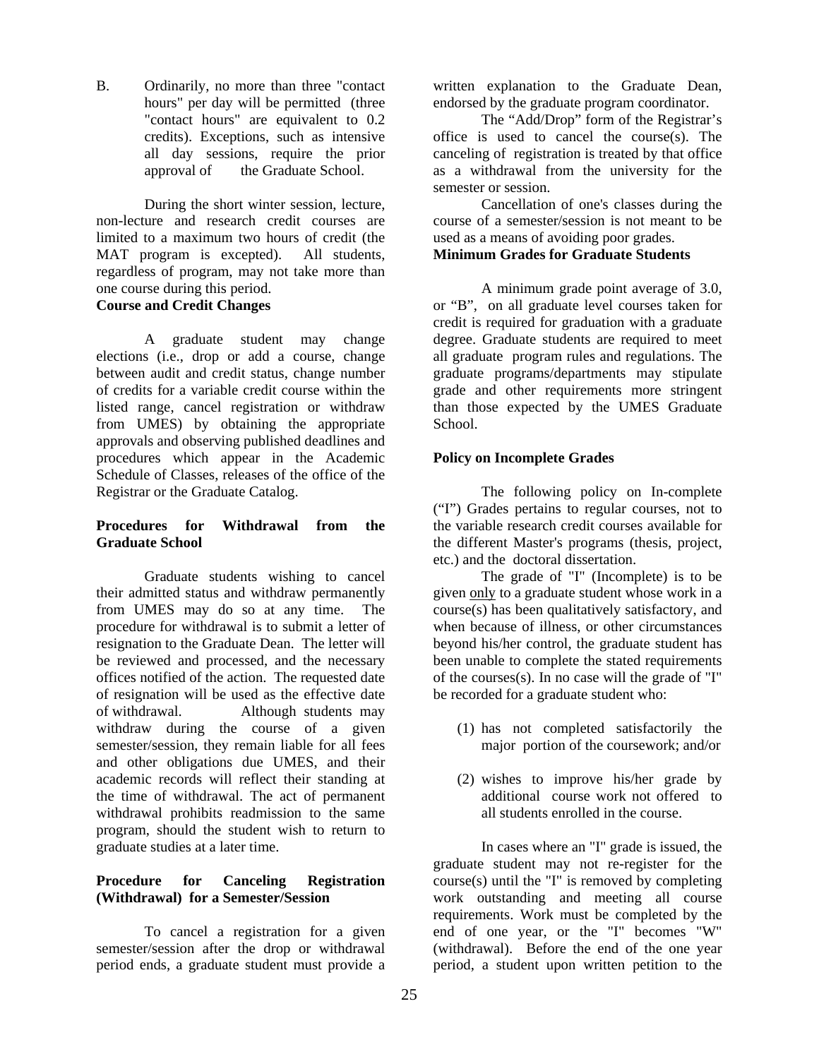B. Ordinarily, no more than three "contact hours" per day will be permitted (three "contact hours" are equivalent to 0.2 credits). Exceptions, such as intensive all day sessions, require the prior approval of the Graduate School.

During the short winter session, lecture, non-lecture and research credit courses are limited to a maximum two hours of credit (the MAT program is excepted). All students, regardless of program, may not take more than one course during this period.

**Course and Credit Changes**

A graduate student may change elections (i.e., drop or add a course, change between audit and credit status, change number of credits for a variable credit course within the listed range, cancel registration or withdraw from UMES) by obtaining the appropriate approvals and observing published deadlines and procedures which appear in the Academic Schedule of Classes, releases of the office of the Registrar or the Graduate Catalog.

**Procedures for Withdrawal from the Graduate School**

Graduate students wishing to cancel their admitted status and withdraw permanently from UMES may do so at any time. The procedure for withdrawal is to submit a letter of resignation to the Graduate Dean. The letter will be reviewed and processed, and the necessary offices notified of the action. The requested date of resignation will be used as the effective date of withdrawal. Although students may withdraw during the course of a given semester/session, they remain liable for all fees and other obligations due UMES, and their academic records will reflect their standing at the time of withdrawal. The act of permanent withdrawal prohibits readmission to the same program, should the student wish to return to graduate studies at a later time.

**Procedure for Canceling Registration (Withdrawal) for a Semester/Session**

To cancel a registration for a given semester/session after the drop or withdrawal period ends, a graduate student must provide a written explanation to the Graduate Dean, endorsed by the graduate program coordinator.

The "Add/Drop" form of the Registrar's office is used to cancel the course(s). The canceling of registration is treated by that office as a withdrawal from the university for the semester or session.

Cancellation of one's classes during the course of a semester/session is not meant to be used as a means of avoiding poor grades.

**Minimum Grades for Graduate Students**

A minimum grade point average of 3.0, or "B", on all graduate level courses taken for credit is required for graduation with a graduate degree. Graduate students are required to meet all graduate program rules and regulations. The graduate programs/departments may stipulate grade and other requirements more stringent than those expected by the UMES Graduate School.

**Policy on Incomplete Grades**

The following policy on In-complete ("I") Grades pertains to regular courses, not to the variable research credit courses available for the different Master's programs (thesis, project, etc.) and the doctoral dissertation.

The grade of "I" (Incomplete) is to be given only to a graduate student whose work in a course(s) has been qualitatively satisfactory, and when because of illness, or other circumstances beyond his/her control, the graduate student has been unable to complete the stated requirements of the courses(s). In no case will the grade of "I" be recorded for a graduate student who:

(1) has not completed satisfactorily the major portion of the coursework; and/or

(2) wishes to improve his/her grade by additional course work not offered to all students enrolled in the course.

In cases where an "I" grade is issued, the graduate student may not re-register for the course(s) until the "I" is removed by completing work outstanding and meeting all course requirements. Work must be completed by the end of one year, or the "I" becomes "W" (withdrawal). Before the end of the one year period, a student upon written petition to the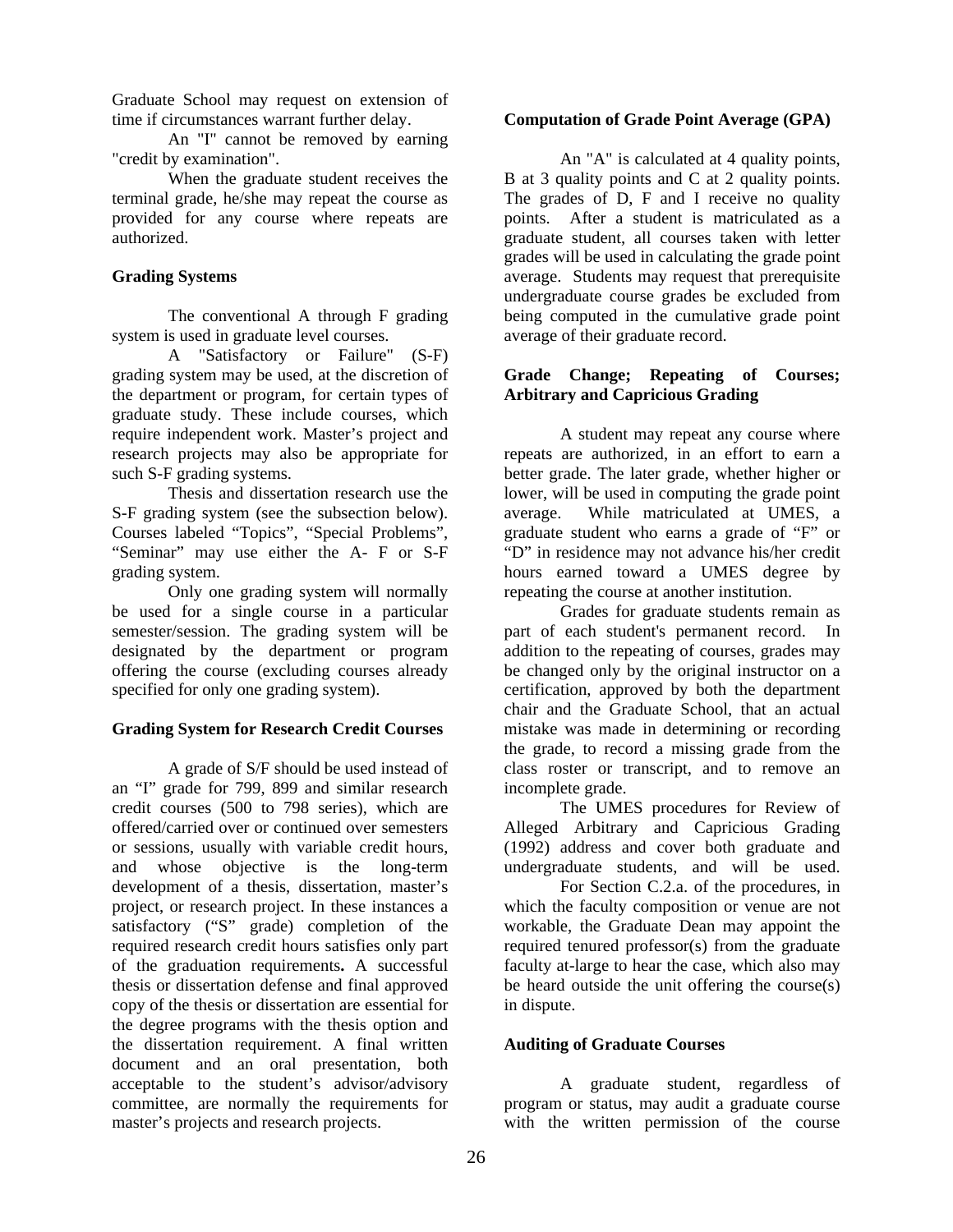Graduate School may request on extension of time if circumstances warrant further delay.

An "I" cannot be removed by earning "credit by examination".

When the graduate student receives the terminal grade, he/she may repeat the course as provided for any course where repeats are authorized.

**Grading Systems**

The conventional A through F grading system is used in graduate level courses.

A "Satisfactory or Failure" (S-F) grading system may be used, at the discretion of the department or program, for certain types of graduate study. These include courses, which require independent work. Master's project and research projects may also be appropriate for such S-F grading systems.

Thesis and dissertation research use the S-F grading system (see the subsection below). Courses labeled "Topics", "Special Problems", "Seminar" may use either the A- F or S-F grading system.

Only one grading system will normally be used for a single course in a particular semester/session. The grading system will be designated by the department or program offering the course (excluding courses already specified for only one grading system).

**Grading System for Research Credit Courses**

A grade of S/F should be used instead of an "I" grade for 799, 899 and similar research credit courses (500 to 798 series), which are offered/carried over or continued over semesters or sessions, usually with variable credit hours, and whose objective is the long-term development of a thesis, dissertation, master's project, or research project. In these instances a satisfactory ("S" grade) completion of the required research credit hours satisfies only part of the graduation requirements**.** A successful thesis or dissertation defense and final approved copy of the thesis or dissertation are essential for the degree programs with the thesis option and the dissertation requirement. A final written document and an oral presentation, both acceptable to the student's advisor/advisory committee, are normally the requirements for master's projects and research projects.

**Computation of Grade Point Average (GPA)**

An "A" is calculated at 4 quality points, B at 3 quality points and C at 2 quality points. The grades of D, F and I receive no quality points. After a student is matriculated as a graduate student, all courses taken with letter grades will be used in calculating the grade point average. Students may request that prerequisite undergraduate course grades be excluded from being computed in the cumulative grade point average of their graduate record.

**Grade Change; Repeating of Courses; Arbitrary and Capricious Grading**

A student may repeat any course where repeats are authorized, in an effort to earn a better grade. The later grade, whether higher or lower, will be used in computing the grade point average. While matriculated at UMES, a graduate student who earns a grade of "F" or "D" in residence may not advance his/her credit hours earned toward a UMES degree by repeating the course at another institution.

Grades for graduate students remain as part of each student's permanent record. In addition to the repeating of courses, grades may be changed only by the original instructor on a certification, approved by both the department chair and the Graduate School, that an actual mistake was made in determining or recording the grade, to record a missing grade from the class roster or transcript, and to remove an incomplete grade.

The UMES procedures for Review of Alleged Arbitrary and Capricious Grading (1992) address and cover both graduate and undergraduate students, and will be used.

For Section C.2.a. of the procedures, in which the faculty composition or venue are not workable, the Graduate Dean may appoint the required tenured professor(s) from the graduate faculty at-large to hear the case, which also may be heard outside the unit offering the course(s) in dispute.

**Auditing of Graduate Courses**

A graduate student, regardless of program or status, may audit a graduate course with the written permission of the course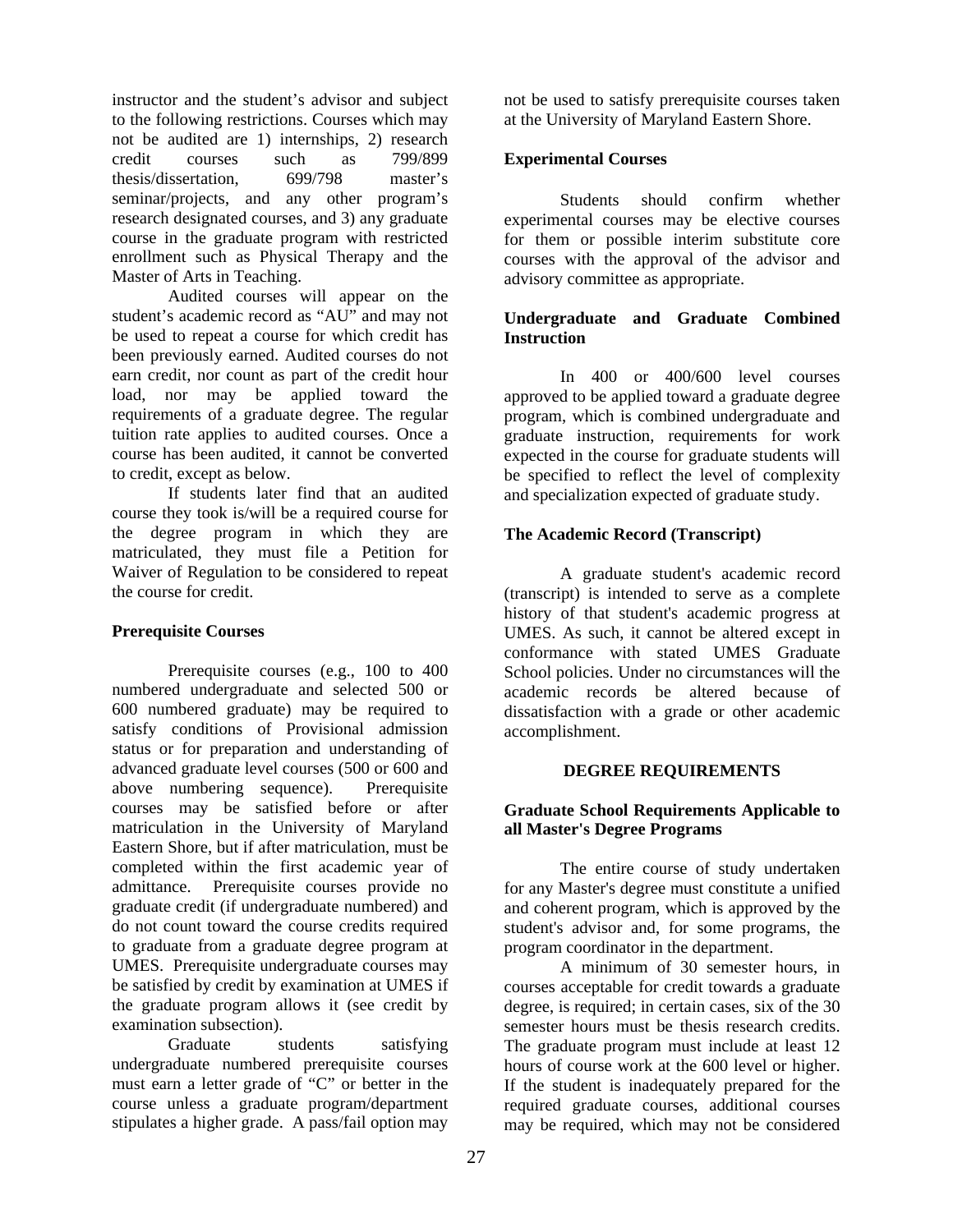instructor and the student's advisor and subject to the following restrictions. Courses which may not be audited are 1) internships, 2) research credit courses such as 799/899 thesis/dissertation, 699/798 master's seminar/projects, and any other program's research designated courses, and 3) any graduate course in the graduate program with restricted enrollment such as Physical Therapy and the Master of Arts in Teaching.

Audited courses will appear on the student's academic record as "AU" and may not be used to repeat a course for which credit has been previously earned. Audited courses do not earn credit, nor count as part of the credit hour load, nor may be applied toward the requirements of a graduate degree. The regular tuition rate applies to audited courses. Once a course has been audited, it cannot be converted to credit, except as below.

If students later find that an audited course they took is/will be a required course for the degree program in which they are matriculated, they must file a Petition for Waiver of Regulation to be considered to repeat the course for credit.

**Prerequisite Courses**

Prerequisite courses (e.g., 100 to 400 numbered undergraduate and selected 500 or 600 numbered graduate) may be required to satisfy conditions of Provisional admission status or for preparation and understanding of advanced graduate level courses (500 or 600 and above numbering sequence). Prerequisite courses may be satisfied before or after matriculation in the University of Maryland Eastern Shore, but if after matriculation, must be completed within the first academic year of admittance. Prerequisite courses provide no graduate credit (if undergraduate numbered) and do not count toward the course credits required to graduate from a graduate degree program at UMES. Prerequisite undergraduate courses may be satisfied by credit by examination at UMES if the graduate program allows it (see credit by examination subsection).

Graduate students satisfying undergraduate numbered prerequisite courses must earn a letter grade of "C" or better in the course unless a graduate program/department stipulates a higher grade. A pass/fail option may not be used to satisfy prerequisite courses taken at the University of Maryland Eastern Shore.

**Experimental Courses**

Students should confirm whether experimental courses may be elective courses for them or possible interim substitute core courses with the approval of the advisor and advisory committee as appropriate.

**Undergraduate and Graduate Combined Instruction**

In 400 or 400/600 level courses approved to be applied toward a graduate degree program, which is combined undergraduate and graduate instruction, requirements for work expected in the course for graduate students will be specified to reflect the level of complexity and specialization expected of graduate study.

**The Academic Record (Transcript)**

A graduate student's academic record (transcript) is intended to serve as a complete history of that student's academic progress at UMES. As such, it cannot be altered except in conformance with stated UMES Graduate School policies. Under no circumstances will the academic records be altered because of dissatisfaction with a grade or other academic accomplishment.

## DEGREE REQUIREMENTS

**Graduate School Requirements Applicable to all Master's Degree Programs**

The entire course of study undertaken for any Master's degree must constitute a unified and coherent program, which is approved by the student's advisor and, for some programs, the program coordinator in the department.

A minimum of 30 semester hours, in courses acceptable for credit towards a graduate degree, is required; in certain cases, six of the 30 semester hours must be thesis research credits. The graduate program must include at least 12 hours of course work at the 600 level or higher. If the student is inadequately prepared for the required graduate courses, additional courses may be required, which may not be considered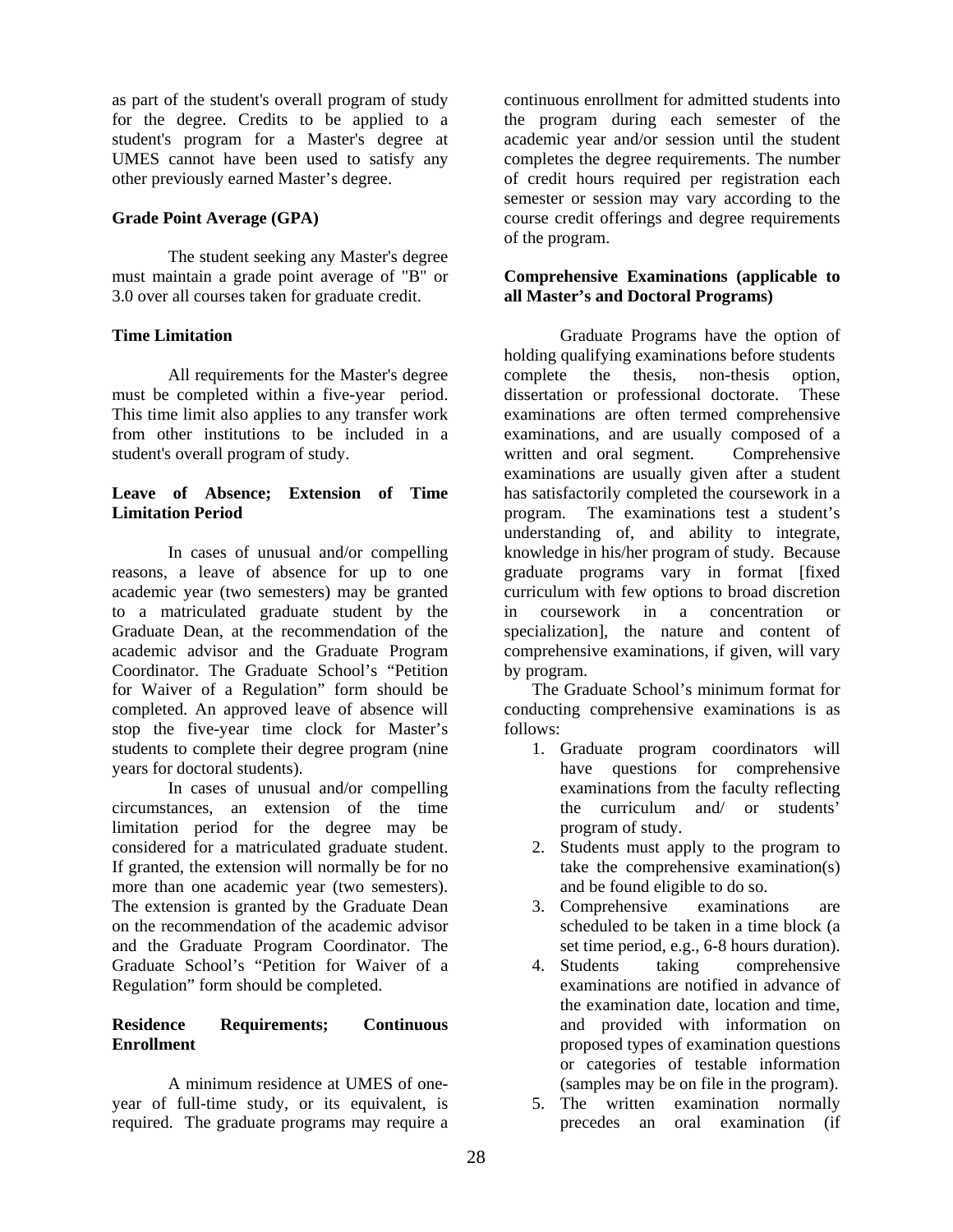as part of the student's overall program of study for the degree. Credits to be applied to a student's program for a Master's degree at UMES cannot have been used to satisfy any other previously earned Master's degree.

**Grade Point Average (GPA)**

The student seeking any Master's degree must maintain a grade point average of "B" or 3.0 over all courses taken for graduate credit.

**Time Limitation**

All requirements for the Master's degree must be completed within a five-year period. This time limit also applies to any transfer work from other institutions to be included in a student's overall program of study.

**Leave of Absence; Extension of Time Limitation Period**

In cases of unusual and/or compelling reasons, a leave of absence for up to one academic year (two semesters) may be granted to a matriculated graduate student by the Graduate Dean, at the recommendation of the academic advisor and the Graduate Program Coordinator. The Graduate School's "Petition for Waiver of a Regulation" form should be completed. An approved leave of absence will stop the five-year time clock for Master's students to complete their degree program (nine years for doctoral students).

In cases of unusual and/or compelling circumstances, an extension of the time limitation period for the degree may be considered for a matriculated graduate student. If granted, the extension will normally be for no more than one academic year (two semesters). The extension is granted by the Graduate Dean on the recommendation of the academic advisor and the Graduate Program Coordinator. The Graduate School's "Petition for Waiver of a Regulation" form should be completed.

**Residence Requirements; Continuous Enrollment**

A minimum residence at UMES of one-year of full-time study, or its equivalent, is required. The graduate programs may require a continuous enrollment for admitted students into the program during each semester of the academic year and/or session until the student completes the degree requirements. The number of credit hours required per registration each semester or session may vary according to the course credit offerings and degree requirements of the program.

**Comprehensive Examinations (applicable to all Master's and Doctoral Programs)**

Graduate Programs have the option of holding qualifying examinations before students complete the thesis, non-thesis option, dissertation or professional doctorate. These examinations are often termed comprehensive examinations, and are usually composed of a written and oral segment. Comprehensive examinations are usually given after a student has satisfactorily completed the coursework in a program. The examinations test a student's understanding of, and ability to integrate, knowledge in his/her program of study. Because graduate programs vary in format [fixed curriculum with few options to broad discretion in coursework in a concentration or specialization], the nature and content of comprehensive examinations, if given, will vary by program.

The Graduate School's minimum format for conducting comprehensive examinations is as follows:

1. Graduate program coordinators will have questions for comprehensive examinations from the faculty reflecting the curriculum and/ or students' program of study.
2. Students must apply to the program to take the comprehensive examination(s) and be found eligible to do so.
3. Comprehensive examinations are scheduled to be taken in a time block (a set time period, e.g., 6-8 hours duration).
4. Students taking comprehensive examinations are notified in advance of the examination date, location and time, and provided with information on proposed types of examination questions or categories of testable information (samples may be on file in the program).
5. The written examination normally precedes an oral examination (if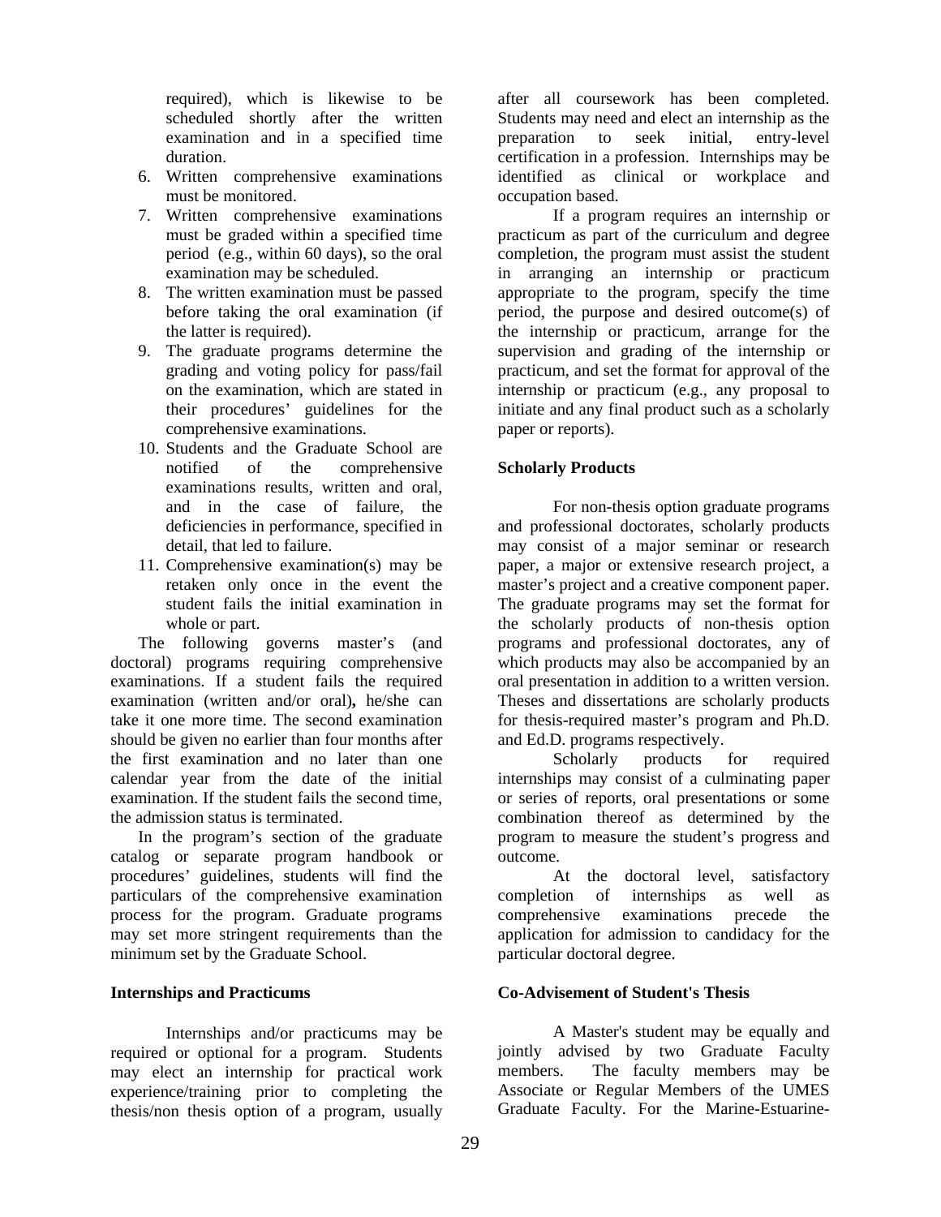required), which is likewise to be scheduled shortly after the written examination and in a specified time duration.

6. Written comprehensive examinations must be monitored.
7. Written comprehensive examinations must be graded within a specified time period (e.g., within 60 days), so the oral examination may be scheduled.
8. The written examination must be passed before taking the oral examination (if the latter is required).
9. The graduate programs determine the grading and voting policy for pass/fail on the examination, which are stated in their procedures' guidelines for the comprehensive examinations.
10. Students and the Graduate School are notified of the comprehensive examinations results, written and oral, and in the case of failure, the deficiencies in performance, specified in detail, that led to failure.
11. Comprehensive examination(s) may be retaken only once in the event the student fails the initial examination in whole or part.

The following governs master's (and doctoral) programs requiring comprehensive examinations. If a student fails the required examination (written and/or oral)**,** he/she can take it one more time. The second examination should be given no earlier than four months after the first examination and no later than one calendar year from the date of the initial examination. If the student fails the second time, the admission status is terminated.

In the program's section of the graduate catalog or separate program handbook or procedures' guidelines, students will find the particulars of the comprehensive examination process for the program. Graduate programs may set more stringent requirements than the minimum set by the Graduate School.

**Internships and Practicums**

Internships and/or practicums may be required or optional for a program. Students may elect an internship for practical work experience/training prior to completing the thesis/non thesis option of a program, usually after all coursework has been completed. Students may need and elect an internship as the preparation to seek initial, entry-level certification in a profession. Internships may be identified as clinical or workplace and occupation based.

If a program requires an internship or practicum as part of the curriculum and degree completion, the program must assist the student in arranging an internship or practicum appropriate to the program, specify the time period, the purpose and desired outcome(s) of the internship or practicum, arrange for the supervision and grading of the internship or practicum, and set the format for approval of the internship or practicum (e.g., any proposal to initiate and any final product such as a scholarly paper or reports).

**Scholarly Products**

For non-thesis option graduate programs and professional doctorates, scholarly products may consist of a major seminar or research paper, a major or extensive research project, a master's project and a creative component paper. The graduate programs may set the format for the scholarly products of non-thesis option programs and professional doctorates, any of which products may also be accompanied by an oral presentation in addition to a written version. Theses and dissertations are scholarly products for thesis-required master's program and Ph.D. and Ed.D. programs respectively.

Scholarly products for required internships may consist of a culminating paper or series of reports, oral presentations or some combination thereof as determined by the program to measure the student's progress and outcome.

At the doctoral level, satisfactory completion of internships as well as comprehensive examinations precede the application for admission to candidacy for the particular doctoral degree.

**Co-Advisement of Student's Thesis**

A Master's student may be equally and jointly advised by two Graduate Faculty members. The faculty members may be Associate or Regular Members of the UMES Graduate Faculty. For the Marine-Estuarine-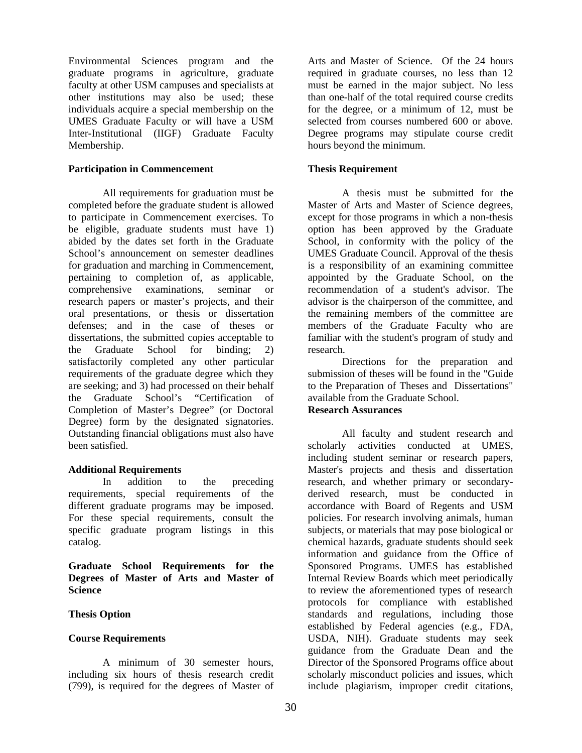Environmental Sciences program and the graduate programs in agriculture, graduate faculty at other USM campuses and specialists at other institutions may also be used; these individuals acquire a special membership on the UMES Graduate Faculty or will have a USM Inter-Institutional (IIGF) Graduate Faculty Membership.

**Participation in Commencement**

All requirements for graduation must be completed before the graduate student is allowed to participate in Commencement exercises. To be eligible, graduate students must have 1) abided by the dates set forth in the Graduate School's announcement on semester deadlines for graduation and marching in Commencement, pertaining to completion of, as applicable, comprehensive examinations, seminar or research papers or master's projects, and their oral presentations, or thesis or dissertation defenses; and in the case of theses or dissertations, the submitted copies acceptable to the Graduate School for binding; 2) satisfactorily completed any other particular requirements of the graduate degree which they are seeking; and 3) had processed on their behalf the Graduate School's "Certification of Completion of Master's Degree" (or Doctoral Degree) form by the designated signatories. Outstanding financial obligations must also have been satisfied.

**Additional Requirements**

In addition to the preceding requirements, special requirements of the different graduate programs may be imposed. For these special requirements, consult the specific graduate program listings in this catalog.

**Graduate School Requirements for the Degrees of Master of Arts and Master of Science**

**Thesis Option**

**Course Requirements**

A minimum of 30 semester hours, including six hours of thesis research credit (799), is required for the degrees of Master of Arts and Master of Science. Of the 24 hours required in graduate courses, no less than 12 must be earned in the major subject. No less than one-half of the total required course credits for the degree, or a minimum of 12, must be selected from courses numbered 600 or above. Degree programs may stipulate course credit hours beyond the minimum.

**Thesis Requirement**

A thesis must be submitted for the Master of Arts and Master of Science degrees, except for those programs in which a non-thesis option has been approved by the Graduate School, in conformity with the policy of the UMES Graduate Council. Approval of the thesis is a responsibility of an examining committee appointed by the Graduate School, on the recommendation of a student's advisor. The advisor is the chairperson of the committee, and the remaining members of the committee are members of the Graduate Faculty who are familiar with the student's program of study and research.

Directions for the preparation and submission of theses will be found in the "Guide to the Preparation of Theses and Dissertations" available from the Graduate School.

**Research Assurances**

All faculty and student research and scholarly activities conducted at UMES, including student seminar or research papers, Master's projects and thesis and dissertation research, and whether primary or secondary-derived research, must be conducted in accordance with Board of Regents and USM policies. For research involving animals, human subjects, or materials that may pose biological or chemical hazards, graduate students should seek information and guidance from the Office of Sponsored Programs. UMES has established Internal Review Boards which meet periodically to review the aforementioned types of research protocols for compliance with established standards and regulations, including those established by Federal agencies (e.g., FDA, USDA, NIH). Graduate students may seek guidance from the Graduate Dean and the Director of the Sponsored Programs office about scholarly misconduct policies and issues, which include plagiarism, improper credit citations,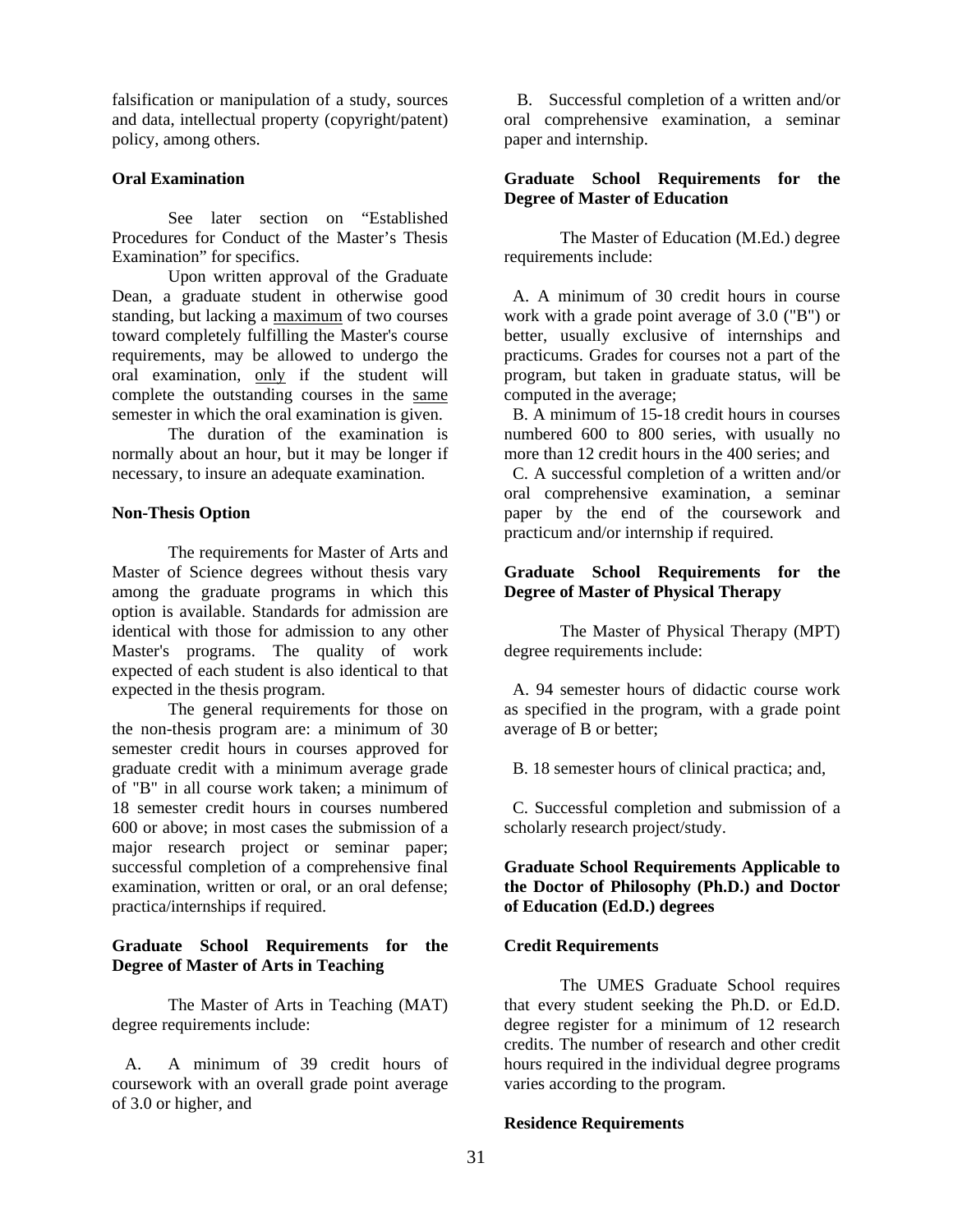falsification or manipulation of a study, sources and data, intellectual property (copyright/patent) policy, among others.

**Oral Examination**

See later section on "Established Procedures for Conduct of the Master's Thesis Examination" for specifics.

Upon written approval of the Graduate Dean, a graduate student in otherwise good standing, but lacking a maximum of two courses toward completely fulfilling the Master's course requirements, may be allowed to undergo the oral examination, only if the student will complete the outstanding courses in the same semester in which the oral examination is given.

The duration of the examination is normally about an hour, but it may be longer if necessary, to insure an adequate examination.

**Non-Thesis Option**

The requirements for Master of Arts and Master of Science degrees without thesis vary among the graduate programs in which this option is available. Standards for admission are identical with those for admission to any other Master's programs. The quality of work expected of each student is also identical to that expected in the thesis program.

The general requirements for those on the non-thesis program are: a minimum of 30 semester credit hours in courses approved for graduate credit with a minimum average grade of "B" in all course work taken; a minimum of 18 semester credit hours in courses numbered 600 or above; in most cases the submission of a major research project or seminar paper; successful completion of a comprehensive final examination, written or oral, or an oral defense; practica/internships if required.

**Graduate School Requirements for the Degree of Master of Arts in Teaching**

The Master of Arts in Teaching (MAT) degree requirements include:

A. A minimum of 39 credit hours of coursework with an overall grade point average of 3.0 or higher, and

B. Successful completion of a written and/or oral comprehensive examination, a seminar paper and internship.

**Graduate School Requirements for the Degree of Master of Education**

The Master of Education (M.Ed.) degree requirements include:

A. A minimum of 30 credit hours in course work with a grade point average of 3.0 ("B") or better, usually exclusive of internships and practicums. Grades for courses not a part of the program, but taken in graduate status, will be computed in the average;

B. A minimum of 15-18 credit hours in courses numbered 600 to 800 series, with usually no more than 12 credit hours in the 400 series; and

C. A successful completion of a written and/or oral comprehensive examination, a seminar paper by the end of the coursework and practicum and/or internship if required.

**Graduate School Requirements for the Degree of Master of Physical Therapy**

The Master of Physical Therapy (MPT) degree requirements include:

A. 94 semester hours of didactic course work as specified in the program, with a grade point average of B or better;

B. 18 semester hours of clinical practica; and,

C. Successful completion and submission of a scholarly research project/study.

**Graduate School Requirements Applicable to the Doctor of Philosophy (Ph.D.) and Doctor of Education (Ed.D.) degrees**

**Credit Requirements**

The UMES Graduate School requires that every student seeking the Ph.D. or Ed.D. degree register for a minimum of 12 research credits. The number of research and other credit hours required in the individual degree programs varies according to the program.

**Residence Requirements**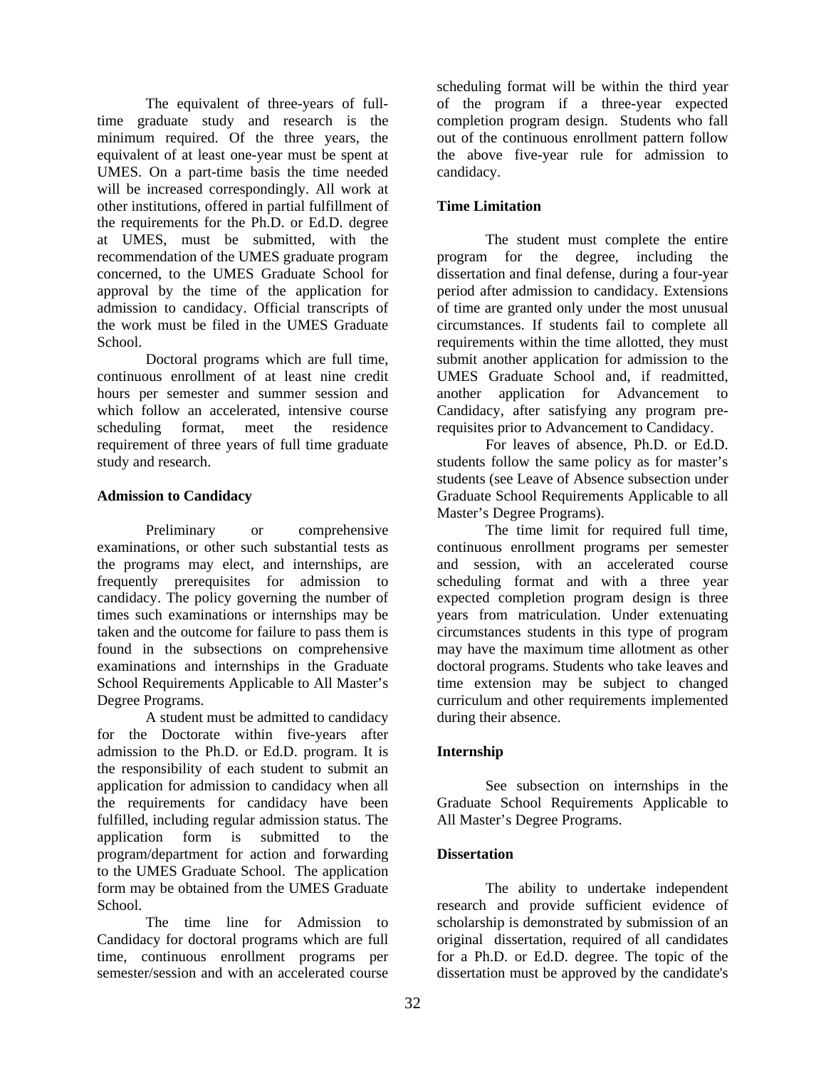The equivalent of three-years of full-time graduate study and research is the minimum required. Of the three years, the equivalent of at least one-year must be spent at UMES. On a part-time basis the time needed will be increased correspondingly. All work at other institutions, offered in partial fulfillment of the requirements for the Ph.D. or Ed.D. degree at UMES, must be submitted, with the recommendation of the UMES graduate program concerned, to the UMES Graduate School for approval by the time of the application for admission to candidacy. Official transcripts of the work must be filed in the UMES Graduate School.

Doctoral programs which are full time, continuous enrollment of at least nine credit hours per semester and summer session and which follow an accelerated, intensive course scheduling format, meet the residence requirement of three years of full time graduate study and research.

**Admission to Candidacy**

Preliminary or comprehensive examinations, or other such substantial tests as the programs may elect, and internships, are frequently prerequisites for admission to candidacy. The policy governing the number of times such examinations or internships may be taken and the outcome for failure to pass them is found in the subsections on comprehensive examinations and internships in the Graduate School Requirements Applicable to All Master's Degree Programs.

A student must be admitted to candidacy for the Doctorate within five-years after admission to the Ph.D. or Ed.D. program. It is the responsibility of each student to submit an application for admission to candidacy when all the requirements for candidacy have been fulfilled, including regular admission status. The application form is submitted to the program/department for action and forwarding to the UMES Graduate School. The application form may be obtained from the UMES Graduate School.

The time line for Admission to Candidacy for doctoral programs which are full time, continuous enrollment programs per semester/session and with an accelerated course scheduling format will be within the third year of the program if a three-year expected completion program design. Students who fall out of the continuous enrollment pattern follow the above five-year rule for admission to candidacy.

**Time Limitation**

The student must complete the entire program for the degree, including the dissertation and final defense, during a four-year period after admission to candidacy. Extensions of time are granted only under the most unusual circumstances. If students fail to complete all requirements within the time allotted, they must submit another application for admission to the UMES Graduate School and, if readmitted, another application for Advancement to Candidacy, after satisfying any program pre-requisites prior to Advancement to Candidacy.

For leaves of absence, Ph.D. or Ed.D. students follow the same policy as for master's students (see Leave of Absence subsection under Graduate School Requirements Applicable to all Master's Degree Programs).

The time limit for required full time, continuous enrollment programs per semester and session, with an accelerated course scheduling format and with a three year expected completion program design is three years from matriculation. Under extenuating circumstances students in this type of program may have the maximum time allotment as other doctoral programs. Students who take leaves and time extension may be subject to changed curriculum and other requirements implemented during their absence.

**Internship**

See subsection on internships in the Graduate School Requirements Applicable to All Master's Degree Programs.

**Dissertation**

The ability to undertake independent research and provide sufficient evidence of scholarship is demonstrated by submission of an original dissertation, required of all candidates for a Ph.D. or Ed.D. degree. The topic of the dissertation must be approved by the candidate's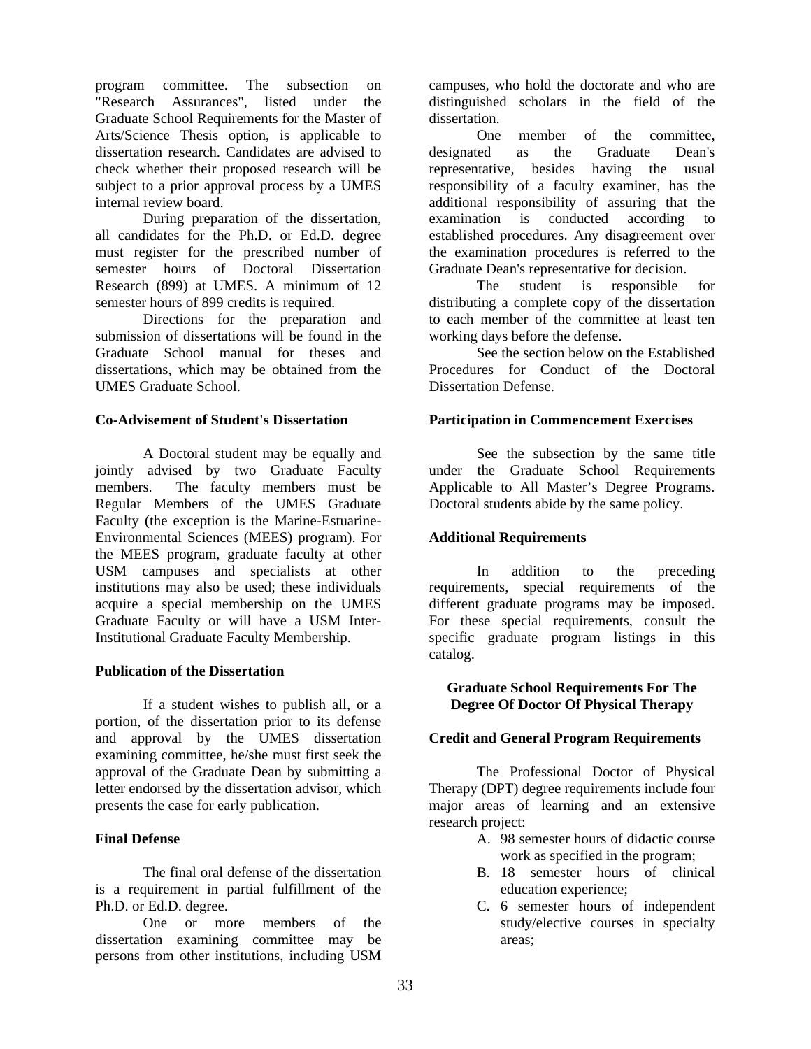program committee. The subsection on "Research Assurances", listed under the Graduate School Requirements for the Master of Arts/Science Thesis option, is applicable to dissertation research. Candidates are advised to check whether their proposed research will be subject to a prior approval process by a UMES internal review board.

During preparation of the dissertation, all candidates for the Ph.D. or Ed.D. degree must register for the prescribed number of semester hours of Doctoral Dissertation Research (899) at UMES. A minimum of 12 semester hours of 899 credits is required.

Directions for the preparation and submission of dissertations will be found in the Graduate School manual for theses and dissertations, which may be obtained from the UMES Graduate School.

**Co-Advisement of Student's Dissertation**

A Doctoral student may be equally and jointly advised by two Graduate Faculty members. The faculty members must be Regular Members of the UMES Graduate Faculty (the exception is the Marine-Estuarine-Environmental Sciences (MEES) program). For the MEES program, graduate faculty at other USM campuses and specialists at other institutions may also be used; these individuals acquire a special membership on the UMES Graduate Faculty or will have a USM Inter-Institutional Graduate Faculty Membership.

**Publication of the Dissertation**

If a student wishes to publish all, or a portion, of the dissertation prior to its defense and approval by the UMES dissertation examining committee, he/she must first seek the approval of the Graduate Dean by submitting a letter endorsed by the dissertation advisor, which presents the case for early publication.

**Final Defense**

The final oral defense of the dissertation is a requirement in partial fulfillment of the Ph.D. or Ed.D. degree.

One or more members of the dissertation examining committee may be persons from other institutions, including USM campuses, who hold the doctorate and who are distinguished scholars in the field of the dissertation.

One member of the committee, designated as the Graduate Dean's representative, besides having the usual responsibility of a faculty examiner, has the additional responsibility of assuring that the examination is conducted according to established procedures. Any disagreement over the examination procedures is referred to the Graduate Dean's representative for decision.

The student is responsible for distributing a complete copy of the dissertation to each member of the committee at least ten working days before the defense.

See the section below on the Established Procedures for Conduct of the Doctoral Dissertation Defense.

**Participation in Commencement Exercises**

See the subsection by the same title under the Graduate School Requirements Applicable to All Master's Degree Programs. Doctoral students abide by the same policy.

**Additional Requirements**

In addition to the preceding requirements, special requirements of the different graduate programs may be imposed. For these special requirements, consult the specific graduate program listings in this catalog.

## Graduate School Requirements For The Degree Of Doctor Of Physical Therapy

**Credit and General Program Requirements**

The Professional Doctor of Physical Therapy (DPT) degree requirements include four major areas of learning and an extensive research project:

A. 98 semester hours of didactic course work as specified in the program;
B. 18 semester hours of clinical education experience;
C. 6 semester hours of independent study/elective courses in specialty areas;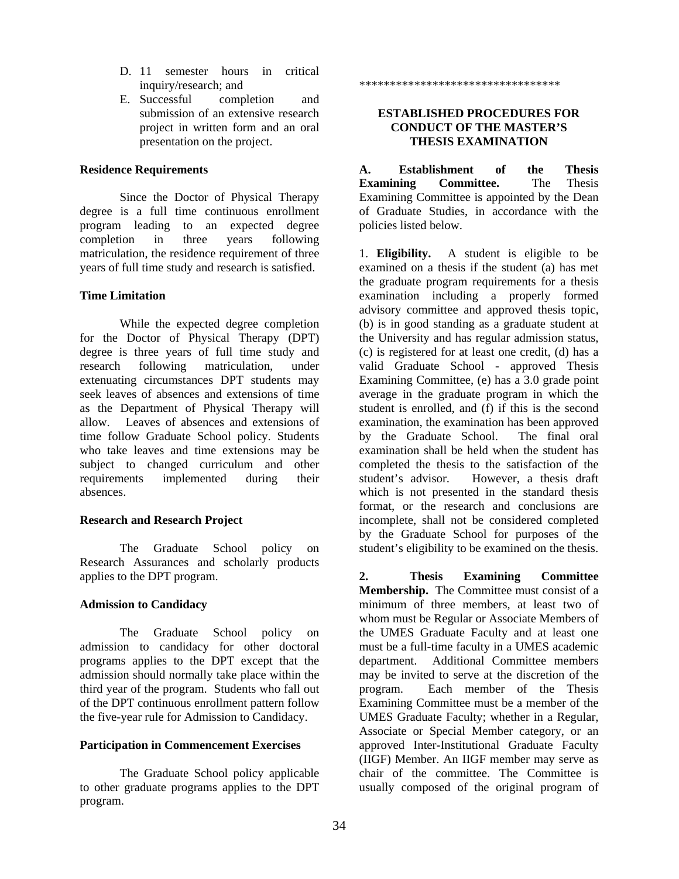D. 11 semester hours in critical inquiry/research; and
E. Successful completion and submission of an extensive research project in written form and an oral presentation on the project.

**Residence Requirements**

Since the Doctor of Physical Therapy degree is a full time continuous enrollment program leading to an expected degree completion in three years following matriculation, the residence requirement of three years of full time study and research is satisfied.

**Time Limitation**

While the expected degree completion for the Doctor of Physical Therapy (DPT) degree is three years of full time study and research following matriculation, under extenuating circumstances DPT students may seek leaves of absences and extensions of time as the Department of Physical Therapy will allow. Leaves of absences and extensions of time follow Graduate School policy. Students who take leaves and time extensions may be subject to changed curriculum and other requirements implemented during their absences.

**Research and Research Project**

The Graduate School policy on Research Assurances and scholarly products applies to the DPT program.

**Admission to Candidacy**

The Graduate School policy on admission to candidacy for other doctoral programs applies to the DPT except that the admission should normally take place within the third year of the program. Students who fall out of the DPT continuous enrollment pattern follow the five-year rule for Admission to Candidacy.

**Participation in Commencement Exercises**

The Graduate School policy applicable to other graduate programs applies to the DPT program.

*********************************

## ESTABLISHED PROCEDURES FOR CONDUCT OF THE MASTER'S THESIS EXAMINATION

**A. Establishment of the Thesis Examining Committee.** The Thesis Examining Committee is appointed by the Dean of Graduate Studies, in accordance with the policies listed below.

1. **Eligibility.** A student is eligible to be examined on a thesis if the student (a) has met the graduate program requirements for a thesis examination including a properly formed advisory committee and approved thesis topic, (b) is in good standing as a graduate student at the University and has regular admission status, (c) is registered for at least one credit, (d) has a valid Graduate School - approved Thesis Examining Committee, (e) has a 3.0 grade point average in the graduate program in which the student is enrolled, and (f) if this is the second examination, the examination has been approved by the Graduate School. The final oral examination shall be held when the student has completed the thesis to the satisfaction of the student's advisor. However, a thesis draft which is not presented in the standard thesis format, or the research and conclusions are incomplete, shall not be considered completed by the Graduate School for purposes of the student's eligibility to be examined on the thesis.

**2. Thesis Examining Committee Membership.** The Committee must consist of a minimum of three members, at least two of whom must be Regular or Associate Members of the UMES Graduate Faculty and at least one must be a full-time faculty in a UMES academic department. Additional Committee members may be invited to serve at the discretion of the program. Each member of the Thesis Examining Committee must be a member of the UMES Graduate Faculty; whether in a Regular, Associate or Special Member category, or an approved Inter-Institutional Graduate Faculty (IIGF) Member. An IIGF member may serve as chair of the committee. The Committee is usually composed of the original program of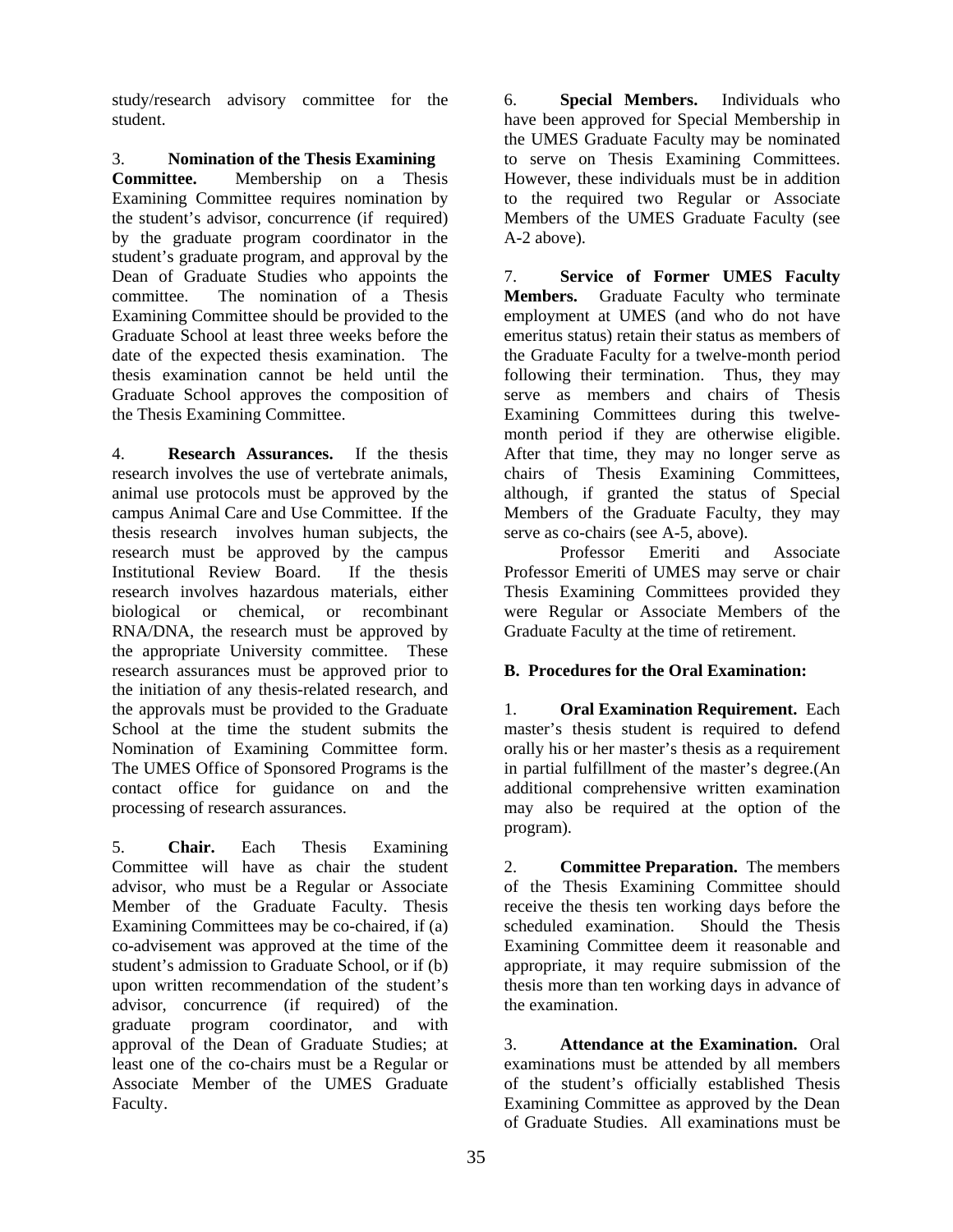study/research advisory committee for the student.

3. **Nomination of the Thesis Examining Committee.** Membership on a Thesis Examining Committee requires nomination by the student's advisor, concurrence (if required) by the graduate program coordinator in the student's graduate program, and approval by the Dean of Graduate Studies who appoints the committee. The nomination of a Thesis Examining Committee should be provided to the Graduate School at least three weeks before the date of the expected thesis examination. The thesis examination cannot be held until the Graduate School approves the composition of the Thesis Examining Committee.

4. **Research Assurances.** If the thesis research involves the use of vertebrate animals, animal use protocols must be approved by the campus Animal Care and Use Committee. If the thesis research involves human subjects, the research must be approved by the campus Institutional Review Board. If the thesis research involves hazardous materials, either biological or chemical, or recombinant RNA/DNA, the research must be approved by the appropriate University committee. These research assurances must be approved prior to the initiation of any thesis-related research, and the approvals must be provided to the Graduate School at the time the student submits the Nomination of Examining Committee form. The UMES Office of Sponsored Programs is the contact office for guidance on and the processing of research assurances.

5. **Chair.** Each Thesis Examining Committee will have as chair the student advisor, who must be a Regular or Associate Member of the Graduate Faculty. Thesis Examining Committees may be co-chaired, if (a) co-advisement was approved at the time of the student's admission to Graduate School, or if (b) upon written recommendation of the student's advisor, concurrence (if required) of the graduate program coordinator, and with approval of the Dean of Graduate Studies; at least one of the co-chairs must be a Regular or Associate Member of the UMES Graduate Faculty.

6. **Special Members.** Individuals who have been approved for Special Membership in the UMES Graduate Faculty may be nominated to serve on Thesis Examining Committees. However, these individuals must be in addition to the required two Regular or Associate Members of the UMES Graduate Faculty (see A-2 above).

7. **Service of Former UMES Faculty Members.** Graduate Faculty who terminate employment at UMES (and who do not have emeritus status) retain their status as members of the Graduate Faculty for a twelve-month period following their termination. Thus, they may serve as members and chairs of Thesis Examining Committees during this twelve-month period if they are otherwise eligible. After that time, they may no longer serve as chairs of Thesis Examining Committees, although, if granted the status of Special Members of the Graduate Faculty, they may serve as co-chairs (see A-5, above).

Professor Emeriti and Associate Professor Emeriti of UMES may serve or chair Thesis Examining Committees provided they were Regular or Associate Members of the Graduate Faculty at the time of retirement.

**B. Procedures for the Oral Examination:**

1. **Oral Examination Requirement.** Each master's thesis student is required to defend orally his or her master's thesis as a requirement in partial fulfillment of the master's degree.(An additional comprehensive written examination may also be required at the option of the program).

2. **Committee Preparation.** The members of the Thesis Examining Committee should receive the thesis ten working days before the scheduled examination. Should the Thesis Examining Committee deem it reasonable and appropriate, it may require submission of the thesis more than ten working days in advance of the examination.

3. **Attendance at the Examination.** Oral examinations must be attended by all members of the student's officially established Thesis Examining Committee as approved by the Dean of Graduate Studies. All examinations must be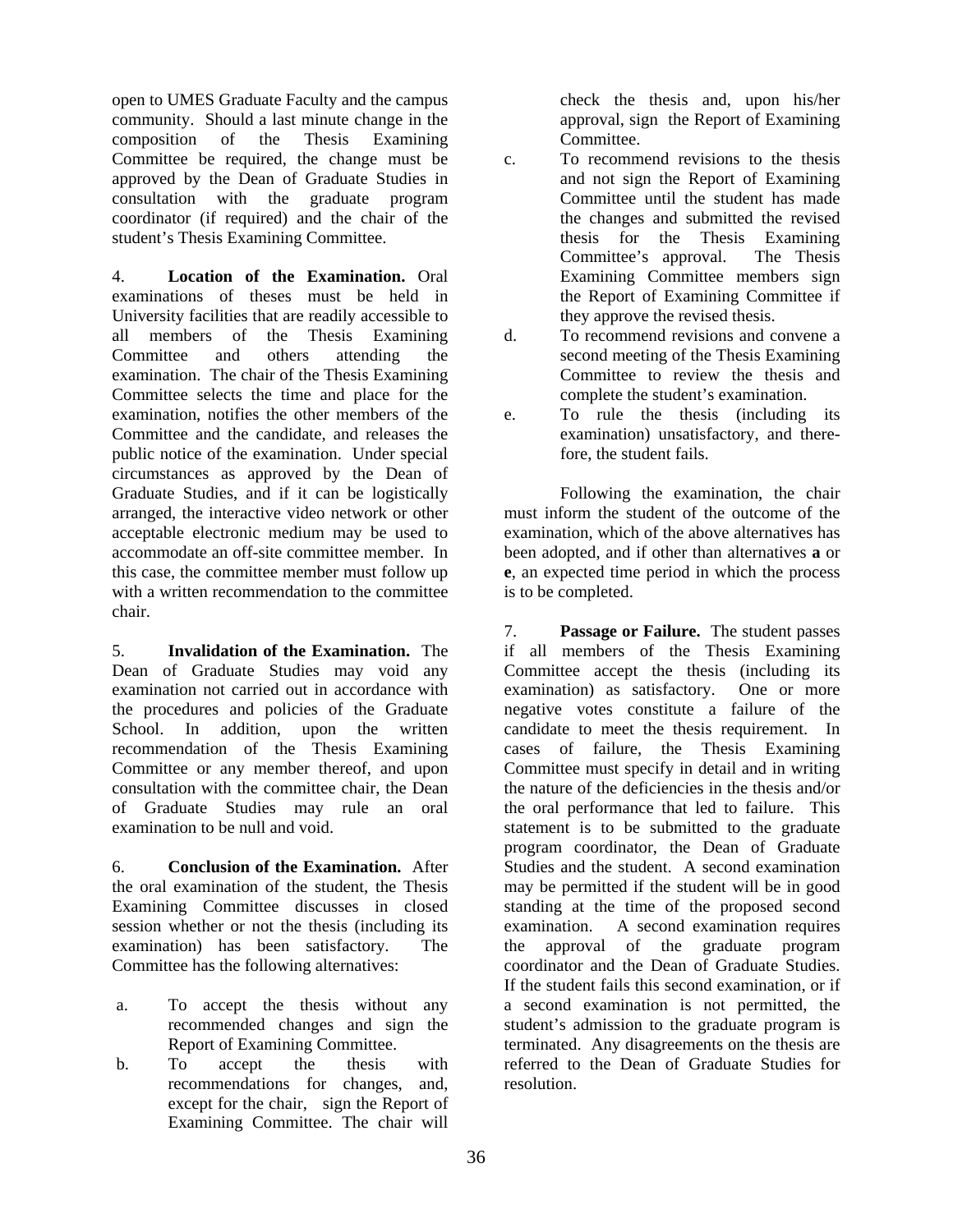open to UMES Graduate Faculty and the campus community. Should a last minute change in the composition of the Thesis Examining Committee be required, the change must be approved by the Dean of Graduate Studies in consultation with the graduate program coordinator (if required) and the chair of the student's Thesis Examining Committee.

4. **Location of the Examination.** Oral examinations of theses must be held in University facilities that are readily accessible to all members of the Thesis Examining Committee and others attending the examination. The chair of the Thesis Examining Committee selects the time and place for the examination, notifies the other members of the Committee and the candidate, and releases the public notice of the examination. Under special circumstances as approved by the Dean of Graduate Studies, and if it can be logistically arranged, the interactive video network or other acceptable electronic medium may be used to accommodate an off-site committee member. In this case, the committee member must follow up with a written recommendation to the committee chair.

5. **Invalidation of the Examination.** The Dean of Graduate Studies may void any examination not carried out in accordance with the procedures and policies of the Graduate School. In addition, upon the written recommendation of the Thesis Examining Committee or any member thereof, and upon consultation with the committee chair, the Dean of Graduate Studies may rule an oral examination to be null and void.

6. **Conclusion of the Examination.** After the oral examination of the student, the Thesis Examining Committee discusses in closed session whether or not the thesis (including its examination) has been satisfactory. The Committee has the following alternatives:

a. To accept the thesis without any recommended changes and sign the Report of Examining Committee.

b. To accept the thesis with recommendations for changes, and, except for the chair, sign the Report of Examining Committee. The chair will check the thesis and, upon his/her approval, sign the Report of Examining Committee.

c. To recommend revisions to the thesis and not sign the Report of Examining Committee until the student has made the changes and submitted the revised thesis for the Thesis Examining Committee's approval. The Thesis Examining Committee members sign the Report of Examining Committee if they approve the revised thesis.

d. To recommend revisions and convene a second meeting of the Thesis Examining Committee to review the thesis and complete the student's examination.

e. To rule the thesis (including its examination) unsatisfactory, and therefore, the student fails.

Following the examination, the chair must inform the student of the outcome of the examination, which of the above alternatives has been adopted, and if other than alternatives **a** or **e**, an expected time period in which the process is to be completed.

7. **Passage or Failure.** The student passes if all members of the Thesis Examining Committee accept the thesis (including its examination) as satisfactory. One or more negative votes constitute a failure of the candidate to meet the thesis requirement. In cases of failure, the Thesis Examining Committee must specify in detail and in writing the nature of the deficiencies in the thesis and/or the oral performance that led to failure. This statement is to be submitted to the graduate program coordinator, the Dean of Graduate Studies and the student. A second examination may be permitted if the student will be in good standing at the time of the proposed second examination. A second examination requires the approval of the graduate program coordinator and the Dean of Graduate Studies. If the student fails this second examination, or if a second examination is not permitted, the student's admission to the graduate program is terminated. Any disagreements on the thesis are referred to the Dean of Graduate Studies for resolution.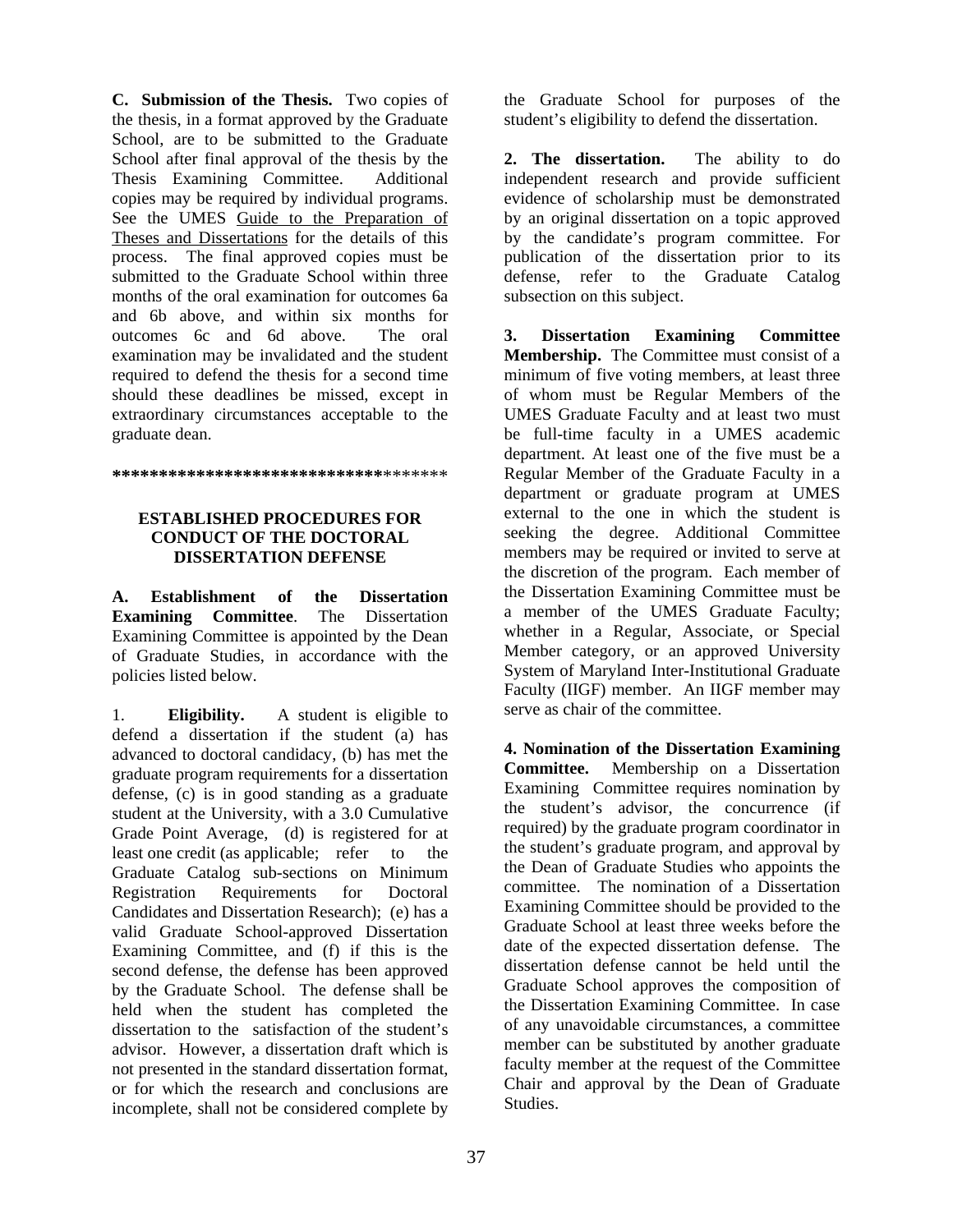**C. Submission of the Thesis.** Two copies of the thesis, in a format approved by the Graduate School, are to be submitted to the Graduate School after final approval of the thesis by the Thesis Examining Committee. Additional copies may be required by individual programs. See the UMES Guide to the Preparation of Theses and Dissertations for the details of this process. The final approved copies must be submitted to the Graduate School within three months of the oral examination for outcomes 6a and 6b above, and within six months for outcomes 6c and 6d above. The oral examination may be invalidated and the student required to defend the thesis for a second time should these deadlines be missed, except in extraordinary circumstances acceptable to the graduate dean.

*************************************

## ESTABLISHED PROCEDURES FOR CONDUCT OF THE DOCTORAL DISSERTATION DEFENSE

**A. Establishment of the Dissertation Examining Committee**. The Dissertation Examining Committee is appointed by the Dean of Graduate Studies, in accordance with the policies listed below.

1. **Eligibility.** A student is eligible to defend a dissertation if the student (a) has advanced to doctoral candidacy, (b) has met the graduate program requirements for a dissertation defense, (c) is in good standing as a graduate student at the University, with a 3.0 Cumulative Grade Point Average, (d) is registered for at least one credit (as applicable; refer to the Graduate Catalog sub-sections on Minimum Registration Requirements for Doctoral Candidates and Dissertation Research); (e) has a valid Graduate School-approved Dissertation Examining Committee, and (f) if this is the second defense, the defense has been approved by the Graduate School. The defense shall be held when the student has completed the dissertation to the satisfaction of the student's advisor. However, a dissertation draft which is not presented in the standard dissertation format, or for which the research and conclusions are incomplete, shall not be considered complete by the Graduate School for purposes of the student's eligibility to defend the dissertation.

**2. The dissertation.** The ability to do independent research and provide sufficient evidence of scholarship must be demonstrated by an original dissertation on a topic approved by the candidate's program committee. For publication of the dissertation prior to its defense, refer to the Graduate Catalog subsection on this subject.

**3. Dissertation Examining Committee Membership.** The Committee must consist of a minimum of five voting members, at least three of whom must be Regular Members of the UMES Graduate Faculty and at least two must be full-time faculty in a UMES academic department. At least one of the five must be a Regular Member of the Graduate Faculty in a department or graduate program at UMES external to the one in which the student is seeking the degree. Additional Committee members may be required or invited to serve at the discretion of the program. Each member of the Dissertation Examining Committee must be a member of the UMES Graduate Faculty; whether in a Regular, Associate, or Special Member category, or an approved University System of Maryland Inter-Institutional Graduate Faculty (IIGF) member. An IIGF member may serve as chair of the committee.

**4. Nomination of the Dissertation Examining Committee.** Membership on a Dissertation Examining Committee requires nomination by the student's advisor, the concurrence (if required) by the graduate program coordinator in the student's graduate program, and approval by the Dean of Graduate Studies who appoints the committee. The nomination of a Dissertation Examining Committee should be provided to the Graduate School at least three weeks before the date of the expected dissertation defense. The dissertation defense cannot be held until the Graduate School approves the composition of the Dissertation Examining Committee. In case of any unavoidable circumstances, a committee member can be substituted by another graduate faculty member at the request of the Committee Chair and approval by the Dean of Graduate Studies.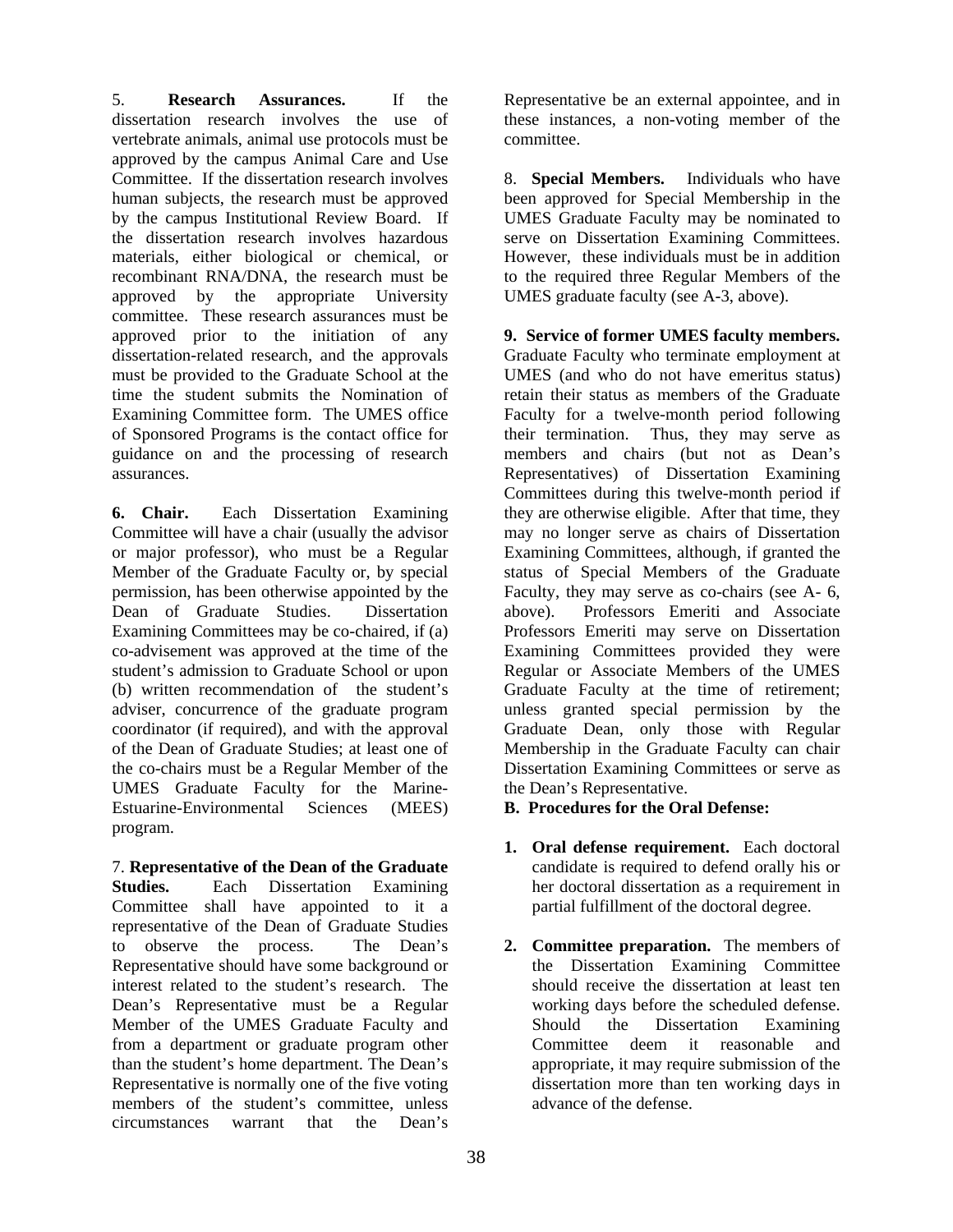5. **Research Assurances.** If the dissertation research involves the use of vertebrate animals, animal use protocols must be approved by the campus Animal Care and Use Committee. If the dissertation research involves human subjects, the research must be approved by the campus Institutional Review Board. If the dissertation research involves hazardous materials, either biological or chemical, or recombinant RNA/DNA, the research must be approved by the appropriate University committee. These research assurances must be approved prior to the initiation of any dissertation-related research, and the approvals must be provided to the Graduate School at the time the student submits the Nomination of Examining Committee form. The UMES office of Sponsored Programs is the contact office for guidance on and the processing of research assurances.

**6. Chair.** Each Dissertation Examining Committee will have a chair (usually the advisor or major professor), who must be a Regular Member of the Graduate Faculty or, by special permission, has been otherwise appointed by the Dean of Graduate Studies. Dissertation Examining Committees may be co-chaired, if (a) co-advisement was approved at the time of the student's admission to Graduate School or upon (b) written recommendation of the student's adviser, concurrence of the graduate program coordinator (if required), and with the approval of the Dean of Graduate Studies; at least one of the co-chairs must be a Regular Member of the UMES Graduate Faculty for the Marine-Estuarine-Environmental Sciences (MEES) program.

7. **Representative of the Dean of the Graduate Studies.** Each Dissertation Examining Committee shall have appointed to it a representative of the Dean of Graduate Studies to observe the process. The Dean's Representative should have some background or interest related to the student's research. The Dean's Representative must be a Regular Member of the UMES Graduate Faculty and from a department or graduate program other than the student's home department. The Dean's Representative is normally one of the five voting members of the student's committee, unless circumstances warrant that the Dean's Representative be an external appointee, and in these instances, a non-voting member of the committee.

8. **Special Members.** Individuals who have been approved for Special Membership in the UMES Graduate Faculty may be nominated to serve on Dissertation Examining Committees. However, these individuals must be in addition to the required three Regular Members of the UMES graduate faculty (see A-3, above).

**9. Service of former UMES faculty members.** Graduate Faculty who terminate employment at UMES (and who do not have emeritus status) retain their status as members of the Graduate Faculty for a twelve-month period following their termination. Thus, they may serve as members and chairs (but not as Dean's Representatives) of Dissertation Examining Committees during this twelve-month period if they are otherwise eligible. After that time, they may no longer serve as chairs of Dissertation Examining Committees, although, if granted the status of Special Members of the Graduate Faculty, they may serve as co-chairs (see A- 6, above). Professors Emeriti and Associate Professors Emeriti may serve on Dissertation Examining Committees provided they were Regular or Associate Members of the UMES Graduate Faculty at the time of retirement; unless granted special permission by the Graduate Dean, only those with Regular Membership in the Graduate Faculty can chair Dissertation Examining Committees or serve as the Dean's Representative.

**B. Procedures for the Oral Defense:**

1. **Oral defense requirement.** Each doctoral candidate is required to defend orally his or her doctoral dissertation as a requirement in partial fulfillment of the doctoral degree.

2. **Committee preparation.** The members of the Dissertation Examining Committee should receive the dissertation at least ten working days before the scheduled defense. Should the Dissertation Examining Committee deem it reasonable and appropriate, it may require submission of the dissertation more than ten working days in advance of the defense.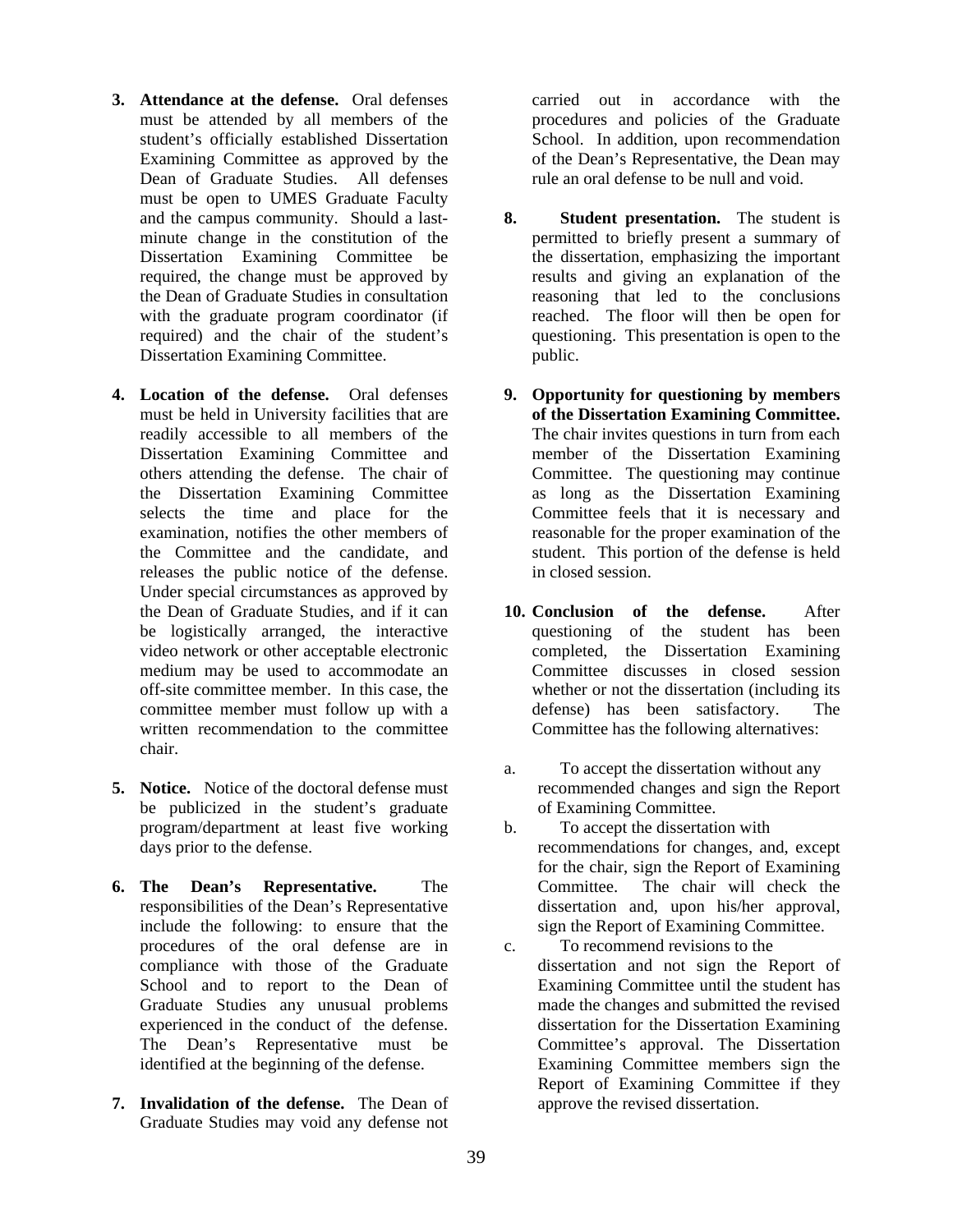3. **Attendance at the defense.** Oral defenses must be attended by all members of the student's officially established Dissertation Examining Committee as approved by the Dean of Graduate Studies. All defenses must be open to UMES Graduate Faculty and the campus community. Should a last-minute change in the constitution of the Dissertation Examining Committee be required, the change must be approved by the Dean of Graduate Studies in consultation with the graduate program coordinator (if required) and the chair of the student's Dissertation Examining Committee.

4. **Location of the defense.** Oral defenses must be held in University facilities that are readily accessible to all members of the Dissertation Examining Committee and others attending the defense. The chair of the Dissertation Examining Committee selects the time and place for the examination, notifies the other members of the Committee and the candidate, and releases the public notice of the defense. Under special circumstances as approved by the Dean of Graduate Studies, and if it can be logistically arranged, the interactive video network or other acceptable electronic medium may be used to accommodate an off-site committee member. In this case, the committee member must follow up with a written recommendation to the committee chair.

5. **Notice.** Notice of the doctoral defense must be publicized in the student's graduate program/department at least five working days prior to the defense.

6. **The Dean's Representative.** The responsibilities of the Dean's Representative include the following: to ensure that the procedures of the oral defense are in compliance with those of the Graduate School and to report to the Dean of Graduate Studies any unusual problems experienced in the conduct of the defense. The Dean's Representative must be identified at the beginning of the defense.

7. **Invalidation of the defense.** The Dean of Graduate Studies may void any defense not carried out in accordance with the procedures and policies of the Graduate School. In addition, upon recommendation of the Dean's Representative, the Dean may rule an oral defense to be null and void.

8. **Student presentation.** The student is permitted to briefly present a summary of the dissertation, emphasizing the important results and giving an explanation of the reasoning that led to the conclusions reached. The floor will then be open for questioning. This presentation is open to the public.

9. **Opportunity for questioning by members of the Dissertation Examining Committee.** The chair invites questions in turn from each member of the Dissertation Examining Committee. The questioning may continue as long as the Dissertation Examining Committee feels that it is necessary and reasonable for the proper examination of the student. This portion of the defense is held in closed session.

10. **Conclusion of the defense.** After questioning of the student has been completed, the Dissertation Examining Committee discusses in closed session whether or not the dissertation (including its defense) has been satisfactory. The Committee has the following alternatives:

a. To accept the dissertation without any recommended changes and sign the Report of Examining Committee.

b. To accept the dissertation with recommendations for changes, and, except for the chair, sign the Report of Examining Committee. The chair will check the dissertation and, upon his/her approval, sign the Report of Examining Committee.

c. To recommend revisions to the dissertation and not sign the Report of Examining Committee until the student has made the changes and submitted the revised dissertation for the Dissertation Examining Committee's approval. The Dissertation Examining Committee members sign the Report of Examining Committee if they approve the revised dissertation.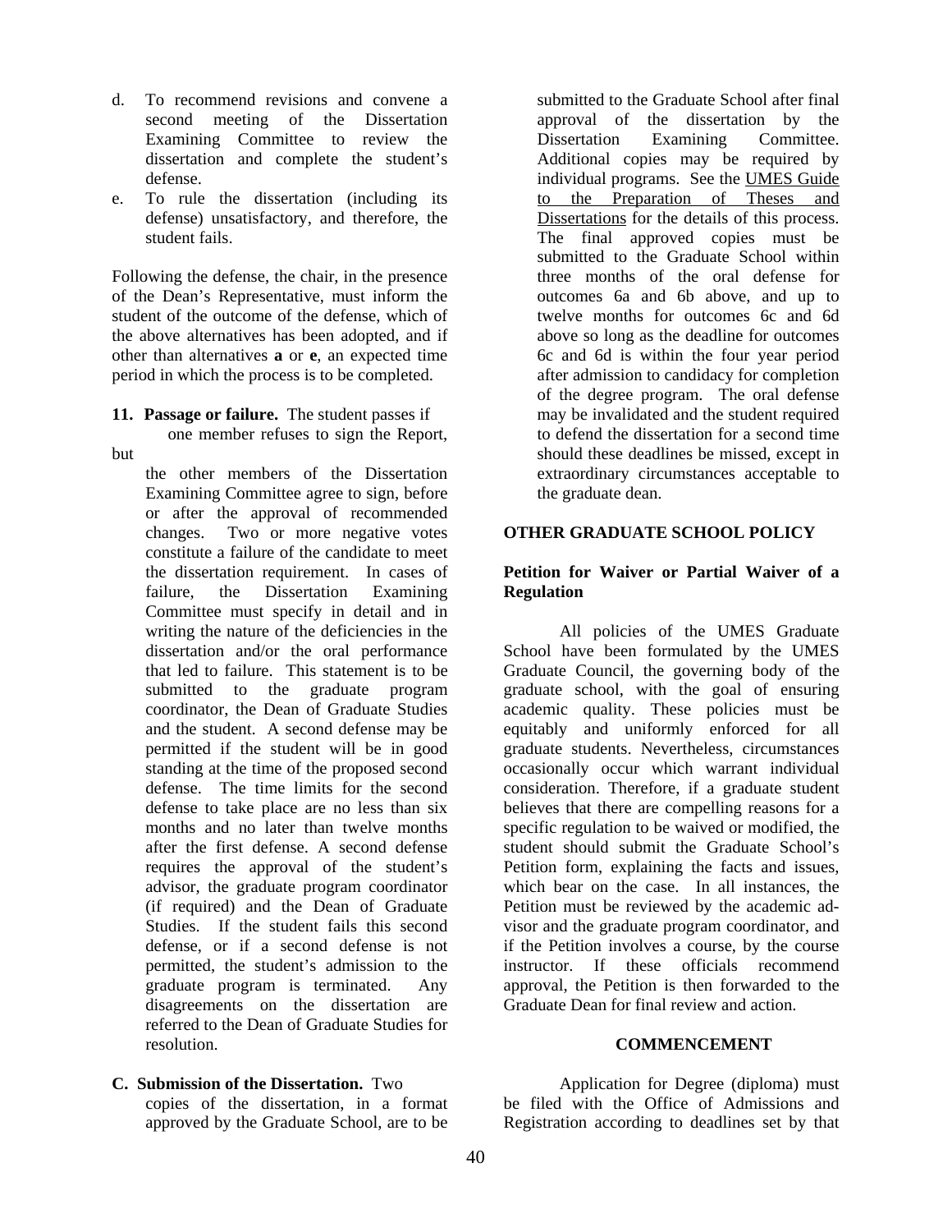d. To recommend revisions and convene a second meeting of the Dissertation Examining Committee to review the dissertation and complete the student's defense.
e. To rule the dissertation (including its defense) unsatisfactory, and therefore, the student fails.

Following the defense, the chair, in the presence of the Dean's Representative, must inform the student of the outcome of the defense, which of the above alternatives has been adopted, and if other than alternatives **a** or **e**, an expected time period in which the process is to be completed.

**11. Passage or failure.** The student passes if one member refuses to sign the Report, but the other members of the Dissertation Examining Committee agree to sign, before or after the approval of recommended changes. Two or more negative votes constitute a failure of the candidate to meet the dissertation requirement. In cases of failure, the Dissertation Examining Committee must specify in detail and in writing the nature of the deficiencies in the dissertation and/or the oral performance that led to failure. This statement is to be submitted to the graduate program coordinator, the Dean of Graduate Studies and the student. A second defense may be permitted if the student will be in good standing at the time of the proposed second defense. The time limits for the second defense to take place are no less than six months and no later than twelve months after the first defense. A second defense requires the approval of the student's advisor, the graduate program coordinator (if required) and the Dean of Graduate Studies. If the student fails this second defense, or if a second defense is not permitted, the student's admission to the graduate program is terminated. Any disagreements on the dissertation are referred to the Dean of Graduate Studies for resolution.

**C. Submission of the Dissertation.** Two copies of the dissertation, in a format approved by the Graduate School, are to be submitted to the Graduate School after final approval of the dissertation by the Dissertation Examining Committee. Additional copies may be required by individual programs. See the UMES Guide to the Preparation of Theses and Dissertations for the details of this process. The final approved copies must be submitted to the Graduate School within three months of the oral defense for outcomes 6a and 6b above, and up to twelve months for outcomes 6c and 6d above so long as the deadline for outcomes 6c and 6d is within the four year period after admission to candidacy for completion of the degree program. The oral defense may be invalidated and the student required to defend the dissertation for a second time should these deadlines be missed, except in extraordinary circumstances acceptable to the graduate dean.

## OTHER GRADUATE SCHOOL POLICY

### Petition for Waiver or Partial Waiver of a Regulation

All policies of the UMES Graduate School have been formulated by the UMES Graduate Council, the governing body of the graduate school, with the goal of ensuring academic quality. These policies must be equitably and uniformly enforced for all graduate students. Nevertheless, circumstances occasionally occur which warrant individual consideration. Therefore, if a graduate student believes that there are compelling reasons for a specific regulation to be waived or modified, the student should submit the Graduate School's Petition form, explaining the facts and issues, which bear on the case. In all instances, the Petition must be reviewed by the academic advisor and the graduate program coordinator, and if the Petition involves a course, by the course instructor. If these officials recommend approval, the Petition is then forwarded to the Graduate Dean for final review and action.

## COMMENCEMENT

Application for Degree (diploma) must be filed with the Office of Admissions and Registration according to deadlines set by that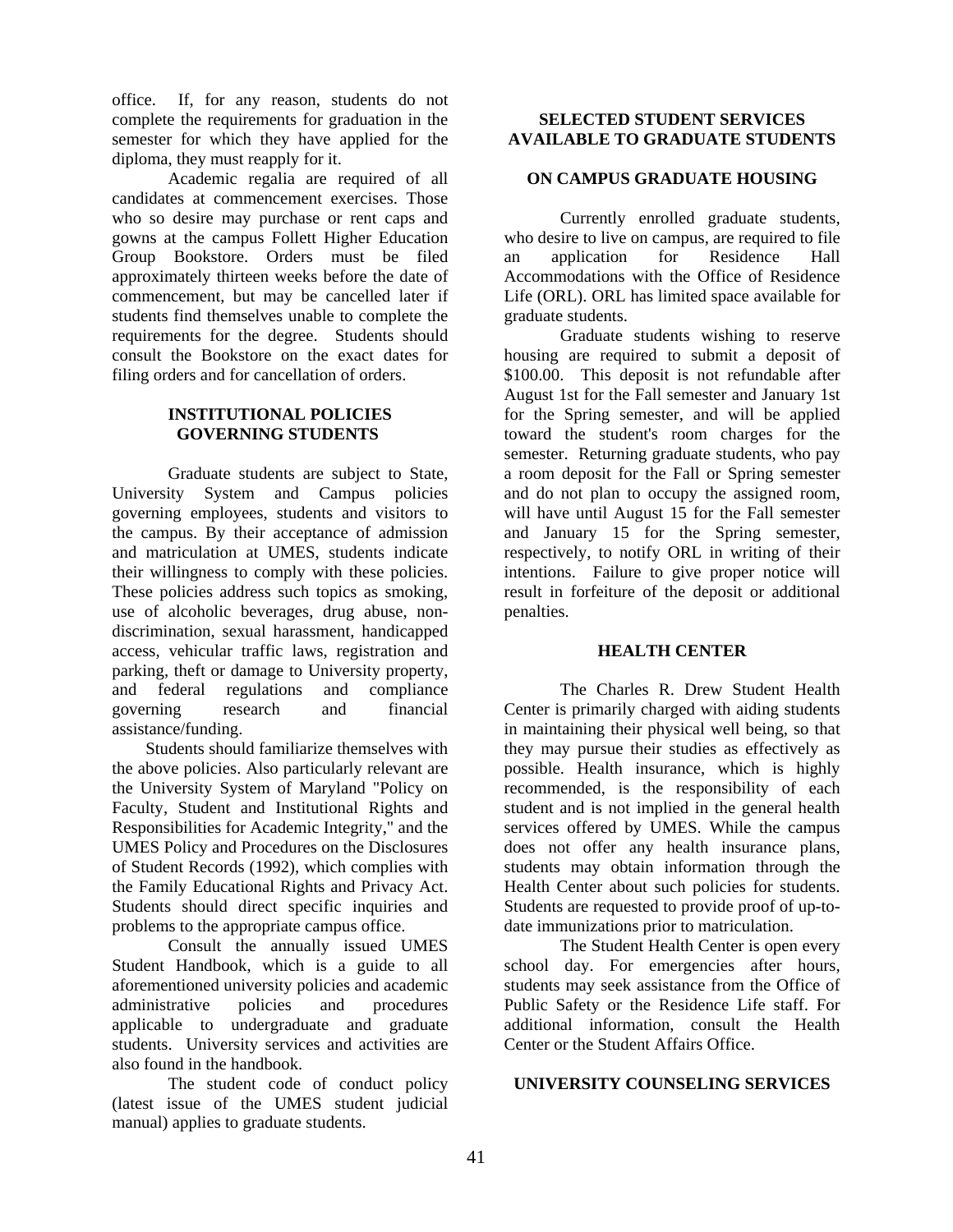office. If, for any reason, students do not complete the requirements for graduation in the semester for which they have applied for the diploma, they must reapply for it.

Academic regalia are required of all candidates at commencement exercises. Those who so desire may purchase or rent caps and gowns at the campus Follett Higher Education Group Bookstore. Orders must be filed approximately thirteen weeks before the date of commencement, but may be cancelled later if students find themselves unable to complete the requirements for the degree. Students should consult the Bookstore on the exact dates for filing orders and for cancellation of orders.

## INSTITUTIONAL POLICIES GOVERNING STUDENTS

Graduate students are subject to State, University System and Campus policies governing employees, students and visitors to the campus. By their acceptance of admission and matriculation at UMES, students indicate their willingness to comply with these policies. These policies address such topics as smoking, use of alcoholic beverages, drug abuse, non-discrimination, sexual harassment, handicapped access, vehicular traffic laws, registration and parking, theft or damage to University property, and federal regulations and compliance governing research and financial assistance/funding.

Students should familiarize themselves with the above policies. Also particularly relevant are the University System of Maryland "Policy on Faculty, Student and Institutional Rights and Responsibilities for Academic Integrity," and the UMES Policy and Procedures on the Disclosures of Student Records (1992), which complies with the Family Educational Rights and Privacy Act. Students should direct specific inquiries and problems to the appropriate campus office.

Consult the annually issued UMES Student Handbook, which is a guide to all aforementioned university policies and academic administrative policies and procedures applicable to undergraduate and graduate students. University services and activities are also found in the handbook.

The student code of conduct policy (latest issue of the UMES student judicial manual) applies to graduate students.

## SELECTED STUDENT SERVICES AVAILABLE TO GRADUATE STUDENTS

### ON CAMPUS GRADUATE HOUSING

Currently enrolled graduate students, who desire to live on campus, are required to file an application for Residence Hall Accommodations with the Office of Residence Life (ORL). ORL has limited space available for graduate students.

Graduate students wishing to reserve housing are required to submit a deposit of $100.00. This deposit is not refundable after August 1st for the Fall semester and January 1st for the Spring semester, and will be applied toward the student's room charges for the semester. Returning graduate students, who pay a room deposit for the Fall or Spring semester and do not plan to occupy the assigned room, will have until August 15 for the Fall semester and January 15 for the Spring semester, respectively, to notify ORL in writing of their intentions. Failure to give proper notice will result in forfeiture of the deposit or additional penalties.

### HEALTH CENTER

The Charles R. Drew Student Health Center is primarily charged with aiding students in maintaining their physical well being, so that they may pursue their studies as effectively as possible. Health insurance, which is highly recommended, is the responsibility of each student and is not implied in the general health services offered by UMES. While the campus does not offer any health insurance plans, students may obtain information through the Health Center about such policies for students. Students are requested to provide proof of up-to-date immunizations prior to matriculation.

The Student Health Center is open every school day. For emergencies after hours, students may seek assistance from the Office of Public Safety or the Residence Life staff. For additional information, consult the Health Center or the Student Affairs Office.

### UNIVERSITY COUNSELING SERVICES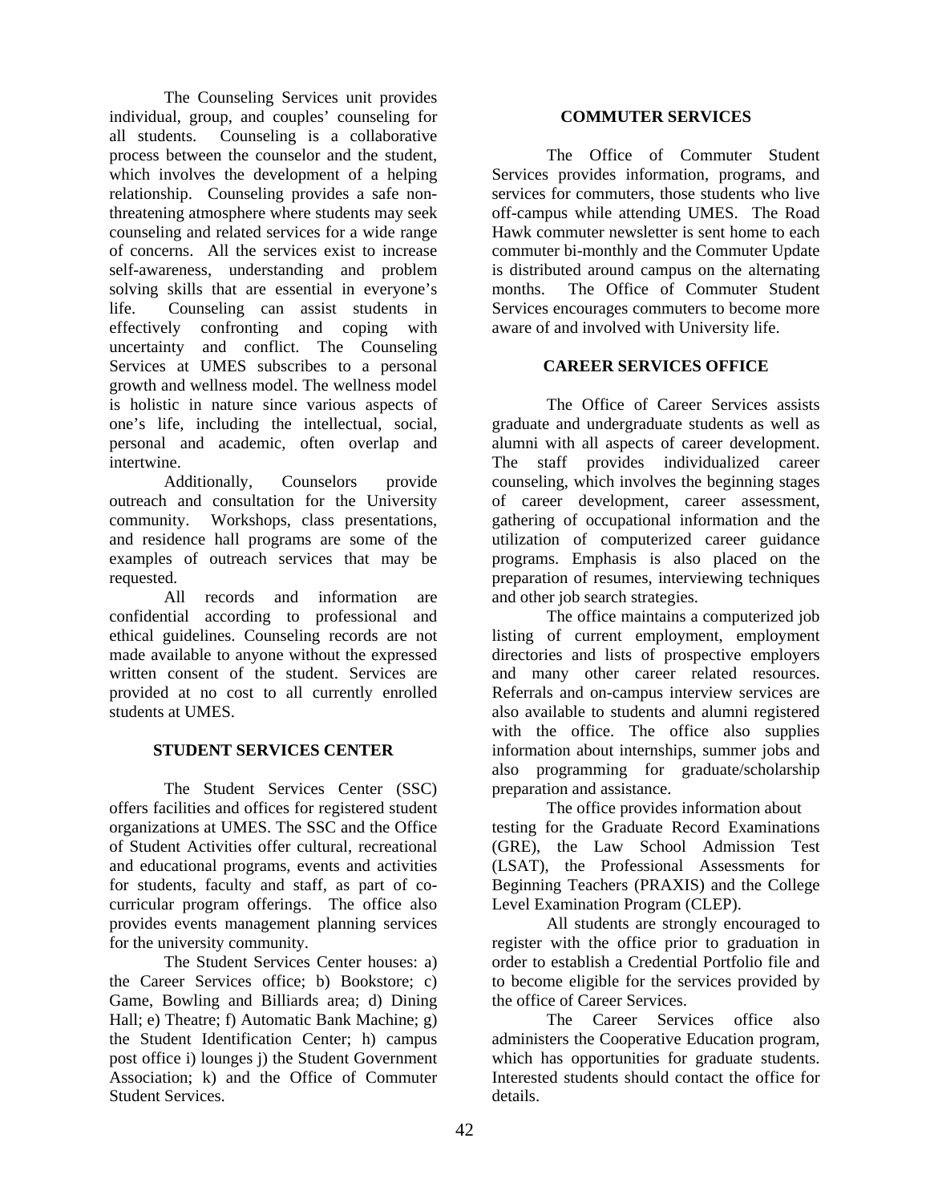The Counseling Services unit provides individual, group, and couples' counseling for all students. Counseling is a collaborative process between the counselor and the student, which involves the development of a helping relationship. Counseling provides a safe non-threatening atmosphere where students may seek counseling and related services for a wide range of concerns. All the services exist to increase self-awareness, understanding and problem solving skills that are essential in everyone's life. Counseling can assist students in effectively confronting and coping with uncertainty and conflict. The Counseling Services at UMES subscribes to a personal growth and wellness model. The wellness model is holistic in nature since various aspects of one's life, including the intellectual, social, personal and academic, often overlap and intertwine.

Additionally, Counselors provide outreach and consultation for the University community. Workshops, class presentations, and residence hall programs are some of the examples of outreach services that may be requested.

All records and information are confidential according to professional and ethical guidelines. Counseling records are not made available to anyone without the expressed written consent of the student. Services are provided at no cost to all currently enrolled students at UMES.

## STUDENT SERVICES CENTER

The Student Services Center (SSC) offers facilities and offices for registered student organizations at UMES. The SSC and the Office of Student Activities offer cultural, recreational and educational programs, events and activities for students, faculty and staff, as part of co-curricular program offerings. The office also provides events management planning services for the university community.

The Student Services Center houses: a) the Career Services office; b) Bookstore; c) Game, Bowling and Billiards area; d) Dining Hall; e) Theatre; f) Automatic Bank Machine; g) the Student Identification Center; h) campus post office i) lounges j) the Student Government Association; k) and the Office of Commuter Student Services.

## COMMUTER SERVICES

The Office of Commuter Student Services provides information, programs, and services for commuters, those students who live off-campus while attending UMES. The Road Hawk commuter newsletter is sent home to each commuter bi-monthly and the Commuter Update is distributed around campus on the alternating months. The Office of Commuter Student Services encourages commuters to become more aware of and involved with University life.

## CAREER SERVICES OFFICE

The Office of Career Services assists graduate and undergraduate students as well as alumni with all aspects of career development. The staff provides individualized career counseling, which involves the beginning stages of career development, career assessment, gathering of occupational information and the utilization of computerized career guidance programs. Emphasis is also placed on the preparation of resumes, interviewing techniques and other job search strategies.

The office maintains a computerized job listing of current employment, employment directories and lists of prospective employers and many other career related resources. Referrals and on-campus interview services are also available to students and alumni registered with the office. The office also supplies information about internships, summer jobs and also programming for graduate/scholarship preparation and assistance.

The office provides information about testing for the Graduate Record Examinations (GRE), the Law School Admission Test (LSAT), the Professional Assessments for Beginning Teachers (PRAXIS) and the College Level Examination Program (CLEP).

All students are strongly encouraged to register with the office prior to graduation in order to establish a Credential Portfolio file and to become eligible for the services provided by the office of Career Services.

The Career Services office also administers the Cooperative Education program, which has opportunities for graduate students. Interested students should contact the office for details.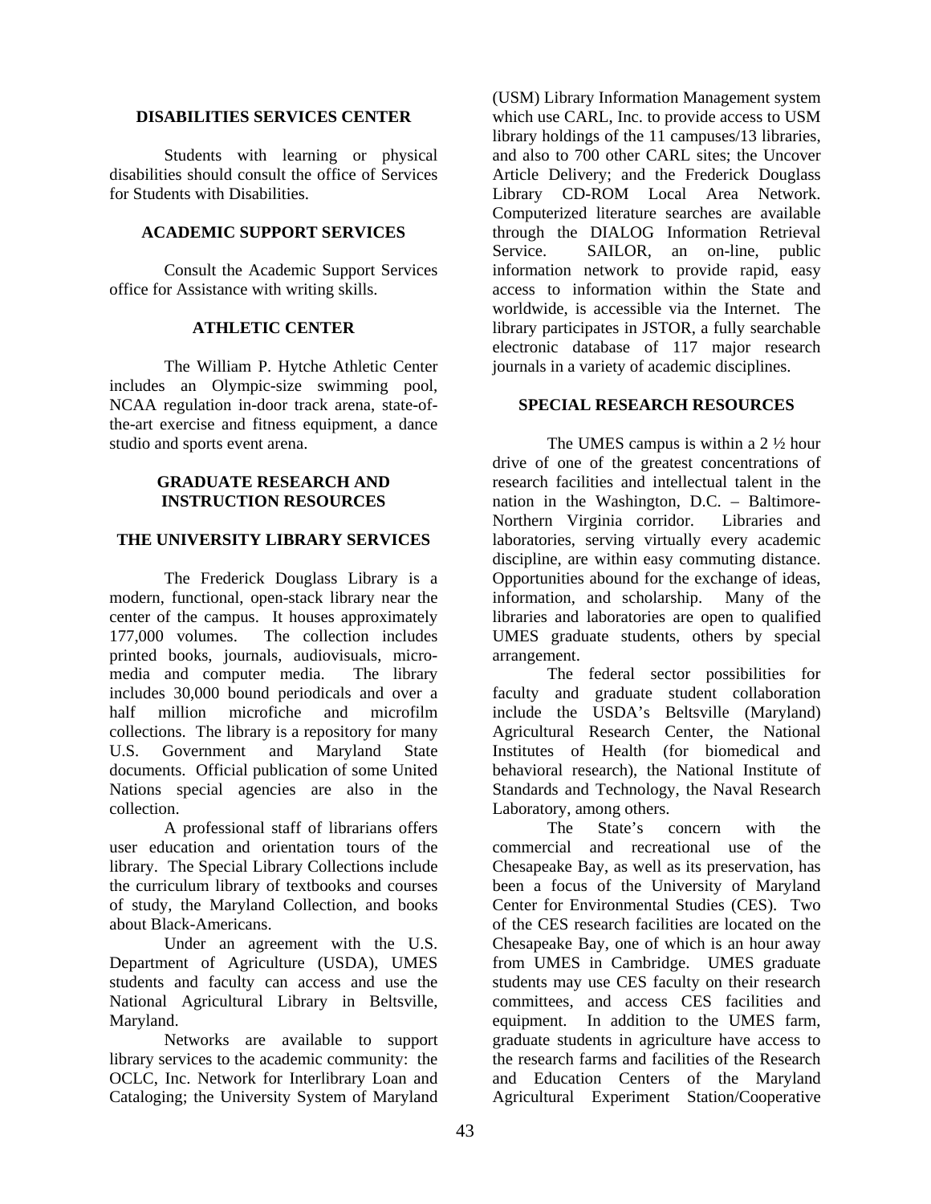## DISABILITIES SERVICES CENTER

Students with learning or physical disabilities should consult the office of Services for Students with Disabilities.

## ACADEMIC SUPPORT SERVICES

Consult the Academic Support Services office for Assistance with writing skills.

## ATHLETIC CENTER

The William P. Hytche Athletic Center includes an Olympic-size swimming pool, NCAA regulation in-door track arena, state-of-the-art exercise and fitness equipment, a dance studio and sports event arena.

## GRADUATE RESEARCH AND INSTRUCTION RESOURCES

### THE UNIVERSITY LIBRARY SERVICES

The Frederick Douglass Library is a modern, functional, open-stack library near the center of the campus. It houses approximately 177,000 volumes. The collection includes printed books, journals, audiovisuals, micro-media and computer media. The library includes 30,000 bound periodicals and over a half million microfiche and microfilm collections. The library is a repository for many U.S. Government and Maryland State documents. Official publication of some United Nations special agencies are also in the collection.

A professional staff of librarians offers user education and orientation tours of the library. The Special Library Collections include the curriculum library of textbooks and courses of study, the Maryland Collection, and books about Black-Americans.

Under an agreement with the U.S. Department of Agriculture (USDA), UMES students and faculty can access and use the National Agricultural Library in Beltsville, Maryland.

Networks are available to support library services to the academic community: the OCLC, Inc. Network for Interlibrary Loan and Cataloging; the University System of Maryland (USM) Library Information Management system which use CARL, Inc. to provide access to USM library holdings of the 11 campuses/13 libraries, and also to 700 other CARL sites; the Uncover Article Delivery; and the Frederick Douglass Library CD-ROM Local Area Network. Computerized literature searches are available through the DIALOG Information Retrieval Service. SAILOR, an on-line, public information network to provide rapid, easy access to information within the State and worldwide, is accessible via the Internet. The library participates in JSTOR, a fully searchable electronic database of 117 major research journals in a variety of academic disciplines.

### SPECIAL RESEARCH RESOURCES

The UMES campus is within a 2 ½ hour drive of one of the greatest concentrations of research facilities and intellectual talent in the nation in the Washington, D.C. – Baltimore-Northern Virginia corridor. Libraries and laboratories, serving virtually every academic discipline, are within easy commuting distance. Opportunities abound for the exchange of ideas, information, and scholarship. Many of the libraries and laboratories are open to qualified UMES graduate students, others by special arrangement.

The federal sector possibilities for faculty and graduate student collaboration include the USDA's Beltsville (Maryland) Agricultural Research Center, the National Institutes of Health (for biomedical and behavioral research), the National Institute of Standards and Technology, the Naval Research Laboratory, among others.

The State's concern with the commercial and recreational use of the Chesapeake Bay, as well as its preservation, has been a focus of the University of Maryland Center for Environmental Studies (CES). Two of the CES research facilities are located on the Chesapeake Bay, one of which is an hour away from UMES in Cambridge. UMES graduate students may use CES faculty on their research committees, and access CES facilities and equipment. In addition to the UMES farm, graduate students in agriculture have access to the research farms and facilities of the Research and Education Centers of the Maryland Agricultural Experiment Station/Cooperative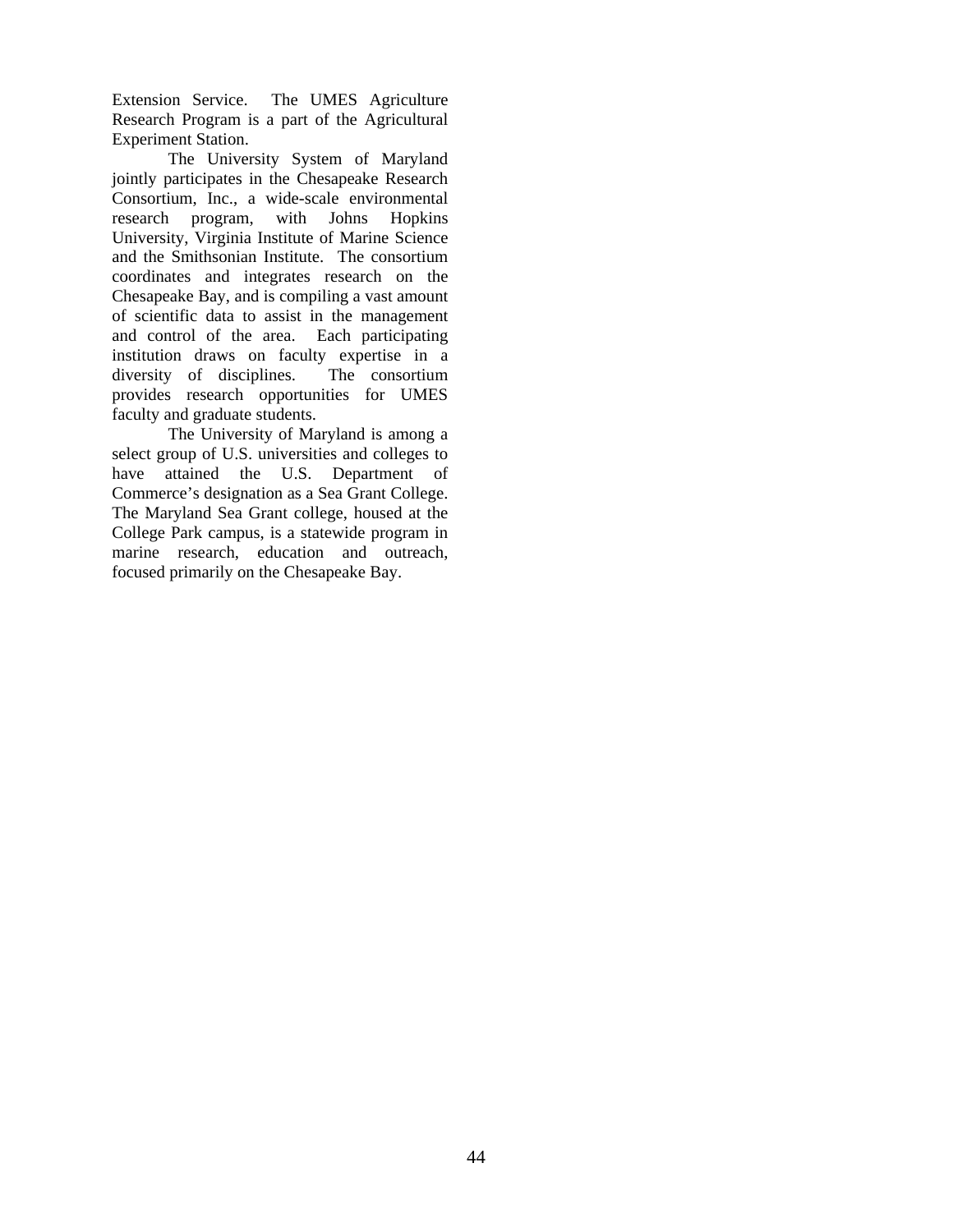Extension Service. The UMES Agriculture Research Program is a part of the Agricultural Experiment Station.

The University System of Maryland jointly participates in the Chesapeake Research Consortium, Inc., a wide-scale environmental research program, with Johns Hopkins University, Virginia Institute of Marine Science and the Smithsonian Institute. The consortium coordinates and integrates research on the Chesapeake Bay, and is compiling a vast amount of scientific data to assist in the management and control of the area. Each participating institution draws on faculty expertise in a diversity of disciplines. The consortium provides research opportunities for UMES faculty and graduate students.

The University of Maryland is among a select group of U.S. universities and colleges to have attained the U.S. Department of Commerce's designation as a Sea Grant College. The Maryland Sea Grant college, housed at the College Park campus, is a statewide program in marine research, education and outreach, focused primarily on the Chesapeake Bay.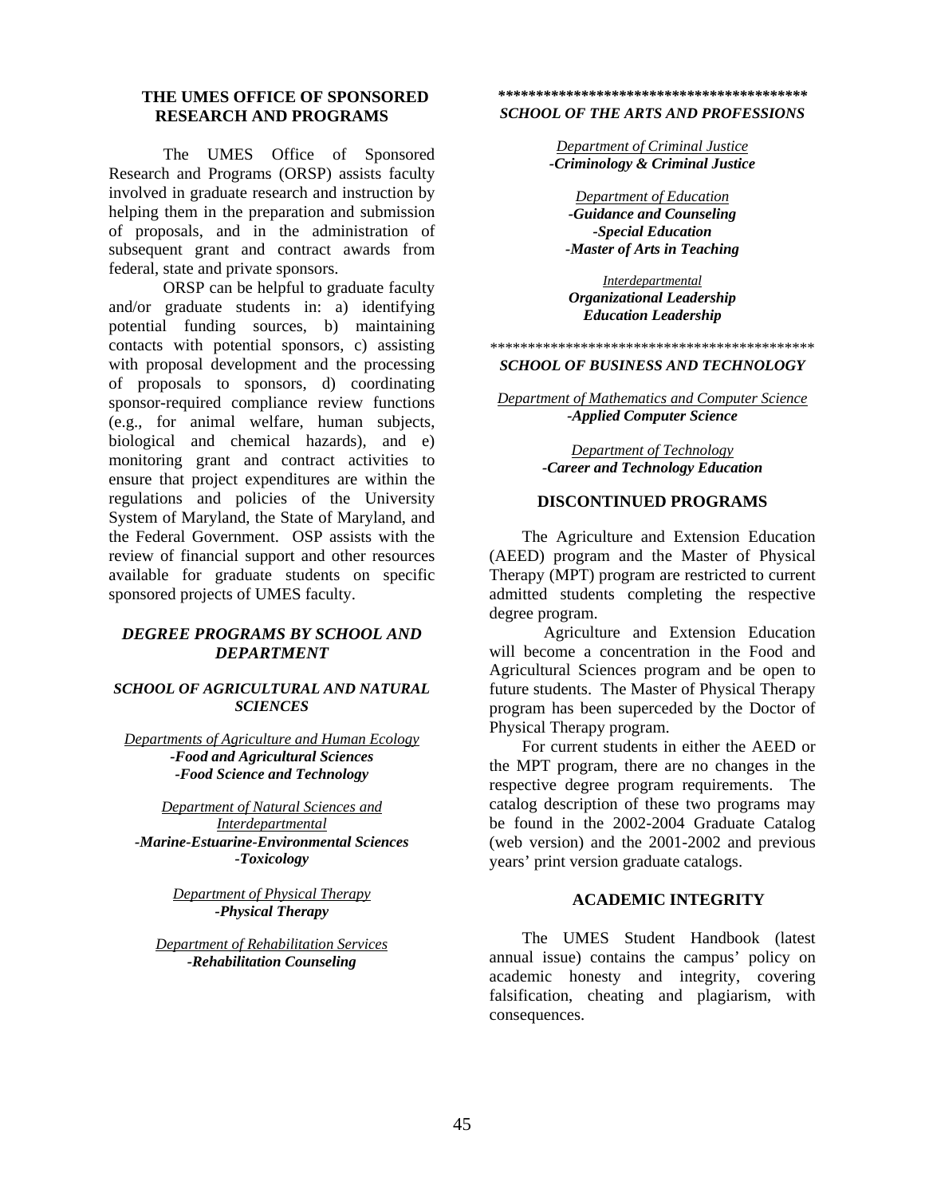## THE UMES OFFICE OF SPONSORED RESEARCH AND PROGRAMS

The UMES Office of Sponsored Research and Programs (ORSP) assists faculty involved in graduate research and instruction by helping them in the preparation and submission of proposals, and in the administration of subsequent grant and contract awards from federal, state and private sponsors.

ORSP can be helpful to graduate faculty and/or graduate students in: a) identifying potential funding sources, b) maintaining contacts with potential sponsors, c) assisting with proposal development and the processing of proposals to sponsors, d) coordinating sponsor-required compliance review functions (e.g., for animal welfare, human subjects, biological and chemical hazards), and e) monitoring grant and contract activities to ensure that project expenditures are within the regulations and policies of the University System of Maryland, the State of Maryland, and the Federal Government. OSP assists with the review of financial support and other resources available for graduate students on specific sponsored projects of UMES faculty.

## *DEGREE PROGRAMS BY SCHOOL AND DEPARTMENT*

### *SCHOOL OF AGRICULTURAL AND NATURAL SCIENCES*

Departments of Agriculture and Human Ecology
***-Food and Agricultural Sciences***
***-Food Science and Technology***

Department of Natural Sciences and Interdepartmental
***-Marine-Estuarine-Environmental Sciences***
***-Toxicology***

Department of Physical Therapy
***-Physical Therapy***

Department of Rehabilitation Services
***-Rehabilitation Counseling***

****************************************

### *SCHOOL OF THE ARTS AND PROFESSIONS*

Department of Criminal Justice
***-Criminology & Criminal Justice***

Department of Education
***-Guidance and Counseling***
***-Special Education***
***-Master of Arts in Teaching***

Interdepartmental
***Organizational Leadership***
***Education Leadership***

*******************************************

### *SCHOOL OF BUSINESS AND TECHNOLOGY*

Department of Mathematics and Computer Science
***-Applied Computer Science***

Department of Technology
***-Career and Technology Education***

## DISCONTINUED PROGRAMS

The Agriculture and Extension Education (AEED) program and the Master of Physical Therapy (MPT) program are restricted to current admitted students completing the respective degree program.

Agriculture and Extension Education will become a concentration in the Food and Agricultural Sciences program and be open to future students. The Master of Physical Therapy program has been superceded by the Doctor of Physical Therapy program.

For current students in either the AEED or the MPT program, there are no changes in the respective degree program requirements. The catalog description of these two programs may be found in the 2002-2004 Graduate Catalog (web version) and the 2001-2002 and previous years' print version graduate catalogs.

## ACADEMIC INTEGRITY

The UMES Student Handbook (latest annual issue) contains the campus' policy on academic honesty and integrity, covering falsification, cheating and plagiarism, with consequences.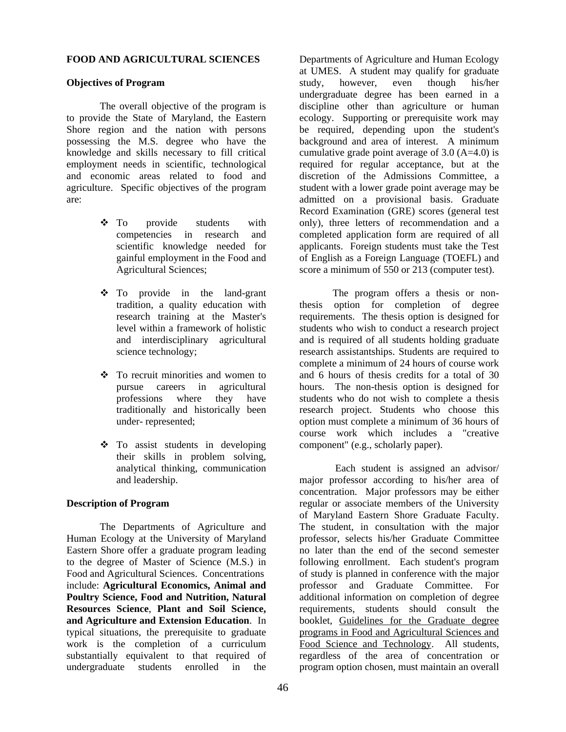## FOOD AND AGRICULTURAL SCIENCES

### Objectives of Program

The overall objective of the program is to provide the State of Maryland, the Eastern Shore region and the nation with persons possessing the M.S. degree who have the knowledge and skills necessary to fill critical employment needs in scientific, technological and economic areas related to food and agriculture. Specific objectives of the program are:

- To provide students with competencies in research and scientific knowledge needed for gainful employment in the Food and Agricultural Sciences;
- To provide in the land-grant tradition, a quality education with research training at the Master's level within a framework of holistic and interdisciplinary agricultural science technology;
- To recruit minorities and women to pursue careers in agricultural professions where they have traditionally and historically been under- represented;
- To assist students in developing their skills in problem solving, analytical thinking, communication and leadership.

### Description of Program

The Departments of Agriculture and Human Ecology at the University of Maryland Eastern Shore offer a graduate program leading to the degree of Master of Science (M.S.) in Food and Agricultural Sciences. Concentrations include: **Agricultural Economics, Animal and Poultry Science, Food and Nutrition, Natural Resources Science**, **Plant and Soil Science, and Agriculture and Extension Education**. In typical situations, the prerequisite to graduate work is the completion of a curriculum substantially equivalent to that required of undergraduate students enrolled in the Departments of Agriculture and Human Ecology at UMES. A student may qualify for graduate study, however, even though his/her undergraduate degree has been earned in a discipline other than agriculture or human ecology. Supporting or prerequisite work may be required, depending upon the student's background and area of interest. A minimum cumulative grade point average of 3.0 (A=4.0) is required for regular acceptance, but at the discretion of the Admissions Committee, a student with a lower grade point average may be admitted on a provisional basis. Graduate Record Examination (GRE) scores (general test only), three letters of recommendation and a completed application form are required of all applicants. Foreign students must take the Test of English as a Foreign Language (TOEFL) and score a minimum of 550 or 213 (computer test).

The program offers a thesis or non-thesis option for completion of degree requirements. The thesis option is designed for students who wish to conduct a research project and is required of all students holding graduate research assistantships. Students are required to complete a minimum of 24 hours of course work and 6 hours of thesis credits for a total of 30 hours. The non-thesis option is designed for students who do not wish to complete a thesis research project. Students who choose this option must complete a minimum of 36 hours of course work which includes a "creative component" (e.g., scholarly paper).

Each student is assigned an advisor/ major professor according to his/her area of concentration. Major professors may be either regular or associate members of the University of Maryland Eastern Shore Graduate Faculty. The student, in consultation with the major professor, selects his/her Graduate Committee no later than the end of the second semester following enrollment. Each student's program of study is planned in conference with the major professor and Graduate Committee. For additional information on completion of degree requirements, students should consult the booklet, Guidelines for the Graduate degree programs in Food and Agricultural Sciences and Food Science and Technology. All students, regardless of the area of concentration or program option chosen, must maintain an overall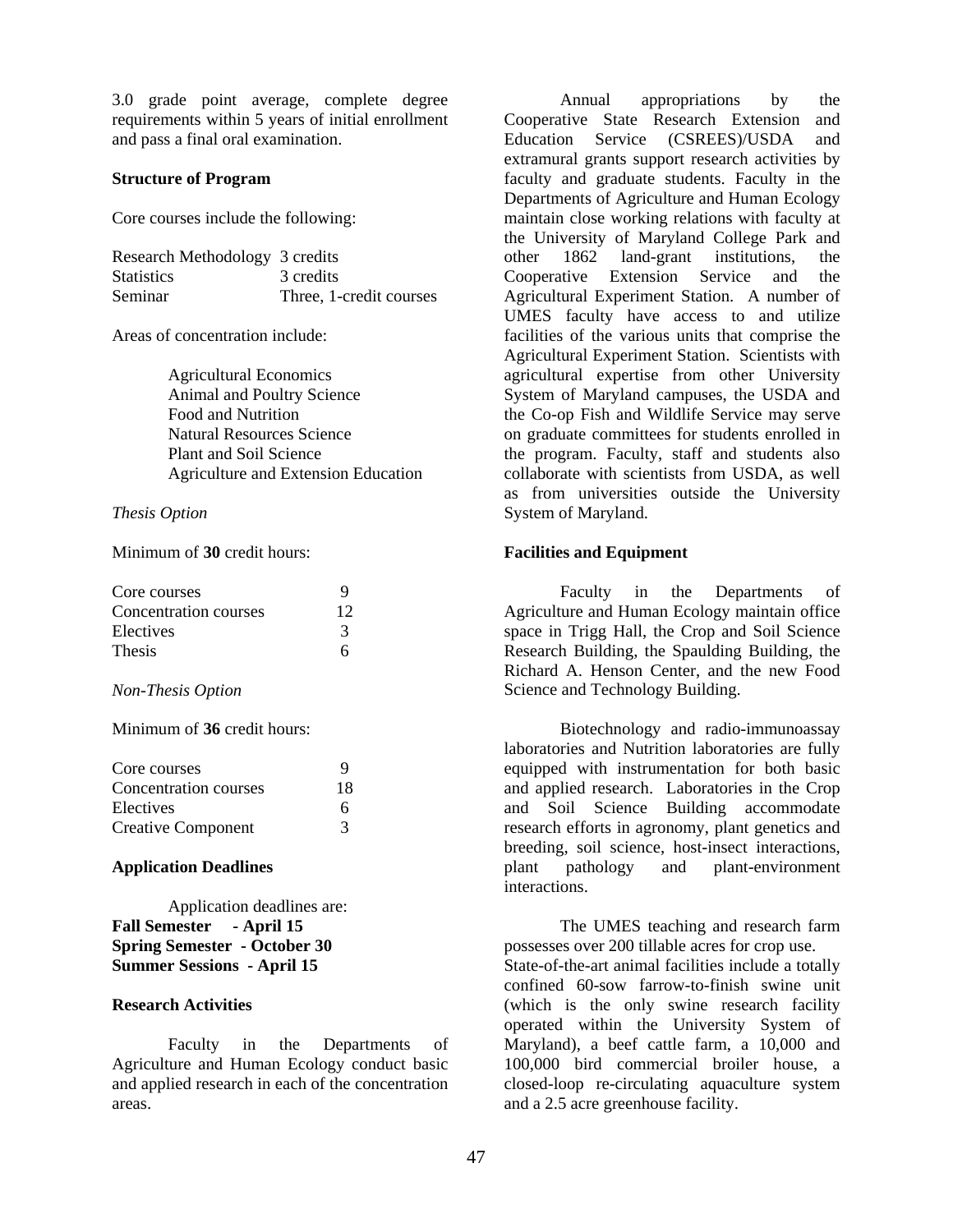3.0 grade point average, complete degree requirements within 5 years of initial enrollment and pass a final oral examination.

**Structure of Program**

Core courses include the following:

| | |
|---|---|
| Research Methodology | 3 credits |
| Statistics | 3 credits |
| Seminar | Three, 1-credit courses |

Areas of concentration include:

- Agricultural Economics
- Animal and Poultry Science
- Food and Nutrition
- Natural Resources Science
- Plant and Soil Science
- Agriculture and Extension Education

*Thesis Option*

Minimum of **30** credit hours:

| | |
|---|---|
| Core courses | 9 |
| Concentration courses | 12 |
| Electives | 3 |
| Thesis | 6 |

*Non-Thesis Option*

Minimum of **36** credit hours:

| | |
|---|---|
| Core courses | 9 |
| Concentration courses | 18 |
| Electives | 6 |
| Creative Component | 3 |

**Application Deadlines**

Application deadlines are:
**Fall Semester - April 15**
**Spring Semester - October 30**
**Summer Sessions - April 15**

**Research Activities**

Faculty in the Departments of Agriculture and Human Ecology conduct basic and applied research in each of the concentration areas.

Annual appropriations by the Cooperative State Research Extension and Education Service (CSREES)/USDA and extramural grants support research activities by faculty and graduate students. Faculty in the Departments of Agriculture and Human Ecology maintain close working relations with faculty at the University of Maryland College Park and other 1862 land-grant institutions, the Cooperative Extension Service and the Agricultural Experiment Station. A number of UMES faculty have access to and utilize facilities of the various units that comprise the Agricultural Experiment Station. Scientists with agricultural expertise from other University System of Maryland campuses, the USDA and the Co-op Fish and Wildlife Service may serve on graduate committees for students enrolled in the program. Faculty, staff and students also collaborate with scientists from USDA, as well as from universities outside the University System of Maryland.

**Facilities and Equipment**

Faculty in the Departments of Agriculture and Human Ecology maintain office space in Trigg Hall, the Crop and Soil Science Research Building, the Spaulding Building, the Richard A. Henson Center, and the new Food Science and Technology Building.

Biotechnology and radio-immunoassay laboratories and Nutrition laboratories are fully equipped with instrumentation for both basic and applied research. Laboratories in the Crop and Soil Science Building accommodate research efforts in agronomy, plant genetics and breeding, soil science, host-insect interactions, plant pathology and plant-environment interactions.

The UMES teaching and research farm possesses over 200 tillable acres for crop use. State-of-the-art animal facilities include a totally confined 60-sow farrow-to-finish swine unit (which is the only swine research facility operated within the University System of Maryland), a beef cattle farm, a 10,000 and 100,000 bird commercial broiler house, a closed-loop re-circulating aquaculture system and a 2.5 acre greenhouse facility.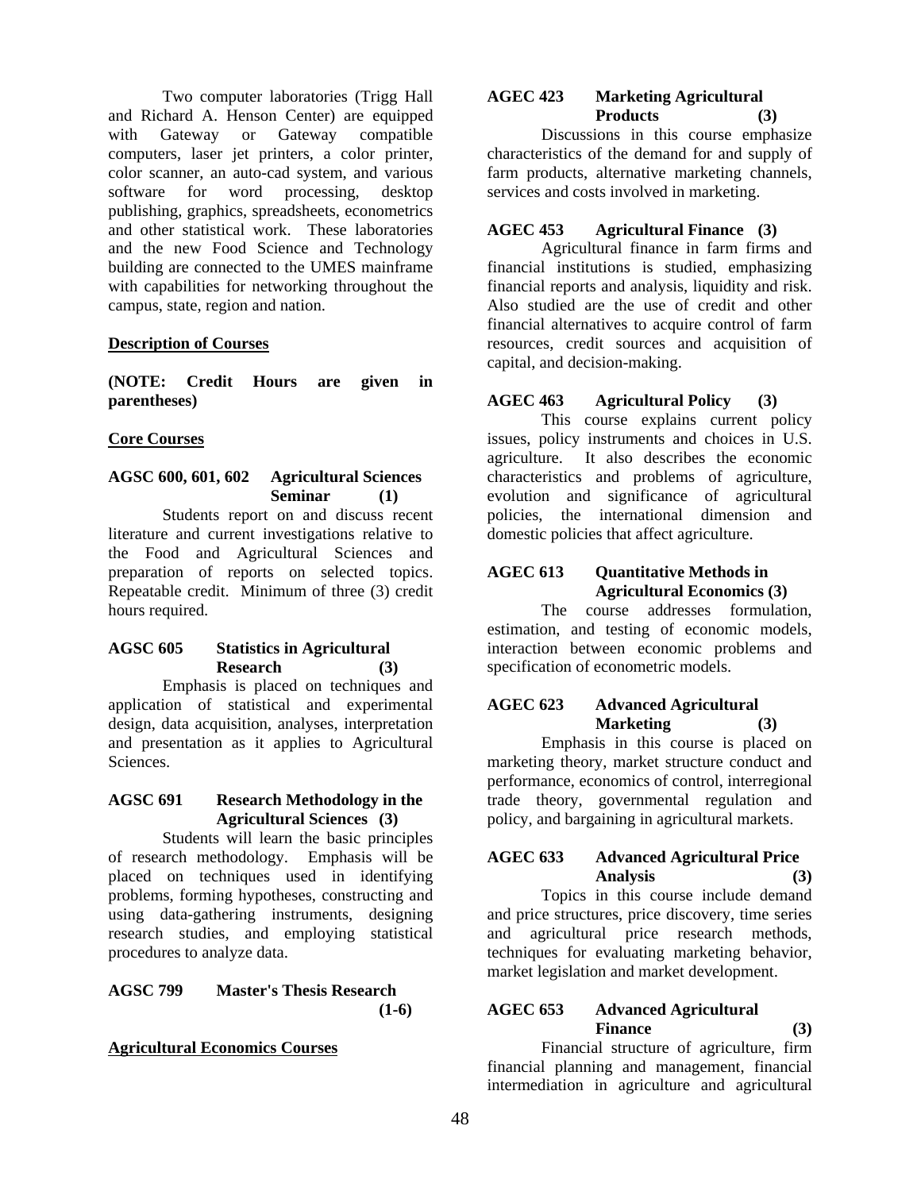Two computer laboratories (Trigg Hall and Richard A. Henson Center) are equipped with Gateway or Gateway compatible computers, laser jet printers, a color printer, color scanner, an auto-cad system, and various software for word processing, desktop publishing, graphics, spreadsheets, econometrics and other statistical work. These laboratories and the new Food Science and Technology building are connected to the UMES mainframe with capabilities for networking throughout the campus, state, region and nation.

**Description of Courses**

**(NOTE: Credit Hours are given in parentheses)**

**Core Courses**

**AGSC 600, 601, 602 Agricultural Sciences Seminar (1)**

Students report on and discuss recent literature and current investigations relative to the Food and Agricultural Sciences and preparation of reports on selected topics. Repeatable credit. Minimum of three (3) credit hours required.

**AGSC 605 Statistics in Agricultural Research (3)**

Emphasis is placed on techniques and application of statistical and experimental design, data acquisition, analyses, interpretation and presentation as it applies to Agricultural Sciences.

**AGSC 691 Research Methodology in the Agricultural Sciences (3)**

Students will learn the basic principles of research methodology. Emphasis will be placed on techniques used in identifying problems, forming hypotheses, constructing and using data-gathering instruments, designing research studies, and employing statistical procedures to analyze data.

**AGSC 799 Master's Thesis Research (1-6)**

**Agricultural Economics Courses**

**AGEC 423 Marketing Agricultural Products (3)**

Discussions in this course emphasize characteristics of the demand for and supply of farm products, alternative marketing channels, services and costs involved in marketing.

**AGEC 453 Agricultural Finance (3)**

Agricultural finance in farm firms and financial institutions is studied, emphasizing financial reports and analysis, liquidity and risk. Also studied are the use of credit and other financial alternatives to acquire control of farm resources, credit sources and acquisition of capital, and decision-making.

**AGEC 463 Agricultural Policy (3)**

This course explains current policy issues, policy instruments and choices in U.S. agriculture. It also describes the economic characteristics and problems of agriculture, evolution and significance of agricultural policies, the international dimension and domestic policies that affect agriculture.

**AGEC 613 Quantitative Methods in Agricultural Economics (3)**

The course addresses formulation, estimation, and testing of economic models, interaction between economic problems and specification of econometric models.

**AGEC 623 Advanced Agricultural Marketing (3)**

Emphasis in this course is placed on marketing theory, market structure conduct and performance, economics of control, interregional trade theory, governmental regulation and policy, and bargaining in agricultural markets.

**AGEC 633 Advanced Agricultural Price Analysis (3)**

Topics in this course include demand and price structures, price discovery, time series and agricultural price research methods, techniques for evaluating marketing behavior, market legislation and market development.

**AGEC 653 Advanced Agricultural Finance (3)**

Financial structure of agriculture, firm financial planning and management, financial intermediation in agriculture and agricultural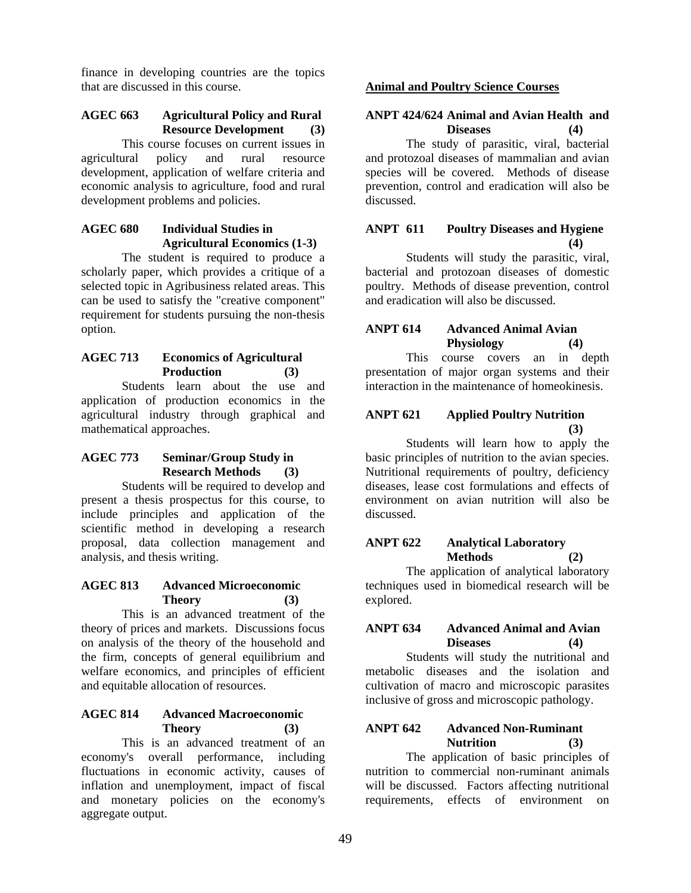finance in developing countries are the topics that are discussed in this course.

**AGEC 663 Agricultural Policy and Rural Resource Development (3)**

This course focuses on current issues in agricultural policy and rural resource development, application of welfare criteria and economic analysis to agriculture, food and rural development problems and policies.

**AGEC 680 Individual Studies in Agricultural Economics (1-3)**

The student is required to produce a scholarly paper, which provides a critique of a selected topic in Agribusiness related areas. This can be used to satisfy the "creative component" requirement for students pursuing the non-thesis option.

**AGEC 713 Economics of Agricultural Production (3)**

Students learn about the use and application of production economics in the agricultural industry through graphical and mathematical approaches.

**AGEC 773 Seminar/Group Study in Research Methods (3)**

Students will be required to develop and present a thesis prospectus for this course, to include principles and application of the scientific method in developing a research proposal, data collection management and analysis, and thesis writing.

**AGEC 813 Advanced Microeconomic Theory (3)**

This is an advanced treatment of the theory of prices and markets. Discussions focus on analysis of the theory of the household and the firm, concepts of general equilibrium and welfare economics, and principles of efficient and equitable allocation of resources.

**AGEC 814 Advanced Macroeconomic Theory (3)**

This is an advanced treatment of an economy's overall performance, including fluctuations in economic activity, causes of inflation and unemployment, impact of fiscal and monetary policies on the economy's aggregate output.

## Animal and Poultry Science Courses

**ANPT 424/624 Animal and Avian Health and Diseases (4)**

The study of parasitic, viral, bacterial and protozoal diseases of mammalian and avian species will be covered. Methods of disease prevention, control and eradication will also be discussed.

**ANPT 611 Poultry Diseases and Hygiene (4)**

Students will study the parasitic, viral, bacterial and protozoan diseases of domestic poultry. Methods of disease prevention, control and eradication will also be discussed.

**ANPT 614 Advanced Animal Avian Physiology (4)**

This course covers an in depth presentation of major organ systems and their interaction in the maintenance of homeokinesis.

**ANPT 621 Applied Poultry Nutrition (3)**

Students will learn how to apply the basic principles of nutrition to the avian species. Nutritional requirements of poultry, deficiency diseases, lease cost formulations and effects of environment on avian nutrition will also be discussed.

**ANPT 622 Analytical Laboratory Methods (2)**

The application of analytical laboratory techniques used in biomedical research will be explored.

**ANPT 634 Advanced Animal and Avian Diseases (4)**

Students will study the nutritional and metabolic diseases and the isolation and cultivation of macro and microscopic parasites inclusive of gross and microscopic pathology.

**ANPT 642 Advanced Non-Ruminant Nutrition (3)**

The application of basic principles of nutrition to commercial non-ruminant animals will be discussed. Factors affecting nutritional requirements, effects of environment on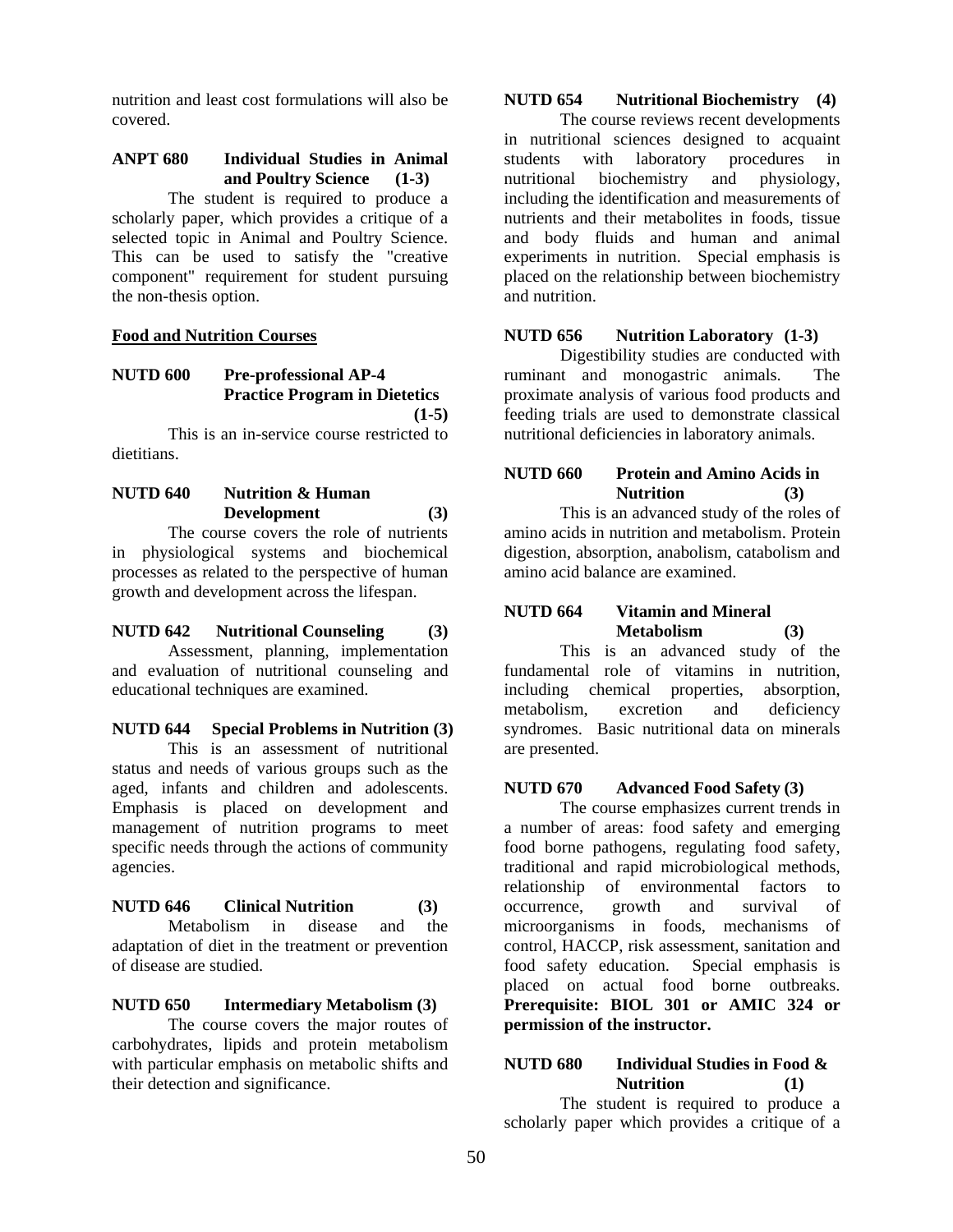nutrition and least cost formulations will also be covered.

**ANPT 680 Individual Studies in Animal and Poultry Science (1-3)**

The student is required to produce a scholarly paper, which provides a critique of a selected topic in Animal and Poultry Science. This can be used to satisfy the "creative component" requirement for student pursuing the non-thesis option.

**Food and Nutrition Courses**

**NUTD 600 Pre-professional AP-4 Practice Program in Dietetics (1-5)**

This is an in-service course restricted to dietitians.

**NUTD 640 Nutrition & Human Development (3)**

The course covers the role of nutrients in physiological systems and biochemical processes as related to the perspective of human growth and development across the lifespan.

**NUTD 642 Nutritional Counseling (3)**

Assessment, planning, implementation and evaluation of nutritional counseling and educational techniques are examined.

**NUTD 644 Special Problems in Nutrition (3)**

This is an assessment of nutritional status and needs of various groups such as the aged, infants and children and adolescents. Emphasis is placed on development and management of nutrition programs to meet specific needs through the actions of community agencies.

**NUTD 646 Clinical Nutrition (3)**

Metabolism in disease and the adaptation of diet in the treatment or prevention of disease are studied.

**NUTD 650 Intermediary Metabolism (3)**

The course covers the major routes of carbohydrates, lipids and protein metabolism with particular emphasis on metabolic shifts and their detection and significance.

**NUTD 654 Nutritional Biochemistry (4)**

The course reviews recent developments in nutritional sciences designed to acquaint students with laboratory procedures in nutritional biochemistry and physiology, including the identification and measurements of nutrients and their metabolites in foods, tissue and body fluids and human and animal experiments in nutrition. Special emphasis is placed on the relationship between biochemistry and nutrition.

**NUTD 656 Nutrition Laboratory (1-3)**

Digestibility studies are conducted with ruminant and monogastric animals. The proximate analysis of various food products and feeding trials are used to demonstrate classical nutritional deficiencies in laboratory animals.

**NUTD 660 Protein and Amino Acids in Nutrition (3)**

This is an advanced study of the roles of amino acids in nutrition and metabolism. Protein digestion, absorption, anabolism, catabolism and amino acid balance are examined.

**NUTD 664 Vitamin and Mineral Metabolism (3)**

This is an advanced study of the fundamental role of vitamins in nutrition, including chemical properties, absorption, metabolism, excretion and deficiency syndromes. Basic nutritional data on minerals are presented.

**NUTD 670 Advanced Food Safety (3)**

The course emphasizes current trends in a number of areas: food safety and emerging food borne pathogens, regulating food safety, traditional and rapid microbiological methods, relationship of environmental factors to occurrence, growth and survival of microorganisms in foods, mechanisms of control, HACCP, risk assessment, sanitation and food safety education. Special emphasis is placed on actual food borne outbreaks. **Prerequisite: BIOL 301 or AMIC 324 or permission of the instructor.**

**NUTD 680 Individual Studies in Food & Nutrition (1)**

The student is required to produce a scholarly paper which provides a critique of a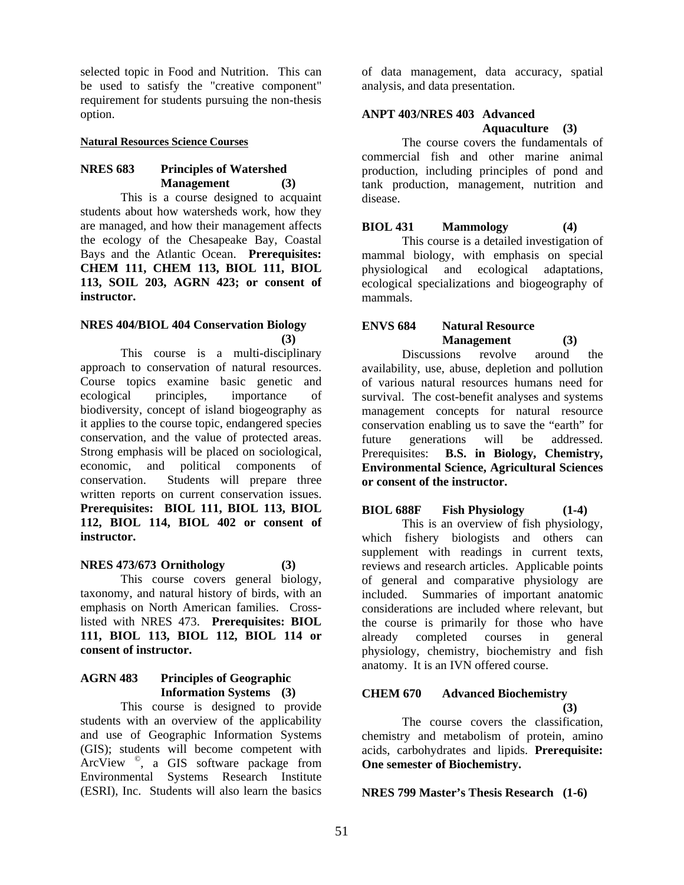selected topic in Food and Nutrition. This can be used to satisfy the "creative component" requirement for students pursuing the non-thesis option.

**Natural Resources Science Courses**

**NRES 683 Principles of Watershed Management (3)**

This is a course designed to acquaint students about how watersheds work, how they are managed, and how their management affects the ecology of the Chesapeake Bay, Coastal Bays and the Atlantic Ocean. **Prerequisites: CHEM 111, CHEM 113, BIOL 111, BIOL 113, SOIL 203, AGRN 423; or consent of instructor.**

**NRES 404/BIOL 404 Conservation Biology (3)**

This course is a multi-disciplinary approach to conservation of natural resources. Course topics examine basic genetic and ecological principles, importance of biodiversity, concept of island biogeography as it applies to the course topic, endangered species conservation, and the value of protected areas. Strong emphasis will be placed on sociological, economic, and political components of conservation. Students will prepare three written reports on current conservation issues. **Prerequisites: BIOL 111, BIOL 113, BIOL 112, BIOL 114, BIOL 402 or consent of instructor.**

**NRES 473/673 Ornithology (3)**

This course covers general biology, taxonomy, and natural history of birds, with an emphasis on North American families. Cross-listed with NRES 473. **Prerequisites: BIOL 111, BIOL 113, BIOL 112, BIOL 114 or consent of instructor.**

**AGRN 483 Principles of Geographic Information Systems (3)**

This course is designed to provide students with an overview of the applicability and use of Geographic Information Systems (GIS); students will become competent with ArcView ©, a GIS software package from Environmental Systems Research Institute (ESRI), Inc. Students will also learn the basics of data management, data accuracy, spatial analysis, and data presentation.

**ANPT 403/NRES 403 Advanced Aquaculture (3)**

The course covers the fundamentals of commercial fish and other marine animal production, including principles of pond and tank production, management, nutrition and disease.

**BIOL 431 Mammology (4)**

This course is a detailed investigation of mammal biology, with emphasis on special physiological and ecological adaptations, ecological specializations and biogeography of mammals.

**ENVS 684 Natural Resource Management (3)**

Discussions revolve around the availability, use, abuse, depletion and pollution of various natural resources humans need for survival. The cost-benefit analyses and systems management concepts for natural resource conservation enabling us to save the "earth" for future generations will be addressed. Prerequisites: **B.S. in Biology, Chemistry, Environmental Science, Agricultural Sciences or consent of the instructor.**

**BIOL 688F Fish Physiology (1-4)**

This is an overview of fish physiology, which fishery biologists and others can supplement with readings in current texts, reviews and research articles. Applicable points of general and comparative physiology are included. Summaries of important anatomic considerations are included where relevant, but the course is primarily for those who have already completed courses in general physiology, chemistry, biochemistry and fish anatomy. It is an IVN offered course.

**CHEM 670 Advanced Biochemistry (3)**

The course covers the classification, chemistry and metabolism of protein, amino acids, carbohydrates and lipids. **Prerequisite: One semester of Biochemistry.**

**NRES 799 Master's Thesis Research (1-6)**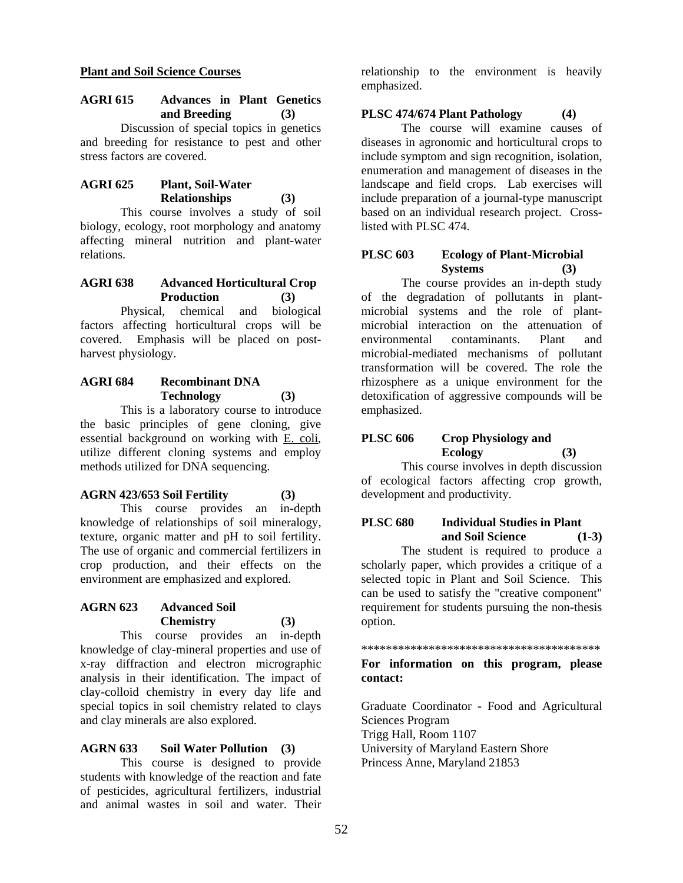**Plant and Soil Science Courses**

**AGRI 615 Advances in Plant Genetics and Breeding (3)**

Discussion of special topics in genetics and breeding for resistance to pest and other stress factors are covered.

**AGRI 625 Plant, Soil-Water Relationships (3)**

This course involves a study of soil biology, ecology, root morphology and anatomy affecting mineral nutrition and plant-water relations.

**AGRI 638 Advanced Horticultural Crop Production (3)**

Physical, chemical and biological factors affecting horticultural crops will be covered. Emphasis will be placed on post-harvest physiology.

**AGRI 684 Recombinant DNA Technology (3)**

This is a laboratory course to introduce the basic principles of gene cloning, give essential background on working with E. coli, utilize different cloning systems and employ methods utilized for DNA sequencing.

**AGRN 423/653 Soil Fertility (3)**

This course provides an in-depth knowledge of relationships of soil mineralogy, texture, organic matter and pH to soil fertility. The use of organic and commercial fertilizers in crop production, and their effects on the environment are emphasized and explored.

**AGRN 623 Advanced Soil Chemistry (3)**

This course provides an in-depth knowledge of clay-mineral properties and use of x-ray diffraction and electron micrographic analysis in their identification. The impact of clay-colloid chemistry in every day life and special topics in soil chemistry related to clays and clay minerals are also explored.

**AGRN 633 Soil Water Pollution (3)**

This course is designed to provide students with knowledge of the reaction and fate of pesticides, agricultural fertilizers, industrial and animal wastes in soil and water. Their relationship to the environment is heavily emphasized.

**PLSC 474/674 Plant Pathology (4)**

The course will examine causes of diseases in agronomic and horticultural crops to include symptom and sign recognition, isolation, enumeration and management of diseases in the landscape and field crops. Lab exercises will include preparation of a journal-type manuscript based on an individual research project. Cross-listed with PLSC 474.

**PLSC 603 Ecology of Plant-Microbial Systems (3)**

The course provides an in-depth study of the degradation of pollutants in plant-microbial systems and the role of plant-microbial interaction on the attenuation of environmental contaminants. Plant and microbial-mediated mechanisms of pollutant transformation will be covered. The role the rhizosphere as a unique environment for the detoxification of aggressive compounds will be emphasized.

**PLSC 606 Crop Physiology and Ecology (3)**

This course involves in depth discussion of ecological factors affecting crop growth, development and productivity.

**PLSC 680 Individual Studies in Plant and Soil Science (1-3)**

The student is required to produce a scholarly paper, which provides a critique of a selected topic in Plant and Soil Science. This can be used to satisfy the "creative component" requirement for students pursuing the non-thesis option.

****************************************

**For information on this program, please contact:**

Graduate Coordinator - Food and Agricultural Sciences Program
Trigg Hall, Room 1107
University of Maryland Eastern Shore
Princess Anne, Maryland 21853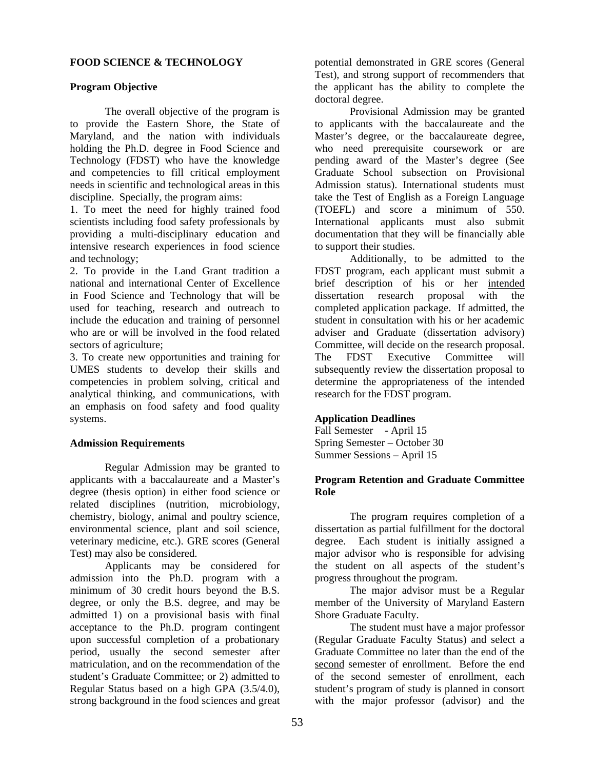## FOOD SCIENCE & TECHNOLOGY

### Program Objective

The overall objective of the program is to provide the Eastern Shore, the State of Maryland, and the nation with individuals holding the Ph.D. degree in Food Science and Technology (FDST) who have the knowledge and competencies to fill critical employment needs in scientific and technological areas in this discipline. Specially, the program aims:

1. To meet the need for highly trained food scientists including food safety professionals by providing a multi-disciplinary education and intensive research experiences in food science and technology;
2. To provide in the Land Grant tradition a national and international Center of Excellence in Food Science and Technology that will be used for teaching, research and outreach to include the education and training of personnel who are or will be involved in the food related sectors of agriculture;
3. To create new opportunities and training for UMES students to develop their skills and competencies in problem solving, critical and analytical thinking, and communications, with an emphasis on food safety and food quality systems.

### Admission Requirements

Regular Admission may be granted to applicants with a baccalaureate and a Master's degree (thesis option) in either food science or related disciplines (nutrition, microbiology, chemistry, biology, animal and poultry science, environmental science, plant and soil science, veterinary medicine, etc.). GRE scores (General Test) may also be considered.

Applicants may be considered for admission into the Ph.D. program with a minimum of 30 credit hours beyond the B.S. degree, or only the B.S. degree, and may be admitted 1) on a provisional basis with final acceptance to the Ph.D. program contingent upon successful completion of a probationary period, usually the second semester after matriculation, and on the recommendation of the student's Graduate Committee; or 2) admitted to Regular Status based on a high GPA (3.5/4.0), strong background in the food sciences and great potential demonstrated in GRE scores (General Test), and strong support of recommenders that the applicant has the ability to complete the doctoral degree.

Provisional Admission may be granted to applicants with the baccalaureate and the Master's degree, or the baccalaureate degree, who need prerequisite coursework or are pending award of the Master's degree (See Graduate School subsection on Provisional Admission status). International students must take the Test of English as a Foreign Language (TOEFL) and score a minimum of 550. International applicants must also submit documentation that they will be financially able to support their studies.

Additionally, to be admitted to the FDST program, each applicant must submit a brief description of his or her intended dissertation research proposal with the completed application package. If admitted, the student in consultation with his or her academic adviser and Graduate (dissertation advisory) Committee, will decide on the research proposal. The FDST Executive Committee will subsequently review the dissertation proposal to determine the appropriateness of the intended research for the FDST program.

### Application Deadlines

Fall Semester - April 15
Spring Semester – October 30
Summer Sessions – April 15

### Program Retention and Graduate Committee Role

The program requires completion of a dissertation as partial fulfillment for the doctoral degree. Each student is initially assigned a major advisor who is responsible for advising the student on all aspects of the student's progress throughout the program.

The major advisor must be a Regular member of the University of Maryland Eastern Shore Graduate Faculty.

The student must have a major professor (Regular Graduate Faculty Status) and select a Graduate Committee no later than the end of the second semester of enrollment. Before the end of the second semester of enrollment, each student's program of study is planned in consort with the major professor (advisor) and the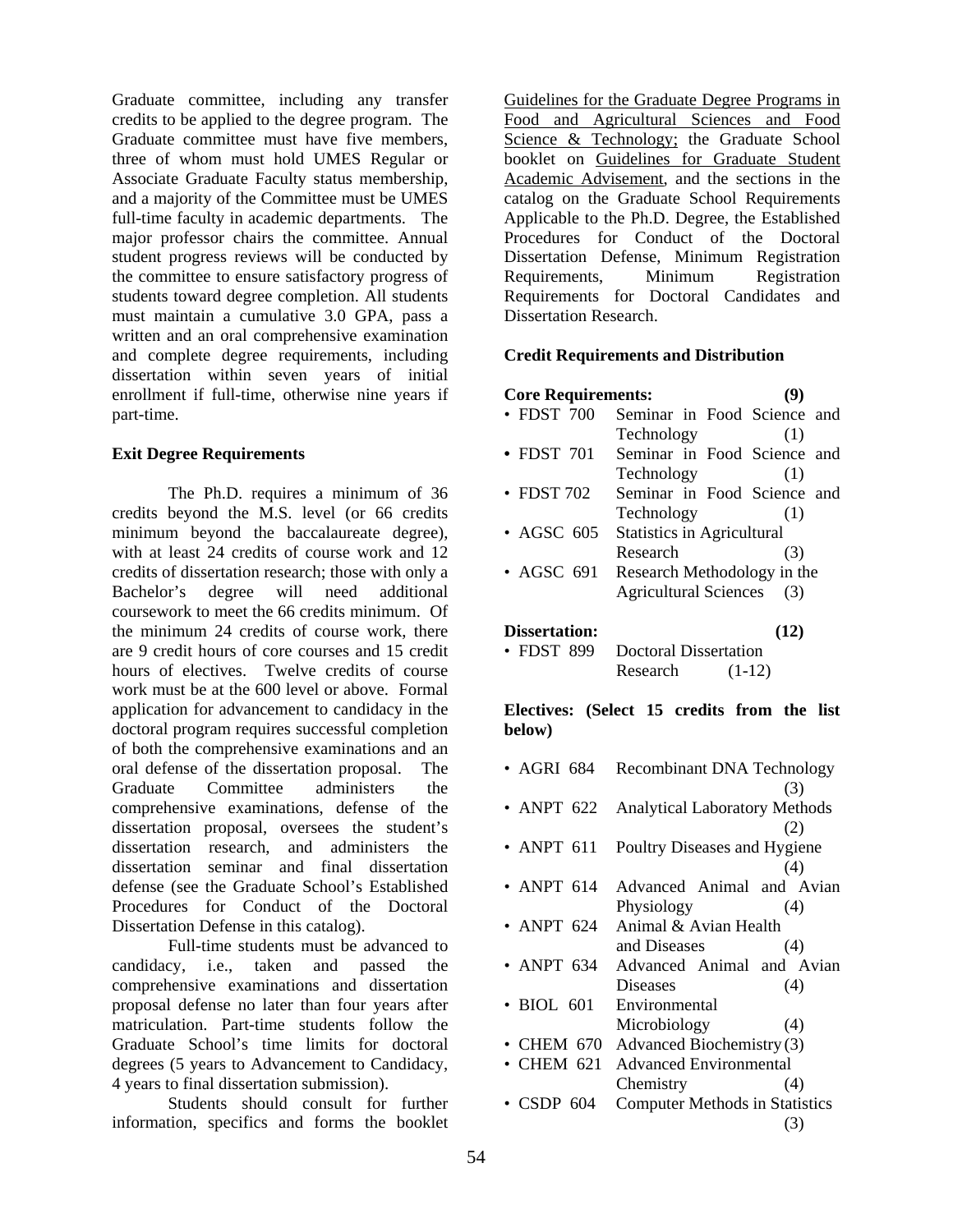Graduate committee, including any transfer credits to be applied to the degree program. The Graduate committee must have five members, three of whom must hold UMES Regular or Associate Graduate Faculty status membership, and a majority of the Committee must be UMES full-time faculty in academic departments. The major professor chairs the committee. Annual student progress reviews will be conducted by the committee to ensure satisfactory progress of students toward degree completion. All students must maintain a cumulative 3.0 GPA, pass a written and an oral comprehensive examination and complete degree requirements, including dissertation within seven years of initial enrollment if full-time, otherwise nine years if part-time.

**Exit Degree Requirements**

The Ph.D. requires a minimum of 36 credits beyond the M.S. level (or 66 credits minimum beyond the baccalaureate degree), with at least 24 credits of course work and 12 credits of dissertation research; those with only a Bachelor's degree will need additional coursework to meet the 66 credits minimum. Of the minimum 24 credits of course work, there are 9 credit hours of core courses and 15 credit hours of electives. Twelve credits of course work must be at the 600 level or above. Formal application for advancement to candidacy in the doctoral program requires successful completion of both the comprehensive examinations and an oral defense of the dissertation proposal. The Graduate Committee administers the comprehensive examinations, defense of the dissertation proposal, oversees the student's dissertation research, and administers the dissertation seminar and final dissertation defense (see the Graduate School's Established Procedures for Conduct of the Doctoral Dissertation Defense in this catalog).

Full-time students must be advanced to candidacy, i.e., taken and passed the comprehensive examinations and dissertation proposal defense no later than four years after matriculation. Part-time students follow the Graduate School's time limits for doctoral degrees (5 years to Advancement to Candidacy, 4 years to final dissertation submission).

Students should consult for further information, specifics and forms the booklet Guidelines for the Graduate Degree Programs in Food and Agricultural Sciences and Food Science & Technology; the Graduate School booklet on Guidelines for Graduate Student Academic Advisement, and the sections in the catalog on the Graduate School Requirements Applicable to the Ph.D. Degree, the Established Procedures for Conduct of the Doctoral Dissertation Defense, Minimum Registration Requirements, Minimum Registration Requirements for Doctoral Candidates and Dissertation Research.

**Credit Requirements and Distribution**

**Core Requirements: (9)**

- FDST 700 Seminar in Food Science and Technology (1)
- FDST 701 Seminar in Food Science and Technology (1)
- FDST 702 Seminar in Food Science and Technology (1)
- AGSC 605 Statistics in Agricultural Research (3)
- AGSC 691 Research Methodology in the Agricultural Sciences (3)

**Dissertation: (12)**

- FDST 899 Doctoral Dissertation Research (1-12)

**Electives: (Select 15 credits from the list below)**

- AGRI 684 Recombinant DNA Technology (3)
- ANPT 622 Analytical Laboratory Methods (2)
- ANPT 611 Poultry Diseases and Hygiene (4)
- ANPT 614 Advanced Animal and Avian Physiology (4)
- ANPT 624 Animal & Avian Health and Diseases (4)
- ANPT 634 Advanced Animal and Avian Diseases (4)
- BIOL 601 Environmental Microbiology (4)
- CHEM 670 Advanced Biochemistry (3)
- CHEM 621 Advanced Environmental Chemistry (4)
- CSDP 604 Computer Methods in Statistics (3)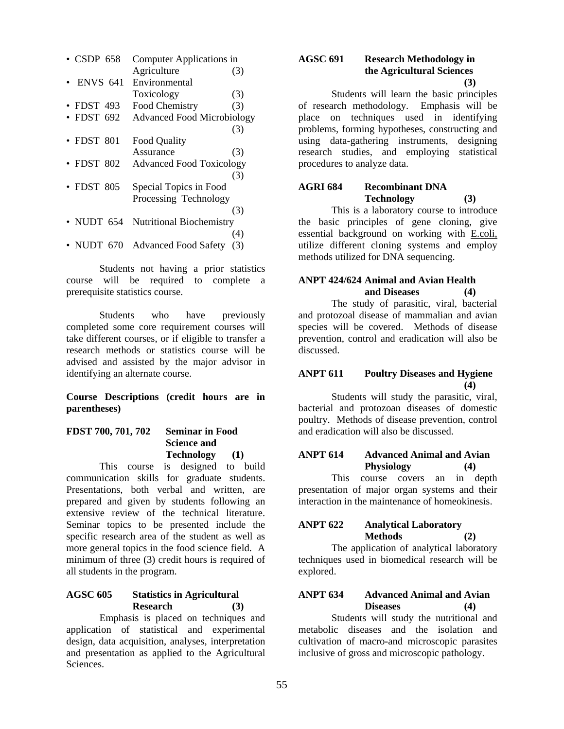- CSDP 658 Computer Applications in Agriculture (3)
- ENVS 641 Environmental Toxicology (3)
- FDST 493 Food Chemistry (3)
- FDST 692 Advanced Food Microbiology (3)
- FDST 801 Food Quality Assurance (3)
- FDST 802 Advanced Food Toxicology (3)
- FDST 805 Special Topics in Food Processing Technology (3)
- NUDT 654 Nutritional Biochemistry (4)
- NUDT 670 Advanced Food Safety (3)

Students not having a prior statistics course will be required to complete a prerequisite statistics course.

Students who have previously completed some core requirement courses will take different courses, or if eligible to transfer a research methods or statistics course will be advised and assisted by the major advisor in identifying an alternate course.

**Course Descriptions (credit hours are in parentheses)**

**FDST 700, 701, 702 Seminar in Food Science and Technology (1)**

This course is designed to build communication skills for graduate students. Presentations, both verbal and written, are prepared and given by students following an extensive review of the technical literature. Seminar topics to be presented include the specific research area of the student as well as more general topics in the food science field. A minimum of three (3) credit hours is required of all students in the program.

**AGSC 605 Statistics in Agricultural Research (3)**

Emphasis is placed on techniques and application of statistical and experimental design, data acquisition, analyses, interpretation and presentation as applied to the Agricultural Sciences.

**AGSC 691 Research Methodology in the Agricultural Sciences (3)**

Students will learn the basic principles of research methodology. Emphasis will be place on techniques used in identifying problems, forming hypotheses, constructing and using data-gathering instruments, designing research studies, and employing statistical procedures to analyze data.

**AGRI 684 Recombinant DNA Technology (3)**

This is a laboratory course to introduce the basic principles of gene cloning, give essential background on working with E.coli, utilize different cloning systems and employ methods utilized for DNA sequencing.

**ANPT 424/624 Animal and Avian Health and Diseases (4)**

The study of parasitic, viral, bacterial and protozoal disease of mammalian and avian species will be covered. Methods of disease prevention, control and eradication will also be discussed.

**ANPT 611 Poultry Diseases and Hygiene (4)**

Students will study the parasitic, viral, bacterial and protozoan diseases of domestic poultry. Methods of disease prevention, control and eradication will also be discussed.

**ANPT 614 Advanced Animal and Avian Physiology (4)**

This course covers an in depth presentation of major organ systems and their interaction in the maintenance of homeokinesis.

**ANPT 622 Analytical Laboratory Methods (2)**

The application of analytical laboratory techniques used in biomedical research will be explored.

**ANPT 634 Advanced Animal and Avian Diseases (4)**

Students will study the nutritional and metabolic diseases and the isolation and cultivation of macro-and microscopic parasites inclusive of gross and microscopic pathology.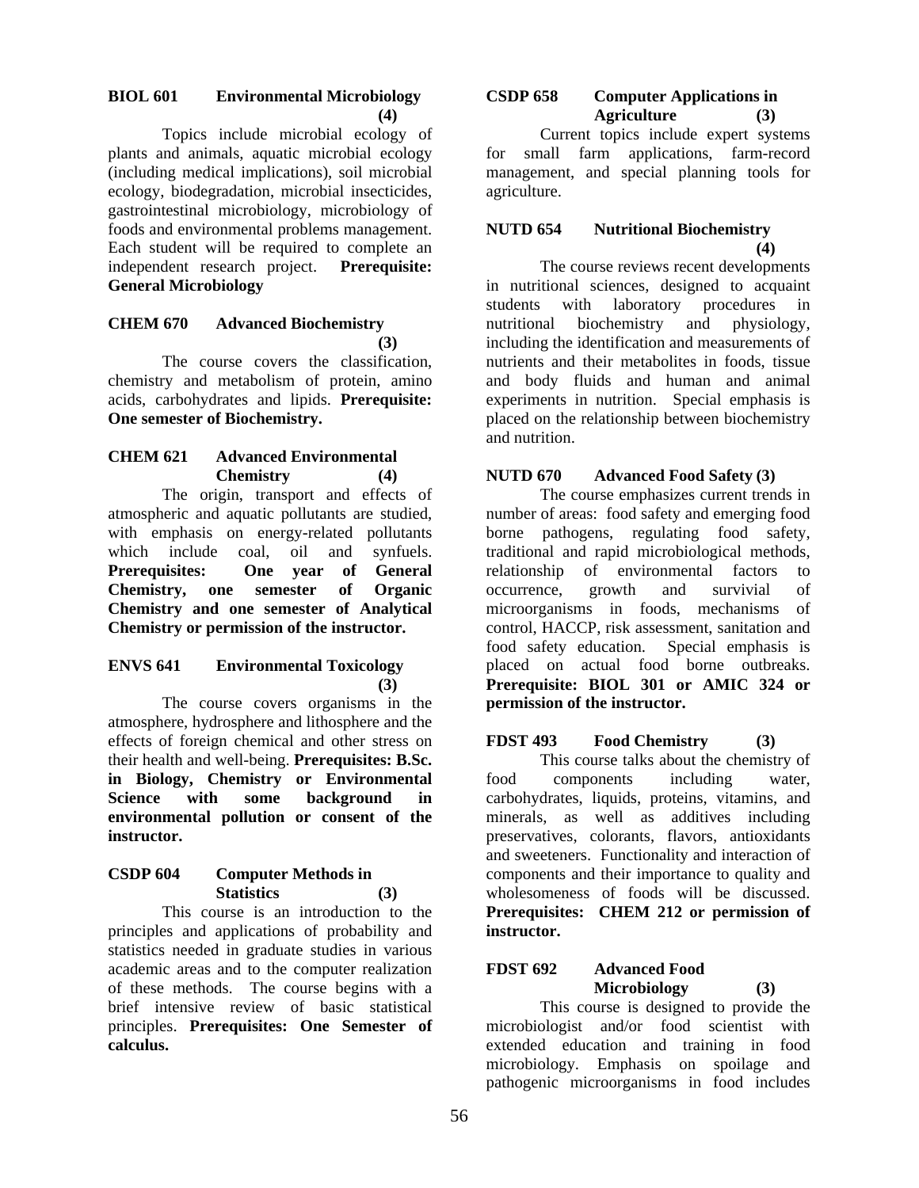**BIOL 601 Environmental Microbiology (4)**

Topics include microbial ecology of plants and animals, aquatic microbial ecology (including medical implications), soil microbial ecology, biodegradation, microbial insecticides, gastrointestinal microbiology, microbiology of foods and environmental problems management. Each student will be required to complete an independent research project. **Prerequisite: General Microbiology**

**CHEM 670 Advanced Biochemistry (3)**

The course covers the classification, chemistry and metabolism of protein, amino acids, carbohydrates and lipids. **Prerequisite: One semester of Biochemistry.**

**CHEM 621 Advanced Environmental Chemistry (4)**

The origin, transport and effects of atmospheric and aquatic pollutants are studied, with emphasis on energy-related pollutants which include coal, oil and synfuels. **Prerequisites: One year of General Chemistry, one semester of Organic Chemistry and one semester of Analytical Chemistry or permission of the instructor.**

**ENVS 641 Environmental Toxicology (3)**

The course covers organisms in the atmosphere, hydrosphere and lithosphere and the effects of foreign chemical and other stress on their health and well-being. **Prerequisites: B.Sc. in Biology, Chemistry or Environmental Science with some background in environmental pollution or consent of the instructor.**

**CSDP 604 Computer Methods in Statistics (3)**

This course is an introduction to the principles and applications of probability and statistics needed in graduate studies in various academic areas and to the computer realization of these methods. The course begins with a brief intensive review of basic statistical principles. **Prerequisites: One Semester of calculus.**

**CSDP 658 Computer Applications in Agriculture (3)**

Current topics include expert systems for small farm applications, farm-record management, and special planning tools for agriculture.

**NUTD 654 Nutritional Biochemistry (4)**

The course reviews recent developments in nutritional sciences, designed to acquaint students with laboratory procedures in nutritional biochemistry and physiology, including the identification and measurements of nutrients and their metabolites in foods, tissue and body fluids and human and animal experiments in nutrition. Special emphasis is placed on the relationship between biochemistry and nutrition.

**NUTD 670 Advanced Food Safety (3)**

The course emphasizes current trends in number of areas: food safety and emerging food borne pathogens, regulating food safety, traditional and rapid microbiological methods, relationship of environmental factors to occurrence, growth and survivial of microorganisms in foods, mechanisms of control, HACCP, risk assessment, sanitation and food safety education. Special emphasis is placed on actual food borne outbreaks. **Prerequisite: BIOL 301 or AMIC 324 or permission of the instructor.**

**FDST 493 Food Chemistry (3)**

This course talks about the chemistry of food components including water, carbohydrates, liquids, proteins, vitamins, and minerals, as well as additives including preservatives, colorants, flavors, antioxidants and sweeteners. Functionality and interaction of components and their importance to quality and wholesomeness of foods will be discussed. **Prerequisites: CHEM 212 or permission of instructor.**

**FDST 692 Advanced Food Microbiology (3)**

This course is designed to provide the microbiologist and/or food scientist with extended education and training in food microbiology. Emphasis on spoilage and pathogenic microorganisms in food includes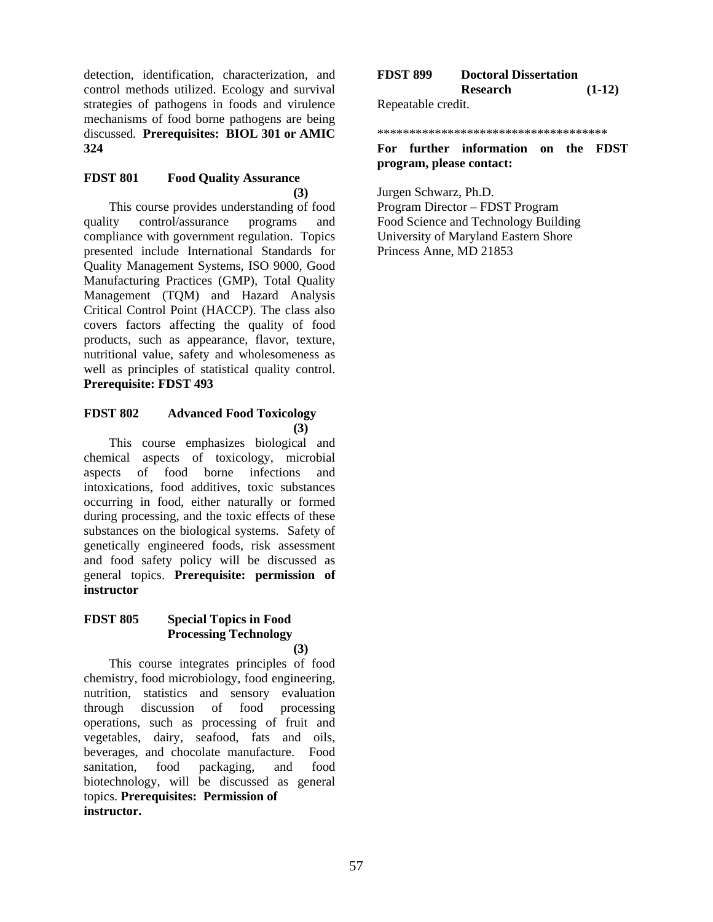detection, identification, characterization, and control methods utilized. Ecology and survival strategies of pathogens in foods and virulence mechanisms of food borne pathogens are being discussed. **Prerequisites: BIOL 301 or AMIC 324**

### FDST 801 Food Quality Assurance (3)

This course provides understanding of food quality control/assurance programs and compliance with government regulation. Topics presented include International Standards for Quality Management Systems, ISO 9000, Good Manufacturing Practices (GMP), Total Quality Management (TQM) and Hazard Analysis Critical Control Point (HACCP). The class also covers factors affecting the quality of food products, such as appearance, flavor, texture, nutritional value, safety and wholesomeness as well as principles of statistical quality control. **Prerequisite: FDST 493**

### FDST 802 Advanced Food Toxicology (3)

This course emphasizes biological and chemical aspects of toxicology, microbial aspects of food borne infections and intoxications, food additives, toxic substances occurring in food, either naturally or formed during processing, and the toxic effects of these substances on the biological systems. Safety of genetically engineered foods, risk assessment and food safety policy will be discussed as general topics. **Prerequisite: permission of instructor**

### FDST 805 Special Topics in Food Processing Technology (3)

This course integrates principles of food chemistry, food microbiology, food engineering, nutrition, statistics and sensory evaluation through discussion of food processing operations, such as processing of fruit and vegetables, dairy, seafood, fats and oils, beverages, and chocolate manufacture. Food sanitation, food packaging, and food biotechnology, will be discussed as general topics. **Prerequisites: Permission of instructor.**

### FDST 899 Doctoral Dissertation Research (1-12)

Repeatable credit.

************************************

**For further information on the FDST program, please contact:**

Jurgen Schwarz, Ph.D.
Program Director – FDST Program
Food Science and Technology Building
University of Maryland Eastern Shore
Princess Anne, MD 21853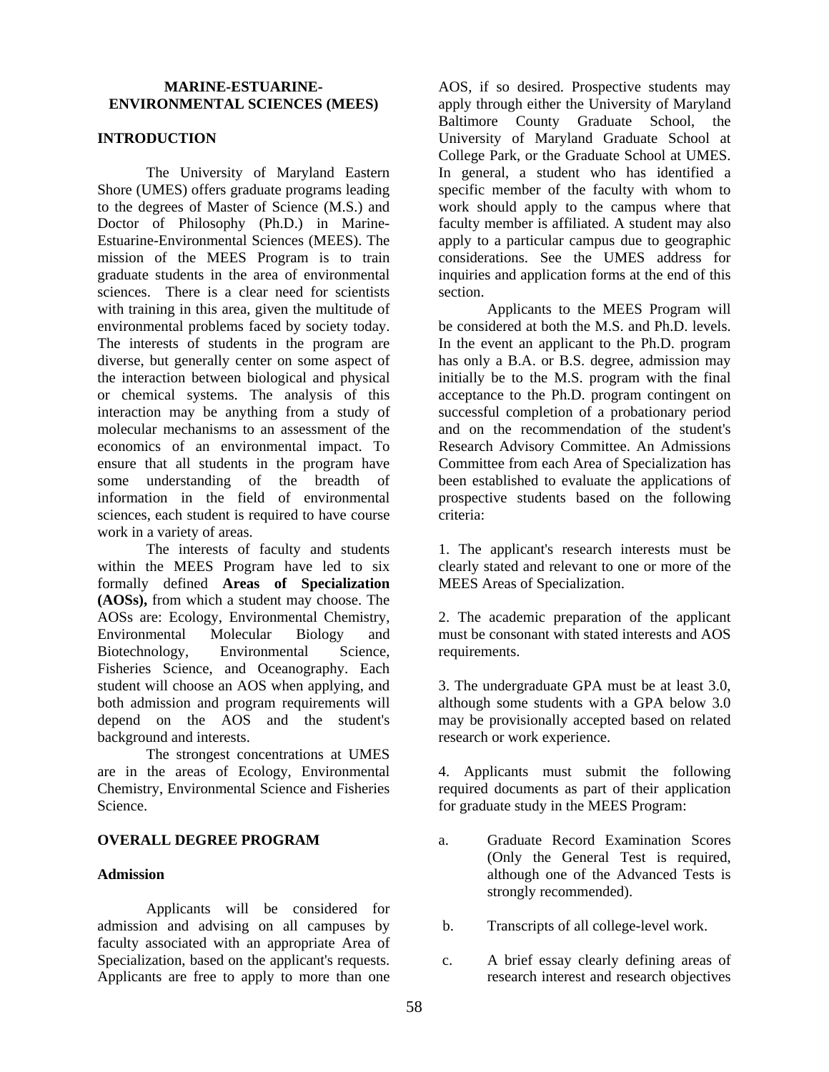# MARINE-ESTUARINE-ENVIRONMENTAL SCIENCES (MEES)

## INTRODUCTION

The University of Maryland Eastern Shore (UMES) offers graduate programs leading to the degrees of Master of Science (M.S.) and Doctor of Philosophy (Ph.D.) in Marine-Estuarine-Environmental Sciences (MEES). The mission of the MEES Program is to train graduate students in the area of environmental sciences. There is a clear need for scientists with training in this area, given the multitude of environmental problems faced by society today. The interests of students in the program are diverse, but generally center on some aspect of the interaction between biological and physical or chemical systems. The analysis of this interaction may be anything from a study of molecular mechanisms to an assessment of the economics of an environmental impact. To ensure that all students in the program have some understanding of the breadth of information in the field of environmental sciences, each student is required to have course work in a variety of areas.

The interests of faculty and students within the MEES Program have led to six formally defined **Areas of Specialization (AOSs),** from which a student may choose. The AOSs are: Ecology, Environmental Chemistry, Environmental Molecular Biology and Biotechnology, Environmental Science, Fisheries Science, and Oceanography. Each student will choose an AOS when applying, and both admission and program requirements will depend on the AOS and the student's background and interests.

The strongest concentrations at UMES are in the areas of Ecology, Environmental Chemistry, Environmental Science and Fisheries Science.

## OVERALL DEGREE PROGRAM

### Admission

Applicants will be considered for admission and advising on all campuses by faculty associated with an appropriate Area of Specialization, based on the applicant's requests. Applicants are free to apply to more than one AOS, if so desired. Prospective students may apply through either the University of Maryland Baltimore County Graduate School, the University of Maryland Graduate School at College Park, or the Graduate School at UMES. In general, a student who has identified a specific member of the faculty with whom to work should apply to the campus where that faculty member is affiliated. A student may also apply to a particular campus due to geographic considerations. See the UMES address for inquiries and application forms at the end of this section.

Applicants to the MEES Program will be considered at both the M.S. and Ph.D. levels. In the event an applicant to the Ph.D. program has only a B.A. or B.S. degree, admission may initially be to the M.S. program with the final acceptance to the Ph.D. program contingent on successful completion of a probationary period and on the recommendation of the student's Research Advisory Committee. An Admissions Committee from each Area of Specialization has been established to evaluate the applications of prospective students based on the following criteria:

1. The applicant's research interests must be clearly stated and relevant to one or more of the MEES Areas of Specialization.

2. The academic preparation of the applicant must be consonant with stated interests and AOS requirements.

3. The undergraduate GPA must be at least 3.0, although some students with a GPA below 3.0 may be provisionally accepted based on related research or work experience.

4. Applicants must submit the following required documents as part of their application for graduate study in the MEES Program:

a. Graduate Record Examination Scores (Only the General Test is required, although one of the Advanced Tests is strongly recommended).

b. Transcripts of all college-level work.

c. A brief essay clearly defining areas of research interest and research objectives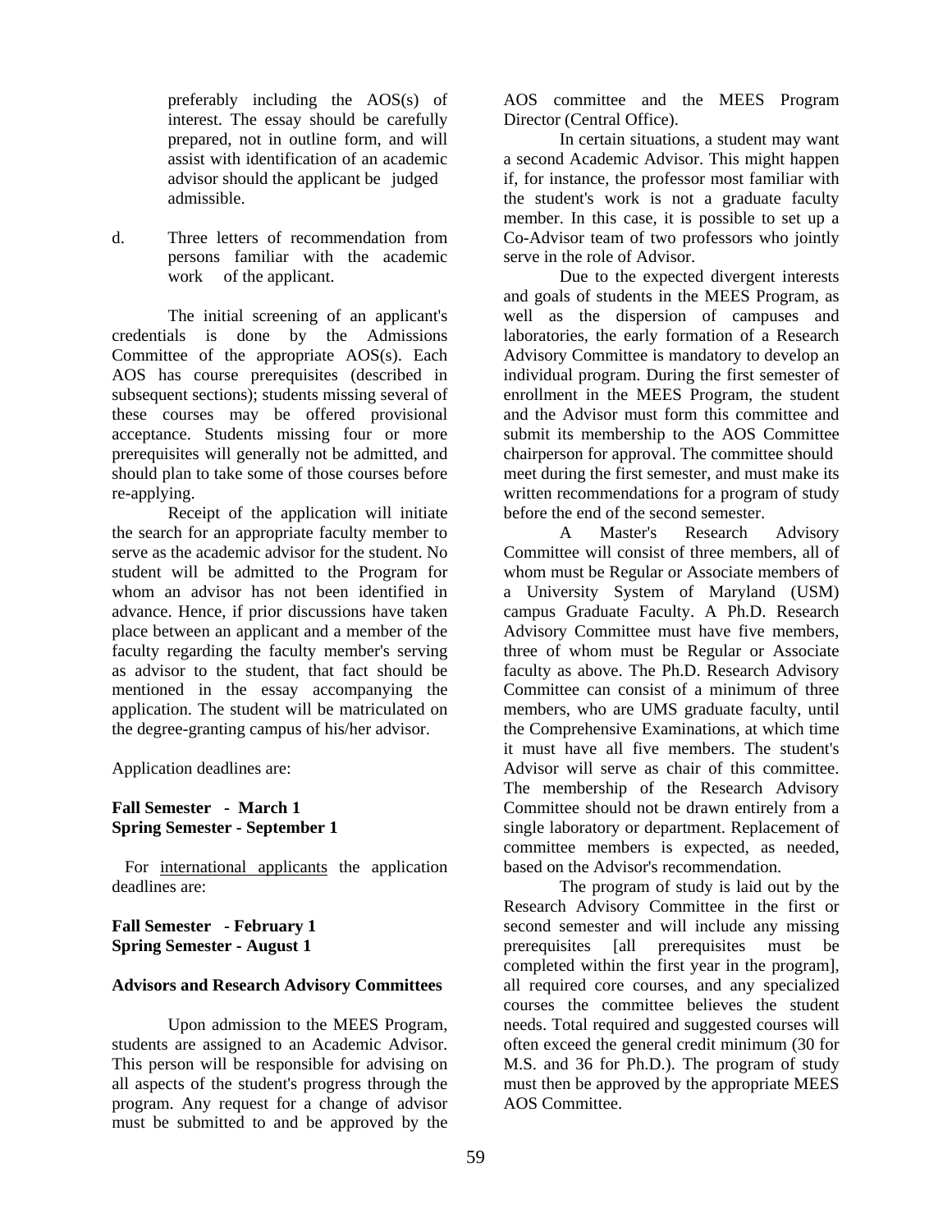preferably including the AOS(s) of interest. The essay should be carefully prepared, not in outline form, and will assist with identification of an academic advisor should the applicant be judged admissible.

d. Three letters of recommendation from persons familiar with the academic work of the applicant.

The initial screening of an applicant's credentials is done by the Admissions Committee of the appropriate AOS(s). Each AOS has course prerequisites (described in subsequent sections); students missing several of these courses may be offered provisional acceptance. Students missing four or more prerequisites will generally not be admitted, and should plan to take some of those courses before re-applying.

Receipt of the application will initiate the search for an appropriate faculty member to serve as the academic advisor for the student. No student will be admitted to the Program for whom an advisor has not been identified in advance. Hence, if prior discussions have taken place between an applicant and a member of the faculty regarding the faculty member's serving as advisor to the student, that fact should be mentioned in the essay accompanying the application. The student will be matriculated on the degree-granting campus of his/her advisor.

Application deadlines are:

**Fall Semester - March 1**
**Spring Semester - September 1**

For international applicants the application deadlines are:

**Fall Semester - February 1**
**Spring Semester - August 1**

**Advisors and Research Advisory Committees**

Upon admission to the MEES Program, students are assigned to an Academic Advisor. This person will be responsible for advising on all aspects of the student's progress through the program. Any request for a change of advisor must be submitted to and be approved by the AOS committee and the MEES Program Director (Central Office).

In certain situations, a student may want a second Academic Advisor. This might happen if, for instance, the professor most familiar with the student's work is not a graduate faculty member. In this case, it is possible to set up a Co-Advisor team of two professors who jointly serve in the role of Advisor.

Due to the expected divergent interests and goals of students in the MEES Program, as well as the dispersion of campuses and laboratories, the early formation of a Research Advisory Committee is mandatory to develop an individual program. During the first semester of enrollment in the MEES Program, the student and the Advisor must form this committee and submit its membership to the AOS Committee chairperson for approval. The committee should meet during the first semester, and must make its written recommendations for a program of study before the end of the second semester.

A Master's Research Advisory Committee will consist of three members, all of whom must be Regular or Associate members of a University System of Maryland (USM) campus Graduate Faculty. A Ph.D. Research Advisory Committee must have five members, three of whom must be Regular or Associate faculty as above. The Ph.D. Research Advisory Committee can consist of a minimum of three members, who are UMS graduate faculty, until the Comprehensive Examinations, at which time it must have all five members. The student's Advisor will serve as chair of this committee. The membership of the Research Advisory Committee should not be drawn entirely from a single laboratory or department. Replacement of committee members is expected, as needed, based on the Advisor's recommendation.

The program of study is laid out by the Research Advisory Committee in the first or second semester and will include any missing prerequisites [all prerequisites must be completed within the first year in the program], all required core courses, and any specialized courses the committee believes the student needs. Total required and suggested courses will often exceed the general credit minimum (30 for M.S. and 36 for Ph.D.). The program of study must then be approved by the appropriate MEES AOS Committee.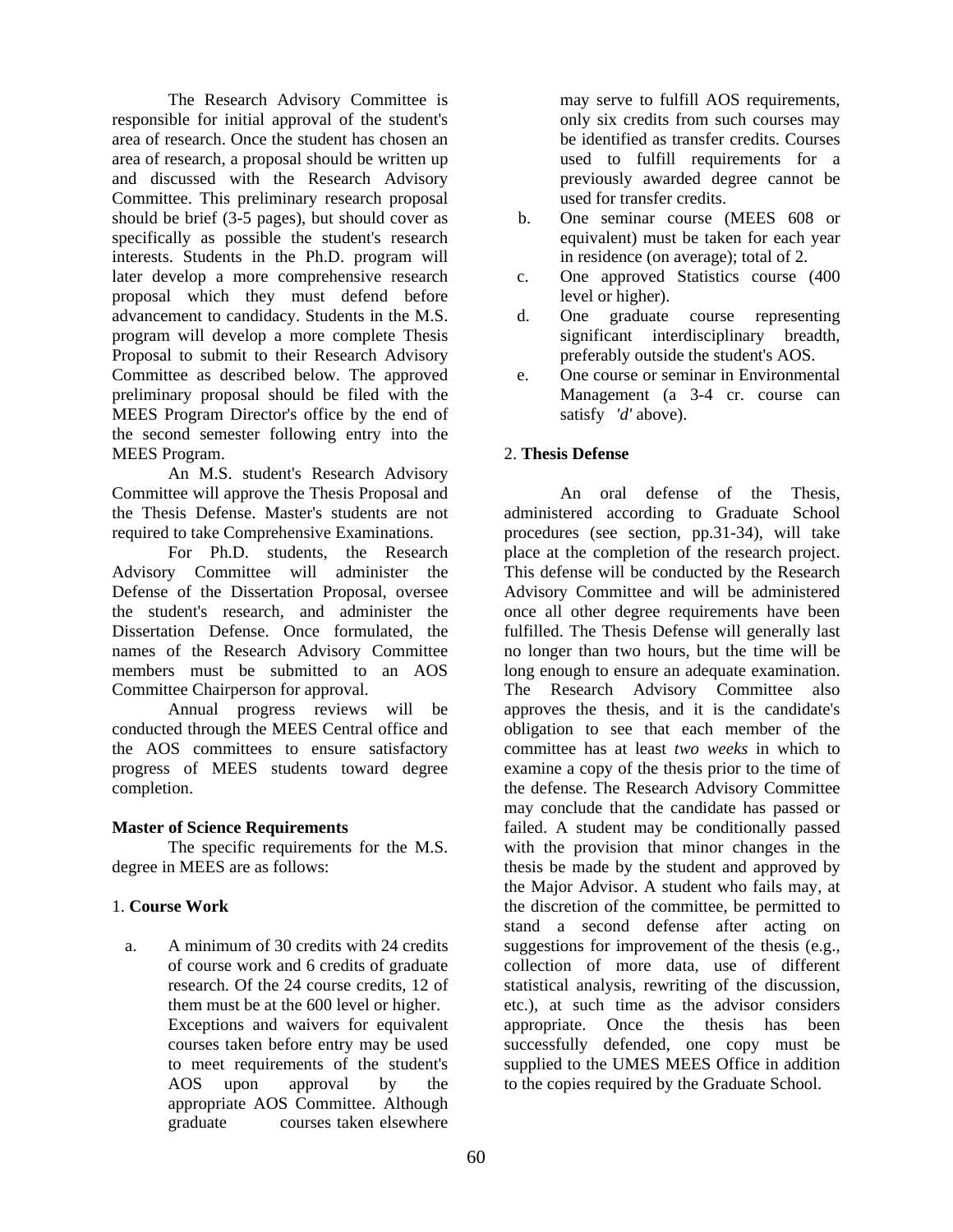The Research Advisory Committee is responsible for initial approval of the student's area of research. Once the student has chosen an area of research, a proposal should be written up and discussed with the Research Advisory Committee. This preliminary research proposal should be brief (3-5 pages), but should cover as specifically as possible the student's research interests. Students in the Ph.D. program will later develop a more comprehensive research proposal which they must defend before advancement to candidacy. Students in the M.S. program will develop a more complete Thesis Proposal to submit to their Research Advisory Committee as described below. The approved preliminary proposal should be filed with the MEES Program Director's office by the end of the second semester following entry into the MEES Program.

An M.S. student's Research Advisory Committee will approve the Thesis Proposal and the Thesis Defense. Master's students are not required to take Comprehensive Examinations.

For Ph.D. students, the Research Advisory Committee will administer the Defense of the Dissertation Proposal, oversee the student's research, and administer the Dissertation Defense. Once formulated, the names of the Research Advisory Committee members must be submitted to an AOS Committee Chairperson for approval.

Annual progress reviews will be conducted through the MEES Central office and the AOS committees to ensure satisfactory progress of MEES students toward degree completion.

**Master of Science Requirements**

The specific requirements for the M.S. degree in MEES are as follows:

1. **Course Work**

a. A minimum of 30 credits with 24 credits of course work and 6 credits of graduate research. Of the 24 course credits, 12 of them must be at the 600 level or higher. Exceptions and waivers for equivalent courses taken before entry may be used to meet requirements of the student's AOS upon approval by the appropriate AOS Committee. Although graduate courses taken elsewhere may serve to fulfill AOS requirements, only six credits from such courses may be identified as transfer credits. Courses used to fulfill requirements for a previously awarded degree cannot be used for transfer credits.

b. One seminar course (MEES 608 or equivalent) must be taken for each year in residence (on average); total of 2.

c. One approved Statistics course (400 level or higher).

d. One graduate course representing significant interdisciplinary breadth, preferably outside the student's AOS.

e. One course or seminar in Environmental Management (a 3-4 cr. course can satisfy *'d'* above).

2. **Thesis Defense**

An oral defense of the Thesis, administered according to Graduate School procedures (see section, pp.31-34), will take place at the completion of the research project. This defense will be conducted by the Research Advisory Committee and will be administered once all other degree requirements have been fulfilled. The Thesis Defense will generally last no longer than two hours, but the time will be long enough to ensure an adequate examination. The Research Advisory Committee also approves the thesis, and it is the candidate's obligation to see that each member of the committee has at least *two weeks* in which to examine a copy of the thesis prior to the time of the defense. The Research Advisory Committee may conclude that the candidate has passed or failed. A student may be conditionally passed with the provision that minor changes in the thesis be made by the student and approved by the Major Advisor. A student who fails may, at the discretion of the committee, be permitted to stand a second defense after acting on suggestions for improvement of the thesis (e.g., collection of more data, use of different statistical analysis, rewriting of the discussion, etc.), at such time as the advisor considers appropriate. Once the thesis has been successfully defended, one copy must be supplied to the UMES MEES Office in addition to the copies required by the Graduate School.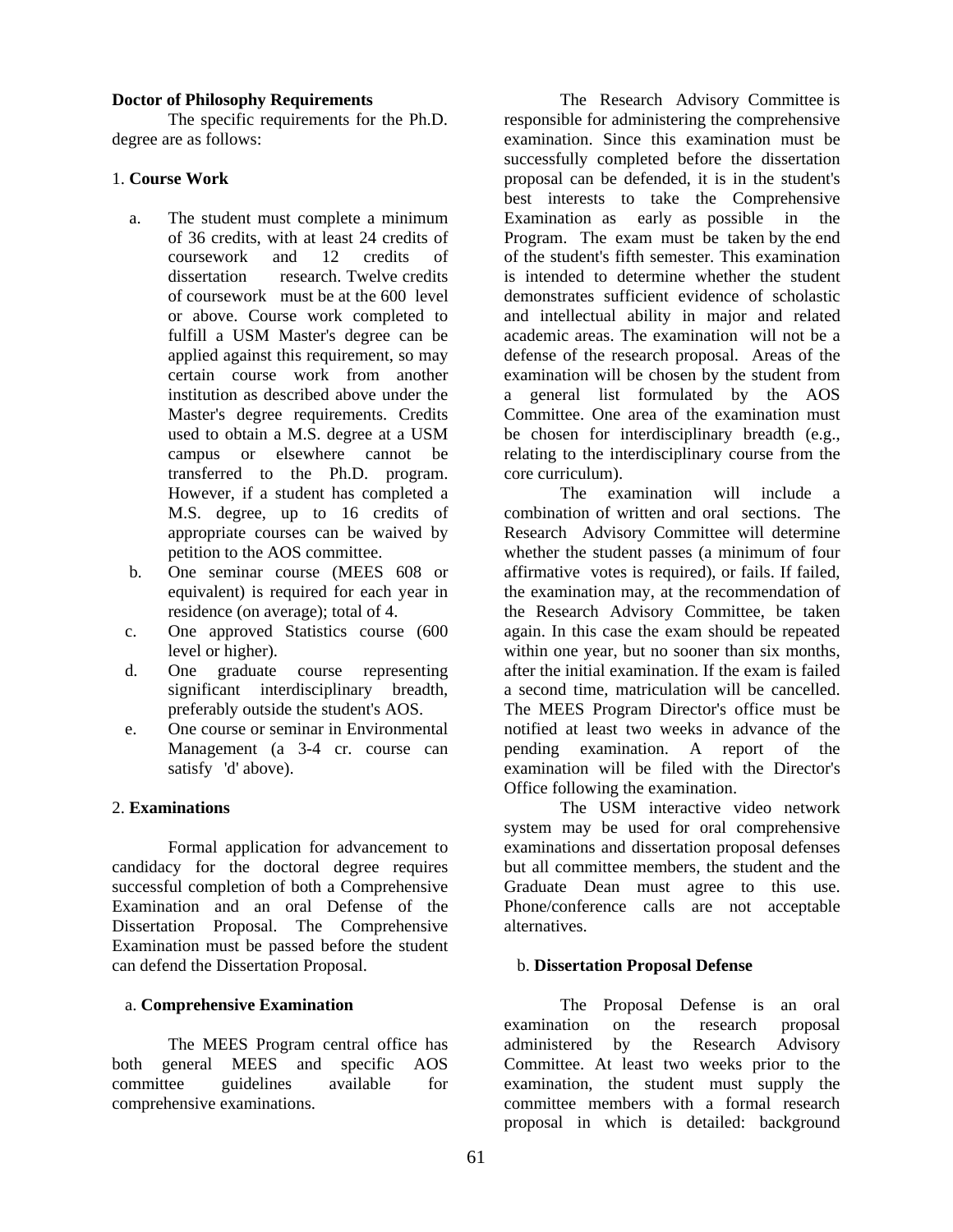**Doctor of Philosophy Requirements**

The specific requirements for the Ph.D. degree are as follows:

1. **Course Work**

a. The student must complete a minimum of 36 credits, with at least 24 credits of coursework and 12 credits of dissertation research. Twelve credits of coursework must be at the 600 level or above. Course work completed to fulfill a USM Master's degree can be applied against this requirement, so may certain course work from another institution as described above under the Master's degree requirements. Credits used to obtain a M.S. degree at a USM campus or elsewhere cannot be transferred to the Ph.D. program. However, if a student has completed a M.S. degree, up to 16 credits of appropriate courses can be waived by petition to the AOS committee.

b. One seminar course (MEES 608 or equivalent) is required for each year in residence (on average); total of 4.

c. One approved Statistics course (600 level or higher).

d. One graduate course representing significant interdisciplinary breadth, preferably outside the student's AOS.

e. One course or seminar in Environmental Management (a 3-4 cr. course can satisfy 'd' above).

2. **Examinations**

Formal application for advancement to candidacy for the doctoral degree requires successful completion of both a Comprehensive Examination and an oral Defense of the Dissertation Proposal. The Comprehensive Examination must be passed before the student can defend the Dissertation Proposal.

a. **Comprehensive Examination**

The MEES Program central office has both general MEES and specific AOS committee guidelines available for comprehensive examinations.

The Research Advisory Committee is responsible for administering the comprehensive examination. Since this examination must be successfully completed before the dissertation proposal can be defended, it is in the student's best interests to take the Comprehensive Examination as early as possible in the Program. The exam must be taken by the end of the student's fifth semester. This examination is intended to determine whether the student demonstrates sufficient evidence of scholastic and intellectual ability in major and related academic areas. The examination will not be a defense of the research proposal. Areas of the examination will be chosen by the student from a general list formulated by the AOS Committee. One area of the examination must be chosen for interdisciplinary breadth (e.g., relating to the interdisciplinary course from the core curriculum).

The examination will include a combination of written and oral sections. The Research Advisory Committee will determine whether the student passes (a minimum of four affirmative votes is required), or fails. If failed, the examination may, at the recommendation of the Research Advisory Committee, be taken again. In this case the exam should be repeated within one year, but no sooner than six months, after the initial examination. If the exam is failed a second time, matriculation will be cancelled. The MEES Program Director's office must be notified at least two weeks in advance of the pending examination. A report of the examination will be filed with the Director's Office following the examination.

The USM interactive video network system may be used for oral comprehensive examinations and dissertation proposal defenses but all committee members, the student and the Graduate Dean must agree to this use. Phone/conference calls are not acceptable alternatives.

b. **Dissertation Proposal Defense**

The Proposal Defense is an oral examination on the research proposal administered by the Research Advisory Committee. At least two weeks prior to the examination, the student must supply the committee members with a formal research proposal in which is detailed: background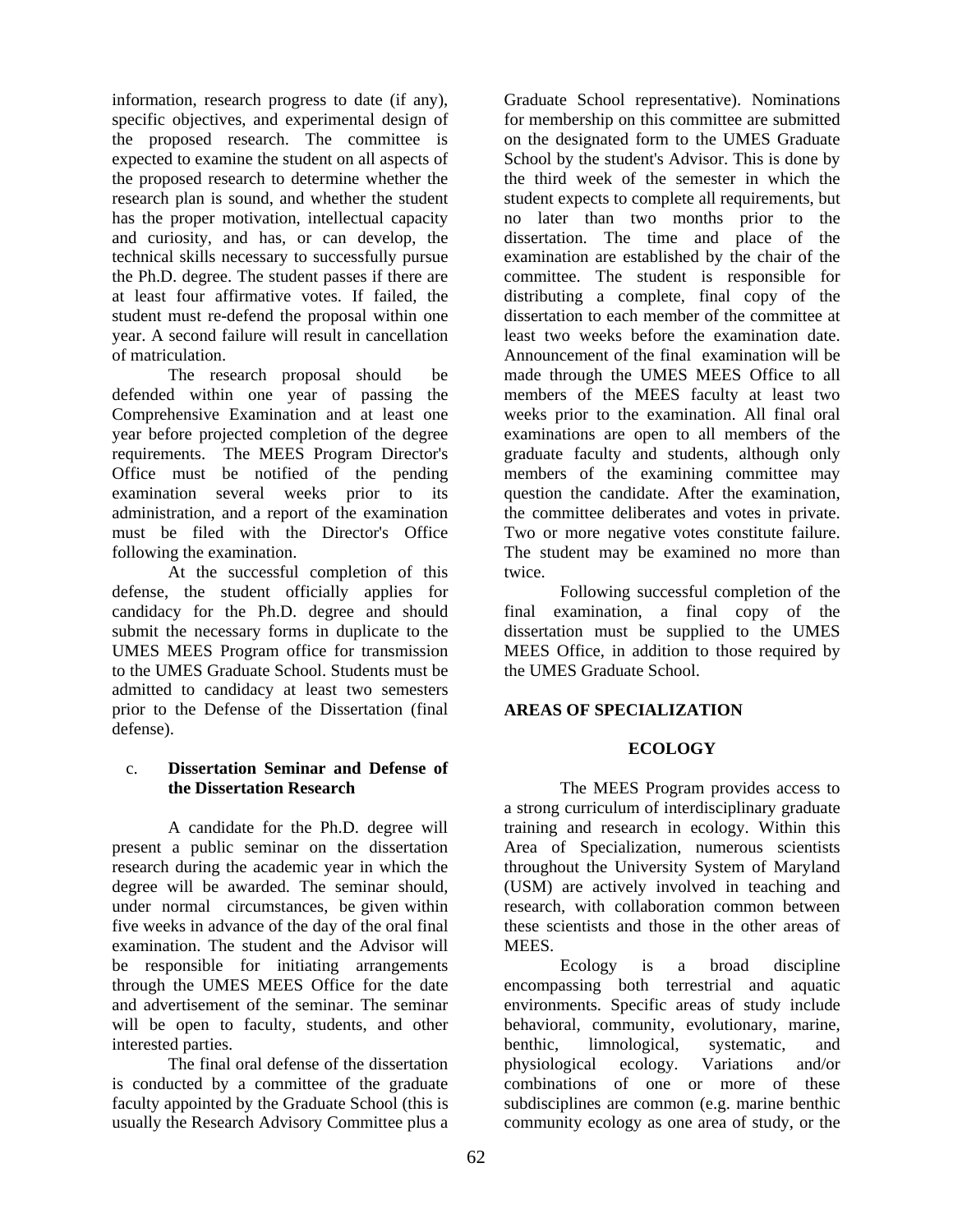information, research progress to date (if any), specific objectives, and experimental design of the proposed research. The committee is expected to examine the student on all aspects of the proposed research to determine whether the research plan is sound, and whether the student has the proper motivation, intellectual capacity and curiosity, and has, or can develop, the technical skills necessary to successfully pursue the Ph.D. degree. The student passes if there are at least four affirmative votes. If failed, the student must re-defend the proposal within one year. A second failure will result in cancellation of matriculation.

The research proposal should be defended within one year of passing the Comprehensive Examination and at least one year before projected completion of the degree requirements. The MEES Program Director's Office must be notified of the pending examination several weeks prior to its administration, and a report of the examination must be filed with the Director's Office following the examination.

At the successful completion of this defense, the student officially applies for candidacy for the Ph.D. degree and should submit the necessary forms in duplicate to the UMES MEES Program office for transmission to the UMES Graduate School. Students must be admitted to candidacy at least two semesters prior to the Defense of the Dissertation (final defense).

c. **Dissertation Seminar and Defense of the Dissertation Research**

A candidate for the Ph.D. degree will present a public seminar on the dissertation research during the academic year in which the degree will be awarded. The seminar should, under normal circumstances, be given within five weeks in advance of the day of the oral final examination. The student and the Advisor will be responsible for initiating arrangements through the UMES MEES Office for the date and advertisement of the seminar. The seminar will be open to faculty, students, and other interested parties.

The final oral defense of the dissertation is conducted by a committee of the graduate faculty appointed by the Graduate School (this is usually the Research Advisory Committee plus a Graduate School representative). Nominations for membership on this committee are submitted on the designated form to the UMES Graduate School by the student's Advisor. This is done by the third week of the semester in which the student expects to complete all requirements, but no later than two months prior to the dissertation. The time and place of the examination are established by the chair of the committee. The student is responsible for distributing a complete, final copy of the dissertation to each member of the committee at least two weeks before the examination date. Announcement of the final examination will be made through the UMES MEES Office to all members of the MEES faculty at least two weeks prior to the examination. All final oral examinations are open to all members of the graduate faculty and students, although only members of the examining committee may question the candidate. After the examination, the committee deliberates and votes in private. Two or more negative votes constitute failure. The student may be examined no more than twice.

Following successful completion of the final examination, a final copy of the dissertation must be supplied to the UMES MEES Office, in addition to those required by the UMES Graduate School.

## AREAS OF SPECIALIZATION

### ECOLOGY

The MEES Program provides access to a strong curriculum of interdisciplinary graduate training and research in ecology. Within this Area of Specialization, numerous scientists throughout the University System of Maryland (USM) are actively involved in teaching and research, with collaboration common between these scientists and those in the other areas of MEES.

Ecology is a broad discipline encompassing both terrestrial and aquatic environments. Specific areas of study include behavioral, community, evolutionary, marine, benthic, limnological, systematic, and physiological ecology. Variations and/or combinations of one or more of these subdisciplines are common (e.g. marine benthic community ecology as one area of study, or the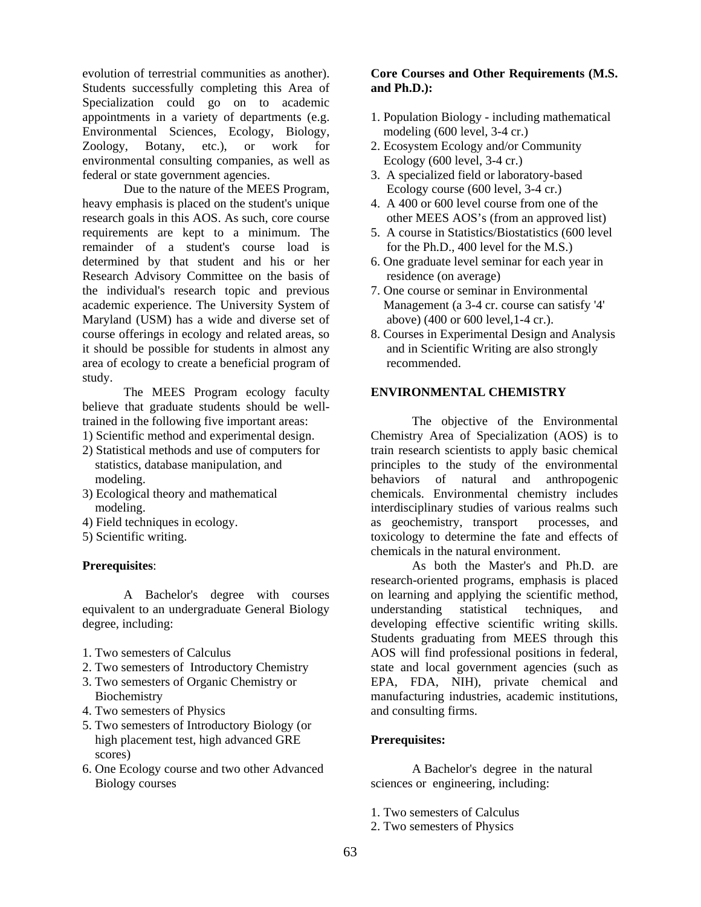evolution of terrestrial communities as another). Students successfully completing this Area of Specialization could go on to academic appointments in a variety of departments (e.g. Environmental Sciences, Ecology, Biology, Zoology, Botany, etc.), or work for environmental consulting companies, as well as federal or state government agencies.

Due to the nature of the MEES Program, heavy emphasis is placed on the student's unique research goals in this AOS. As such, core course requirements are kept to a minimum. The remainder of a student's course load is determined by that student and his or her Research Advisory Committee on the basis of the individual's research topic and previous academic experience. The University System of Maryland (USM) has a wide and diverse set of course offerings in ecology and related areas, so it should be possible for students in almost any area of ecology to create a beneficial program of study.

The MEES Program ecology faculty believe that graduate students should be well-trained in the following five important areas:

1) Scientific method and experimental design.
2) Statistical methods and use of computers for statistics, database manipulation, and modeling.
3) Ecological theory and mathematical modeling.
4) Field techniques in ecology.
5) Scientific writing.

**Prerequisites**:

A Bachelor's degree with courses equivalent to an undergraduate General Biology degree, including:

1. Two semesters of Calculus
2. Two semesters of Introductory Chemistry
3. Two semesters of Organic Chemistry or Biochemistry
4. Two semesters of Physics
5. Two semesters of Introductory Biology (or high placement test, high advanced GRE scores)
6. One Ecology course and two other Advanced Biology courses

**Core Courses and Other Requirements (M.S. and Ph.D.):**

1. Population Biology - including mathematical modeling (600 level, 3-4 cr.)
2. Ecosystem Ecology and/or Community Ecology (600 level, 3-4 cr.)
3. A specialized field or laboratory-based Ecology course (600 level, 3-4 cr.)
4. A 400 or 600 level course from one of the other MEES AOS's (from an approved list)
5. A course in Statistics/Biostatistics (600 level for the Ph.D., 400 level for the M.S.)
6. One graduate level seminar for each year in residence (on average)
7. One course or seminar in Environmental Management (a 3-4 cr. course can satisfy '4' above) (400 or 600 level,1-4 cr.).
8. Courses in Experimental Design and Analysis and in Scientific Writing are also strongly recommended.

**ENVIRONMENTAL CHEMISTRY**

The objective of the Environmental Chemistry Area of Specialization (AOS) is to train research scientists to apply basic chemical principles to the study of the environmental behaviors of natural and anthropogenic chemicals. Environmental chemistry includes interdisciplinary studies of various realms such as geochemistry, transport processes, and toxicology to determine the fate and effects of chemicals in the natural environment.

As both the Master's and Ph.D. are research-oriented programs, emphasis is placed on learning and applying the scientific method, understanding statistical techniques, and developing effective scientific writing skills. Students graduating from MEES through this AOS will find professional positions in federal, state and local government agencies (such as EPA, FDA, NIH), private chemical and manufacturing industries, academic institutions, and consulting firms.

**Prerequisites:**

A Bachelor's degree in the natural sciences or engineering, including:

1. Two semesters of Calculus
2. Two semesters of Physics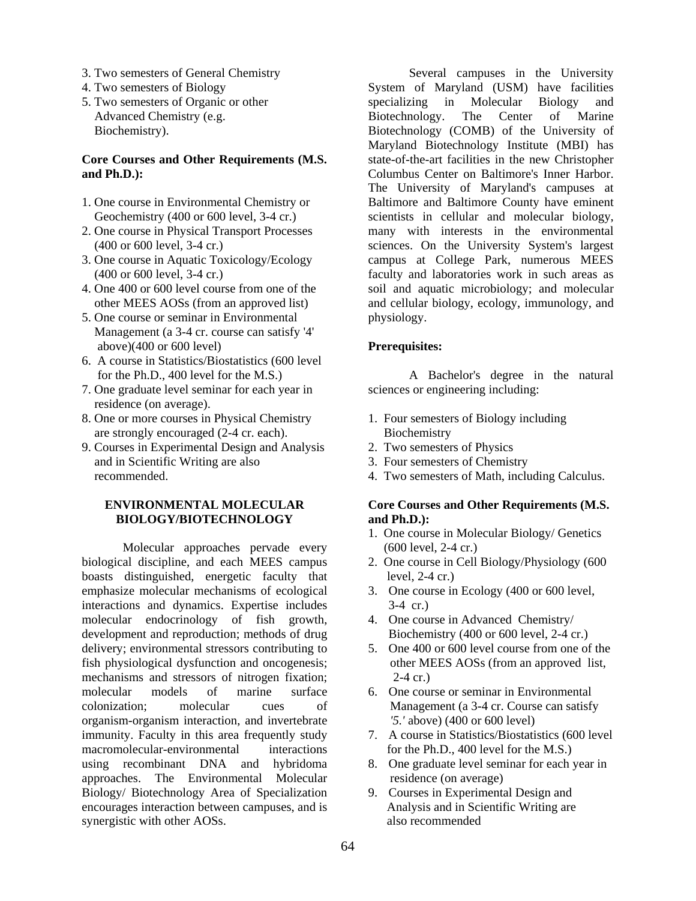3. Two semesters of General Chemistry
4. Two semesters of Biology
5. Two semesters of Organic or other Advanced Chemistry (e.g. Biochemistry).

**Core Courses and Other Requirements (M.S. and Ph.D.):**

1. One course in Environmental Chemistry or Geochemistry (400 or 600 level, 3-4 cr.)
2. One course in Physical Transport Processes (400 or 600 level, 3-4 cr.)
3. One course in Aquatic Toxicology/Ecology (400 or 600 level, 3-4 cr.)
4. One 400 or 600 level course from one of the other MEES AOSs (from an approved list)
5. One course or seminar in Environmental Management (a 3-4 cr. course can satisfy '4' above)(400 or 600 level)
6. A course in Statistics/Biostatistics (600 level for the Ph.D., 400 level for the M.S.)
7. One graduate level seminar for each year in residence (on average).
8. One or more courses in Physical Chemistry are strongly encouraged (2-4 cr. each).
9. Courses in Experimental Design and Analysis and in Scientific Writing are also recommended.

## ENVIRONMENTAL MOLECULAR BIOLOGY/BIOTECHNOLOGY

Molecular approaches pervade every biological discipline, and each MEES campus boasts distinguished, energetic faculty that emphasize molecular mechanisms of ecological interactions and dynamics. Expertise includes molecular endocrinology of fish growth, development and reproduction; methods of drug delivery; environmental stressors contributing to fish physiological dysfunction and oncogenesis; mechanisms and stressors of nitrogen fixation; molecular models of marine surface colonization; molecular cues of organism-organism interaction, and invertebrate immunity. Faculty in this area frequently study macromolecular-environmental interactions using recombinant DNA and hybridoma approaches. The Environmental Molecular Biology/ Biotechnology Area of Specialization encourages interaction between campuses, and is synergistic with other AOSs.

Several campuses in the University System of Maryland (USM) have facilities specializing in Molecular Biology and Biotechnology. The Center of Marine Biotechnology (COMB) of the University of Maryland Biotechnology Institute (MBI) has state-of-the-art facilities in the new Christopher Columbus Center on Baltimore's Inner Harbor. The University of Maryland's campuses at Baltimore and Baltimore County have eminent scientists in cellular and molecular biology, many with interests in the environmental sciences. On the University System's largest campus at College Park, numerous MEES faculty and laboratories work in such areas as soil and aquatic microbiology; and molecular and cellular biology, ecology, immunology, and physiology.

**Prerequisites:**

A Bachelor's degree in the natural sciences or engineering including:

1. Four semesters of Biology including Biochemistry
2. Two semesters of Physics
3. Four semesters of Chemistry
4. Two semesters of Math, including Calculus.

**Core Courses and Other Requirements (M.S. and Ph.D.):**

1. One course in Molecular Biology/ Genetics (600 level, 2-4 cr.)
2. One course in Cell Biology/Physiology (600 level, 2-4 cr.)
3. One course in Ecology (400 or 600 level, 3-4 cr.)
4. One course in Advanced Chemistry/ Biochemistry (400 or 600 level, 2-4 cr.)
5. One 400 or 600 level course from one of the other MEES AOSs (from an approved list, 2-4 cr.)
6. One course or seminar in Environmental Management (a 3-4 cr. Course can satisfy *'5.'* above) (400 or 600 level)
7. A course in Statistics/Biostatistics (600 level for the Ph.D., 400 level for the M.S.)
8. One graduate level seminar for each year in residence (on average)
9. Courses in Experimental Design and Analysis and in Scientific Writing are also recommended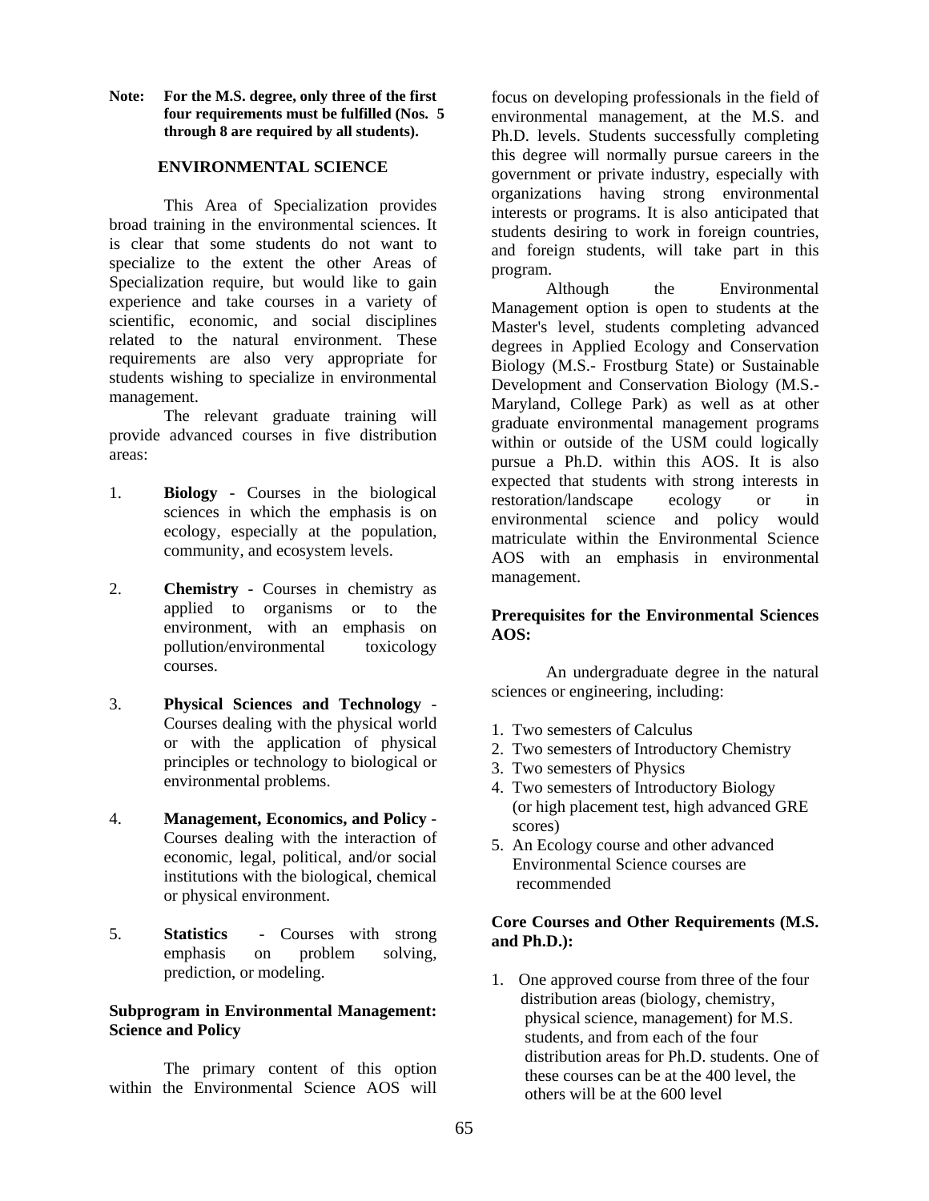**Note: For the M.S. degree, only three of the first four requirements must be fulfilled (Nos. 5 through 8 are required by all students).**

## ENVIRONMENTAL SCIENCE

This Area of Specialization provides broad training in the environmental sciences. It is clear that some students do not want to specialize to the extent the other Areas of Specialization require, but would like to gain experience and take courses in a variety of scientific, economic, and social disciplines related to the natural environment. These requirements are also very appropriate for students wishing to specialize in environmental management.

The relevant graduate training will provide advanced courses in five distribution areas:

1. **Biology** - Courses in the biological sciences in which the emphasis is on ecology, especially at the population, community, and ecosystem levels.

2. **Chemistry** - Courses in chemistry as applied to organisms or to the environment, with an emphasis on pollution/environmental toxicology courses.

3. **Physical Sciences and Technology** - Courses dealing with the physical world or with the application of physical principles or technology to biological or environmental problems.

4. **Management, Economics, and Policy** - Courses dealing with the interaction of economic, legal, political, and/or social institutions with the biological, chemical or physical environment.

5. **Statistics** - Courses with strong emphasis on problem solving, prediction, or modeling.

### Subprogram in Environmental Management: Science and Policy

The primary content of this option within the Environmental Science AOS will focus on developing professionals in the field of environmental management, at the M.S. and Ph.D. levels. Students successfully completing this degree will normally pursue careers in the government or private industry, especially with organizations having strong environmental interests or programs. It is also anticipated that students desiring to work in foreign countries, and foreign students, will take part in this program.

Although the Environmental Management option is open to students at the Master's level, students completing advanced degrees in Applied Ecology and Conservation Biology (M.S.- Frostburg State) or Sustainable Development and Conservation Biology (M.S.- Maryland, College Park) as well as at other graduate environmental management programs within or outside of the USM could logically pursue a Ph.D. within this AOS. It is also expected that students with strong interests in restoration/landscape ecology or in environmental science and policy would matriculate within the Environmental Science AOS with an emphasis in environmental management.

### Prerequisites for the Environmental Sciences AOS:

An undergraduate degree in the natural sciences or engineering, including:

1. Two semesters of Calculus
2. Two semesters of Introductory Chemistry
3. Two semesters of Physics
4. Two semesters of Introductory Biology (or high placement test, high advanced GRE scores)
5. An Ecology course and other advanced Environmental Science courses are recommended

### Core Courses and Other Requirements (M.S. and Ph.D.):

1. One approved course from three of the four distribution areas (biology, chemistry, physical science, management) for M.S. students, and from each of the four distribution areas for Ph.D. students. One of these courses can be at the 400 level, the others will be at the 600 level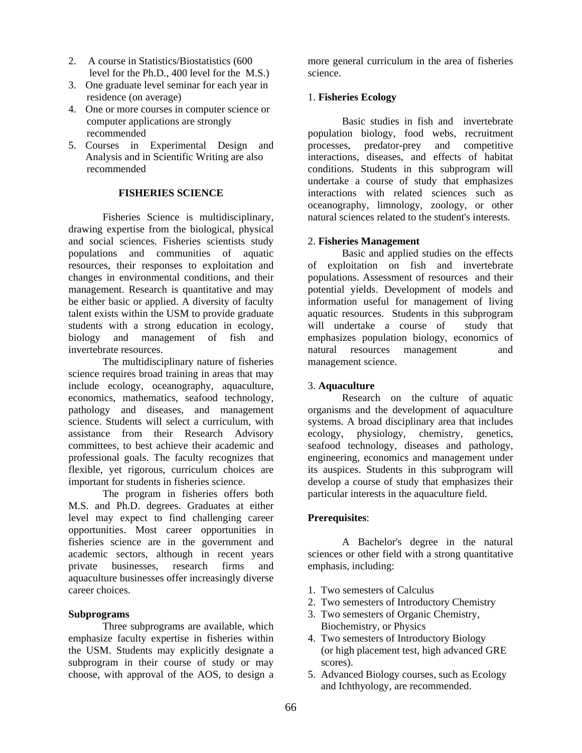2. A course in Statistics/Biostatistics (600 level for the Ph.D., 400 level for the M.S.)
3. One graduate level seminar for each year in residence (on average)
4. One or more courses in computer science or computer applications are strongly recommended
5. Courses in Experimental Design and Analysis and in Scientific Writing are also recommended

## FISHERIES SCIENCE

Fisheries Science is multidisciplinary, drawing expertise from the biological, physical and social sciences. Fisheries scientists study populations and communities of aquatic resources, their responses to exploitation and changes in environmental conditions, and their management. Research is quantitative and may be either basic or applied. A diversity of faculty talent exists within the USM to provide graduate students with a strong education in ecology, biology and management of fish and invertebrate resources.

The multidisciplinary nature of fisheries science requires broad training in areas that may include ecology, oceanography, aquaculture, economics, mathematics, seafood technology, pathology and diseases, and management science. Students will select a curriculum, with assistance from their Research Advisory committees, to best achieve their academic and professional goals. The faculty recognizes that flexible, yet rigorous, curriculum choices are important for students in fisheries science.

The program in fisheries offers both M.S. and Ph.D. degrees. Graduates at either level may expect to find challenging career opportunities. Most career opportunities in fisheries science are in the government and academic sectors, although in recent years private businesses, research firms and aquaculture businesses offer increasingly diverse career choices.

**Subprograms**

Three subprograms are available, which emphasize faculty expertise in fisheries within the USM. Students may explicitly designate a subprogram in their course of study or may choose, with approval of the AOS, to design a more general curriculum in the area of fisheries science.

1. **Fisheries Ecology**

Basic studies in fish and invertebrate population biology, food webs, recruitment processes, predator-prey and competitive interactions, diseases, and effects of habitat conditions. Students in this subprogram will undertake a course of study that emphasizes interactions with related sciences such as oceanography, limnology, zoology, or other natural sciences related to the student's interests.

2. **Fisheries Management**

Basic and applied studies on the effects of exploitation on fish and invertebrate populations. Assessment of resources and their potential yields. Development of models and information useful for management of living aquatic resources. Students in this subprogram will undertake a course of study that emphasizes population biology, economics of natural resources management and management science.

3. **Aquaculture**

Research on the culture of aquatic organisms and the development of aquaculture systems. A broad disciplinary area that includes ecology, physiology, chemistry, genetics, seafood technology, diseases and pathology, engineering, economics and management under its auspices. Students in this subprogram will develop a course of study that emphasizes their particular interests in the aquaculture field.

**Prerequisites**:

A Bachelor's degree in the natural sciences or other field with a strong quantitative emphasis, including:

1. Two semesters of Calculus
2. Two semesters of Introductory Chemistry
3. Two semesters of Organic Chemistry, Biochemistry, or Physics
4. Two semesters of Introductory Biology (or high placement test, high advanced GRE scores).
5. Advanced Biology courses, such as Ecology and Ichthyology, are recommended.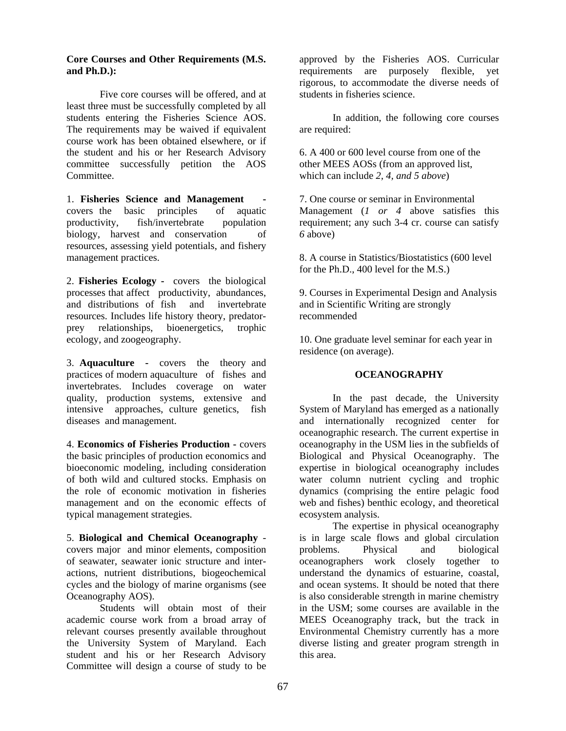**Core Courses and Other Requirements (M.S. and Ph.D.):**

Five core courses will be offered, and at least three must be successfully completed by all students entering the Fisheries Science AOS. The requirements may be waived if equivalent course work has been obtained elsewhere, or if the student and his or her Research Advisory committee successfully petition the AOS Committee.

1. **Fisheries Science and Management** - covers the basic principles of aquatic productivity, fish/invertebrate population biology, harvest and conservation of resources, assessing yield potentials, and fishery management practices.

2. **Fisheries Ecology** - covers the biological processes that affect productivity, abundances, and distributions of fish and invertebrate resources. Includes life history theory, predator-prey relationships, bioenergetics, trophic ecology, and zoogeography.

3. **Aquaculture** - covers the theory and practices of modern aquaculture of fishes and invertebrates. Includes coverage on water quality, production systems, extensive and intensive approaches, culture genetics, fish diseases and management.

4. **Economics of Fisheries Production** - covers the basic principles of production economics and bioeconomic modeling, including consideration of both wild and cultured stocks. Emphasis on the role of economic motivation in fisheries management and on the economic effects of typical management strategies.

5. **Biological and Chemical Oceanography** - covers major and minor elements, composition of seawater, seawater ionic structure and inter-actions, nutrient distributions, biogeochemical cycles and the biology of marine organisms (see Oceanography AOS).

Students will obtain most of their academic course work from a broad array of relevant courses presently available throughout the University System of Maryland. Each student and his or her Research Advisory Committee will design a course of study to be approved by the Fisheries AOS. Curricular requirements are purposely flexible, yet rigorous, to accommodate the diverse needs of students in fisheries science.

In addition, the following core courses are required:

6. A 400 or 600 level course from one of the other MEES AOSs (from an approved list, which can include *2, 4, and 5 above*)

7. One course or seminar in Environmental Management (*1 or 4* above satisfies this requirement; any such 3-4 cr. course can satisfy *6* above)

8. A course in Statistics/Biostatistics (600 level for the Ph.D., 400 level for the M.S.)

9. Courses in Experimental Design and Analysis and in Scientific Writing are strongly recommended

10. One graduate level seminar for each year in residence (on average).

## OCEANOGRAPHY

In the past decade, the University System of Maryland has emerged as a nationally and internationally recognized center for oceanographic research. The current expertise in oceanography in the USM lies in the subfields of Biological and Physical Oceanography. The expertise in biological oceanography includes water column nutrient cycling and trophic dynamics (comprising the entire pelagic food web and fishes) benthic ecology, and theoretical ecosystem analysis.

The expertise in physical oceanography is in large scale flows and global circulation problems. Physical and biological oceanographers work closely together to understand the dynamics of estuarine, coastal, and ocean systems. It should be noted that there is also considerable strength in marine chemistry in the USM; some courses are available in the MEES Oceanography track, but the track in Environmental Chemistry currently has a more diverse listing and greater program strength in this area.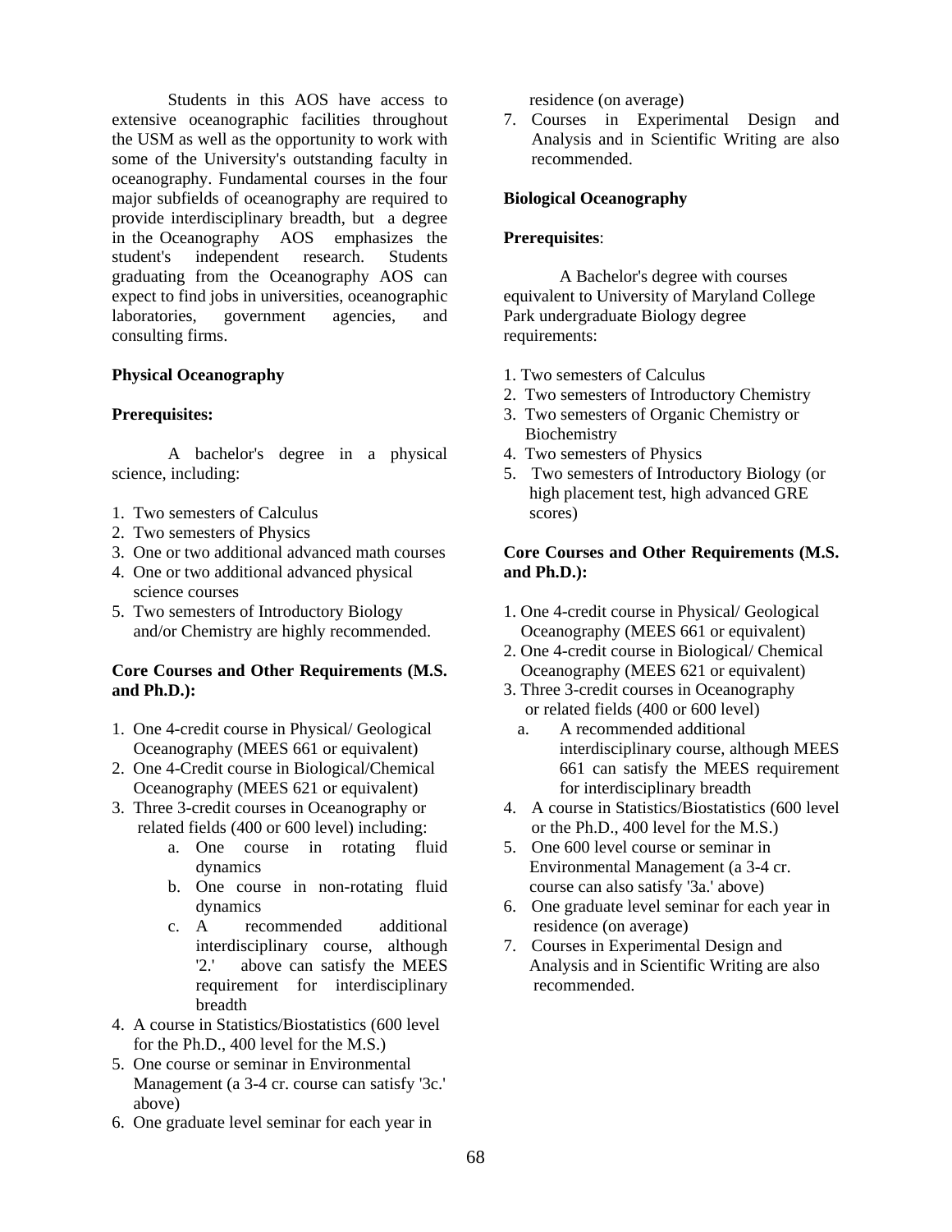Students in this AOS have access to extensive oceanographic facilities throughout the USM as well as the opportunity to work with some of the University's outstanding faculty in oceanography. Fundamental courses in the four major subfields of oceanography are required to provide interdisciplinary breadth, but a degree in the Oceanography AOS emphasizes the student's independent research. Students graduating from the Oceanography AOS can expect to find jobs in universities, oceanographic laboratories, government agencies, and consulting firms.

**Physical Oceanography**

**Prerequisites:**

A bachelor's degree in a physical science, including:

1. Two semesters of Calculus
2. Two semesters of Physics
3. One or two additional advanced math courses
4. One or two additional advanced physical science courses
5. Two semesters of Introductory Biology and/or Chemistry are highly recommended.

**Core Courses and Other Requirements (M.S. and Ph.D.):**

1. One 4-credit course in Physical/ Geological Oceanography (MEES 661 or equivalent)
2. One 4-Credit course in Biological/Chemical Oceanography (MEES 621 or equivalent)
3. Three 3-credit courses in Oceanography or related fields (400 or 600 level) including:
   a. One course in rotating fluid dynamics
   b. One course in non-rotating fluid dynamics
   c. A recommended additional interdisciplinary course, although '2.' above can satisfy the MEES requirement for interdisciplinary breadth
4. A course in Statistics/Biostatistics (600 level for the Ph.D., 400 level for the M.S.)
5. One course or seminar in Environmental Management (a 3-4 cr. course can satisfy '3c.' above)
6. One graduate level seminar for each year in residence (on average)
7. Courses in Experimental Design and Analysis and in Scientific Writing are also recommended.

**Biological Oceanography**

**Prerequisites**:

A Bachelor's degree with courses equivalent to University of Maryland College Park undergraduate Biology degree requirements:

1. Two semesters of Calculus
2. Two semesters of Introductory Chemistry
3. Two semesters of Organic Chemistry or Biochemistry
4. Two semesters of Physics
5. Two semesters of Introductory Biology (or high placement test, high advanced GRE scores)

**Core Courses and Other Requirements (M.S. and Ph.D.):**

1. One 4-credit course in Physical/ Geological Oceanography (MEES 661 or equivalent)
2. One 4-credit course in Biological/ Chemical Oceanography (MEES 621 or equivalent)
3. Three 3-credit courses in Oceanography or related fields (400 or 600 level)
   a. A recommended additional interdisciplinary course, although MEES 661 can satisfy the MEES requirement for interdisciplinary breadth
4. A course in Statistics/Biostatistics (600 level or the Ph.D., 400 level for the M.S.)
5. One 600 level course or seminar in Environmental Management (a 3-4 cr. course can also satisfy '3a.' above)
6. One graduate level seminar for each year in residence (on average)
7. Courses in Experimental Design and Analysis and in Scientific Writing are also recommended.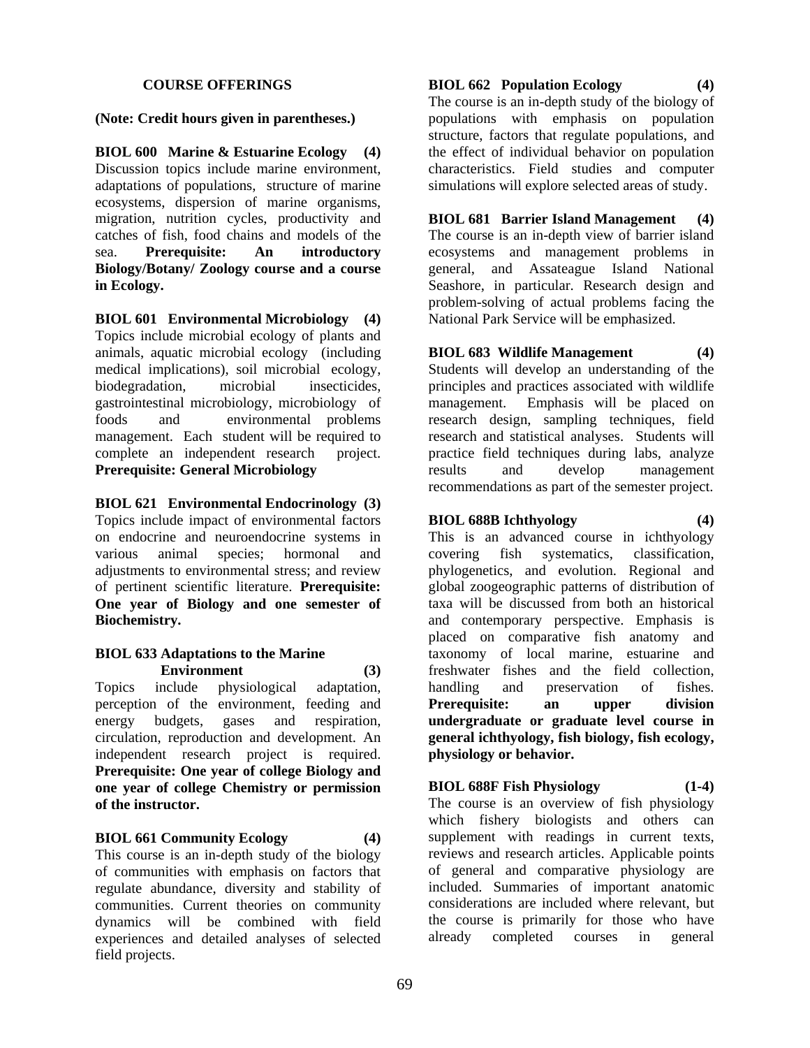## COURSE OFFERINGS

**(Note: Credit hours given in parentheses.)**

**BIOL 600 Marine & Estuarine Ecology (4)**
Discussion topics include marine environment, adaptations of populations, structure of marine ecosystems, dispersion of marine organisms, migration, nutrition cycles, productivity and catches of fish, food chains and models of the sea. **Prerequisite: An introductory Biology/Botany/ Zoology course and a course in Ecology.**

**BIOL 601 Environmental Microbiology (4)**
Topics include microbial ecology of plants and animals, aquatic microbial ecology (including medical implications), soil microbial ecology, biodegradation, microbial insecticides, gastrointestinal microbiology, microbiology of foods and environmental problems management. Each student will be required to complete an independent research project. **Prerequisite: General Microbiology**

**BIOL 621 Environmental Endocrinology (3)**
Topics include impact of environmental factors on endocrine and neuroendocrine systems in various animal species; hormonal and adjustments to environmental stress; and review of pertinent scientific literature. **Prerequisite: One year of Biology and one semester of Biochemistry.**

**BIOL 633 Adaptations to the Marine Environment (3)**
Topics include physiological adaptation, perception of the environment, feeding and energy budgets, gases and respiration, circulation, reproduction and development. An independent research project is required. **Prerequisite: One year of college Biology and one year of college Chemistry or permission of the instructor.**

**BIOL 661 Community Ecology (4)**
This course is an in-depth study of the biology of communities with emphasis on factors that regulate abundance, diversity and stability of communities. Current theories on community dynamics will be combined with field experiences and detailed analyses of selected field projects.

**BIOL 662 Population Ecology (4)**
The course is an in-depth study of the biology of populations with emphasis on population structure, factors that regulate populations, and the effect of individual behavior on population characteristics. Field studies and computer simulations will explore selected areas of study.

**BIOL 681 Barrier Island Management (4)**
The course is an in-depth view of barrier island ecosystems and management problems in general, and Assateague Island National Seashore, in particular. Research design and problem-solving of actual problems facing the National Park Service will be emphasized.

**BIOL 683 Wildlife Management (4)**
Students will develop an understanding of the principles and practices associated with wildlife management. Emphasis will be placed on research design, sampling techniques, field research and statistical analyses. Students will practice field techniques during labs, analyze results and develop management recommendations as part of the semester project.

**BIOL 688B Ichthyology (4)**
This is an advanced course in ichthyology covering fish systematics, classification, phylogenetics, and evolution. Regional and global zoogeographic patterns of distribution of taxa will be discussed from both an historical and contemporary perspective. Emphasis is placed on comparative fish anatomy and taxonomy of local marine, estuarine and freshwater fishes and the field collection, handling and preservation of fishes. **Prerequisite: an upper division undergraduate or graduate level course in general ichthyology, fish biology, fish ecology, physiology or behavior.**

**BIOL 688F Fish Physiology (1-4)**
The course is an overview of fish physiology which fishery biologists and others can supplement with readings in current texts, reviews and research articles. Applicable points of general and comparative physiology are included. Summaries of important anatomic considerations are included where relevant, but the course is primarily for those who have already completed courses in general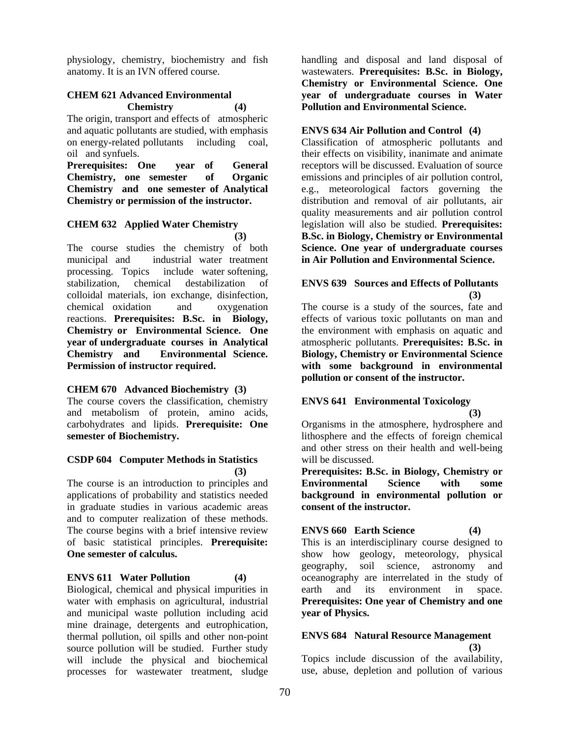physiology, chemistry, biochemistry and fish anatomy. It is an IVN offered course.

**CHEM 621 Advanced Environmental Chemistry (4)**

The origin, transport and effects of atmospheric and aquatic pollutants are studied, with emphasis on energy-related pollutants including coal, oil and synfuels.

**Prerequisites: One year of General Chemistry, one semester of Organic Chemistry and one semester of Analytical Chemistry or permission of the instructor.**

**CHEM 632 Applied Water Chemistry (3)**

The course studies the chemistry of both municipal and industrial water treatment processing. Topics include water softening, stabilization, chemical destabilization of colloidal materials, ion exchange, disinfection, chemical oxidation and oxygenation reactions. **Prerequisites: B.Sc. in Biology, Chemistry or Environmental Science. One year of undergraduate courses in Analytical Chemistry and Environmental Science. Permission of instructor required.**

**CHEM 670 Advanced Biochemistry (3)**

The course covers the classification, chemistry and metabolism of protein, amino acids, carbohydrates and lipids. **Prerequisite: One semester of Biochemistry.**

**CSDP 604 Computer Methods in Statistics (3)**

The course is an introduction to principles and applications of probability and statistics needed in graduate studies in various academic areas and to computer realization of these methods. The course begins with a brief intensive review of basic statistical principles. **Prerequisite: One semester of calculus.**

**ENVS 611 Water Pollution (4)**

Biological, chemical and physical impurities in water with emphasis on agricultural, industrial and municipal waste pollution including acid mine drainage, detergents and eutrophication, thermal pollution, oil spills and other non-point source pollution will be studied. Further study will include the physical and biochemical processes for wastewater treatment, sludge handling and disposal and land disposal of wastewaters. **Prerequisites: B.Sc. in Biology, Chemistry or Environmental Science. One year of undergraduate courses in Water Pollution and Environmental Science.**

**ENVS 634 Air Pollution and Control (4)**

Classification of atmospheric pollutants and their effects on visibility, inanimate and animate receptors will be discussed. Evaluation of source emissions and principles of air pollution control, e.g., meteorological factors governing the distribution and removal of air pollutants, air quality measurements and air pollution control legislation will also be studied. **Prerequisites: B.Sc. in Biology, Chemistry or Environmental Science. One year of undergraduate courses in Air Pollution and Environmental Science.**

**ENVS 639 Sources and Effects of Pollutants (3)**

The course is a study of the sources, fate and effects of various toxic pollutants on man and the environment with emphasis on aquatic and atmospheric pollutants. **Prerequisites: B.Sc. in Biology, Chemistry or Environmental Science with some background in environmental pollution or consent of the instructor.**

**ENVS 641 Environmental Toxicology (3)**

Organisms in the atmosphere, hydrosphere and lithosphere and the effects of foreign chemical and other stress on their health and well-being will be discussed.

**Prerequisites: B.Sc. in Biology, Chemistry or Environmental Science with some background in environmental pollution or consent of the instructor.**

**ENVS 660 Earth Science (4)**

This is an interdisciplinary course designed to show how geology, meteorology, physical geography, soil science, astronomy and oceanography are interrelated in the study of earth and its environment in space. **Prerequisites: One year of Chemistry and one year of Physics.**

**ENVS 684 Natural Resource Management (3)**

Topics include discussion of the availability, use, abuse, depletion and pollution of various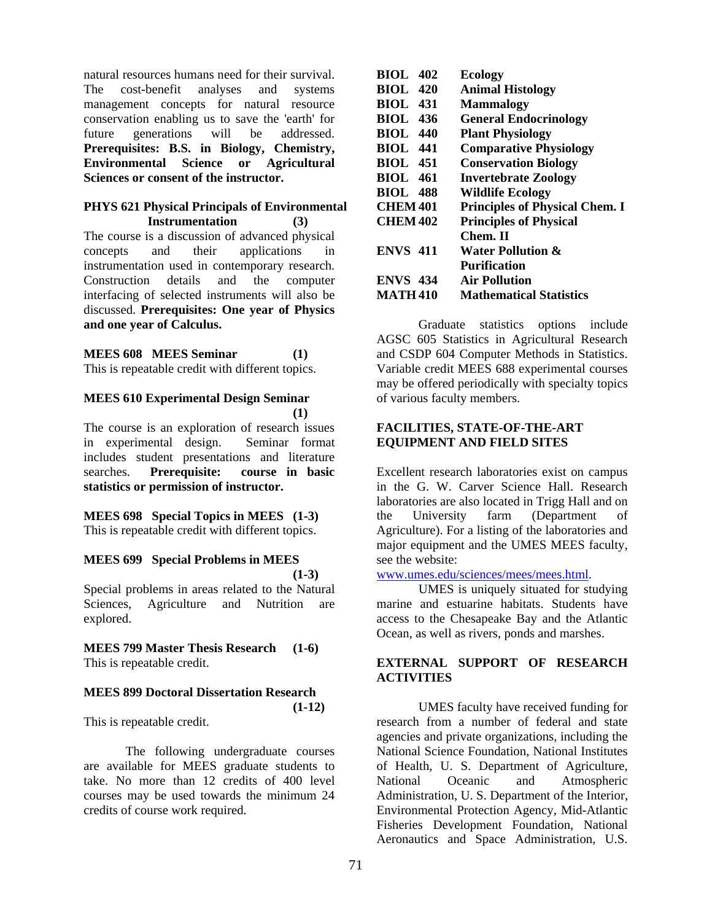natural resources humans need for their survival. The cost-benefit analyses and systems management concepts for natural resource conservation enabling us to save the 'earth' for future generations will be addressed. **Prerequisites: B.S. in Biology, Chemistry, Environmental Science or Agricultural Sciences or consent of the instructor.**

**PHYS 621 Physical Principals of Environmental Instrumentation (3)**
The course is a discussion of advanced physical concepts and their applications in instrumentation used in contemporary research. Construction details and the computer interfacing of selected instruments will also be discussed. **Prerequisites: One year of Physics and one year of Calculus.**

**MEES 608 MEES Seminar (1)**
This is repeatable credit with different topics.

**MEES 610 Experimental Design Seminar (1)**
The course is an exploration of research issues in experimental design. Seminar format includes student presentations and literature searches. **Prerequisite: course in basic statistics or permission of instructor.**

**MEES 698 Special Topics in MEES (1-3)**
This is repeatable credit with different topics.

**MEES 699 Special Problems in MEES (1-3)**
Special problems in areas related to the Natural Sciences, Agriculture and Nutrition are explored.

**MEES 799 Master Thesis Research (1-6)**
This is repeatable credit.

**MEES 899 Doctoral Dissertation Research (1-12)**
This is repeatable credit.

The following undergraduate courses are available for MEES graduate students to take. No more than 12 credits of 400 level courses may be used towards the minimum 24 credits of course work required.

| | |
|---|---|
| **BIOL 402** | **Ecology** |
| **BIOL 420** | **Animal Histology** |
| **BIOL 431** | **Mammalogy** |
| **BIOL 436** | **General Endocrinology** |
| **BIOL 440** | **Plant Physiology** |
| **BIOL 441** | **Comparative Physiology** |
| **BIOL 451** | **Conservation Biology** |
| **BIOL 461** | **Invertebrate Zoology** |
| **BIOL 488** | **Wildlife Ecology** |
| **CHEM 401** | **Principles of Physical Chem. I** |
| **CHEM 402** | **Principles of Physical Chem. II** |
| **ENVS 411** | **Water Pollution & Purification** |
| **ENVS 434** | **Air Pollution** |
| **MATH 410** | **Mathematical Statistics** |

Graduate statistics options include AGSC 605 Statistics in Agricultural Research and CSDP 604 Computer Methods in Statistics. Variable credit MEES 688 experimental courses may be offered periodically with specialty topics of various faculty members.

## FACILITIES, STATE-OF-THE-ART EQUIPMENT AND FIELD SITES

Excellent research laboratories exist on campus in the G. W. Carver Science Hall. Research laboratories are also located in Trigg Hall and on the University farm (Department of Agriculture). For a listing of the laboratories and major equipment and the UMES MEES faculty, see the website:
www.umes.edu/sciences/mees/mees.html.

UMES is uniquely situated for studying marine and estuarine habitats. Students have access to the Chesapeake Bay and the Atlantic Ocean, as well as rivers, ponds and marshes.

## EXTERNAL SUPPORT OF RESEARCH ACTIVITIES

UMES faculty have received funding for research from a number of federal and state agencies and private organizations, including the National Science Foundation, National Institutes of Health, U. S. Department of Agriculture, National Oceanic and Atmospheric Administration, U. S. Department of the Interior, Environmental Protection Agency, Mid-Atlantic Fisheries Development Foundation, National Aeronautics and Space Administration, U.S.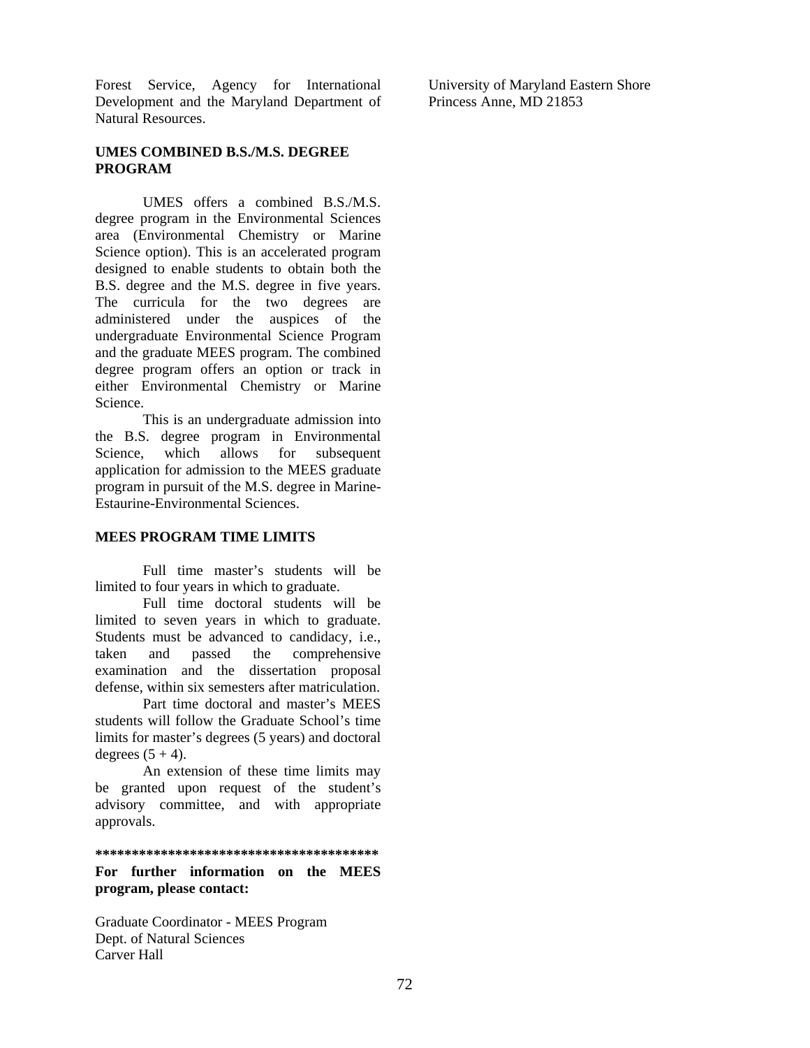Forest Service, Agency for International Development and the Maryland Department of Natural Resources.

### UMES COMBINED B.S./M.S. DEGREE PROGRAM

UMES offers a combined B.S./M.S. degree program in the Environmental Sciences area (Environmental Chemistry or Marine Science option). This is an accelerated program designed to enable students to obtain both the B.S. degree and the M.S. degree in five years. The curricula for the two degrees are administered under the auspices of the undergraduate Environmental Science Program and the graduate MEES program. The combined degree program offers an option or track in either Environmental Chemistry or Marine Science.

This is an undergraduate admission into the B.S. degree program in Environmental Science, which allows for subsequent application for admission to the MEES graduate program in pursuit of the M.S. degree in Marine-Estaurine-Environmental Sciences.

### MEES PROGRAM TIME LIMITS

Full time master's students will be limited to four years in which to graduate.

Full time doctoral students will be limited to seven years in which to graduate. Students must be advanced to candidacy, i.e., taken and passed the comprehensive examination and the dissertation proposal defense, within six semesters after matriculation.

Part time doctoral and master's MEES students will follow the Graduate School's time limits for master's degrees (5 years) and doctoral degrees (5 + 4).

An extension of these time limits may be granted upon request of the student's advisory committee, and with appropriate approvals.

**\*\*\*\*\*\*\*\*\*\*\*\*\*\*\*\*\*\*\*\*\*\*\*\*\*\*\*\*\*\*\*\*\*\*\*\*\*\*\*\***

**For further information on the MEES program, please contact:**

Graduate Coordinator - MEES Program
Dept. of Natural Sciences
Carver Hall
University of Maryland Eastern Shore
Princess Anne, MD 21853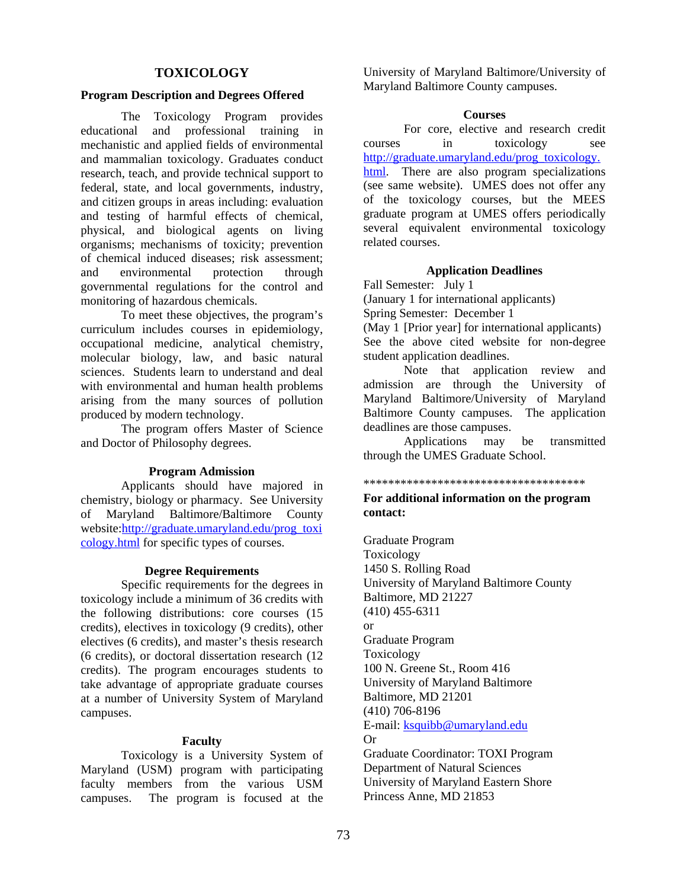# TOXICOLOGY

## Program Description and Degrees Offered

The Toxicology Program provides educational and professional training in mechanistic and applied fields of environmental and mammalian toxicology. Graduates conduct research, teach, and provide technical support to federal, state, and local governments, industry, and citizen groups in areas including: evaluation and testing of harmful effects of chemical, physical, and biological agents on living organisms; mechanisms of toxicity; prevention of chemical induced diseases; risk assessment; and environmental protection through governmental regulations for the control and monitoring of hazardous chemicals.

To meet these objectives, the program's curriculum includes courses in epidemiology, occupational medicine, analytical chemistry, molecular biology, law, and basic natural sciences. Students learn to understand and deal with environmental and human health problems arising from the many sources of pollution produced by modern technology.

The program offers Master of Science and Doctor of Philosophy degrees.

## Program Admission

Applicants should have majored in chemistry, biology or pharmacy. See University of Maryland Baltimore/Baltimore County website:http://graduate.umaryland.edu/prog_toxicology.html for specific types of courses.

## Degree Requirements

Specific requirements for the degrees in toxicology include a minimum of 36 credits with the following distributions: core courses (15 credits), electives in toxicology (9 credits), other electives (6 credits), and master's thesis research (6 credits), or doctoral dissertation research (12 credits). The program encourages students to take advantage of appropriate graduate courses at a number of University System of Maryland campuses.

## Faculty

Toxicology is a University System of Maryland (USM) program with participating faculty members from the various USM campuses. The program is focused at the University of Maryland Baltimore/University of Maryland Baltimore County campuses.

## Courses

For core, elective and research credit courses in toxicology see http://graduate.umaryland.edu/prog_toxicology.html. There are also program specializations (see same website). UMES does not offer any of the toxicology courses, but the MEES graduate program at UMES offers periodically several equivalent environmental toxicology related courses.

## Application Deadlines

Fall Semester: July 1
(January 1 for international applicants)
Spring Semester: December 1
(May 1 [Prior year] for international applicants)
See the above cited website for non-degree student application deadlines.

Note that application review and admission are through the University of Maryland Baltimore/University of Maryland Baltimore County campuses. The application deadlines are those campuses.

Applications may be transmitted through the UMES Graduate School.

************************************

**For additional information on the program contact:**

Graduate Program
Toxicology
1450 S. Rolling Road
University of Maryland Baltimore County
Baltimore, MD 21227
(410) 455-6311
or
Graduate Program
Toxicology
100 N. Greene St., Room 416
University of Maryland Baltimore
Baltimore, MD 21201
(410) 706-8196
E-mail: ksquibb@umaryland.edu
Or
Graduate Coordinator: TOXI Program
Department of Natural Sciences
University of Maryland Eastern Shore
Princess Anne, MD 21853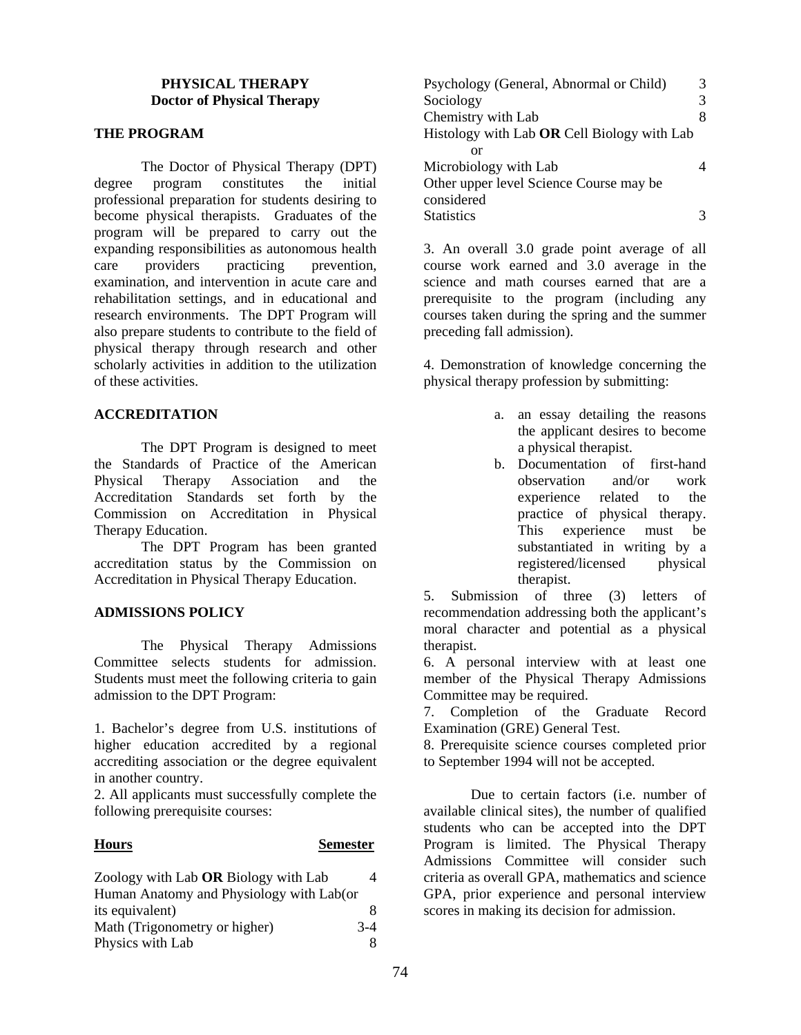# PHYSICAL THERAPY
## Doctor of Physical Therapy

### THE PROGRAM

The Doctor of Physical Therapy (DPT) degree program constitutes the initial professional preparation for students desiring to become physical therapists. Graduates of the program will be prepared to carry out the expanding responsibilities as autonomous health care providers practicing prevention, examination, and intervention in acute care and rehabilitation settings, and in educational and research environments. The DPT Program will also prepare students to contribute to the field of physical therapy through research and other scholarly activities in addition to the utilization of these activities.

### ACCREDITATION

The DPT Program is designed to meet the Standards of Practice of the American Physical Therapy Association and the Accreditation Standards set forth by the Commission on Accreditation in Physical Therapy Education.

The DPT Program has been granted accreditation status by the Commission on Accreditation in Physical Therapy Education.

### ADMISSIONS POLICY

The Physical Therapy Admissions Committee selects students for admission. Students must meet the following criteria to gain admission to the DPT Program:

1. Bachelor's degree from U.S. institutions of higher education accredited by a regional accrediting association or the degree equivalent in another country.
2. All applicants must successfully complete the following prerequisite courses:

| Hours | Semester |
|---|---|
| Zoology with Lab **OR** Biology with Lab | 4 |
| Human Anatomy and Physiology with Lab(or its equivalent) | 8 |
| Math (Trigonometry or higher) | 3-4 |
| Physics with Lab | 8 |
| Psychology (General, Abnormal or Child) | 3 |
| Sociology | 3 |
| Chemistry with Lab | 8 |
| Histology with Lab **OR** Cell Biology with Lab or Microbiology with Lab | 4 |
| Other upper level Science Course may be considered | |
| Statistics | 3 |

3. An overall 3.0 grade point average of all course work earned and 3.0 average in the science and math courses earned that are a prerequisite to the program (including any courses taken during the spring and the summer preceding fall admission).

4. Demonstration of knowledge concerning the physical therapy profession by submitting:

   a. an essay detailing the reasons the applicant desires to become a physical therapist.
   b. Documentation of first-hand observation and/or work experience related to the practice of physical therapy. This experience must be substantiated in writing by a registered/licensed physical therapist.

5. Submission of three (3) letters of recommendation addressing both the applicant's moral character and potential as a physical therapist.
6. A personal interview with at least one member of the Physical Therapy Admissions Committee may be required.
7. Completion of the Graduate Record Examination (GRE) General Test.
8. Prerequisite science courses completed prior to September 1994 will not be accepted.

Due to certain factors (i.e. number of available clinical sites), the number of qualified students who can be accepted into the DPT Program is limited. The Physical Therapy Admissions Committee will consider such criteria as overall GPA, mathematics and science GPA, prior experience and personal interview scores in making its decision for admission.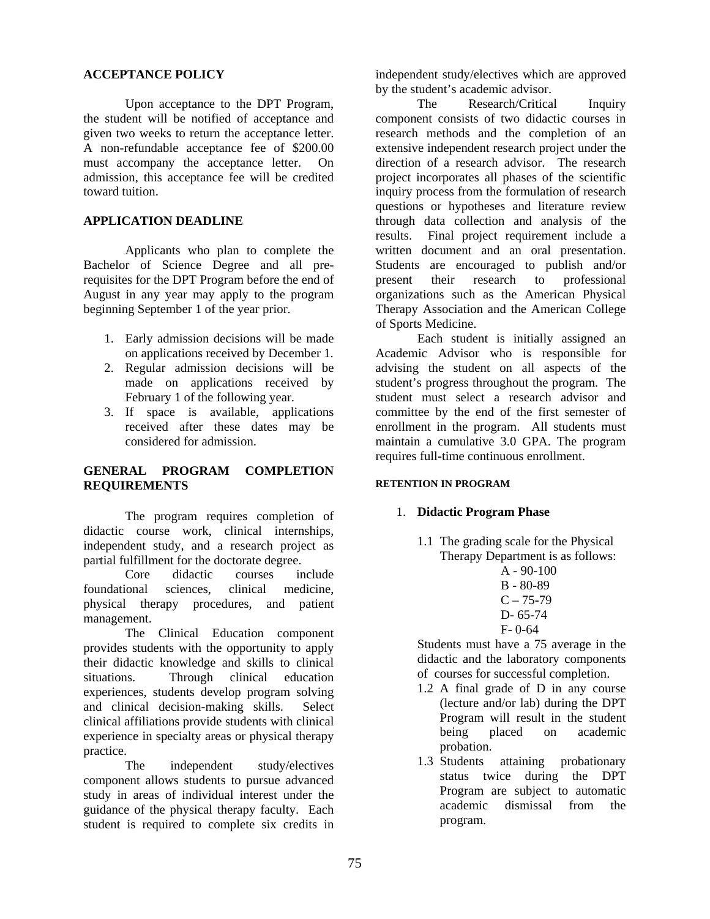## ACCEPTANCE POLICY

Upon acceptance to the DPT Program, the student will be notified of acceptance and given two weeks to return the acceptance letter. A non-refundable acceptance fee of $200.00 must accompany the acceptance letter. On admission, this acceptance fee will be credited toward tuition.

## APPLICATION DEADLINE

Applicants who plan to complete the Bachelor of Science Degree and all pre-requisites for the DPT Program before the end of August in any year may apply to the program beginning September 1 of the year prior.

1. Early admission decisions will be made on applications received by December 1.
2. Regular admission decisions will be made on applications received by February 1 of the following year.
3. If space is available, applications received after these dates may be considered for admission.

## GENERAL PROGRAM COMPLETION REQUIREMENTS

The program requires completion of didactic course work, clinical internships, independent study, and a research project as partial fulfillment for the doctorate degree.

Core didactic courses include foundational sciences, clinical medicine, physical therapy procedures, and patient management.

The Clinical Education component provides students with the opportunity to apply their didactic knowledge and skills to clinical situations. Through clinical education experiences, students develop program solving and clinical decision-making skills. Select clinical affiliations provide students with clinical experience in specialty areas or physical therapy practice.

The independent study/electives component allows students to pursue advanced study in areas of individual interest under the guidance of the physical therapy faculty. Each student is required to complete six credits in independent study/electives which are approved by the student's academic advisor.

The Research/Critical Inquiry component consists of two didactic courses in research methods and the completion of an extensive independent research project under the direction of a research advisor. The research project incorporates all phases of the scientific inquiry process from the formulation of research questions or hypotheses and literature review through data collection and analysis of the results. Final project requirement include a written document and an oral presentation. Students are encouraged to publish and/or present their research to professional organizations such as the American Physical Therapy Association and the American College of Sports Medicine.

Each student is initially assigned an Academic Advisor who is responsible for advising the student on all aspects of the student's progress throughout the program. The student must select a research advisor and committee by the end of the first semester of enrollment in the program. All students must maintain a cumulative 3.0 GPA. The program requires full-time continuous enrollment.

#### RETENTION IN PROGRAM

1. **Didactic Program Phase**

   1.1 The grading scale for the Physical Therapy Department is as follows:

   A - 90-100
   B - 80-89
   C – 75-79
   D- 65-74
   F- 0-64

   Students must have a 75 average in the didactic and the laboratory components of courses for successful completion.

   1.2 A final grade of D in any course (lecture and/or lab) during the DPT Program will result in the student being placed on academic probation.

   1.3 Students attaining probationary status twice during the DPT Program are subject to automatic academic dismissal from the program.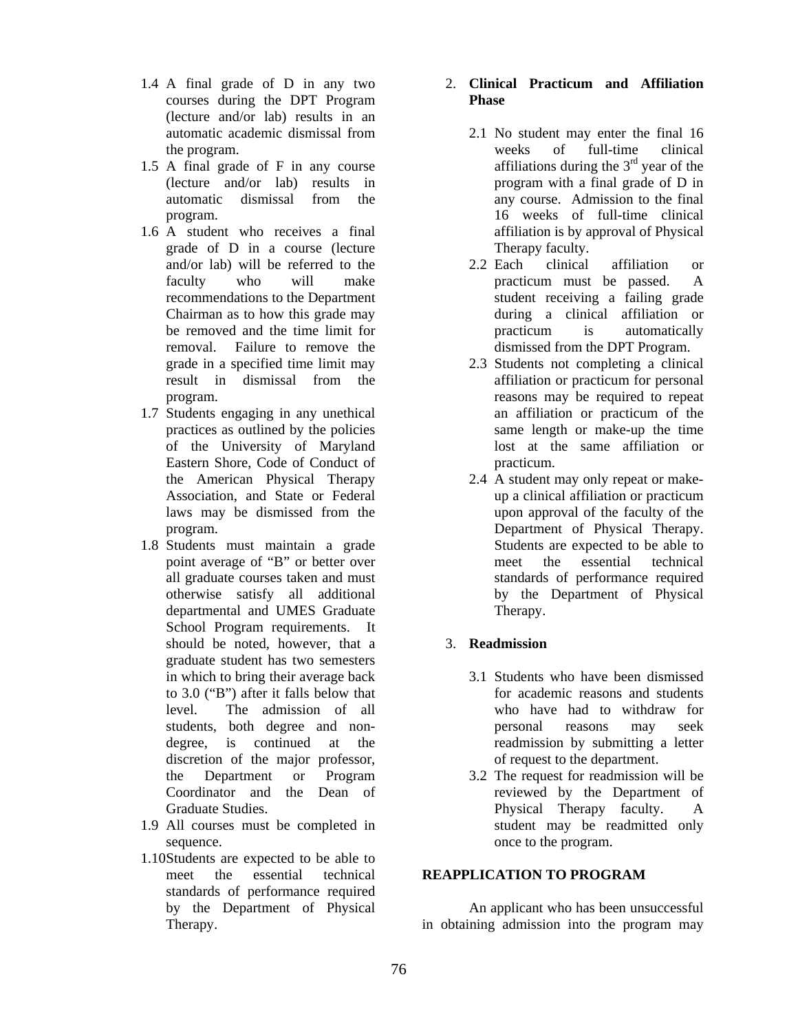1.4 A final grade of D in any two courses during the DPT Program (lecture and/or lab) results in an automatic academic dismissal from the program.

1.5 A final grade of F in any course (lecture and/or lab) results in automatic dismissal from the program.

1.6 A student who receives a final grade of D in a course (lecture and/or lab) will be referred to the faculty who will make recommendations to the Department Chairman as to how this grade may be removed and the time limit for removal. Failure to remove the grade in a specified time limit may result in dismissal from the program.

1.7 Students engaging in any unethical practices as outlined by the policies of the University of Maryland Eastern Shore, Code of Conduct of the American Physical Therapy Association, and State or Federal laws may be dismissed from the program.

1.8 Students must maintain a grade point average of "B" or better over all graduate courses taken and must otherwise satisfy all additional departmental and UMES Graduate School Program requirements. It should be noted, however, that a graduate student has two semesters in which to bring their average back to 3.0 ("B") after it falls below that level. The admission of all students, both degree and non-degree, is continued at the discretion of the major professor, the Department or Program Coordinator and the Dean of Graduate Studies.

1.9 All courses must be completed in sequence.

1.10 Students are expected to be able to meet the essential technical standards of performance required by the Department of Physical Therapy.

2. **Clinical Practicum and Affiliation Phase**

2.1 No student may enter the final 16 weeks of full-time clinical affiliations during the 3rd year of the program with a final grade of D in any course. Admission to the final 16 weeks of full-time clinical affiliation is by approval of Physical Therapy faculty.

2.2 Each clinical affiliation or practicum must be passed. A student receiving a failing grade during a clinical affiliation or practicum is automatically dismissed from the DPT Program.

2.3 Students not completing a clinical affiliation or practicum for personal reasons may be required to repeat an affiliation or practicum of the same length or make-up the time lost at the same affiliation or practicum.

2.4 A student may only repeat or make-up a clinical affiliation or practicum upon approval of the faculty of the Department of Physical Therapy. Students are expected to be able to meet the essential technical standards of performance required by the Department of Physical Therapy.

3. **Readmission**

3.1 Students who have been dismissed for academic reasons and students who have had to withdraw for personal reasons may seek readmission by submitting a letter of request to the department.

3.2 The request for readmission will be reviewed by the Department of Physical Therapy faculty. A student may be readmitted only once to the program.

## REAPPLICATION TO PROGRAM

An applicant who has been unsuccessful in obtaining admission into the program may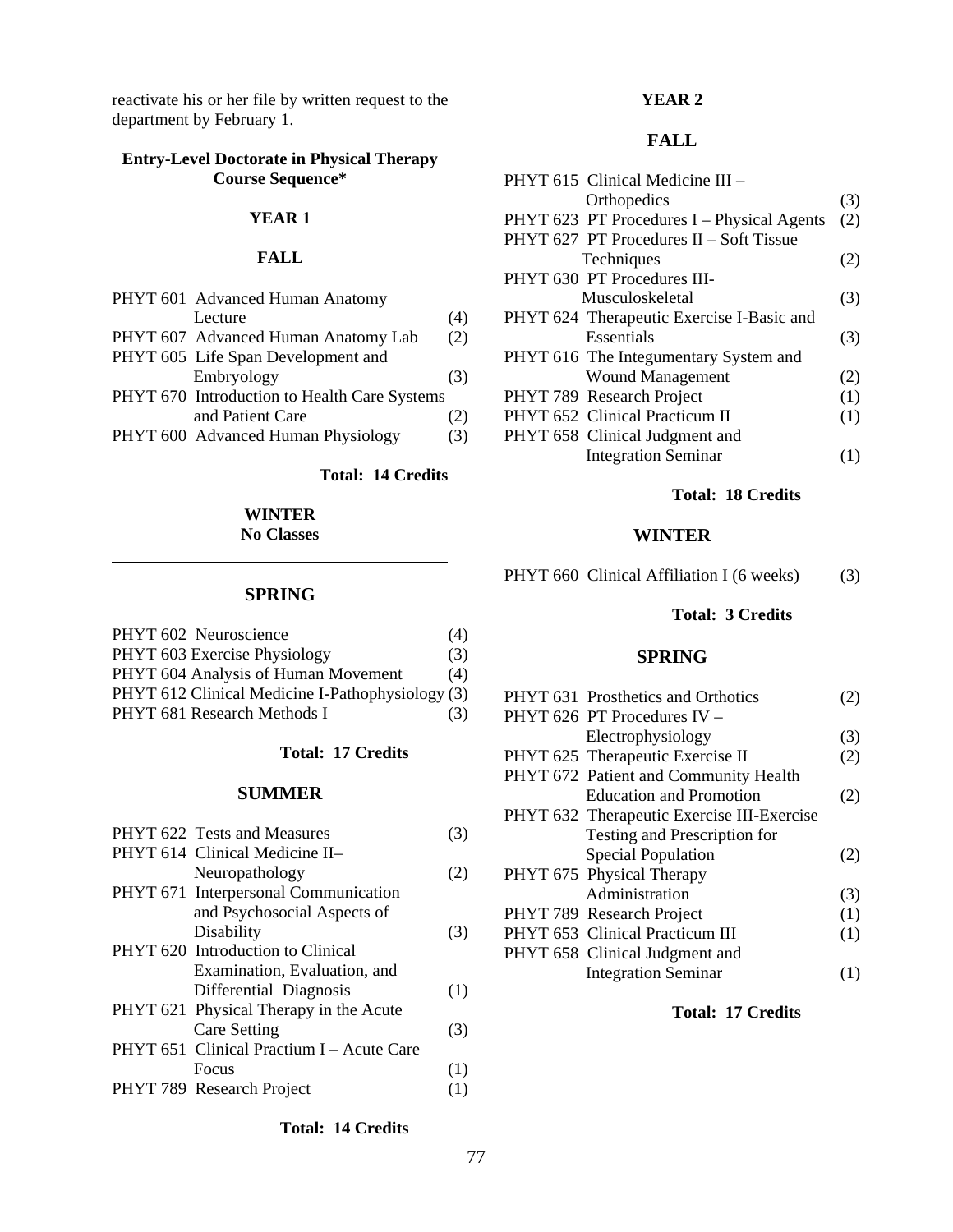reactivate his or her file by written request to the department by February 1.

## Entry-Level Doctorate in Physical Therapy Course Sequence*

### YEAR 1

#### FALL

| Course | Credits |
|---|---|
| PHYT 601 Advanced Human Anatomy Lecture | (4) |
| PHYT 607 Advanced Human Anatomy Lab | (2) |
| PHYT 605 Life Span Development and Embryology | (3) |
| PHYT 670 Introduction to Health Care Systems and Patient Care | (2) |
| PHYT 600 Advanced Human Physiology | (3) |

**Total: 14 Credits**

#### WINTER

**No Classes**

#### SPRING

| Course | Credits |
|---|---|
| PHYT 602 Neuroscience | (4) |
| PHYT 603 Exercise Physiology | (3) |
| PHYT 604 Analysis of Human Movement | (4) |
| PHYT 612 Clinical Medicine I-Pathophysiology | (3) |
| PHYT 681 Research Methods I | (3) |

**Total: 17 Credits**

#### SUMMER

| Course | Credits |
|---|---|
| PHYT 622 Tests and Measures | (3) |
| PHYT 614 Clinical Medicine II– Neuropathology | (2) |
| PHYT 671 Interpersonal Communication and Psychosocial Aspects of Disability | (3) |
| PHYT 620 Introduction to Clinical Examination, Evaluation, and Differential Diagnosis | (1) |
| PHYT 621 Physical Therapy in the Acute Care Setting | (3) |
| PHYT 651 Clinical Practium I – Acute Care Focus | (1) |
| PHYT 789 Research Project | (1) |

**Total: 14 Credits**

### YEAR 2

#### FALL

| Course | Credits |
|---|---|
| PHYT 615 Clinical Medicine III – Orthopedics | (3) |
| PHYT 623 PT Procedures I – Physical Agents | (2) |
| PHYT 627 PT Procedures II – Soft Tissue Techniques | (2) |
| PHYT 630 PT Procedures III- Musculoskeletal | (3) |
| PHYT 624 Therapeutic Exercise I-Basic and Essentials | (3) |
| PHYT 616 The Integumentary System and Wound Management | (2) |
| PHYT 789 Research Project | (1) |
| PHYT 652 Clinical Practicum II | (1) |
| PHYT 658 Clinical Judgment and Integration Seminar | (1) |

**Total: 18 Credits**

#### WINTER

| Course | Credits |
|---|---|
| PHYT 660 Clinical Affiliation I (6 weeks) | (3) |

**Total: 3 Credits**

#### SPRING

| Course | Credits |
|---|---|
| PHYT 631 Prosthetics and Orthotics | (2) |
| PHYT 626 PT Procedures IV – Electrophysiology | (3) |
| PHYT 625 Therapeutic Exercise II | (2) |
| PHYT 672 Patient and Community Health Education and Promotion | (2) |
| PHYT 632 Therapeutic Exercise III-Exercise Testing and Prescription for Special Population | (2) |
| PHYT 675 Physical Therapy Administration | (3) |
| PHYT 789 Research Project | (1) |
| PHYT 653 Clinical Practicum III | (1) |
| PHYT 658 Clinical Judgment and Integration Seminar | (1) |

**Total: 17 Credits**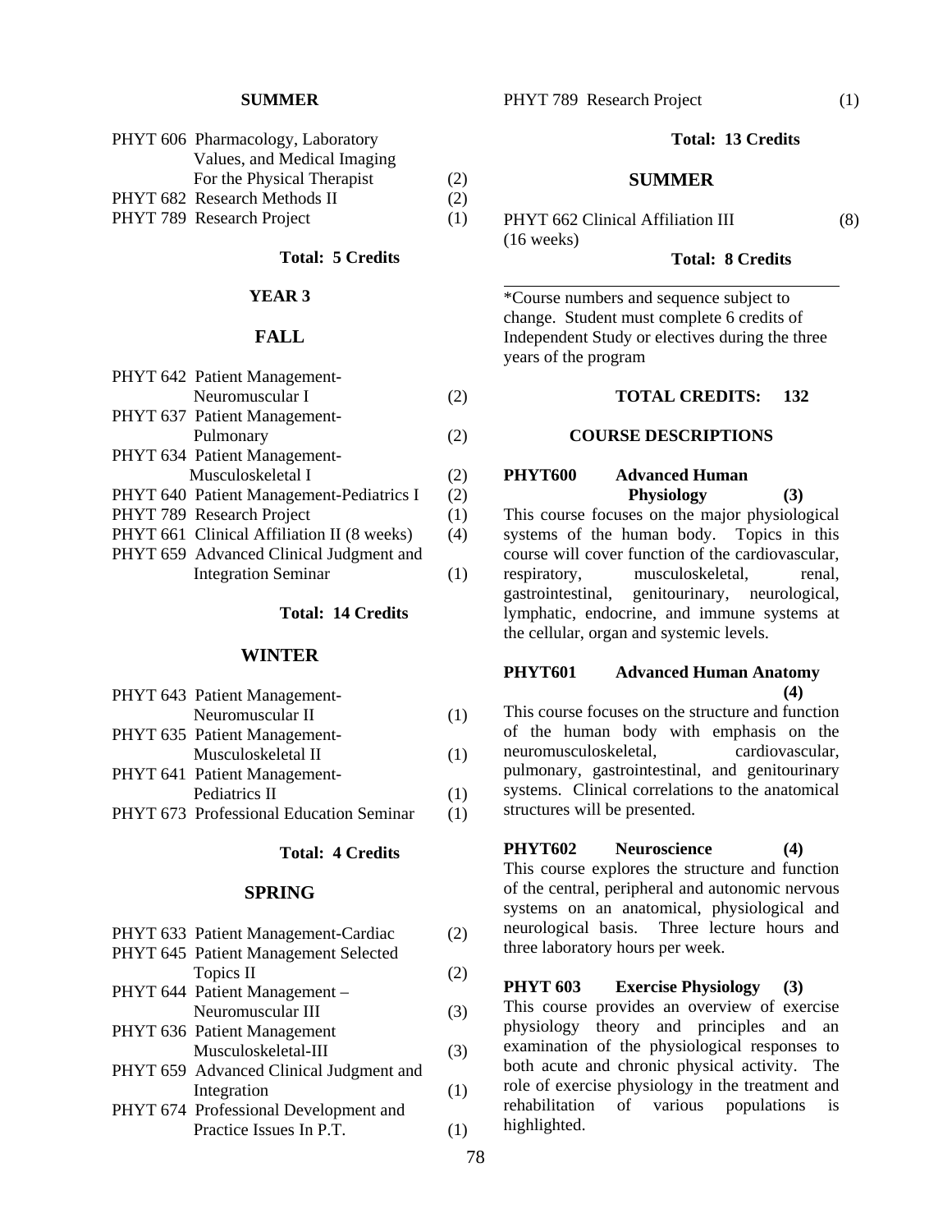**SUMMER**

| Course | Credits |
|---|---|
| PHYT 606 Pharmacology, Laboratory Values, and Medical Imaging For the Physical Therapist | (2) |
| PHYT 682 Research Methods II | (2) |
| PHYT 789 Research Project | (1) |

**Total: 5 Credits**

**YEAR 3**

**FALL**

| Course | Credits |
|---|---|
| PHYT 642 Patient Management-Neuromuscular I | (2) |
| PHYT 637 Patient Management-Pulmonary | (2) |
| PHYT 634 Patient Management-Musculoskeletal I | (2) |
| PHYT 640 Patient Management-Pediatrics I | (2) |
| PHYT 789 Research Project | (1) |
| PHYT 661 Clinical Affiliation II (8 weeks) | (4) |
| PHYT 659 Advanced Clinical Judgment and Integration Seminar | (1) |

**Total: 14 Credits**

**WINTER**

| Course | Credits |
|---|---|
| PHYT 643 Patient Management-Neuromuscular II | (1) |
| PHYT 635 Patient Management-Musculoskeletal II | (1) |
| PHYT 641 Patient Management-Pediatrics II | (1) |
| PHYT 673 Professional Education Seminar | (1) |

**Total: 4 Credits**

**SPRING**

| Course | Credits |
|---|---|
| PHYT 633 Patient Management-Cardiac | (2) |
| PHYT 645 Patient Management Selected Topics II | (2) |
| PHYT 644 Patient Management – Neuromuscular III | (3) |
| PHYT 636 Patient Management Musculoskeletal-III | (3) |
| PHYT 659 Advanced Clinical Judgment and Integration | (1) |
| PHYT 674 Professional Development and Practice Issues In P.T. | (1) |
| PHYT 789 Research Project | (1) |

**Total: 13 Credits**

**SUMMER**

| Course | Credits |
|---|---|
| PHYT 662 Clinical Affiliation III (16 weeks) | (8) |

**Total: 8 Credits**

---

*Course numbers and sequence subject to change. Student must complete 6 credits of Independent Study or electives during the three years of the program

**TOTAL CREDITS: 132**

## COURSE DESCRIPTIONS

**PHYT600 Advanced Human Physiology (3)**

This course focuses on the major physiological systems of the human body. Topics in this course will cover function of the cardiovascular, respiratory, musculoskeletal, renal, gastrointestinal, genitourinary, neurological, lymphatic, endocrine, and immune systems at the cellular, organ and systemic levels.

**PHYT601 Advanced Human Anatomy (4)**

This course focuses on the structure and function of the human body with emphasis on the neuromusculoskeletal, cardiovascular, pulmonary, gastrointestinal, and genitourinary systems. Clinical correlations to the anatomical structures will be presented.

**PHYT602 Neuroscience (4)**

This course explores the structure and function of the central, peripheral and autonomic nervous systems on an anatomical, physiological and neurological basis. Three lecture hours and three laboratory hours per week.

**PHYT 603 Exercise Physiology (3)**

This course provides an overview of exercise physiology theory and principles and an examination of the physiological responses to both acute and chronic physical activity. The role of exercise physiology in the treatment and rehabilitation of various populations is highlighted.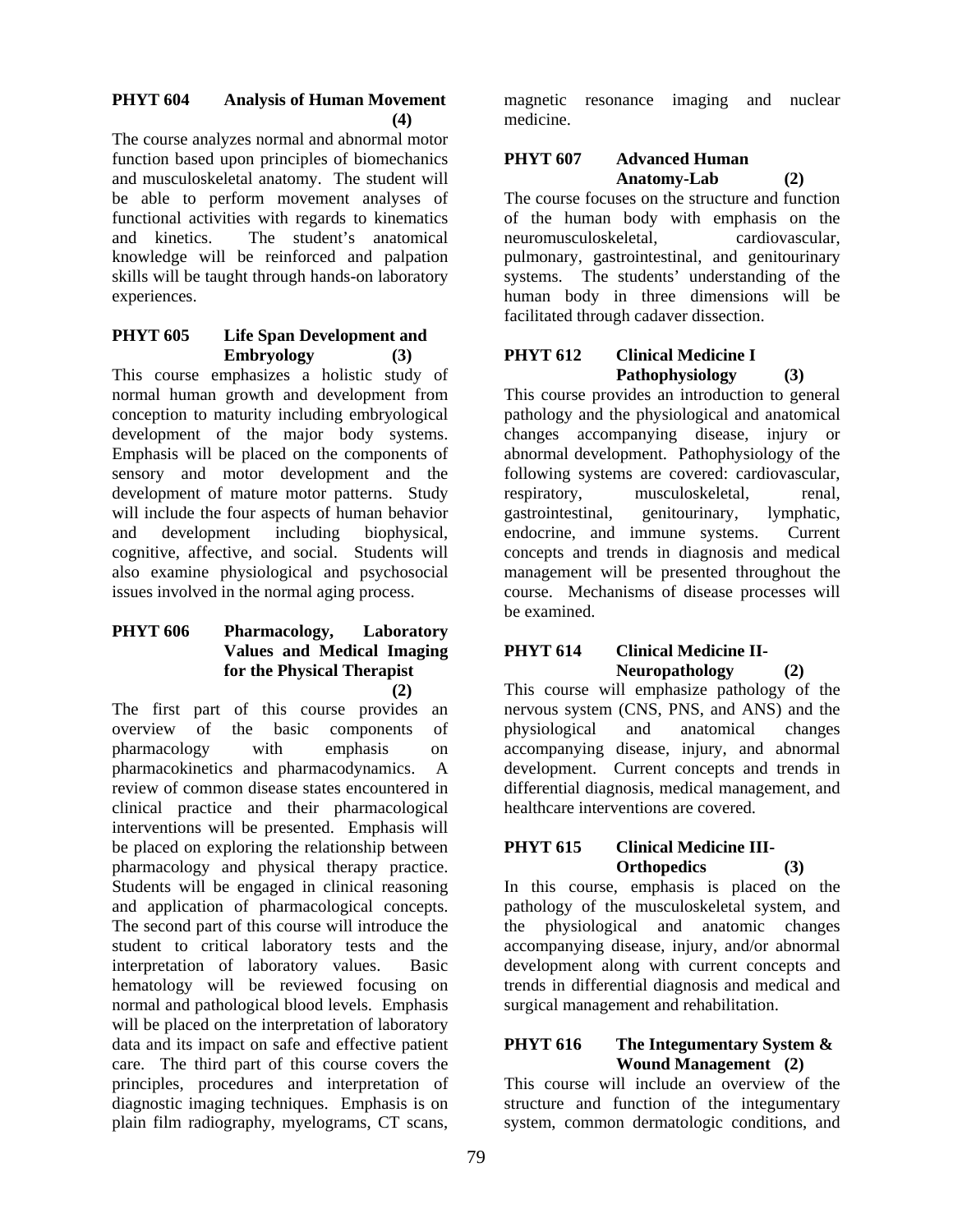**PHYT 604 Analysis of Human Movement (4)**

The course analyzes normal and abnormal motor function based upon principles of biomechanics and musculoskeletal anatomy. The student will be able to perform movement analyses of functional activities with regards to kinematics and kinetics. The student's anatomical knowledge will be reinforced and palpation skills will be taught through hands-on laboratory experiences.

**PHYT 605 Life Span Development and Embryology (3)**

This course emphasizes a holistic study of normal human growth and development from conception to maturity including embryological development of the major body systems. Emphasis will be placed on the components of sensory and motor development and the development of mature motor patterns. Study will include the four aspects of human behavior and development including biophysical, cognitive, affective, and social. Students will also examine physiological and psychosocial issues involved in the normal aging process.

**PHYT 606 Pharmacology, Laboratory Values and Medical Imaging for the Physical Therapist (2)**

The first part of this course provides an overview of the basic components of pharmacology with emphasis on pharmacokinetics and pharmacodynamics. A review of common disease states encountered in clinical practice and their pharmacological interventions will be presented. Emphasis will be placed on exploring the relationship between pharmacology and physical therapy practice. Students will be engaged in clinical reasoning and application of pharmacological concepts. The second part of this course will introduce the student to critical laboratory tests and the interpretation of laboratory values. Basic hematology will be reviewed focusing on normal and pathological blood levels. Emphasis will be placed on the interpretation of laboratory data and its impact on safe and effective patient care. The third part of this course covers the principles, procedures and interpretation of diagnostic imaging techniques. Emphasis is on plain film radiography, myelograms, CT scans, magnetic resonance imaging and nuclear medicine.

**PHYT 607 Advanced Human Anatomy-Lab (2)**

The course focuses on the structure and function of the human body with emphasis on the neuromusculoskeletal, cardiovascular, pulmonary, gastrointestinal, and genitourinary systems. The students' understanding of the human body in three dimensions will be facilitated through cadaver dissection.

**PHYT 612 Clinical Medicine I Pathophysiology (3)**

This course provides an introduction to general pathology and the physiological and anatomical changes accompanying disease, injury or abnormal development. Pathophysiology of the following systems are covered: cardiovascular, respiratory, musculoskeletal, renal, gastrointestinal, genitourinary, lymphatic, endocrine, and immune systems. Current concepts and trends in diagnosis and medical management will be presented throughout the course. Mechanisms of disease processes will be examined.

**PHYT 614 Clinical Medicine II-Neuropathology (2)**

This course will emphasize pathology of the nervous system (CNS, PNS, and ANS) and the physiological and anatomical changes accompanying disease, injury, and abnormal development. Current concepts and trends in differential diagnosis, medical management, and healthcare interventions are covered.

**PHYT 615 Clinical Medicine III-Orthopedics (3)**

In this course, emphasis is placed on the pathology of the musculoskeletal system, and the physiological and anatomic changes accompanying disease, injury, and/or abnormal development along with current concepts and trends in differential diagnosis and medical and surgical management and rehabilitation.

**PHYT 616 The Integumentary System & Wound Management (2)**

This course will include an overview of the structure and function of the integumentary system, common dermatologic conditions, and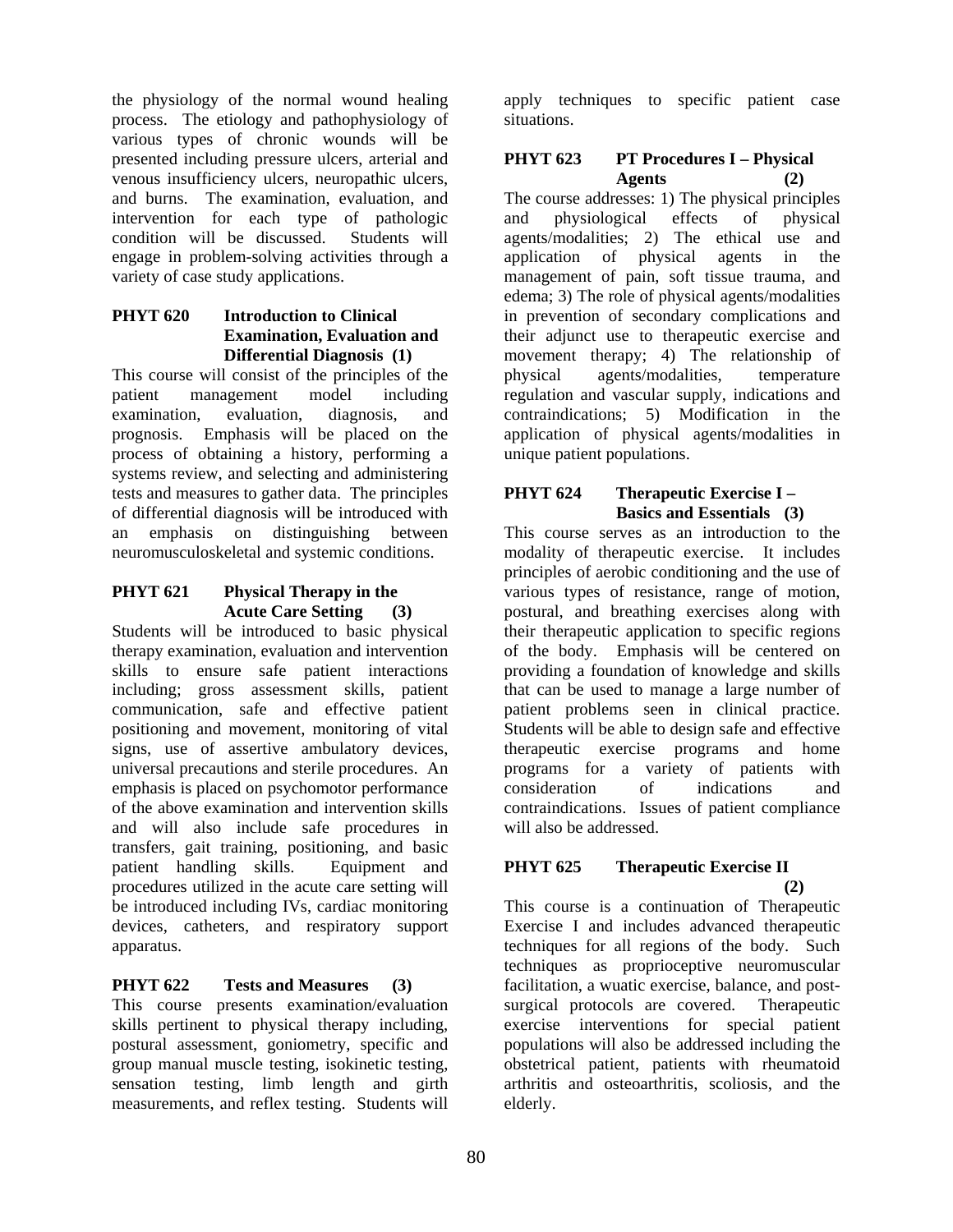the physiology of the normal wound healing process. The etiology and pathophysiology of various types of chronic wounds will be presented including pressure ulcers, arterial and venous insufficiency ulcers, neuropathic ulcers, and burns. The examination, evaluation, and intervention for each type of pathologic condition will be discussed. Students will engage in problem-solving activities through a variety of case study applications.

**PHYT 620 Introduction to Clinical Examination, Evaluation and Differential Diagnosis (1)**

This course will consist of the principles of the patient management model including examination, evaluation, diagnosis, and prognosis. Emphasis will be placed on the process of obtaining a history, performing a systems review, and selecting and administering tests and measures to gather data. The principles of differential diagnosis will be introduced with an emphasis on distinguishing between neuromusculoskeletal and systemic conditions.

**PHYT 621 Physical Therapy in the Acute Care Setting (3)**

Students will be introduced to basic physical therapy examination, evaluation and intervention skills to ensure safe patient interactions including; gross assessment skills, patient communication, safe and effective patient positioning and movement, monitoring of vital signs, use of assertive ambulatory devices, universal precautions and sterile procedures. An emphasis is placed on psychomotor performance of the above examination and intervention skills and will also include safe procedures in transfers, gait training, positioning, and basic patient handling skills. Equipment and procedures utilized in the acute care setting will be introduced including IVs, cardiac monitoring devices, catheters, and respiratory support apparatus.

**PHYT 622 Tests and Measures (3)**

This course presents examination/evaluation skills pertinent to physical therapy including, postural assessment, goniometry, specific and group manual muscle testing, isokinetic testing, sensation testing, limb length and girth measurements, and reflex testing. Students will apply techniques to specific patient case situations.

**PHYT 623 PT Procedures I – Physical Agents (2)**

The course addresses: 1) The physical principles and physiological effects of physical agents/modalities; 2) The ethical use and application of physical agents in the management of pain, soft tissue trauma, and edema; 3) The role of physical agents/modalities in prevention of secondary complications and their adjunct use to therapeutic exercise and movement therapy; 4) The relationship of physical agents/modalities, temperature regulation and vascular supply, indications and contraindications; 5) Modification in the application of physical agents/modalities in unique patient populations.

**PHYT 624 Therapeutic Exercise I – Basics and Essentials (3)**

This course serves as an introduction to the modality of therapeutic exercise. It includes principles of aerobic conditioning and the use of various types of resistance, range of motion, postural, and breathing exercises along with their therapeutic application to specific regions of the body. Emphasis will be centered on providing a foundation of knowledge and skills that can be used to manage a large number of patient problems seen in clinical practice. Students will be able to design safe and effective therapeutic exercise programs and home programs for a variety of patients with consideration of indications and contraindications. Issues of patient compliance will also be addressed.

**PHYT 625 Therapeutic Exercise II (2)**

This course is a continuation of Therapeutic Exercise I and includes advanced therapeutic techniques for all regions of the body. Such techniques as proprioceptive neuromuscular facilitation, a wuatic exercise, balance, and post-surgical protocols are covered. Therapeutic exercise interventions for special patient populations will also be addressed including the obstetrical patient, patients with rheumatoid arthritis and osteoarthritis, scoliosis, and the elderly.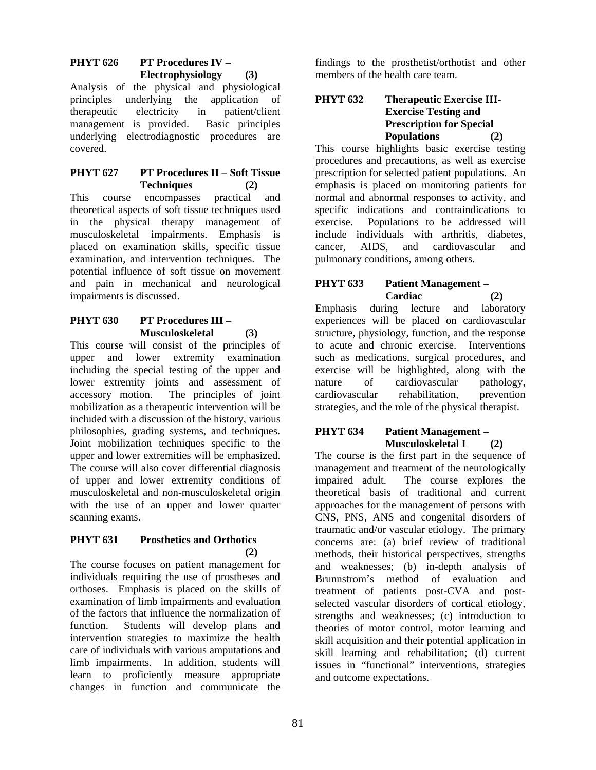### PHYT 626 PT Procedures IV – Electrophysiology (3)

Analysis of the physical and physiological principles underlying the application of therapeutic electricity in patient/client management is provided. Basic principles underlying electrodiagnostic procedures are covered.

### PHYT 627 PT Procedures II – Soft Tissue Techniques (2)

This course encompasses practical and theoretical aspects of soft tissue techniques used in the physical therapy management of musculoskeletal impairments. Emphasis is placed on examination skills, specific tissue examination, and intervention techniques. The potential influence of soft tissue on movement and pain in mechanical and neurological impairments is discussed.

### PHYT 630 PT Procedures III – Musculoskeletal (3)

This course will consist of the principles of upper and lower extremity examination including the special testing of the upper and lower extremity joints and assessment of accessory motion. The principles of joint mobilization as a therapeutic intervention will be included with a discussion of the history, various philosophies, grading systems, and techniques. Joint mobilization techniques specific to the upper and lower extremities will be emphasized. The course will also cover differential diagnosis of upper and lower extremity conditions of musculoskeletal and non-musculoskeletal origin with the use of an upper and lower quarter scanning exams.

### PHYT 631 Prosthetics and Orthotics (2)

The course focuses on patient management for individuals requiring the use of prostheses and orthoses. Emphasis is placed on the skills of examination of limb impairments and evaluation of the factors that influence the normalization of function. Students will develop plans and intervention strategies to maximize the health care of individuals with various amputations and limb impairments. In addition, students will learn to proficiently measure appropriate changes in function and communicate the findings to the prosthetist/orthotist and other members of the health care team.

### PHYT 632 Therapeutic Exercise III-Exercise Testing and Prescription for Special Populations (2)

This course highlights basic exercise testing procedures and precautions, as well as exercise prescription for selected patient populations. An emphasis is placed on monitoring patients for normal and abnormal responses to activity, and specific indications and contraindications to exercise. Populations to be addressed will include individuals with arthritis, diabetes, cancer, AIDS, and cardiovascular and pulmonary conditions, among others.

### PHYT 633 Patient Management – Cardiac (2)

Emphasis during lecture and laboratory experiences will be placed on cardiovascular structure, physiology, function, and the response to acute and chronic exercise. Interventions such as medications, surgical procedures, and exercise will be highlighted, along with the nature of cardiovascular pathology, cardiovascular rehabilitation, prevention strategies, and the role of the physical therapist.

### PHYT 634 Patient Management – Musculoskeletal I (2)

The course is the first part in the sequence of management and treatment of the neurologically impaired adult. The course explores the theoretical basis of traditional and current approaches for the management of persons with CNS, PNS, ANS and congenital disorders of traumatic and/or vascular etiology. The primary concerns are: (a) brief review of traditional methods, their historical perspectives, strengths and weaknesses; (b) in-depth analysis of Brunnstrom's method of evaluation and treatment of patients post-CVA and post-selected vascular disorders of cortical etiology, strengths and weaknesses; (c) introduction to theories of motor control, motor learning and skill acquisition and their potential application in skill learning and rehabilitation; (d) current issues in "functional" interventions, strategies and outcome expectations.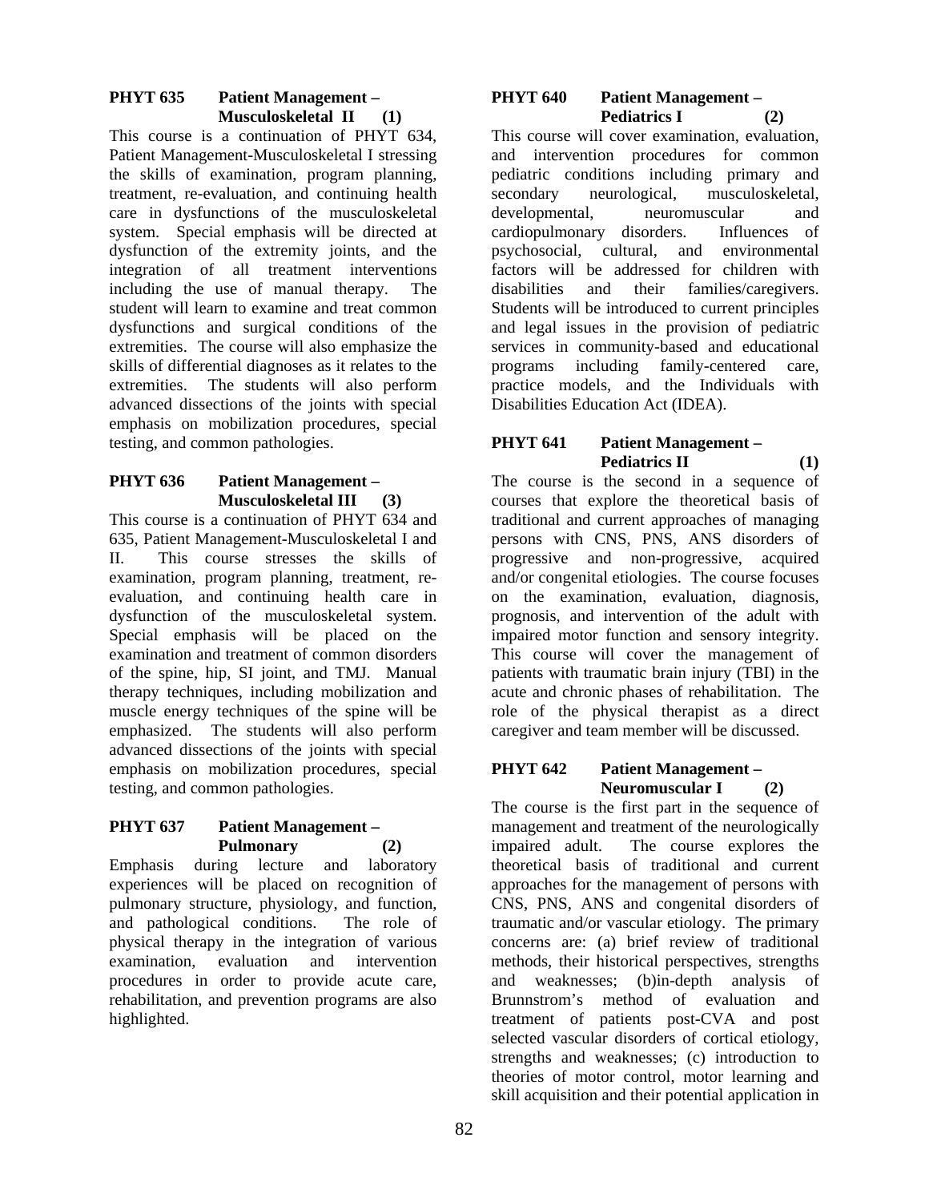### PHYT 635 Patient Management – Musculoskeletal II (1)

This course is a continuation of PHYT 634, Patient Management-Musculoskeletal I stressing the skills of examination, program planning, treatment, re-evaluation, and continuing health care in dysfunctions of the musculoskeletal system. Special emphasis will be directed at dysfunction of the extremity joints, and the integration of all treatment interventions including the use of manual therapy. The student will learn to examine and treat common dysfunctions and surgical conditions of the extremities. The course will also emphasize the skills of differential diagnoses as it relates to the extremities. The students will also perform advanced dissections of the joints with special emphasis on mobilization procedures, special testing, and common pathologies.

### PHYT 636 Patient Management – Musculoskeletal III (3)

This course is a continuation of PHYT 634 and 635, Patient Management-Musculoskeletal I and II. This course stresses the skills of examination, program planning, treatment, re-evaluation, and continuing health care in dysfunction of the musculoskeletal system. Special emphasis will be placed on the examination and treatment of common disorders of the spine, hip, SI joint, and TMJ. Manual therapy techniques, including mobilization and muscle energy techniques of the spine will be emphasized. The students will also perform advanced dissections of the joints with special emphasis on mobilization procedures, special testing, and common pathologies.

### PHYT 637 Patient Management – Pulmonary (2)

Emphasis during lecture and laboratory experiences will be placed on recognition of pulmonary structure, physiology, and function, and pathological conditions. The role of physical therapy in the integration of various examination, evaluation and intervention procedures in order to provide acute care, rehabilitation, and prevention programs are also highlighted.

### PHYT 640 Patient Management – Pediatrics I (2)

This course will cover examination, evaluation, and intervention procedures for common pediatric conditions including primary and secondary neurological, musculoskeletal, developmental, neuromuscular and cardiopulmonary disorders. Influences of psychosocial, cultural, and environmental factors will be addressed for children with disabilities and their families/caregivers. Students will be introduced to current principles and legal issues in the provision of pediatric services in community-based and educational programs including family-centered care, practice models, and the Individuals with Disabilities Education Act (IDEA).

### PHYT 641 Patient Management – Pediatrics II (1)

The course is the second in a sequence of courses that explore the theoretical basis of traditional and current approaches of managing persons with CNS, PNS, ANS disorders of progressive and non-progressive, acquired and/or congenital etiologies. The course focuses on the examination, evaluation, diagnosis, prognosis, and intervention of the adult with impaired motor function and sensory integrity. This course will cover the management of patients with traumatic brain injury (TBI) in the acute and chronic phases of rehabilitation. The role of the physical therapist as a direct caregiver and team member will be discussed.

### PHYT 642 Patient Management – Neuromuscular I (2)

The course is the first part in the sequence of management and treatment of the neurologically impaired adult. The course explores the theoretical basis of traditional and current approaches for the management of persons with CNS, PNS, ANS and congenital disorders of traumatic and/or vascular etiology. The primary concerns are: (a) brief review of traditional methods, their historical perspectives, strengths and weaknesses; (b)in-depth analysis of Brunnstrom's method of evaluation and treatment of patients post-CVA and post selected vascular disorders of cortical etiology, strengths and weaknesses; (c) introduction to theories of motor control, motor learning and skill acquisition and their potential application in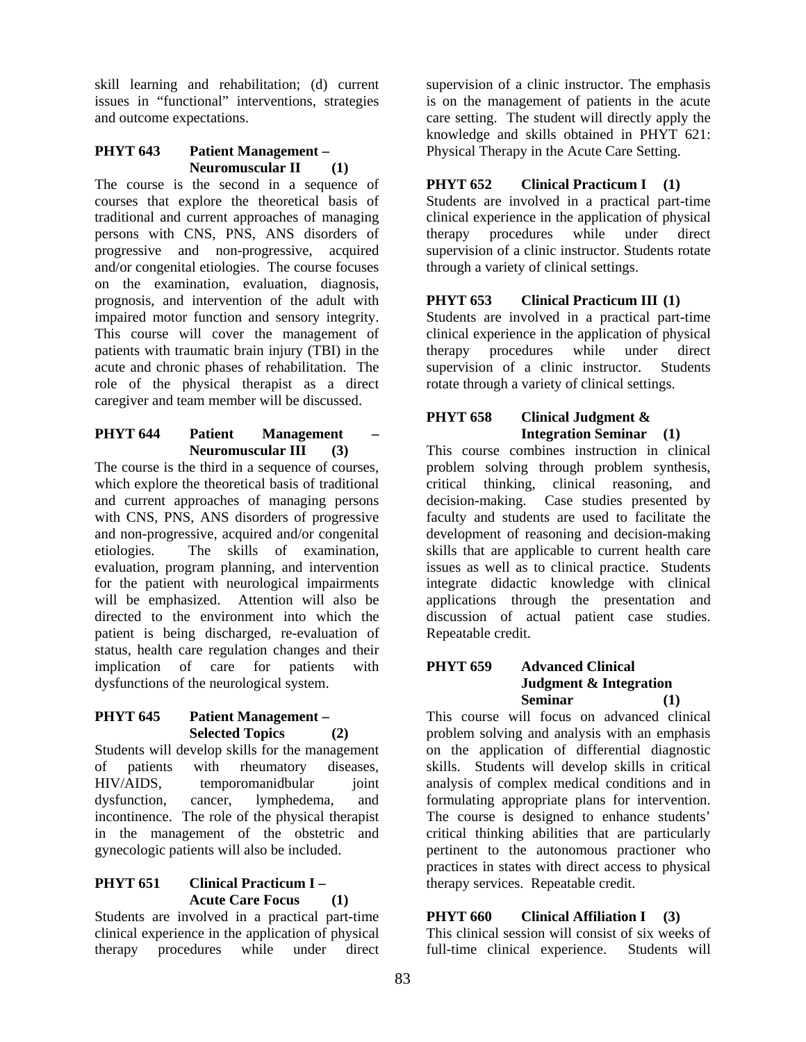skill learning and rehabilitation; (d) current issues in "functional" interventions, strategies and outcome expectations.

**PHYT 643 Patient Management – Neuromuscular II (1)**

The course is the second in a sequence of courses that explore the theoretical basis of traditional and current approaches of managing persons with CNS, PNS, ANS disorders of progressive and non-progressive, acquired and/or congenital etiologies. The course focuses on the examination, evaluation, diagnosis, prognosis, and intervention of the adult with impaired motor function and sensory integrity. This course will cover the management of patients with traumatic brain injury (TBI) in the acute and chronic phases of rehabilitation. The role of the physical therapist as a direct caregiver and team member will be discussed.

**PHYT 644 Patient Management – Neuromuscular III (3)**

The course is the third in a sequence of courses, which explore the theoretical basis of traditional and current approaches of managing persons with CNS, PNS, ANS disorders of progressive and non-progressive, acquired and/or congenital etiologies. The skills of examination, evaluation, program planning, and intervention for the patient with neurological impairments will be emphasized. Attention will also be directed to the environment into which the patient is being discharged, re-evaluation of status, health care regulation changes and their implication of care for patients with dysfunctions of the neurological system.

**PHYT 645 Patient Management – Selected Topics (2)**

Students will develop skills for the management of patients with rheumatory diseases, HIV/AIDS, temporomanidbular joint dysfunction, cancer, lymphedema, and incontinence. The role of the physical therapist in the management of the obstetric and gynecologic patients will also be included.

**PHYT 651 Clinical Practicum I – Acute Care Focus (1)**

Students are involved in a practical part-time clinical experience in the application of physical therapy procedures while under direct supervision of a clinic instructor. The emphasis is on the management of patients in the acute care setting. The student will directly apply the knowledge and skills obtained in PHYT 621: Physical Therapy in the Acute Care Setting.

**PHYT 652 Clinical Practicum I (1)**

Students are involved in a practical part-time clinical experience in the application of physical therapy procedures while under direct supervision of a clinic instructor. Students rotate through a variety of clinical settings.

**PHYT 653 Clinical Practicum III (1)**

Students are involved in a practical part-time clinical experience in the application of physical therapy procedures while under direct supervision of a clinic instructor. Students rotate through a variety of clinical settings.

**PHYT 658 Clinical Judgment & Integration Seminar (1)**

This course combines instruction in clinical problem solving through problem synthesis, critical thinking, clinical reasoning, and decision-making. Case studies presented by faculty and students are used to facilitate the development of reasoning and decision-making skills that are applicable to current health care issues as well as to clinical practice. Students integrate didactic knowledge with clinical applications through the presentation and discussion of actual patient case studies. Repeatable credit.

**PHYT 659 Advanced Clinical Judgment & Integration Seminar (1)**

This course will focus on advanced clinical problem solving and analysis with an emphasis on the application of differential diagnostic skills. Students will develop skills in critical analysis of complex medical conditions and in formulating appropriate plans for intervention. The course is designed to enhance students' critical thinking abilities that are particularly pertinent to the autonomous practioner who practices in states with direct access to physical therapy services. Repeatable credit.

**PHYT 660 Clinical Affiliation I (3)**

This clinical session will consist of six weeks of full-time clinical experience. Students will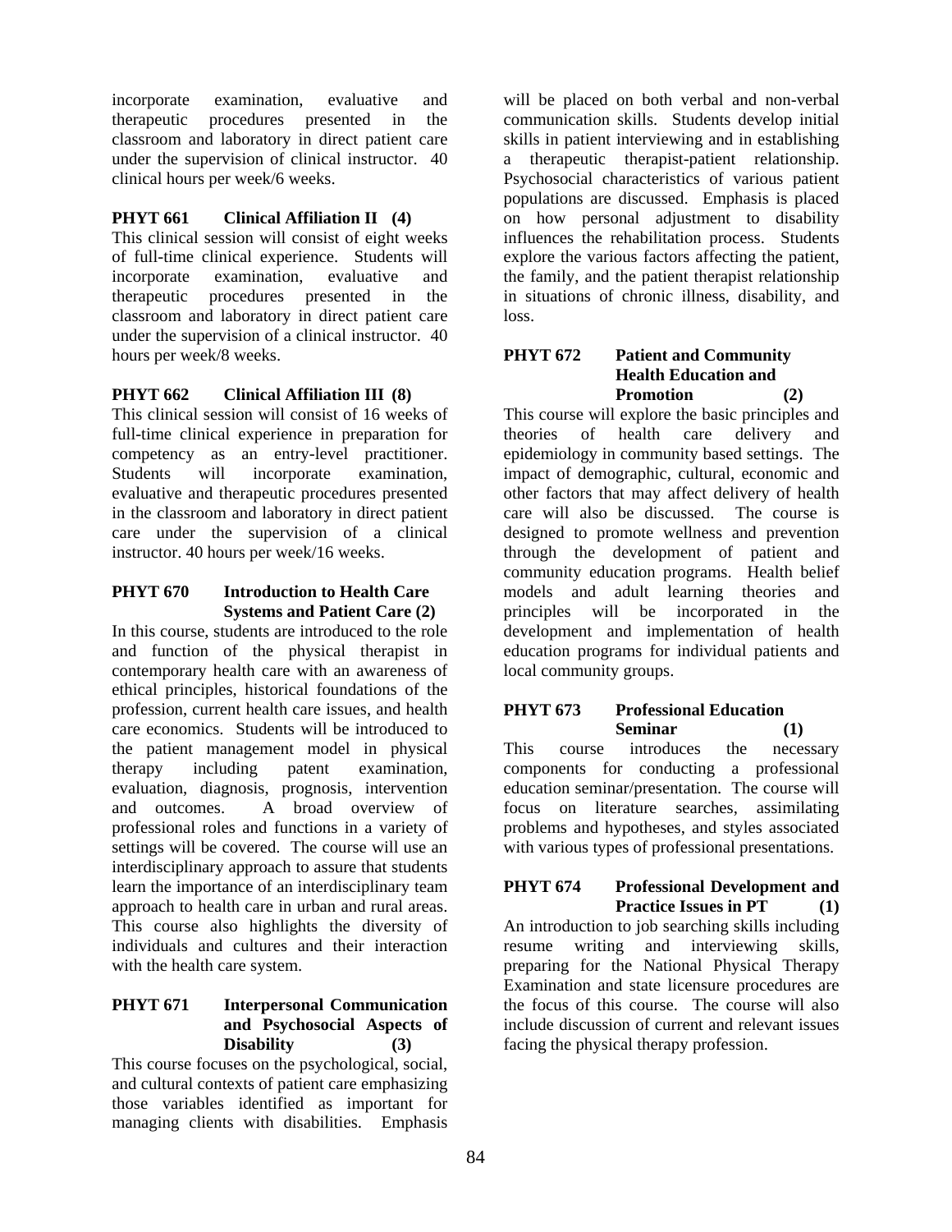incorporate examination, evaluative and therapeutic procedures presented in the classroom and laboratory in direct patient care under the supervision of clinical instructor. 40 clinical hours per week/6 weeks.

**PHYT 661 Clinical Affiliation II (4)**

This clinical session will consist of eight weeks of full-time clinical experience. Students will incorporate examination, evaluative and therapeutic procedures presented in the classroom and laboratory in direct patient care under the supervision of a clinical instructor. 40 hours per week/8 weeks.

**PHYT 662 Clinical Affiliation III (8)**

This clinical session will consist of 16 weeks of full-time clinical experience in preparation for competency as an entry-level practitioner. Students will incorporate examination, evaluative and therapeutic procedures presented in the classroom and laboratory in direct patient care under the supervision of a clinical instructor. 40 hours per week/16 weeks.

**PHYT 670 Introduction to Health Care Systems and Patient Care (2)**

In this course, students are introduced to the role and function of the physical therapist in contemporary health care with an awareness of ethical principles, historical foundations of the profession, current health care issues, and health care economics. Students will be introduced to the patient management model in physical therapy including patent examination, evaluation, diagnosis, prognosis, intervention and outcomes. A broad overview of professional roles and functions in a variety of settings will be covered. The course will use an interdisciplinary approach to assure that students learn the importance of an interdisciplinary team approach to health care in urban and rural areas. This course also highlights the diversity of individuals and cultures and their interaction with the health care system.

**PHYT 671 Interpersonal Communication and Psychosocial Aspects of Disability (3)**

This course focuses on the psychological, social, and cultural contexts of patient care emphasizing those variables identified as important for managing clients with disabilities. Emphasis will be placed on both verbal and non-verbal communication skills. Students develop initial skills in patient interviewing and in establishing a therapeutic therapist-patient relationship. Psychosocial characteristics of various patient populations are discussed. Emphasis is placed on how personal adjustment to disability influences the rehabilitation process. Students explore the various factors affecting the patient, the family, and the patient therapist relationship in situations of chronic illness, disability, and loss.

**PHYT 672 Patient and Community Health Education and Promotion (2)**

This course will explore the basic principles and theories of health care delivery and epidemiology in community based settings. The impact of demographic, cultural, economic and other factors that may affect delivery of health care will also be discussed. The course is designed to promote wellness and prevention through the development of patient and community education programs. Health belief models and adult learning theories and principles will be incorporated in the development and implementation of health education programs for individual patients and local community groups.

**PHYT 673 Professional Education Seminar (1)**

This course introduces the necessary components for conducting a professional education seminar/presentation. The course will focus on literature searches, assimilating problems and hypotheses, and styles associated with various types of professional presentations.

**PHYT 674 Professional Development and Practice Issues in PT (1)**

An introduction to job searching skills including resume writing and interviewing skills, preparing for the National Physical Therapy Examination and state licensure procedures are the focus of this course. The course will also include discussion of current and relevant issues facing the physical therapy profession.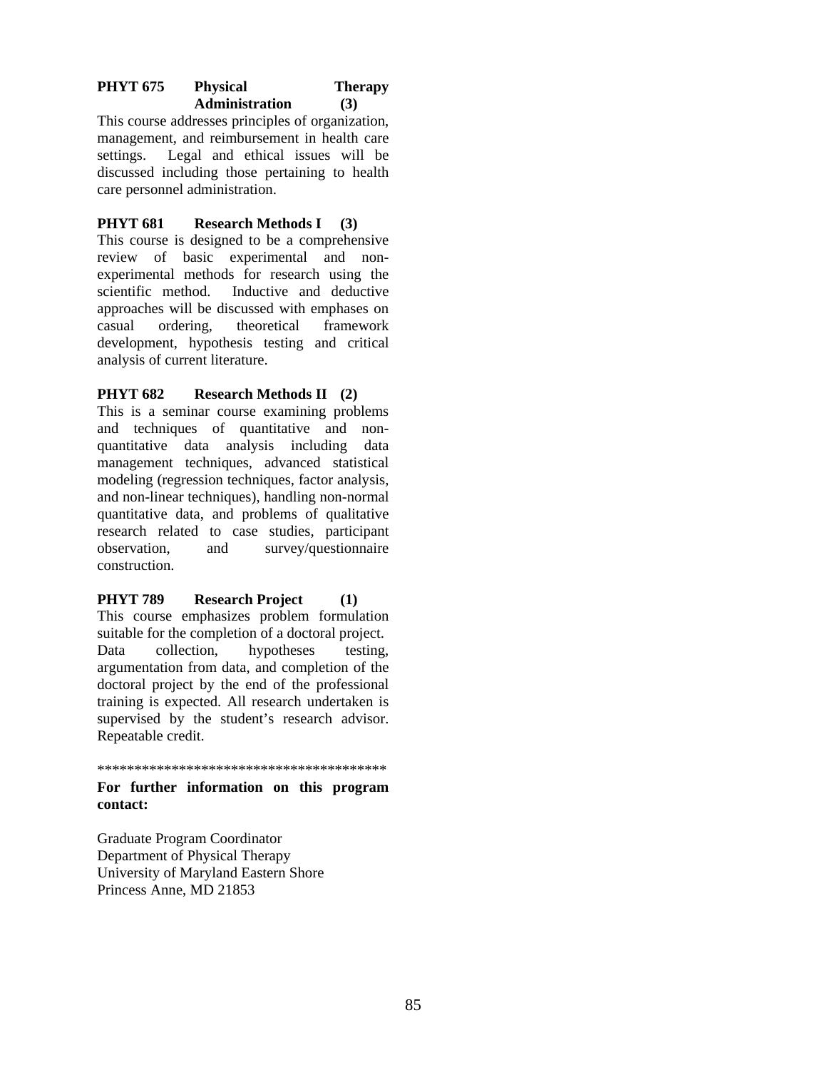**PHYT 675 Physical Therapy Administration (3)**

This course addresses principles of organization, management, and reimbursement in health care settings. Legal and ethical issues will be discussed including those pertaining to health care personnel administration.

**PHYT 681 Research Methods I (3)**

This course is designed to be a comprehensive review of basic experimental and non-experimental methods for research using the scientific method. Inductive and deductive approaches will be discussed with emphases on casual ordering, theoretical framework development, hypothesis testing and critical analysis of current literature.

**PHYT 682 Research Methods II (2)**

This is a seminar course examining problems and techniques of quantitative and non-quantitative data analysis including data management techniques, advanced statistical modeling (regression techniques, factor analysis, and non-linear techniques), handling non-normal quantitative data, and problems of qualitative research related to case studies, participant observation, and survey/questionnaire construction.

**PHYT 789 Research Project (1)**

This course emphasizes problem formulation suitable for the completion of a doctoral project. Data collection, hypotheses testing, argumentation from data, and completion of the doctoral project by the end of the professional training is expected. All research undertaken is supervised by the student's research advisor. Repeatable credit.

****************************************

**For further information on this program contact:**

Graduate Program Coordinator
Department of Physical Therapy
University of Maryland Eastern Shore
Princess Anne, MD 21853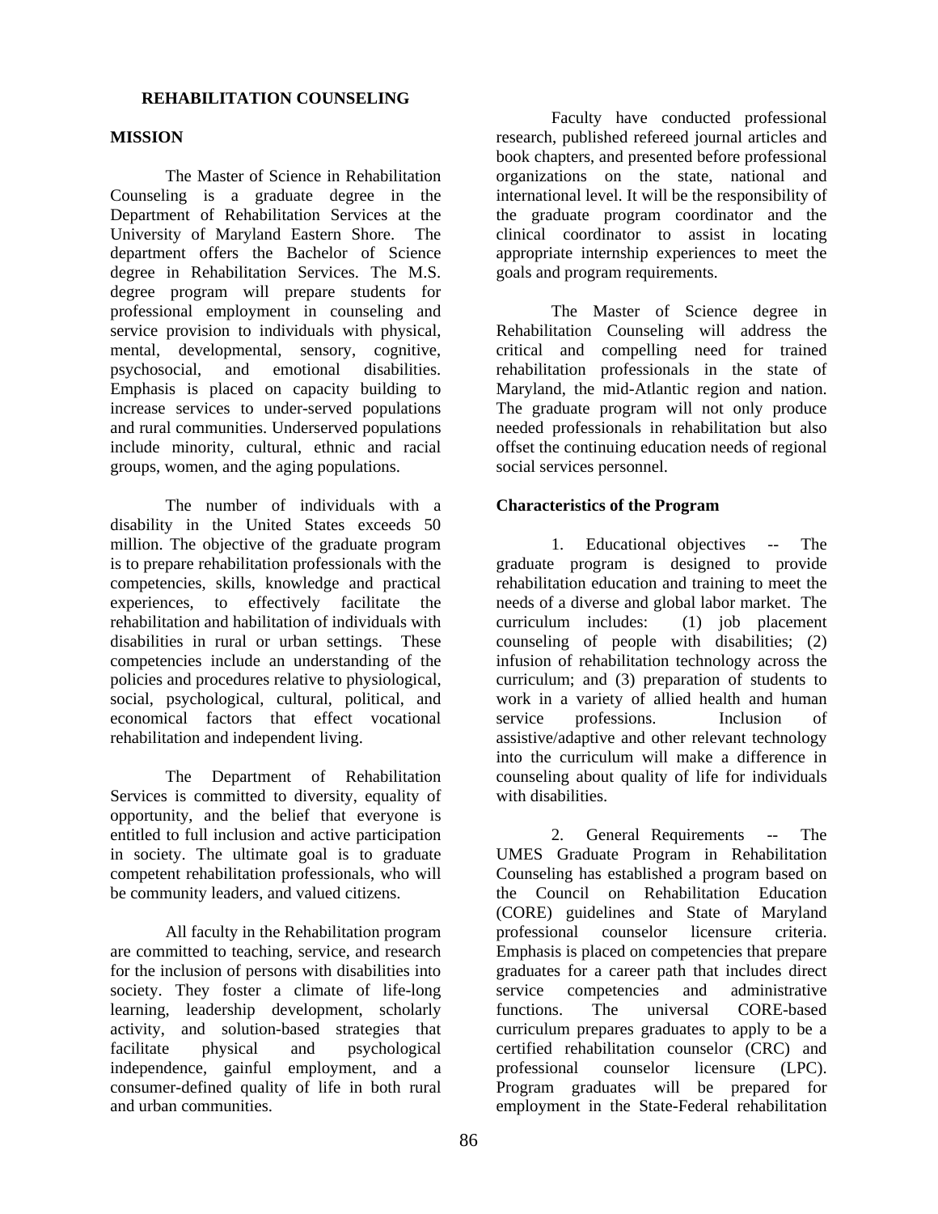## REHABILITATION COUNSELING

### MISSION

The Master of Science in Rehabilitation Counseling is a graduate degree in the Department of Rehabilitation Services at the University of Maryland Eastern Shore. The department offers the Bachelor of Science degree in Rehabilitation Services. The M.S. degree program will prepare students for professional employment in counseling and service provision to individuals with physical, mental, developmental, sensory, cognitive, psychosocial, and emotional disabilities. Emphasis is placed on capacity building to increase services to under-served populations and rural communities. Underserved populations include minority, cultural, ethnic and racial groups, women, and the aging populations.

The number of individuals with a disability in the United States exceeds 50 million. The objective of the graduate program is to prepare rehabilitation professionals with the competencies, skills, knowledge and practical experiences, to effectively facilitate the rehabilitation and habilitation of individuals with disabilities in rural or urban settings. These competencies include an understanding of the policies and procedures relative to physiological, social, psychological, cultural, political, and economical factors that effect vocational rehabilitation and independent living.

The Department of Rehabilitation Services is committed to diversity, equality of opportunity, and the belief that everyone is entitled to full inclusion and active participation in society. The ultimate goal is to graduate competent rehabilitation professionals, who will be community leaders, and valued citizens.

All faculty in the Rehabilitation program are committed to teaching, service, and research for the inclusion of persons with disabilities into society. They foster a climate of life-long learning, leadership development, scholarly activity, and solution-based strategies that facilitate physical and psychological independence, gainful employment, and a consumer-defined quality of life in both rural and urban communities.

Faculty have conducted professional research, published refereed journal articles and book chapters, and presented before professional organizations on the state, national and international level. It will be the responsibility of the graduate program coordinator and the clinical coordinator to assist in locating appropriate internship experiences to meet the goals and program requirements.

The Master of Science degree in Rehabilitation Counseling will address the critical and compelling need for trained rehabilitation professionals in the state of Maryland, the mid-Atlantic region and nation. The graduate program will not only produce needed professionals in rehabilitation but also offset the continuing education needs of regional social services personnel.

### Characteristics of the Program

1. Educational objectives -- The graduate program is designed to provide rehabilitation education and training to meet the needs of a diverse and global labor market. The curriculum includes: (1) job placement counseling of people with disabilities; (2) infusion of rehabilitation technology across the curriculum; and (3) preparation of students to work in a variety of allied health and human service professions. Inclusion of assistive/adaptive and other relevant technology into the curriculum will make a difference in counseling about quality of life for individuals with disabilities.

2. General Requirements -- The UMES Graduate Program in Rehabilitation Counseling has established a program based on the Council on Rehabilitation Education (CORE) guidelines and State of Maryland professional counselor licensure criteria. Emphasis is placed on competencies that prepare graduates for a career path that includes direct service competencies and administrative functions. The universal CORE-based curriculum prepares graduates to apply to be a certified rehabilitation counselor (CRC) and professional counselor licensure (LPC). Program graduates will be prepared for employment in the State-Federal rehabilitation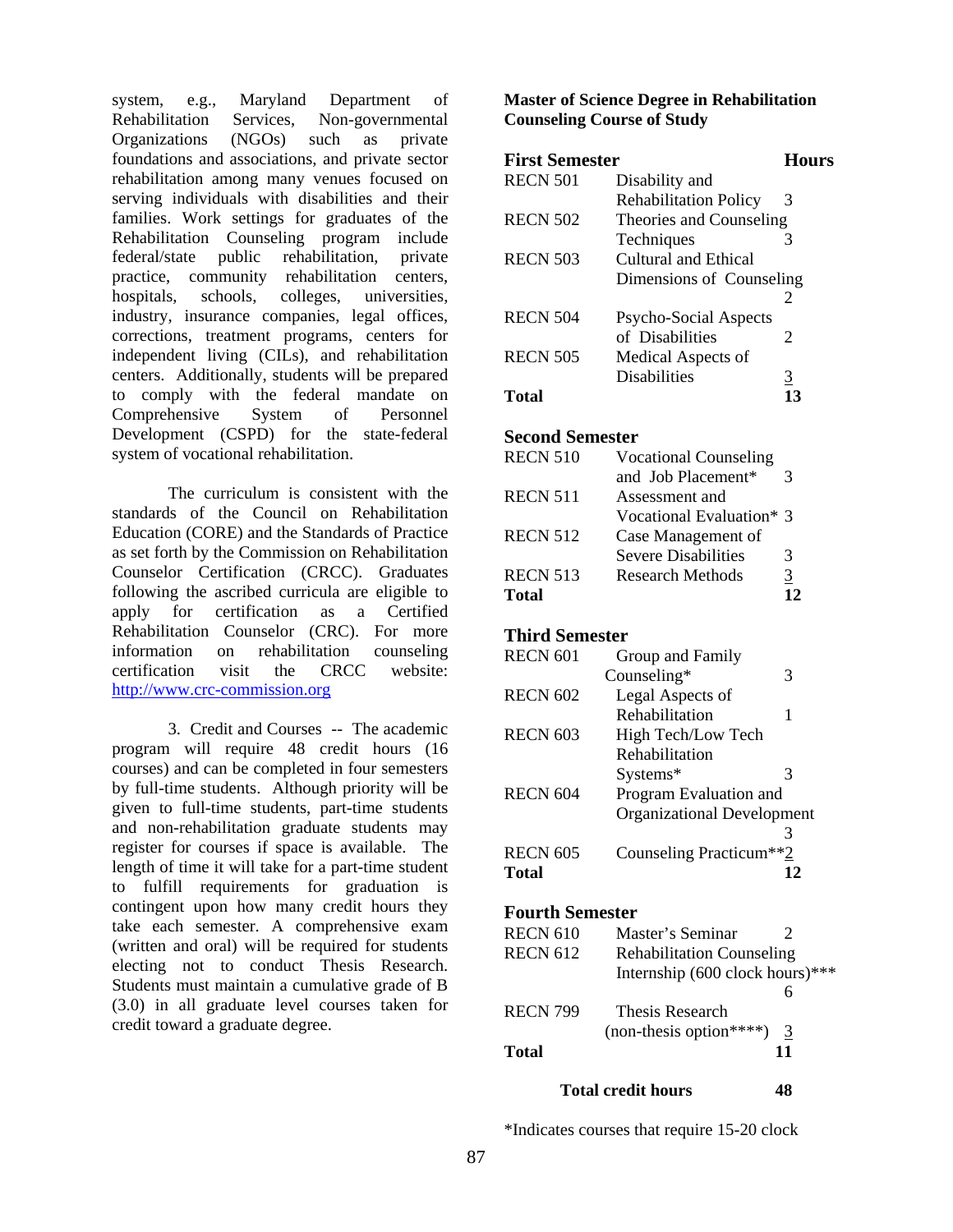system, e.g., Maryland Department of Rehabilitation Services, Non-governmental Organizations (NGOs) such as private foundations and associations, and private sector rehabilitation among many venues focused on serving individuals with disabilities and their families. Work settings for graduates of the Rehabilitation Counseling program include federal/state public rehabilitation, private practice, community rehabilitation centers, hospitals, schools, colleges, universities, industry, insurance companies, legal offices, corrections, treatment programs, centers for independent living (CILs), and rehabilitation centers. Additionally, students will be prepared to comply with the federal mandate on Comprehensive System of Personnel Development (CSPD) for the state-federal system of vocational rehabilitation.

The curriculum is consistent with the standards of the Council on Rehabilitation Education (CORE) and the Standards of Practice as set forth by the Commission on Rehabilitation Counselor Certification (CRCC). Graduates following the ascribed curricula are eligible to apply for certification as a Certified Rehabilitation Counselor (CRC). For more information on rehabilitation counseling certification visit the CRCC website: http://www.crc-commission.org

3. Credit and Courses -- The academic program will require 48 credit hours (16 courses) and can be completed in four semesters by full-time students. Although priority will be given to full-time students, part-time students and non-rehabilitation graduate students may register for courses if space is available. The length of time it will take for a part-time student to fulfill requirements for graduation is contingent upon how many credit hours they take each semester. A comprehensive exam (written and oral) will be required for students electing not to conduct Thesis Research. Students must maintain a cumulative grade of B (3.0) in all graduate level courses taken for credit toward a graduate degree.

**Master of Science Degree in Rehabilitation Counseling Course of Study**

| **First Semester** | | **Hours** |
|---|---|---|
| RECN 501 | Disability and Rehabilitation Policy | 3 |
| RECN 502 | Theories and Counseling Techniques | 3 |
| RECN 503 | Cultural and Ethical Dimensions of Counseling | 2 |
| RECN 504 | Psycho-Social Aspects of Disabilities | 2 |
| RECN 505 | Medical Aspects of Disabilities | 3 |
| **Total** | | **13** |

| **Second Semester** | | |
|---|---|---|
| RECN 510 | Vocational Counseling and Job Placement* | 3 |
| RECN 511 | Assessment and Vocational Evaluation* | 3 |
| RECN 512 | Case Management of Severe Disabilities | 3 |
| RECN 513 | Research Methods | 3 |
| **Total** | | **12** |

| **Third Semester** | | |
|---|---|---|
| RECN 601 | Group and Family Counseling* | 3 |
| RECN 602 | Legal Aspects of Rehabilitation | 1 |
| RECN 603 | High Tech/Low Tech Rehabilitation Systems* | 3 |
| RECN 604 | Program Evaluation and Organizational Development | 3 |
| RECN 605 | Counseling Practicum** | 2 |
| **Total** | | **12** |

| **Fourth Semester** | | |
|---|---|---|
| RECN 610 | Master's Seminar | 2 |
| RECN 612 | Rehabilitation Counseling Internship (600 clock hours)*** | 6 |
| RECN 799 | Thesis Research (non-thesis option****) | 3 |
| **Total** | | **11** |

| **Total credit hours** | **48** |
|---|---|

*Indicates courses that require 15-20 clock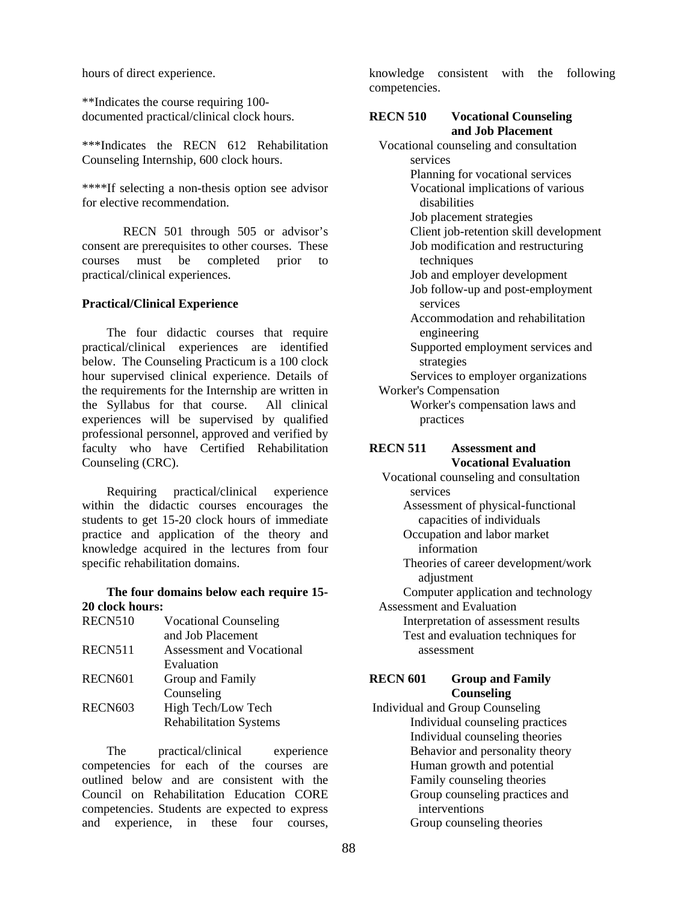hours of direct experience.

**Indicates the course requiring 100-documented practical/clinical clock hours.

***Indicates the RECN 612 Rehabilitation Counseling Internship, 600 clock hours.

****If selecting a non-thesis option see advisor for elective recommendation.

RECN 501 through 505 or advisor's consent are prerequisites to other courses. These courses must be completed prior to practical/clinical experiences.

**Practical/Clinical Experience**

The four didactic courses that require practical/clinical experiences are identified below. The Counseling Practicum is a 100 clock hour supervised clinical experience. Details of the requirements for the Internship are written in the Syllabus for that course. All clinical experiences will be supervised by qualified professional personnel, approved and verified by faculty who have Certified Rehabilitation Counseling (CRC).

Requiring practical/clinical experience within the didactic courses encourages the students to get 15-20 clock hours of immediate practice and application of the theory and knowledge acquired in the lectures from four specific rehabilitation domains.

**The four domains below each require 15-20 clock hours:**

| | |
|---|---|
| RECN510 | Vocational Counseling and Job Placement |
| RECN511 | Assessment and Vocational Evaluation |
| RECN601 | Group and Family Counseling |
| RECN603 | High Tech/Low Tech Rehabilitation Systems |

The practical/clinical experience competencies for each of the courses are outlined below and are consistent with the Council on Rehabilitation Education CORE competencies. Students are expected to express and experience, in these four courses, knowledge consistent with the following competencies.

**RECN 510 Vocational Counseling and Job Placement**

Vocational counseling and consultation services

- Planning for vocational services
- Vocational implications of various disabilities
- Job placement strategies
- Client job-retention skill development
- Job modification and restructuring techniques
- Job and employer development
- Job follow-up and post-employment services
- Accommodation and rehabilitation engineering
- Supported employment services and strategies
- Services to employer organizations

Worker's Compensation

- Worker's compensation laws and practices

**RECN 511 Assessment and Vocational Evaluation**

Vocational counseling and consultation services

- Assessment of physical-functional capacities of individuals
- Occupation and labor market information
- Theories of career development/work adjustment
- Computer application and technology

Assessment and Evaluation

- Interpretation of assessment results
- Test and evaluation techniques for assessment

**RECN 601 Group and Family Counseling**

Individual and Group Counseling

- Individual counseling practices
- Individual counseling theories
- Behavior and personality theory
- Human growth and potential
- Family counseling theories
- Group counseling practices and interventions
- Group counseling theories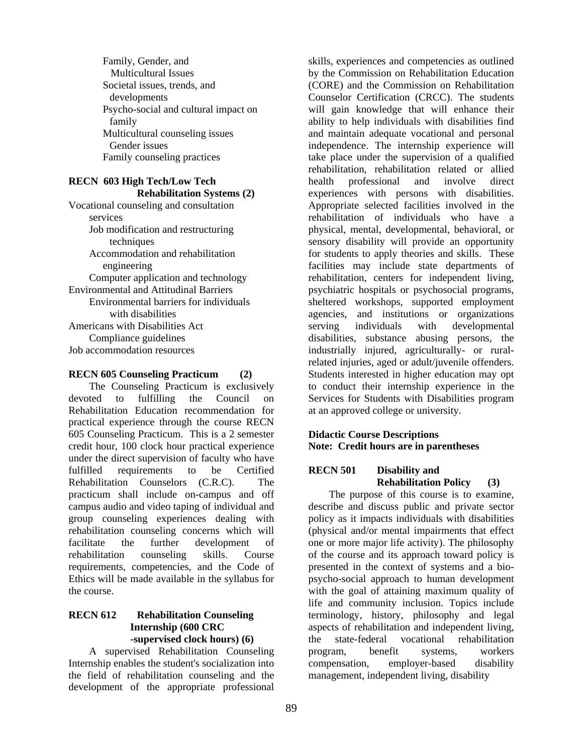Family, Gender, and Multicultural Issues
- Societal issues, trends, and developments
- Psycho-social and cultural impact on family
- Multicultural counseling issues
- Gender issues
- Family counseling practices

**RECN 603 High Tech/Low Tech Rehabilitation Systems (2)**

Vocational counseling and consultation services
- Job modification and restructuring techniques
- Accommodation and rehabilitation engineering
- Computer application and technology

Environmental and Attitudinal Barriers
- Environmental barriers for individuals with disabilities

Americans with Disabilities Act
- Compliance guidelines

Job accommodation resources

**RECN 605 Counseling Practicum (2)**

The Counseling Practicum is exclusively devoted to fulfilling the Council on Rehabilitation Education recommendation for practical experience through the course RECN 605 Counseling Practicum. This is a 2 semester credit hour, 100 clock hour practical experience under the direct supervision of faculty who have fulfilled requirements to be Certified Rehabilitation Counselors (C.R.C). The practicum shall include on-campus and off campus audio and video taping of individual and group counseling experiences dealing with rehabilitation counseling concerns which will facilitate the further development of rehabilitation counseling skills. Course requirements, competencies, and the Code of Ethics will be made available in the syllabus for the course.

**RECN 612 Rehabilitation Counseling Internship (600 CRC -supervised clock hours) (6)**

A supervised Rehabilitation Counseling Internship enables the student's socialization into the field of rehabilitation counseling and the development of the appropriate professional skills, experiences and competencies as outlined by the Commission on Rehabilitation Education (CORE) and the Commission on Rehabilitation Counselor Certification (CRCC). The students will gain knowledge that will enhance their ability to help individuals with disabilities find and maintain adequate vocational and personal independence. The internship experience will take place under the supervision of a qualified rehabilitation, rehabilitation related or allied health professional and involve direct experiences with persons with disabilities. Appropriate selected facilities involved in the rehabilitation of individuals who have a physical, mental, developmental, behavioral, or sensory disability will provide an opportunity for students to apply theories and skills. These facilities may include state departments of rehabilitation, centers for independent living, psychiatric hospitals or psychosocial programs, sheltered workshops, supported employment agencies, and institutions or organizations serving individuals with developmental disabilities, substance abusing persons, the industrially injured, agriculturally- or rural-related injuries, aged or adult/juvenile offenders. Students interested in higher education may opt to conduct their internship experience in the Services for Students with Disabilities program at an approved college or university.

**Didactic Course Descriptions**
**Note: Credit hours are in parentheses**

**RECN 501 Disability and Rehabilitation Policy (3)**

The purpose of this course is to examine, describe and discuss public and private sector policy as it impacts individuals with disabilities (physical and/or mental impairments that effect one or more major life activity). The philosophy of the course and its approach toward policy is presented in the context of systems and a bio-psycho-social approach to human development with the goal of attaining maximum quality of life and community inclusion. Topics include terminology, history, philosophy and legal aspects of rehabilitation and independent living, the state-federal vocational rehabilitation program, benefit systems, workers compensation, employer-based disability management, independent living, disability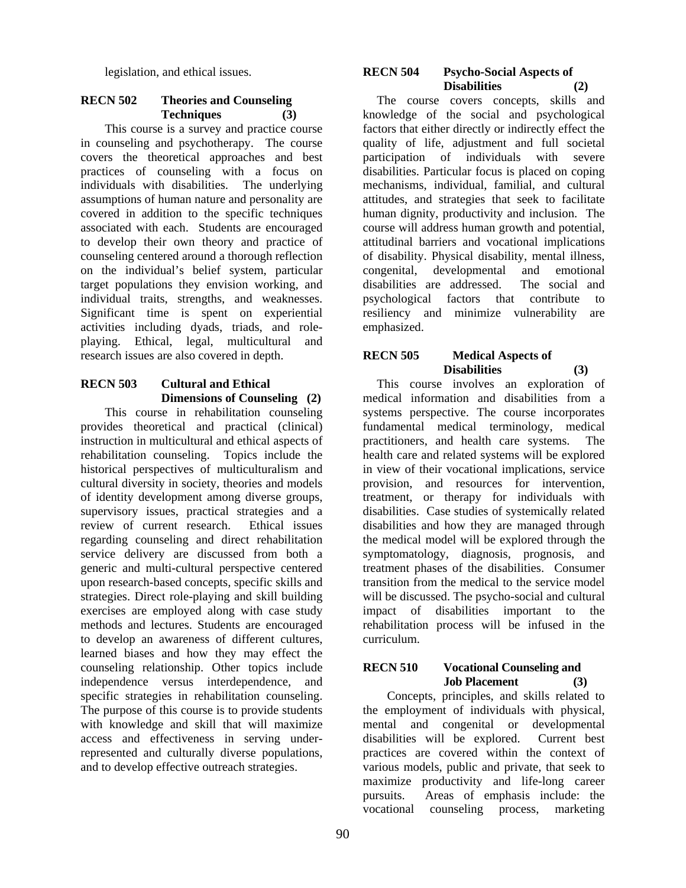legislation, and ethical issues.

### RECN 502 Theories and Counseling Techniques (3)

This course is a survey and practice course in counseling and psychotherapy. The course covers the theoretical approaches and best practices of counseling with a focus on individuals with disabilities. The underlying assumptions of human nature and personality are covered in addition to the specific techniques associated with each. Students are encouraged to develop their own theory and practice of counseling centered around a thorough reflection on the individual's belief system, particular target populations they envision working, and individual traits, strengths, and weaknesses. Significant time is spent on experiential activities including dyads, triads, and role-playing. Ethical, legal, multicultural and research issues are also covered in depth.

### RECN 503 Cultural and Ethical Dimensions of Counseling (2)

This course in rehabilitation counseling provides theoretical and practical (clinical) instruction in multicultural and ethical aspects of rehabilitation counseling. Topics include the historical perspectives of multiculturalism and cultural diversity in society, theories and models of identity development among diverse groups, supervisory issues, practical strategies and a review of current research. Ethical issues regarding counseling and direct rehabilitation service delivery are discussed from both a generic and multi-cultural perspective centered upon research-based concepts, specific skills and strategies. Direct role-playing and skill building exercises are employed along with case study methods and lectures. Students are encouraged to develop an awareness of different cultures, learned biases and how they may effect the counseling relationship. Other topics include independence versus interdependence, and specific strategies in rehabilitation counseling. The purpose of this course is to provide students with knowledge and skill that will maximize access and effectiveness in serving under-represented and culturally diverse populations, and to develop effective outreach strategies.

### RECN 504 Psycho-Social Aspects of Disabilities (2)

The course covers concepts, skills and knowledge of the social and psychological factors that either directly or indirectly effect the quality of life, adjustment and full societal participation of individuals with severe disabilities. Particular focus is placed on coping mechanisms, individual, familial, and cultural attitudes, and strategies that seek to facilitate human dignity, productivity and inclusion. The course will address human growth and potential, attitudinal barriers and vocational implications of disability. Physical disability, mental illness, congenital, developmental and emotional disabilities are addressed. The social and psychological factors that contribute to resiliency and minimize vulnerability are emphasized.

### RECN 505 Medical Aspects of Disabilities (3)

This course involves an exploration of medical information and disabilities from a systems perspective. The course incorporates fundamental medical terminology, medical practitioners, and health care systems. The health care and related systems will be explored in view of their vocational implications, service provision, and resources for intervention, treatment, or therapy for individuals with disabilities. Case studies of systemically related disabilities and how they are managed through the medical model will be explored through the symptomatology, diagnosis, prognosis, and treatment phases of the disabilities. Consumer transition from the medical to the service model will be discussed. The psycho-social and cultural impact of disabilities important to the rehabilitation process will be infused in the curriculum.

### RECN 510 Vocational Counseling and Job Placement (3)

Concepts, principles, and skills related to the employment of individuals with physical, mental and congenital or developmental disabilities will be explored. Current best practices are covered within the context of various models, public and private, that seek to maximize productivity and life-long career pursuits. Areas of emphasis include: the vocational counseling process, marketing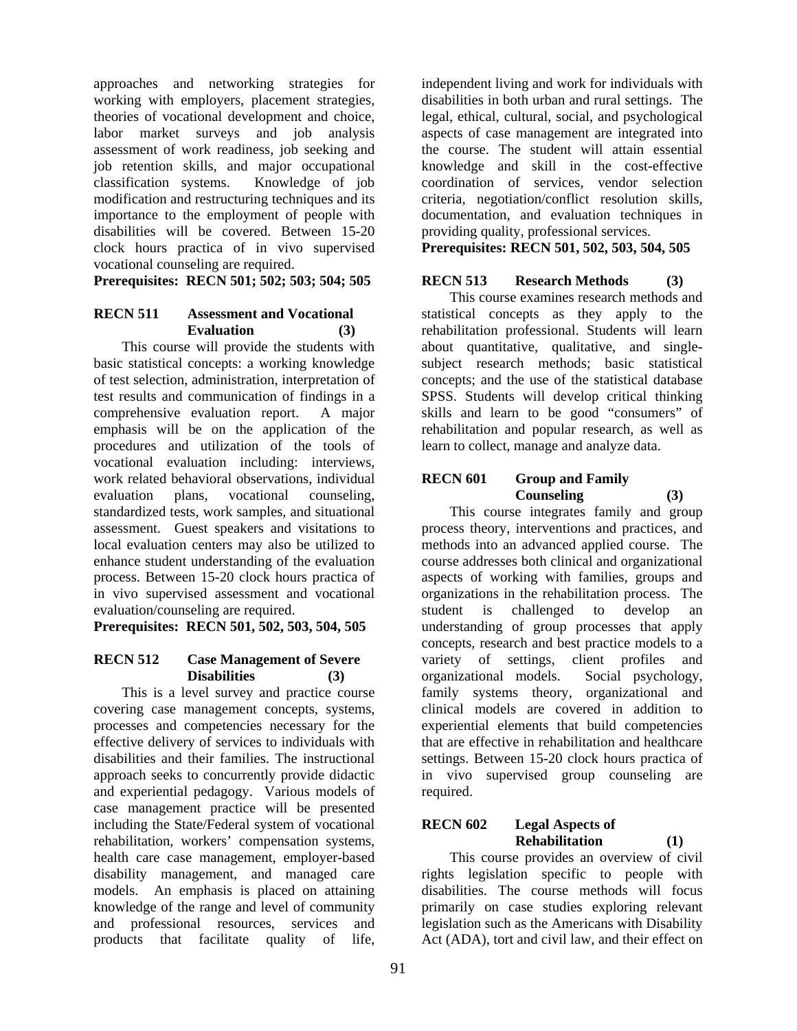approaches and networking strategies for working with employers, placement strategies, theories of vocational development and choice, labor market surveys and job analysis assessment of work readiness, job seeking and job retention skills, and major occupational classification systems. Knowledge of job modification and restructuring techniques and its importance to the employment of people with disabilities will be covered. Between 15-20 clock hours practica of in vivo supervised vocational counseling are required.

**Prerequisites: RECN 501; 502; 503; 504; 505**

### RECN 511 Assessment and Vocational Evaluation (3)

This course will provide the students with basic statistical concepts: a working knowledge of test selection, administration, interpretation of test results and communication of findings in a comprehensive evaluation report. A major emphasis will be on the application of the procedures and utilization of the tools of vocational evaluation including: interviews, work related behavioral observations, individual evaluation plans, vocational counseling, standardized tests, work samples, and situational assessment. Guest speakers and visitations to local evaluation centers may also be utilized to enhance student understanding of the evaluation process. Between 15-20 clock hours practica of in vivo supervised assessment and vocational evaluation/counseling are required.

**Prerequisites: RECN 501, 502, 503, 504, 505**

### RECN 512 Case Management of Severe Disabilities (3)

This is a level survey and practice course covering case management concepts, systems, processes and competencies necessary for the effective delivery of services to individuals with disabilities and their families. The instructional approach seeks to concurrently provide didactic and experiential pedagogy. Various models of case management practice will be presented including the State/Federal system of vocational rehabilitation, workers' compensation systems, health care case management, employer-based disability management, and managed care models. An emphasis is placed on attaining knowledge of the range and level of community and professional resources, services and products that facilitate quality of life, independent living and work for individuals with disabilities in both urban and rural settings. The legal, ethical, cultural, social, and psychological aspects of case management are integrated into the course. The student will attain essential knowledge and skill in the cost-effective coordination of services, vendor selection criteria, negotiation/conflict resolution skills, documentation, and evaluation techniques in providing quality, professional services.

**Prerequisites: RECN 501, 502, 503, 504, 505**

### RECN 513 Research Methods (3)

This course examines research methods and statistical concepts as they apply to the rehabilitation professional. Students will learn about quantitative, qualitative, and single-subject research methods; basic statistical concepts; and the use of the statistical database SPSS. Students will develop critical thinking skills and learn to be good "consumers" of rehabilitation and popular research, as well as learn to collect, manage and analyze data.

### RECN 601 Group and Family Counseling (3)

This course integrates family and group process theory, interventions and practices, and methods into an advanced applied course. The course addresses both clinical and organizational aspects of working with families, groups and organizations in the rehabilitation process. The student is challenged to develop an understanding of group processes that apply concepts, research and best practice models to a variety of settings, client profiles and organizational models. Social psychology, family systems theory, organizational and clinical models are covered in addition to experiential elements that build competencies that are effective in rehabilitation and healthcare settings. Between 15-20 clock hours practica of in vivo supervised group counseling are required.

### RECN 602 Legal Aspects of Rehabilitation (1)

This course provides an overview of civil rights legislation specific to people with disabilities. The course methods will focus primarily on case studies exploring relevant legislation such as the Americans with Disability Act (ADA), tort and civil law, and their effect on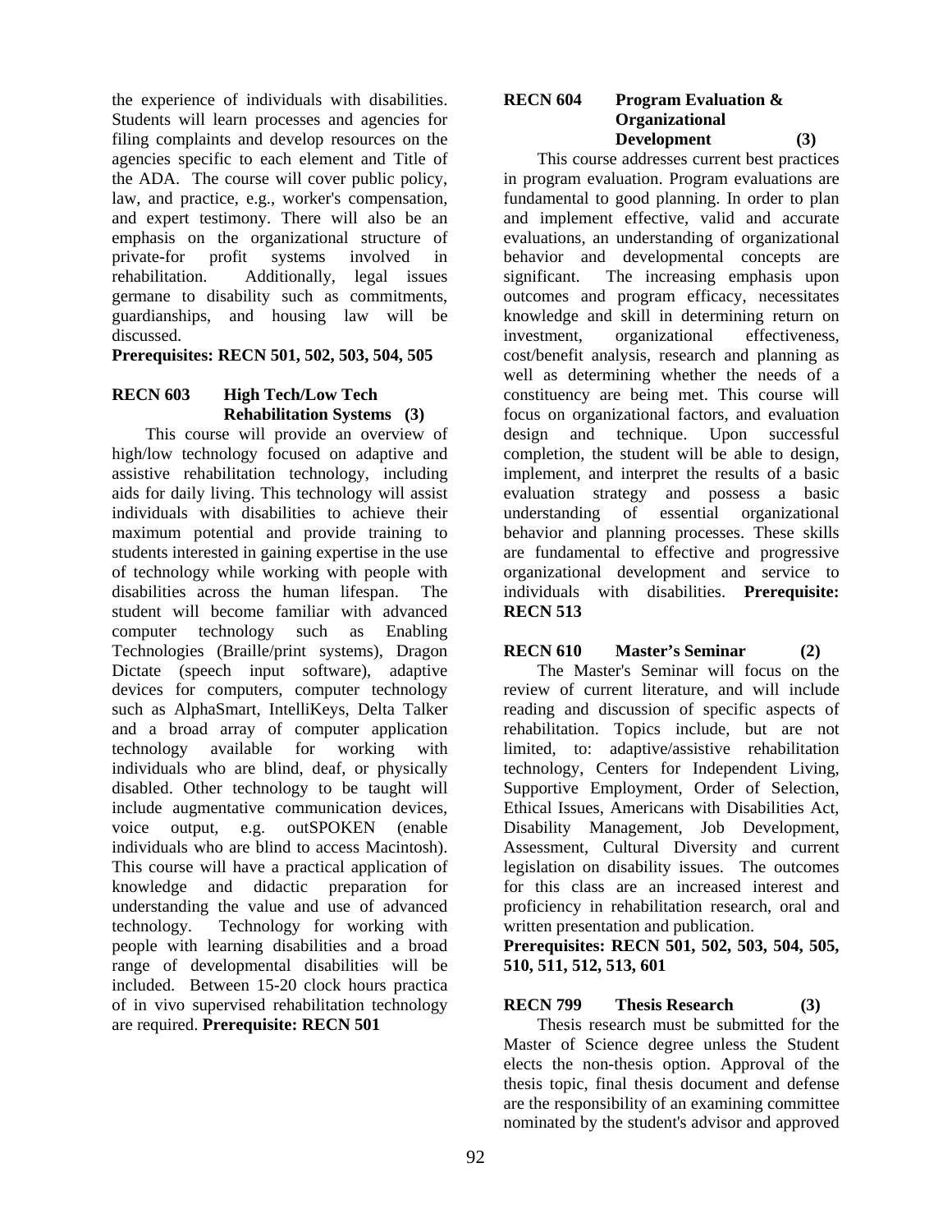the experience of individuals with disabilities. Students will learn processes and agencies for filing complaints and develop resources on the agencies specific to each element and Title of the ADA. The course will cover public policy, law, and practice, e.g., worker's compensation, and expert testimony. There will also be an emphasis on the organizational structure of private-for profit systems involved in rehabilitation. Additionally, legal issues germane to disability such as commitments, guardianships, and housing law will be discussed.

**Prerequisites: RECN 501, 502, 503, 504, 505**

**RECN 603 High Tech/Low Tech Rehabilitation Systems (3)**

This course will provide an overview of high/low technology focused on adaptive and assistive rehabilitation technology, including aids for daily living. This technology will assist individuals with disabilities to achieve their maximum potential and provide training to students interested in gaining expertise in the use of technology while working with people with disabilities across the human lifespan. The student will become familiar with advanced computer technology such as Enabling Technologies (Braille/print systems), Dragon Dictate (speech input software), adaptive devices for computers, computer technology such as AlphaSmart, IntelliKeys, Delta Talker and a broad array of computer application technology available for working with individuals who are blind, deaf, or physically disabled. Other technology to be taught will include augmentative communication devices, voice output, e.g. outSPOKEN (enable individuals who are blind to access Macintosh). This course will have a practical application of knowledge and didactic preparation for understanding the value and use of advanced technology. Technology for working with people with learning disabilities and a broad range of developmental disabilities will be included. Between 15-20 clock hours practica of in vivo supervised rehabilitation technology are required. **Prerequisite: RECN 501**

**RECN 604 Program Evaluation & Organizational Development (3)**

This course addresses current best practices in program evaluation. Program evaluations are fundamental to good planning. In order to plan and implement effective, valid and accurate evaluations, an understanding of organizational behavior and developmental concepts are significant. The increasing emphasis upon outcomes and program efficacy, necessitates knowledge and skill in determining return on investment, organizational effectiveness, cost/benefit analysis, research and planning as well as determining whether the needs of a constituency are being met. This course will focus on organizational factors, and evaluation design and technique. Upon successful completion, the student will be able to design, implement, and interpret the results of a basic evaluation strategy and possess a basic understanding of essential organizational behavior and planning processes. These skills are fundamental to effective and progressive organizational development and service to individuals with disabilities. **Prerequisite: RECN 513**

**RECN 610 Master's Seminar (2)**

The Master's Seminar will focus on the review of current literature, and will include reading and discussion of specific aspects of rehabilitation. Topics include, but are not limited, to: adaptive/assistive rehabilitation technology, Centers for Independent Living, Supportive Employment, Order of Selection, Ethical Issues, Americans with Disabilities Act, Disability Management, Job Development, Assessment, Cultural Diversity and current legislation on disability issues. The outcomes for this class are an increased interest and proficiency in rehabilitation research, oral and written presentation and publication.

**Prerequisites: RECN 501, 502, 503, 504, 505, 510, 511, 512, 513, 601**

**RECN 799 Thesis Research (3)**

Thesis research must be submitted for the Master of Science degree unless the Student elects the non-thesis option. Approval of the thesis topic, final thesis document and defense are the responsibility of an examining committee nominated by the student's advisor and approved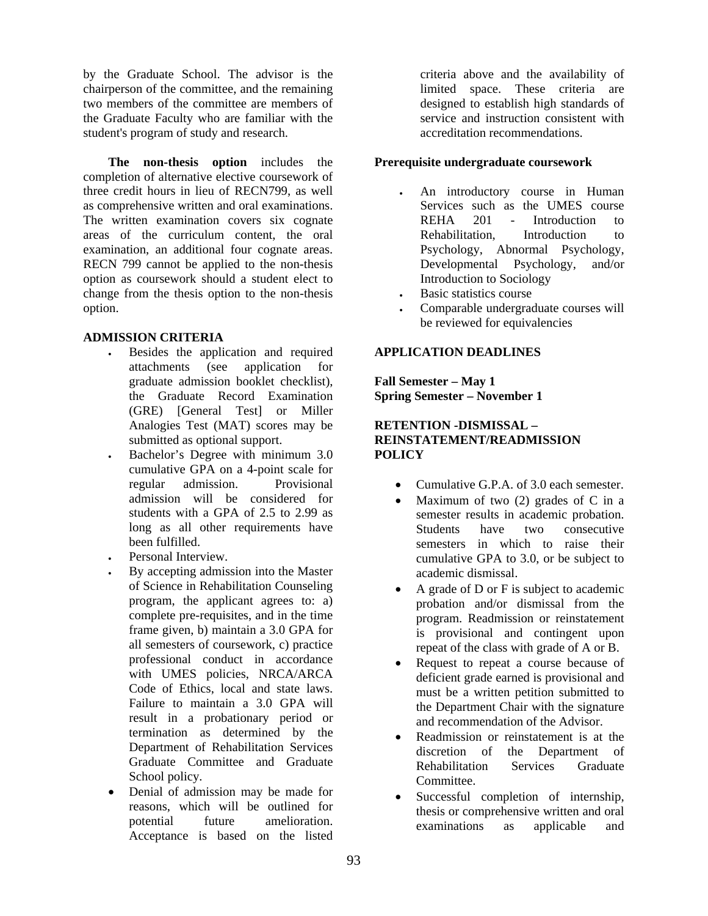by the Graduate School. The advisor is the chairperson of the committee, and the remaining two members of the committee are members of the Graduate Faculty who are familiar with the student's program of study and research.

**The non-thesis option** includes the completion of alternative elective coursework of three credit hours in lieu of RECN799, as well as comprehensive written and oral examinations. The written examination covers six cognate areas of the curriculum content, the oral examination, an additional four cognate areas. RECN 799 cannot be applied to the non-thesis option as coursework should a student elect to change from the thesis option to the non-thesis option.

**ADMISSION CRITERIA**

- Besides the application and required attachments (see application for graduate admission booklet checklist), the Graduate Record Examination (GRE) [General Test] or Miller Analogies Test (MAT) scores may be submitted as optional support.
- Bachelor's Degree with minimum 3.0 cumulative GPA on a 4-point scale for regular admission. Provisional admission will be considered for students with a GPA of 2.5 to 2.99 as long as all other requirements have been fulfilled.
- Personal Interview.
- By accepting admission into the Master of Science in Rehabilitation Counseling program, the applicant agrees to: a) complete pre-requisites, and in the time frame given, b) maintain a 3.0 GPA for all semesters of coursework, c) practice professional conduct in accordance with UMES policies, NRCA/ARCA Code of Ethics, local and state laws. Failure to maintain a 3.0 GPA will result in a probationary period or termination as determined by the Department of Rehabilitation Services Graduate Committee and Graduate School policy.
- Denial of admission may be made for reasons, which will be outlined for potential future amelioration. Acceptance is based on the listed criteria above and the availability of limited space. These criteria are designed to establish high standards of service and instruction consistent with accreditation recommendations.

**Prerequisite undergraduate coursework**

- An introductory course in Human Services such as the UMES course REHA 201 - Introduction to Rehabilitation, Introduction to Psychology, Abnormal Psychology, Developmental Psychology, and/or Introduction to Sociology
- Basic statistics course
- Comparable undergraduate courses will be reviewed for equivalencies

**APPLICATION DEADLINES**

**Fall Semester – May 1**
**Spring Semester – November 1**

**RETENTION -DISMISSAL – REINSTATEMENT/READMISSION POLICY**

- Cumulative G.P.A. of 3.0 each semester.
- Maximum of two (2) grades of C in a semester results in academic probation. Students have two consecutive semesters in which to raise their cumulative GPA to 3.0, or be subject to academic dismissal.
- A grade of D or F is subject to academic probation and/or dismissal from the program. Readmission or reinstatement is provisional and contingent upon repeat of the class with grade of A or B.
- Request to repeat a course because of deficient grade earned is provisional and must be a written petition submitted to the Department Chair with the signature and recommendation of the Advisor.
- Readmission or reinstatement is at the discretion of the Department of Rehabilitation Services Graduate Committee.
- Successful completion of internship, thesis or comprehensive written and oral examinations as applicable and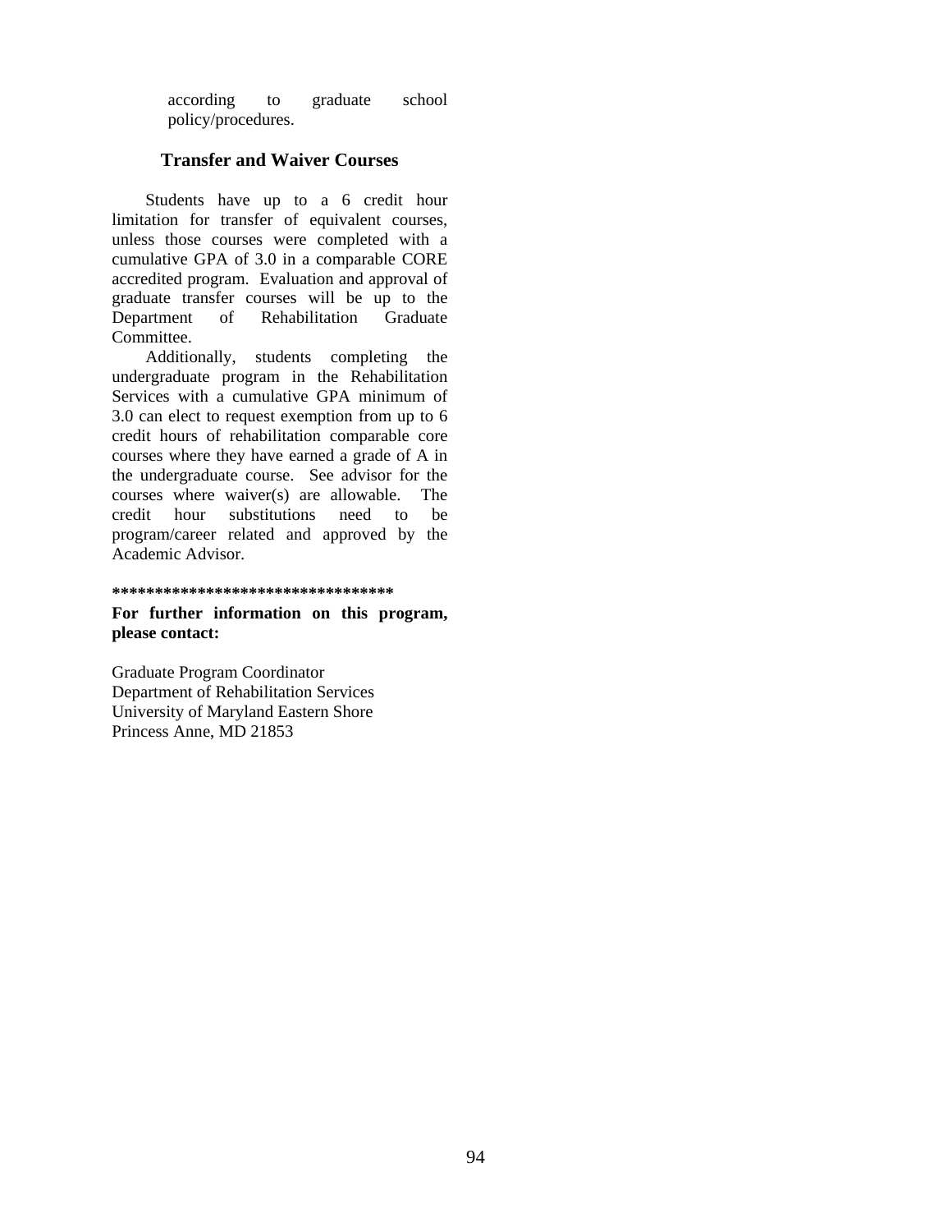according to graduate school policy/procedures.

## Transfer and Waiver Courses

Students have up to a 6 credit hour limitation for transfer of equivalent courses, unless those courses were completed with a cumulative GPA of 3.0 in a comparable CORE accredited program. Evaluation and approval of graduate transfer courses will be up to the Department of Rehabilitation Graduate Committee.

Additionally, students completing the undergraduate program in the Rehabilitation Services with a cumulative GPA minimum of 3.0 can elect to request exemption from up to 6 credit hours of rehabilitation comparable core courses where they have earned a grade of A in the undergraduate course. See advisor for the courses where waiver(s) are allowable. The credit hour substitutions need to be program/career related and approved by the Academic Advisor.

**\*\*\*\*\*\*\*\*\*\*\*\*\*\*\*\*\*\*\*\*\*\*\*\*\*\*\*\*\*\*\*\*\***

**For further information on this program, please contact:**

Graduate Program Coordinator
Department of Rehabilitation Services
University of Maryland Eastern Shore
Princess Anne, MD 21853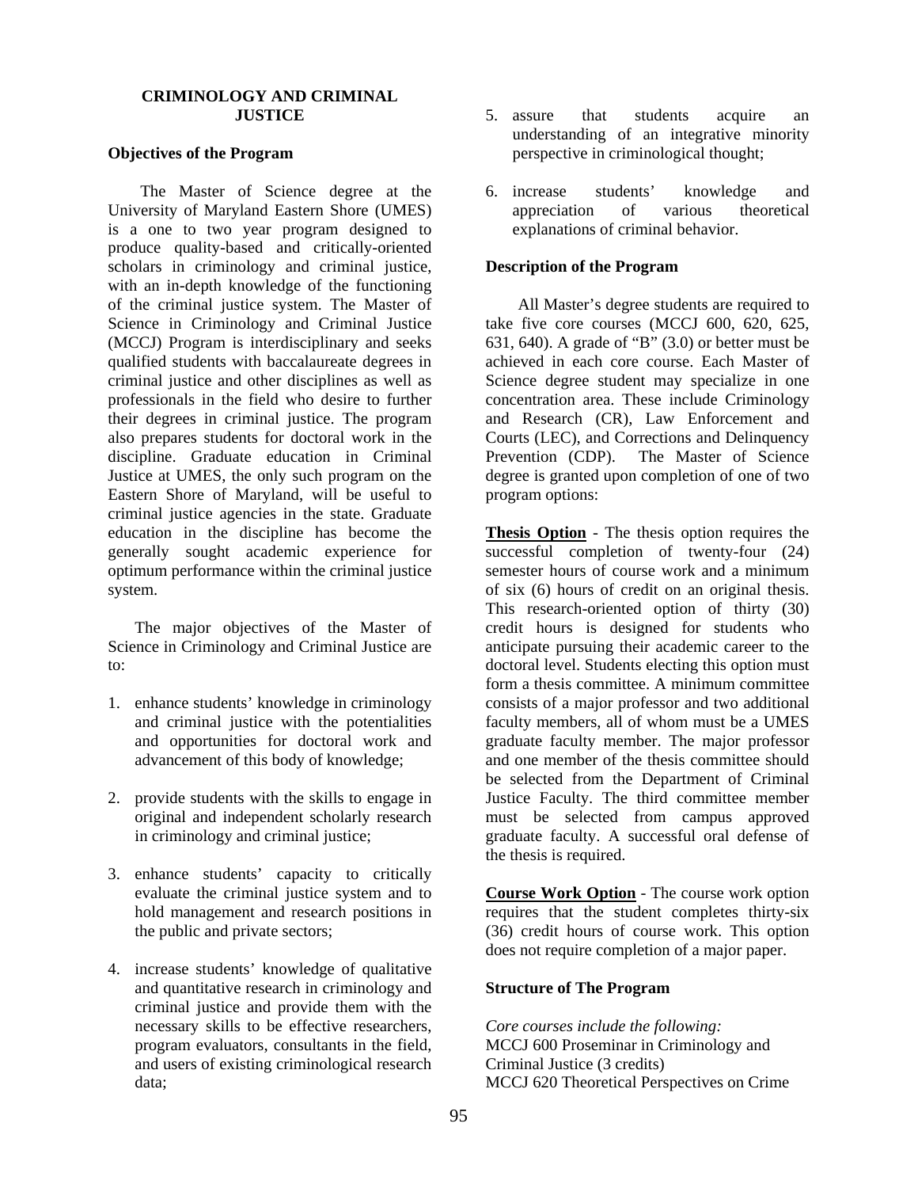## CRIMINOLOGY AND CRIMINAL JUSTICE

### Objectives of the Program

The Master of Science degree at the University of Maryland Eastern Shore (UMES) is a one to two year program designed to produce quality-based and critically-oriented scholars in criminology and criminal justice, with an in-depth knowledge of the functioning of the criminal justice system. The Master of Science in Criminology and Criminal Justice (MCCJ) Program is interdisciplinary and seeks qualified students with baccalaureate degrees in criminal justice and other disciplines as well as professionals in the field who desire to further their degrees in criminal justice. The program also prepares students for doctoral work in the discipline. Graduate education in Criminal Justice at UMES, the only such program on the Eastern Shore of Maryland, will be useful to criminal justice agencies in the state. Graduate education in the discipline has become the generally sought academic experience for optimum performance within the criminal justice system.

The major objectives of the Master of Science in Criminology and Criminal Justice are to:

1. enhance students' knowledge in criminology and criminal justice with the potentialities and opportunities for doctoral work and advancement of this body of knowledge;
2. provide students with the skills to engage in original and independent scholarly research in criminology and criminal justice;
3. enhance students' capacity to critically evaluate the criminal justice system and to hold management and research positions in the public and private sectors;
4. increase students' knowledge of qualitative and quantitative research in criminology and criminal justice and provide them with the necessary skills to be effective researchers, program evaluators, consultants in the field, and users of existing criminological research data;
5. assure that students acquire an understanding of an integrative minority perspective in criminological thought;
6. increase students' knowledge and appreciation of various theoretical explanations of criminal behavior.

### Description of the Program

All Master's degree students are required to take five core courses (MCCJ 600, 620, 625, 631, 640). A grade of "B" (3.0) or better must be achieved in each core course. Each Master of Science degree student may specialize in one concentration area. These include Criminology and Research (CR), Law Enforcement and Courts (LEC), and Corrections and Delinquency Prevention (CDP). The Master of Science degree is granted upon completion of one of two program options:

**Thesis Option** - The thesis option requires the successful completion of twenty-four (24) semester hours of course work and a minimum of six (6) hours of credit on an original thesis. This research-oriented option of thirty (30) credit hours is designed for students who anticipate pursuing their academic career to the doctoral level. Students electing this option must form a thesis committee. A minimum committee consists of a major professor and two additional faculty members, all of whom must be a UMES graduate faculty member. The major professor and one member of the thesis committee should be selected from the Department of Criminal Justice Faculty. The third committee member must be selected from campus approved graduate faculty. A successful oral defense of the thesis is required.

**Course Work Option** - The course work option requires that the student completes thirty-six (36) credit hours of course work. This option does not require completion of a major paper.

### Structure of The Program

*Core courses include the following:*
MCCJ 600 Proseminar in Criminology and Criminal Justice (3 credits)
MCCJ 620 Theoretical Perspectives on Crime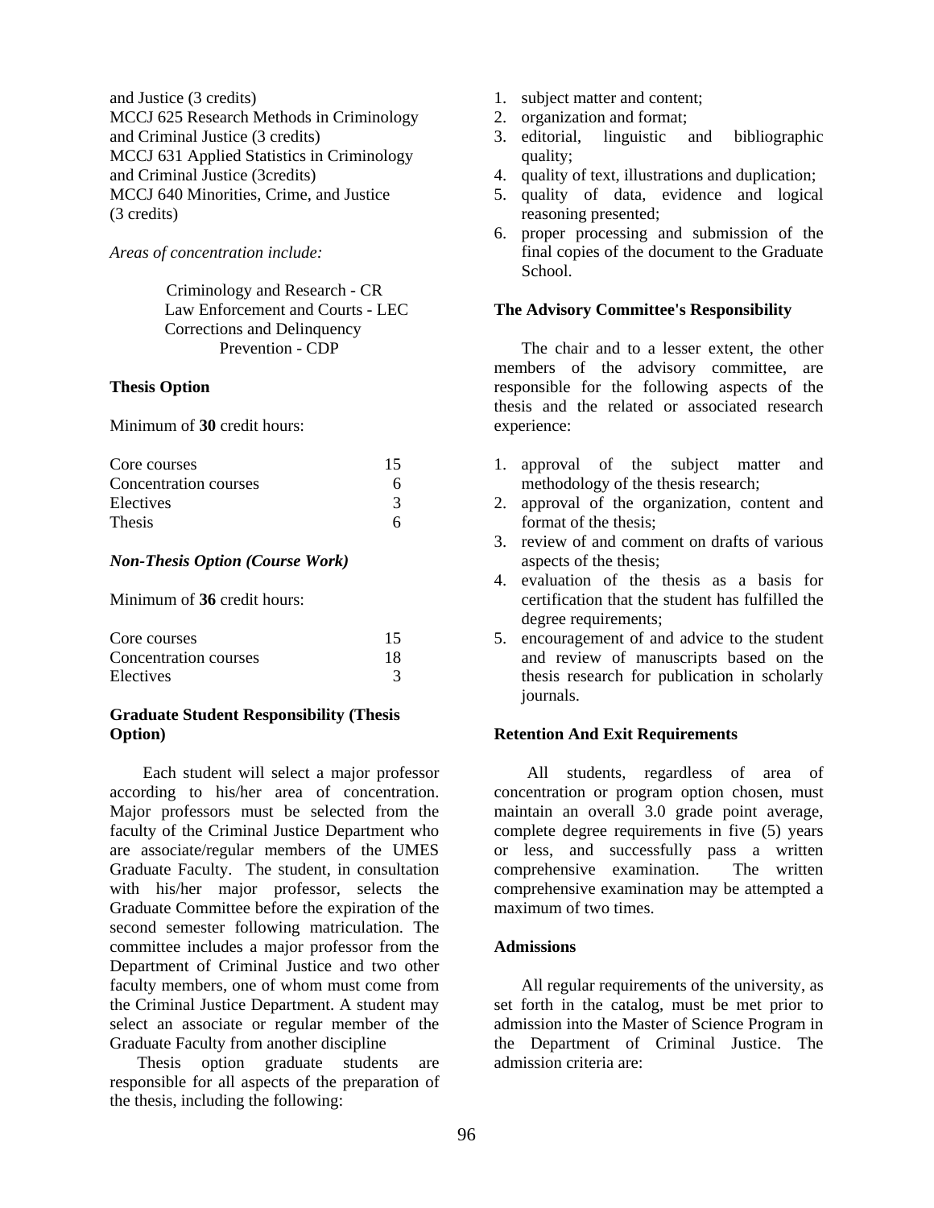and Justice (3 credits)
MCCJ 625 Research Methods in Criminology and Criminal Justice (3 credits)
MCCJ 631 Applied Statistics in Criminology and Criminal Justice (3credits)
MCCJ 640 Minorities, Crime, and Justice (3 credits)

*Areas of concentration include:*

Criminology and Research - CR
Law Enforcement and Courts - LEC
Corrections and Delinquency Prevention - CDP

**Thesis Option**

Minimum of **30** credit hours:

| | |
|---|---|
| Core courses | 15 |
| Concentration courses | 6 |
| Electives | 3 |
| Thesis | 6 |

***Non-Thesis Option (Course Work)***

Minimum of **36** credit hours:

| | |
|---|---|
| Core courses | 15 |
| Concentration courses | 18 |
| Electives | 3 |

**Graduate Student Responsibility (Thesis Option)**

Each student will select a major professor according to his/her area of concentration. Major professors must be selected from the faculty of the Criminal Justice Department who are associate/regular members of the UMES Graduate Faculty. The student, in consultation with his/her major professor, selects the Graduate Committee before the expiration of the second semester following matriculation. The committee includes a major professor from the Department of Criminal Justice and two other faculty members, one of whom must come from the Criminal Justice Department. A student may select an associate or regular member of the Graduate Faculty from another discipline

Thesis option graduate students are responsible for all aspects of the preparation of the thesis, including the following:

1. subject matter and content;
2. organization and format;
3. editorial, linguistic and bibliographic quality;
4. quality of text, illustrations and duplication;
5. quality of data, evidence and logical reasoning presented;
6. proper processing and submission of the final copies of the document to the Graduate School.

**The Advisory Committee's Responsibility**

The chair and to a lesser extent, the other members of the advisory committee, are responsible for the following aspects of the thesis and the related or associated research experience:

1. approval of the subject matter and methodology of the thesis research;
2. approval of the organization, content and format of the thesis;
3. review of and comment on drafts of various aspects of the thesis;
4. evaluation of the thesis as a basis for certification that the student has fulfilled the degree requirements;
5. encouragement of and advice to the student and review of manuscripts based on the thesis research for publication in scholarly journals.

**Retention And Exit Requirements**

All students, regardless of area of concentration or program option chosen, must maintain an overall 3.0 grade point average, complete degree requirements in five (5) years or less, and successfully pass a written comprehensive examination. The written comprehensive examination may be attempted a maximum of two times.

**Admissions**

All regular requirements of the university, as set forth in the catalog, must be met prior to admission into the Master of Science Program in the Department of Criminal Justice. The admission criteria are: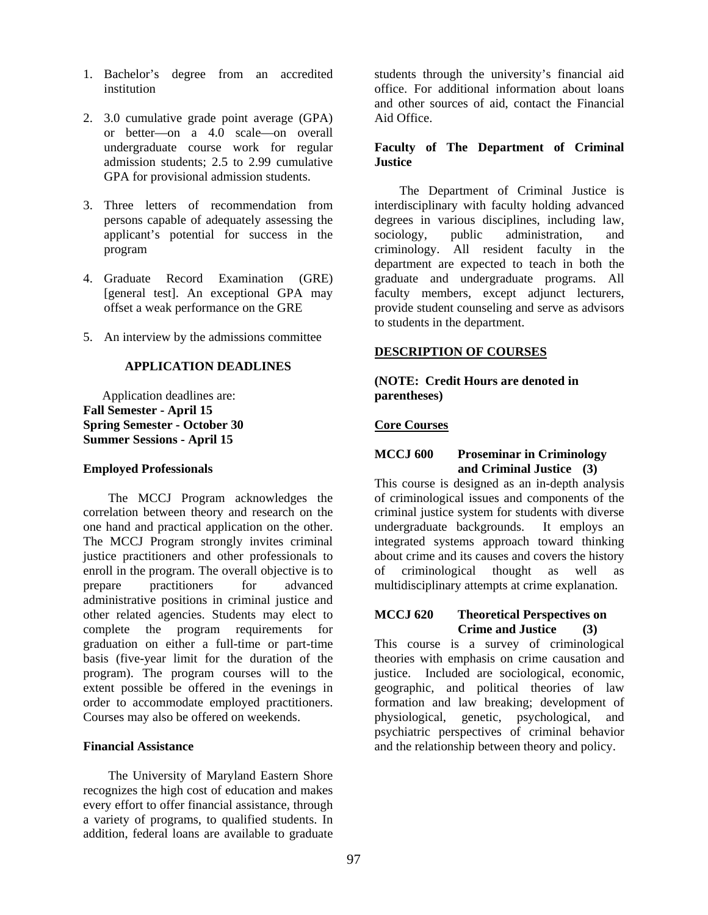1. Bachelor's degree from an accredited institution

2. 3.0 cumulative grade point average (GPA) or better—on a 4.0 scale—on overall undergraduate course work for regular admission students; 2.5 to 2.99 cumulative GPA for provisional admission students.

3. Three letters of recommendation from persons capable of adequately assessing the applicant's potential for success in the program

4. Graduate Record Examination (GRE) [general test]. An exceptional GPA may offset a weak performance on the GRE

5. An interview by the admissions committee

### APPLICATION DEADLINES

Application deadlines are:
**Fall Semester - April 15**
**Spring Semester - October 30**
**Summer Sessions - April 15**

### Employed Professionals

The MCCJ Program acknowledges the correlation between theory and research on the one hand and practical application on the other. The MCCJ Program strongly invites criminal justice practitioners and other professionals to enroll in the program. The overall objective is to prepare practitioners for advanced administrative positions in criminal justice and other related agencies. Students may elect to complete the program requirements for graduation on either a full-time or part-time basis (five-year limit for the duration of the program). The program courses will to the extent possible be offered in the evenings in order to accommodate employed practitioners. Courses may also be offered on weekends.

### Financial Assistance

The University of Maryland Eastern Shore recognizes the high cost of education and makes every effort to offer financial assistance, through a variety of programs, to qualified students. In addition, federal loans are available to graduate students through the university's financial aid office. For additional information about loans and other sources of aid, contact the Financial Aid Office.

### Faculty of The Department of Criminal Justice

The Department of Criminal Justice is interdisciplinary with faculty holding advanced degrees in various disciplines, including law, sociology, public administration, and criminology. All resident faculty in the department are expected to teach in both the graduate and undergraduate programs. All faculty members, except adjunct lecturers, provide student counseling and serve as advisors to students in the department.

## DESCRIPTION OF COURSES

**(NOTE: Credit Hours are denoted in parentheses)**

### Core Courses

**MCCJ 600 Proseminar in Criminology and Criminal Justice (3)**
This course is designed as an in-depth analysis of criminological issues and components of the criminal justice system for students with diverse undergraduate backgrounds. It employs an integrated systems approach toward thinking about crime and its causes and covers the history of criminological thought as well as multidisciplinary attempts at crime explanation.

**MCCJ 620 Theoretical Perspectives on Crime and Justice (3)**
This course is a survey of criminological theories with emphasis on crime causation and justice. Included are sociological, economic, geographic, and political theories of law formation and law breaking; development of physiological, genetic, psychological, and psychiatric perspectives of criminal behavior and the relationship between theory and policy.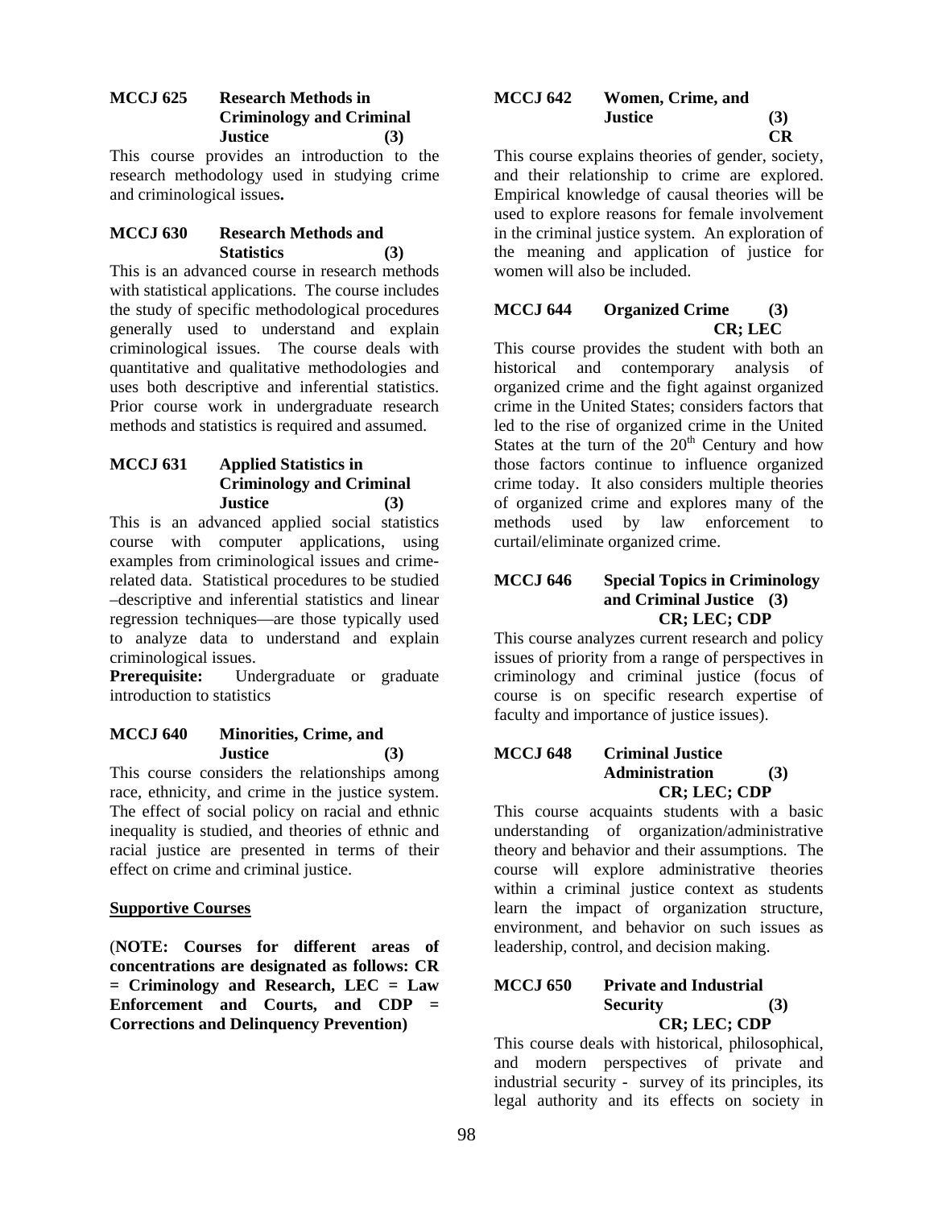### MCCJ 625 Research Methods in Criminology and Criminal Justice (3)

This course provides an introduction to the research methodology used in studying crime and criminological issues**.**

### MCCJ 630 Research Methods and Statistics (3)

This is an advanced course in research methods with statistical applications. The course includes the study of specific methodological procedures generally used to understand and explain criminological issues. The course deals with quantitative and qualitative methodologies and uses both descriptive and inferential statistics. Prior course work in undergraduate research methods and statistics is required and assumed.

### MCCJ 631 Applied Statistics in Criminology and Criminal Justice (3)

This is an advanced applied social statistics course with computer applications, using examples from criminological issues and crime-related data. Statistical procedures to be studied –descriptive and inferential statistics and linear regression techniques—are those typically used to analyze data to understand and explain criminological issues.

**Prerequisite:** Undergraduate or graduate introduction to statistics

### MCCJ 640 Minorities, Crime, and Justice (3)

This course considers the relationships among race, ethnicity, and crime in the justice system. The effect of social policy on racial and ethnic inequality is studied, and theories of ethnic and racial justice are presented in terms of their effect on crime and criminal justice.

## Supportive Courses

(**NOTE: Courses for different areas of concentrations are designated as follows: CR = Criminology and Research, LEC = Law Enforcement and Courts, and CDP = Corrections and Delinquency Prevention)**

### MCCJ 642 Women, Crime, and Justice (3) CR

This course explains theories of gender, society, and their relationship to crime are explored. Empirical knowledge of causal theories will be used to explore reasons for female involvement in the criminal justice system. An exploration of the meaning and application of justice for women will also be included.

### MCCJ 644 Organized Crime (3) CR; LEC

This course provides the student with both an historical and contemporary analysis of organized crime and the fight against organized crime in the United States; considers factors that led to the rise of organized crime in the United States at the turn of the 20th Century and how those factors continue to influence organized crime today. It also considers multiple theories of organized crime and explores many of the methods used by law enforcement to curtail/eliminate organized crime.

### MCCJ 646 Special Topics in Criminology and Criminal Justice (3) CR; LEC; CDP

This course analyzes current research and policy issues of priority from a range of perspectives in criminology and criminal justice (focus of course is on specific research expertise of faculty and importance of justice issues).

### MCCJ 648 Criminal Justice Administration (3) CR; LEC; CDP

This course acquaints students with a basic understanding of organization/administrative theory and behavior and their assumptions. The course will explore administrative theories within a criminal justice context as students learn the impact of organization structure, environment, and behavior on such issues as leadership, control, and decision making.

### MCCJ 650 Private and Industrial Security (3) CR; LEC; CDP

This course deals with historical, philosophical, and modern perspectives of private and industrial security - survey of its principles, its legal authority and its effects on society in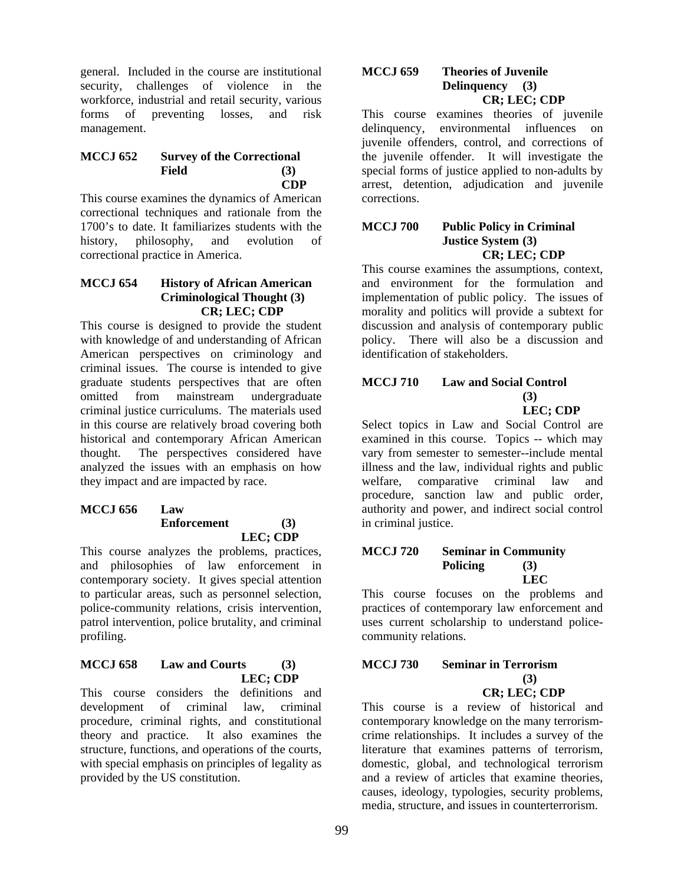general. Included in the course are institutional security, challenges of violence in the workforce, industrial and retail security, various forms of preventing losses, and risk management.

### MCCJ 652 Survey of the Correctional Field (3)
**CDP**

This course examines the dynamics of American correctional techniques and rationale from the 1700's to date. It familiarizes students with the history, philosophy, and evolution of correctional practice in America.

### MCCJ 654 History of African American Criminological Thought (3)
**CR; LEC; CDP**

This course is designed to provide the student with knowledge of and understanding of African American perspectives on criminology and criminal issues. The course is intended to give graduate students perspectives that are often omitted from mainstream undergraduate criminal justice curriculums. The materials used in this course are relatively broad covering both historical and contemporary African American thought. The perspectives considered have analyzed the issues with an emphasis on how they impact and are impacted by race.

### MCCJ 656 Law Enforcement (3)
**LEC; CDP**

This course analyzes the problems, practices, and philosophies of law enforcement in contemporary society. It gives special attention to particular areas, such as personnel selection, police-community relations, crisis intervention, patrol intervention, police brutality, and criminal profiling.

### MCCJ 658 Law and Courts (3)
**LEC; CDP**

This course considers the definitions and development of criminal law, criminal procedure, criminal rights, and constitutional theory and practice. It also examines the structure, functions, and operations of the courts, with special emphasis on principles of legality as provided by the US constitution.

### MCCJ 659 Theories of Juvenile Delinquency (3)
**CR; LEC; CDP**

This course examines theories of juvenile delinquency, environmental influences on juvenile offenders, control, and corrections of the juvenile offender. It will investigate the special forms of justice applied to non-adults by arrest, detention, adjudication and juvenile corrections.

### MCCJ 700 Public Policy in Criminal Justice System (3)
**CR; LEC; CDP**

This course examines the assumptions, context, and environment for the formulation and implementation of public policy. The issues of morality and politics will provide a subtext for discussion and analysis of contemporary public policy. There will also be a discussion and identification of stakeholders.

### MCCJ 710 Law and Social Control (3)
**LEC; CDP**

Select topics in Law and Social Control are examined in this course. Topics -- which may vary from semester to semester--include mental illness and the law, individual rights and public welfare, comparative criminal law and procedure, sanction law and public order, authority and power, and indirect social control in criminal justice.

### MCCJ 720 Seminar in Community Policing (3)
**LEC**

This course focuses on the problems and practices of contemporary law enforcement and uses current scholarship to understand police-community relations.

### MCCJ 730 Seminar in Terrorism (3)
**CR; LEC; CDP**

This course is a review of historical and contemporary knowledge on the many terrorism-crime relationships. It includes a survey of the literature that examines patterns of terrorism, domestic, global, and technological terrorism and a review of articles that examine theories, causes, ideology, typologies, security problems, media, structure, and issues in counterterrorism.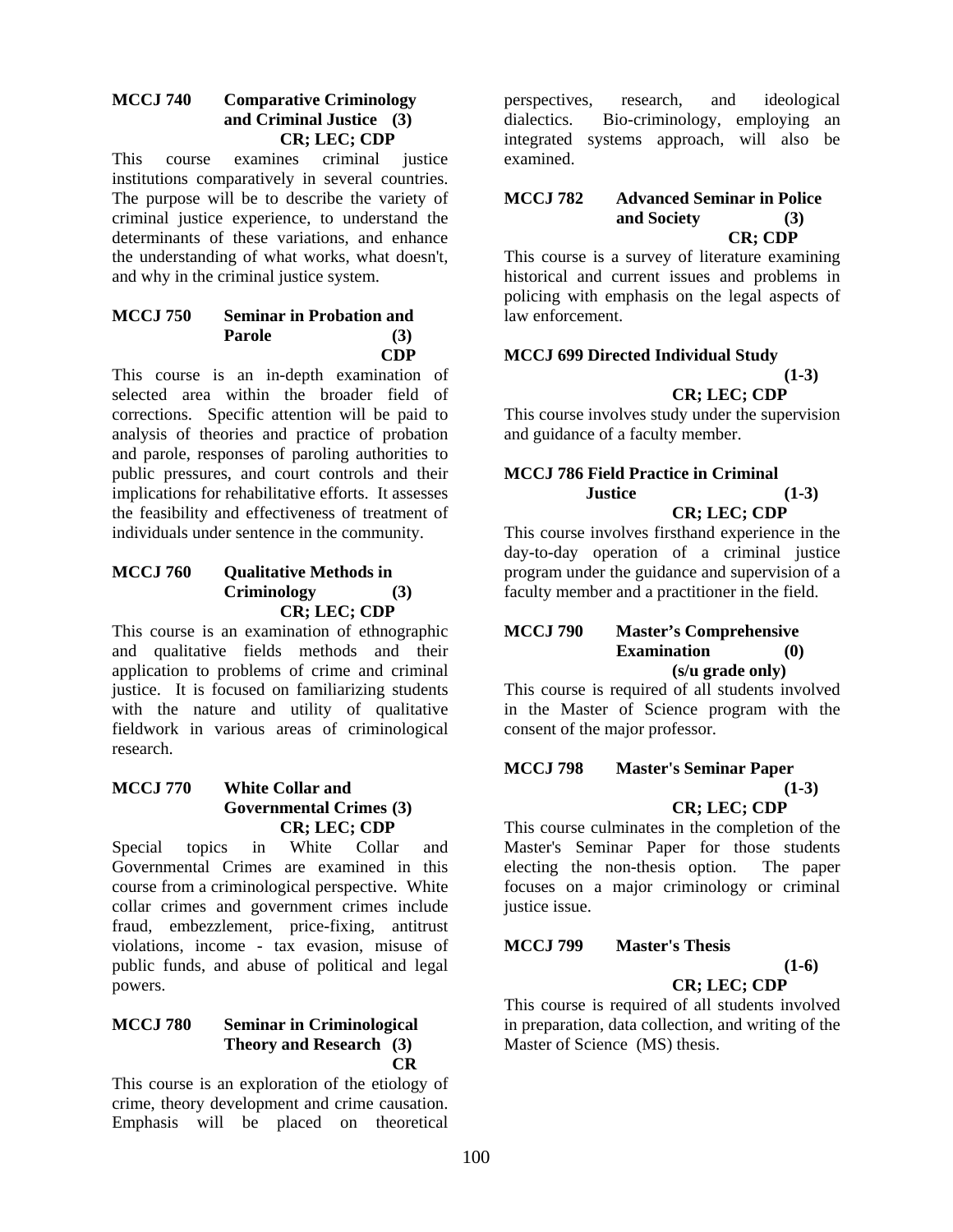**MCCJ 740 Comparative Criminology and Criminal Justice (3)**
**CR; LEC; CDP**

This course examines criminal justice institutions comparatively in several countries. The purpose will be to describe the variety of criminal justice experience, to understand the determinants of these variations, and enhance the understanding of what works, what doesn't, and why in the criminal justice system.

**MCCJ 750 Seminar in Probation and Parole (3)**
**CDP**

This course is an in-depth examination of selected area within the broader field of corrections. Specific attention will be paid to analysis of theories and practice of probation and parole, responses of paroling authorities to public pressures, and court controls and their implications for rehabilitative efforts. It assesses the feasibility and effectiveness of treatment of individuals under sentence in the community.

**MCCJ 760 Qualitative Methods in Criminology (3)**
**CR; LEC; CDP**

This course is an examination of ethnographic and qualitative fields methods and their application to problems of crime and criminal justice. It is focused on familiarizing students with the nature and utility of qualitative fieldwork in various areas of criminological research.

**MCCJ 770 White Collar and Governmental Crimes (3)**
**CR; LEC; CDP**

Special topics in White Collar and Governmental Crimes are examined in this course from a criminological perspective. White collar crimes and government crimes include fraud, embezzlement, price-fixing, antitrust violations, income - tax evasion, misuse of public funds, and abuse of political and legal powers.

**MCCJ 780 Seminar in Criminological Theory and Research (3)**
**CR**

This course is an exploration of the etiology of crime, theory development and crime causation. Emphasis will be placed on theoretical perspectives, research, and ideological dialectics. Bio-criminology, employing an integrated systems approach, will also be examined.

**MCCJ 782 Advanced Seminar in Police and Society (3)**
**CR; CDP**

This course is a survey of literature examining historical and current issues and problems in policing with emphasis on the legal aspects of law enforcement.

**MCCJ 699 Directed Individual Study (1-3)**
**CR; LEC; CDP**

This course involves study under the supervision and guidance of a faculty member.

**MCCJ 786 Field Practice in Criminal Justice (1-3)**
**CR; LEC; CDP**

This course involves firsthand experience in the day-to-day operation of a criminal justice program under the guidance and supervision of a faculty member and a practitioner in the field.

**MCCJ 790 Master's Comprehensive Examination (0)**
**(s/u grade only)**

This course is required of all students involved in the Master of Science program with the consent of the major professor.

**MCCJ 798 Master's Seminar Paper (1-3)**
**CR; LEC; CDP**

This course culminates in the completion of the Master's Seminar Paper for those students electing the non-thesis option. The paper focuses on a major criminology or criminal justice issue.

**MCCJ 799 Master's Thesis (1-6)**
**CR; LEC; CDP**

This course is required of all students involved in preparation, data collection, and writing of the Master of Science (MS) thesis.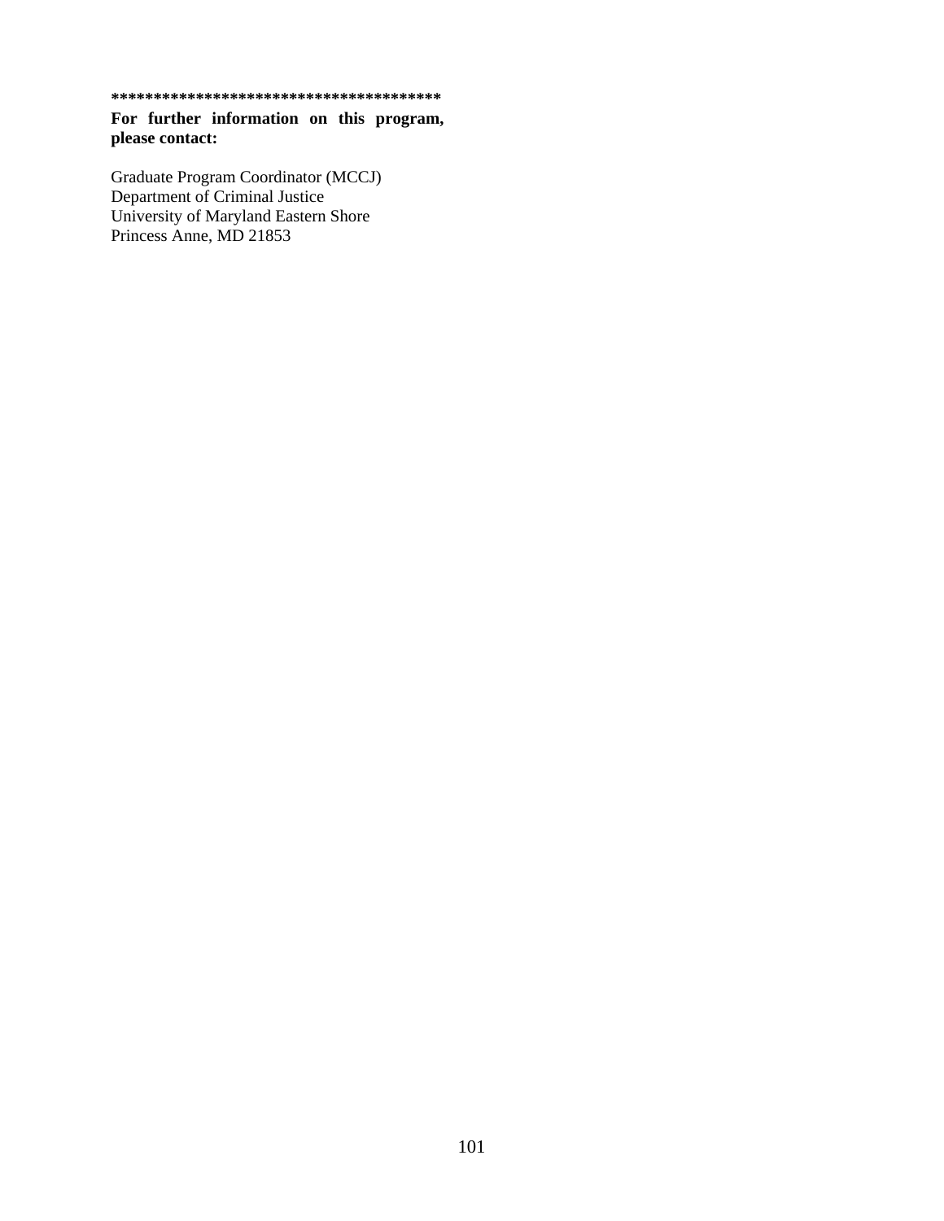***************************************
**For further information on this program, please contact:**

Graduate Program Coordinator (MCCJ)
Department of Criminal Justice
University of Maryland Eastern Shore
Princess Anne, MD 21853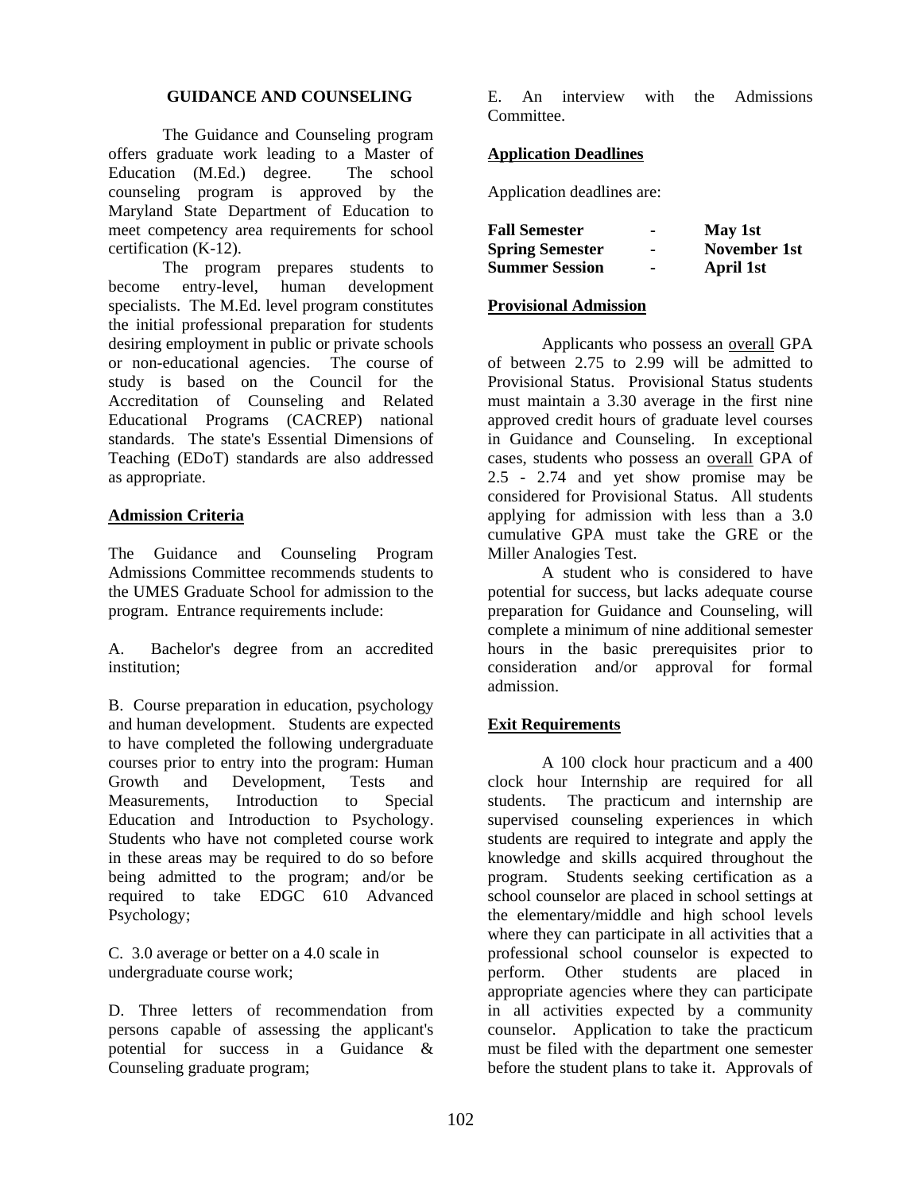## GUIDANCE AND COUNSELING

The Guidance and Counseling program offers graduate work leading to a Master of Education (M.Ed.) degree. The school counseling program is approved by the Maryland State Department of Education to meet competency area requirements for school certification (K-12).

The program prepares students to become entry-level, human development specialists. The M.Ed. level program constitutes the initial professional preparation for students desiring employment in public or private schools or non-educational agencies. The course of study is based on the Council for the Accreditation of Counseling and Related Educational Programs (CACREP) national standards. The state's Essential Dimensions of Teaching (EDoT) standards are also addressed as appropriate.

### Admission Criteria

The Guidance and Counseling Program Admissions Committee recommends students to the UMES Graduate School for admission to the program. Entrance requirements include:

A. Bachelor's degree from an accredited institution;

B. Course preparation in education, psychology and human development. Students are expected to have completed the following undergraduate courses prior to entry into the program: Human Growth and Development, Tests and Measurements, Introduction to Special Education and Introduction to Psychology. Students who have not completed course work in these areas may be required to do so before being admitted to the program; and/or be required to take EDGC 610 Advanced Psychology;

C. 3.0 average or better on a 4.0 scale in undergraduate course work;

D. Three letters of recommendation from persons capable of assessing the applicant's potential for success in a Guidance & Counseling graduate program;

E. An interview with the Admissions Committee.

### Application Deadlines

Application deadlines are:

| | | |
|---|---|---|
| **Fall Semester** | - | **May 1st** |
| **Spring Semester** | - | **November 1st** |
| **Summer Session** | - | **April 1st** |

### Provisional Admission

Applicants who possess an overall GPA of between 2.75 to 2.99 will be admitted to Provisional Status. Provisional Status students must maintain a 3.30 average in the first nine approved credit hours of graduate level courses in Guidance and Counseling. In exceptional cases, students who possess an overall GPA of 2.5 - 2.74 and yet show promise may be considered for Provisional Status. All students applying for admission with less than a 3.0 cumulative GPA must take the GRE or the Miller Analogies Test.

A student who is considered to have potential for success, but lacks adequate course preparation for Guidance and Counseling, will complete a minimum of nine additional semester hours in the basic prerequisites prior to consideration and/or approval for formal admission.

### Exit Requirements

A 100 clock hour practicum and a 400 clock hour Internship are required for all students. The practicum and internship are supervised counseling experiences in which students are required to integrate and apply the knowledge and skills acquired throughout the program. Students seeking certification as a school counselor are placed in school settings at the elementary/middle and high school levels where they can participate in all activities that a professional school counselor is expected to perform. Other students are placed in appropriate agencies where they can participate in all activities expected by a community counselor. Application to take the practicum must be filed with the department one semester before the student plans to take it. Approvals of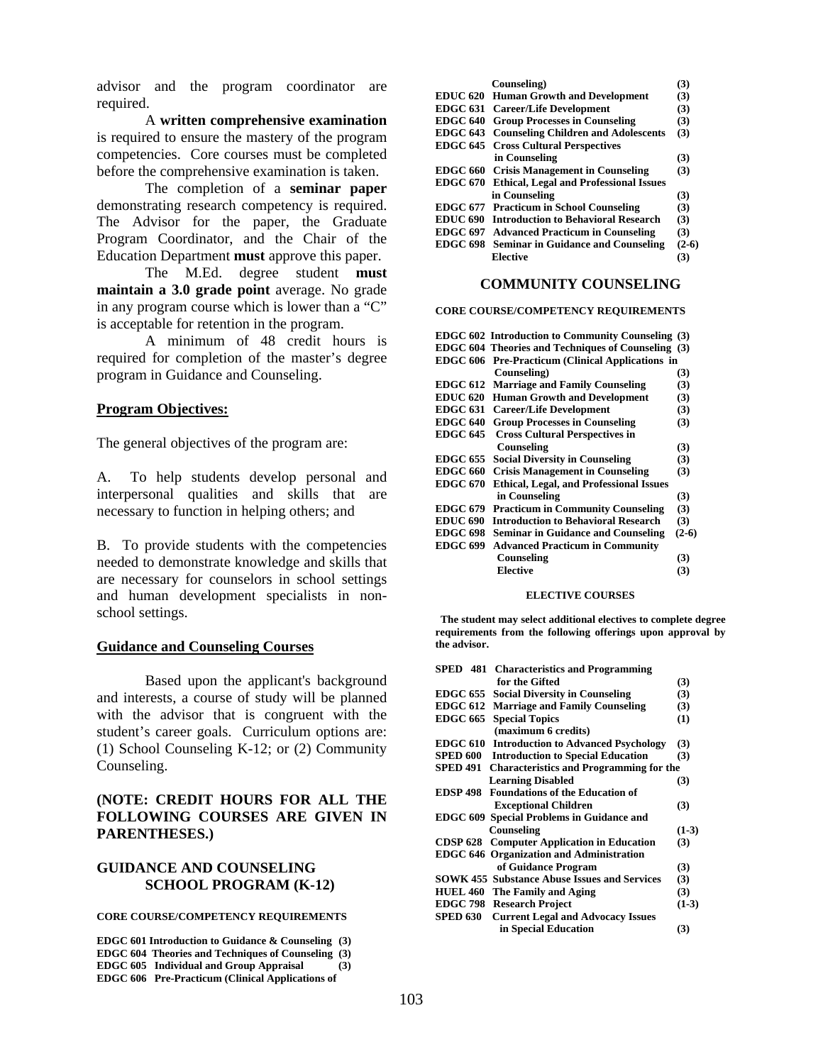advisor and the program coordinator are required.

A **written comprehensive examination** is required to ensure the mastery of the program competencies. Core courses must be completed before the comprehensive examination is taken.

The completion of a **seminar paper** demonstrating research competency is required. The Advisor for the paper, the Graduate Program Coordinator, and the Chair of the Education Department **must** approve this paper.

The M.Ed. degree student **must maintain a 3.0 grade point** average. No grade in any program course which is lower than a "C" is acceptable for retention in the program.

A minimum of 48 credit hours is required for completion of the master's degree program in Guidance and Counseling.

## Program Objectives:

The general objectives of the program are:

A. To help students develop personal and interpersonal qualities and skills that are necessary to function in helping others; and

B. To provide students with the competencies needed to demonstrate knowledge and skills that are necessary for counselors in school settings and human development specialists in non-school settings.

## Guidance and Counseling Courses

Based upon the applicant's background and interests, a course of study will be planned with the advisor that is congruent with the student's career goals. Curriculum options are: (1) School Counseling K-12; or (2) Community Counseling.

**(NOTE: CREDIT HOURS FOR ALL THE FOLLOWING COURSES ARE GIVEN IN PARENTHESES.)**

## GUIDANCE AND COUNSELING SCHOOL PROGRAM (K-12)

**CORE COURSE/COMPETENCY REQUIREMENTS**

| Course | Title | Credits |
|---|---|---|
| EDGC 601 | Introduction to Guidance & Counseling | (3) |
| EDGC 604 | Theories and Techniques of Counseling | (3) |
| EDGC 605 | Individual and Group Appraisal | (3) |
| EDGC 606 | Pre-Practicum (Clinical Applications of Counseling) | (3) |
| EDUC 620 | Human Growth and Development | (3) |
| EDGC 631 | Career/Life Development | (3) |
| EDGC 640 | Group Processes in Counseling | (3) |
| EDGC 643 | Counseling Children and Adolescents | (3) |
| EDGC 645 | Cross Cultural Perspectives in Counseling | (3) |
| EDGC 660 | Crisis Management in Counseling | (3) |
| EDGC 670 | Ethical, Legal and Professional Issues in Counseling | (3) |
| EDGC 677 | Practicum in School Counseling | (3) |
| EDUC 690 | Introduction to Behavioral Research | (3) |
| EDGC 697 | Advanced Practicum in Counseling | (3) |
| EDGC 698 | Seminar in Guidance and Counseling | (2-6) |
| | Elective | (3) |

## COMMUNITY COUNSELING

**CORE COURSE/COMPETENCY REQUIREMENTS**

| Course | Title | Credits |
|---|---|---|
| EDGC 602 | Introduction to Community Counseling | (3) |
| EDGC 604 | Theories and Techniques of Counseling | (3) |
| EDGC 606 | Pre-Practicum (Clinical Applications in Counseling) | (3) |
| EDGC 612 | Marriage and Family Counseling | (3) |
| EDUC 620 | Human Growth and Development | (3) |
| EDGC 631 | Career/Life Development | (3) |
| EDGC 640 | Group Processes in Counseling | (3) |
| EDGC 645 | Cross Cultural Perspectives in Counseling | (3) |
| EDGC 655 | Social Diversity in Counseling | (3) |
| EDGC 660 | Crisis Management in Counseling | (3) |
| EDGC 670 | Ethical, Legal, and Professional Issues in Counseling | (3) |
| EDGC 679 | Practicum in Community Counseling | (3) |
| EDUC 690 | Introduction to Behavioral Research | (3) |
| EDGC 698 | Seminar in Guidance and Counseling | (2-6) |
| EDGC 699 | Advanced Practicum in Community Counseling | (3) |
| | Elective | (3) |

**ELECTIVE COURSES**

**The student may select additional electives to complete degree requirements from the following offerings upon approval by the advisor.**

| Course | Title | Credits |
|---|---|---|
| SPED 481 | Characteristics and Programming for the Gifted | (3) |
| EDGC 655 | Social Diversity in Counseling | (3) |
| EDGC 612 | Marriage and Family Counseling | (3) |
| EDGC 665 | Special Topics (maximum 6 credits) | (1) |
| EDGC 610 | Introduction to Advanced Psychology | (3) |
| SPED 600 | Introduction to Special Education | (3) |
| SPED 491 | Characteristics and Programming for the Learning Disabled | (3) |
| EDSP 498 | Foundations of the Education of Exceptional Children | (3) |
| EDGC 609 | Special Problems in Guidance and Counseling | (1-3) |
| CDSP 628 | Computer Application in Education | (3) |
| EDGC 646 | Organization and Administration of Guidance Program | (3) |
| SOWK 455 | Substance Abuse Issues and Services | (3) |
| HUEL 460 | The Family and Aging | (3) |
| EDGC 798 | Research Project | (1-3) |
| SPED 630 | Current Legal and Advocacy Issues in Special Education | (3) |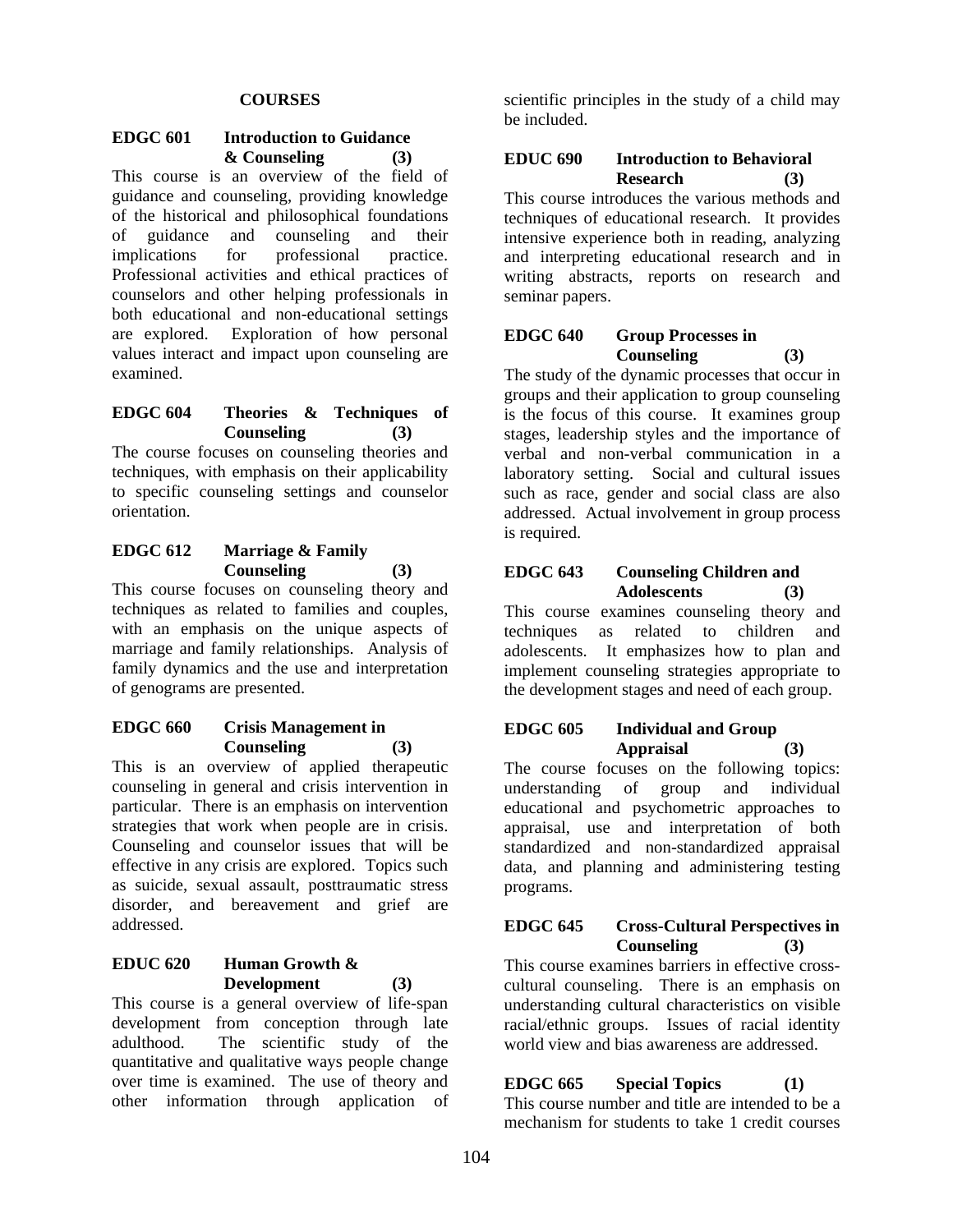## COURSES

**EDGC 601 Introduction to Guidance & Counseling (3)**

This course is an overview of the field of guidance and counseling, providing knowledge of the historical and philosophical foundations of guidance and counseling and their implications for professional practice. Professional activities and ethical practices of counselors and other helping professionals in both educational and non-educational settings are explored. Exploration of how personal values interact and impact upon counseling are examined.

**EDGC 604 Theories & Techniques of Counseling (3)**

The course focuses on counseling theories and techniques, with emphasis on their applicability to specific counseling settings and counselor orientation.

**EDGC 612 Marriage & Family Counseling (3)**

This course focuses on counseling theory and techniques as related to families and couples, with an emphasis on the unique aspects of marriage and family relationships. Analysis of family dynamics and the use and interpretation of genograms are presented.

**EDGC 660 Crisis Management in Counseling (3)**

This is an overview of applied therapeutic counseling in general and crisis intervention in particular. There is an emphasis on intervention strategies that work when people are in crisis. Counseling and counselor issues that will be effective in any crisis are explored. Topics such as suicide, sexual assault, posttraumatic stress disorder, and bereavement and grief are addressed.

**EDUC 620 Human Growth & Development (3)**

This course is a general overview of life-span development from conception through late adulthood. The scientific study of the quantitative and qualitative ways people change over time is examined. The use of theory and other information through application of scientific principles in the study of a child may be included.

**EDUC 690 Introduction to Behavioral Research (3)**

This course introduces the various methods and techniques of educational research. It provides intensive experience both in reading, analyzing and interpreting educational research and in writing abstracts, reports on research and seminar papers.

**EDGC 640 Group Processes in Counseling (3)**

The study of the dynamic processes that occur in groups and their application to group counseling is the focus of this course. It examines group stages, leadership styles and the importance of verbal and non-verbal communication in a laboratory setting. Social and cultural issues such as race, gender and social class are also addressed. Actual involvement in group process is required.

**EDGC 643 Counseling Children and Adolescents (3)**

This course examines counseling theory and techniques as related to children and adolescents. It emphasizes how to plan and implement counseling strategies appropriate to the development stages and need of each group.

**EDGC 605 Individual and Group Appraisal (3)**

The course focuses on the following topics: understanding of group and individual educational and psychometric approaches to appraisal, use and interpretation of both standardized and non-standardized appraisal data, and planning and administering testing programs.

**EDGC 645 Cross-Cultural Perspectives in Counseling (3)**

This course examines barriers in effective cross-cultural counseling. There is an emphasis on understanding cultural characteristics on visible racial/ethnic groups. Issues of racial identity world view and bias awareness are addressed.

**EDGC 665 Special Topics (1)**

This course number and title are intended to be a mechanism for students to take 1 credit courses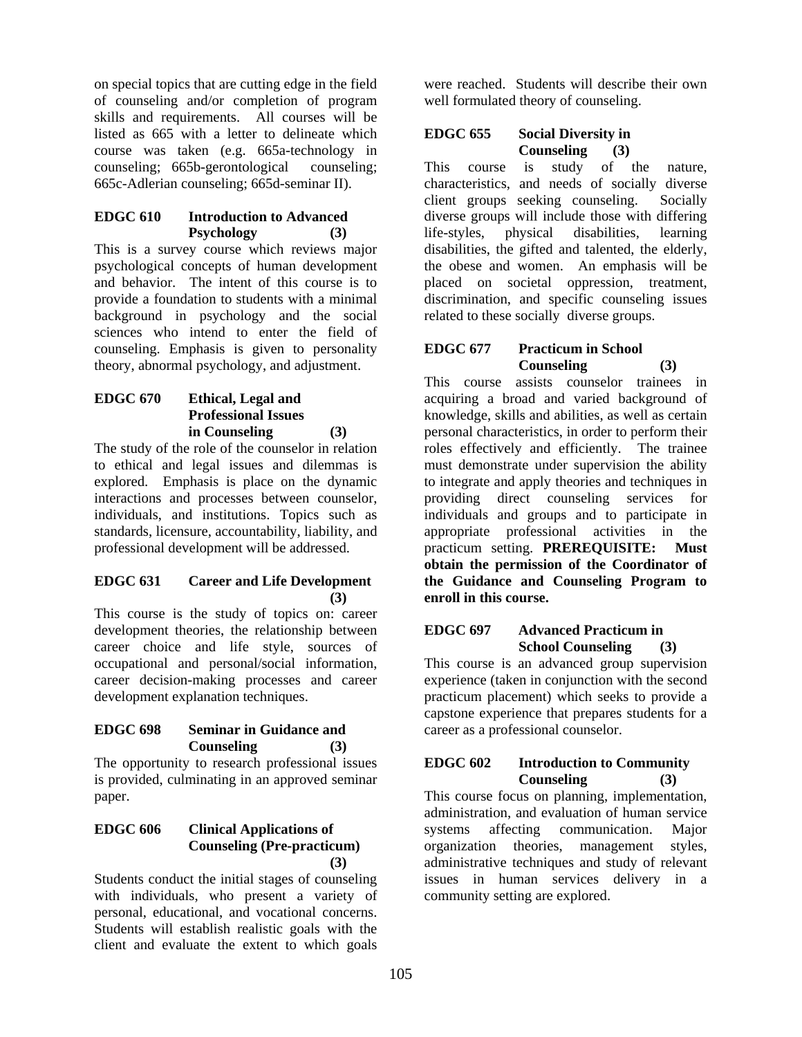on special topics that are cutting edge in the field of counseling and/or completion of program skills and requirements. All courses will be listed as 665 with a letter to delineate which course was taken (e.g. 665a-technology in counseling; 665b-gerontological counseling; 665c-Adlerian counseling; 665d-seminar II).

**EDGC 610 Introduction to Advanced Psychology (3)**

This is a survey course which reviews major psychological concepts of human development and behavior. The intent of this course is to provide a foundation to students with a minimal background in psychology and the social sciences who intend to enter the field of counseling. Emphasis is given to personality theory, abnormal psychology, and adjustment.

**EDGC 670 Ethical, Legal and Professional Issues in Counseling (3)**

The study of the role of the counselor in relation to ethical and legal issues and dilemmas is explored. Emphasis is place on the dynamic interactions and processes between counselor, individuals, and institutions. Topics such as standards, licensure, accountability, liability, and professional development will be addressed.

**EDGC 631 Career and Life Development (3)**

This course is the study of topics on: career development theories, the relationship between career choice and life style, sources of occupational and personal/social information, career decision-making processes and career development explanation techniques.

**EDGC 698 Seminar in Guidance and Counseling (3)**

The opportunity to research professional issues is provided, culminating in an approved seminar paper.

**EDGC 606 Clinical Applications of Counseling (Pre-practicum) (3)**

Students conduct the initial stages of counseling with individuals, who present a variety of personal, educational, and vocational concerns. Students will establish realistic goals with the client and evaluate the extent to which goals were reached. Students will describe their own well formulated theory of counseling.

**EDGC 655 Social Diversity in Counseling (3)**

This course is study of the nature, characteristics, and needs of socially diverse client groups seeking counseling. Socially diverse groups will include those with differing life-styles, physical disabilities, learning disabilities, the gifted and talented, the elderly, the obese and women. An emphasis will be placed on societal oppression, treatment, discrimination, and specific counseling issues related to these socially diverse groups.

**EDGC 677 Practicum in School Counseling (3)**

This course assists counselor trainees in acquiring a broad and varied background of knowledge, skills and abilities, as well as certain personal characteristics, in order to perform their roles effectively and efficiently. The trainee must demonstrate under supervision the ability to integrate and apply theories and techniques in providing direct counseling services for individuals and groups and to participate in appropriate professional activities in the practicum setting. **PREREQUISITE: Must obtain the permission of the Coordinator of the Guidance and Counseling Program to enroll in this course.**

**EDGC 697 Advanced Practicum in School Counseling (3)**

This course is an advanced group supervision experience (taken in conjunction with the second practicum placement) which seeks to provide a capstone experience that prepares students for a career as a professional counselor.

**EDGC 602 Introduction to Community Counseling (3)**

This course focus on planning, implementation, administration, and evaluation of human service systems affecting communication. Major organization theories, management styles, administrative techniques and study of relevant issues in human services delivery in a community setting are explored.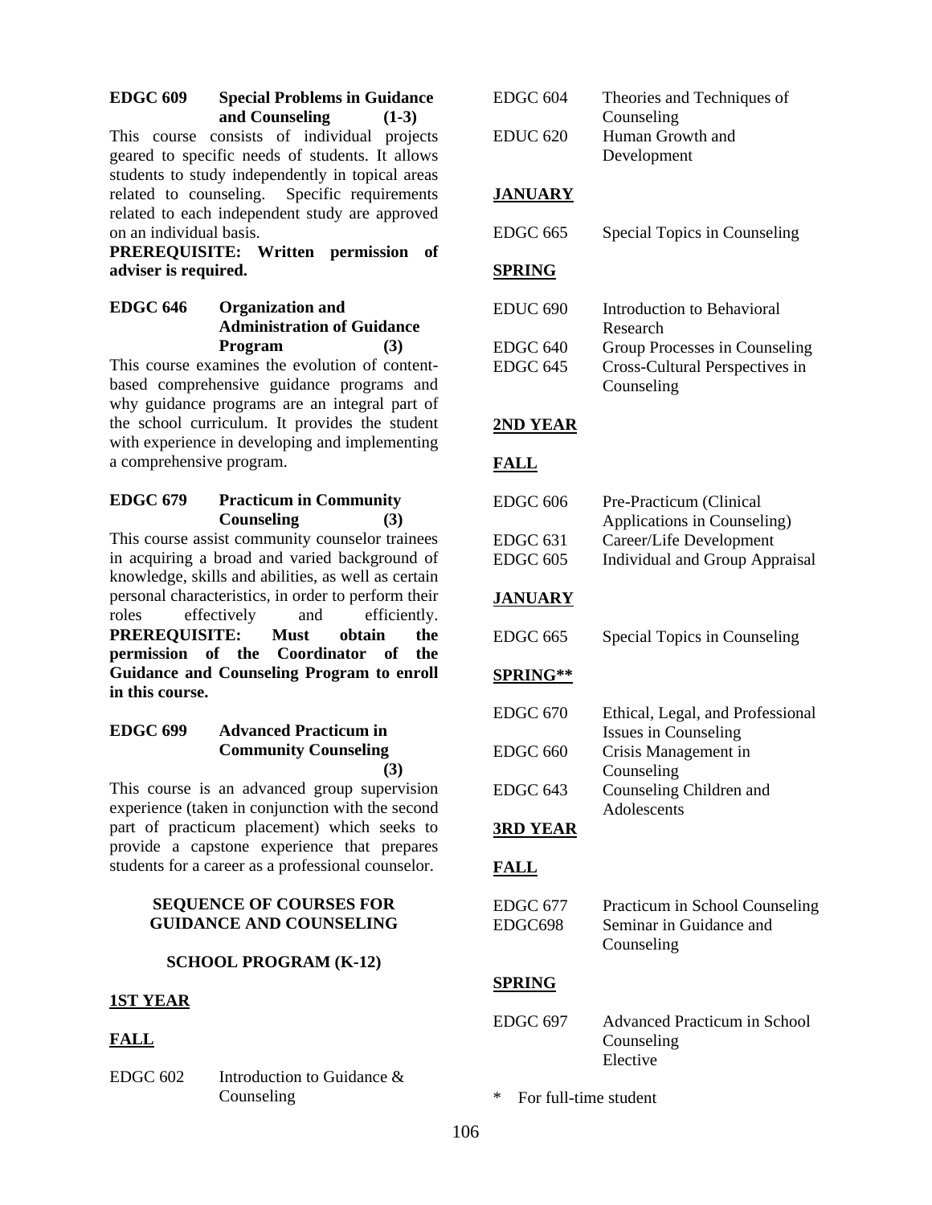**EDGC 609 Special Problems in Guidance and Counseling (1-3)**

This course consists of individual projects geared to specific needs of students. It allows students to study independently in topical areas related to counseling. Specific requirements related to each independent study are approved on an individual basis.

**PREREQUISITE: Written permission of adviser is required.**

**EDGC 646 Organization and Administration of Guidance Program (3)**

This course examines the evolution of content-based comprehensive guidance programs and why guidance programs are an integral part of the school curriculum. It provides the student with experience in developing and implementing a comprehensive program.

**EDGC 679 Practicum in Community Counseling (3)**

This course assist community counselor trainees in acquiring a broad and varied background of knowledge, skills and abilities, as well as certain personal characteristics, in order to perform their roles effectively and efficiently. **PREREQUISITE: Must obtain the permission of the Coordinator of the Guidance and Counseling Program to enroll in this course.**

**EDGC 699 Advanced Practicum in Community Counseling (3)**

This course is an advanced group supervision experience (taken in conjunction with the second part of practicum placement) which seeks to provide a capstone experience that prepares students for a career as a professional counselor.

**SEQUENCE OF COURSES FOR GUIDANCE AND COUNSELING**

**SCHOOL PROGRAM (K-12)**

**1ST YEAR**

**FALL**

EDGC 602 Introduction to Guidance & Counseling
EDGC 604 Theories and Techniques of Counseling
EDUC 620 Human Growth and Development

**JANUARY**

EDGC 665 Special Topics in Counseling

**SPRING**

EDUC 690 Introduction to Behavioral Research
EDGC 640 Group Processes in Counseling
EDGC 645 Cross-Cultural Perspectives in Counseling

**2ND YEAR**

**FALL**

EDGC 606 Pre-Practicum (Clinical Applications in Counseling)
EDGC 631 Career/Life Development
EDGC 605 Individual and Group Appraisal

**JANUARY**

EDGC 665 Special Topics in Counseling

**SPRING****

EDGC 670 Ethical, Legal, and Professional Issues in Counseling
EDGC 660 Crisis Management in Counseling
EDGC 643 Counseling Children and Adolescents

**3RD YEAR**

**FALL**

EDGC 677 Practicum in School Counseling
EDGC698 Seminar in Guidance and Counseling

**SPRING**

EDGC 697 Advanced Practicum in School Counseling
Elective

\* For full-time student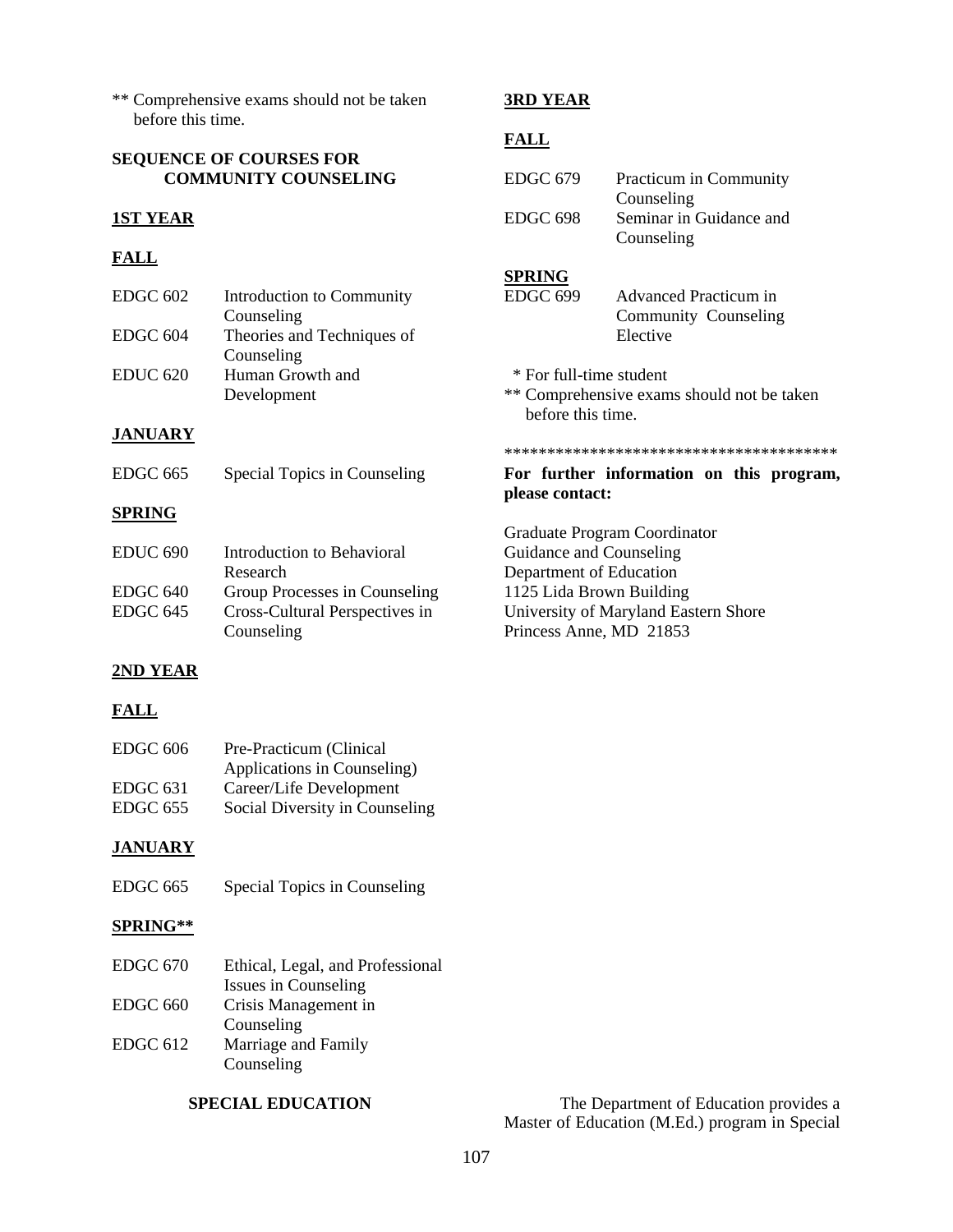** Comprehensive exams should not be taken before this time.

**SEQUENCE OF COURSES FOR COMMUNITY COUNSELING**

**1ST YEAR**

**FALL**

| | |
|---|---|
| EDGC 602 | Introduction to Community Counseling |
| EDGC 604 | Theories and Techniques of Counseling |
| EDUC 620 | Human Growth and Development |

**JANUARY**

| | |
|---|---|
| EDGC 665 | Special Topics in Counseling |

**SPRING**

| | |
|---|---|
| EDUC 690 | Introduction to Behavioral Research |
| EDGC 640 | Group Processes in Counseling |
| EDGC 645 | Cross-Cultural Perspectives in Counseling |

**2ND YEAR**

**FALL**

| | |
|---|---|
| EDGC 606 | Pre-Practicum (Clinical Applications in Counseling) |
| EDGC 631 | Career/Life Development |
| EDGC 655 | Social Diversity in Counseling |

**JANUARY**

| | |
|---|---|
| EDGC 665 | Special Topics in Counseling |

**SPRING****

| | |
|---|---|
| EDGC 670 | Ethical, Legal, and Professional Issues in Counseling |
| EDGC 660 | Crisis Management in Counseling |
| EDGC 612 | Marriage and Family Counseling |

**3RD YEAR**

**FALL**

| | |
|---|---|
| EDGC 679 | Practicum in Community Counseling |
| EDGC 698 | Seminar in Guidance and Counseling |

**SPRING**

| | |
|---|---|
| EDGC 699 | Advanced Practicum in Community Counseling |
| | Elective |

\* For full-time student
** Comprehensive exams should not be taken before this time.

****************************************

**For further information on this program, please contact:**

Graduate Program Coordinator
Guidance and Counseling
Department of Education
1125 Lida Brown Building
University of Maryland Eastern Shore
Princess Anne, MD 21853

**SPECIAL EDUCATION**

The Department of Education provides a Master of Education (M.Ed.) program in Special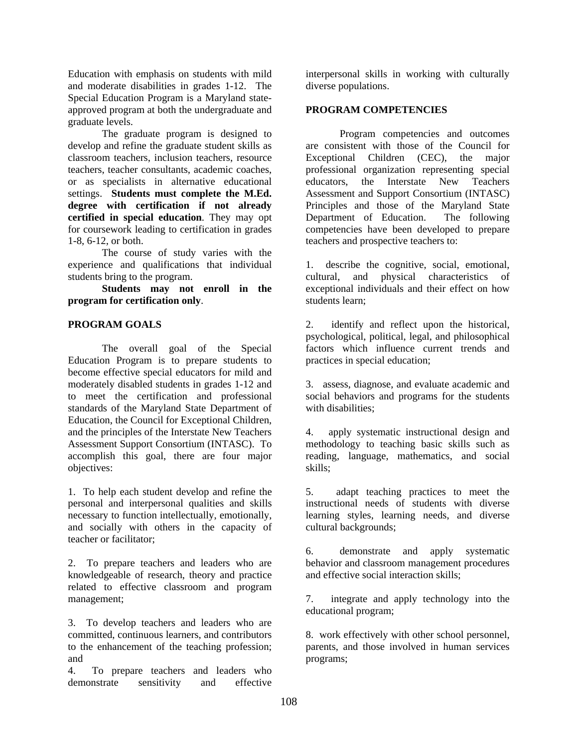Education with emphasis on students with mild and moderate disabilities in grades 1-12. The Special Education Program is a Maryland state-approved program at both the undergraduate and graduate levels.

The graduate program is designed to develop and refine the graduate student skills as classroom teachers, inclusion teachers, resource teachers, teacher consultants, academic coaches, or as specialists in alternative educational settings. **Students must complete the M.Ed. degree with certification if not already certified in special education**. They may opt for coursework leading to certification in grades 1-8, 6-12, or both.

The course of study varies with the experience and qualifications that individual students bring to the program.

**Students may not enroll in the program for certification only**.

**PROGRAM GOALS**

The overall goal of the Special Education Program is to prepare students to become effective special educators for mild and moderately disabled students in grades 1-12 and to meet the certification and professional standards of the Maryland State Department of Education, the Council for Exceptional Children, and the principles of the Interstate New Teachers Assessment Support Consortium (INTASC). To accomplish this goal, there are four major objectives:

1. To help each student develop and refine the personal and interpersonal qualities and skills necessary to function intellectually, emotionally, and socially with others in the capacity of teacher or facilitator;

2. To prepare teachers and leaders who are knowledgeable of research, theory and practice related to effective classroom and program management;

3. To develop teachers and leaders who are committed, continuous learners, and contributors to the enhancement of the teaching profession; and

4. To prepare teachers and leaders who demonstrate sensitivity and effective interpersonal skills in working with culturally diverse populations.

**PROGRAM COMPETENCIES**

Program competencies and outcomes are consistent with those of the Council for Exceptional Children (CEC), the major professional organization representing special educators, the Interstate New Teachers Assessment and Support Consortium (INTASC) Principles and those of the Maryland State Department of Education. The following competencies have been developed to prepare teachers and prospective teachers to:

1. describe the cognitive, social, emotional, cultural, and physical characteristics of exceptional individuals and their effect on how students learn;

2. identify and reflect upon the historical, psychological, political, legal, and philosophical factors which influence current trends and practices in special education;

3. assess, diagnose, and evaluate academic and social behaviors and programs for the students with disabilities;

4. apply systematic instructional design and methodology to teaching basic skills such as reading, language, mathematics, and social skills;

5. adapt teaching practices to meet the instructional needs of students with diverse learning styles, learning needs, and diverse cultural backgrounds;

6. demonstrate and apply systematic behavior and classroom management procedures and effective social interaction skills;

7. integrate and apply technology into the educational program;

8. work effectively with other school personnel, parents, and those involved in human services programs;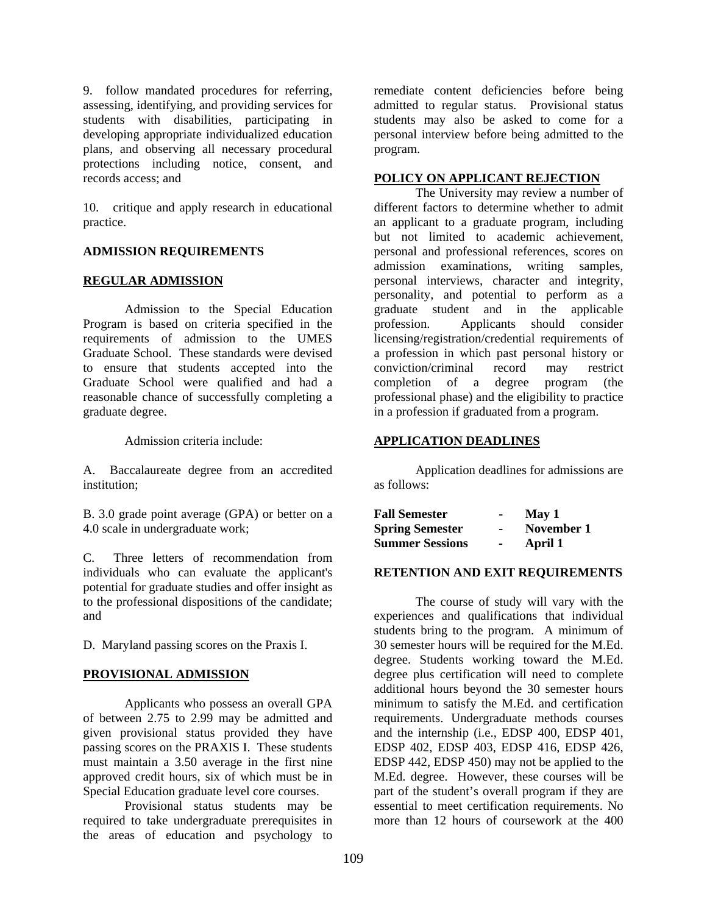9. follow mandated procedures for referring, assessing, identifying, and providing services for students with disabilities, participating in developing appropriate individualized education plans, and observing all necessary procedural protections including notice, consent, and records access; and

10. critique and apply research in educational practice.

**ADMISSION REQUIREMENTS**

**REGULAR ADMISSION**

Admission to the Special Education Program is based on criteria specified in the requirements of admission to the UMES Graduate School. These standards were devised to ensure that students accepted into the Graduate School were qualified and had a reasonable chance of successfully completing a graduate degree.

Admission criteria include:

A. Baccalaureate degree from an accredited institution;

B. 3.0 grade point average (GPA) or better on a 4.0 scale in undergraduate work;

C. Three letters of recommendation from individuals who can evaluate the applicant's potential for graduate studies and offer insight as to the professional dispositions of the candidate; and

D. Maryland passing scores on the Praxis I.

**PROVISIONAL ADMISSION**

Applicants who possess an overall GPA of between 2.75 to 2.99 may be admitted and given provisional status provided they have passing scores on the PRAXIS I. These students must maintain a 3.50 average in the first nine approved credit hours, six of which must be in Special Education graduate level core courses.

Provisional status students may be required to take undergraduate prerequisites in the areas of education and psychology to remediate content deficiencies before being admitted to regular status. Provisional status students may also be asked to come for a personal interview before being admitted to the program.

**POLICY ON APPLICANT REJECTION**

The University may review a number of different factors to determine whether to admit an applicant to a graduate program, including but not limited to academic achievement, personal and professional references, scores on admission examinations, writing samples, personal interviews, character and integrity, personality, and potential to perform as a graduate student and in the applicable profession. Applicants should consider licensing/registration/credential requirements of a profession in which past personal history or conviction/criminal record may restrict completion of a degree program (the professional phase) and the eligibility to practice in a profession if graduated from a program.

**APPLICATION DEADLINES**

Application deadlines for admissions are as follows:

| | | |
|---|---|---|
| **Fall Semester** | - | **May 1** |
| **Spring Semester** | - | **November 1** |
| **Summer Sessions** | - | **April 1** |

**RETENTION AND EXIT REQUIREMENTS**

The course of study will vary with the experiences and qualifications that individual students bring to the program. A minimum of 30 semester hours will be required for the M.Ed. degree. Students working toward the M.Ed. degree plus certification will need to complete additional hours beyond the 30 semester hours minimum to satisfy the M.Ed. and certification requirements. Undergraduate methods courses and the internship (i.e., EDSP 400, EDSP 401, EDSP 402, EDSP 403, EDSP 416, EDSP 426, EDSP 442, EDSP 450) may not be applied to the M.Ed. degree. However, these courses will be part of the student's overall program if they are essential to meet certification requirements. No more than 12 hours of coursework at the 400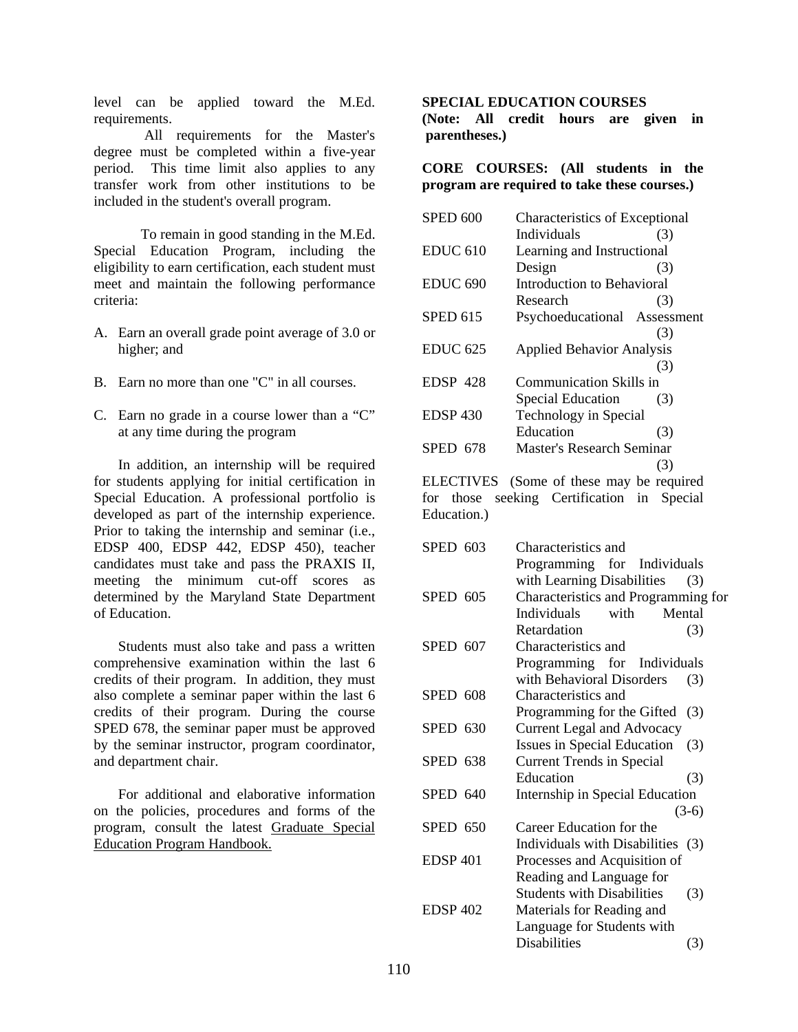level can be applied toward the M.Ed. requirements.

All requirements for the Master's degree must be completed within a five-year period. This time limit also applies to any transfer work from other institutions to be included in the student's overall program.

To remain in good standing in the M.Ed. Special Education Program, including the eligibility to earn certification, each student must meet and maintain the following performance criteria:

A. Earn an overall grade point average of 3.0 or higher; and

B. Earn no more than one "C" in all courses.

C. Earn no grade in a course lower than a "C" at any time during the program

In addition, an internship will be required for students applying for initial certification in Special Education. A professional portfolio is developed as part of the internship experience. Prior to taking the internship and seminar (i.e., EDSP 400, EDSP 442, EDSP 450), teacher candidates must take and pass the PRAXIS II, meeting the minimum cut-off scores as determined by the Maryland State Department of Education.

Students must also take and pass a written comprehensive examination within the last 6 credits of their program. In addition, they must also complete a seminar paper within the last 6 credits of their program. During the course SPED 678, the seminar paper must be approved by the seminar instructor, program coordinator, and department chair.

For additional and elaborative information on the policies, procedures and forms of the program, consult the latest Graduate Special Education Program Handbook.

**SPECIAL EDUCATION COURSES**
**(Note: All credit hours are given in parentheses.)**

**CORE COURSES: (All students in the program are required to take these courses.)**

| | | |
|---|---|---|
| SPED 600 | Characteristics of Exceptional Individuals | (3) |
| EDUC 610 | Learning and Instructional Design | (3) |
| EDUC 690 | Introduction to Behavioral Research | (3) |
| SPED 615 | Psychoeducational Assessment | (3) |
| EDUC 625 | Applied Behavior Analysis | (3) |
| EDSP 428 | Communication Skills in Special Education | (3) |
| EDSP 430 | Technology in Special Education | (3) |
| SPED 678 | Master's Research Seminar | (3) |

ELECTIVES (Some of these may be required for those seeking Certification in Special Education.)

| | | |
|---|---|---|
| SPED 603 | Characteristics and Programming for Individuals with Learning Disabilities | (3) |
| SPED 605 | Characteristics and Programming for Individuals with Mental Retardation | (3) |
| SPED 607 | Characteristics and Programming for Individuals with Behavioral Disorders | (3) |
| SPED 608 | Characteristics and Programming for the Gifted | (3) |
| SPED 630 | Current Legal and Advocacy Issues in Special Education | (3) |
| SPED 638 | Current Trends in Special Education | (3) |
| SPED 640 | Internship in Special Education | (3-6) |
| SPED 650 | Career Education for the Individuals with Disabilities | (3) |
| EDSP 401 | Processes and Acquisition of Reading and Language for Students with Disabilities | (3) |
| EDSP 402 | Materials for Reading and Language for Students with Disabilities | (3) |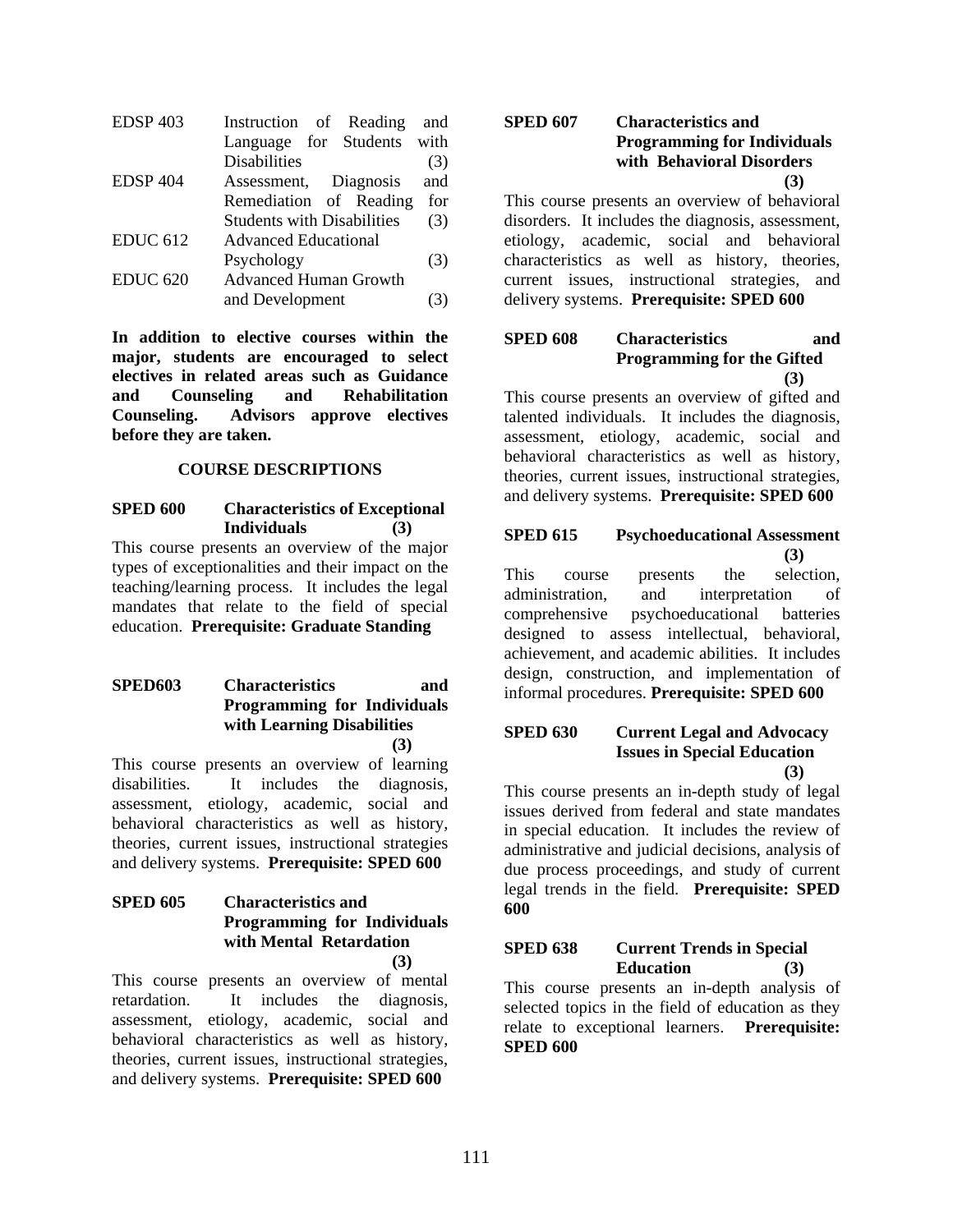| | | |
|---|---|---|
| EDSP 403 | Instruction of Reading and Language for Students with Disabilities | (3) |
| EDSP 404 | Assessment, Diagnosis and Remediation of Reading for Students with Disabilities | (3) |
| EDUC 612 | Advanced Educational Psychology | (3) |
| EDUC 620 | Advanced Human Growth and Development | (3) |

**In addition to elective courses within the major, students are encouraged to select electives in related areas such as Guidance and Counseling and Rehabilitation Counseling. Advisors approve electives before they are taken.**

## COURSE DESCRIPTIONS

**SPED 600 Characteristics of Exceptional Individuals (3)**

This course presents an overview of the major types of exceptionalities and their impact on the teaching/learning process. It includes the legal mandates that relate to the field of special education. **Prerequisite: Graduate Standing**

**SPED603 Characteristics and Programming for Individuals with Learning Disabilities (3)**

This course presents an overview of learning disabilities. It includes the diagnosis, assessment, etiology, academic, social and behavioral characteristics as well as history, theories, current issues, instructional strategies and delivery systems. **Prerequisite: SPED 600**

**SPED 605 Characteristics and Programming for Individuals with Mental Retardation (3)**

This course presents an overview of mental retardation. It includes the diagnosis, assessment, etiology, academic, social and behavioral characteristics as well as history, theories, current issues, instructional strategies, and delivery systems. **Prerequisite: SPED 600**

**SPED 607 Characteristics and Programming for Individuals with Behavioral Disorders (3)**

This course presents an overview of behavioral disorders. It includes the diagnosis, assessment, etiology, academic, social and behavioral characteristics as well as history, theories, current issues, instructional strategies, and delivery systems. **Prerequisite: SPED 600**

**SPED 608 Characteristics and Programming for the Gifted (3)**

This course presents an overview of gifted and talented individuals. It includes the diagnosis, assessment, etiology, academic, social and behavioral characteristics as well as history, theories, current issues, instructional strategies, and delivery systems. **Prerequisite: SPED 600**

**SPED 615 Psychoeducational Assessment (3)**

This course presents the selection, administration, and interpretation of comprehensive psychoeducational batteries designed to assess intellectual, behavioral, achievement, and academic abilities. It includes design, construction, and implementation of informal procedures. **Prerequisite: SPED 600**

**SPED 630 Current Legal and Advocacy Issues in Special Education (3)**

This course presents an in-depth study of legal issues derived from federal and state mandates in special education. It includes the review of administrative and judicial decisions, analysis of due process proceedings, and study of current legal trends in the field. **Prerequisite: SPED 600**

**SPED 638 Current Trends in Special Education (3)**

This course presents an in-depth analysis of selected topics in the field of education as they relate to exceptional learners. **Prerequisite: SPED 600**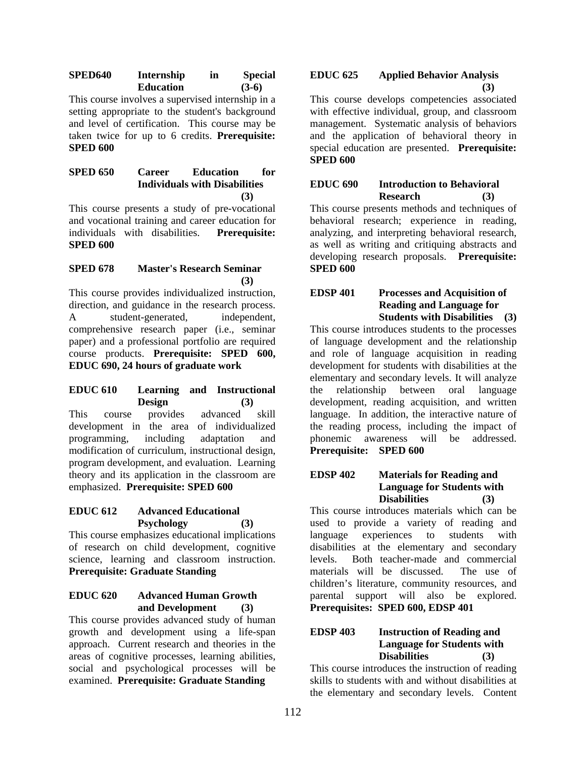**SPED640 Internship in Special Education (3-6)**

This course involves a supervised internship in a setting appropriate to the student's background and level of certification. This course may be taken twice for up to 6 credits. **Prerequisite: SPED 600**

**SPED 650 Career Education for Individuals with Disabilities (3)**

This course presents a study of pre-vocational and vocational training and career education for individuals with disabilities. **Prerequisite: SPED 600**

**SPED 678 Master's Research Seminar (3)**

This course provides individualized instruction, direction, and guidance in the research process. A student-generated, independent, comprehensive research paper (i.e., seminar paper) and a professional portfolio are required course products. **Prerequisite: SPED 600, EDUC 690, 24 hours of graduate work**

**EDUC 610 Learning and Instructional Design (3)**

This course provides advanced skill development in the area of individualized programming, including adaptation and modification of curriculum, instructional design, program development, and evaluation. Learning theory and its application in the classroom are emphasized. **Prerequisite: SPED 600**

**EDUC 612 Advanced Educational Psychology (3)**

This course emphasizes educational implications of research on child development, cognitive science, learning and classroom instruction. **Prerequisite: Graduate Standing**

**EDUC 620 Advanced Human Growth and Development (3)**

This course provides advanced study of human growth and development using a life-span approach. Current research and theories in the areas of cognitive processes, learning abilities, social and psychological processes will be examined. **Prerequisite: Graduate Standing**

**EDUC 625 Applied Behavior Analysis (3)**

This course develops competencies associated with effective individual, group, and classroom management. Systematic analysis of behaviors and the application of behavioral theory in special education are presented. **Prerequisite: SPED 600**

**EDUC 690 Introduction to Behavioral Research (3)**

This course presents methods and techniques of behavioral research; experience in reading, analyzing, and interpreting behavioral research, as well as writing and critiquing abstracts and developing research proposals. **Prerequisite: SPED 600**

**EDSP 401 Processes and Acquisition of Reading and Language for Students with Disabilities (3)**

This course introduces students to the processes of language development and the relationship and role of language acquisition in reading development for students with disabilities at the elementary and secondary levels. It will analyze the relationship between oral language development, reading acquisition, and written language. In addition, the interactive nature of the reading process, including the impact of phonemic awareness will be addressed. **Prerequisite: SPED 600**

**EDSP 402 Materials for Reading and Language for Students with Disabilities (3)**

This course introduces materials which can be used to provide a variety of reading and language experiences to students with disabilities at the elementary and secondary levels. Both teacher-made and commercial materials will be discussed. The use of children's literature, community resources, and parental support will also be explored. **Prerequisites: SPED 600, EDSP 401**

**EDSP 403 Instruction of Reading and Language for Students with Disabilities (3)**

This course introduces the instruction of reading skills to students with and without disabilities at the elementary and secondary levels. Content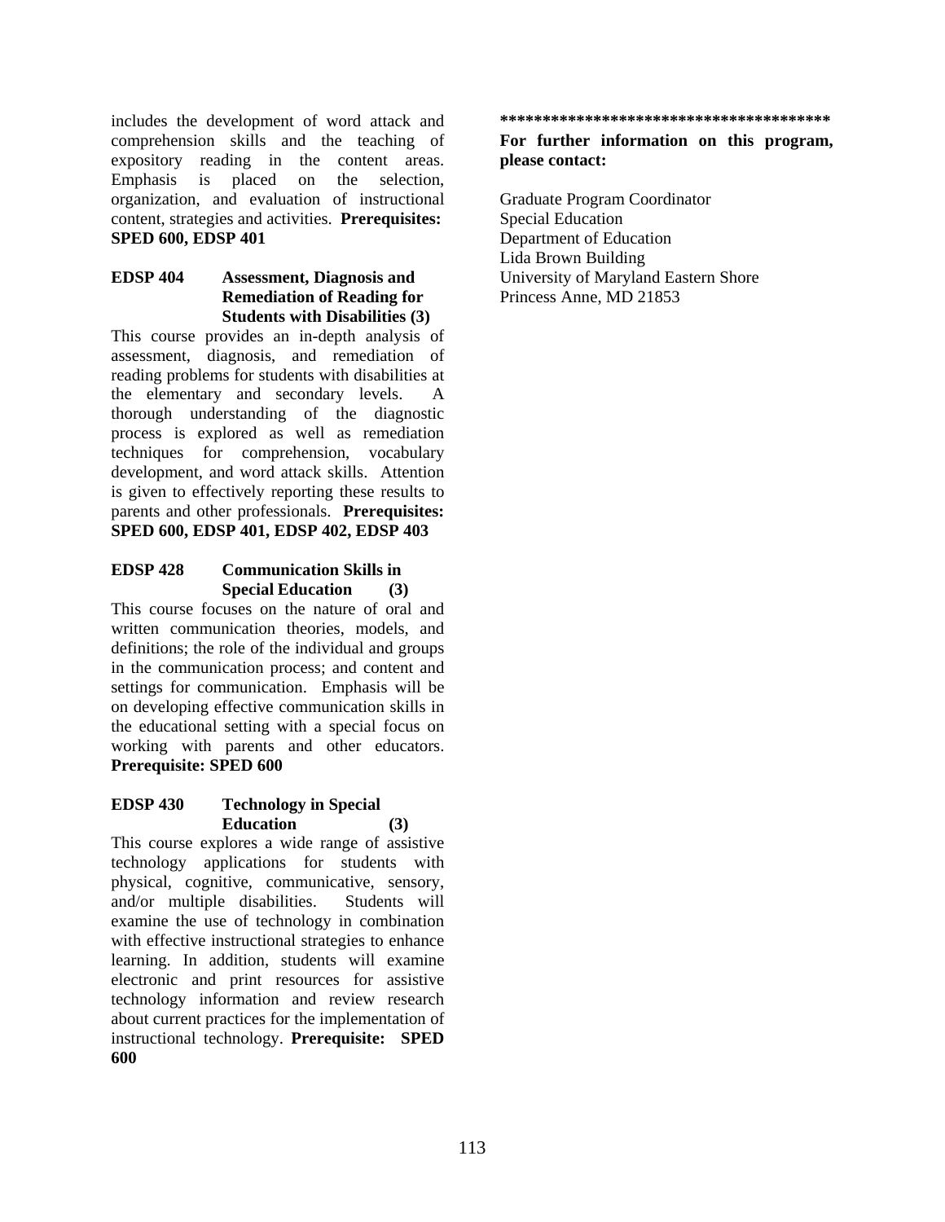includes the development of word attack and comprehension skills and the teaching of expository reading in the content areas. Emphasis is placed on the selection, organization, and evaluation of instructional content, strategies and activities. **Prerequisites: SPED 600, EDSP 401**

### EDSP 404 Assessment, Diagnosis and Remediation of Reading for Students with Disabilities (3)

This course provides an in-depth analysis of assessment, diagnosis, and remediation of reading problems for students with disabilities at the elementary and secondary levels. A thorough understanding of the diagnostic process is explored as well as remediation techniques for comprehension, vocabulary development, and word attack skills. Attention is given to effectively reporting these results to parents and other professionals. **Prerequisites: SPED 600, EDSP 401, EDSP 402, EDSP 403**

### EDSP 428 Communication Skills in Special Education (3)

This course focuses on the nature of oral and written communication theories, models, and definitions; the role of the individual and groups in the communication process; and content and settings for communication. Emphasis will be on developing effective communication skills in the educational setting with a special focus on working with parents and other educators. **Prerequisite: SPED 600**

### EDSP 430 Technology in Special Education (3)

This course explores a wide range of assistive technology applications for students with physical, cognitive, communicative, sensory, and/or multiple disabilities. Students will examine the use of technology in combination with effective instructional strategies to enhance learning. In addition, students will examine electronic and print resources for assistive technology information and review research about current practices for the implementation of instructional technology. **Prerequisite: SPED 600**

**************************************

**For further information on this program, please contact:**

Graduate Program Coordinator
Special Education
Department of Education
Lida Brown Building
University of Maryland Eastern Shore
Princess Anne, MD 21853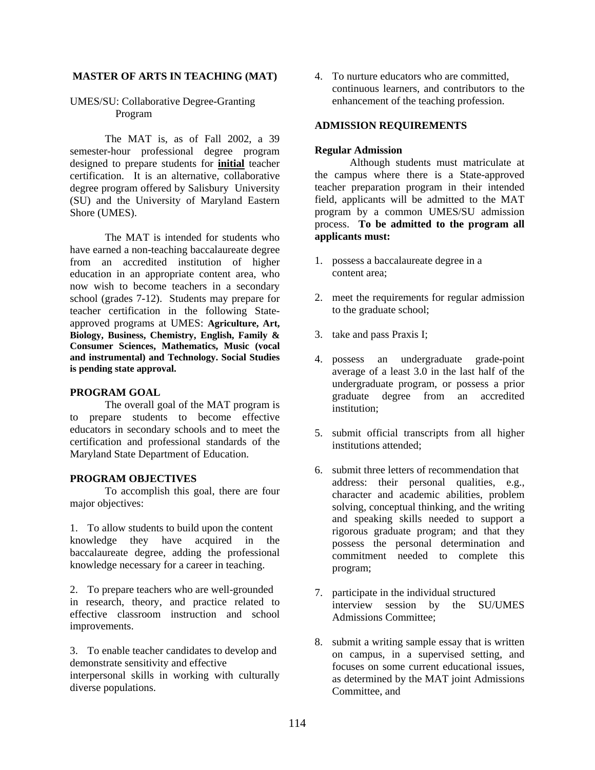## MASTER OF ARTS IN TEACHING (MAT)

UMES/SU: Collaborative Degree-Granting Program

The MAT is, as of Fall 2002, a 39 semester-hour professional degree program designed to prepare students for **initial** teacher certification. It is an alternative, collaborative degree program offered by Salisbury University (SU) and the University of Maryland Eastern Shore (UMES).

The MAT is intended for students who have earned a non-teaching baccalaureate degree from an accredited institution of higher education in an appropriate content area, who now wish to become teachers in a secondary school (grades 7-12). Students may prepare for teacher certification in the following State-approved programs at UMES: **Agriculture, Art, Biology, Business, Chemistry, English, Family & Consumer Sciences, Mathematics, Music (vocal and instrumental) and Technology. Social Studies is pending state approval.**

### PROGRAM GOAL

The overall goal of the MAT program is to prepare students to become effective educators in secondary schools and to meet the certification and professional standards of the Maryland State Department of Education.

### PROGRAM OBJECTIVES

To accomplish this goal, there are four major objectives:

1. To allow students to build upon the content knowledge they have acquired in the baccalaureate degree, adding the professional knowledge necessary for a career in teaching.

2. To prepare teachers who are well-grounded in research, theory, and practice related to effective classroom instruction and school improvements.

3. To enable teacher candidates to develop and demonstrate sensitivity and effective interpersonal skills in working with culturally diverse populations.

4. To nurture educators who are committed, continuous learners, and contributors to the enhancement of the teaching profession.

### ADMISSION REQUIREMENTS

**Regular Admission**

Although students must matriculate at the campus where there is a State-approved teacher preparation program in their intended field, applicants will be admitted to the MAT program by a common UMES/SU admission process. **To be admitted to the program all applicants must:**

1. possess a baccalaureate degree in a content area;

2. meet the requirements for regular admission to the graduate school;

3. take and pass Praxis I;

4. possess an undergraduate grade-point average of a least 3.0 in the last half of the undergraduate program, or possess a prior graduate degree from an accredited institution;

5. submit official transcripts from all higher institutions attended;

6. submit three letters of recommendation that address: their personal qualities, e.g., character and academic abilities, problem solving, conceptual thinking, and the writing and speaking skills needed to support a rigorous graduate program; and that they possess the personal determination and commitment needed to complete this program;

7. participate in the individual structured interview session by the SU/UMES Admissions Committee;

8. submit a writing sample essay that is written on campus, in a supervised setting, and focuses on some current educational issues, as determined by the MAT joint Admissions Committee, and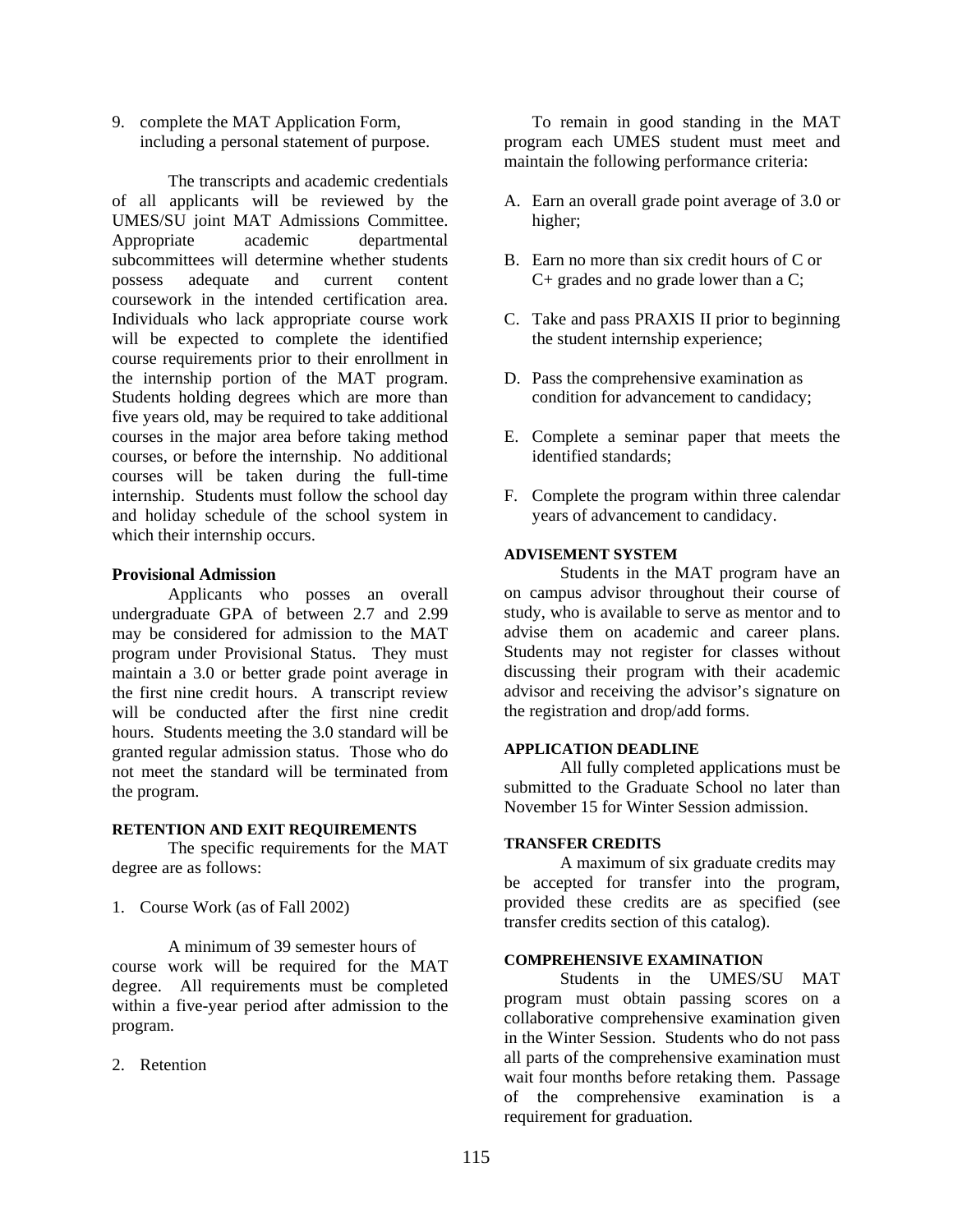9. complete the MAT Application Form, including a personal statement of purpose.

The transcripts and academic credentials of all applicants will be reviewed by the UMES/SU joint MAT Admissions Committee. Appropriate academic departmental subcommittees will determine whether students possess adequate and current content coursework in the intended certification area. Individuals who lack appropriate course work will be expected to complete the identified course requirements prior to their enrollment in the internship portion of the MAT program. Students holding degrees which are more than five years old, may be required to take additional courses in the major area before taking method courses, or before the internship. No additional courses will be taken during the full-time internship. Students must follow the school day and holiday schedule of the school system in which their internship occurs.

**Provisional Admission**

Applicants who posses an overall undergraduate GPA of between 2.7 and 2.99 may be considered for admission to the MAT program under Provisional Status. They must maintain a 3.0 or better grade point average in the first nine credit hours. A transcript review will be conducted after the first nine credit hours. Students meeting the 3.0 standard will be granted regular admission status. Those who do not meet the standard will be terminated from the program.

**RETENTION AND EXIT REQUIREMENTS**

The specific requirements for the MAT degree are as follows:

1. Course Work (as of Fall 2002)

A minimum of 39 semester hours of course work will be required for the MAT degree. All requirements must be completed within a five-year period after admission to the program.

2. Retention

To remain in good standing in the MAT program each UMES student must meet and maintain the following performance criteria:

A. Earn an overall grade point average of 3.0 or higher;

B. Earn no more than six credit hours of C or C+ grades and no grade lower than a C;

C. Take and pass PRAXIS II prior to beginning the student internship experience;

D. Pass the comprehensive examination as condition for advancement to candidacy;

E. Complete a seminar paper that meets the identified standards;

F. Complete the program within three calendar years of advancement to candidacy.

**ADVISEMENT SYSTEM**

Students in the MAT program have an on campus advisor throughout their course of study, who is available to serve as mentor and to advise them on academic and career plans. Students may not register for classes without discussing their program with their academic advisor and receiving the advisor's signature on the registration and drop/add forms.

**APPLICATION DEADLINE**

All fully completed applications must be submitted to the Graduate School no later than November 15 for Winter Session admission.

**TRANSFER CREDITS**

A maximum of six graduate credits may be accepted for transfer into the program, provided these credits are as specified (see transfer credits section of this catalog).

**COMPREHENSIVE EXAMINATION**

Students in the UMES/SU MAT program must obtain passing scores on a collaborative comprehensive examination given in the Winter Session. Students who do not pass all parts of the comprehensive examination must wait four months before retaking them. Passage of the comprehensive examination is a requirement for graduation.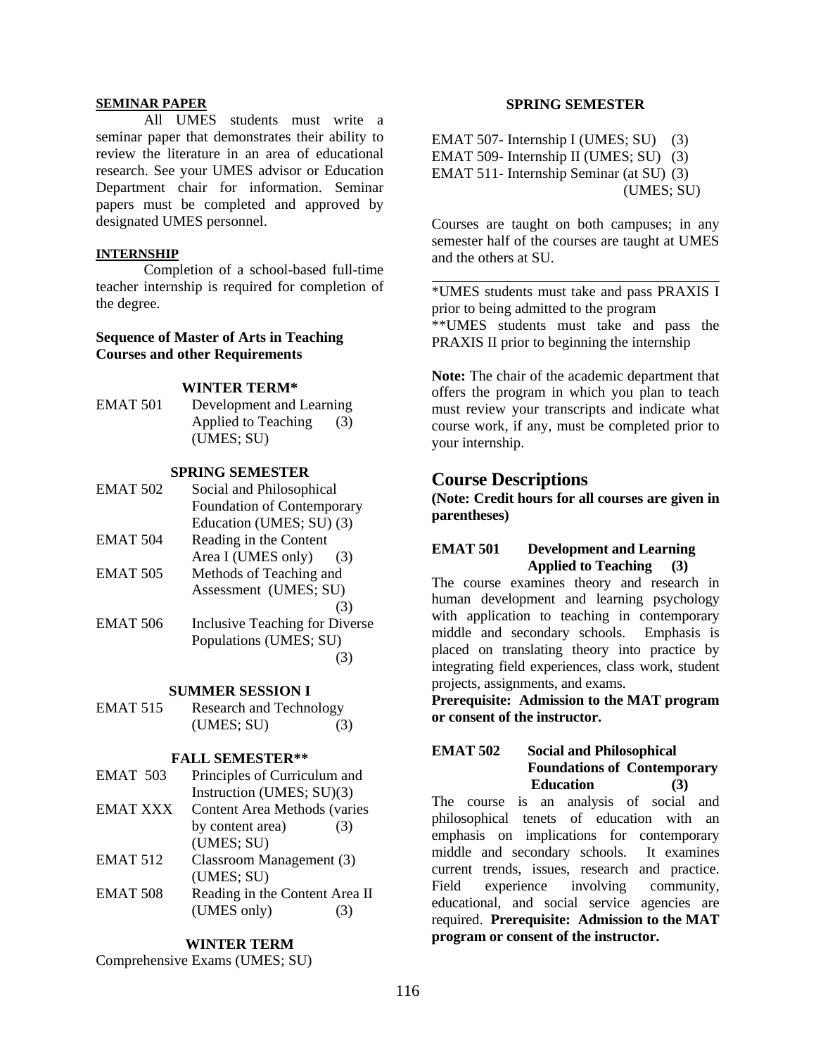#### SEMINAR PAPER

All UMES students must write a seminar paper that demonstrates their ability to review the literature in an area of educational research. See your UMES advisor or Education Department chair for information. Seminar papers must be completed and approved by designated UMES personnel.

#### INTERNSHIP

Completion of a school-based full-time teacher internship is required for completion of the degree.

### Sequence of Master of Arts in Teaching Courses and other Requirements

**WINTER TERM***

EMAT 501 Development and Learning Applied to Teaching (3) (UMES; SU)

**SPRING SEMESTER**

EMAT 502 Social and Philosophical Foundation of Contemporary Education (UMES; SU) (3)

EMAT 504 Reading in the Content Area I (UMES only) (3)

EMAT 505 Methods of Teaching and Assessment (UMES; SU) (3)

EMAT 506 Inclusive Teaching for Diverse Populations (UMES; SU) (3)

**SUMMER SESSION I**

EMAT 515 Research and Technology (UMES; SU) (3)

**FALL SEMESTER****

EMAT 503 Principles of Curriculum and Instruction (UMES; SU)(3)

EMAT XXX Content Area Methods (varies by content area) (3) (UMES; SU)

EMAT 512 Classroom Management (3) (UMES; SU)

EMAT 508 Reading in the Content Area II (UMES only) (3)

**WINTER TERM**

Comprehensive Exams (UMES; SU)

**SPRING SEMESTER**

EMAT 507- Internship I (UMES; SU) (3)
EMAT 509- Internship II (UMES; SU) (3)
EMAT 511- Internship Seminar (at SU) (3) (UMES; SU)

Courses are taught on both campuses; in any semester half of the courses are taught at UMES and the others at SU.

---

*UMES students must take and pass PRAXIS I prior to being admitted to the program
**UMES students must take and pass the PRAXIS II prior to beginning the internship

**Note:** The chair of the academic department that offers the program in which you plan to teach must review your transcripts and indicate what course work, if any, must be completed prior to your internship.

## Course Descriptions

**(Note: Credit hours for all courses are given in parentheses)**

**EMAT 501 Development and Learning Applied to Teaching (3)**

The course examines theory and research in human development and learning psychology with application to teaching in contemporary middle and secondary schools. Emphasis is placed on translating theory into practice by integrating field experiences, class work, student projects, assignments, and exams.
**Prerequisite: Admission to the MAT program or consent of the instructor.**

**EMAT 502 Social and Philosophical Foundations of Contemporary Education (3)**

The course is an analysis of social and philosophical tenets of education with an emphasis on implications for contemporary middle and secondary schools. It examines current trends, issues, research and practice. Field experience involving community, educational, and social service agencies are required. **Prerequisite: Admission to the MAT program or consent of the instructor.**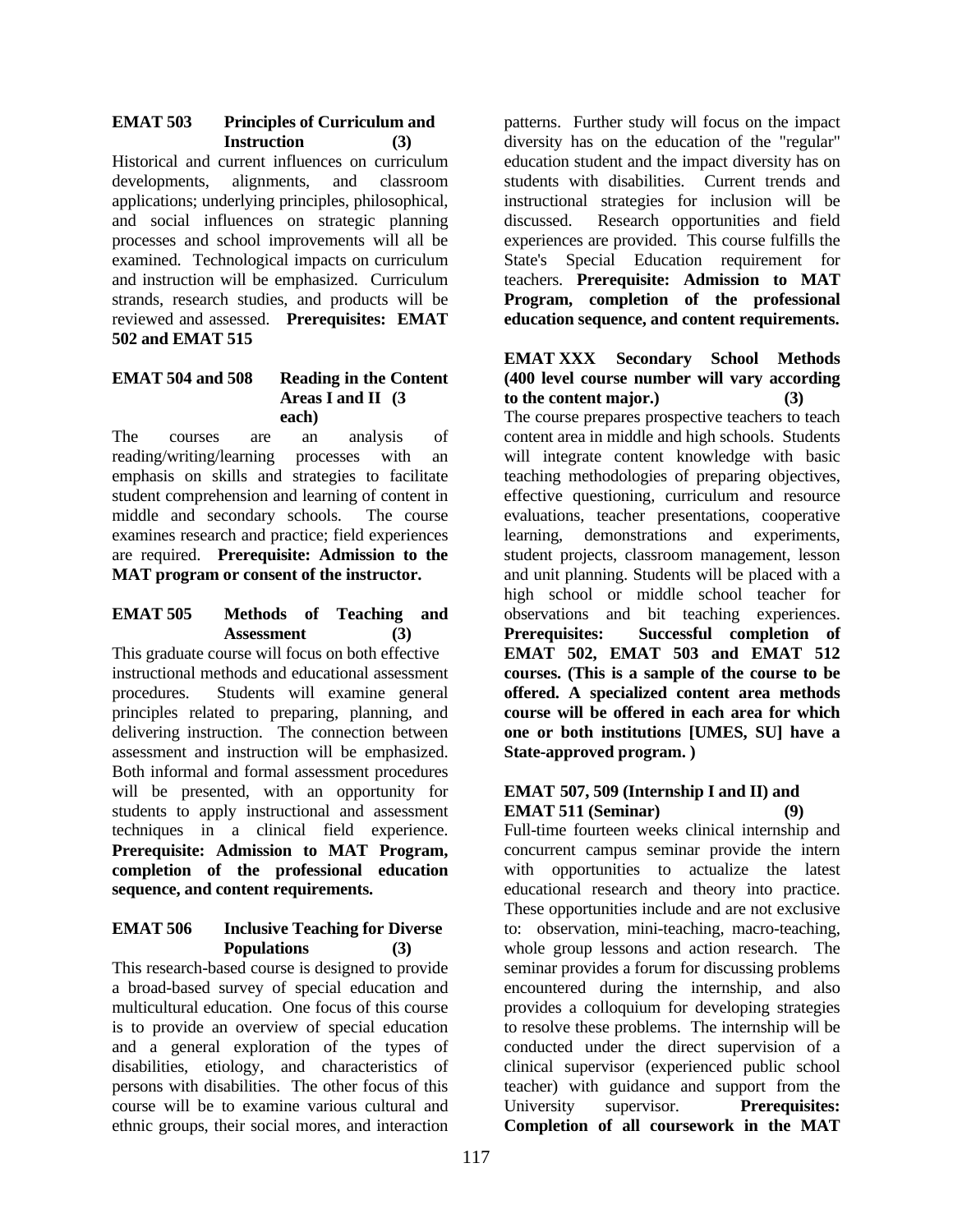**EMAT 503 Principles of Curriculum and Instruction (3)**

Historical and current influences on curriculum developments, alignments, and classroom applications; underlying principles, philosophical, and social influences on strategic planning processes and school improvements will all be examined. Technological impacts on curriculum and instruction will be emphasized. Curriculum strands, research studies, and products will be reviewed and assessed. **Prerequisites: EMAT 502 and EMAT 515**

**EMAT 504 and 508 Reading in the Content Areas I and II (3 each)**

The courses are an analysis of reading/writing/learning processes with an emphasis on skills and strategies to facilitate student comprehension and learning of content in middle and secondary schools. The course examines research and practice; field experiences are required. **Prerequisite: Admission to the MAT program or consent of the instructor.**

**EMAT 505 Methods of Teaching and Assessment (3)**

This graduate course will focus on both effective instructional methods and educational assessment procedures. Students will examine general principles related to preparing, planning, and delivering instruction. The connection between assessment and instruction will be emphasized. Both informal and formal assessment procedures will be presented, with an opportunity for students to apply instructional and assessment techniques in a clinical field experience. **Prerequisite: Admission to MAT Program, completion of the professional education sequence, and content requirements.**

**EMAT 506 Inclusive Teaching for Diverse Populations (3)**

This research-based course is designed to provide a broad-based survey of special education and multicultural education. One focus of this course is to provide an overview of special education and a general exploration of the types of disabilities, etiology, and characteristics of persons with disabilities. The other focus of this course will be to examine various cultural and ethnic groups, their social mores, and interaction patterns. Further study will focus on the impact diversity has on the education of the "regular" education student and the impact diversity has on students with disabilities. Current trends and instructional strategies for inclusion will be discussed. Research opportunities and field experiences are provided. This course fulfills the State's Special Education requirement for teachers. **Prerequisite: Admission to MAT Program, completion of the professional education sequence, and content requirements.**

**EMAT XXX Secondary School Methods (400 level course number will vary according to the content major.) (3)**

The course prepares prospective teachers to teach content area in middle and high schools. Students will integrate content knowledge with basic teaching methodologies of preparing objectives, effective questioning, curriculum and resource evaluations, teacher presentations, cooperative learning, demonstrations and experiments, student projects, classroom management, lesson and unit planning. Students will be placed with a high school or middle school teacher for observations and bit teaching experiences. **Prerequisites: Successful completion of EMAT 502, EMAT 503 and EMAT 512 courses. (This is a sample of the course to be offered. A specialized content area methods course will be offered in each area for which one or both institutions [UMES, SU] have a State-approved program. )**

**EMAT 507, 509 (Internship I and II) and EMAT 511 (Seminar) (9)**

Full-time fourteen weeks clinical internship and concurrent campus seminar provide the intern with opportunities to actualize the latest educational research and theory into practice. These opportunities include and are not exclusive to: observation, mini-teaching, macro-teaching, whole group lessons and action research. The seminar provides a forum for discussing problems encountered during the internship, and also provides a colloquium for developing strategies to resolve these problems. The internship will be conducted under the direct supervision of a clinical supervisor (experienced public school teacher) with guidance and support from the University supervisor. **Prerequisites: Completion of all coursework in the MAT**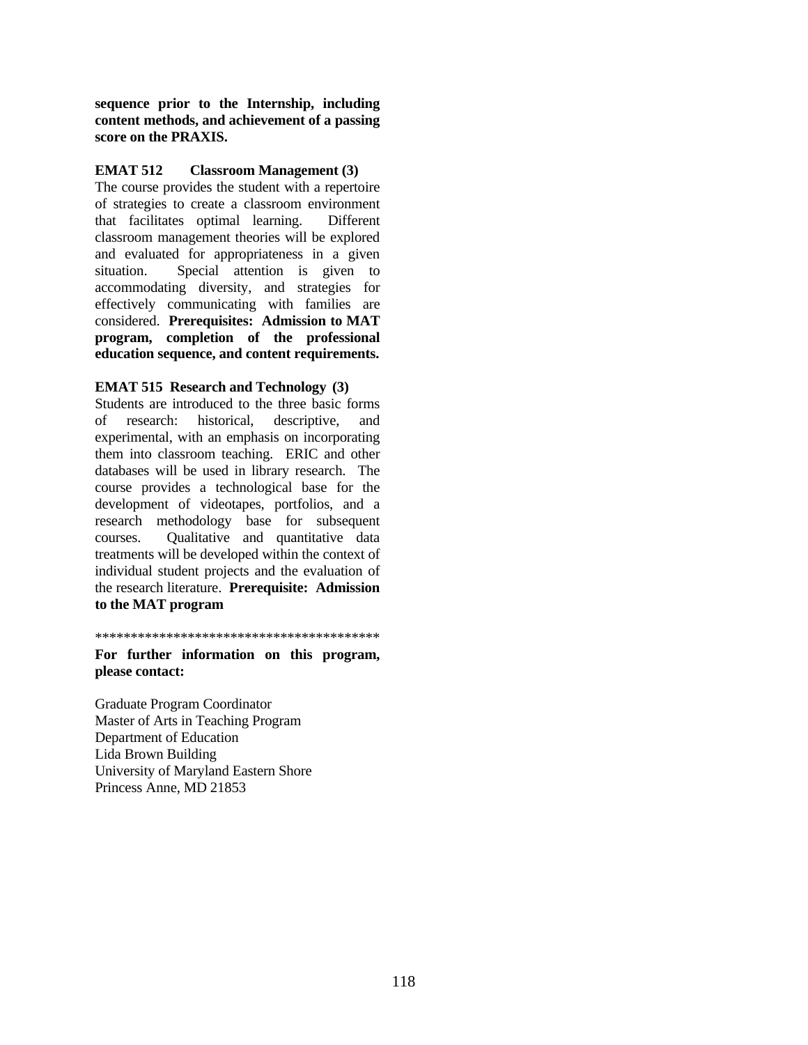**sequence prior to the Internship, including content methods, and achievement of a passing score on the PRAXIS.**

**EMAT 512 Classroom Management (3)**

The course provides the student with a repertoire of strategies to create a classroom environment that facilitates optimal learning. Different classroom management theories will be explored and evaluated for appropriateness in a given situation. Special attention is given to accommodating diversity, and strategies for effectively communicating with families are considered. **Prerequisites: Admission to MAT program, completion of the professional education sequence, and content requirements.**

**EMAT 515 Research and Technology (3)**

Students are introduced to the three basic forms of research: historical, descriptive, and experimental, with an emphasis on incorporating them into classroom teaching. ERIC and other databases will be used in library research. The course provides a technological base for the development of videotapes, portfolios, and a research methodology base for subsequent courses. Qualitative and quantitative data treatments will be developed within the context of individual student projects and the evaluation of the research literature. **Prerequisite: Admission to the MAT program**

****************************************

**For further information on this program, please contact:**

Graduate Program Coordinator
Master of Arts in Teaching Program
Department of Education
Lida Brown Building
University of Maryland Eastern Shore
Princess Anne, MD 21853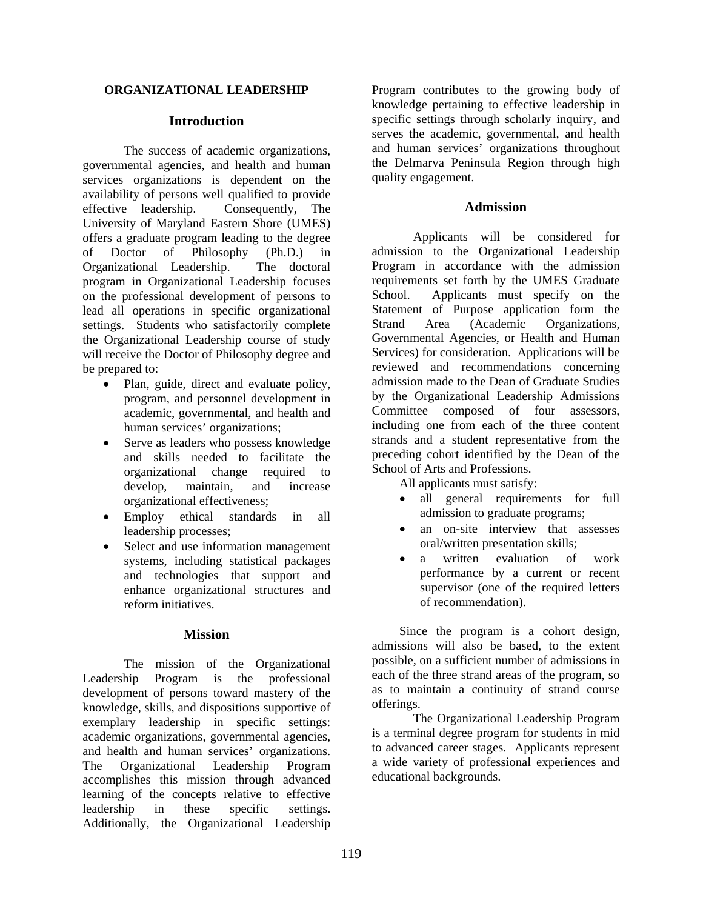# ORGANIZATIONAL LEADERSHIP

## Introduction

The success of academic organizations, governmental agencies, and health and human services organizations is dependent on the availability of persons well qualified to provide effective leadership. Consequently, The University of Maryland Eastern Shore (UMES) offers a graduate program leading to the degree of Doctor of Philosophy (Ph.D.) in Organizational Leadership. The doctoral program in Organizational Leadership focuses on the professional development of persons to lead all operations in specific organizational settings. Students who satisfactorily complete the Organizational Leadership course of study will receive the Doctor of Philosophy degree and be prepared to:

- Plan, guide, direct and evaluate policy, program, and personnel development in academic, governmental, and health and human services' organizations;
- Serve as leaders who possess knowledge and skills needed to facilitate the organizational change required to develop, maintain, and increase organizational effectiveness;
- Employ ethical standards in all leadership processes;
- Select and use information management systems, including statistical packages and technologies that support and enhance organizational structures and reform initiatives.

## Mission

The mission of the Organizational Leadership Program is the professional development of persons toward mastery of the knowledge, skills, and dispositions supportive of exemplary leadership in specific settings: academic organizations, governmental agencies, and health and human services' organizations. The Organizational Leadership Program accomplishes this mission through advanced learning of the concepts relative to effective leadership in these specific settings. Additionally, the Organizational Leadership Program contributes to the growing body of knowledge pertaining to effective leadership in specific settings through scholarly inquiry, and serves the academic, governmental, and health and human services' organizations throughout the Delmarva Peninsula Region through high quality engagement.

## Admission

Applicants will be considered for admission to the Organizational Leadership Program in accordance with the admission requirements set forth by the UMES Graduate School. Applicants must specify on the Statement of Purpose application form the Strand Area (Academic Organizations, Governmental Agencies, or Health and Human Services) for consideration. Applications will be reviewed and recommendations concerning admission made to the Dean of Graduate Studies by the Organizational Leadership Admissions Committee composed of four assessors, including one from each of the three content strands and a student representative from the preceding cohort identified by the Dean of the School of Arts and Professions.

All applicants must satisfy:

- all general requirements for full admission to graduate programs;
- an on-site interview that assesses oral/written presentation skills;
- a written evaluation of work performance by a current or recent supervisor (one of the required letters of recommendation).

Since the program is a cohort design, admissions will also be based, to the extent possible, on a sufficient number of admissions in each of the three strand areas of the program, so as to maintain a continuity of strand course offerings.

The Organizational Leadership Program is a terminal degree program for students in mid to advanced career stages. Applicants represent a wide variety of professional experiences and educational backgrounds.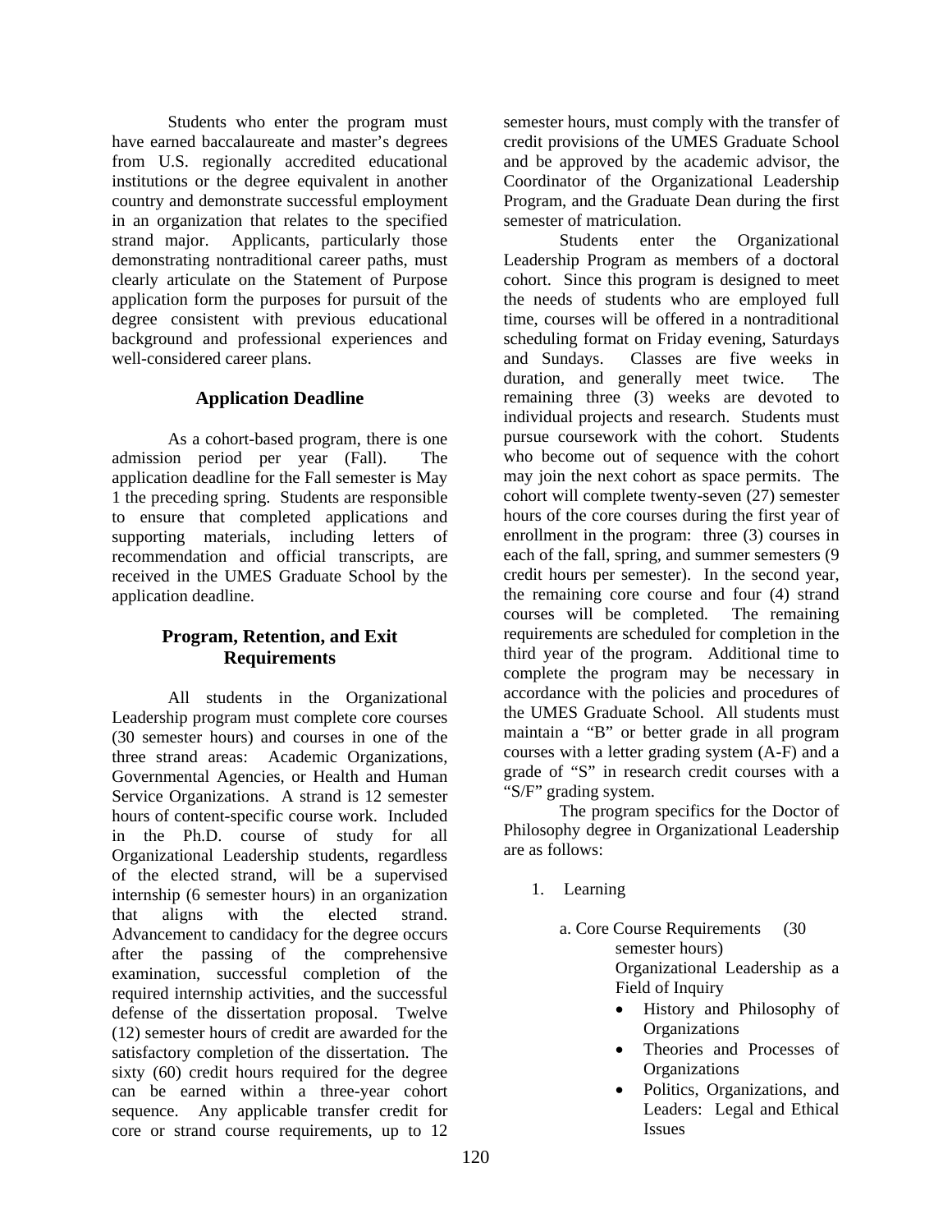Students who enter the program must have earned baccalaureate and master's degrees from U.S. regionally accredited educational institutions or the degree equivalent in another country and demonstrate successful employment in an organization that relates to the specified strand major. Applicants, particularly those demonstrating nontraditional career paths, must clearly articulate on the Statement of Purpose application form the purposes for pursuit of the degree consistent with previous educational background and professional experiences and well-considered career plans.

### Application Deadline

As a cohort-based program, there is one admission period per year (Fall). The application deadline for the Fall semester is May 1 the preceding spring. Students are responsible to ensure that completed applications and supporting materials, including letters of recommendation and official transcripts, are received in the UMES Graduate School by the application deadline.

### Program, Retention, and Exit Requirements

All students in the Organizational Leadership program must complete core courses (30 semester hours) and courses in one of the three strand areas: Academic Organizations, Governmental Agencies, or Health and Human Service Organizations. A strand is 12 semester hours of content-specific course work. Included in the Ph.D. course of study for all Organizational Leadership students, regardless of the elected strand, will be a supervised internship (6 semester hours) in an organization that aligns with the elected strand. Advancement to candidacy for the degree occurs after the passing of the comprehensive examination, successful completion of the required internship activities, and the successful defense of the dissertation proposal. Twelve (12) semester hours of credit are awarded for the satisfactory completion of the dissertation. The sixty (60) credit hours required for the degree can be earned within a three-year cohort sequence. Any applicable transfer credit for core or strand course requirements, up to 12 semester hours, must comply with the transfer of credit provisions of the UMES Graduate School and be approved by the academic advisor, the Coordinator of the Organizational Leadership Program, and the Graduate Dean during the first semester of matriculation.

Students enter the Organizational Leadership Program as members of a doctoral cohort. Since this program is designed to meet the needs of students who are employed full time, courses will be offered in a nontraditional scheduling format on Friday evening, Saturdays and Sundays. Classes are five weeks in duration, and generally meet twice. The remaining three (3) weeks are devoted to individual projects and research. Students must pursue coursework with the cohort. Students who become out of sequence with the cohort may join the next cohort as space permits. The cohort will complete twenty-seven (27) semester hours of the core courses during the first year of enrollment in the program: three (3) courses in each of the fall, spring, and summer semesters (9 credit hours per semester). In the second year, the remaining core course and four (4) strand courses will be completed. The remaining requirements are scheduled for completion in the third year of the program. Additional time to complete the program may be necessary in accordance with the policies and procedures of the UMES Graduate School. All students must maintain a "B" or better grade in all program courses with a letter grading system (A-F) and a grade of "S" in research credit courses with a "S/F" grading system.

The program specifics for the Doctor of Philosophy degree in Organizational Leadership are as follows:

1. Learning

   a. Core Course Requirements (30 semester hours)

      Organizational Leadership as a Field of Inquiry

      - History and Philosophy of Organizations
      - Theories and Processes of Organizations
      - Politics, Organizations, and Leaders: Legal and Ethical Issues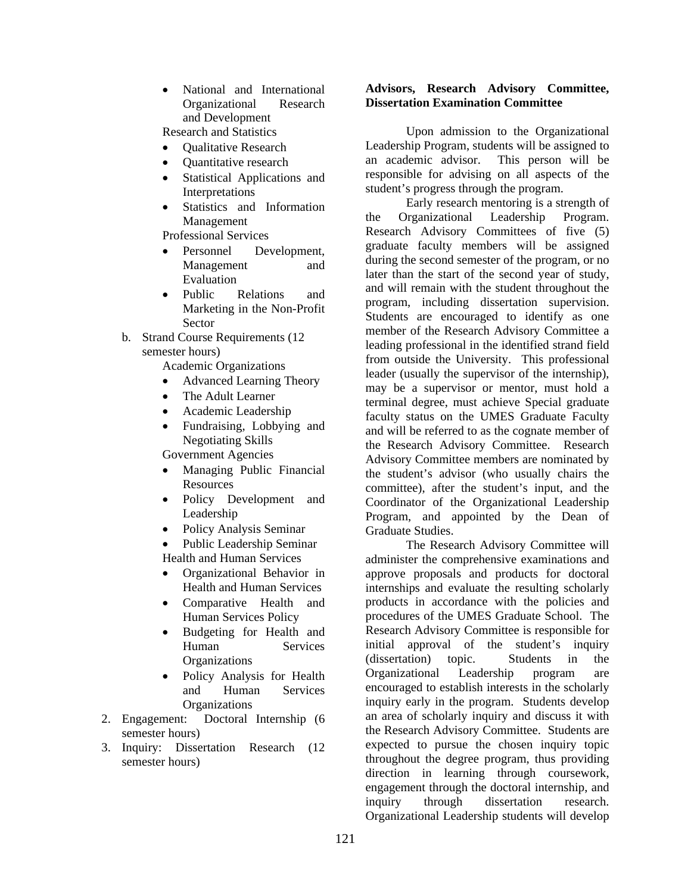- National and International Organizational Research and Development

Research and Statistics

- Qualitative Research
- Quantitative research
- Statistical Applications and Interpretations
- Statistics and Information Management

Professional Services

- Personnel Development, Management and Evaluation
- Public Relations and Marketing in the Non-Profit Sector

b. Strand Course Requirements (12 semester hours)

Academic Organizations

- Advanced Learning Theory
- The Adult Learner
- Academic Leadership
- Fundraising, Lobbying and Negotiating Skills

Government Agencies

- Managing Public Financial Resources
- Policy Development and Leadership
- Policy Analysis Seminar
- Public Leadership Seminar

Health and Human Services

- Organizational Behavior in Health and Human Services
- Comparative Health and Human Services Policy
- Budgeting for Health and Human Services Organizations
- Policy Analysis for Health and Human Services Organizations

2. Engagement: Doctoral Internship (6 semester hours)
3. Inquiry: Dissertation Research (12 semester hours)

**Advisors, Research Advisory Committee, Dissertation Examination Committee**

Upon admission to the Organizational Leadership Program, students will be assigned to an academic advisor. This person will be responsible for advising on all aspects of the student's progress through the program.

Early research mentoring is a strength of the Organizational Leadership Program. Research Advisory Committees of five (5) graduate faculty members will be assigned during the second semester of the program, or no later than the start of the second year of study, and will remain with the student throughout the program, including dissertation supervision. Students are encouraged to identify as one member of the Research Advisory Committee a leading professional in the identified strand field from outside the University. This professional leader (usually the supervisor of the internship), may be a supervisor or mentor, must hold a terminal degree, must achieve Special graduate faculty status on the UMES Graduate Faculty and will be referred to as the cognate member of the Research Advisory Committee. Research Advisory Committee members are nominated by the student's advisor (who usually chairs the committee), after the student's input, and the Coordinator of the Organizational Leadership Program, and appointed by the Dean of Graduate Studies.

The Research Advisory Committee will administer the comprehensive examinations and approve proposals and products for doctoral internships and evaluate the resulting scholarly products in accordance with the policies and procedures of the UMES Graduate School. The Research Advisory Committee is responsible for initial approval of the student's inquiry (dissertation) topic. Students in the Organizational Leadership program are encouraged to establish interests in the scholarly inquiry early in the program. Students develop an area of scholarly inquiry and discuss it with the Research Advisory Committee. Students are expected to pursue the chosen inquiry topic throughout the degree program, thus providing direction in learning through coursework, engagement through the doctoral internship, and inquiry through dissertation research. Organizational Leadership students will develop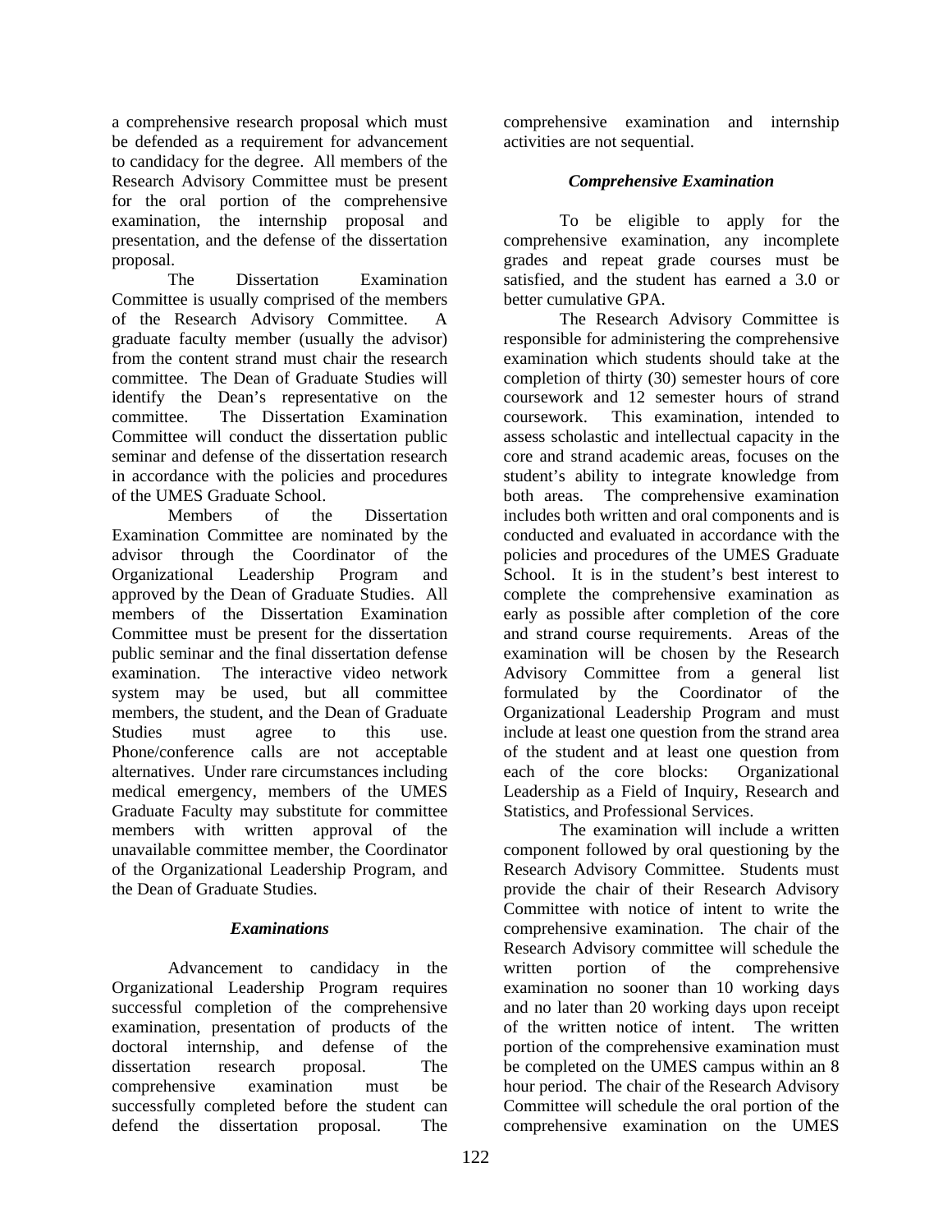a comprehensive research proposal which must be defended as a requirement for advancement to candidacy for the degree. All members of the Research Advisory Committee must be present for the oral portion of the comprehensive examination, the internship proposal and presentation, and the defense of the dissertation proposal.

The Dissertation Examination Committee is usually comprised of the members of the Research Advisory Committee. A graduate faculty member (usually the advisor) from the content strand must chair the research committee. The Dean of Graduate Studies will identify the Dean's representative on the committee. The Dissertation Examination Committee will conduct the dissertation public seminar and defense of the dissertation research in accordance with the policies and procedures of the UMES Graduate School.

Members of the Dissertation Examination Committee are nominated by the advisor through the Coordinator of the Organizational Leadership Program and approved by the Dean of Graduate Studies. All members of the Dissertation Examination Committee must be present for the dissertation public seminar and the final dissertation defense examination. The interactive video network system may be used, but all committee members, the student, and the Dean of Graduate Studies must agree to this use. Phone/conference calls are not acceptable alternatives. Under rare circumstances including medical emergency, members of the UMES Graduate Faculty may substitute for committee members with written approval of the unavailable committee member, the Coordinator of the Organizational Leadership Program, and the Dean of Graduate Studies.

### *Examinations*

Advancement to candidacy in the Organizational Leadership Program requires successful completion of the comprehensive examination, presentation of products of the doctoral internship, and defense of the dissertation research proposal. The comprehensive examination must be successfully completed before the student can defend the dissertation proposal. The comprehensive examination and internship activities are not sequential.

### *Comprehensive Examination*

To be eligible to apply for the comprehensive examination, any incomplete grades and repeat grade courses must be satisfied, and the student has earned a 3.0 or better cumulative GPA.

The Research Advisory Committee is responsible for administering the comprehensive examination which students should take at the completion of thirty (30) semester hours of core coursework and 12 semester hours of strand coursework. This examination, intended to assess scholastic and intellectual capacity in the core and strand academic areas, focuses on the student's ability to integrate knowledge from both areas. The comprehensive examination includes both written and oral components and is conducted and evaluated in accordance with the policies and procedures of the UMES Graduate School. It is in the student's best interest to complete the comprehensive examination as early as possible after completion of the core and strand course requirements. Areas of the examination will be chosen by the Research Advisory Committee from a general list formulated by the Coordinator of the Organizational Leadership Program and must include at least one question from the strand area of the student and at least one question from each of the core blocks: Organizational Leadership as a Field of Inquiry, Research and Statistics, and Professional Services.

The examination will include a written component followed by oral questioning by the Research Advisory Committee. Students must provide the chair of their Research Advisory Committee with notice of intent to write the comprehensive examination. The chair of the Research Advisory committee will schedule the written portion of the comprehensive examination no sooner than 10 working days and no later than 20 working days upon receipt of the written notice of intent. The written portion of the comprehensive examination must be completed on the UMES campus within an 8 hour period. The chair of the Research Advisory Committee will schedule the oral portion of the comprehensive examination on the UMES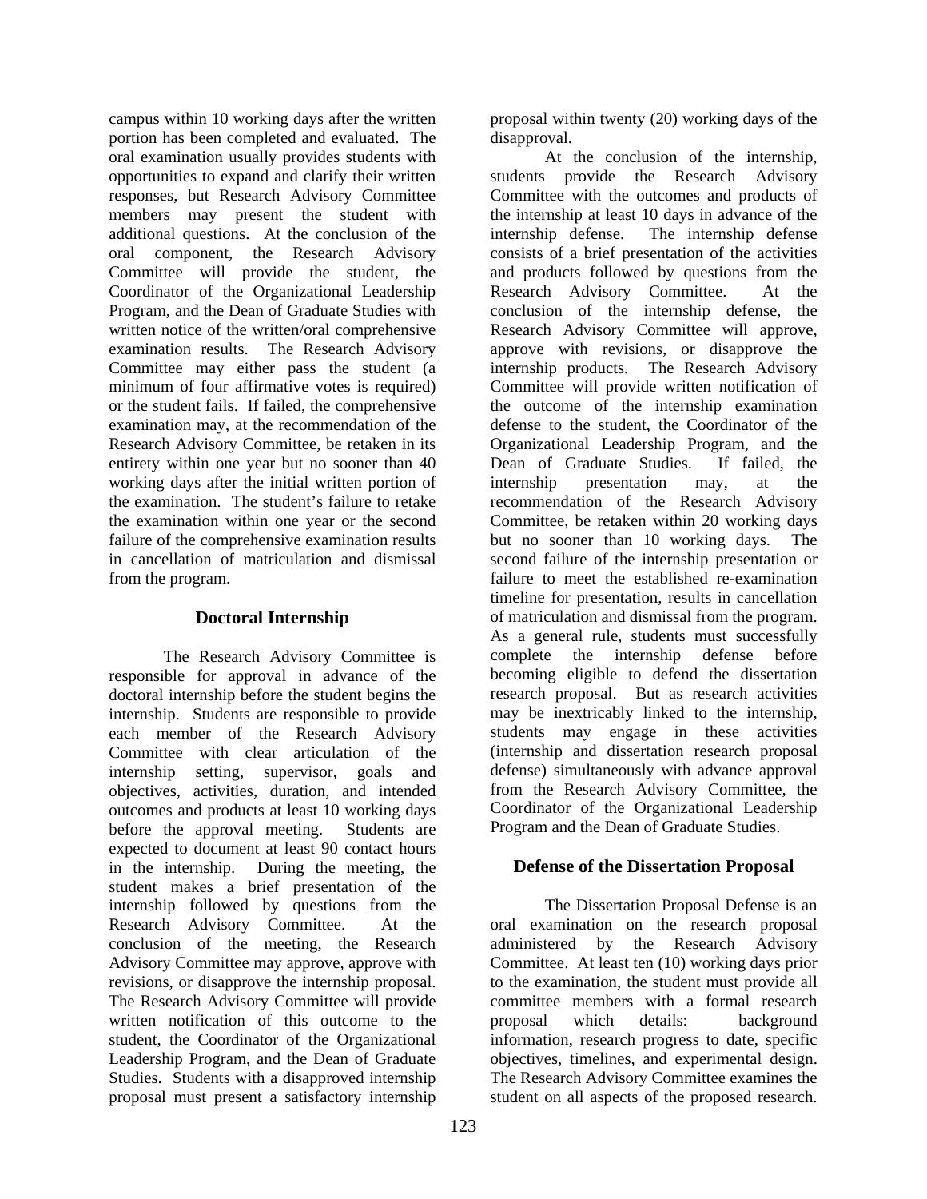campus within 10 working days after the written portion has been completed and evaluated. The oral examination usually provides students with opportunities to expand and clarify their written responses, but Research Advisory Committee members may present the student with additional questions. At the conclusion of the oral component, the Research Advisory Committee will provide the student, the Coordinator of the Organizational Leadership Program, and the Dean of Graduate Studies with written notice of the written/oral comprehensive examination results. The Research Advisory Committee may either pass the student (a minimum of four affirmative votes is required) or the student fails. If failed, the comprehensive examination may, at the recommendation of the Research Advisory Committee, be retaken in its entirety within one year but no sooner than 40 working days after the initial written portion of the examination. The student's failure to retake the examination within one year or the second failure of the comprehensive examination results in cancellation of matriculation and dismissal from the program.

## Doctoral Internship

The Research Advisory Committee is responsible for approval in advance of the doctoral internship before the student begins the internship. Students are responsible to provide each member of the Research Advisory Committee with clear articulation of the internship setting, supervisor, goals and objectives, activities, duration, and intended outcomes and products at least 10 working days before the approval meeting. Students are expected to document at least 90 contact hours in the internship. During the meeting, the student makes a brief presentation of the internship followed by questions from the Research Advisory Committee. At the conclusion of the meeting, the Research Advisory Committee may approve, approve with revisions, or disapprove the internship proposal. The Research Advisory Committee will provide written notification of this outcome to the student, the Coordinator of the Organizational Leadership Program, and the Dean of Graduate Studies. Students with a disapproved internship proposal must present a satisfactory internship proposal within twenty (20) working days of the disapproval.

At the conclusion of the internship, students provide the Research Advisory Committee with the outcomes and products of the internship at least 10 days in advance of the internship defense. The internship defense consists of a brief presentation of the activities and products followed by questions from the Research Advisory Committee. At the conclusion of the internship defense, the Research Advisory Committee will approve, approve with revisions, or disapprove the internship products. The Research Advisory Committee will provide written notification of the outcome of the internship examination defense to the student, the Coordinator of the Organizational Leadership Program, and the Dean of Graduate Studies. If failed, the internship presentation may, at the recommendation of the Research Advisory Committee, be retaken within 20 working days but no sooner than 10 working days. The second failure of the internship presentation or failure to meet the established re-examination timeline for presentation, results in cancellation of matriculation and dismissal from the program. As a general rule, students must successfully complete the internship defense before becoming eligible to defend the dissertation research proposal. But as research activities may be inextricably linked to the internship, students may engage in these activities (internship and dissertation research proposal defense) simultaneously with advance approval from the Research Advisory Committee, the Coordinator of the Organizational Leadership Program and the Dean of Graduate Studies.

## Defense of the Dissertation Proposal

The Dissertation Proposal Defense is an oral examination on the research proposal administered by the Research Advisory Committee. At least ten (10) working days prior to the examination, the student must provide all committee members with a formal research proposal which details: background information, research progress to date, specific objectives, timelines, and experimental design. The Research Advisory Committee examines the student on all aspects of the proposed research.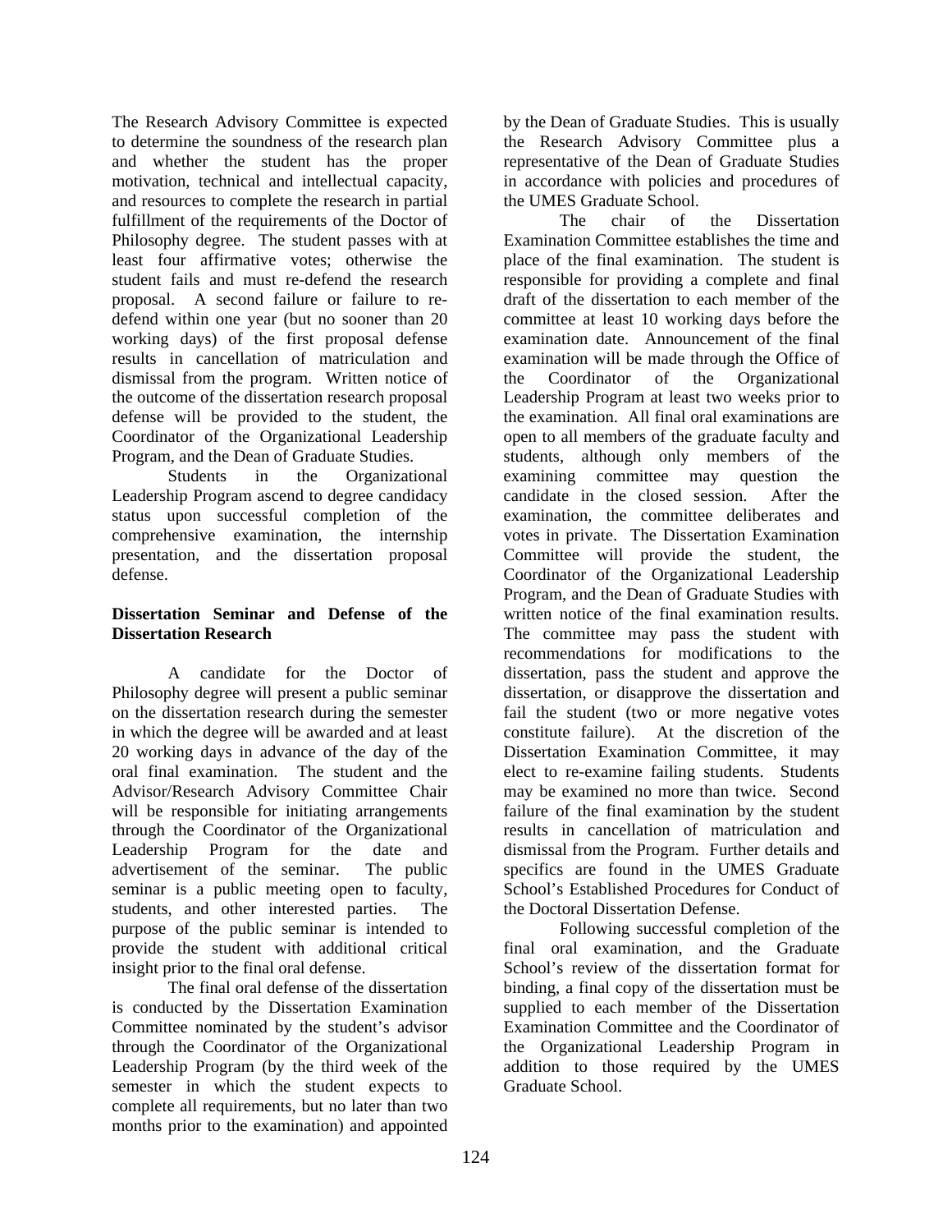The Research Advisory Committee is expected to determine the soundness of the research plan and whether the student has the proper motivation, technical and intellectual capacity, and resources to complete the research in partial fulfillment of the requirements of the Doctor of Philosophy degree. The student passes with at least four affirmative votes; otherwise the student fails and must re-defend the research proposal. A second failure or failure to re-defend within one year (but no sooner than 20 working days) of the first proposal defense results in cancellation of matriculation and dismissal from the program. Written notice of the outcome of the dissertation research proposal defense will be provided to the student, the Coordinator of the Organizational Leadership Program, and the Dean of Graduate Studies.

Students in the Organizational Leadership Program ascend to degree candidacy status upon successful completion of the comprehensive examination, the internship presentation, and the dissertation proposal defense.

**Dissertation Seminar and Defense of the Dissertation Research**

A candidate for the Doctor of Philosophy degree will present a public seminar on the dissertation research during the semester in which the degree will be awarded and at least 20 working days in advance of the day of the oral final examination. The student and the Advisor/Research Advisory Committee Chair will be responsible for initiating arrangements through the Coordinator of the Organizational Leadership Program for the date and advertisement of the seminar. The public seminar is a public meeting open to faculty, students, and other interested parties. The purpose of the public seminar is intended to provide the student with additional critical insight prior to the final oral defense.

The final oral defense of the dissertation is conducted by the Dissertation Examination Committee nominated by the student's advisor through the Coordinator of the Organizational Leadership Program (by the third week of the semester in which the student expects to complete all requirements, but no later than two months prior to the examination) and appointed by the Dean of Graduate Studies. This is usually the Research Advisory Committee plus a representative of the Dean of Graduate Studies in accordance with policies and procedures of the UMES Graduate School.

The chair of the Dissertation Examination Committee establishes the time and place of the final examination. The student is responsible for providing a complete and final draft of the dissertation to each member of the committee at least 10 working days before the examination date. Announcement of the final examination will be made through the Office of the Coordinator of the Organizational Leadership Program at least two weeks prior to the examination. All final oral examinations are open to all members of the graduate faculty and students, although only members of the examining committee may question the candidate in the closed session. After the examination, the committee deliberates and votes in private. The Dissertation Examination Committee will provide the student, the Coordinator of the Organizational Leadership Program, and the Dean of Graduate Studies with written notice of the final examination results. The committee may pass the student with recommendations for modifications to the dissertation, pass the student and approve the dissertation, or disapprove the dissertation and fail the student (two or more negative votes constitute failure). At the discretion of the Dissertation Examination Committee, it may elect to re-examine failing students. Students may be examined no more than twice. Second failure of the final examination by the student results in cancellation of matriculation and dismissal from the Program. Further details and specifics are found in the UMES Graduate School's Established Procedures for Conduct of the Doctoral Dissertation Defense.

Following successful completion of the final oral examination, and the Graduate School's review of the dissertation format for binding, a final copy of the dissertation must be supplied to each member of the Dissertation Examination Committee and the Coordinator of the Organizational Leadership Program in addition to those required by the UMES Graduate School.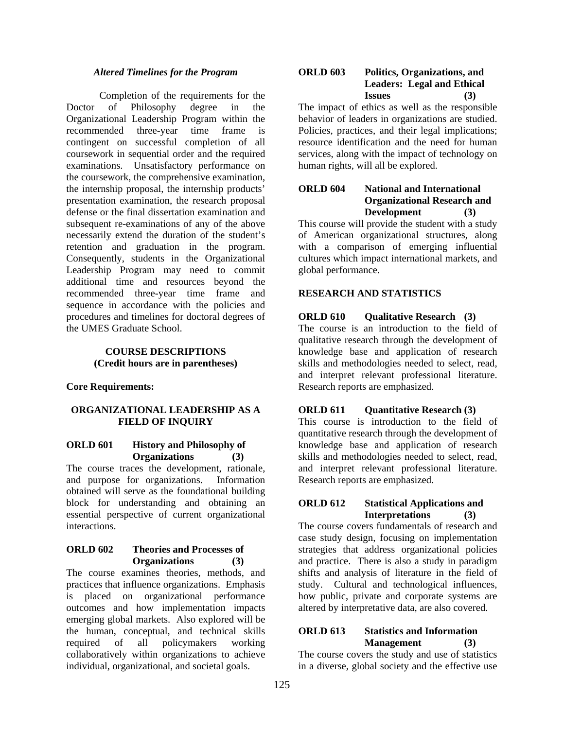*Altered Timelines for the Program*

Completion of the requirements for the Doctor of Philosophy degree in the Organizational Leadership Program within the recommended three-year time frame is contingent on successful completion of all coursework in sequential order and the required examinations. Unsatisfactory performance on the coursework, the comprehensive examination, the internship proposal, the internship products' presentation examination, the research proposal defense or the final dissertation examination and subsequent re-examinations of any of the above necessarily extend the duration of the student's retention and graduation in the program. Consequently, students in the Organizational Leadership Program may need to commit additional time and resources beyond the recommended three-year time frame and sequence in accordance with the policies and procedures and timelines for doctoral degrees of the UMES Graduate School.

## COURSE DESCRIPTIONS
**(Credit hours are in parentheses)**

**Core Requirements:**

### ORGANIZATIONAL LEADERSHIP AS A FIELD OF INQUIRY

**ORLD 601 History and Philosophy of Organizations (3)**
The course traces the development, rationale, and purpose for organizations. Information obtained will serve as the foundational building block for understanding and obtaining an essential perspective of current organizational interactions.

**ORLD 602 Theories and Processes of Organizations (3)**
The course examines theories, methods, and practices that influence organizations. Emphasis is placed on organizational performance outcomes and how implementation impacts emerging global markets. Also explored will be the human, conceptual, and technical skills required of all policymakers working collaboratively within organizations to achieve individual, organizational, and societal goals.

**ORLD 603 Politics, Organizations, and Leaders: Legal and Ethical Issues (3)**
The impact of ethics as well as the responsible behavior of leaders in organizations are studied. Policies, practices, and their legal implications; resource identification and the need for human services, along with the impact of technology on human rights, will all be explored.

**ORLD 604 National and International Organizational Research and Development (3)**
This course will provide the student with a study of American organizational structures, along with a comparison of emerging influential cultures which impact international markets, and global performance.

### RESEARCH AND STATISTICS

**ORLD 610 Qualitative Research (3)**
The course is an introduction to the field of qualitative research through the development of knowledge base and application of research skills and methodologies needed to select, read, and interpret relevant professional literature. Research reports are emphasized.

**ORLD 611 Quantitative Research (3)**
This course is introduction to the field of quantitative research through the development of knowledge base and application of research skills and methodologies needed to select, read, and interpret relevant professional literature. Research reports are emphasized.

**ORLD 612 Statistical Applications and Interpretations (3)**
The course covers fundamentals of research and case study design, focusing on implementation strategies that address organizational policies and practice. There is also a study in paradigm shifts and analysis of literature in the field of study. Cultural and technological influences, how public, private and corporate systems are altered by interpretative data, are also covered.

**ORLD 613 Statistics and Information Management (3)**
The course covers the study and use of statistics in a diverse, global society and the effective use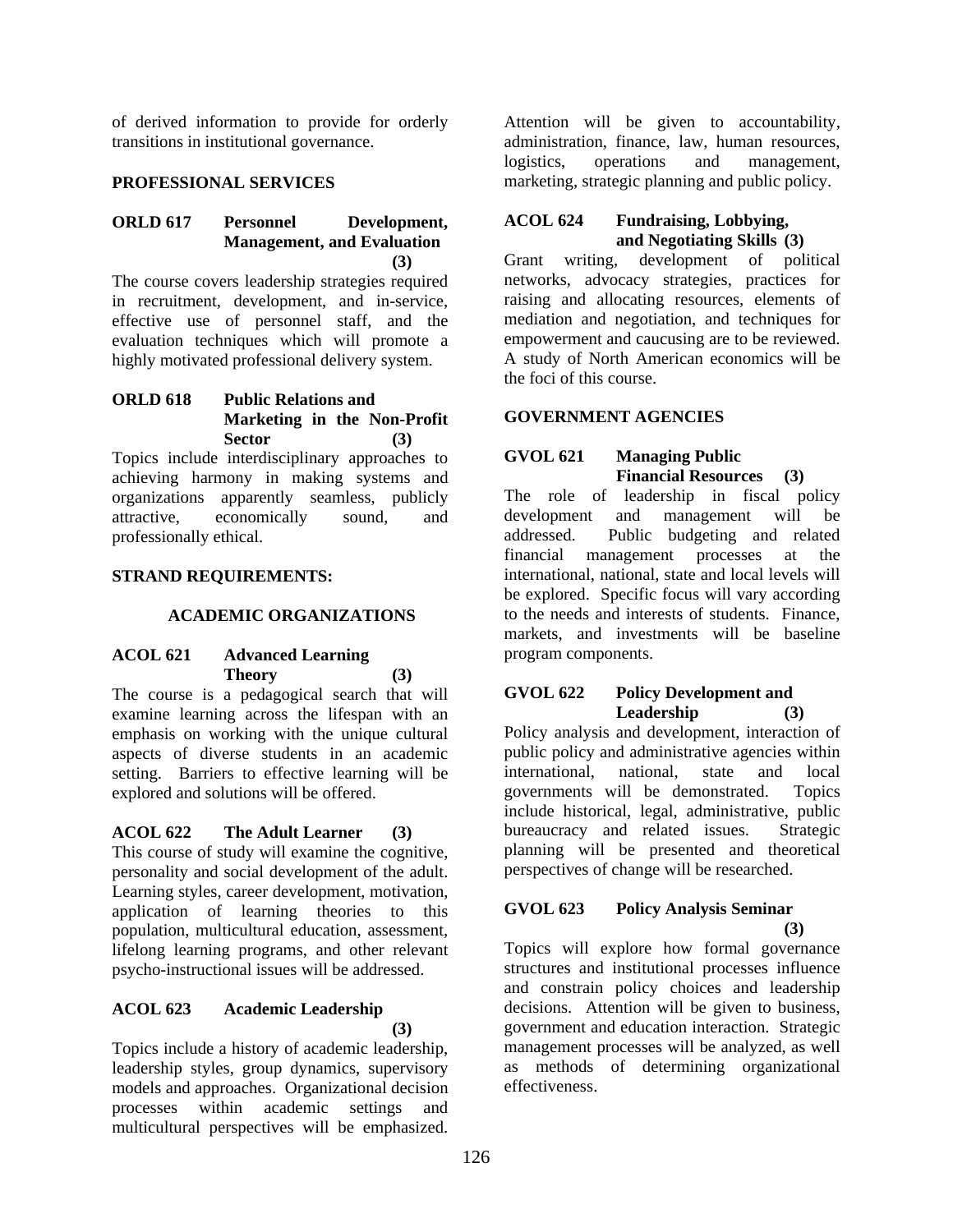of derived information to provide for orderly transitions in institutional governance.

## PROFESSIONAL SERVICES

### ORLD 617 Personnel Development, Management, and Evaluation (3)

The course covers leadership strategies required in recruitment, development, and in-service, effective use of personnel staff, and the evaluation techniques which will promote a highly motivated professional delivery system.

### ORLD 618 Public Relations and Marketing in the Non-Profit Sector (3)

Topics include interdisciplinary approaches to achieving harmony in making systems and organizations apparently seamless, publicly attractive, economically sound, and professionally ethical.

## STRAND REQUIREMENTS:

## ACADEMIC ORGANIZATIONS

### ACOL 621 Advanced Learning Theory (3)

The course is a pedagogical search that will examine learning across the lifespan with an emphasis on working with the unique cultural aspects of diverse students in an academic setting. Barriers to effective learning will be explored and solutions will be offered.

### ACOL 622 The Adult Learner (3)

This course of study will examine the cognitive, personality and social development of the adult. Learning styles, career development, motivation, application of learning theories to this population, multicultural education, assessment, lifelong learning programs, and other relevant psycho-instructional issues will be addressed.

### ACOL 623 Academic Leadership (3)

Topics include a history of academic leadership, leadership styles, group dynamics, supervisory models and approaches. Organizational decision processes within academic settings and multicultural perspectives will be emphasized. Attention will be given to accountability, administration, finance, law, human resources, logistics, operations and management, marketing, strategic planning and public policy.

### ACOL 624 Fundraising, Lobbying, and Negotiating Skills (3)

Grant writing, development of political networks, advocacy strategies, practices for raising and allocating resources, elements of mediation and negotiation, and techniques for empowerment and caucusing are to be reviewed. A study of North American economics will be the foci of this course.

## GOVERNMENT AGENCIES

### GVOL 621 Managing Public Financial Resources (3)

The role of leadership in fiscal policy development and management will be addressed. Public budgeting and related financial management processes at the international, national, state and local levels will be explored. Specific focus will vary according to the needs and interests of students. Finance, markets, and investments will be baseline program components.

### GVOL 622 Policy Development and Leadership (3)

Policy analysis and development, interaction of public policy and administrative agencies within international, national, state and local governments will be demonstrated. Topics include historical, legal, administrative, public bureaucracy and related issues. Strategic planning will be presented and theoretical perspectives of change will be researched.

### GVOL 623 Policy Analysis Seminar (3)

Topics will explore how formal governance structures and institutional processes influence and constrain policy choices and leadership decisions. Attention will be given to business, government and education interaction. Strategic management processes will be analyzed, as well as methods of determining organizational effectiveness.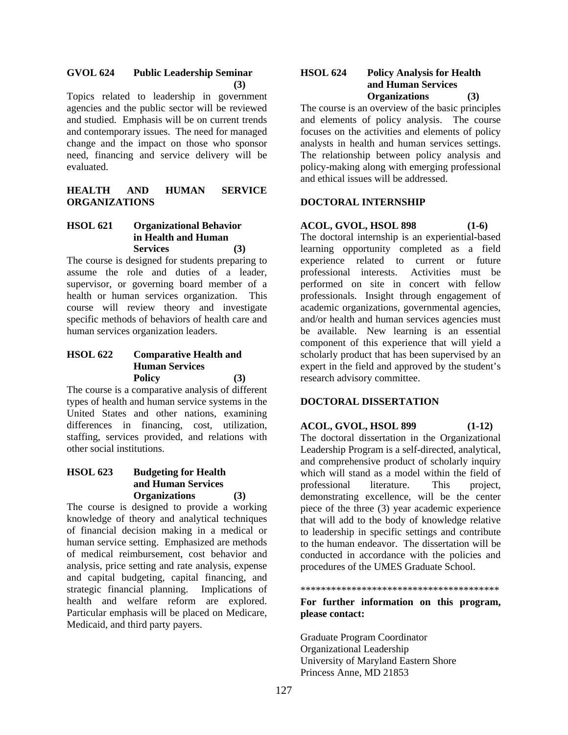**GVOL 624 Public Leadership Seminar (3)**

Topics related to leadership in government agencies and the public sector will be reviewed and studied. Emphasis will be on current trends and contemporary issues. The need for managed change and the impact on those who sponsor need, financing and service delivery will be evaluated.

## HEALTH AND HUMAN SERVICE ORGANIZATIONS

**HSOL 621 Organizational Behavior in Health and Human Services (3)**

The course is designed for students preparing to assume the role and duties of a leader, supervisor, or governing board member of a health or human services organization. This course will review theory and investigate specific methods of behaviors of health care and human services organization leaders.

**HSOL 622 Comparative Health and Human Services Policy (3)**

The course is a comparative analysis of different types of health and human service systems in the United States and other nations, examining differences in financing, cost, utilization, staffing, services provided, and relations with other social institutions.

**HSOL 623 Budgeting for Health and Human Services Organizations (3)**

The course is designed to provide a working knowledge of theory and analytical techniques of financial decision making in a medical or human service setting. Emphasized are methods of medical reimbursement, cost behavior and analysis, price setting and rate analysis, expense and capital budgeting, capital financing, and strategic financial planning. Implications of health and welfare reform are explored. Particular emphasis will be placed on Medicare, Medicaid, and third party payers.

**HSOL 624 Policy Analysis for Health and Human Services Organizations (3)**

The course is an overview of the basic principles and elements of policy analysis. The course focuses on the activities and elements of policy analysts in health and human services settings. The relationship between policy analysis and policy-making along with emerging professional and ethical issues will be addressed.

## DOCTORAL INTERNSHIP

**ACOL, GVOL, HSOL 898 (1-6)**

The doctoral internship is an experiential-based learning opportunity completed as a field experience related to current or future professional interests. Activities must be performed on site in concert with fellow professionals. Insight through engagement of academic organizations, governmental agencies, and/or health and human services agencies must be available. New learning is an essential component of this experience that will yield a scholarly product that has been supervised by an expert in the field and approved by the student's research advisory committee.

## DOCTORAL DISSERTATION

**ACOL, GVOL, HSOL 899 (1-12)**

The doctoral dissertation in the Organizational Leadership Program is a self-directed, analytical, and comprehensive product of scholarly inquiry which will stand as a model within the field of professional literature. This project, demonstrating excellence, will be the center piece of the three (3) year academic experience that will add to the body of knowledge relative to leadership in specific settings and contribute to the human endeavor. The dissertation will be conducted in accordance with the policies and procedures of the UMES Graduate School.

***************************************

**For further information on this program, please contact:**

Graduate Program Coordinator
Organizational Leadership
University of Maryland Eastern Shore
Princess Anne, MD 21853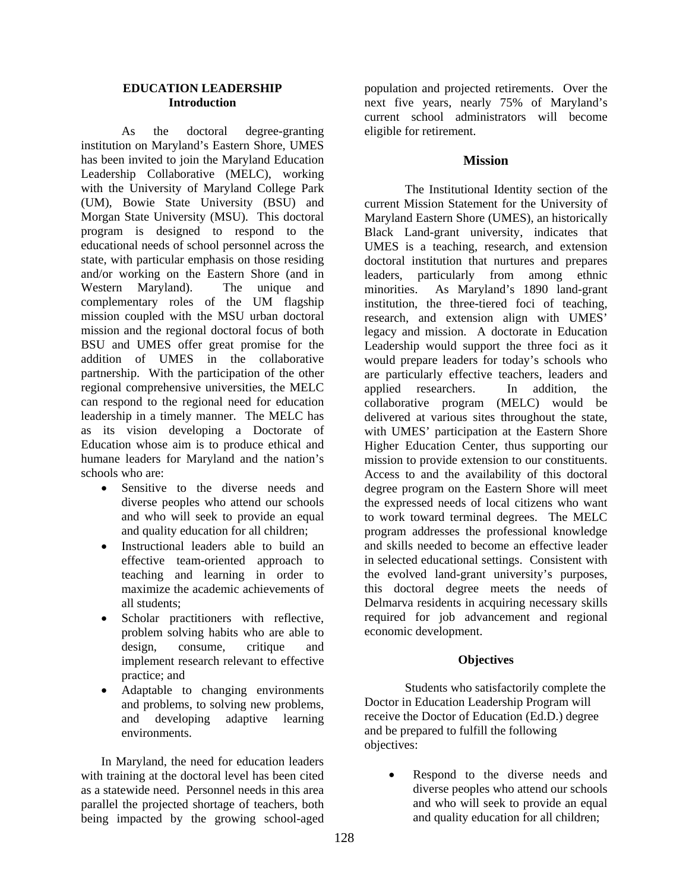## EDUCATION LEADERSHIP

### Introduction

As the doctoral degree-granting institution on Maryland's Eastern Shore, UMES has been invited to join the Maryland Education Leadership Collaborative (MELC), working with the University of Maryland College Park (UM), Bowie State University (BSU) and Morgan State University (MSU). This doctoral program is designed to respond to the educational needs of school personnel across the state, with particular emphasis on those residing and/or working on the Eastern Shore (and in Western Maryland). The unique and complementary roles of the UM flagship mission coupled with the MSU urban doctoral mission and the regional doctoral focus of both BSU and UMES offer great promise for the addition of UMES in the collaborative partnership. With the participation of the other regional comprehensive universities, the MELC can respond to the regional need for education leadership in a timely manner. The MELC has as its vision developing a Doctorate of Education whose aim is to produce ethical and humane leaders for Maryland and the nation's schools who are:

- Sensitive to the diverse needs and diverse peoples who attend our schools and who will seek to provide an equal and quality education for all children;
- Instructional leaders able to build an effective team-oriented approach to teaching and learning in order to maximize the academic achievements of all students;
- Scholar practitioners with reflective, problem solving habits who are able to design, consume, critique and implement research relevant to effective practice; and
- Adaptable to changing environments and problems, to solving new problems, and developing adaptive learning environments.

In Maryland, the need for education leaders with training at the doctoral level has been cited as a statewide need. Personnel needs in this area parallel the projected shortage of teachers, both being impacted by the growing school-aged population and projected retirements. Over the next five years, nearly 75% of Maryland's current school administrators will become eligible for retirement.

### Mission

The Institutional Identity section of the current Mission Statement for the University of Maryland Eastern Shore (UMES), an historically Black Land-grant university, indicates that UMES is a teaching, research, and extension doctoral institution that nurtures and prepares leaders, particularly from among ethnic minorities. As Maryland's 1890 land-grant institution, the three-tiered foci of teaching, research, and extension align with UMES' legacy and mission. A doctorate in Education Leadership would support the three foci as it would prepare leaders for today's schools who are particularly effective teachers, leaders and applied researchers. In addition, the collaborative program (MELC) would be delivered at various sites throughout the state, with UMES' participation at the Eastern Shore Higher Education Center, thus supporting our mission to provide extension to our constituents. Access to and the availability of this doctoral degree program on the Eastern Shore will meet the expressed needs of local citizens who want to work toward terminal degrees. The MELC program addresses the professional knowledge and skills needed to become an effective leader in selected educational settings. Consistent with the evolved land-grant university's purposes, this doctoral degree meets the needs of Delmarva residents in acquiring necessary skills required for job advancement and regional economic development.

### Objectives

Students who satisfactorily complete the Doctor in Education Leadership Program will receive the Doctor of Education (Ed.D.) degree and be prepared to fulfill the following objectives:

- Respond to the diverse needs and diverse peoples who attend our schools and who will seek to provide an equal and quality education for all children;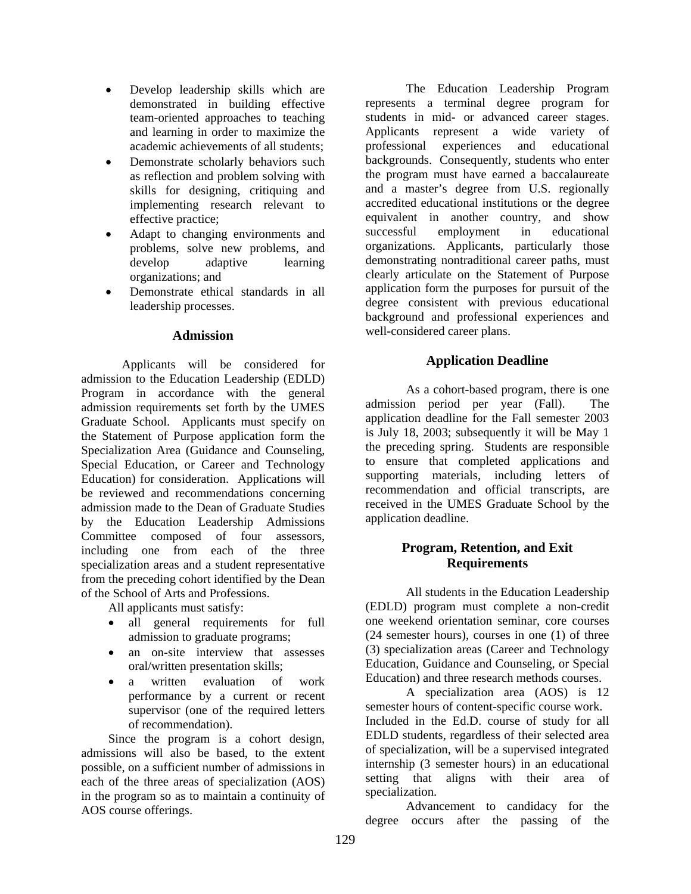- Develop leadership skills which are demonstrated in building effective team-oriented approaches to teaching and learning in order to maximize the academic achievements of all students;
- Demonstrate scholarly behaviors such as reflection and problem solving with skills for designing, critiquing and implementing research relevant to effective practice;
- Adapt to changing environments and problems, solve new problems, and develop adaptive learning organizations; and
- Demonstrate ethical standards in all leadership processes.

## Admission

Applicants will be considered for admission to the Education Leadership (EDLD) Program in accordance with the general admission requirements set forth by the UMES Graduate School. Applicants must specify on the Statement of Purpose application form the Specialization Area (Guidance and Counseling, Special Education, or Career and Technology Education) for consideration. Applications will be reviewed and recommendations concerning admission made to the Dean of Graduate Studies by the Education Leadership Admissions Committee composed of four assessors, including one from each of the three specialization areas and a student representative from the preceding cohort identified by the Dean of the School of Arts and Professions.

All applicants must satisfy:

- all general requirements for full admission to graduate programs;
- an on-site interview that assesses oral/written presentation skills;
- a written evaluation of work performance by a current or recent supervisor (one of the required letters of recommendation).

Since the program is a cohort design, admissions will also be based, to the extent possible, on a sufficient number of admissions in each of the three areas of specialization (AOS) in the program so as to maintain a continuity of AOS course offerings.

The Education Leadership Program represents a terminal degree program for students in mid- or advanced career stages. Applicants represent a wide variety of professional experiences and educational backgrounds. Consequently, students who enter the program must have earned a baccalaureate and a master's degree from U.S. regionally accredited educational institutions or the degree equivalent in another country, and show successful employment in educational organizations. Applicants, particularly those demonstrating nontraditional career paths, must clearly articulate on the Statement of Purpose application form the purposes for pursuit of the degree consistent with previous educational background and professional experiences and well-considered career plans.

## Application Deadline

As a cohort-based program, there is one admission period per year (Fall). The application deadline for the Fall semester 2003 is July 18, 2003; subsequently it will be May 1 the preceding spring. Students are responsible to ensure that completed applications and supporting materials, including letters of recommendation and official transcripts, are received in the UMES Graduate School by the application deadline.

## Program, Retention, and Exit Requirements

All students in the Education Leadership (EDLD) program must complete a non-credit one weekend orientation seminar, core courses (24 semester hours), courses in one (1) of three (3) specialization areas (Career and Technology Education, Guidance and Counseling, or Special Education) and three research methods courses.

A specialization area (AOS) is 12 semester hours of content-specific course work. Included in the Ed.D. course of study for all EDLD students, regardless of their selected area of specialization, will be a supervised integrated internship (3 semester hours) in an educational setting that aligns with their area of specialization.

Advancement to candidacy for the degree occurs after the passing of the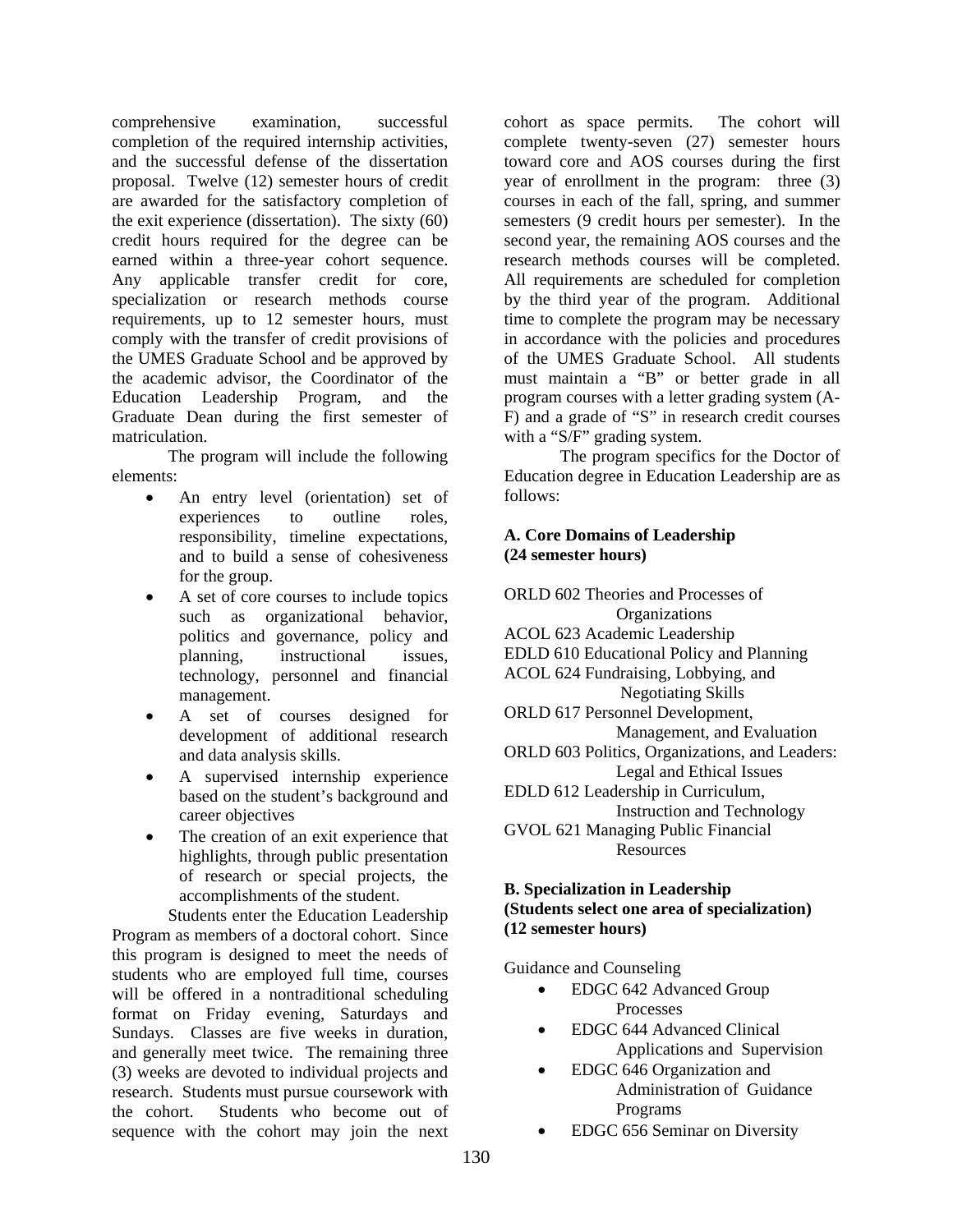comprehensive examination, successful completion of the required internship activities, and the successful defense of the dissertation proposal. Twelve (12) semester hours of credit are awarded for the satisfactory completion of the exit experience (dissertation). The sixty (60) credit hours required for the degree can be earned within a three-year cohort sequence. Any applicable transfer credit for core, specialization or research methods course requirements, up to 12 semester hours, must comply with the transfer of credit provisions of the UMES Graduate School and be approved by the academic advisor, the Coordinator of the Education Leadership Program, and the Graduate Dean during the first semester of matriculation.

The program will include the following elements:

- An entry level (orientation) set of experiences to outline roles, responsibility, timeline expectations, and to build a sense of cohesiveness for the group.
- A set of core courses to include topics such as organizational behavior, politics and governance, policy and planning, instructional issues, technology, personnel and financial management.
- A set of courses designed for development of additional research and data analysis skills.
- A supervised internship experience based on the student's background and career objectives
- The creation of an exit experience that highlights, through public presentation of research or special projects, the accomplishments of the student.

Students enter the Education Leadership Program as members of a doctoral cohort. Since this program is designed to meet the needs of students who are employed full time, courses will be offered in a nontraditional scheduling format on Friday evening, Saturdays and Sundays. Classes are five weeks in duration, and generally meet twice. The remaining three (3) weeks are devoted to individual projects and research. Students must pursue coursework with the cohort. Students who become out of sequence with the cohort may join the next cohort as space permits. The cohort will complete twenty-seven (27) semester hours toward core and AOS courses during the first year of enrollment in the program: three (3) courses in each of the fall, spring, and summer semesters (9 credit hours per semester). In the second year, the remaining AOS courses and the research methods courses will be completed. All requirements are scheduled for completion by the third year of the program. Additional time to complete the program may be necessary in accordance with the policies and procedures of the UMES Graduate School. All students must maintain a "B" or better grade in all program courses with a letter grading system (A-F) and a grade of "S" in research credit courses with a "S/F" grading system.

The program specifics for the Doctor of Education degree in Education Leadership are as follows:

**A. Core Domains of Leadership (24 semester hours)**

ORLD 602 Theories and Processes of Organizations
ACOL 623 Academic Leadership
EDLD 610 Educational Policy and Planning
ACOL 624 Fundraising, Lobbying, and Negotiating Skills
ORLD 617 Personnel Development, Management, and Evaluation
ORLD 603 Politics, Organizations, and Leaders: Legal and Ethical Issues
EDLD 612 Leadership in Curriculum, Instruction and Technology
GVOL 621 Managing Public Financial Resources

**B. Specialization in Leadership (Students select one area of specialization) (12 semester hours)**

Guidance and Counseling

- EDGC 642 Advanced Group Processes
- EDGC 644 Advanced Clinical Applications and Supervision
- EDGC 646 Organization and Administration of Guidance Programs
- EDGC 656 Seminar on Diversity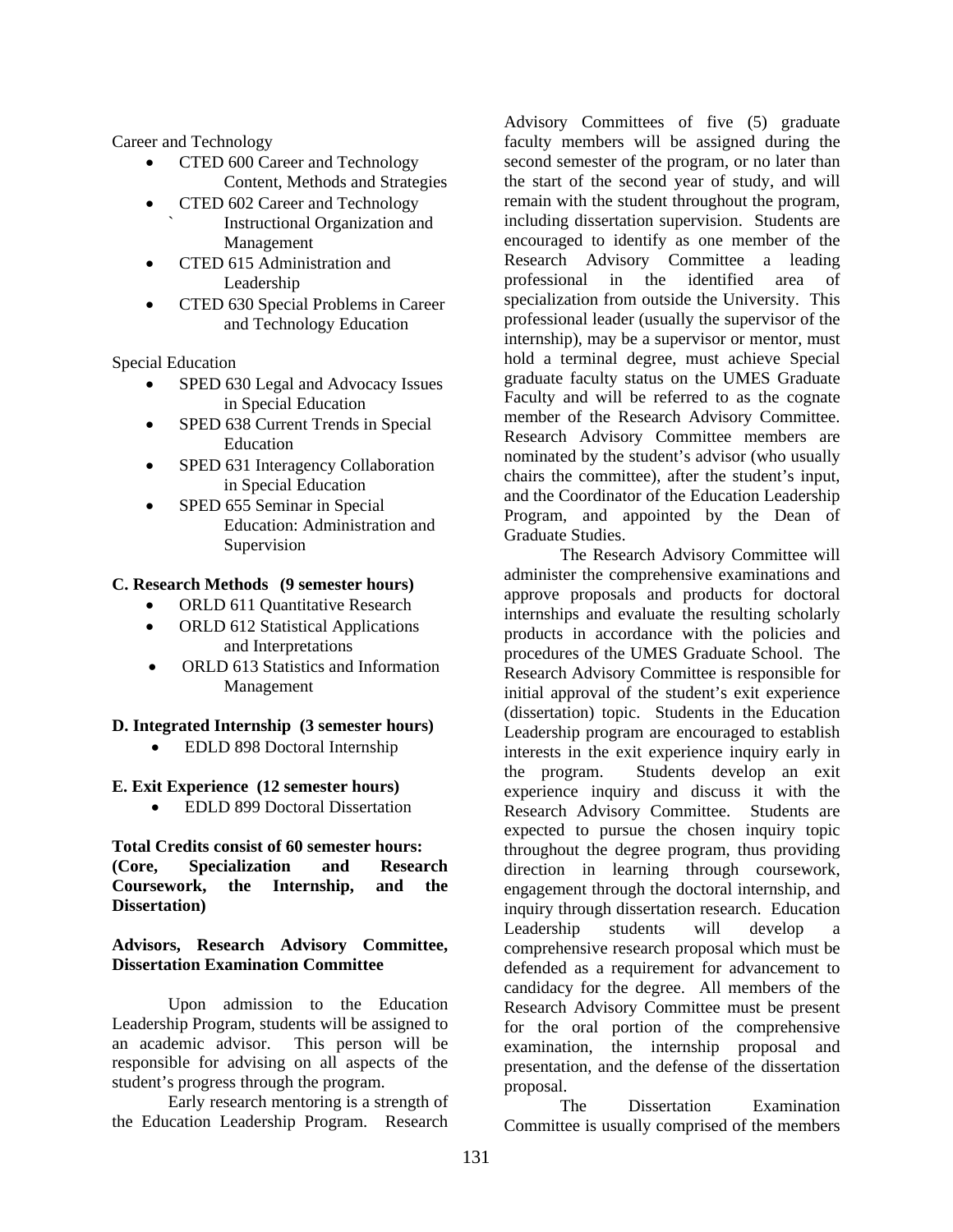Career and Technology

- CTED 600 Career and Technology Content, Methods and Strategies
- CTED 602 Career and Technology Instructional Organization and Management
- CTED 615 Administration and Leadership
- CTED 630 Special Problems in Career and Technology Education

Special Education

- SPED 630 Legal and Advocacy Issues in Special Education
- SPED 638 Current Trends in Special Education
- SPED 631 Interagency Collaboration in Special Education
- SPED 655 Seminar in Special Education: Administration and Supervision

**C. Research Methods (9 semester hours)**

- ORLD 611 Quantitative Research
- ORLD 612 Statistical Applications and Interpretations
- ORLD 613 Statistics and Information Management

**D. Integrated Internship (3 semester hours)**

- EDLD 898 Doctoral Internship

**E. Exit Experience (12 semester hours)**

- EDLD 899 Doctoral Dissertation

**Total Credits consist of 60 semester hours: (Core, Specialization and Research Coursework, the Internship, and the Dissertation)**

**Advisors, Research Advisory Committee, Dissertation Examination Committee**

Upon admission to the Education Leadership Program, students will be assigned to an academic advisor. This person will be responsible for advising on all aspects of the student's progress through the program.

Early research mentoring is a strength of the Education Leadership Program. Research Advisory Committees of five (5) graduate faculty members will be assigned during the second semester of the program, or no later than the start of the second year of study, and will remain with the student throughout the program, including dissertation supervision. Students are encouraged to identify as one member of the Research Advisory Committee a leading professional in the identified area of specialization from outside the University. This professional leader (usually the supervisor of the internship), may be a supervisor or mentor, must hold a terminal degree, must achieve Special graduate faculty status on the UMES Graduate Faculty and will be referred to as the cognate member of the Research Advisory Committee. Research Advisory Committee members are nominated by the student's advisor (who usually chairs the committee), after the student's input, and the Coordinator of the Education Leadership Program, and appointed by the Dean of Graduate Studies.

The Research Advisory Committee will administer the comprehensive examinations and approve proposals and products for doctoral internships and evaluate the resulting scholarly products in accordance with the policies and procedures of the UMES Graduate School. The Research Advisory Committee is responsible for initial approval of the student's exit experience (dissertation) topic. Students in the Education Leadership program are encouraged to establish interests in the exit experience inquiry early in the program. Students develop an exit experience inquiry and discuss it with the Research Advisory Committee. Students are expected to pursue the chosen inquiry topic throughout the degree program, thus providing direction in learning through coursework, engagement through the doctoral internship, and inquiry through dissertation research. Education Leadership students will develop a comprehensive research proposal which must be defended as a requirement for advancement to candidacy for the degree. All members of the Research Advisory Committee must be present for the oral portion of the comprehensive examination, the internship proposal and presentation, and the defense of the dissertation proposal.

The Dissertation Examination Committee is usually comprised of the members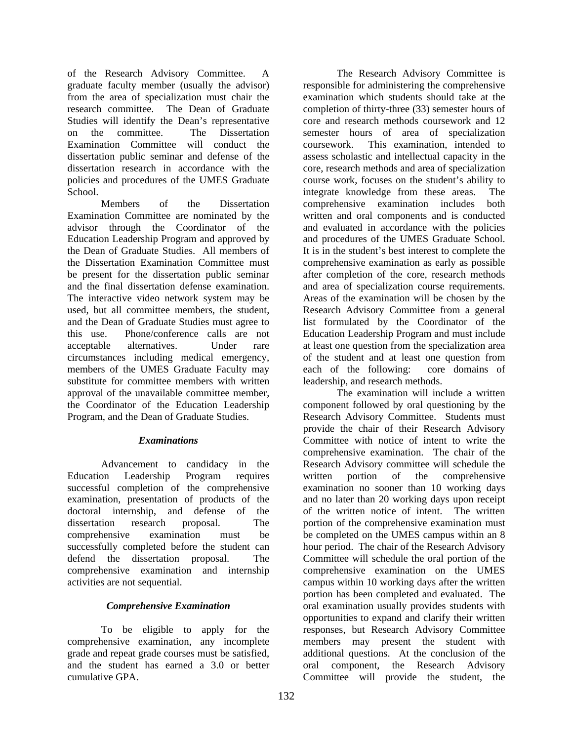of the Research Advisory Committee. A graduate faculty member (usually the advisor) from the area of specialization must chair the research committee. The Dean of Graduate Studies will identify the Dean's representative on the committee. The Dissertation Examination Committee will conduct the dissertation public seminar and defense of the dissertation research in accordance with the policies and procedures of the UMES Graduate School.

Members of the Dissertation Examination Committee are nominated by the advisor through the Coordinator of the Education Leadership Program and approved by the Dean of Graduate Studies. All members of the Dissertation Examination Committee must be present for the dissertation public seminar and the final dissertation defense examination. The interactive video network system may be used, but all committee members, the student, and the Dean of Graduate Studies must agree to this use. Phone/conference calls are not acceptable alternatives. Under rare circumstances including medical emergency, members of the UMES Graduate Faculty may substitute for committee members with written approval of the unavailable committee member, the Coordinator of the Education Leadership Program, and the Dean of Graduate Studies.

### *Examinations*

Advancement to candidacy in the Education Leadership Program requires successful completion of the comprehensive examination, presentation of products of the doctoral internship, and defense of the dissertation research proposal. The comprehensive examination must be successfully completed before the student can defend the dissertation proposal. The comprehensive examination and internship activities are not sequential.

### *Comprehensive Examination*

To be eligible to apply for the comprehensive examination, any incomplete grade and repeat grade courses must be satisfied, and the student has earned a 3.0 or better cumulative GPA.

The Research Advisory Committee is responsible for administering the comprehensive examination which students should take at the completion of thirty-three (33) semester hours of core and research methods coursework and 12 semester hours of area of specialization coursework. This examination, intended to assess scholastic and intellectual capacity in the core, research methods and area of specialization course work, focuses on the student's ability to integrate knowledge from these areas. The comprehensive examination includes both written and oral components and is conducted and evaluated in accordance with the policies and procedures of the UMES Graduate School. It is in the student's best interest to complete the comprehensive examination as early as possible after completion of the core, research methods and area of specialization course requirements. Areas of the examination will be chosen by the Research Advisory Committee from a general list formulated by the Coordinator of the Education Leadership Program and must include at least one question from the specialization area of the student and at least one question from each of the following: core domains of leadership, and research methods.

The examination will include a written component followed by oral questioning by the Research Advisory Committee. Students must provide the chair of their Research Advisory Committee with notice of intent to write the comprehensive examination. The chair of the Research Advisory committee will schedule the written portion of the comprehensive examination no sooner than 10 working days and no later than 20 working days upon receipt of the written notice of intent. The written portion of the comprehensive examination must be completed on the UMES campus within an 8 hour period. The chair of the Research Advisory Committee will schedule the oral portion of the comprehensive examination on the UMES campus within 10 working days after the written portion has been completed and evaluated. The oral examination usually provides students with opportunities to expand and clarify their written responses, but Research Advisory Committee members may present the student with additional questions. At the conclusion of the oral component, the Research Advisory Committee will provide the student, the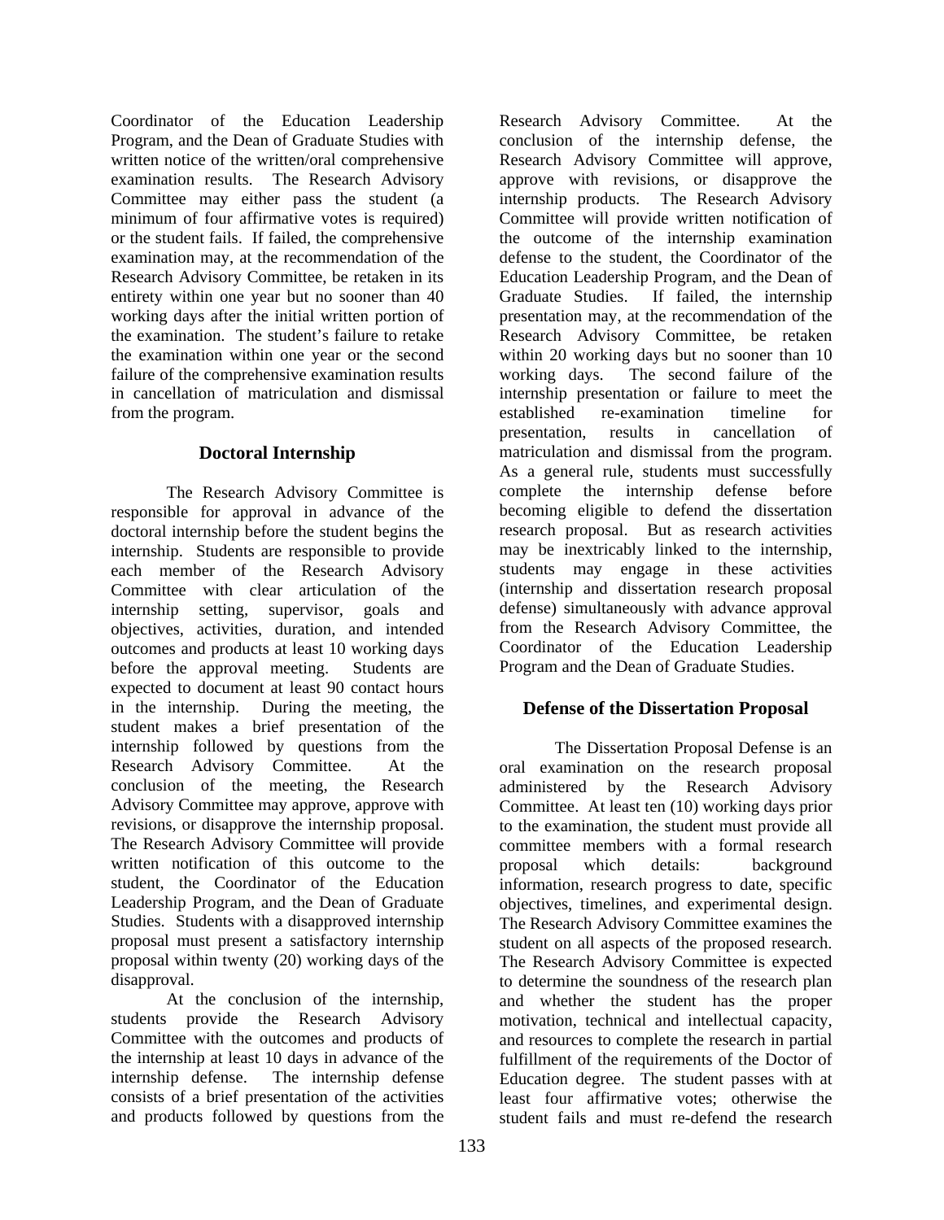Coordinator of the Education Leadership Program, and the Dean of Graduate Studies with written notice of the written/oral comprehensive examination results. The Research Advisory Committee may either pass the student (a minimum of four affirmative votes is required) or the student fails. If failed, the comprehensive examination may, at the recommendation of the Research Advisory Committee, be retaken in its entirety within one year but no sooner than 40 working days after the initial written portion of the examination. The student's failure to retake the examination within one year or the second failure of the comprehensive examination results in cancellation of matriculation and dismissal from the program.

## Doctoral Internship

The Research Advisory Committee is responsible for approval in advance of the doctoral internship before the student begins the internship. Students are responsible to provide each member of the Research Advisory Committee with clear articulation of the internship setting, supervisor, goals and objectives, activities, duration, and intended outcomes and products at least 10 working days before the approval meeting. Students are expected to document at least 90 contact hours in the internship. During the meeting, the student makes a brief presentation of the internship followed by questions from the Research Advisory Committee. At the conclusion of the meeting, the Research Advisory Committee may approve, approve with revisions, or disapprove the internship proposal. The Research Advisory Committee will provide written notification of this outcome to the student, the Coordinator of the Education Leadership Program, and the Dean of Graduate Studies. Students with a disapproved internship proposal must present a satisfactory internship proposal within twenty (20) working days of the disapproval.

At the conclusion of the internship, students provide the Research Advisory Committee with the outcomes and products of the internship at least 10 days in advance of the internship defense. The internship defense consists of a brief presentation of the activities and products followed by questions from the Research Advisory Committee. At the conclusion of the internship defense, the Research Advisory Committee will approve, approve with revisions, or disapprove the internship products. The Research Advisory Committee will provide written notification of the outcome of the internship examination defense to the student, the Coordinator of the Education Leadership Program, and the Dean of Graduate Studies. If failed, the internship presentation may, at the recommendation of the Research Advisory Committee, be retaken within 20 working days but no sooner than 10 working days. The second failure of the internship presentation or failure to meet the established re-examination timeline for presentation, results in cancellation of matriculation and dismissal from the program. As a general rule, students must successfully complete the internship defense before becoming eligible to defend the dissertation research proposal. But as research activities may be inextricably linked to the internship, students may engage in these activities (internship and dissertation research proposal defense) simultaneously with advance approval from the Research Advisory Committee, the Coordinator of the Education Leadership Program and the Dean of Graduate Studies.

## Defense of the Dissertation Proposal

The Dissertation Proposal Defense is an oral examination on the research proposal administered by the Research Advisory Committee. At least ten (10) working days prior to the examination, the student must provide all committee members with a formal research proposal which details: background information, research progress to date, specific objectives, timelines, and experimental design. The Research Advisory Committee examines the student on all aspects of the proposed research. The Research Advisory Committee is expected to determine the soundness of the research plan and whether the student has the proper motivation, technical and intellectual capacity, and resources to complete the research in partial fulfillment of the requirements of the Doctor of Education degree. The student passes with at least four affirmative votes; otherwise the student fails and must re-defend the research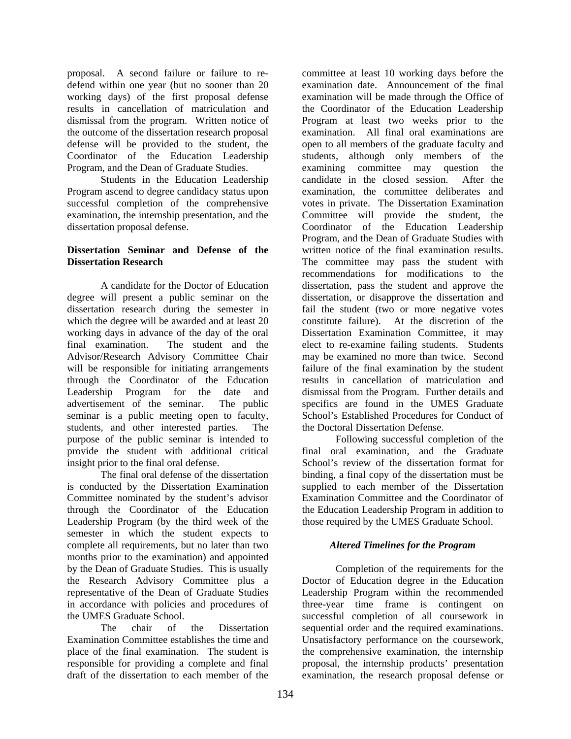proposal. A second failure or failure to re-defend within one year (but no sooner than 20 working days) of the first proposal defense results in cancellation of matriculation and dismissal from the program. Written notice of the outcome of the dissertation research proposal defense will be provided to the student, the Coordinator of the Education Leadership Program, and the Dean of Graduate Studies.

Students in the Education Leadership Program ascend to degree candidacy status upon successful completion of the comprehensive examination, the internship presentation, and the dissertation proposal defense.

**Dissertation Seminar and Defense of the Dissertation Research**

A candidate for the Doctor of Education degree will present a public seminar on the dissertation research during the semester in which the degree will be awarded and at least 20 working days in advance of the day of the oral final examination. The student and the Advisor/Research Advisory Committee Chair will be responsible for initiating arrangements through the Coordinator of the Education Leadership Program for the date and advertisement of the seminar. The public seminar is a public meeting open to faculty, students, and other interested parties. The purpose of the public seminar is intended to provide the student with additional critical insight prior to the final oral defense.

The final oral defense of the dissertation is conducted by the Dissertation Examination Committee nominated by the student's advisor through the Coordinator of the Education Leadership Program (by the third week of the semester in which the student expects to complete all requirements, but no later than two months prior to the examination) and appointed by the Dean of Graduate Studies. This is usually the Research Advisory Committee plus a representative of the Dean of Graduate Studies in accordance with policies and procedures of the UMES Graduate School.

The chair of the Dissertation Examination Committee establishes the time and place of the final examination. The student is responsible for providing a complete and final draft of the dissertation to each member of the committee at least 10 working days before the examination date. Announcement of the final examination will be made through the Office of the Coordinator of the Education Leadership Program at least two weeks prior to the examination. All final oral examinations are open to all members of the graduate faculty and students, although only members of the examining committee may question the candidate in the closed session. After the examination, the committee deliberates and votes in private. The Dissertation Examination Committee will provide the student, the Coordinator of the Education Leadership Program, and the Dean of Graduate Studies with written notice of the final examination results. The committee may pass the student with recommendations for modifications to the dissertation, pass the student and approve the dissertation, or disapprove the dissertation and fail the student (two or more negative votes constitute failure). At the discretion of the Dissertation Examination Committee, it may elect to re-examine failing students. Students may be examined no more than twice. Second failure of the final examination by the student results in cancellation of matriculation and dismissal from the Program. Further details and specifics are found in the UMES Graduate School's Established Procedures for Conduct of the Doctoral Dissertation Defense.

Following successful completion of the final oral examination, and the Graduate School's review of the dissertation format for binding, a final copy of the dissertation must be supplied to each member of the Dissertation Examination Committee and the Coordinator of the Education Leadership Program in addition to those required by the UMES Graduate School.

***Altered Timelines for the Program***

Completion of the requirements for the Doctor of Education degree in the Education Leadership Program within the recommended three-year time frame is contingent on successful completion of all coursework in sequential order and the required examinations. Unsatisfactory performance on the coursework, the comprehensive examination, the internship proposal, the internship products' presentation examination, the research proposal defense or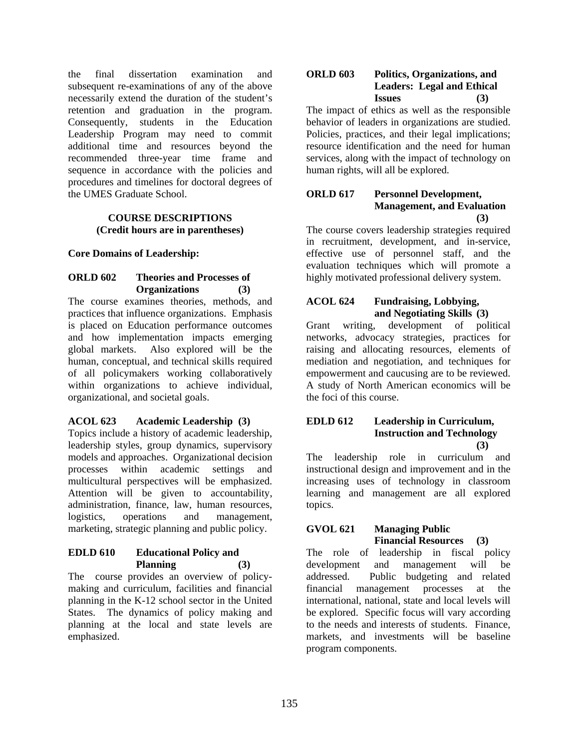the final dissertation examination and subsequent re-examinations of any of the above necessarily extend the duration of the student's retention and graduation in the program. Consequently, students in the Education Leadership Program may need to commit additional time and resources beyond the recommended three-year time frame and sequence in accordance with the policies and procedures and timelines for doctoral degrees of the UMES Graduate School.

## COURSE DESCRIPTIONS
**(Credit hours are in parentheses)**

### Core Domains of Leadership:

**ORLD 602 Theories and Processes of Organizations (3)**
The course examines theories, methods, and practices that influence organizations. Emphasis is placed on Education performance outcomes and how implementation impacts emerging global markets. Also explored will be the human, conceptual, and technical skills required of all policymakers working collaboratively within organizations to achieve individual, organizational, and societal goals.

**ACOL 623 Academic Leadership (3)**
Topics include a history of academic leadership, leadership styles, group dynamics, supervisory models and approaches. Organizational decision processes within academic settings and multicultural perspectives will be emphasized. Attention will be given to accountability, administration, finance, law, human resources, logistics, operations and management, marketing, strategic planning and public policy.

**EDLD 610 Educational Policy and Planning (3)**
The course provides an overview of policy-making and curriculum, facilities and financial planning in the K-12 school sector in the United States. The dynamics of policy making and planning at the local and state levels are emphasized.

**ORLD 603 Politics, Organizations, and Leaders: Legal and Ethical Issues (3)**
The impact of ethics as well as the responsible behavior of leaders in organizations are studied. Policies, practices, and their legal implications; resource identification and the need for human services, along with the impact of technology on human rights, will all be explored.

**ORLD 617 Personnel Development, Management, and Evaluation (3)**
The course covers leadership strategies required in recruitment, development, and in-service, effective use of personnel staff, and the evaluation techniques which will promote a highly motivated professional delivery system.

**ACOL 624 Fundraising, Lobbying, and Negotiating Skills (3)**
Grant writing, development of political networks, advocacy strategies, practices for raising and allocating resources, elements of mediation and negotiation, and techniques for empowerment and caucusing are to be reviewed. A study of North American economics will be the foci of this course.

**EDLD 612 Leadership in Curriculum, Instruction and Technology (3)**
The leadership role in curriculum and instructional design and improvement and in the increasing uses of technology in classroom learning and management are all explored topics.

**GVOL 621 Managing Public Financial Resources (3)**
The role of leadership in fiscal policy development and management will be addressed. Public budgeting and related financial management processes at the international, national, state and local levels will be explored. Specific focus will vary according to the needs and interests of students. Finance, markets, and investments will be baseline program components.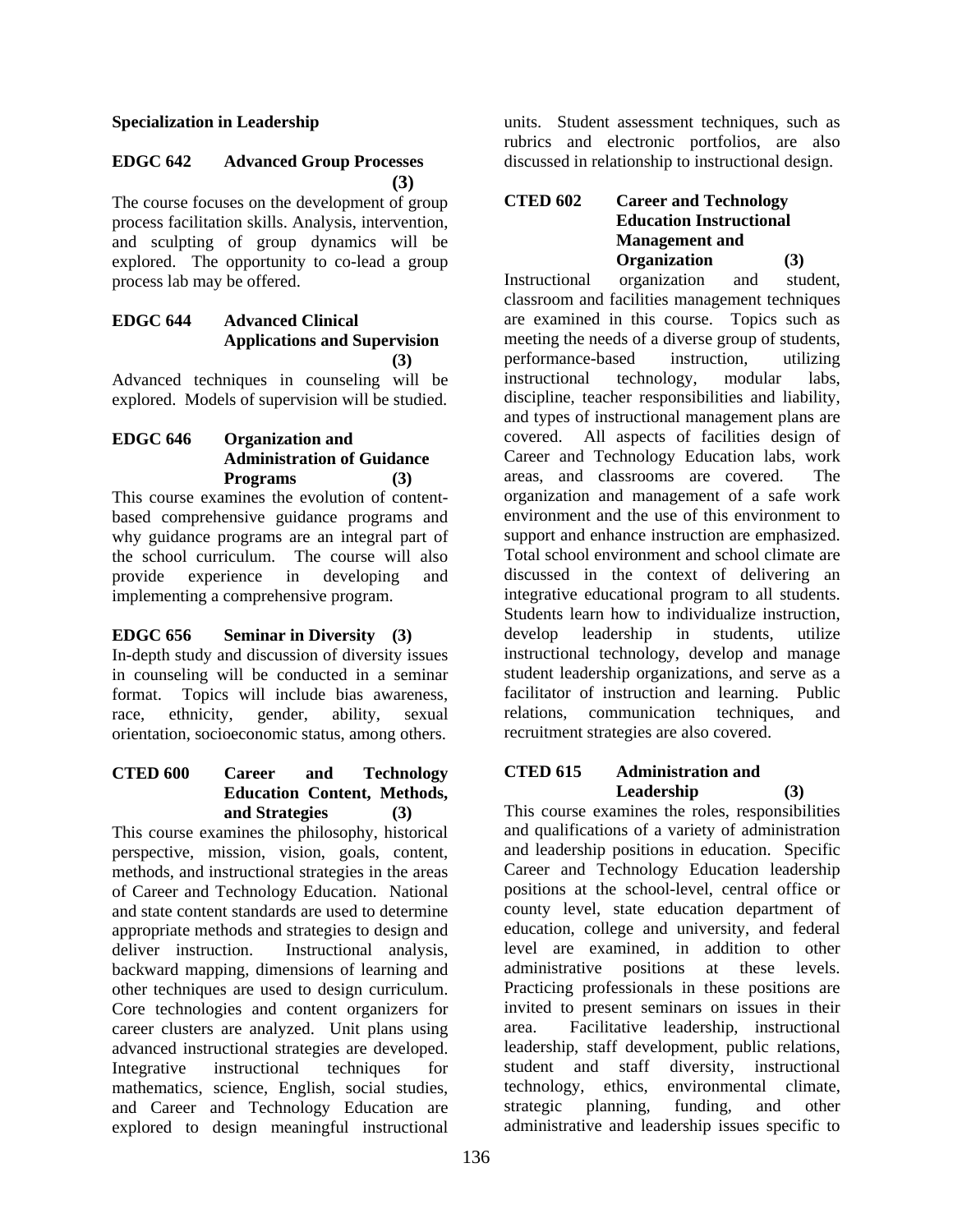**Specialization in Leadership**

**EDGC 642 Advanced Group Processes (3)**

The course focuses on the development of group process facilitation skills. Analysis, intervention, and sculpting of group dynamics will be explored. The opportunity to co-lead a group process lab may be offered.

**EDGC 644 Advanced Clinical Applications and Supervision (3)**

Advanced techniques in counseling will be explored. Models of supervision will be studied.

**EDGC 646 Organization and Administration of Guidance Programs (3)**

This course examines the evolution of content-based comprehensive guidance programs and why guidance programs are an integral part of the school curriculum. The course will also provide experience in developing and implementing a comprehensive program.

**EDGC 656 Seminar in Diversity (3)**

In-depth study and discussion of diversity issues in counseling will be conducted in a seminar format. Topics will include bias awareness, race, ethnicity, gender, ability, sexual orientation, socioeconomic status, among others.

**CTED 600 Career and Technology Education Content, Methods, and Strategies (3)**

This course examines the philosophy, historical perspective, mission, vision, goals, content, methods, and instructional strategies in the areas of Career and Technology Education. National and state content standards are used to determine appropriate methods and strategies to design and deliver instruction. Instructional analysis, backward mapping, dimensions of learning and other techniques are used to design curriculum. Core technologies and content organizers for career clusters are analyzed. Unit plans using advanced instructional strategies are developed. Integrative instructional techniques for mathematics, science, English, social studies, and Career and Technology Education are explored to design meaningful instructional units. Student assessment techniques, such as rubrics and electronic portfolios, are also discussed in relationship to instructional design.

**CTED 602 Career and Technology Education Instructional Management and Organization (3)**

Instructional organization and student, classroom and facilities management techniques are examined in this course. Topics such as meeting the needs of a diverse group of students, performance-based instruction, utilizing instructional technology, modular labs, discipline, teacher responsibilities and liability, and types of instructional management plans are covered. All aspects of facilities design of Career and Technology Education labs, work areas, and classrooms are covered. The organization and management of a safe work environment and the use of this environment to support and enhance instruction are emphasized. Total school environment and school climate are discussed in the context of delivering an integrative educational program to all students. Students learn how to individualize instruction, develop leadership in students, utilize instructional technology, develop and manage student leadership organizations, and serve as a facilitator of instruction and learning. Public relations, communication techniques, and recruitment strategies are also covered.

**CTED 615 Administration and Leadership (3)**

This course examines the roles, responsibilities and qualifications of a variety of administration and leadership positions in education. Specific Career and Technology Education leadership positions at the school-level, central office or county level, state education department of education, college and university, and federal level are examined, in addition to other administrative positions at these levels. Practicing professionals in these positions are invited to present seminars on issues in their area. Facilitative leadership, instructional leadership, staff development, public relations, student and staff diversity, instructional technology, ethics, environmental climate, strategic planning, funding, and other administrative and leadership issues specific to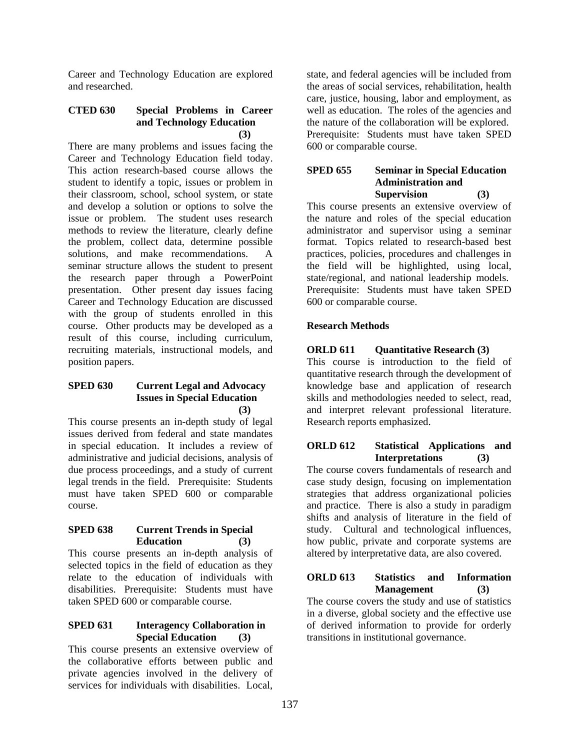Career and Technology Education are explored and researched.

**CTED 630 Special Problems in Career and Technology Education (3)**

There are many problems and issues facing the Career and Technology Education field today. This action research-based course allows the student to identify a topic, issues or problem in their classroom, school, school system, or state and develop a solution or options to solve the issue or problem. The student uses research methods to review the literature, clearly define the problem, collect data, determine possible solutions, and make recommendations. A seminar structure allows the student to present the research paper through a PowerPoint presentation. Other present day issues facing Career and Technology Education are discussed with the group of students enrolled in this course. Other products may be developed as a result of this course, including curriculum, recruiting materials, instructional models, and position papers.

**SPED 630 Current Legal and Advocacy Issues in Special Education (3)**

This course presents an in-depth study of legal issues derived from federal and state mandates in special education. It includes a review of administrative and judicial decisions, analysis of due process proceedings, and a study of current legal trends in the field. Prerequisite: Students must have taken SPED 600 or comparable course.

**SPED 638 Current Trends in Special Education (3)**

This course presents an in-depth analysis of selected topics in the field of education as they relate to the education of individuals with disabilities. Prerequisite: Students must have taken SPED 600 or comparable course.

**SPED 631 Interagency Collaboration in Special Education (3)**

This course presents an extensive overview of the collaborative efforts between public and private agencies involved in the delivery of services for individuals with disabilities. Local, state, and federal agencies will be included from the areas of social services, rehabilitation, health care, justice, housing, labor and employment, as well as education. The roles of the agencies and the nature of the collaboration will be explored. Prerequisite: Students must have taken SPED 600 or comparable course.

**SPED 655 Seminar in Special Education Administration and Supervision (3)**

This course presents an extensive overview of the nature and roles of the special education administrator and supervisor using a seminar format. Topics related to research-based best practices, policies, procedures and challenges in the field will be highlighted, using local, state/regional, and national leadership models. Prerequisite: Students must have taken SPED 600 or comparable course.

**Research Methods**

**ORLD 611 Quantitative Research (3)**

This course is introduction to the field of quantitative research through the development of knowledge base and application of research skills and methodologies needed to select, read, and interpret relevant professional literature. Research reports emphasized.

**ORLD 612 Statistical Applications and Interpretations (3)**

The course covers fundamentals of research and case study design, focusing on implementation strategies that address organizational policies and practice. There is also a study in paradigm shifts and analysis of literature in the field of study. Cultural and technological influences, how public, private and corporate systems are altered by interpretative data, are also covered.

**ORLD 613 Statistics and Information Management (3)**

The course covers the study and use of statistics in a diverse, global society and the effective use of derived information to provide for orderly transitions in institutional governance.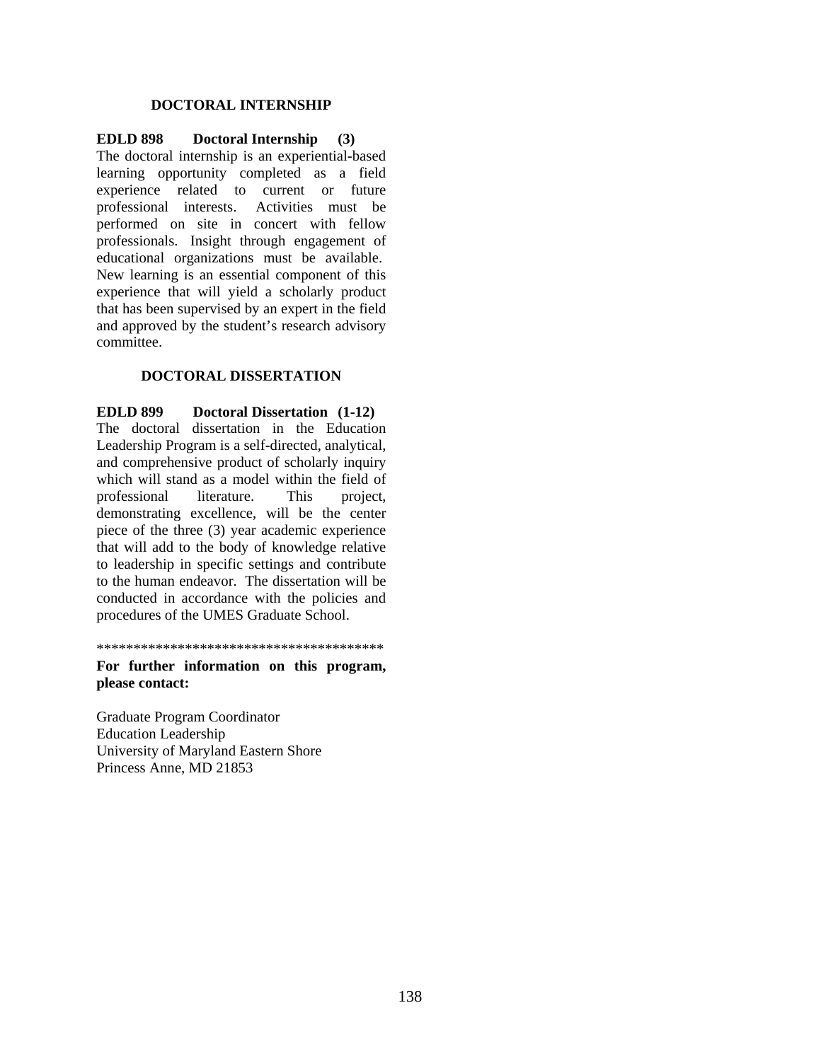## DOCTORAL INTERNSHIP

**EDLD 898 Doctoral Internship (3)**

The doctoral internship is an experiential-based learning opportunity completed as a field experience related to current or future professional interests. Activities must be performed on site in concert with fellow professionals. Insight through engagement of educational organizations must be available. New learning is an essential component of this experience that will yield a scholarly product that has been supervised by an expert in the field and approved by the student's research advisory committee.

## DOCTORAL DISSERTATION

**EDLD 899 Doctoral Dissertation (1-12)**

The doctoral dissertation in the Education Leadership Program is a self-directed, analytical, and comprehensive product of scholarly inquiry which will stand as a model within the field of professional literature. This project, demonstrating excellence, will be the center piece of the three (3) year academic experience that will add to the body of knowledge relative to leadership in specific settings and contribute to the human endeavor. The dissertation will be conducted in accordance with the policies and procedures of the UMES Graduate School.

****************************************

**For further information on this program, please contact:**

Graduate Program Coordinator
Education Leadership
University of Maryland Eastern Shore
Princess Anne, MD 21853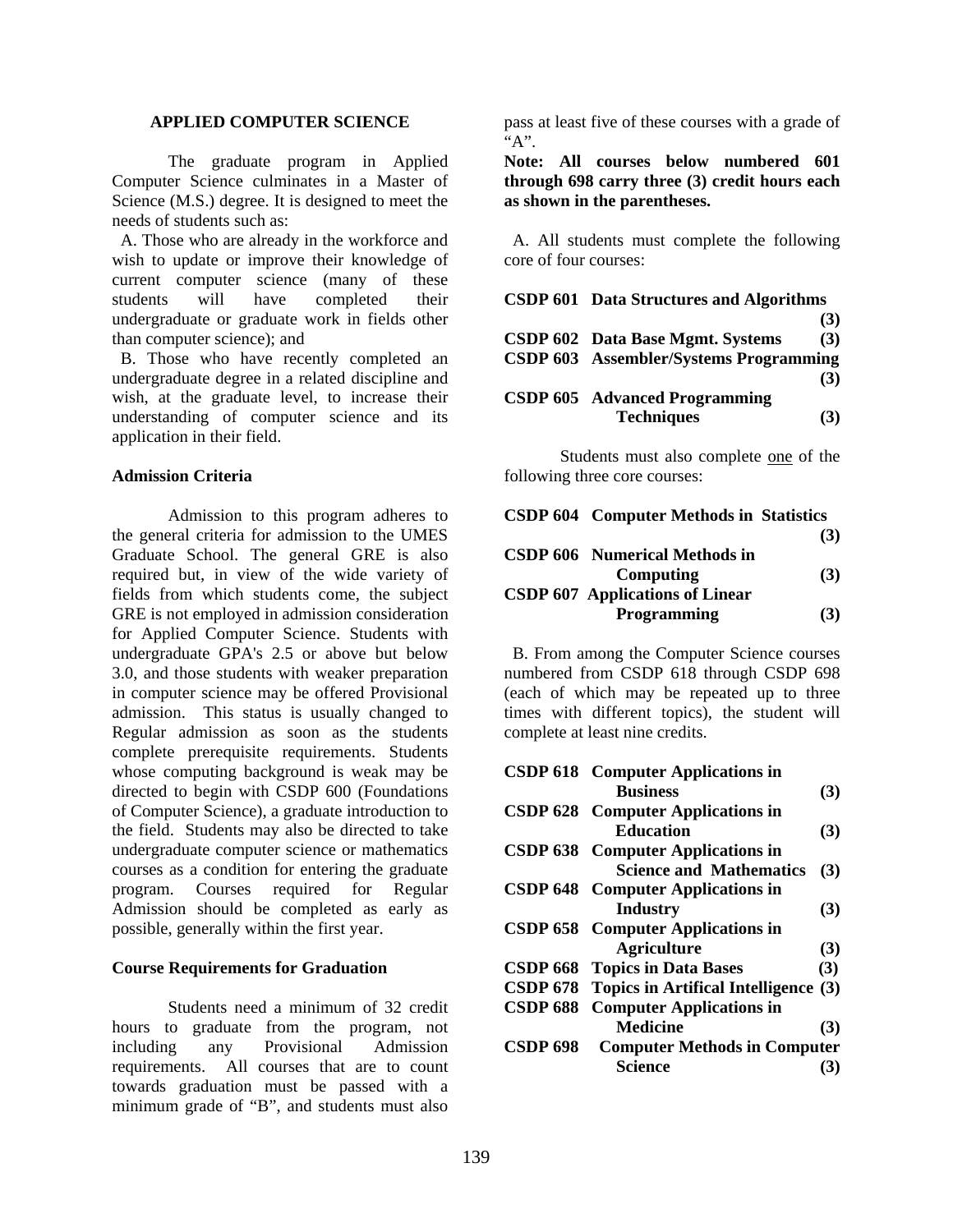## APPLIED COMPUTER SCIENCE

The graduate program in Applied Computer Science culminates in a Master of Science (M.S.) degree. It is designed to meet the needs of students such as:

A. Those who are already in the workforce and wish to update or improve their knowledge of current computer science (many of these students will have completed their undergraduate or graduate work in fields other than computer science); and

B. Those who have recently completed an undergraduate degree in a related discipline and wish, at the graduate level, to increase their understanding of computer science and its application in their field.

### Admission Criteria

Admission to this program adheres to the general criteria for admission to the UMES Graduate School. The general GRE is also required but, in view of the wide variety of fields from which students come, the subject GRE is not employed in admission consideration for Applied Computer Science. Students with undergraduate GPA's 2.5 or above but below 3.0, and those students with weaker preparation in computer science may be offered Provisional admission. This status is usually changed to Regular admission as soon as the students complete prerequisite requirements. Students whose computing background is weak may be directed to begin with CSDP 600 (Foundations of Computer Science), a graduate introduction to the field. Students may also be directed to take undergraduate computer science or mathematics courses as a condition for entering the graduate program. Courses required for Regular Admission should be completed as early as possible, generally within the first year.

### Course Requirements for Graduation

Students need a minimum of 32 credit hours to graduate from the program, not including any Provisional Admission requirements. All courses that are to count towards graduation must be passed with a minimum grade of "B", and students must also pass at least five of these courses with a grade of "A".

**Note: All courses below numbered 601 through 698 carry three (3) credit hours each as shown in the parentheses.**

A. All students must complete the following core of four courses:

**CSDP 601 Data Structures and Algorithms (3)**
**CSDP 602 Data Base Mgmt. Systems (3)**
**CSDP 603 Assembler/Systems Programming (3)**
**CSDP 605 Advanced Programming Techniques (3)**

Students must also complete one of the following three core courses:

**CSDP 604 Computer Methods in Statistics (3)**
**CSDP 606 Numerical Methods in Computing (3)**
**CSDP 607 Applications of Linear Programming (3)**

B. From among the Computer Science courses numbered from CSDP 618 through CSDP 698 (each of which may be repeated up to three times with different topics), the student will complete at least nine credits.

**CSDP 618 Computer Applications in Business (3)**
**CSDP 628 Computer Applications in Education (3)**
**CSDP 638 Computer Applications in Science and Mathematics (3)**
**CSDP 648 Computer Applications in Industry (3)**
**CSDP 658 Computer Applications in Agriculture (3)**
**CSDP 668 Topics in Data Bases (3)**
**CSDP 678 Topics in Artifical Intelligence (3)**
**CSDP 688 Computer Applications in Medicine (3)**
**CSDP 698 Computer Methods in Computer Science (3)**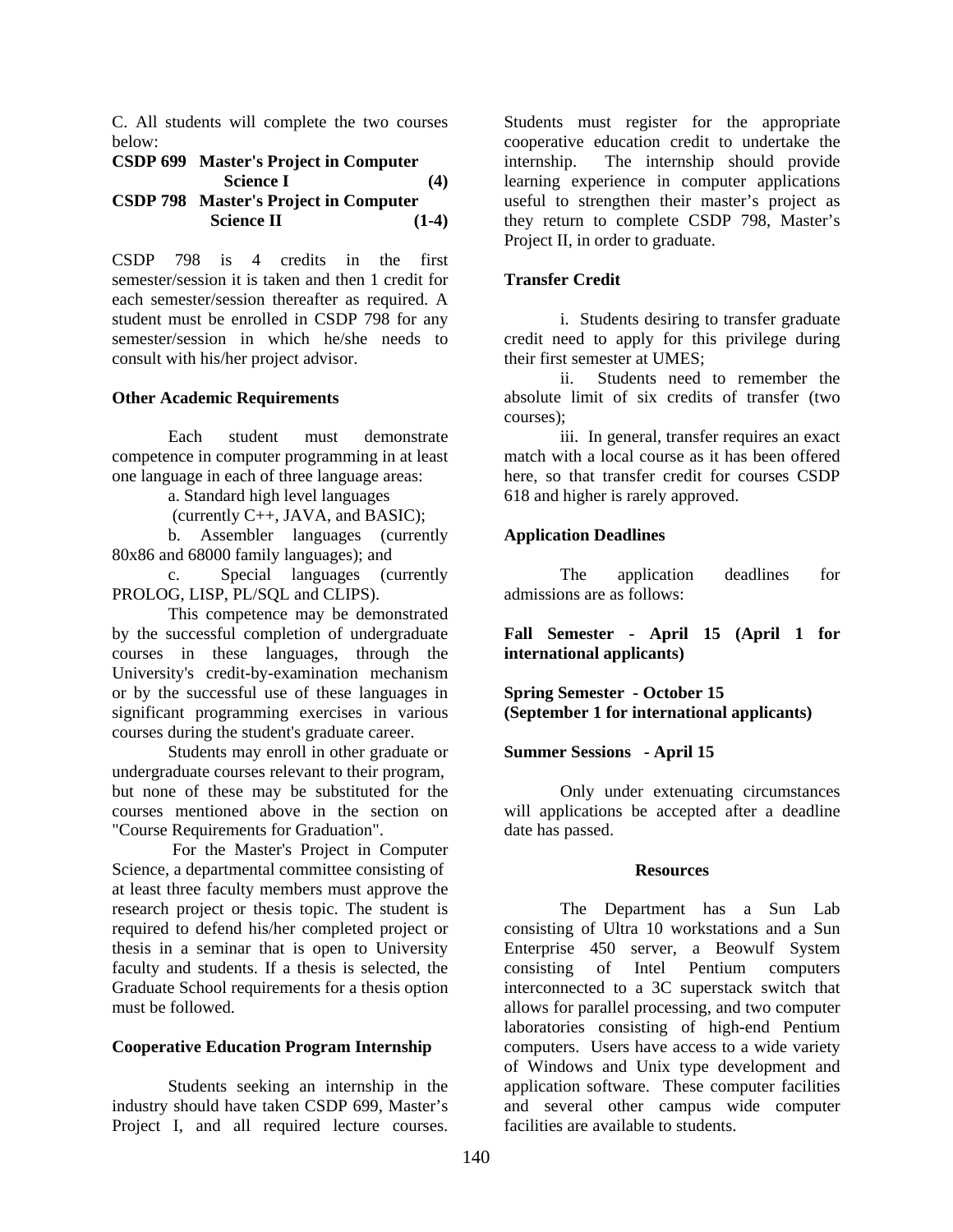C. All students will complete the two courses below:

**CSDP 699 Master's Project in Computer Science I (4)**

**CSDP 798 Master's Project in Computer Science II (1-4)**

CSDP 798 is 4 credits in the first semester/session it is taken and then 1 credit for each semester/session thereafter as required. A student must be enrolled in CSDP 798 for any semester/session in which he/she needs to consult with his/her project advisor.

**Other Academic Requirements**

Each student must demonstrate competence in computer programming in at least one language in each of three language areas:

a. Standard high level languages (currently C++, JAVA, and BASIC);

b. Assembler languages (currently 80x86 and 68000 family languages); and

c. Special languages (currently PROLOG, LISP, PL/SQL and CLIPS).

This competence may be demonstrated by the successful completion of undergraduate courses in these languages, through the University's credit-by-examination mechanism or by the successful use of these languages in significant programming exercises in various courses during the student's graduate career.

Students may enroll in other graduate or undergraduate courses relevant to their program, but none of these may be substituted for the courses mentioned above in the section on "Course Requirements for Graduation".

For the Master's Project in Computer Science, a departmental committee consisting of at least three faculty members must approve the research project or thesis topic. The student is required to defend his/her completed project or thesis in a seminar that is open to University faculty and students. If a thesis is selected, the Graduate School requirements for a thesis option must be followed.

**Cooperative Education Program Internship**

Students seeking an internship in the industry should have taken CSDP 699, Master's Project I, and all required lecture courses. Students must register for the appropriate cooperative education credit to undertake the internship. The internship should provide learning experience in computer applications useful to strengthen their master's project as they return to complete CSDP 798, Master's Project II, in order to graduate.

**Transfer Credit**

i. Students desiring to transfer graduate credit need to apply for this privilege during their first semester at UMES;

ii. Students need to remember the absolute limit of six credits of transfer (two courses);

iii. In general, transfer requires an exact match with a local course as it has been offered here, so that transfer credit for courses CSDP 618 and higher is rarely approved.

**Application Deadlines**

The application deadlines for admissions are as follows:

**Fall Semester - April 15 (April 1 for international applicants)**

**Spring Semester - October 15 (September 1 for international applicants)**

**Summer Sessions - April 15**

Only under extenuating circumstances will applications be accepted after a deadline date has passed.

**Resources**

The Department has a Sun Lab consisting of Ultra 10 workstations and a Sun Enterprise 450 server, a Beowulf System consisting of Intel Pentium computers interconnected to a 3C superstack switch that allows for parallel processing, and two computer laboratories consisting of high-end Pentium computers. Users have access to a wide variety of Windows and Unix type development and application software. These computer facilities and several other campus wide computer facilities are available to students.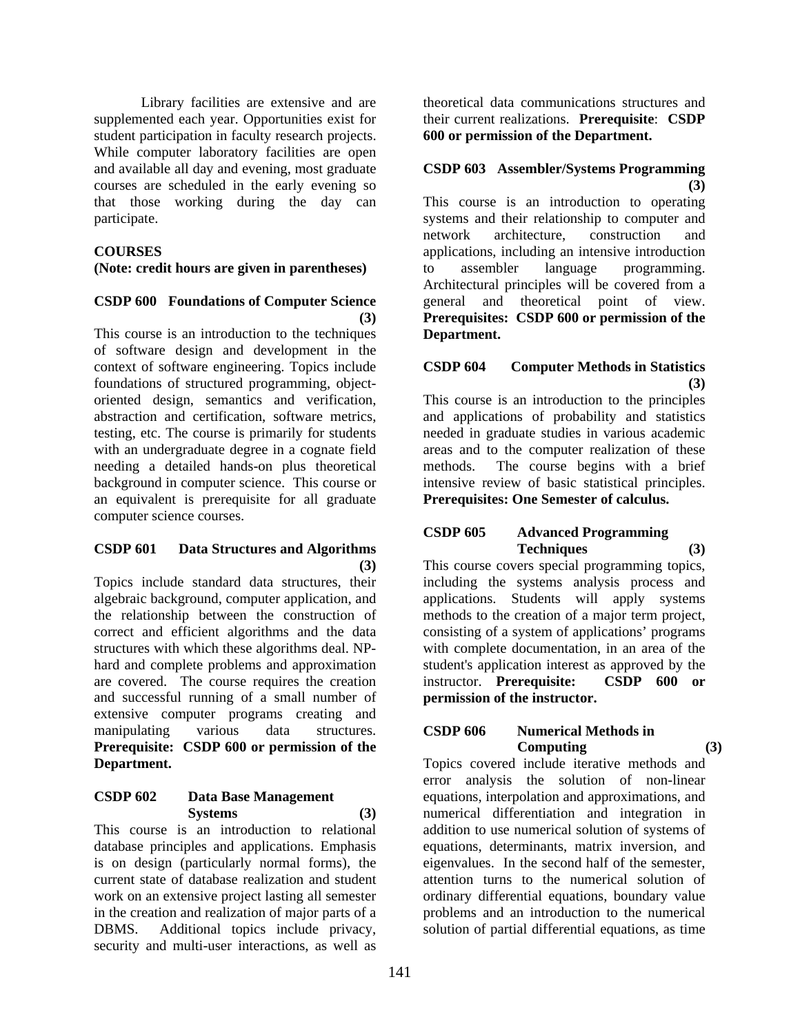Library facilities are extensive and are supplemented each year. Opportunities exist for student participation in faculty research projects. While computer laboratory facilities are open and available all day and evening, most graduate courses are scheduled in the early evening so that those working during the day can participate.

**COURSES**
**(Note: credit hours are given in parentheses)**

**CSDP 600 Foundations of Computer Science (3)**
This course is an introduction to the techniques of software design and development in the context of software engineering. Topics include foundations of structured programming, object-oriented design, semantics and verification, abstraction and certification, software metrics, testing, etc. The course is primarily for students with an undergraduate degree in a cognate field needing a detailed hands-on plus theoretical background in computer science. This course or an equivalent is prerequisite for all graduate computer science courses.

**CSDP 601 Data Structures and Algorithms (3)**
Topics include standard data structures, their algebraic background, computer application, and the relationship between the construction of correct and efficient algorithms and the data structures with which these algorithms deal. NP-hard and complete problems and approximation are covered. The course requires the creation and successful running of a small number of extensive computer programs creating and manipulating various data structures. **Prerequisite: CSDP 600 or permission of the Department.**

**CSDP 602 Data Base Management Systems (3)**
This course is an introduction to relational database principles and applications. Emphasis is on design (particularly normal forms), the current state of database realization and student work on an extensive project lasting all semester in the creation and realization of major parts of a DBMS. Additional topics include privacy, security and multi-user interactions, as well as theoretical data communications structures and their current realizations. **Prerequisite**: **CSDP 600 or permission of the Department.**

**CSDP 603 Assembler/Systems Programming (3)**
This course is an introduction to operating systems and their relationship to computer and network architecture, construction and applications, including an intensive introduction to assembler language programming. Architectural principles will be covered from a general and theoretical point of view. **Prerequisites: CSDP 600 or permission of the Department.**

**CSDP 604 Computer Methods in Statistics (3)**
This course is an introduction to the principles and applications of probability and statistics needed in graduate studies in various academic areas and to the computer realization of these methods. The course begins with a brief intensive review of basic statistical principles. **Prerequisites: One Semester of calculus.**

**CSDP 605 Advanced Programming Techniques (3)**
This course covers special programming topics, including the systems analysis process and applications. Students will apply systems methods to the creation of a major term project, consisting of a system of applications' programs with complete documentation, in an area of the student's application interest as approved by the instructor. **Prerequisite: CSDP 600 or permission of the instructor.**

**CSDP 606 Numerical Methods in Computing (3)**
Topics covered include iterative methods and error analysis the solution of non-linear equations, interpolation and approximations, and numerical differentiation and integration in addition to use numerical solution of systems of equations, determinants, matrix inversion, and eigenvalues. In the second half of the semester, attention turns to the numerical solution of ordinary differential equations, boundary value problems and an introduction to the numerical solution of partial differential equations, as time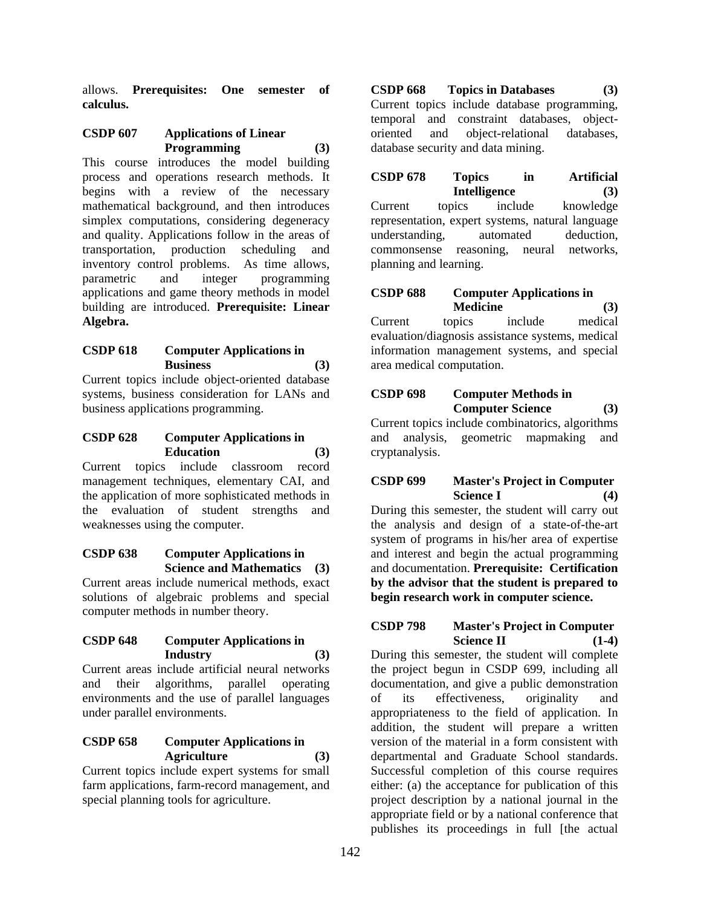allows. **Prerequisites: One semester of calculus.**

**CSDP 607 Applications of Linear Programming (3)**
This course introduces the model building process and operations research methods. It begins with a review of the necessary mathematical background, and then introduces simplex computations, considering degeneracy and quality. Applications follow in the areas of transportation, production scheduling and inventory control problems. As time allows, parametric and integer programming applications and game theory methods in model building are introduced. **Prerequisite: Linear Algebra.**

**CSDP 618 Computer Applications in Business (3)**
Current topics include object-oriented database systems, business consideration for LANs and business applications programming.

**CSDP 628 Computer Applications in Education (3)**
Current topics include classroom record management techniques, elementary CAI, and the application of more sophisticated methods in the evaluation of student strengths and weaknesses using the computer.

**CSDP 638 Computer Applications in Science and Mathematics (3)**
Current areas include numerical methods, exact solutions of algebraic problems and special computer methods in number theory.

**CSDP 648 Computer Applications in Industry (3)**
Current areas include artificial neural networks and their algorithms, parallel operating environments and the use of parallel languages under parallel environments.

**CSDP 658 Computer Applications in Agriculture (3)**
Current topics include expert systems for small farm applications, farm-record management, and special planning tools for agriculture.

**CSDP 668 Topics in Databases (3)**
Current topics include database programming, temporal and constraint databases, object-oriented and object-relational databases, database security and data mining.

**CSDP 678 Topics in Artificial Intelligence (3)**
Current topics include knowledge representation, expert systems, natural language understanding, automated deduction, commonsense reasoning, neural networks, planning and learning.

**CSDP 688 Computer Applications in Medicine (3)**
Current topics include medical evaluation/diagnosis assistance systems, medical information management systems, and special area medical computation.

**CSDP 698 Computer Methods in Computer Science (3)**
Current topics include combinatorics, algorithms and analysis, geometric mapmaking and cryptanalysis.

**CSDP 699 Master's Project in Computer Science I (4)**
During this semester, the student will carry out the analysis and design of a state-of-the-art system of programs in his/her area of expertise and interest and begin the actual programming and documentation. **Prerequisite: Certification by the advisor that the student is prepared to begin research work in computer science.**

**CSDP 798 Master's Project in Computer Science II (1-4)**
During this semester, the student will complete the project begun in CSDP 699, including all documentation, and give a public demonstration of its effectiveness, originality and appropriateness to the field of application. In addition, the student will prepare a written version of the material in a form consistent with departmental and Graduate School standards. Successful completion of this course requires either: (a) the acceptance for publication of this project description by a national journal in the appropriate field or by a national conference that publishes its proceedings in full [the actual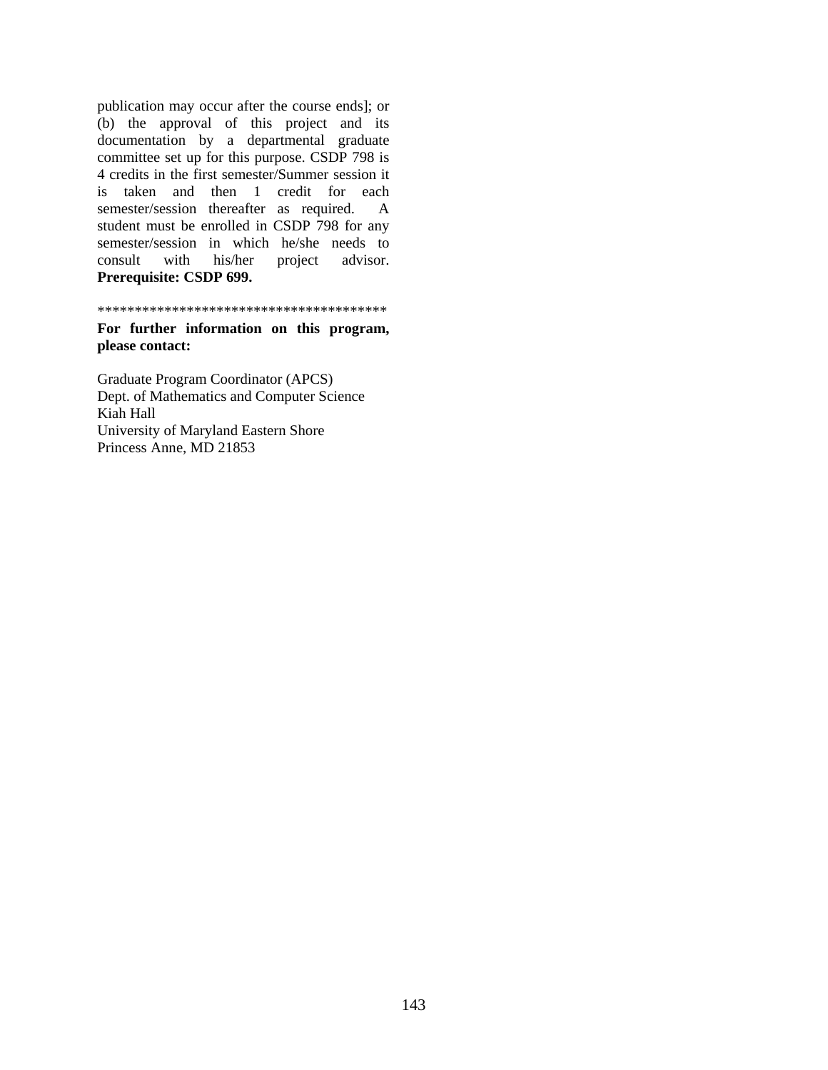publication may occur after the course ends]; or (b) the approval of this project and its documentation by a departmental graduate committee set up for this purpose. CSDP 798 is 4 credits in the first semester/Summer session it is taken and then 1 credit for each semester/session thereafter as required. A student must be enrolled in CSDP 798 for any semester/session in which he/she needs to consult with his/her project advisor. **Prerequisite: CSDP 699.**

*****************************************

**For further information on this program, please contact:**

Graduate Program Coordinator (APCS)
Dept. of Mathematics and Computer Science
Kiah Hall
University of Maryland Eastern Shore
Princess Anne, MD 21853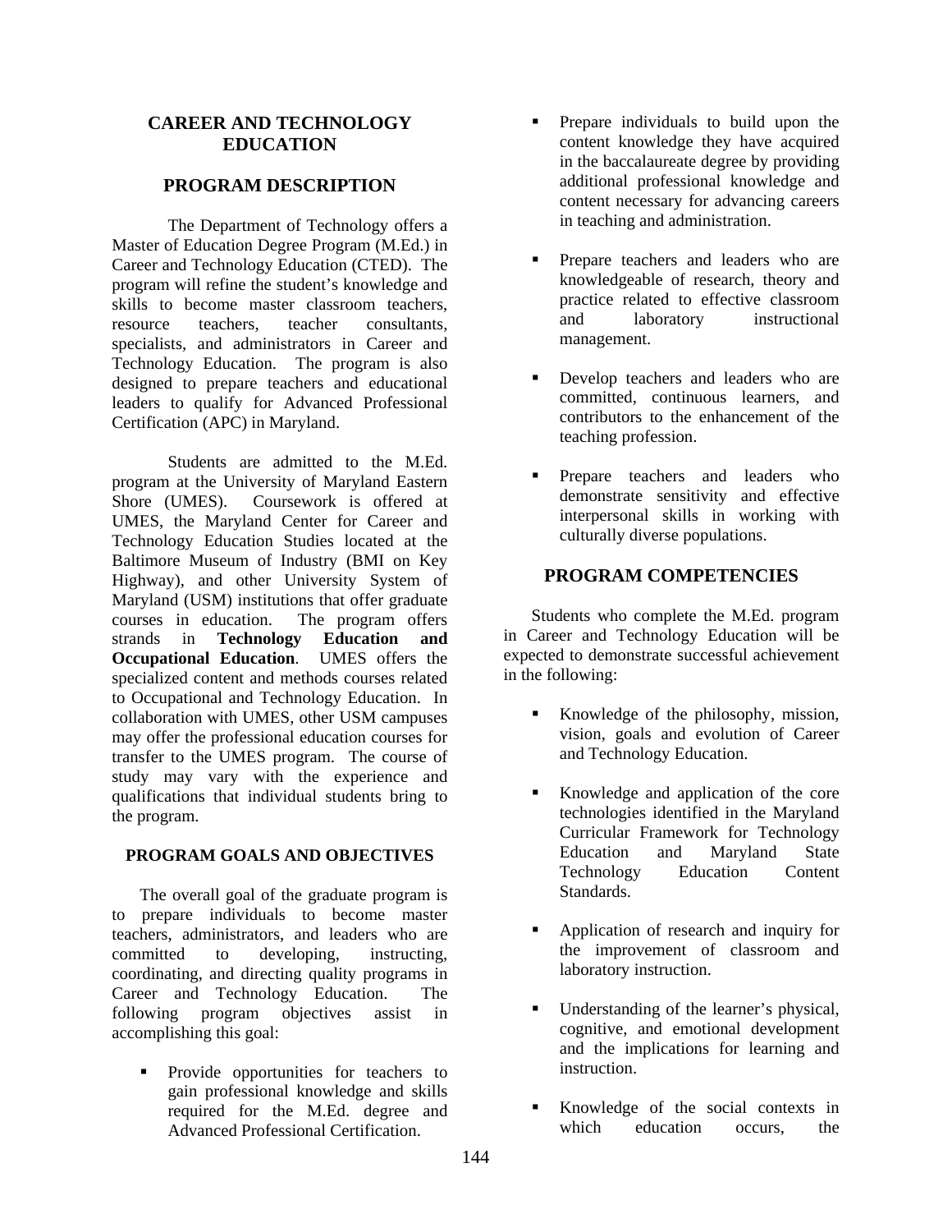# CAREER AND TECHNOLOGY EDUCATION

## PROGRAM DESCRIPTION

The Department of Technology offers a Master of Education Degree Program (M.Ed.) in Career and Technology Education (CTED). The program will refine the student's knowledge and skills to become master classroom teachers, resource teachers, teacher consultants, specialists, and administrators in Career and Technology Education. The program is also designed to prepare teachers and educational leaders to qualify for Advanced Professional Certification (APC) in Maryland.

Students are admitted to the M.Ed. program at the University of Maryland Eastern Shore (UMES). Coursework is offered at UMES, the Maryland Center for Career and Technology Education Studies located at the Baltimore Museum of Industry (BMI on Key Highway), and other University System of Maryland (USM) institutions that offer graduate courses in education. The program offers strands in **Technology Education and Occupational Education**. UMES offers the specialized content and methods courses related to Occupational and Technology Education. In collaboration with UMES, other USM campuses may offer the professional education courses for transfer to the UMES program. The course of study may vary with the experience and qualifications that individual students bring to the program.

## PROGRAM GOALS AND OBJECTIVES

The overall goal of the graduate program is to prepare individuals to become master teachers, administrators, and leaders who are committed to developing, instructing, coordinating, and directing quality programs in Career and Technology Education. The following program objectives assist in accomplishing this goal:

- Provide opportunities for teachers to gain professional knowledge and skills required for the M.Ed. degree and Advanced Professional Certification.
- Prepare individuals to build upon the content knowledge they have acquired in the baccalaureate degree by providing additional professional knowledge and content necessary for advancing careers in teaching and administration.
- Prepare teachers and leaders who are knowledgeable of research, theory and practice related to effective classroom and laboratory instructional management.
- Develop teachers and leaders who are committed, continuous learners, and contributors to the enhancement of the teaching profession.
- Prepare teachers and leaders who demonstrate sensitivity and effective interpersonal skills in working with culturally diverse populations.

## PROGRAM COMPETENCIES

Students who complete the M.Ed. program in Career and Technology Education will be expected to demonstrate successful achievement in the following:

- Knowledge of the philosophy, mission, vision, goals and evolution of Career and Technology Education.
- Knowledge and application of the core technologies identified in the Maryland Curricular Framework for Technology Education and Maryland State Technology Education Content Standards.
- Application of research and inquiry for the improvement of classroom and laboratory instruction.
- Understanding of the learner's physical, cognitive, and emotional development and the implications for learning and instruction.
- Knowledge of the social contexts in which education occurs, the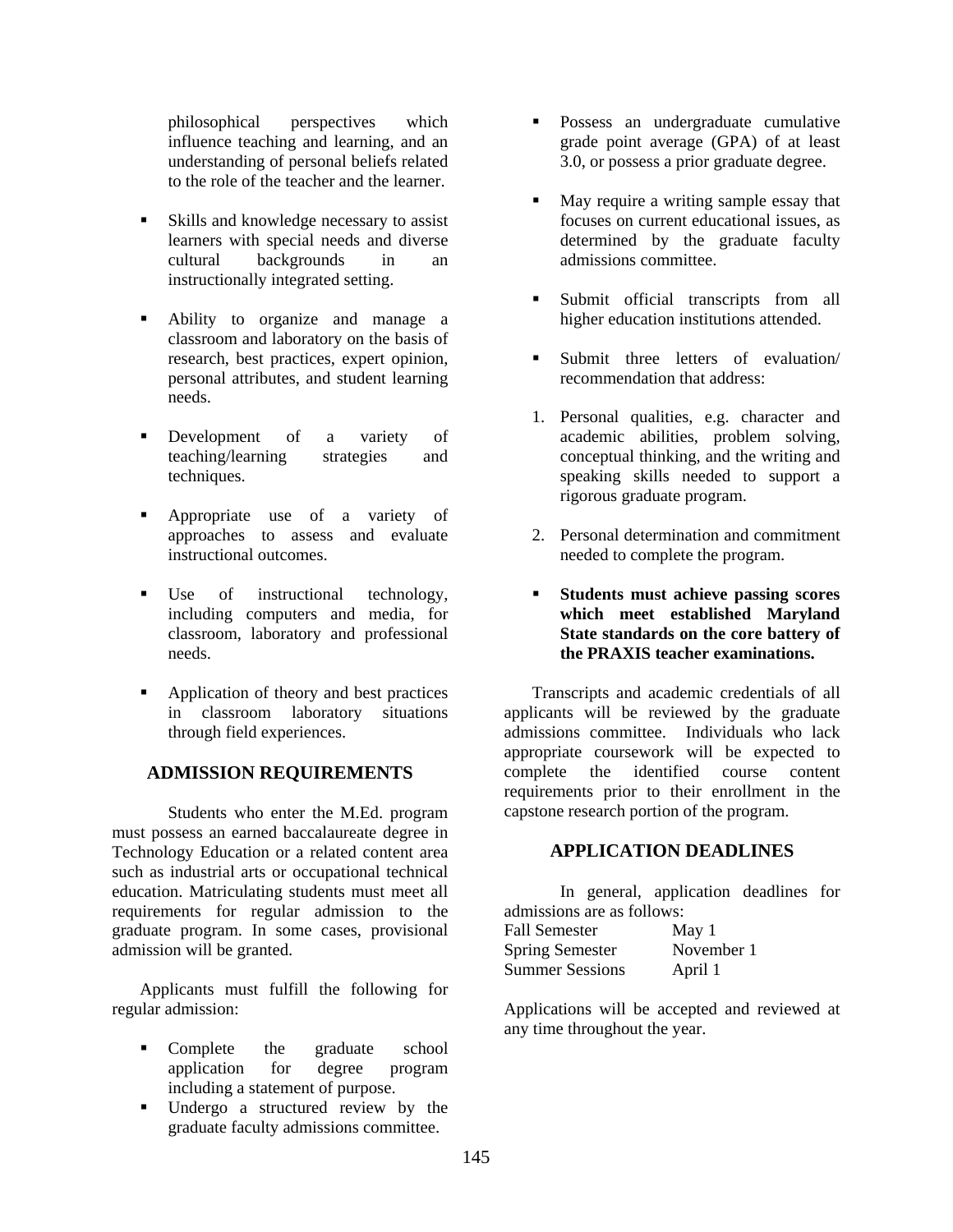philosophical perspectives which influence teaching and learning, and an understanding of personal beliefs related to the role of the teacher and the learner.

- Skills and knowledge necessary to assist learners with special needs and diverse cultural backgrounds in an instructionally integrated setting.

- Ability to organize and manage a classroom and laboratory on the basis of research, best practices, expert opinion, personal attributes, and student learning needs.

- Development of a variety of teaching/learning strategies and techniques.

- Appropriate use of a variety of approaches to assess and evaluate instructional outcomes.

- Use of instructional technology, including computers and media, for classroom, laboratory and professional needs.

- Application of theory and best practices in classroom laboratory situations through field experiences.

## ADMISSION REQUIREMENTS

Students who enter the M.Ed. program must possess an earned baccalaureate degree in Technology Education or a related content area such as industrial arts or occupational technical education. Matriculating students must meet all requirements for regular admission to the graduate program. In some cases, provisional admission will be granted.

Applicants must fulfill the following for regular admission:

- Complete the graduate school application for degree program including a statement of purpose.
- Undergo a structured review by the graduate faculty admissions committee.

- Possess an undergraduate cumulative grade point average (GPA) of at least 3.0, or possess a prior graduate degree.

- May require a writing sample essay that focuses on current educational issues, as determined by the graduate faculty admissions committee.

- Submit official transcripts from all higher education institutions attended.

- Submit three letters of evaluation/ recommendation that address:

1. Personal qualities, e.g. character and academic abilities, problem solving, conceptual thinking, and the writing and speaking skills needed to support a rigorous graduate program.

2. Personal determination and commitment needed to complete the program.

- **Students must achieve passing scores which meet established Maryland State standards on the core battery of the PRAXIS teacher examinations.**

Transcripts and academic credentials of all applicants will be reviewed by the graduate admissions committee. Individuals who lack appropriate coursework will be expected to complete the identified course content requirements prior to their enrollment in the capstone research portion of the program.

## APPLICATION DEADLINES

In general, application deadlines for admissions are as follows:

| | |
|---|---|
| Fall Semester | May 1 |
| Spring Semester | November 1 |
| Summer Sessions | April 1 |

Applications will be accepted and reviewed at any time throughout the year.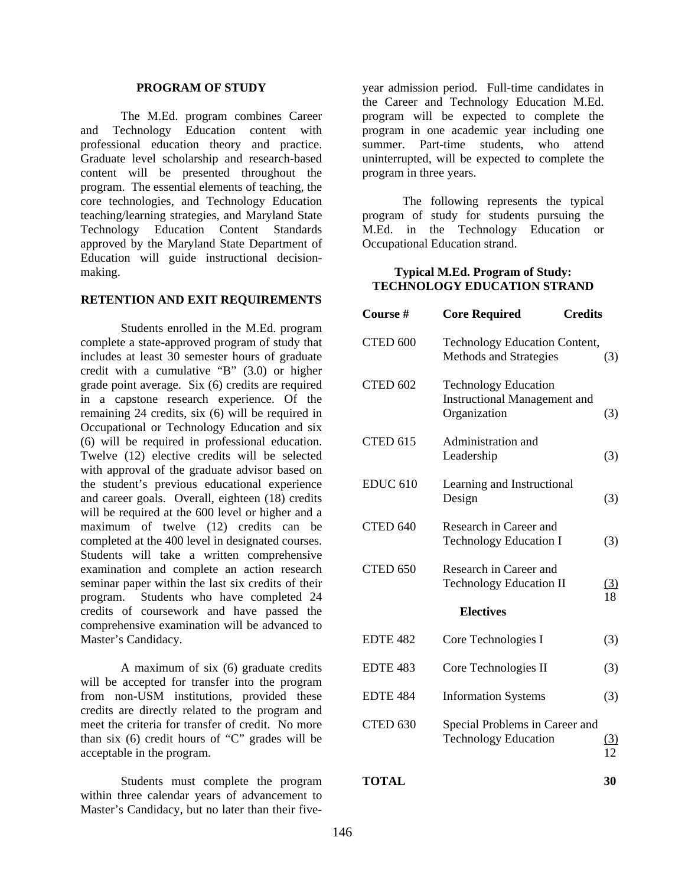## PROGRAM OF STUDY

The M.Ed. program combines Career and Technology Education content with professional education theory and practice. Graduate level scholarship and research-based content will be presented throughout the program. The essential elements of teaching, the core technologies, and Technology Education teaching/learning strategies, and Maryland State Technology Education Content Standards approved by the Maryland State Department of Education will guide instructional decision-making.

## RETENTION AND EXIT REQUIREMENTS

Students enrolled in the M.Ed. program complete a state-approved program of study that includes at least 30 semester hours of graduate credit with a cumulative "B" (3.0) or higher grade point average. Six (6) credits are required in a capstone research experience. Of the remaining 24 credits, six (6) will be required in Occupational or Technology Education and six (6) will be required in professional education. Twelve (12) elective credits will be selected with approval of the graduate advisor based on the student's previous educational experience and career goals. Overall, eighteen (18) credits will be required at the 600 level or higher and a maximum of twelve (12) credits can be completed at the 400 level in designated courses. Students will take a written comprehensive examination and complete an action research seminar paper within the last six credits of their program. Students who have completed 24 credits of coursework and have passed the comprehensive examination will be advanced to Master's Candidacy.

A maximum of six (6) graduate credits will be accepted for transfer into the program from non-USM institutions, provided these credits are directly related to the program and meet the criteria for transfer of credit. No more than six (6) credit hours of "C" grades will be acceptable in the program.

Students must complete the program within three calendar years of advancement to Master's Candidacy, but no later than their five-year admission period. Full-time candidates in the Career and Technology Education M.Ed. program will be expected to complete the program in one academic year including one summer. Part-time students, who attend uninterrupted, will be expected to complete the program in three years.

The following represents the typical program of study for students pursuing the M.Ed. in the Technology Education or Occupational Education strand.

### Typical M.Ed. Program of Study: TECHNOLOGY EDUCATION STRAND

| Course # | Core Required | Credits |
|---|---|---|
| CTED 600 | Technology Education Content, Methods and Strategies | (3) |
| CTED 602 | Technology Education Instructional Management and Organization | (3) |
| CTED 615 | Administration and Leadership | (3) |
| EDUC 610 | Learning and Instructional Design | (3) |
| CTED 640 | Research in Career and Technology Education I | (3) |
| CTED 650 | Research in Career and Technology Education II | (3) |
| | | 18 |
| | **Electives** | |
| EDTE 482 | Core Technologies I | (3) |
| EDTE 483 | Core Technologies II | (3) |
| EDTE 484 | Information Systems | (3) |
| CTED 630 | Special Problems in Career and Technology Education | (3) |
| | | 12 |
| **TOTAL** | | **30** |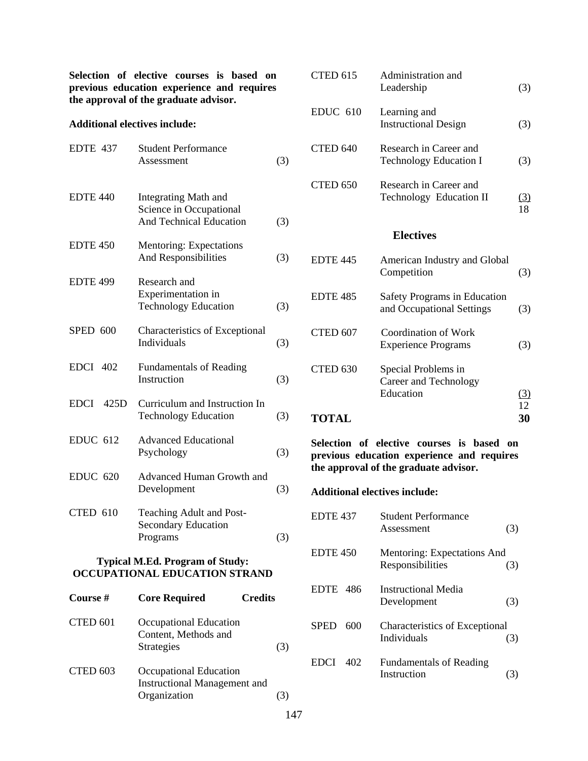**Selection of elective courses is based on previous education experience and requires the approval of the graduate advisor.**

**Additional electives include:**

| | | |
|---|---|---|
| EDTE 437 | Student Performance Assessment | (3) |
| EDTE 440 | Integrating Math and Science in Occupational And Technical Education | (3) |
| EDTE 450 | Mentoring: Expectations And Responsibilities | (3) |
| EDTE 499 | Research and Experimentation in Technology Education | (3) |
| SPED 600 | Characteristics of Exceptional Individuals | (3) |
| EDCI 402 | Fundamentals of Reading Instruction | (3) |
| EDCI 425D | Curriculum and Instruction In Technology Education | (3) |
| EDUC 612 | Advanced Educational Psychology | (3) |
| EDUC 620 | Advanced Human Growth and Development | (3) |
| CTED 610 | Teaching Adult and Post-Secondary Education Programs | (3) |

### Typical M.Ed. Program of Study: OCCUPATIONAL EDUCATION STRAND

| **Course #** | **Core Required** | **Credits** |
|---|---|---|
| CTED 601 | Occupational Education Content, Methods and Strategies | (3) |
| CTED 603 | Occupational Education Instructional Management and Organization | (3) |
| CTED 615 | Administration and Leadership | (3) |
| EDUC 610 | Learning and Instructional Design | (3) |
| CTED 640 | Research in Career and Technology Education I | (3) |
| CTED 650 | Research in Career and Technology Education II | (3) |
| | | 18 |
| | **Electives** | |
| EDTE 445 | American Industry and Global Competition | (3) |
| EDTE 485 | Safety Programs in Education and Occupational Settings | (3) |
| CTED 607 | Coordination of Work Experience Programs | (3) |
| CTED 630 | Special Problems in Career and Technology Education | (3) |
| | | 12 |
| **TOTAL** | | **30** |

**Selection of elective courses is based on previous education experience and requires the approval of the graduate advisor.**

**Additional electives include:**

| | | |
|---|---|---|
| EDTE 437 | Student Performance Assessment | (3) |
| EDTE 450 | Mentoring: Expectations And Responsibilities | (3) |
| EDTE 486 | Instructional Media Development | (3) |
| SPED 600 | Characteristics of Exceptional Individuals | (3) |
| EDCI 402 | Fundamentals of Reading Instruction | (3) |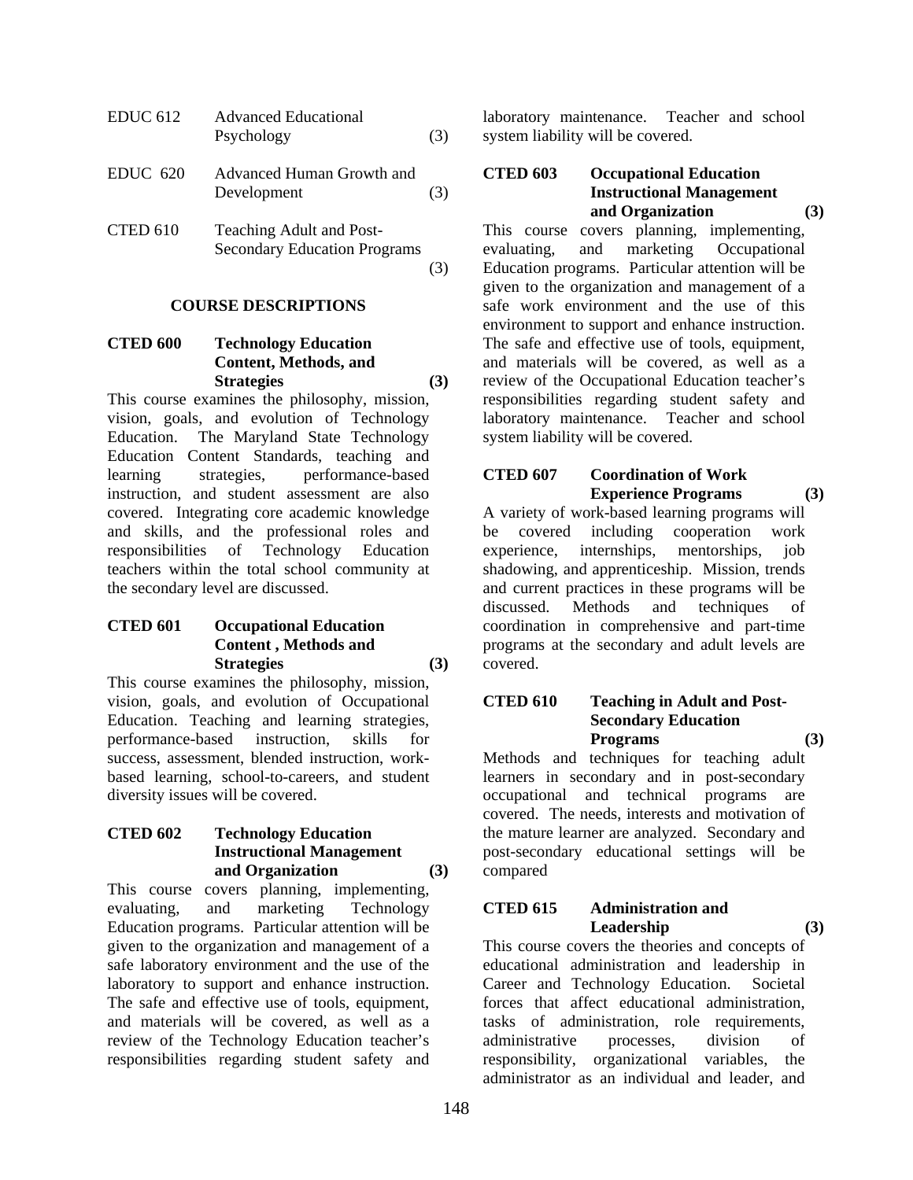| | | |
|---|---|---|
| EDUC 612 | Advanced Educational Psychology | (3) |
| EDUC 620 | Advanced Human Growth and Development | (3) |
| CTED 610 | Teaching Adult and Post-Secondary Education Programs | (3) |

## COURSE DESCRIPTIONS

**CTED 600 Technology Education Content, Methods, and Strategies (3)**

This course examines the philosophy, mission, vision, goals, and evolution of Technology Education. The Maryland State Technology Education Content Standards, teaching and learning strategies, performance-based instruction, and student assessment are also covered. Integrating core academic knowledge and skills, and the professional roles and responsibilities of Technology Education teachers within the total school community at the secondary level are discussed.

**CTED 601 Occupational Education Content , Methods and Strategies (3)**

This course examines the philosophy, mission, vision, goals, and evolution of Occupational Education. Teaching and learning strategies, performance-based instruction, skills for success, assessment, blended instruction, work-based learning, school-to-careers, and student diversity issues will be covered.

**CTED 602 Technology Education Instructional Management and Organization (3)**

This course covers planning, implementing, evaluating, and marketing Technology Education programs. Particular attention will be given to the organization and management of a safe laboratory environment and the use of the laboratory to support and enhance instruction. The safe and effective use of tools, equipment, and materials will be covered, as well as a review of the Technology Education teacher's responsibilities regarding student safety and laboratory maintenance. Teacher and school system liability will be covered.

**CTED 603 Occupational Education Instructional Management and Organization (3)**

This course covers planning, implementing, evaluating, and marketing Occupational Education programs. Particular attention will be given to the organization and management of a safe work environment and the use of this environment to support and enhance instruction. The safe and effective use of tools, equipment, and materials will be covered, as well as a review of the Occupational Education teacher's responsibilities regarding student safety and laboratory maintenance. Teacher and school system liability will be covered.

**CTED 607 Coordination of Work Experience Programs (3)**

A variety of work-based learning programs will be covered including cooperation work experience, internships, mentorships, job shadowing, and apprenticeship. Mission, trends and current practices in these programs will be discussed. Methods and techniques of coordination in comprehensive and part-time programs at the secondary and adult levels are covered.

**CTED 610 Teaching in Adult and Post-Secondary Education Programs (3)**

Methods and techniques for teaching adult learners in secondary and in post-secondary occupational and technical programs are covered. The needs, interests and motivation of the mature learner are analyzed. Secondary and post-secondary educational settings will be compared

**CTED 615 Administration and Leadership (3)**

This course covers the theories and concepts of educational administration and leadership in Career and Technology Education. Societal forces that affect educational administration, tasks of administration, role requirements, administrative processes, division of responsibility, organizational variables, the administrator as an individual and leader, and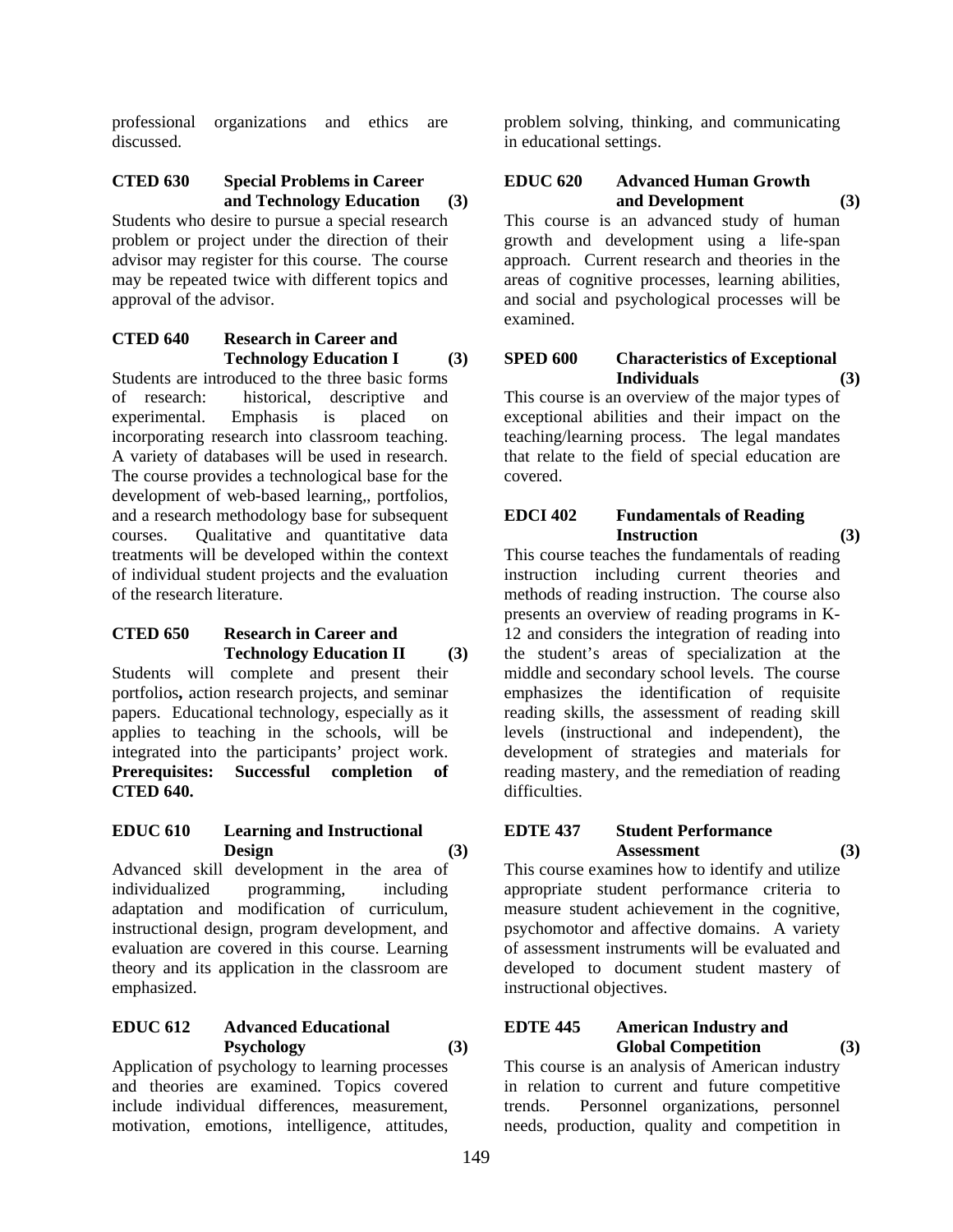professional organizations and ethics are discussed.

**CTED 630 Special Problems in Career and Technology Education (3)**

Students who desire to pursue a special research problem or project under the direction of their advisor may register for this course. The course may be repeated twice with different topics and approval of the advisor.

**CTED 640 Research in Career and Technology Education I (3)**

Students are introduced to the three basic forms of research: historical, descriptive and experimental. Emphasis is placed on incorporating research into classroom teaching. A variety of databases will be used in research. The course provides a technological base for the development of web-based learning,, portfolios, and a research methodology base for subsequent courses. Qualitative and quantitative data treatments will be developed within the context of individual student projects and the evaluation of the research literature.

**CTED 650 Research in Career and Technology Education II (3)**

Students will complete and present their portfolios**,** action research projects, and seminar papers. Educational technology, especially as it applies to teaching in the schools, will be integrated into the participants' project work. **Prerequisites: Successful completion of CTED 640.**

**EDUC 610 Learning and Instructional Design (3)**

Advanced skill development in the area of individualized programming, including adaptation and modification of curriculum, instructional design, program development, and evaluation are covered in this course. Learning theory and its application in the classroom are emphasized.

**EDUC 612 Advanced Educational Psychology (3)**

Application of psychology to learning processes and theories are examined. Topics covered include individual differences, measurement, motivation, emotions, intelligence, attitudes, problem solving, thinking, and communicating in educational settings.

**EDUC 620 Advanced Human Growth and Development (3)**

This course is an advanced study of human growth and development using a life-span approach. Current research and theories in the areas of cognitive processes, learning abilities, and social and psychological processes will be examined.

**SPED 600 Characteristics of Exceptional Individuals (3)**

This course is an overview of the major types of exceptional abilities and their impact on the teaching/learning process. The legal mandates that relate to the field of special education are covered.

**EDCI 402 Fundamentals of Reading Instruction (3)**

This course teaches the fundamentals of reading instruction including current theories and methods of reading instruction. The course also presents an overview of reading programs in K-12 and considers the integration of reading into the student's areas of specialization at the middle and secondary school levels. The course emphasizes the identification of requisite reading skills, the assessment of reading skill levels (instructional and independent), the development of strategies and materials for reading mastery, and the remediation of reading difficulties.

**EDTE 437 Student Performance Assessment (3)**

This course examines how to identify and utilize appropriate student performance criteria to measure student achievement in the cognitive, psychomotor and affective domains. A variety of assessment instruments will be evaluated and developed to document student mastery of instructional objectives.

**EDTE 445 American Industry and Global Competition (3)**

This course is an analysis of American industry in relation to current and future competitive trends. Personnel organizations, personnel needs, production, quality and competition in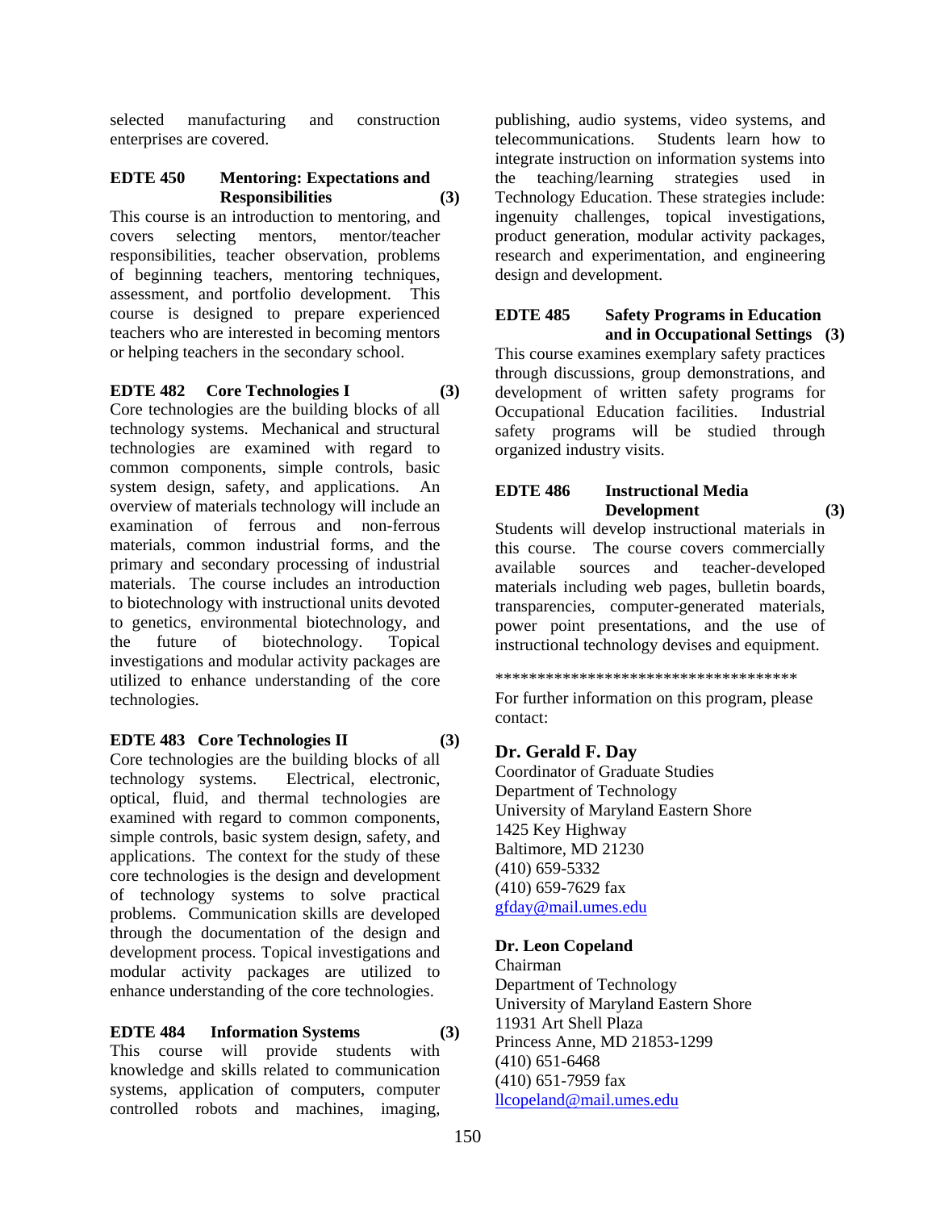selected manufacturing and construction enterprises are covered.

**EDTE 450 Mentoring: Expectations and Responsibilities (3)**

This course is an introduction to mentoring, and covers selecting mentors, mentor/teacher responsibilities, teacher observation, problems of beginning teachers, mentoring techniques, assessment, and portfolio development. This course is designed to prepare experienced teachers who are interested in becoming mentors or helping teachers in the secondary school.

**EDTE 482 Core Technologies I (3)**

Core technologies are the building blocks of all technology systems. Mechanical and structural technologies are examined with regard to common components, simple controls, basic system design, safety, and applications. An overview of materials technology will include an examination of ferrous and non-ferrous materials, common industrial forms, and the primary and secondary processing of industrial materials. The course includes an introduction to biotechnology with instructional units devoted to genetics, environmental biotechnology, and the future of biotechnology. Topical investigations and modular activity packages are utilized to enhance understanding of the core technologies.

**EDTE 483 Core Technologies II (3)**

Core technologies are the building blocks of all technology systems. Electrical, electronic, optical, fluid, and thermal technologies are examined with regard to common components, simple controls, basic system design, safety, and applications. The context for the study of these core technologies is the design and development of technology systems to solve practical problems. Communication skills are developed through the documentation of the design and development process. Topical investigations and modular activity packages are utilized to enhance understanding of the core technologies.

**EDTE 484 Information Systems (3)**

This course will provide students with knowledge and skills related to communication systems, application of computers, computer controlled robots and machines, imaging, publishing, audio systems, video systems, and telecommunications. Students learn how to integrate instruction on information systems into the teaching/learning strategies used in Technology Education. These strategies include: ingenuity challenges, topical investigations, product generation, modular activity packages, research and experimentation, and engineering design and development.

**EDTE 485 Safety Programs in Education and in Occupational Settings (3)**

This course examines exemplary safety practices through discussions, group demonstrations, and development of written safety programs for Occupational Education facilities. Industrial safety programs will be studied through organized industry visits.

**EDTE 486 Instructional Media Development (3)**

Students will develop instructional materials in this course. The course covers commercially available sources and teacher-developed materials including web pages, bulletin boards, transparencies, computer-generated materials, power point presentations, and the use of instructional technology devises and equipment.

************************************

For further information on this program, please contact:

**Dr. Gerald F. Day**
Coordinator of Graduate Studies
Department of Technology
University of Maryland Eastern Shore
1425 Key Highway
Baltimore, MD 21230
(410) 659-5332
(410) 659-7629 fax
gfday@mail.umes.edu

**Dr. Leon Copeland**
Chairman
Department of Technology
University of Maryland Eastern Shore
11931 Art Shell Plaza
Princess Anne, MD 21853-1299
(410) 651-6468
(410) 651-7959 fax
llcopeland@mail.umes.edu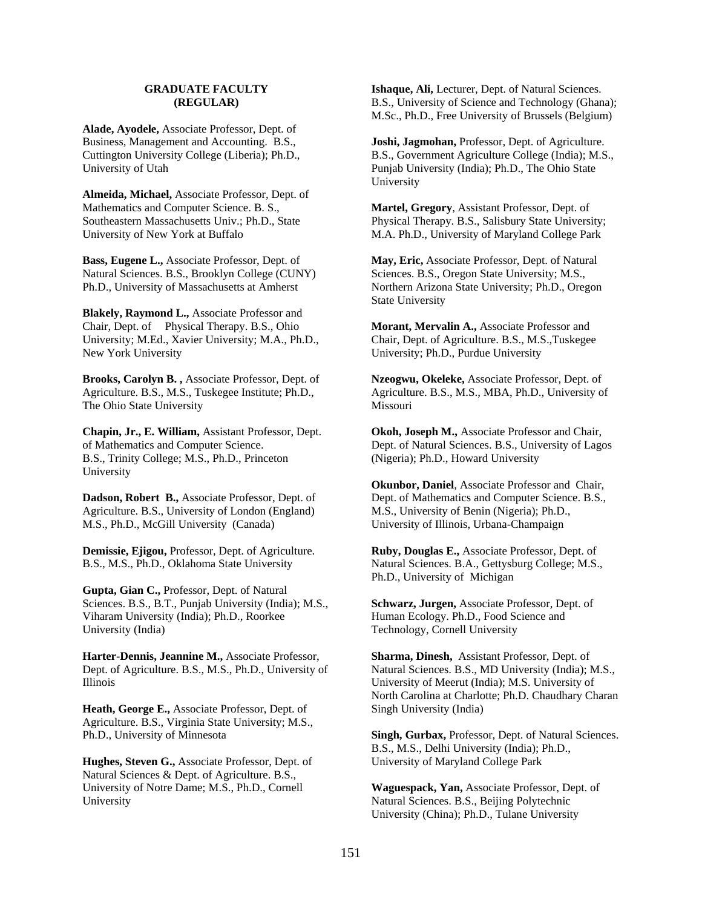## GRADUATE FACULTY
## (REGULAR)

**Alade, Ayodele,** Associate Professor, Dept. of Business, Management and Accounting. B.S., Cuttington University College (Liberia); Ph.D., University of Utah

**Almeida, Michael,** Associate Professor, Dept. of Mathematics and Computer Science. B. S., Southeastern Massachusetts Univ.; Ph.D., State University of New York at Buffalo

**Bass, Eugene L.,** Associate Professor, Dept. of Natural Sciences. B.S., Brooklyn College (CUNY) Ph.D., University of Massachusetts at Amherst

**Blakely, Raymond L.,** Associate Professor and Chair, Dept. of Physical Therapy. B.S., Ohio University; M.Ed., Xavier University; M.A., Ph.D., New York University

**Brooks, Carolyn B. ,** Associate Professor, Dept. of Agriculture. B.S., M.S., Tuskegee Institute; Ph.D., The Ohio State University

**Chapin, Jr., E. William,** Assistant Professor, Dept. of Mathematics and Computer Science. B.S., Trinity College; M.S., Ph.D., Princeton University

**Dadson, Robert B.,** Associate Professor, Dept. of Agriculture. B.S., University of London (England) M.S., Ph.D., McGill University (Canada)

**Demissie, Ejigou,** Professor, Dept. of Agriculture. B.S., M.S., Ph.D., Oklahoma State University

**Gupta, Gian C.,** Professor, Dept. of Natural Sciences. B.S., B.T., Punjab University (India); M.S., Viharam University (India); Ph.D., Roorkee University (India)

**Harter-Dennis, Jeannine M.,** Associate Professor, Dept. of Agriculture. B.S., M.S., Ph.D., University of Illinois

**Heath, George E.,** Associate Professor, Dept. of Agriculture. B.S., Virginia State University; M.S., Ph.D., University of Minnesota

**Hughes, Steven G.,** Associate Professor, Dept. of Natural Sciences & Dept. of Agriculture. B.S., University of Notre Dame; M.S., Ph.D., Cornell University

**Ishaque, Ali,** Lecturer, Dept. of Natural Sciences. B.S., University of Science and Technology (Ghana); M.Sc., Ph.D., Free University of Brussels (Belgium)

**Joshi, Jagmohan,** Professor, Dept. of Agriculture. B.S., Government Agriculture College (India); M.S., Punjab University (India); Ph.D., The Ohio State University

**Martel, Gregory**, Assistant Professor, Dept. of Physical Therapy. B.S., Salisbury State University; M.A. Ph.D., University of Maryland College Park

**May, Eric,** Associate Professor, Dept. of Natural Sciences. B.S., Oregon State University; M.S., Northern Arizona State University; Ph.D., Oregon State University

**Morant, Mervalin A.,** Associate Professor and Chair, Dept. of Agriculture. B.S., M.S.,Tuskegee University; Ph.D., Purdue University

**Nzeogwu, Okeleke,** Associate Professor, Dept. of Agriculture. B.S., M.S., MBA, Ph.D., University of Missouri

**Okoh, Joseph M.,** Associate Professor and Chair, Dept. of Natural Sciences. B.S., University of Lagos (Nigeria); Ph.D., Howard University

**Okunbor, Daniel**, Associate Professor and Chair, Dept. of Mathematics and Computer Science. B.S., M.S., University of Benin (Nigeria); Ph.D., University of Illinois, Urbana-Champaign

**Ruby, Douglas E.,** Associate Professor, Dept. of Natural Sciences. B.A., Gettysburg College; M.S., Ph.D., University of Michigan

**Schwarz, Jurgen,** Associate Professor, Dept. of Human Ecology. Ph.D., Food Science and Technology, Cornell University

**Sharma, Dinesh,** Assistant Professor, Dept. of Natural Sciences. B.S., MD University (India); M.S., University of Meerut (India); M.S. University of North Carolina at Charlotte; Ph.D. Chaudhary Charan Singh University (India)

**Singh, Gurbax,** Professor, Dept. of Natural Sciences. B.S., M.S., Delhi University (India); Ph.D., University of Maryland College Park

**Waguespack, Yan,** Associate Professor, Dept. of Natural Sciences. B.S., Beijing Polytechnic University (China); Ph.D., Tulane University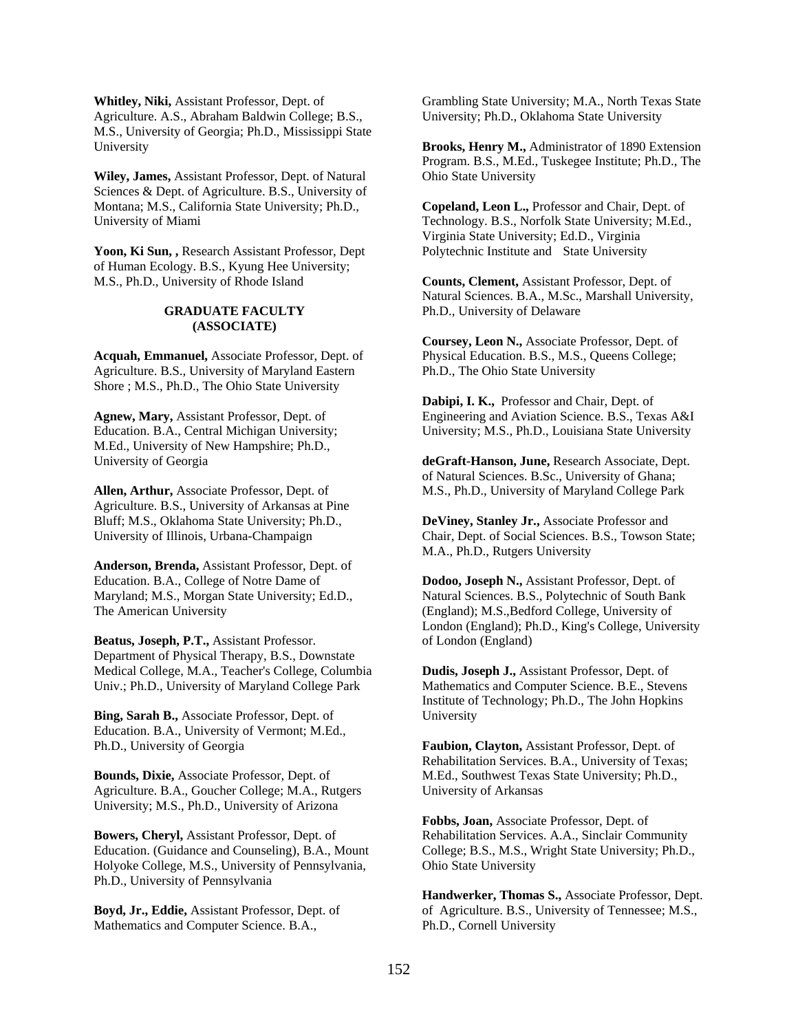**Whitley, Niki,** Assistant Professor, Dept. of Agriculture. A.S., Abraham Baldwin College; B.S., M.S., University of Georgia; Ph.D., Mississippi State University

**Wiley, James,** Assistant Professor, Dept. of Natural Sciences & Dept. of Agriculture. B.S., University of Montana; M.S., California State University; Ph.D., University of Miami

**Yoon, Ki Sun, ,** Research Assistant Professor, Dept of Human Ecology. B.S., Kyung Hee University; M.S., Ph.D., University of Rhode Island

## GRADUATE FACULTY (ASSOCIATE)

**Acquah, Emmanuel,** Associate Professor, Dept. of Agriculture. B.S., University of Maryland Eastern Shore ; M.S., Ph.D., The Ohio State University

**Agnew, Mary,** Assistant Professor, Dept. of Education. B.A., Central Michigan University; M.Ed., University of New Hampshire; Ph.D., University of Georgia

**Allen, Arthur,** Associate Professor, Dept. of Agriculture. B.S., University of Arkansas at Pine Bluff; M.S., Oklahoma State University; Ph.D., University of Illinois, Urbana-Champaign

**Anderson, Brenda,** Assistant Professor, Dept. of Education. B.A., College of Notre Dame of Maryland; M.S., Morgan State University; Ed.D., The American University

**Beatus, Joseph, P.T.,** Assistant Professor. Department of Physical Therapy, B.S., Downstate Medical College, M.A., Teacher's College, Columbia Univ.; Ph.D., University of Maryland College Park

**Bing, Sarah B.,** Associate Professor, Dept. of Education. B.A., University of Vermont; M.Ed., Ph.D., University of Georgia

**Bounds, Dixie,** Associate Professor, Dept. of Agriculture. B.A., Goucher College; M.A., Rutgers University; M.S., Ph.D., University of Arizona

**Bowers, Cheryl,** Assistant Professor, Dept. of Education. (Guidance and Counseling), B.A., Mount Holyoke College, M.S., University of Pennsylvania, Ph.D., University of Pennsylvania

**Boyd, Jr., Eddie,** Assistant Professor, Dept. of Mathematics and Computer Science. B.A., Grambling State University; M.A., North Texas State University; Ph.D., Oklahoma State University

**Brooks, Henry M.,** Administrator of 1890 Extension Program. B.S., M.Ed., Tuskegee Institute; Ph.D., The Ohio State University

**Copeland, Leon L.,** Professor and Chair, Dept. of Technology. B.S., Norfolk State University; M.Ed., Virginia State University; Ed.D., Virginia Polytechnic Institute and State University

**Counts, Clement,** Assistant Professor, Dept. of Natural Sciences. B.A., M.Sc., Marshall University, Ph.D., University of Delaware

**Coursey, Leon N.,** Associate Professor, Dept. of Physical Education. B.S., M.S., Queens College; Ph.D., The Ohio State University

**Dabipi, I. K.,** Professor and Chair, Dept. of Engineering and Aviation Science. B.S., Texas A&I University; M.S., Ph.D., Louisiana State University

**deGraft-Hanson, June,** Research Associate, Dept. of Natural Sciences. B.Sc., University of Ghana; M.S., Ph.D., University of Maryland College Park

**DeViney, Stanley Jr.,** Associate Professor and Chair, Dept. of Social Sciences. B.S., Towson State; M.A., Ph.D., Rutgers University

**Dodoo, Joseph N.,** Assistant Professor, Dept. of Natural Sciences. B.S., Polytechnic of South Bank (England); M.S.,Bedford College, University of London (England); Ph.D., King's College, University of London (England)

**Dudis, Joseph J.,** Assistant Professor, Dept. of Mathematics and Computer Science. B.E., Stevens Institute of Technology; Ph.D., The John Hopkins University

**Faubion, Clayton,** Assistant Professor, Dept. of Rehabilitation Services. B.A., University of Texas; M.Ed., Southwest Texas State University; Ph.D., University of Arkansas

**Fobbs, Joan,** Associate Professor, Dept. of Rehabilitation Services. A.A., Sinclair Community College; B.S., M.S., Wright State University; Ph.D., Ohio State University

**Handwerker, Thomas S.,** Associate Professor, Dept. of Agriculture. B.S., University of Tennessee; M.S., Ph.D., Cornell University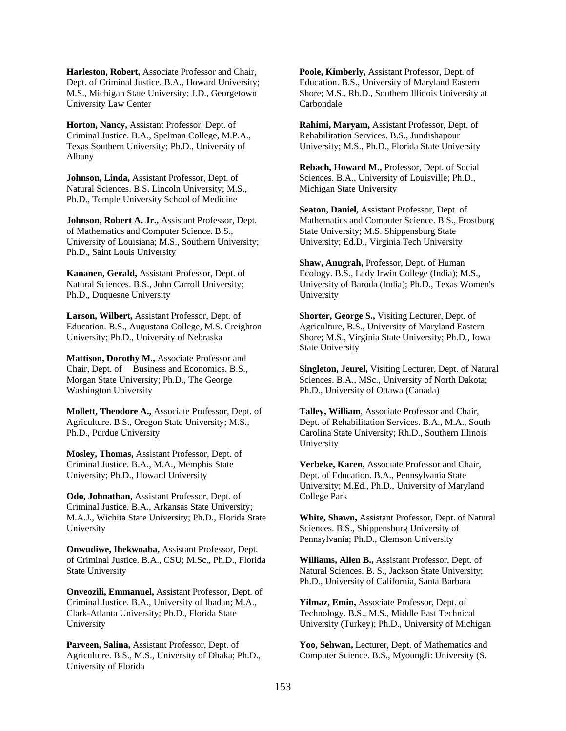**Harleston, Robert,** Associate Professor and Chair, Dept. of Criminal Justice. B.A., Howard University; M.S., Michigan State University; J.D., Georgetown University Law Center

**Horton, Nancy,** Assistant Professor, Dept. of Criminal Justice. B.A., Spelman College, M.P.A., Texas Southern University; Ph.D., University of Albany

**Johnson, Linda,** Assistant Professor, Dept. of Natural Sciences. B.S. Lincoln University; M.S., Ph.D., Temple University School of Medicine

**Johnson, Robert A. Jr.,** Assistant Professor, Dept. of Mathematics and Computer Science. B.S., University of Louisiana; M.S., Southern University; Ph.D., Saint Louis University

**Kananen, Gerald,** Assistant Professor, Dept. of Natural Sciences. B.S., John Carroll University; Ph.D., Duquesne University

**Larson, Wilbert,** Assistant Professor, Dept. of Education. B.S., Augustana College, M.S. Creighton University; Ph.D., University of Nebraska

**Mattison, Dorothy M.,** Associate Professor and Chair, Dept. of Business and Economics. B.S., Morgan State University; Ph.D., The George Washington University

**Mollett, Theodore A.,** Associate Professor, Dept. of Agriculture. B.S., Oregon State University; M.S., Ph.D., Purdue University

**Mosley, Thomas,** Assistant Professor, Dept. of Criminal Justice. B.A., M.A., Memphis State University; Ph.D., Howard University

**Odo, Johnathan,** Assistant Professor, Dept. of Criminal Justice. B.A., Arkansas State University; M.A.J., Wichita State University; Ph.D., Florida State University

**Onwudiwe, Ihekwoaba,** Assistant Professor, Dept. of Criminal Justice. B.A., CSU; M.Sc., Ph.D., Florida State University

**Onyeozili, Emmanuel,** Assistant Professor, Dept. of Criminal Justice. B.A., University of Ibadan; M.A., Clark-Atlanta University; Ph.D., Florida State University

**Parveen, Salina,** Assistant Professor, Dept. of Agriculture. B.S., M.S., University of Dhaka; Ph.D., University of Florida

**Poole, Kimberly,** Assistant Professor, Dept. of Education. B.S., University of Maryland Eastern Shore; M.S., Rh.D., Southern Illinois University at Carbondale

**Rahimi, Maryam,** Assistant Professor, Dept. of Rehabilitation Services. B.S., Jundishapour University; M.S., Ph.D., Florida State University

**Rebach, Howard M.,** Professor, Dept. of Social Sciences. B.A., University of Louisville; Ph.D., Michigan State University

**Seaton, Daniel,** Assistant Professor, Dept. of Mathematics and Computer Science. B.S., Frostburg State University; M.S. Shippensburg State University; Ed.D., Virginia Tech University

**Shaw, Anugrah,** Professor, Dept. of Human Ecology. B.S., Lady Irwin College (India); M.S., University of Baroda (India); Ph.D., Texas Women's University

**Shorter, George S.,** Visiting Lecturer, Dept. of Agriculture, B.S., University of Maryland Eastern Shore; M.S., Virginia State University; Ph.D., Iowa State University

**Singleton, Jeurel,** Visiting Lecturer, Dept. of Natural Sciences. B.A., MSc., University of North Dakota; Ph.D., University of Ottawa (Canada)

**Talley, William**, Associate Professor and Chair, Dept. of Rehabilitation Services. B.A., M.A., South Carolina State University; Rh.D., Southern Illinois University

**Verbeke, Karen,** Associate Professor and Chair, Dept. of Education. B.A., Pennsylvania State University; M.Ed., Ph.D., University of Maryland College Park

**White, Shawn,** Assistant Professor, Dept. of Natural Sciences. B.S., Shippensburg University of Pennsylvania; Ph.D., Clemson University

**Williams, Allen B.,** Assistant Professor, Dept. of Natural Sciences. B. S., Jackson State University; Ph.D., University of California, Santa Barbara

**Yilmaz, Emin,** Associate Professor, Dept. of Technology. B.S., M.S., Middle East Technical University (Turkey); Ph.D., University of Michigan

**Yoo, Sehwan,** Lecturer, Dept. of Mathematics and Computer Science. B.S., MyoungJi: University (S.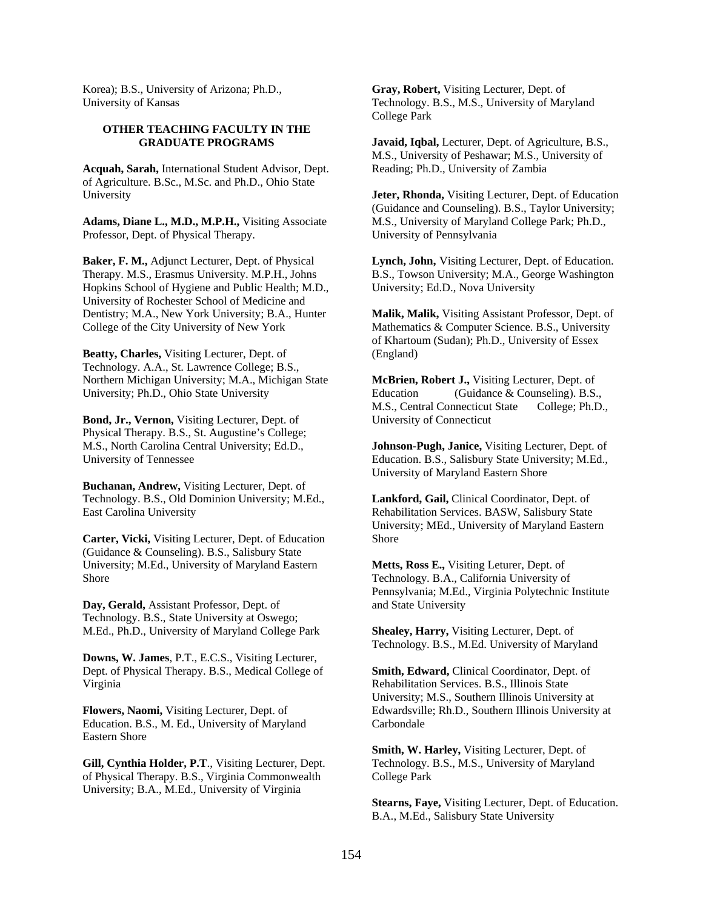Korea); B.S., University of Arizona; Ph.D., University of Kansas

### OTHER TEACHING FACULTY IN THE GRADUATE PROGRAMS

**Acquah, Sarah,** International Student Advisor, Dept. of Agriculture. B.Sc., M.Sc. and Ph.D., Ohio State University

**Adams, Diane L., M.D., M.P.H.,** Visiting Associate Professor, Dept. of Physical Therapy.

**Baker, F. M.,** Adjunct Lecturer, Dept. of Physical Therapy. M.S., Erasmus University. M.P.H., Johns Hopkins School of Hygiene and Public Health; M.D., University of Rochester School of Medicine and Dentistry; M.A., New York University; B.A., Hunter College of the City University of New York

**Beatty, Charles,** Visiting Lecturer, Dept. of Technology. A.A., St. Lawrence College; B.S., Northern Michigan University; M.A., Michigan State University; Ph.D., Ohio State University

**Bond, Jr., Vernon,** Visiting Lecturer, Dept. of Physical Therapy. B.S., St. Augustine's College; M.S., North Carolina Central University; Ed.D., University of Tennessee

**Buchanan, Andrew,** Visiting Lecturer, Dept. of Technology. B.S., Old Dominion University; M.Ed., East Carolina University

**Carter, Vicki,** Visiting Lecturer, Dept. of Education (Guidance & Counseling). B.S., Salisbury State University; M.Ed., University of Maryland Eastern Shore

**Day, Gerald,** Assistant Professor, Dept. of Technology. B.S., State University at Oswego; M.Ed., Ph.D., University of Maryland College Park

**Downs, W. James**, P.T., E.C.S., Visiting Lecturer, Dept. of Physical Therapy. B.S., Medical College of Virginia

**Flowers, Naomi,** Visiting Lecturer, Dept. of Education. B.S., M. Ed., University of Maryland Eastern Shore

**Gill, Cynthia Holder, P.T**., Visiting Lecturer, Dept. of Physical Therapy. B.S., Virginia Commonwealth University; B.A., M.Ed., University of Virginia

**Gray, Robert,** Visiting Lecturer, Dept. of Technology. B.S., M.S., University of Maryland College Park

**Javaid, Iqbal,** Lecturer, Dept. of Agriculture, B.S., M.S., University of Peshawar; M.S., University of Reading; Ph.D., University of Zambia

**Jeter, Rhonda,** Visiting Lecturer, Dept. of Education (Guidance and Counseling). B.S., Taylor University; M.S., University of Maryland College Park; Ph.D., University of Pennsylvania

**Lynch, John,** Visiting Lecturer, Dept. of Education. B.S., Towson University; M.A., George Washington University; Ed.D., Nova University

**Malik, Malik,** Visiting Assistant Professor, Dept. of Mathematics & Computer Science. B.S., University of Khartoum (Sudan); Ph.D., University of Essex (England)

**McBrien, Robert J.,** Visiting Lecturer, Dept. of Education (Guidance & Counseling). B.S., M.S., Central Connecticut State College; Ph.D., University of Connecticut

**Johnson-Pugh, Janice,** Visiting Lecturer, Dept. of Education. B.S., Salisbury State University; M.Ed., University of Maryland Eastern Shore

**Lankford, Gail,** Clinical Coordinator, Dept. of Rehabilitation Services. BASW, Salisbury State University; MEd., University of Maryland Eastern Shore

**Metts, Ross E.,** Visiting Leturer, Dept. of Technology. B.A., California University of Pennsylvania; M.Ed., Virginia Polytechnic Institute and State University

**Shealey, Harry,** Visiting Lecturer, Dept. of Technology. B.S., M.Ed. University of Maryland

**Smith, Edward,** Clinical Coordinator, Dept. of Rehabilitation Services. B.S., Illinois State University; M.S., Southern Illinois University at Edwardsville; Rh.D., Southern Illinois University at Carbondale

**Smith, W. Harley,** Visiting Lecturer, Dept. of Technology. B.S., M.S., University of Maryland College Park

**Stearns, Faye,** Visiting Lecturer, Dept. of Education. B.A., M.Ed., Salisbury State University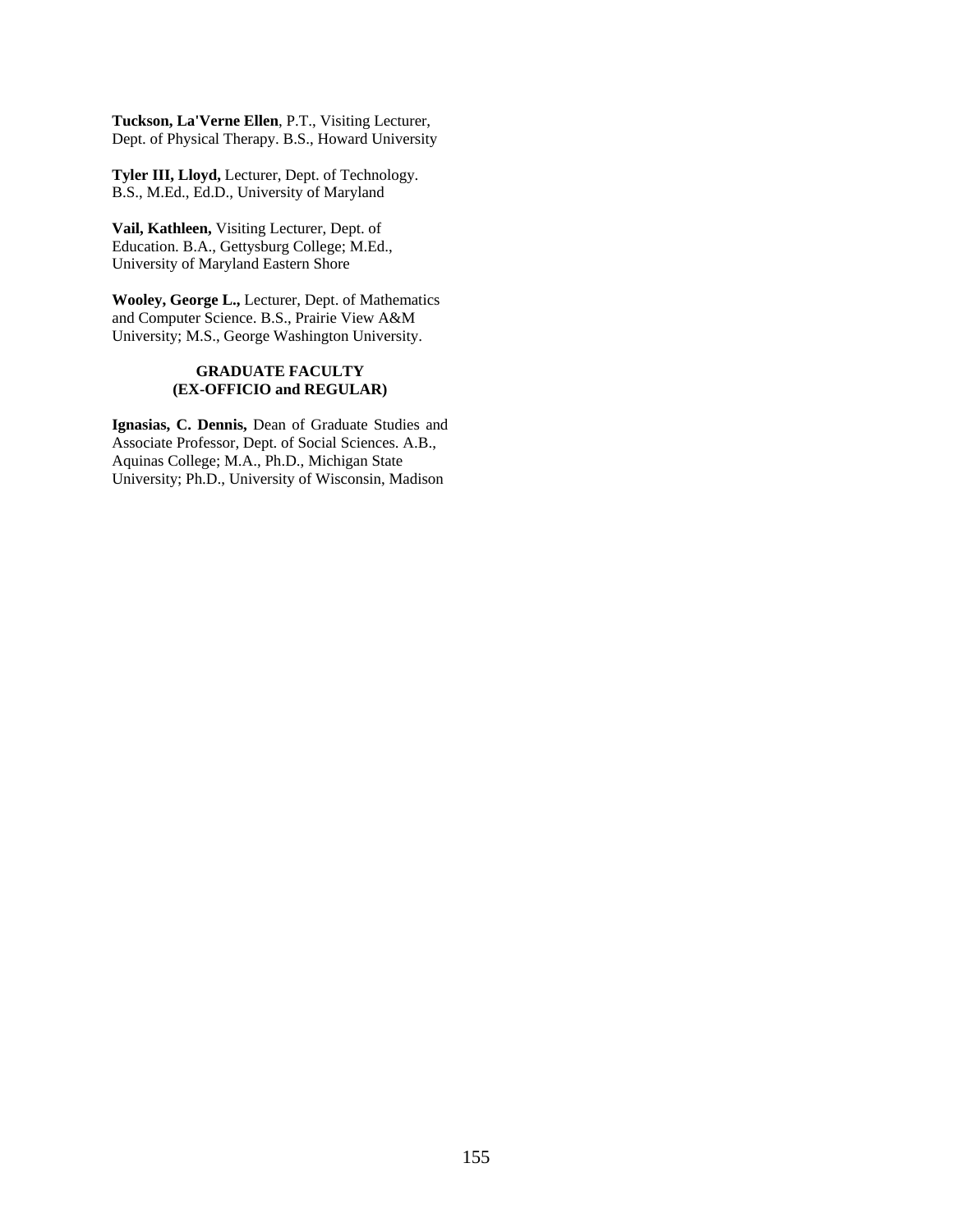**Tuckson, La'Verne Ellen**, P.T., Visiting Lecturer, Dept. of Physical Therapy. B.S., Howard University

**Tyler III, Lloyd,** Lecturer, Dept. of Technology. B.S., M.Ed., Ed.D., University of Maryland

**Vail, Kathleen,** Visiting Lecturer, Dept. of Education. B.A., Gettysburg College; M.Ed., University of Maryland Eastern Shore

**Wooley, George L.,** Lecturer, Dept. of Mathematics and Computer Science. B.S., Prairie View A&M University; M.S., George Washington University.

**GRADUATE FACULTY (EX-OFFICIO and REGULAR)**

**Ignasias, C. Dennis,** Dean of Graduate Studies and Associate Professor, Dept. of Social Sciences. A.B., Aquinas College; M.A., Ph.D., Michigan State University; Ph.D., University of Wisconsin, Madison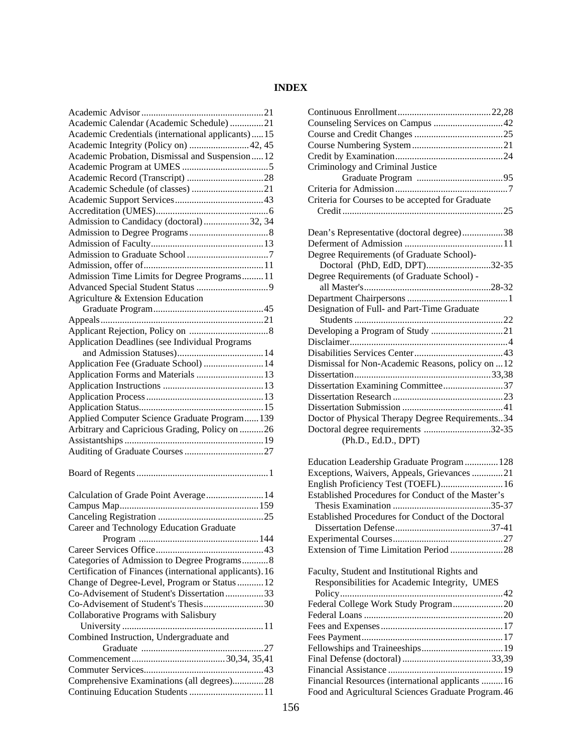# INDEX

Academic Advisor ... 21
Academic Calendar (Academic Schedule) ... 21
Academic Credentials (international applicants) ... 15
Academic Integrity (Policy on) ... 42, 45
Academic Probation, Dismissal and Suspension ... 12
Academic Program at UMES ... 5
Academic Record (Transcript) ... 28
Academic Schedule (of classes) ... 21
Academic Support Services ... 43
Accreditation (UMES) ... 6
Admission to Candidacy (doctoral) ... 32, 34
Admission to Degree Programs ... 8
Admission of Faculty ... 13
Admission to Graduate School ... 7
Admission, offer of ... 11
Admission Time Limits for Degree Programs ... 11
Advanced Special Student Status ... 9
Agriculture & Extension Education Graduate Program ... 45
Appeals ... 21
Applicant Rejection, Policy on ... 8
Application Deadlines (see Individual Programs and Admission Statuses) ... 14
Application Fee (Graduate School) ... 14
Application Forms and Materials ... 13
Application Instructions ... 13
Application Process ... 13
Application Status ... 15
Applied Computer Science Graduate Program ... 139
Arbitrary and Capricious Grading, Policy on ... 26
Assistantships ... 19
Auditing of Graduate Courses ... 27

Board of Regents ... 1

Calculation of Grade Point Average ... 14
Campus Map ... 159
Canceling Registration ... 25
Career and Technology Education Graduate Program ... 144
Career Services Office ... 43
Categories of Admission to Degree Programs ... 8
Certification of Finances (international applicants) ... 16
Change of Degree-Level, Program or Status ... 12
Co-Advisement of Student's Dissertation ... 33
Co-Advisement of Student's Thesis ... 30
Collaborative Programs with Salisbury University ... 11
Combined Instruction, Undergraduate and Graduate ... 27
Commencement ... 30,34, 35,41
Commuter Services ... 43
Comprehensive Examinations (all degrees) ... 28
Continuing Education Students ... 11
Continuous Enrollment ... 22,28
Counseling Services on Campus ... 42
Course and Credit Changes ... 25
Course Numbering System ... 21
Credit by Examination ... 24
Criminology and Criminal Justice Graduate Program ... 95
Criteria for Admission ... 7
Criteria for Courses to be accepted for Graduate Credit ... 25

Dean's Representative (doctoral degree) ... 38
Deferment of Admission ... 11
Degree Requirements (of Graduate School)- Doctoral (PhD, EdD, DPT) ... 32-35
Degree Requirements (of Graduate School) - all Master's ... 28-32
Department Chairpersons ... 1
Designation of Full- and Part-Time Graduate Students ... 22
Developing a Program of Study ... 21
Disclaimer ... 4
Disabilities Services Center ... 43
Dismissal for Non-Academic Reasons, policy on ... 12
Dissertation ... 33,38
Dissertation Examining Committee ... 37
Dissertation Research ... 23
Dissertation Submission ... 41
Doctor of Physical Therapy Degree Requirements ... 34
Doctoral degree requirements (Ph.D., Ed.D., DPT) ... 32-35

Education Leadership Graduate Program ... 128
Exceptions, Waivers, Appeals, Grievances ... 21
English Proficiency Test (TOEFL) ... 16
Established Procedures for Conduct of the Master's Thesis Examination ... 35-37
Established Procedures for Conduct of the Doctoral Dissertation Defense ... 37-41
Experimental Courses ... 27
Extension of Time Limitation Period ... 28

Faculty, Student and Institutional Rights and Responsibilities for Academic Integrity, UMES Policy ... 42
Federal College Work Study Program ... 20
Federal Loans ... 20
Fees and Expenses ... 17
Fees Payment ... 17
Fellowships and Traineeships ... 19
Final Defense (doctoral) ... 33,39
Financial Assistance ... 19
Financial Resources (international applicants ... 16
Food and Agricultural Sciences Graduate Program ... 46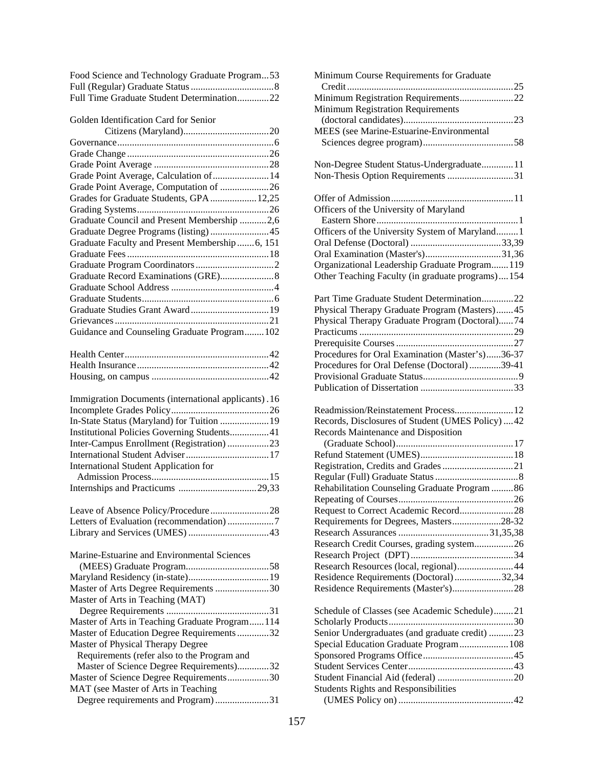Food Science and Technology Graduate Program...53
Full (Regular) Graduate Status .................................8
Full Time Graduate Student Determination.............22

Golden Identification Card for Senior
 Citizens (Maryland)...................................20
Governance...............................................................6
Grade Change .........................................................26
Grade Point Average ..............................................28
Grade Point Average, Calculation of.......................14
Grade Point Average, Computation of ....................26
Grades for Graduate Students, GPA ...................12,25
Grading Systems.....................................................26
Graduate Council and Present Membership ...........2,6
Graduate Degree Programs (listing) ........................45
Graduate Faculty and Present Membership .......6, 151
Graduate Fees .........................................................18
Graduate Program Coordinators ................................2
Graduate Record Examinations (GRE)......................8
Graduate School Address ..........................................4
Graduate Students......................................................6
Graduate Studies Grant Award ................................19
Grievances ...............................................................21
Guidance and Counseling Graduate Program........102

Health Center...........................................................42
Health Insurance......................................................42
Housing, on campus ................................................42

Immigration Documents (international applicants) .16
Incomplete Grades Policy........................................26
In-State Status (Maryland) for Tuition ....................19
Institutional Policies Governing Students................41
Inter-Campus Enrollment (Registration) .................23
International Student Adviser..................................17
International Student Application for
 Admission Process................................................15
Internships and Practicums ................................29,33

Leave of Absence Policy/Procedure........................28
Letters of Evaluation (recommendation) ...................7
Library and Services (UMES) .................................43

Marine-Estuarine and Environmental Sciences
 (MEES) Graduate Program.................................58
Maryland Residency (in-state).................................19
Master of Arts Degree Requirements ......................30
Master of Arts in Teaching (MAT)
 Degree Requirements ..........................................31
Master of Arts in Teaching Graduate Program......114
Master of Education Degree Requirements .............32
Master of Physical Therapy Degree
 Requirements (refer also to the Program and
 Master of Science Degree Requirements).............32
Master of Science Degree Requirements.................30
MAT (see Master of Arts in Teaching
 Degree requirements and Program) ......................31

Minimum Course Requirements for Graduate
 Credit ...................................................................25
Minimum Registration Requirements......................22
Minimum Registration Requirements
 (doctoral candidates).............................................23
MEES (see Marine-Estuarine-Environmental
 Sciences degree program).....................................58

Non-Degree Student Status-Undergraduate.............11
Non-Thesis Option Requirements ...........................31

Offer of Admission.................................................11
Officers of the University of Maryland
 Eastern Shore.........................................................1
Officers of the University System of Maryland.........1
Oral Defense (Doctoral) .....................................33,39
Oral Examination (Master's)...............................31,36
Organizational Leadership Graduate Program.......119
Other Teaching Faculty (in graduate programs)....154

Part Time Graduate Student Determination.............22
Physical Therapy Graduate Program (Masters).......45
Physical Therapy Graduate Program (Doctoral)......74
Practicums ...............................................................29
Prerequisite Courses ................................................27
Procedures for Oral Examination (Master's)......36-37
Procedures for Oral Defense (Doctoral) .............39-41
Provisional Graduate Status.......................................9
Publication of Dissertation ......................................33

Readmission/Reinstatement Process........................12
Records, Disclosures of Student (UMES Policy) ....42
Records Maintenance and Disposition
 (Graduate School)................................................17
Refund Statement (UMES)......................................18
Registration, Credits and Grades .............................21
Regular (Full) Graduate Status ..................................8
Rehabilitation Counseling Graduate Program .........86
Repeating of Courses...............................................26
Request to Correct Academic Record......................28
Requirements for Degrees, Masters....................28-32
Research Assurances .....................................31,35,38
Research Credit Courses, grading system................26
Research Project (DPT)..........................................34
Research Resources (local, regional).......................44
Residence Requirements (Doctoral)...................32,34
Residence Requirements (Master's).........................28

Schedule of Classes (see Academic Schedule)........21
Scholarly Products...................................................30
Senior Undergraduates (and graduate credit) ..........23
Special Education Graduate Program....................108
Sponsored Programs Office.....................................45
Student Services Center...........................................43
Student Financial Aid (federal) ...............................20
Students Rights and Responsibilities
 (UMES Policy on) ...............................................42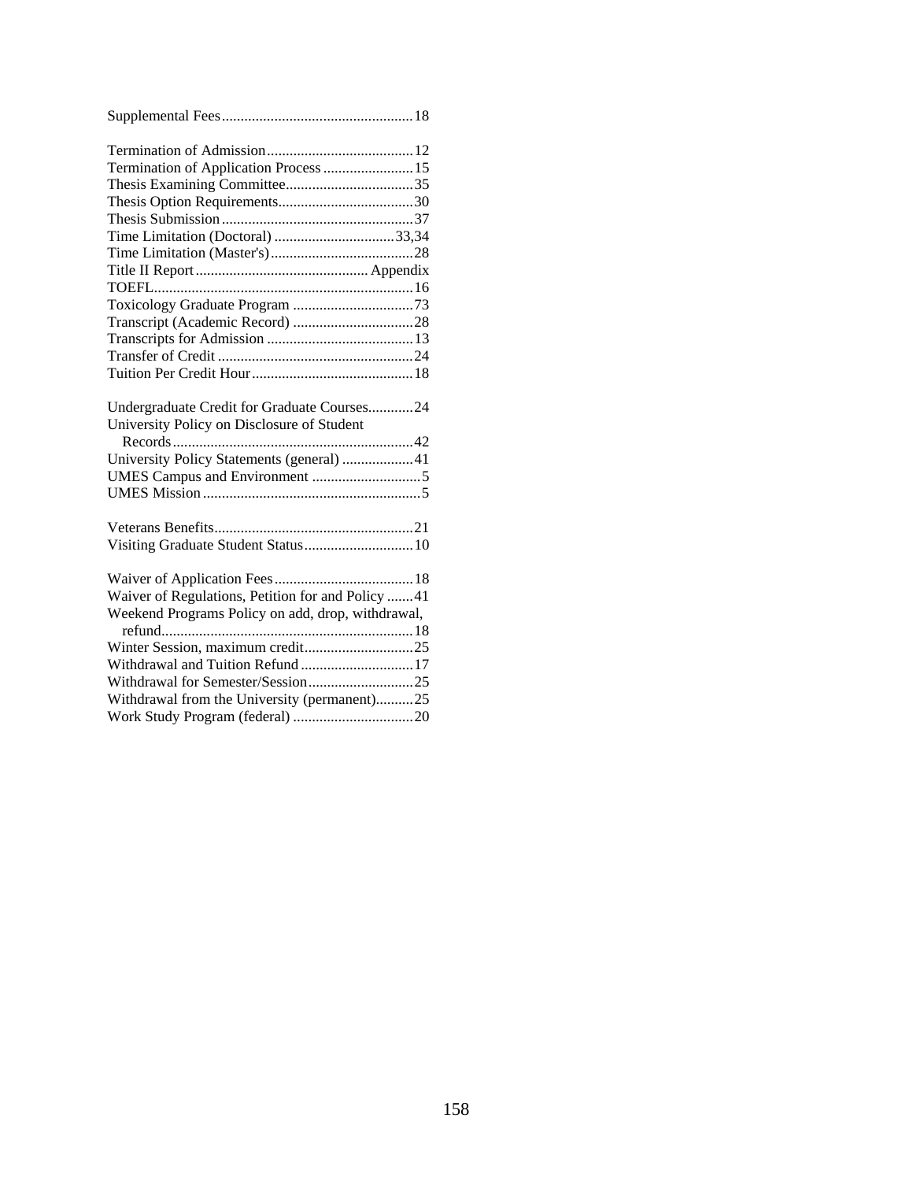Supplemental Fees....................................................18

Termination of Admission........................................12
Termination of Application Process.........................15
Thesis Examining Committee...................................35
Thesis Option Requirements.....................................30
Thesis Submission...................................................37
Time Limitation (Doctoral)................................33,34
Time Limitation (Master's).......................................28
Title II Report.............................................Appendix
TOEFL......................................................................16
Toxicology Graduate Program.................................73
Transcript (Academic Record).................................28
Transcripts for Admission........................................13
Transfer of Credit.....................................................24
Tuition Per Credit Hour............................................18

Undergraduate Credit for Graduate Courses............24
University Policy on Disclosure of Student
  Records................................................................42
University Policy Statements (general)...................41
UMES Campus and Environment.............................5
UMES Mission...........................................................5

Veterans Benefits.....................................................21
Visiting Graduate Student Status.............................10

Waiver of Application Fees.....................................18
Waiver of Regulations, Petition for and Policy.......41
Weekend Programs Policy on add, drop, withdrawal,
  refund...................................................................18
Winter Session, maximum credit.............................25
Withdrawal and Tuition Refund..............................17
Withdrawal for Semester/Session............................25
Withdrawal from the University (permanent)..........25
Work Study Program (federal)................................20